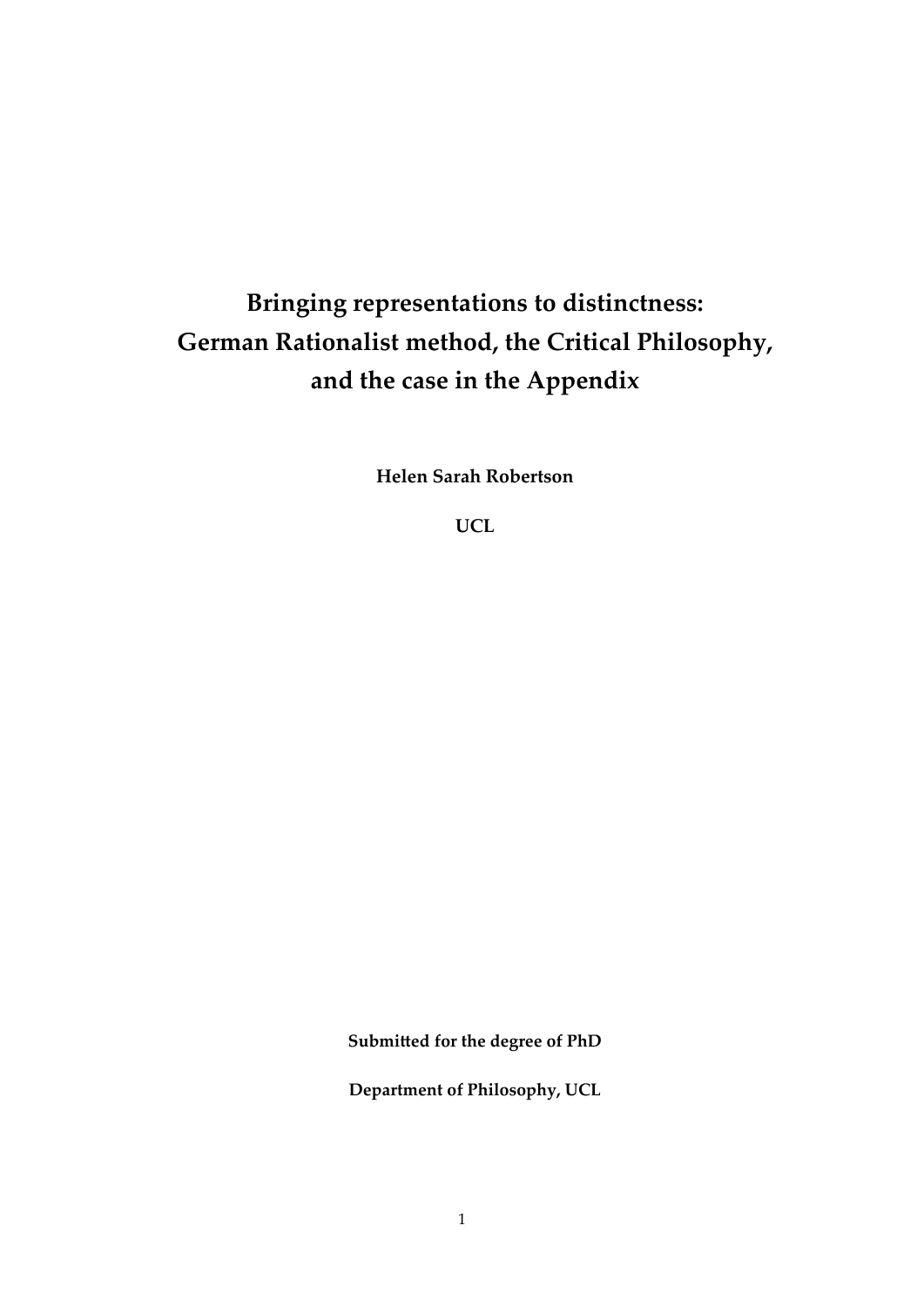# Bringing representations to distinctness: German Rationalist method, the Critical Philosophy, and the case in the Appendix

**Helen Sarah Robertson**

**UCL**

**Submitted for the degree of PhD**

**Department of Philosophy, UCL**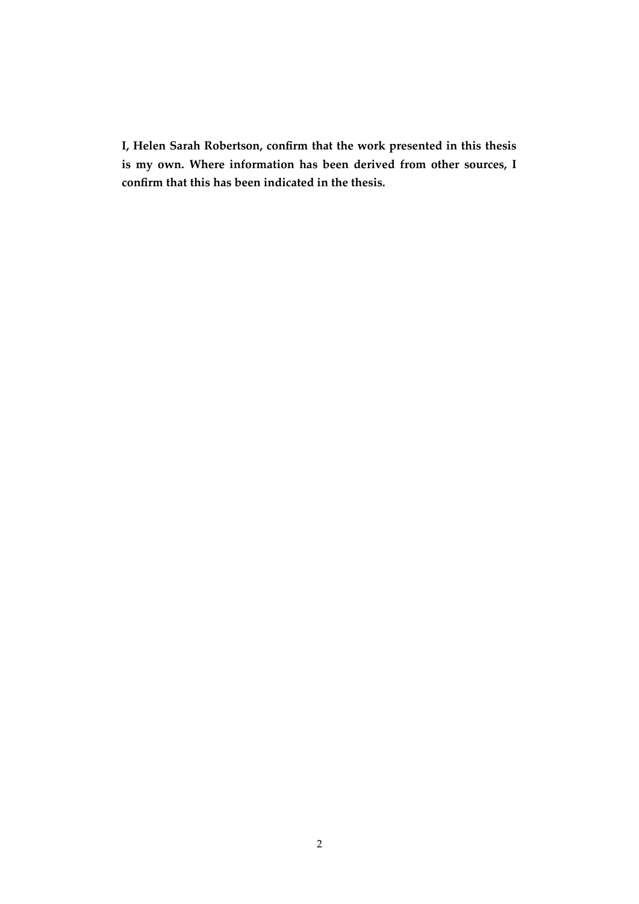**I, Helen Sarah Robertson, confirm that the work presented in this thesis is my own. Where information has been derived from other sources, I confirm that this has been indicated in the thesis.**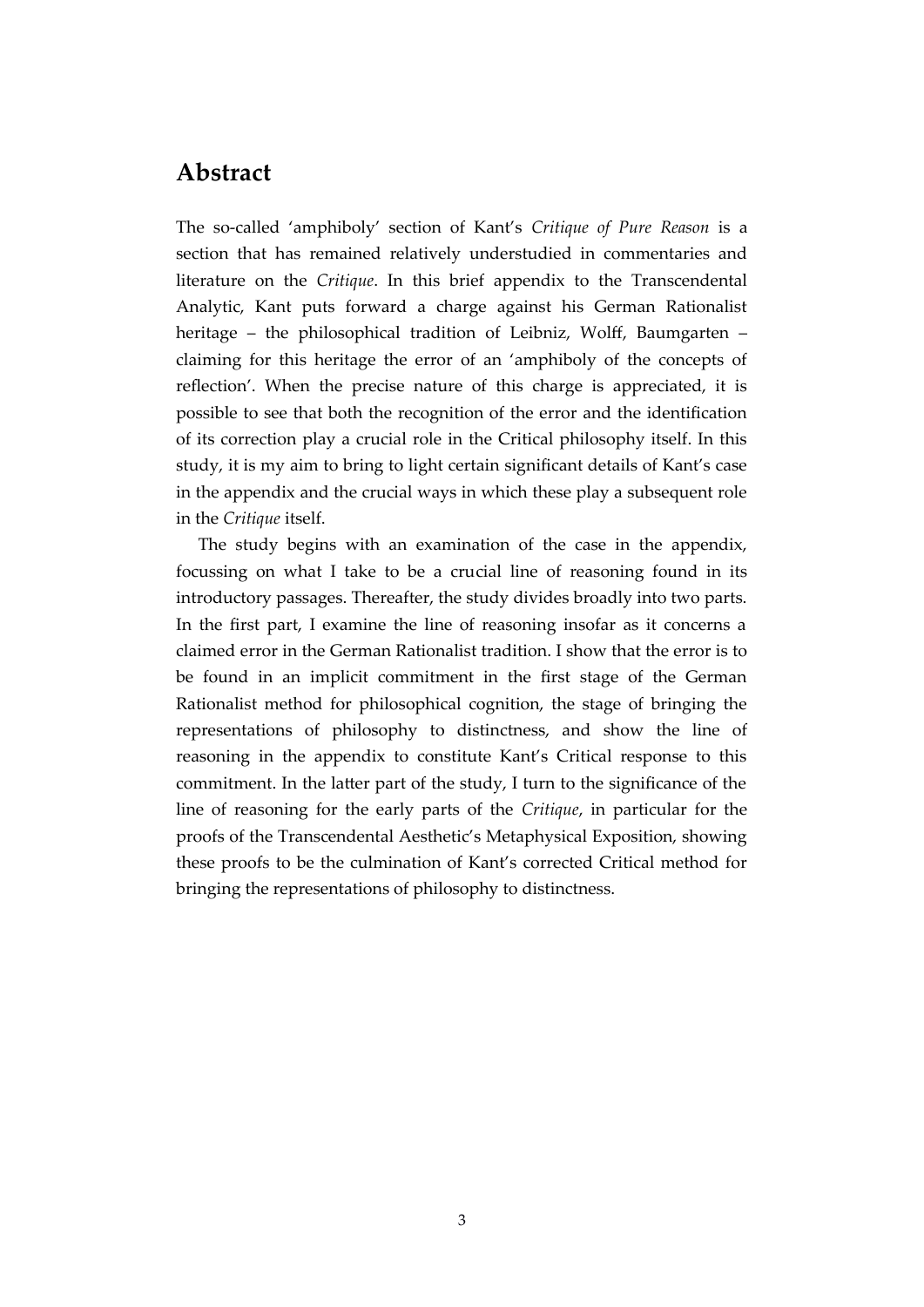# Abstract

The so-called 'amphiboly' section of Kant's *Critique of Pure Reason* is a section that has remained relatively understudied in commentaries and literature on the *Critique*. In this brief appendix to the Transcendental Analytic, Kant puts forward a charge against his German Rationalist heritage – the philosophical tradition of Leibniz, Wolff, Baumgarten – claiming for this heritage the error of an 'amphiboly of the concepts of reflection'. When the precise nature of this charge is appreciated, it is possible to see that both the recognition of the error and the identification of its correction play a crucial role in the Critical philosophy itself. In this study, it is my aim to bring to light certain significant details of Kant's case in the appendix and the crucial ways in which these play a subsequent role in the *Critique* itself.

The study begins with an examination of the case in the appendix, focussing on what I take to be a crucial line of reasoning found in its introductory passages. Thereafter, the study divides broadly into two parts. In the first part, I examine the line of reasoning insofar as it concerns a claimed error in the German Rationalist tradition. I show that the error is to be found in an implicit commitment in the first stage of the German Rationalist method for philosophical cognition, the stage of bringing the representations of philosophy to distinctness, and show the line of reasoning in the appendix to constitute Kant's Critical response to this commitment. In the latter part of the study, I turn to the significance of the line of reasoning for the early parts of the *Critique*, in particular for the proofs of the Transcendental Aesthetic's Metaphysical Exposition, showing these proofs to be the culmination of Kant's corrected Critical method for bringing the representations of philosophy to distinctness.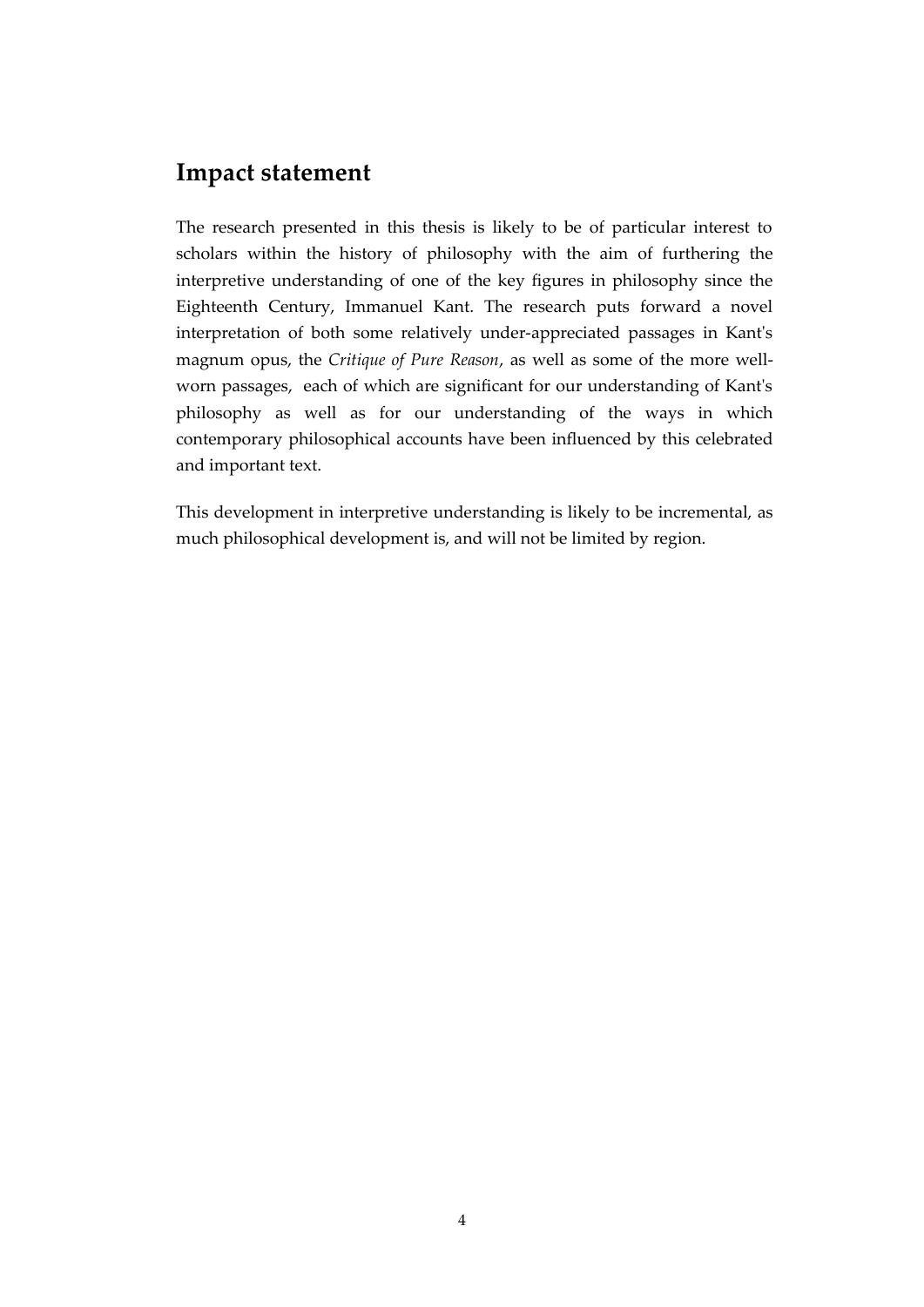## Impact statement

The research presented in this thesis is likely to be of particular interest to scholars within the history of philosophy with the aim of furthering the interpretive understanding of one of the key figures in philosophy since the Eighteenth Century, Immanuel Kant. The research puts forward a novel interpretation of both some relatively under-appreciated passages in Kant's magnum opus, the *Critique of Pure Reason*, as well as some of the more well-worn passages, each of which are significant for our understanding of Kant's philosophy as well as for our understanding of the ways in which contemporary philosophical accounts have been influenced by this celebrated and important text.

This development in interpretive understanding is likely to be incremental, as much philosophical development is, and will not be limited by region.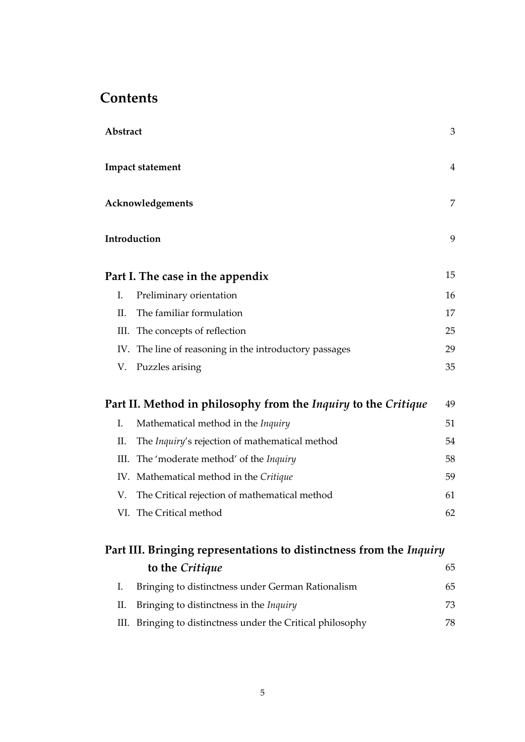# Contents

| | |
|---|---|
| **Abstract** | 3 |
| **Impact statement** | 4 |
| **Acknowledgements** | 7 |
| **Introduction** | 9 |

## Part I. The case in the appendix — 15

| | | |
|---|---|---|
| I. | Preliminary orientation | 16 |
| II. | The familiar formulation | 17 |
| III. | The concepts of reflection | 25 |
| IV. | The line of reasoning in the introductory passages | 29 |
| V. | Puzzles arising | 35 |

## Part II. Method in philosophy from the *Inquiry* to the *Critique* — 49

| | | |
|---|---|---|
| I. | Mathematical method in the *Inquiry* | 51 |
| II. | The *Inquiry*'s rejection of mathematical method | 54 |
| III. | The 'moderate method' of the *Inquiry* | 58 |
| IV. | Mathematical method in the *Critique* | 59 |
| V. | The Critical rejection of mathematical method | 61 |
| VI. | The Critical method | 62 |

## Part III. Bringing representations to distinctness from the *Inquiry* to the *Critique* — 65

| | | |
|---|---|---|
| I. | Bringing to distinctness under German Rationalism | 65 |
| II. | Bringing to distinctness in the *Inquiry* | 73 |
| III. | Bringing to distinctness under the Critical philosophy | 78 |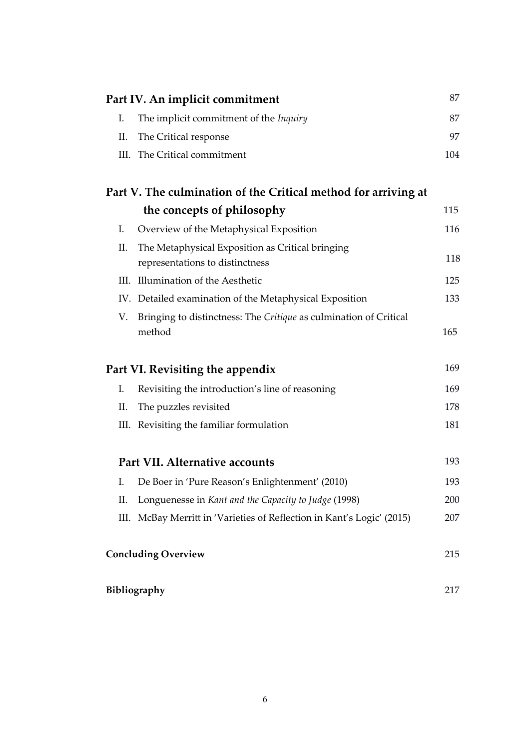**Part IV. An implicit commitment** 87

- I. The implicit commitment of the *Inquiry* 87
- II. The Critical response 97
- III. The Critical commitment 104

**Part V. The culmination of the Critical method for arriving at the concepts of philosophy** 115

- I. Overview of the Metaphysical Exposition 116
- II. The Metaphysical Exposition as Critical bringing representations to distinctness 118
- III. Illumination of the Aesthetic 125
- IV. Detailed examination of the Metaphysical Exposition 133
- V. Bringing to distinctness: The *Critique* as culmination of Critical method 165

**Part VI. Revisiting the appendix** 169

- I. Revisiting the introduction's line of reasoning 169
- II. The puzzles revisited 178
- III. Revisiting the familiar formulation 181

**Part VII. Alternative accounts** 193

- I. De Boer in 'Pure Reason's Enlightenment' (2010) 193
- II. Longuenesse in *Kant and the Capacity to Judge* (1998) 200
- III. McBay Merritt in 'Varieties of Reflection in Kant's Logic' (2015) 207

**Concluding Overview** 215

**Bibliography** 217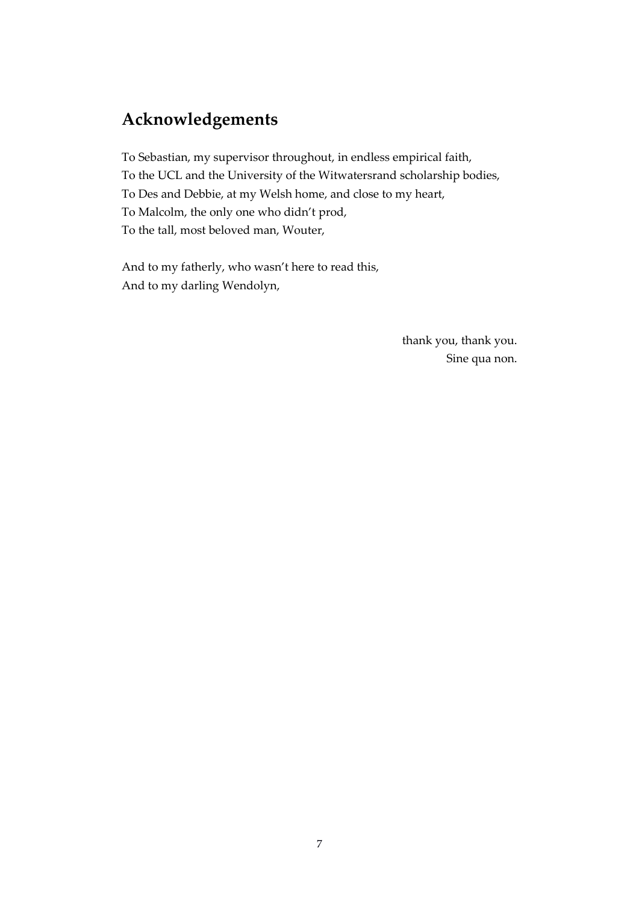## Acknowledgements

To Sebastian, my supervisor throughout, in endless empirical faith,
To the UCL and the University of the Witwatersrand scholarship bodies,
To Des and Debbie, at my Welsh home, and close to my heart,
To Malcolm, the only one who didn't prod,
To the tall, most beloved man, Wouter,

And to my fatherly, who wasn't here to read this,
And to my darling Wendolyn,

thank you, thank you.
Sine qua non.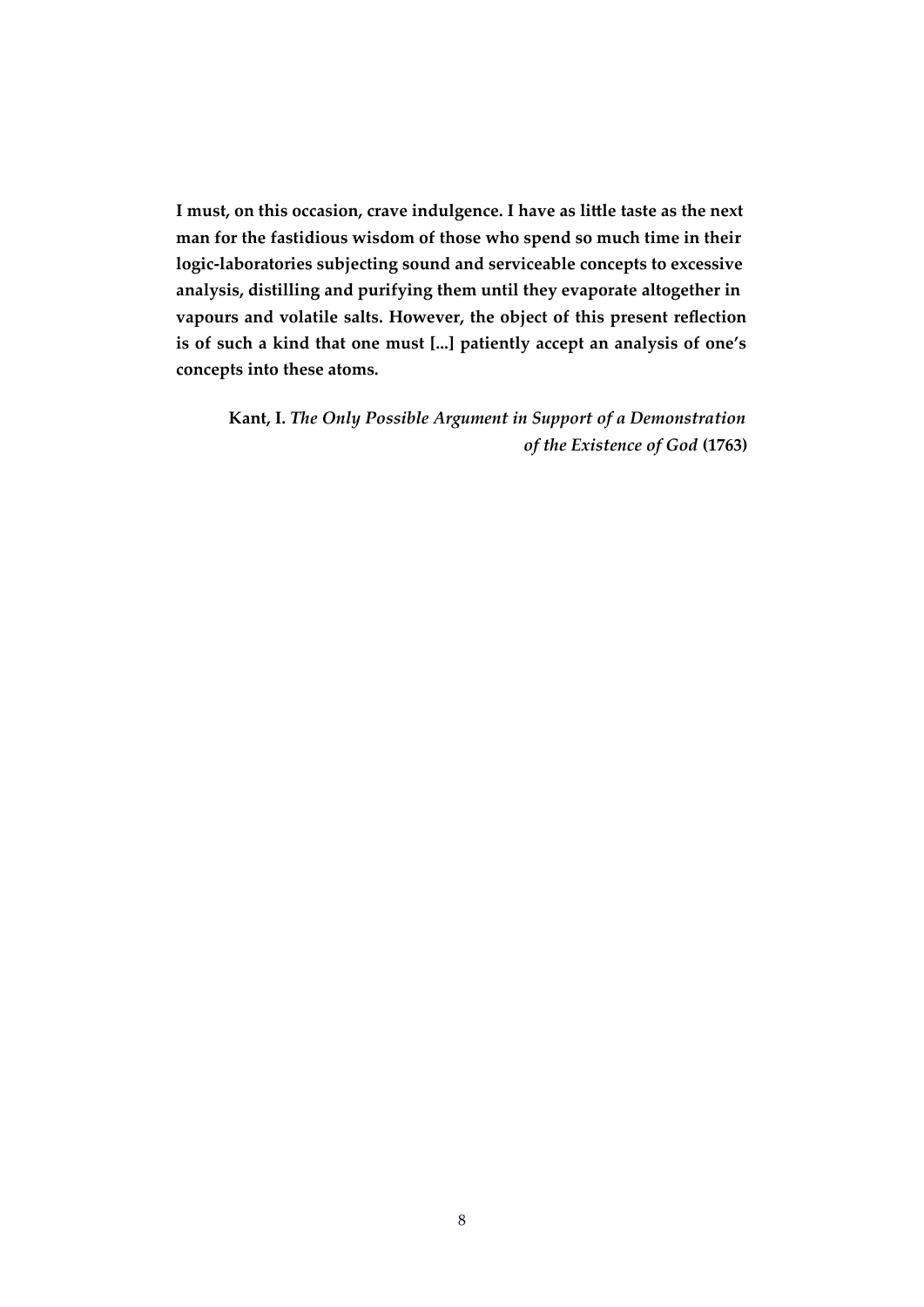**I must, on this occasion, crave indulgence. I have as little taste as the next man for the fastidious wisdom of those who spend so much time in their logic-laboratories subjecting sound and serviceable concepts to excessive analysis, distilling and purifying them until they evaporate altogether in vapours and volatile salts. However, the object of this present reflection is of such a kind that one must [...] patiently accept an analysis of one's concepts into these atoms.**

**Kant, I.** ***The Only Possible Argument in Support of a Demonstration of the Existence of God*** **(1763)**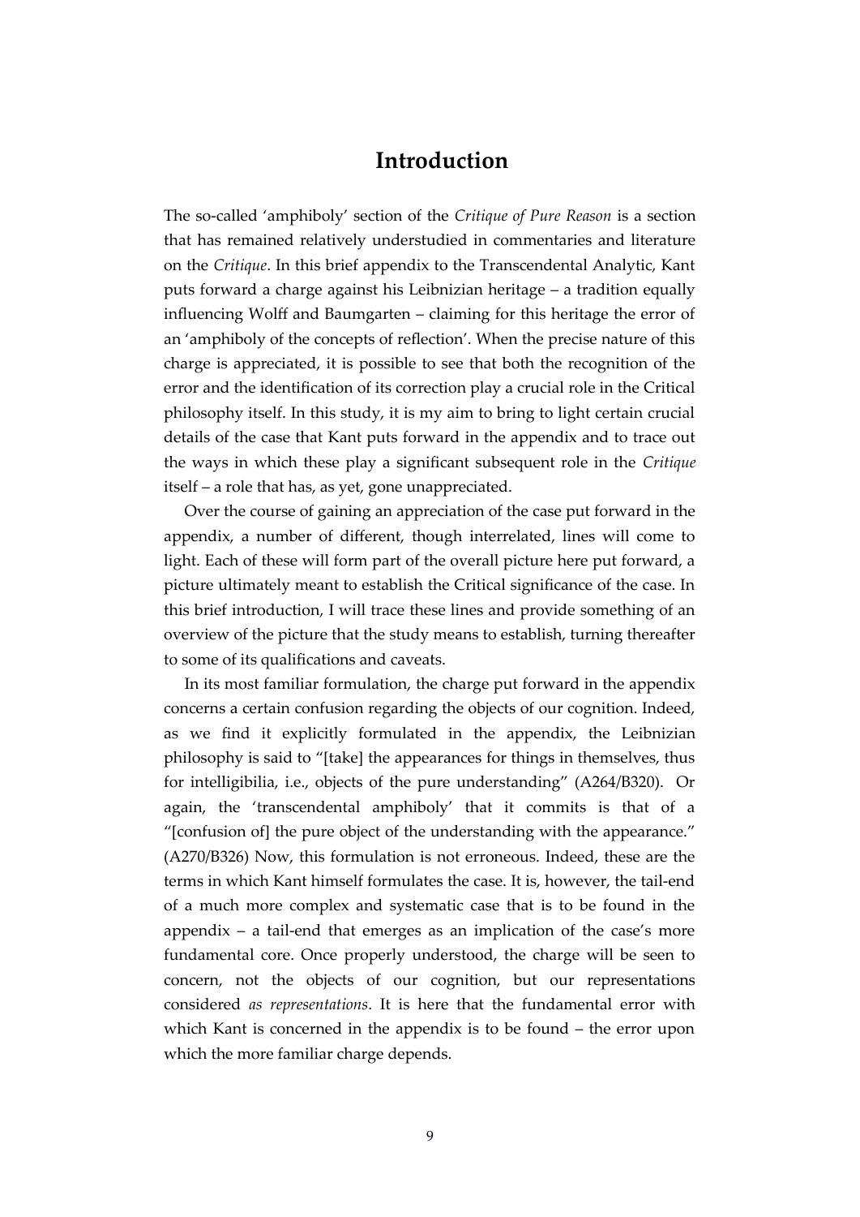# Introduction

The so-called 'amphiboly' section of the *Critique of Pure Reason* is a section that has remained relatively understudied in commentaries and literature on the *Critique*. In this brief appendix to the Transcendental Analytic, Kant puts forward a charge against his Leibnizian heritage – a tradition equally influencing Wolff and Baumgarten – claiming for this heritage the error of an 'amphiboly of the concepts of reflection'. When the precise nature of this charge is appreciated, it is possible to see that both the recognition of the error and the identification of its correction play a crucial role in the Critical philosophy itself. In this study, it is my aim to bring to light certain crucial details of the case that Kant puts forward in the appendix and to trace out the ways in which these play a significant subsequent role in the *Critique* itself – a role that has, as yet, gone unappreciated.

Over the course of gaining an appreciation of the case put forward in the appendix, a number of different, though interrelated, lines will come to light. Each of these will form part of the overall picture here put forward, a picture ultimately meant to establish the Critical significance of the case. In this brief introduction, I will trace these lines and provide something of an overview of the picture that the study means to establish, turning thereafter to some of its qualifications and caveats.

In its most familiar formulation, the charge put forward in the appendix concerns a certain confusion regarding the objects of our cognition. Indeed, as we find it explicitly formulated in the appendix, the Leibnizian philosophy is said to "[take] the appearances for things in themselves, thus for intelligibilia, i.e., objects of the pure understanding" (A264/B320). Or again, the 'transcendental amphiboly' that it commits is that of a "[confusion of] the pure object of the understanding with the appearance." (A270/B326) Now, this formulation is not erroneous. Indeed, these are the terms in which Kant himself formulates the case. It is, however, the tail-end of a much more complex and systematic case that is to be found in the appendix – a tail-end that emerges as an implication of the case's more fundamental core. Once properly understood, the charge will be seen to concern, not the objects of our cognition, but our representations considered *as representations*. It is here that the fundamental error with which Kant is concerned in the appendix is to be found – the error upon which the more familiar charge depends.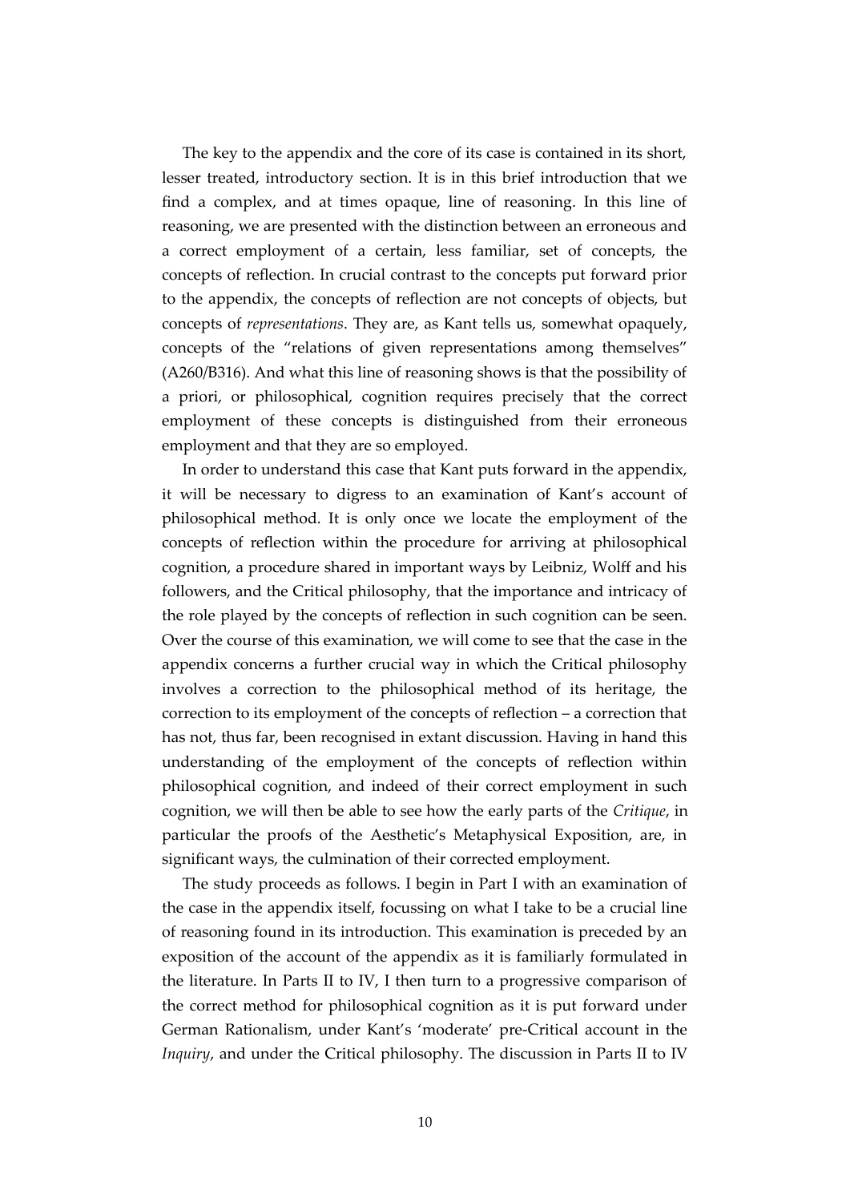The key to the appendix and the core of its case is contained in its short, lesser treated, introductory section. It is in this brief introduction that we find a complex, and at times opaque, line of reasoning. In this line of reasoning, we are presented with the distinction between an erroneous and a correct employment of a certain, less familiar, set of concepts, the concepts of reflection. In crucial contrast to the concepts put forward prior to the appendix, the concepts of reflection are not concepts of objects, but concepts of *representations*. They are, as Kant tells us, somewhat opaquely, concepts of the "relations of given representations among themselves" (A260/B316). And what this line of reasoning shows is that the possibility of a priori, or philosophical, cognition requires precisely that the correct employment of these concepts is distinguished from their erroneous employment and that they are so employed.

In order to understand this case that Kant puts forward in the appendix, it will be necessary to digress to an examination of Kant's account of philosophical method. It is only once we locate the employment of the concepts of reflection within the procedure for arriving at philosophical cognition, a procedure shared in important ways by Leibniz, Wolff and his followers, and the Critical philosophy, that the importance and intricacy of the role played by the concepts of reflection in such cognition can be seen. Over the course of this examination, we will come to see that the case in the appendix concerns a further crucial way in which the Critical philosophy involves a correction to the philosophical method of its heritage, the correction to its employment of the concepts of reflection – a correction that has not, thus far, been recognised in extant discussion. Having in hand this understanding of the employment of the concepts of reflection within philosophical cognition, and indeed of their correct employment in such cognition, we will then be able to see how the early parts of the *Critique*, in particular the proofs of the Aesthetic's Metaphysical Exposition, are, in significant ways, the culmination of their corrected employment.

The study proceeds as follows. I begin in Part I with an examination of the case in the appendix itself, focussing on what I take to be a crucial line of reasoning found in its introduction. This examination is preceded by an exposition of the account of the appendix as it is familiarly formulated in the literature. In Parts II to IV, I then turn to a progressive comparison of the correct method for philosophical cognition as it is put forward under German Rationalism, under Kant's 'moderate' pre-Critical account in the *Inquiry*, and under the Critical philosophy. The discussion in Parts II to IV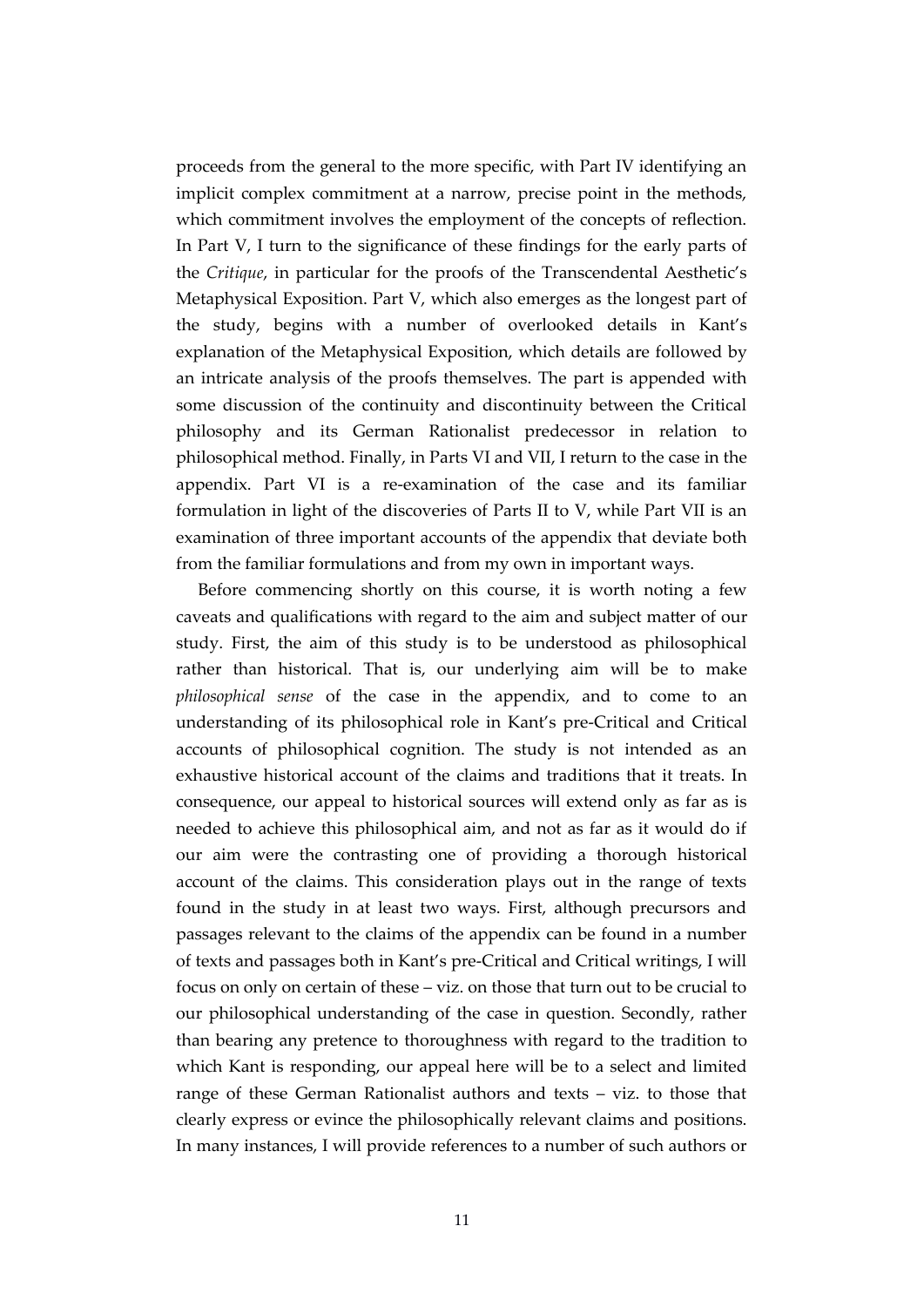proceeds from the general to the more specific, with Part IV identifying an implicit complex commitment at a narrow, precise point in the methods, which commitment involves the employment of the concepts of reflection. In Part V, I turn to the significance of these findings for the early parts of the *Critique*, in particular for the proofs of the Transcendental Aesthetic's Metaphysical Exposition. Part V, which also emerges as the longest part of the study, begins with a number of overlooked details in Kant's explanation of the Metaphysical Exposition, which details are followed by an intricate analysis of the proofs themselves. The part is appended with some discussion of the continuity and discontinuity between the Critical philosophy and its German Rationalist predecessor in relation to philosophical method. Finally, in Parts VI and VII, I return to the case in the appendix. Part VI is a re-examination of the case and its familiar formulation in light of the discoveries of Parts II to V, while Part VII is an examination of three important accounts of the appendix that deviate both from the familiar formulations and from my own in important ways.

Before commencing shortly on this course, it is worth noting a few caveats and qualifications with regard to the aim and subject matter of our study. First, the aim of this study is to be understood as philosophical rather than historical. That is, our underlying aim will be to make *philosophical sense* of the case in the appendix, and to come to an understanding of its philosophical role in Kant's pre-Critical and Critical accounts of philosophical cognition. The study is not intended as an exhaustive historical account of the claims and traditions that it treats. In consequence, our appeal to historical sources will extend only as far as is needed to achieve this philosophical aim, and not as far as it would do if our aim were the contrasting one of providing a thorough historical account of the claims. This consideration plays out in the range of texts found in the study in at least two ways. First, although precursors and passages relevant to the claims of the appendix can be found in a number of texts and passages both in Kant's pre-Critical and Critical writings, I will focus on only on certain of these – viz. on those that turn out to be crucial to our philosophical understanding of the case in question. Secondly, rather than bearing any pretence to thoroughness with regard to the tradition to which Kant is responding, our appeal here will be to a select and limited range of these German Rationalist authors and texts – viz. to those that clearly express or evince the philosophically relevant claims and positions. In many instances, I will provide references to a number of such authors or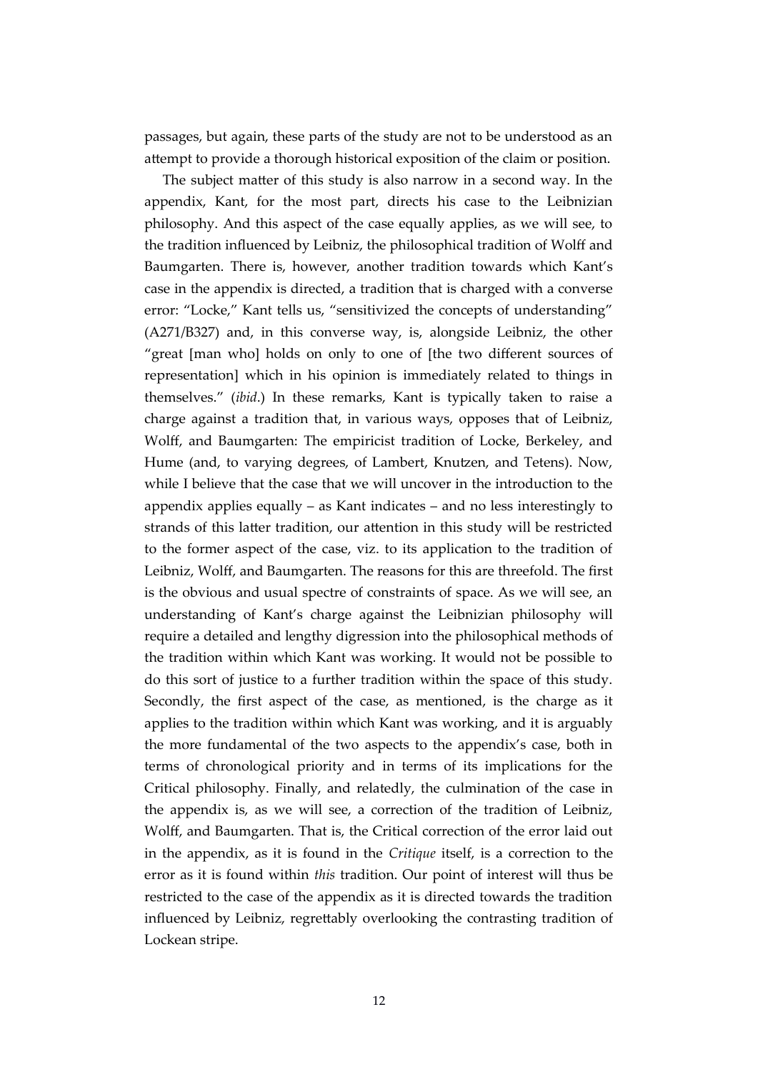passages, but again, these parts of the study are not to be understood as an attempt to provide a thorough historical exposition of the claim or position.

The subject matter of this study is also narrow in a second way. In the appendix, Kant, for the most part, directs his case to the Leibnizian philosophy. And this aspect of the case equally applies, as we will see, to the tradition influenced by Leibniz, the philosophical tradition of Wolff and Baumgarten. There is, however, another tradition towards which Kant's case in the appendix is directed, a tradition that is charged with a converse error: "Locke," Kant tells us, "sensitivized the concepts of understanding" (A271/B327) and, in this converse way, is, alongside Leibniz, the other "great [man who] holds on only to one of [the two different sources of representation] which in his opinion is immediately related to things in themselves." (*ibid*.) In these remarks, Kant is typically taken to raise a charge against a tradition that, in various ways, opposes that of Leibniz, Wolff, and Baumgarten: The empiricist tradition of Locke, Berkeley, and Hume (and, to varying degrees, of Lambert, Knutzen, and Tetens). Now, while I believe that the case that we will uncover in the introduction to the appendix applies equally – as Kant indicates – and no less interestingly to strands of this latter tradition, our attention in this study will be restricted to the former aspect of the case, viz. to its application to the tradition of Leibniz, Wolff, and Baumgarten. The reasons for this are threefold. The first is the obvious and usual spectre of constraints of space. As we will see, an understanding of Kant's charge against the Leibnizian philosophy will require a detailed and lengthy digression into the philosophical methods of the tradition within which Kant was working. It would not be possible to do this sort of justice to a further tradition within the space of this study. Secondly, the first aspect of the case, as mentioned, is the charge as it applies to the tradition within which Kant was working, and it is arguably the more fundamental of the two aspects to the appendix's case, both in terms of chronological priority and in terms of its implications for the Critical philosophy. Finally, and relatedly, the culmination of the case in the appendix is, as we will see, a correction of the tradition of Leibniz, Wolff, and Baumgarten. That is, the Critical correction of the error laid out in the appendix, as it is found in the *Critique* itself, is a correction to the error as it is found within *this* tradition. Our point of interest will thus be restricted to the case of the appendix as it is directed towards the tradition influenced by Leibniz, regrettably overlooking the contrasting tradition of Lockean stripe.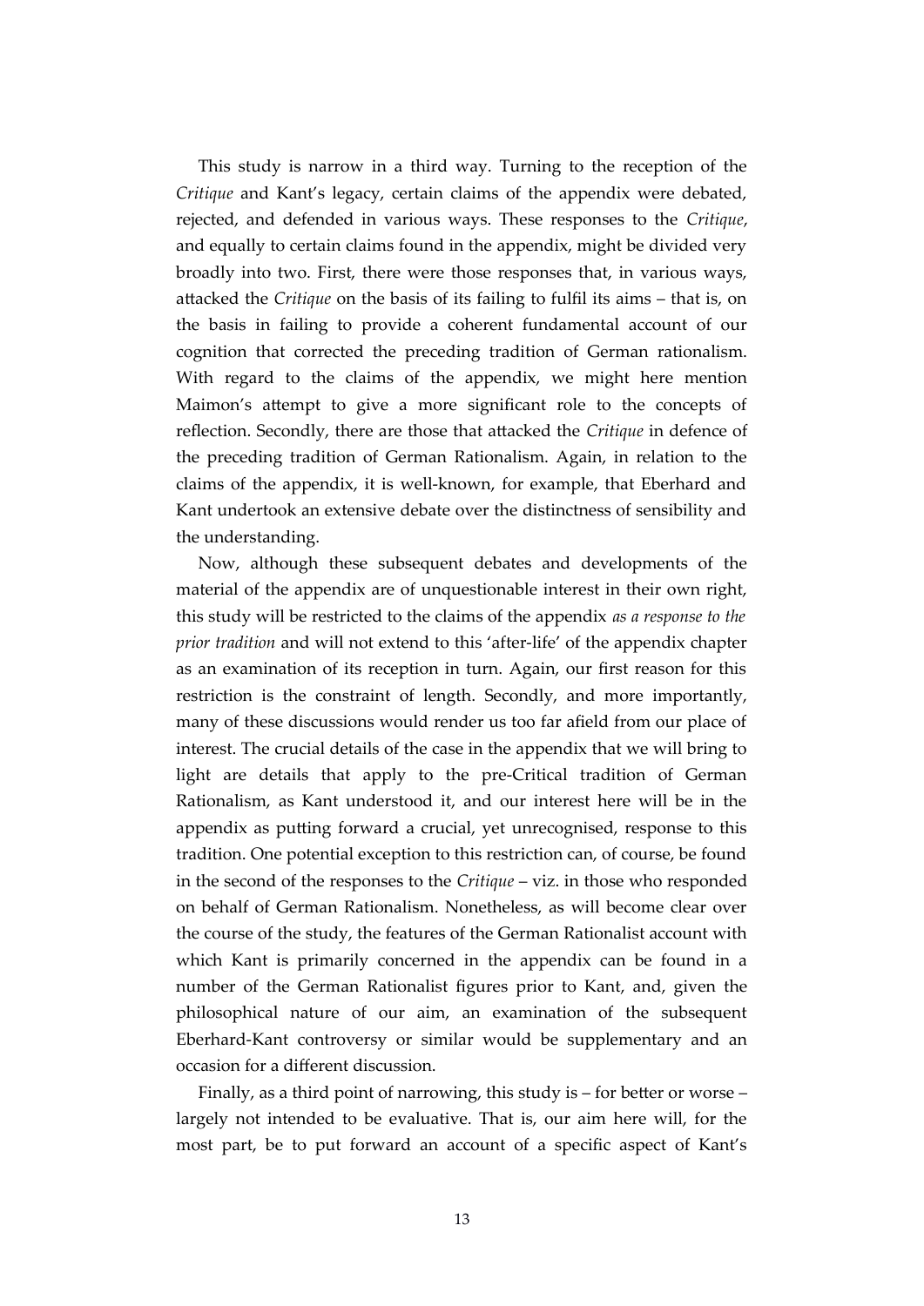This study is narrow in a third way. Turning to the reception of the *Critique* and Kant's legacy, certain claims of the appendix were debated, rejected, and defended in various ways. These responses to the *Critique*, and equally to certain claims found in the appendix, might be divided very broadly into two. First, there were those responses that, in various ways, attacked the *Critique* on the basis of its failing to fulfil its aims – that is, on the basis in failing to provide a coherent fundamental account of our cognition that corrected the preceding tradition of German rationalism. With regard to the claims of the appendix, we might here mention Maimon's attempt to give a more significant role to the concepts of reflection. Secondly, there are those that attacked the *Critique* in defence of the preceding tradition of German Rationalism. Again, in relation to the claims of the appendix, it is well-known, for example, that Eberhard and Kant undertook an extensive debate over the distinctness of sensibility and the understanding.

Now, although these subsequent debates and developments of the material of the appendix are of unquestionable interest in their own right, this study will be restricted to the claims of the appendix *as a response to the prior tradition* and will not extend to this 'after-life' of the appendix chapter as an examination of its reception in turn. Again, our first reason for this restriction is the constraint of length. Secondly, and more importantly, many of these discussions would render us too far afield from our place of interest. The crucial details of the case in the appendix that we will bring to light are details that apply to the pre-Critical tradition of German Rationalism, as Kant understood it, and our interest here will be in the appendix as putting forward a crucial, yet unrecognised, response to this tradition. One potential exception to this restriction can, of course, be found in the second of the responses to the *Critique* – viz. in those who responded on behalf of German Rationalism. Nonetheless, as will become clear over the course of the study, the features of the German Rationalist account with which Kant is primarily concerned in the appendix can be found in a number of the German Rationalist figures prior to Kant, and, given the philosophical nature of our aim, an examination of the subsequent Eberhard-Kant controversy or similar would be supplementary and an occasion for a different discussion.

Finally, as a third point of narrowing, this study is – for better or worse – largely not intended to be evaluative. That is, our aim here will, for the most part, be to put forward an account of a specific aspect of Kant's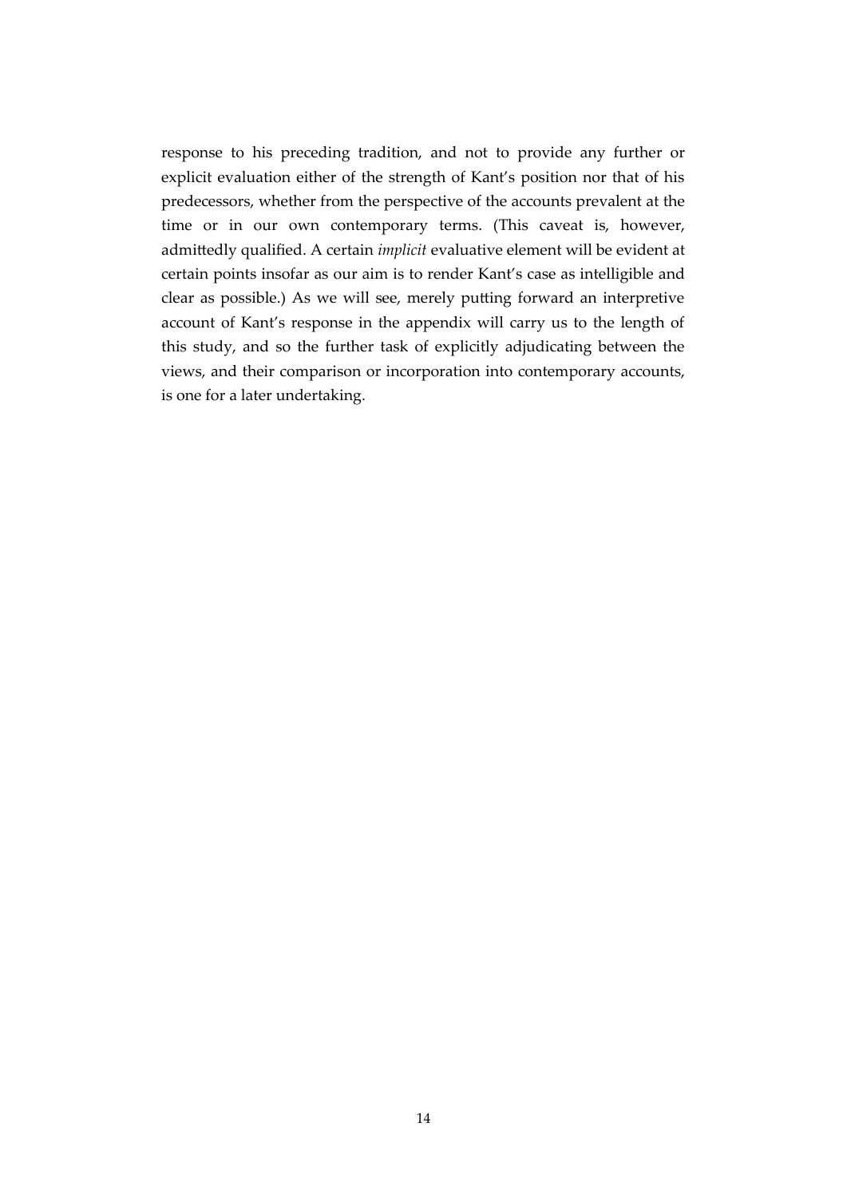response to his preceding tradition, and not to provide any further or explicit evaluation either of the strength of Kant's position nor that of his predecessors, whether from the perspective of the accounts prevalent at the time or in our own contemporary terms. (This caveat is, however, admittedly qualified. A certain *implicit* evaluative element will be evident at certain points insofar as our aim is to render Kant's case as intelligible and clear as possible.) As we will see, merely putting forward an interpretive account of Kant's response in the appendix will carry us to the length of this study, and so the further task of explicitly adjudicating between the views, and their comparison or incorporation into contemporary accounts, is one for a later undertaking.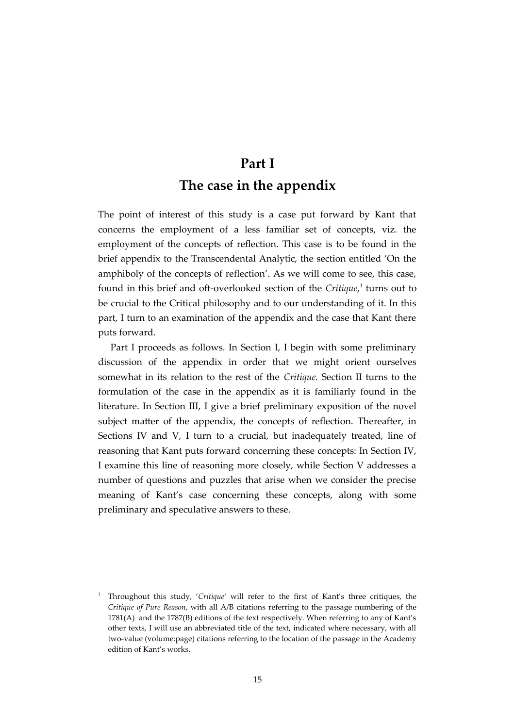# Part I

# The case in the appendix

The point of interest of this study is a case put forward by Kant that concerns the employment of a less familiar set of concepts, viz. the employment of the concepts of reflection. This case is to be found in the brief appendix to the Transcendental Analytic, the section entitled 'On the amphiboly of the concepts of reflection'. As we will come to see, this case, found in this brief and oft-overlooked section of the *Critique,*[1] turns out to be crucial to the Critical philosophy and to our understanding of it. In this part, I turn to an examination of the appendix and the case that Kant there puts forward.

Part I proceeds as follows. In Section I, I begin with some preliminary discussion of the appendix in order that we might orient ourselves somewhat in its relation to the rest of the *Critique.* Section II turns to the formulation of the case in the appendix as it is familiarly found in the literature. In Section III, I give a brief preliminary exposition of the novel subject matter of the appendix, the concepts of reflection. Thereafter, in Sections IV and V, I turn to a crucial, but inadequately treated, line of reasoning that Kant puts forward concerning these concepts: In Section IV, I examine this line of reasoning more closely, while Section V addresses a number of questions and puzzles that arise when we consider the precise meaning of Kant's case concerning these concepts, along with some preliminary and speculative answers to these.

[1] Throughout this study, '*Critique*' will refer to the first of Kant's three critiques, the *Critique of Pure Reason*, with all A/B citations referring to the passage numbering of the 1781(A) and the 1787(B) editions of the text respectively. When referring to any of Kant's other texts, I will use an abbreviated title of the text, indicated where necessary, with all two-value (volume:page) citations referring to the location of the passage in the Academy edition of Kant's works.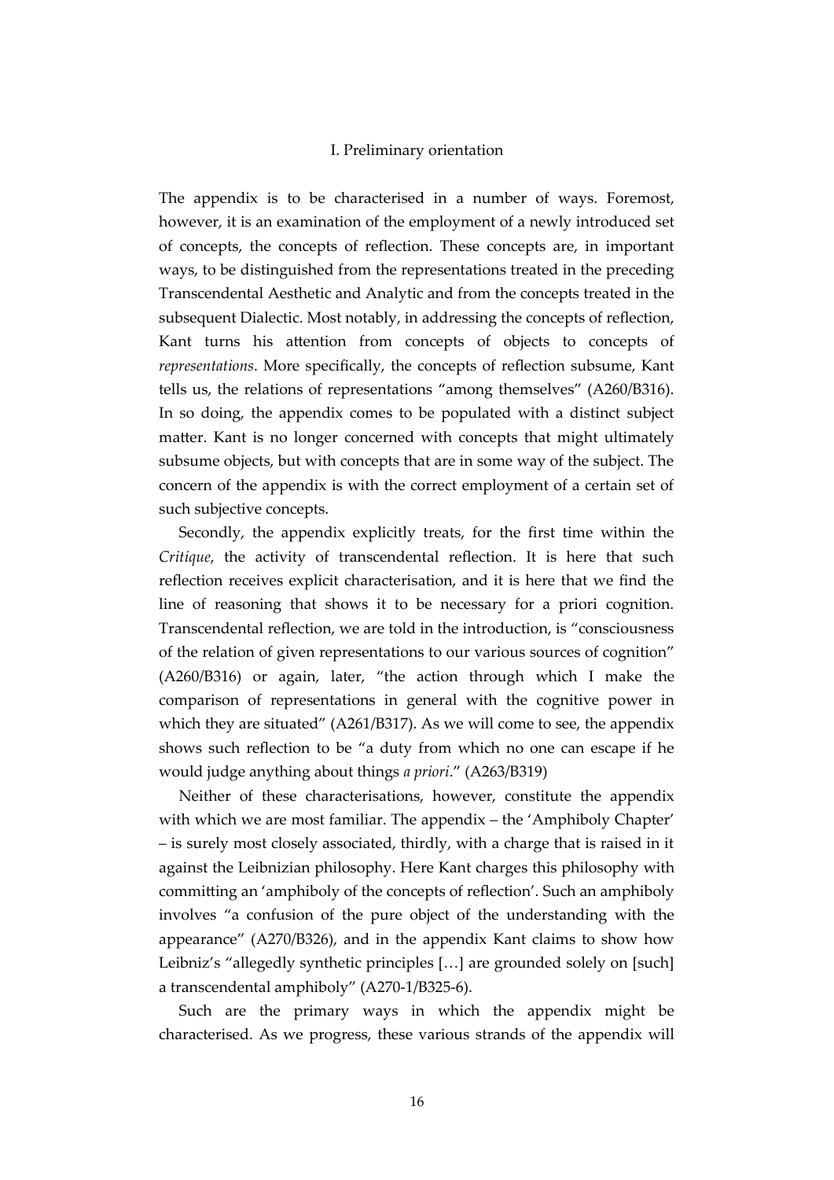## I. Preliminary orientation

The appendix is to be characterised in a number of ways. Foremost, however, it is an examination of the employment of a newly introduced set of concepts, the concepts of reflection. These concepts are, in important ways, to be distinguished from the representations treated in the preceding Transcendental Aesthetic and Analytic and from the concepts treated in the subsequent Dialectic. Most notably, in addressing the concepts of reflection, Kant turns his attention from concepts of objects to concepts of *representations*. More specifically, the concepts of reflection subsume, Kant tells us, the relations of representations "among themselves" (A260/B316). In so doing, the appendix comes to be populated with a distinct subject matter. Kant is no longer concerned with concepts that might ultimately subsume objects, but with concepts that are in some way of the subject. The concern of the appendix is with the correct employment of a certain set of such subjective concepts.

Secondly, the appendix explicitly treats, for the first time within the *Critique*, the activity of transcendental reflection. It is here that such reflection receives explicit characterisation, and it is here that we find the line of reasoning that shows it to be necessary for a priori cognition. Transcendental reflection, we are told in the introduction, is "consciousness of the relation of given representations to our various sources of cognition" (A260/B316) or again, later, "the action through which I make the comparison of representations in general with the cognitive power in which they are situated" (A261/B317). As we will come to see, the appendix shows such reflection to be "a duty from which no one can escape if he would judge anything about things *a priori*." (A263/B319)

Neither of these characterisations, however, constitute the appendix with which we are most familiar. The appendix – the 'Amphiboly Chapter' – is surely most closely associated, thirdly, with a charge that is raised in it against the Leibnizian philosophy. Here Kant charges this philosophy with committing an 'amphiboly of the concepts of reflection'. Such an amphiboly involves "a confusion of the pure object of the understanding with the appearance" (A270/B326), and in the appendix Kant claims to show how Leibniz's "allegedly synthetic principles […] are grounded solely on [such] a transcendental amphiboly" (A270-1/B325-6).

Such are the primary ways in which the appendix might be characterised. As we progress, these various strands of the appendix will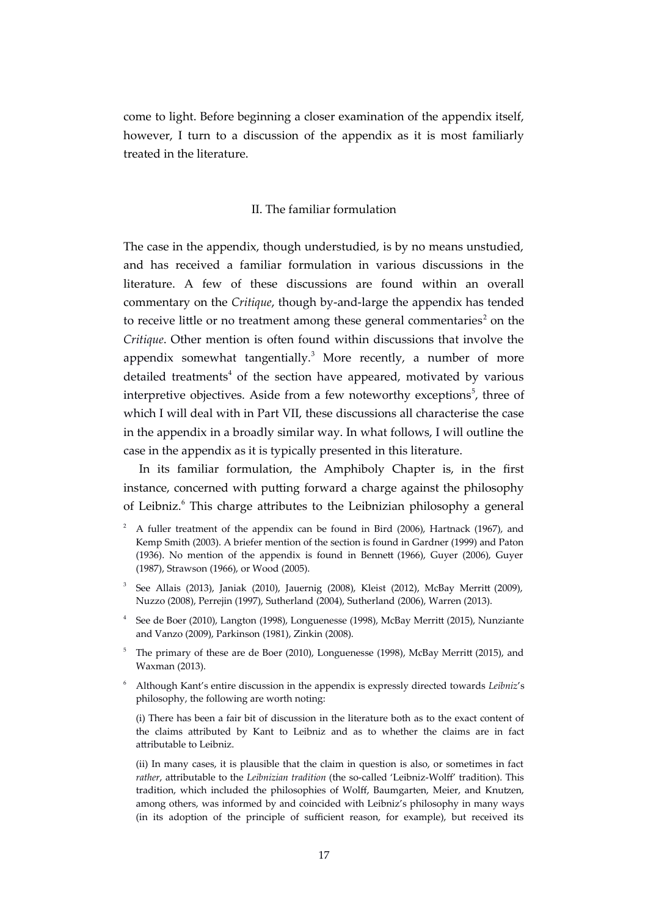come to light. Before beginning a closer examination of the appendix itself, however, I turn to a discussion of the appendix as it is most familiarly treated in the literature.

## II. The familiar formulation

The case in the appendix, though understudied, is by no means unstudied, and has received a familiar formulation in various discussions in the literature. A few of these discussions are found within an overall commentary on the *Critique*, though by-and-large the appendix has tended to receive little or no treatment among these general commentaries[2] on the *Critique*. Other mention is often found within discussions that involve the appendix somewhat tangentially.[3] More recently, a number of more detailed treatments[4] of the section have appeared, motivated by various interpretive objectives. Aside from a few noteworthy exceptions[5], three of which I will deal with in Part VII, these discussions all characterise the case in the appendix in a broadly similar way. In what follows, I will outline the case in the appendix as it is typically presented in this literature.

In its familiar formulation, the Amphiboly Chapter is, in the first instance, concerned with putting forward a charge against the philosophy of Leibniz.[6] This charge attributes to the Leibnizian philosophy a general

---

[2] A fuller treatment of the appendix can be found in Bird (2006), Hartnack (1967), and Kemp Smith (2003). A briefer mention of the section is found in Gardner (1999) and Paton (1936). No mention of the appendix is found in Bennett (1966), Guyer (2006), Guyer (1987), Strawson (1966), or Wood (2005).

[3] See Allais (2013), Janiak (2010), Jauernig (2008), Kleist (2012), McBay Merritt (2009), Nuzzo (2008), Perrejin (1997), Sutherland (2004), Sutherland (2006), Warren (2013).

[4] See de Boer (2010), Langton (1998), Longuenesse (1998), McBay Merritt (2015), Nunziante and Vanzo (2009), Parkinson (1981), Zinkin (2008).

[5] The primary of these are de Boer (2010), Longuenesse (1998), McBay Merritt (2015), and Waxman (2013).

[6] Although Kant's entire discussion in the appendix is expressly directed towards *Leibniz*'s philosophy, the following are worth noting:

(i) There has been a fair bit of discussion in the literature both as to the exact content of the claims attributed by Kant to Leibniz and as to whether the claims are in fact attributable to Leibniz.

(ii) In many cases, it is plausible that the claim in question is also, or sometimes in fact *rather*, attributable to the *Leibnizian tradition* (the so-called 'Leibniz-Wolff' tradition). This tradition, which included the philosophies of Wolff, Baumgarten, Meier, and Knutzen, among others, was informed by and coincided with Leibniz's philosophy in many ways (in its adoption of the principle of sufficient reason, for example), but received its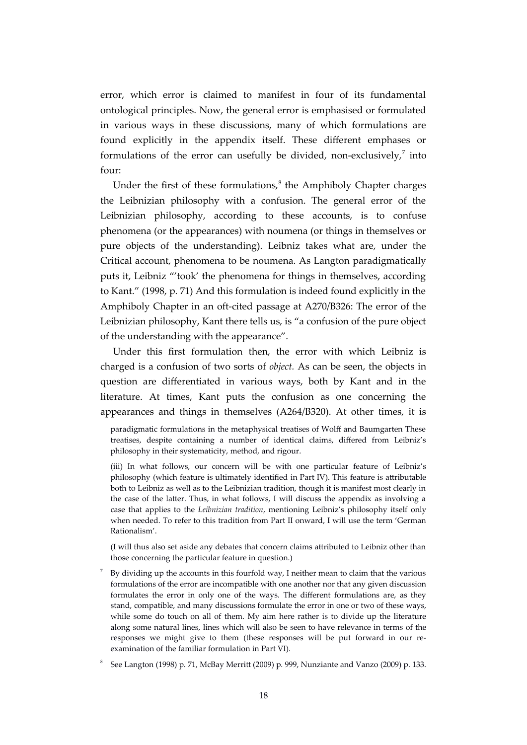error, which error is claimed to manifest in four of its fundamental ontological principles. Now, the general error is emphasised or formulated in various ways in these discussions, many of which formulations are found explicitly in the appendix itself. These different emphases or formulations of the error can usefully be divided, non-exclusively,[7] into four:

Under the first of these formulations,[8] the Amphiboly Chapter charges the Leibnizian philosophy with a confusion. The general error of the Leibnizian philosophy, according to these accounts, is to confuse phenomena (or the appearances) with noumena (or things in themselves or pure objects of the understanding). Leibniz takes what are, under the Critical account, phenomena to be noumena. As Langton paradigmatically puts it, Leibniz "'took' the phenomena for things in themselves, according to Kant." (1998, p. 71) And this formulation is indeed found explicitly in the Amphiboly Chapter in an oft-cited passage at A270/B326: The error of the Leibnizian philosophy, Kant there tells us, is "a confusion of the pure object of the understanding with the appearance".

Under this first formulation then, the error with which Leibniz is charged is a confusion of two sorts of *object*. As can be seen, the objects in question are differentiated in various ways, both by Kant and in the literature. At times, Kant puts the confusion as one concerning the appearances and things in themselves (A264/B320). At other times, it is

paradigmatic formulations in the metaphysical treatises of Wolff and Baumgarten These treatises, despite containing a number of identical claims, differed from Leibniz's philosophy in their systematicity, method, and rigour.

(iii) In what follows, our concern will be with one particular feature of Leibniz's philosophy (which feature is ultimately identified in Part IV). This feature is attributable both to Leibniz as well as to the Leibnizian tradition, though it is manifest most clearly in the case of the latter. Thus, in what follows, I will discuss the appendix as involving a case that applies to the *Leibnizian tradition*, mentioning Leibniz's philosophy itself only when needed. To refer to this tradition from Part II onward, I will use the term 'German Rationalism'.

(I will thus also set aside any debates that concern claims attributed to Leibniz other than those concerning the particular feature in question.)

[7] By dividing up the accounts in this fourfold way, I neither mean to claim that the various formulations of the error are incompatible with one another nor that any given discussion formulates the error in only one of the ways. The different formulations are, as they stand, compatible, and many discussions formulate the error in one or two of these ways, while some do touch on all of them. My aim here rather is to divide up the literature along some natural lines, lines which will also be seen to have relevance in terms of the responses we might give to them (these responses will be put forward in our re-examination of the familiar formulation in Part VI).

[8] See Langton (1998) p. 71, McBay Merritt (2009) p. 999, Nunziante and Vanzo (2009) p. 133.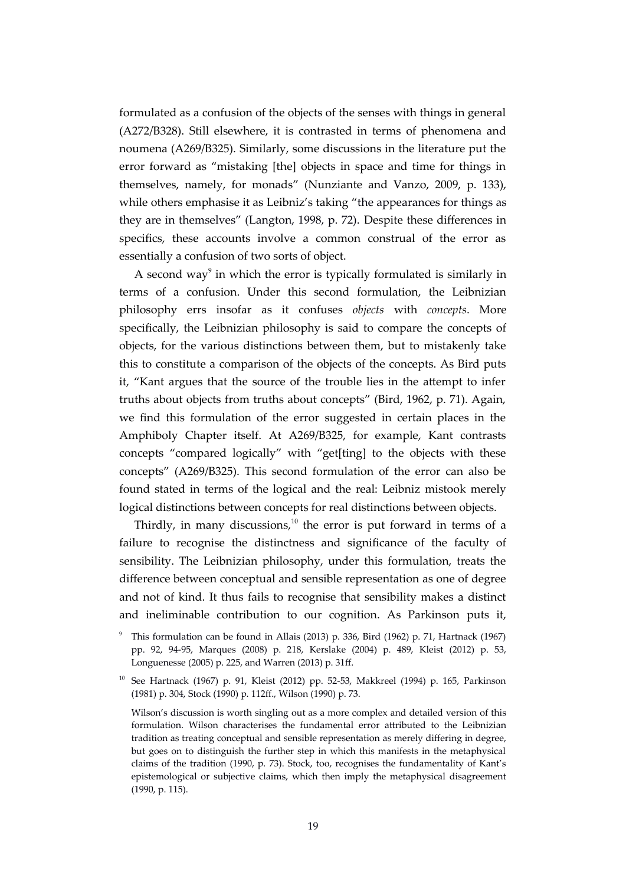formulated as a confusion of the objects of the senses with things in general (A272/B328). Still elsewhere, it is contrasted in terms of phenomena and noumena (A269/B325). Similarly, some discussions in the literature put the error forward as "mistaking [the] objects in space and time for things in themselves, namely, for monads" (Nunziante and Vanzo, 2009, p. 133), while others emphasise it as Leibniz's taking "the appearances for things as they are in themselves" (Langton, 1998, p. 72). Despite these differences in specifics, these accounts involve a common construal of the error as essentially a confusion of two sorts of object.

A second way[9] in which the error is typically formulated is similarly in terms of a confusion. Under this second formulation, the Leibnizian philosophy errs insofar as it confuses *objects* with *concepts*. More specifically, the Leibnizian philosophy is said to compare the concepts of objects, for the various distinctions between them, but to mistakenly take this to constitute a comparison of the objects of the concepts. As Bird puts it, "Kant argues that the source of the trouble lies in the attempt to infer truths about objects from truths about concepts" (Bird, 1962, p. 71). Again, we find this formulation of the error suggested in certain places in the Amphiboly Chapter itself. At A269/B325, for example, Kant contrasts concepts "compared logically" with "get[ting] to the objects with these concepts" (A269/B325). This second formulation of the error can also be found stated in terms of the logical and the real: Leibniz mistook merely logical distinctions between concepts for real distinctions between objects.

Thirdly, in many discussions,[10] the error is put forward in terms of a failure to recognise the distinctness and significance of the faculty of sensibility. The Leibnizian philosophy, under this formulation, treats the difference between conceptual and sensible representation as one of degree and not of kind. It thus fails to recognise that sensibility makes a distinct and ineliminable contribution to our cognition. As Parkinson puts it,

[9] This formulation can be found in Allais (2013) p. 336, Bird (1962) p. 71, Hartnack (1967) pp. 92, 94-95, Marques (2008) p. 218, Kerslake (2004) p. 489, Kleist (2012) p. 53, Longuenesse (2005) p. 225, and Warren (2013) p. 31ff.

[10] See Hartnack (1967) p. 91, Kleist (2012) pp. 52-53, Makkreel (1994) p. 165, Parkinson (1981) p. 304, Stock (1990) p. 112ff., Wilson (1990) p. 73.

Wilson's discussion is worth singling out as a more complex and detailed version of this formulation. Wilson characterises the fundamental error attributed to the Leibnizian tradition as treating conceptual and sensible representation as merely differing in degree, but goes on to distinguish the further step in which this manifests in the metaphysical claims of the tradition (1990, p. 73). Stock, too, recognises the fundamentality of Kant's epistemological or subjective claims, which then imply the metaphysical disagreement (1990, p. 115).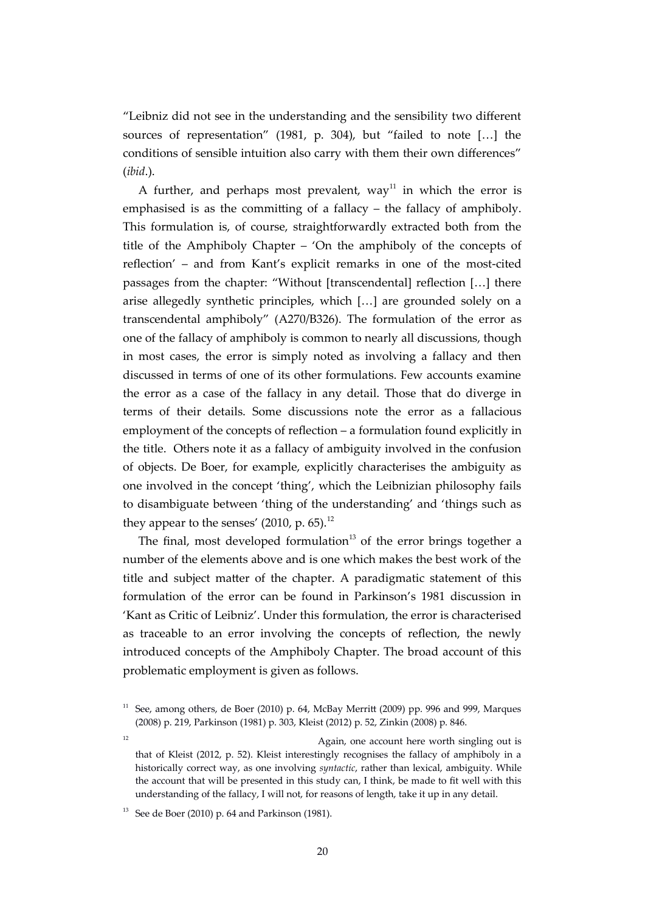"Leibniz did not see in the understanding and the sensibility two different sources of representation" (1981, p. 304), but "failed to note […] the conditions of sensible intuition also carry with them their own differences" (*ibid*.).

A further, and perhaps most prevalent, way[11] in which the error is emphasised is as the committing of a fallacy – the fallacy of amphiboly. This formulation is, of course, straightforwardly extracted both from the title of the Amphiboly Chapter – 'On the amphiboly of the concepts of reflection' – and from Kant's explicit remarks in one of the most-cited passages from the chapter: "Without [transcendental] reflection […] there arise allegedly synthetic principles, which […] are grounded solely on a transcendental amphiboly" (A270/B326). The formulation of the error as one of the fallacy of amphiboly is common to nearly all discussions, though in most cases, the error is simply noted as involving a fallacy and then discussed in terms of one of its other formulations. Few accounts examine the error as a case of the fallacy in any detail. Those that do diverge in terms of their details. Some discussions note the error as a fallacious employment of the concepts of reflection – a formulation found explicitly in the title. Others note it as a fallacy of ambiguity involved in the confusion of objects. De Boer, for example, explicitly characterises the ambiguity as one involved in the concept 'thing', which the Leibnizian philosophy fails to disambiguate between 'thing of the understanding' and 'things such as they appear to the senses' (2010, p. 65).[12]

The final, most developed formulation[13] of the error brings together a number of the elements above and is one which makes the best work of the title and subject matter of the chapter. A paradigmatic statement of this formulation of the error can be found in Parkinson's 1981 discussion in 'Kant as Critic of Leibniz'. Under this formulation, the error is characterised as traceable to an error involving the concepts of reflection, the newly introduced concepts of the Amphiboly Chapter. The broad account of this problematic employment is given as follows.

[11] See, among others, de Boer (2010) p. 64, McBay Merritt (2009) pp. 996 and 999, Marques (2008) p. 219, Parkinson (1981) p. 303, Kleist (2012) p. 52, Zinkin (2008) p. 846.

[12] Again, one account here worth singling out is that of Kleist (2012, p. 52). Kleist interestingly recognises the fallacy of amphiboly in a historically correct way, as one involving *syntactic*, rather than lexical, ambiguity. While the account that will be presented in this study can, I think, be made to fit well with this understanding of the fallacy, I will not, for reasons of length, take it up in any detail.

[13] See de Boer (2010) p. 64 and Parkinson (1981).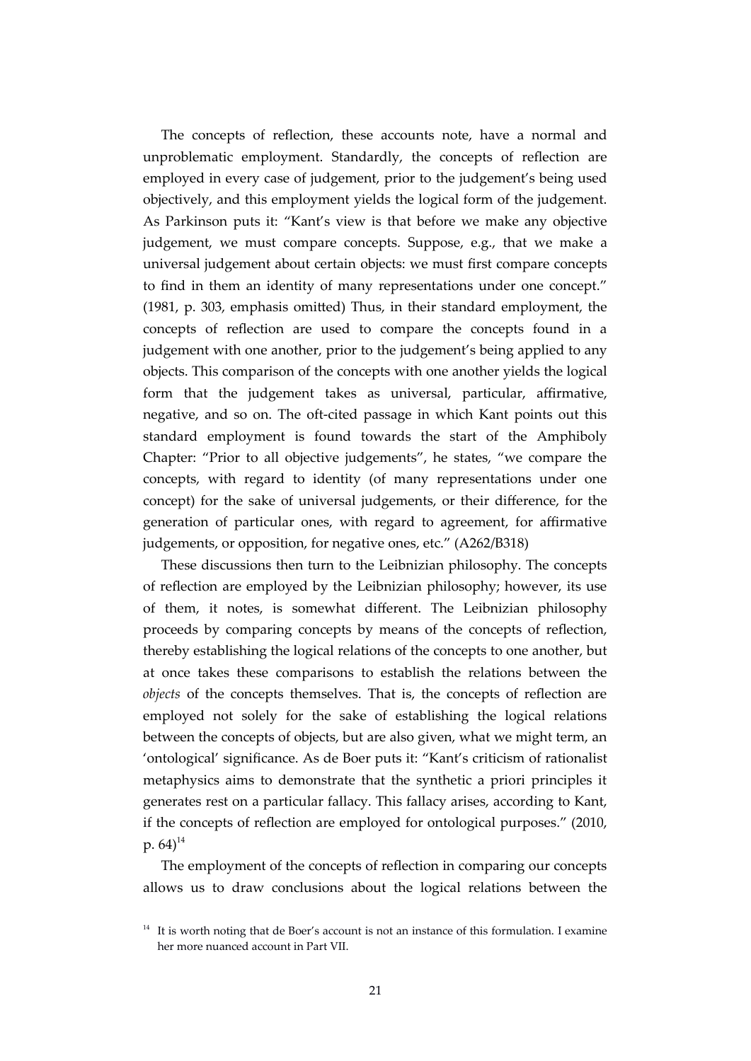The concepts of reflection, these accounts note, have a normal and unproblematic employment. Standardly, the concepts of reflection are employed in every case of judgement, prior to the judgement's being used objectively, and this employment yields the logical form of the judgement. As Parkinson puts it: "Kant's view is that before we make any objective judgement, we must compare concepts. Suppose, e.g., that we make a universal judgement about certain objects: we must first compare concepts to find in them an identity of many representations under one concept." (1981, p. 303, emphasis omitted) Thus, in their standard employment, the concepts of reflection are used to compare the concepts found in a judgement with one another, prior to the judgement's being applied to any objects. This comparison of the concepts with one another yields the logical form that the judgement takes as universal, particular, affirmative, negative, and so on. The oft-cited passage in which Kant points out this standard employment is found towards the start of the Amphiboly Chapter: "Prior to all objective judgements", he states, "we compare the concepts, with regard to identity (of many representations under one concept) for the sake of universal judgements, or their difference, for the generation of particular ones, with regard to agreement, for affirmative judgements, or opposition, for negative ones, etc." (A262/B318)

These discussions then turn to the Leibnizian philosophy. The concepts of reflection are employed by the Leibnizian philosophy; however, its use of them, it notes, is somewhat different. The Leibnizian philosophy proceeds by comparing concepts by means of the concepts of reflection, thereby establishing the logical relations of the concepts to one another, but at once takes these comparisons to establish the relations between the *objects* of the concepts themselves. That is, the concepts of reflection are employed not solely for the sake of establishing the logical relations between the concepts of objects, but are also given, what we might term, an 'ontological' significance. As de Boer puts it: "Kant's criticism of rationalist metaphysics aims to demonstrate that the synthetic a priori principles it generates rest on a particular fallacy. This fallacy arises, according to Kant, if the concepts of reflection are employed for ontological purposes." (2010, p. 64)[14]

The employment of the concepts of reflection in comparing our concepts allows us to draw conclusions about the logical relations between the

[14] It is worth noting that de Boer's account is not an instance of this formulation. I examine her more nuanced account in Part VII.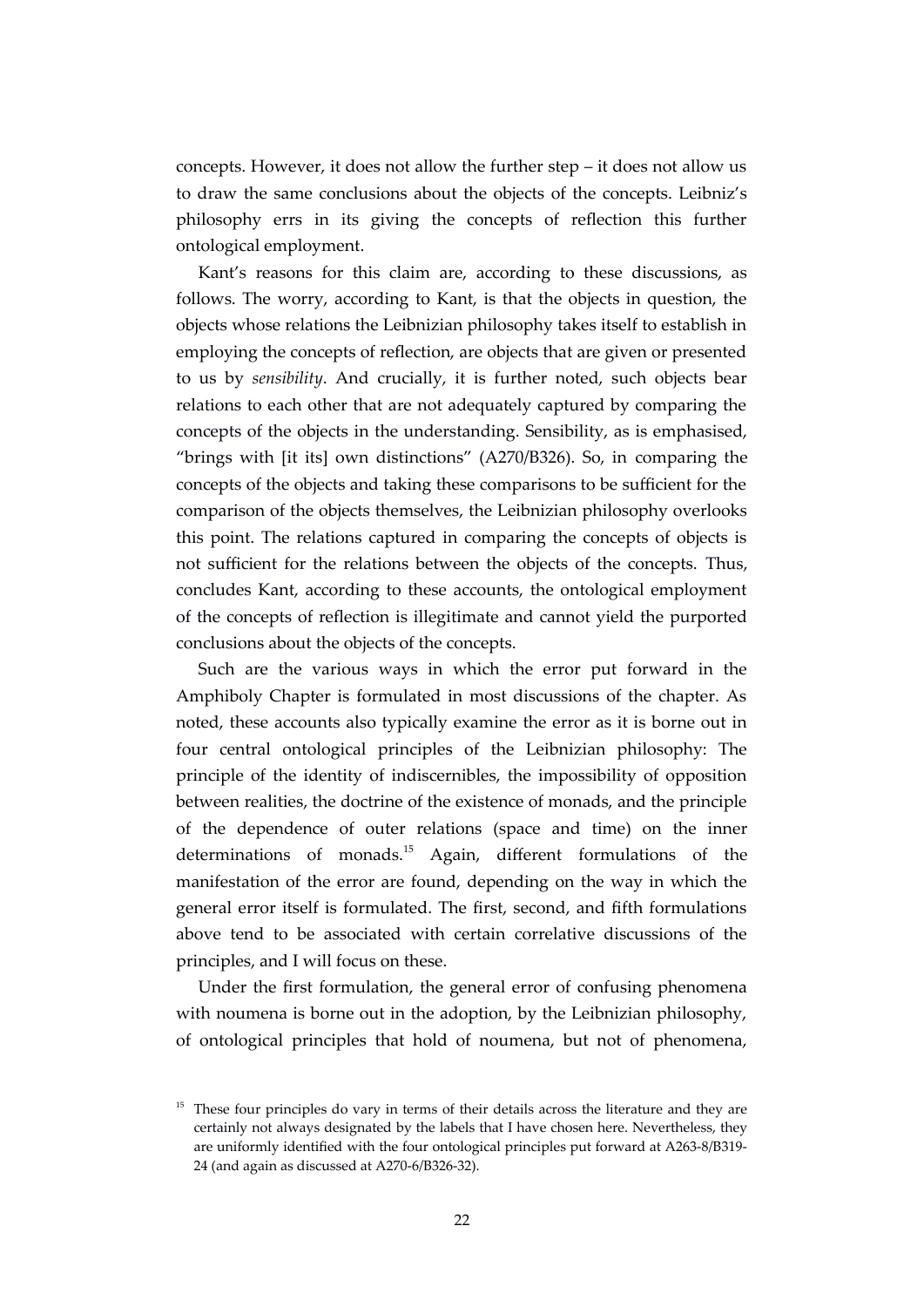concepts. However, it does not allow the further step – it does not allow us to draw the same conclusions about the objects of the concepts. Leibniz's philosophy errs in its giving the concepts of reflection this further ontological employment.

Kant's reasons for this claim are, according to these discussions, as follows. The worry, according to Kant, is that the objects in question, the objects whose relations the Leibnizian philosophy takes itself to establish in employing the concepts of reflection, are objects that are given or presented to us by *sensibility*. And crucially, it is further noted, such objects bear relations to each other that are not adequately captured by comparing the concepts of the objects in the understanding. Sensibility, as is emphasised, "brings with [it its] own distinctions" (A270/B326). So, in comparing the concepts of the objects and taking these comparisons to be sufficient for the comparison of the objects themselves, the Leibnizian philosophy overlooks this point. The relations captured in comparing the concepts of objects is not sufficient for the relations between the objects of the concepts. Thus, concludes Kant, according to these accounts, the ontological employment of the concepts of reflection is illegitimate and cannot yield the purported conclusions about the objects of the concepts.

Such are the various ways in which the error put forward in the Amphiboly Chapter is formulated in most discussions of the chapter. As noted, these accounts also typically examine the error as it is borne out in four central ontological principles of the Leibnizian philosophy: The principle of the identity of indiscernibles, the impossibility of opposition between realities, the doctrine of the existence of monads, and the principle of the dependence of outer relations (space and time) on the inner determinations of monads.[15] Again, different formulations of the manifestation of the error are found, depending on the way in which the general error itself is formulated. The first, second, and fifth formulations above tend to be associated with certain correlative discussions of the principles, and I will focus on these.

Under the first formulation, the general error of confusing phenomena with noumena is borne out in the adoption, by the Leibnizian philosophy, of ontological principles that hold of noumena, but not of phenomena,

[15] These four principles do vary in terms of their details across the literature and they are certainly not always designated by the labels that I have chosen here. Nevertheless, they are uniformly identified with the four ontological principles put forward at A263-8/B319-24 (and again as discussed at A270-6/B326-32).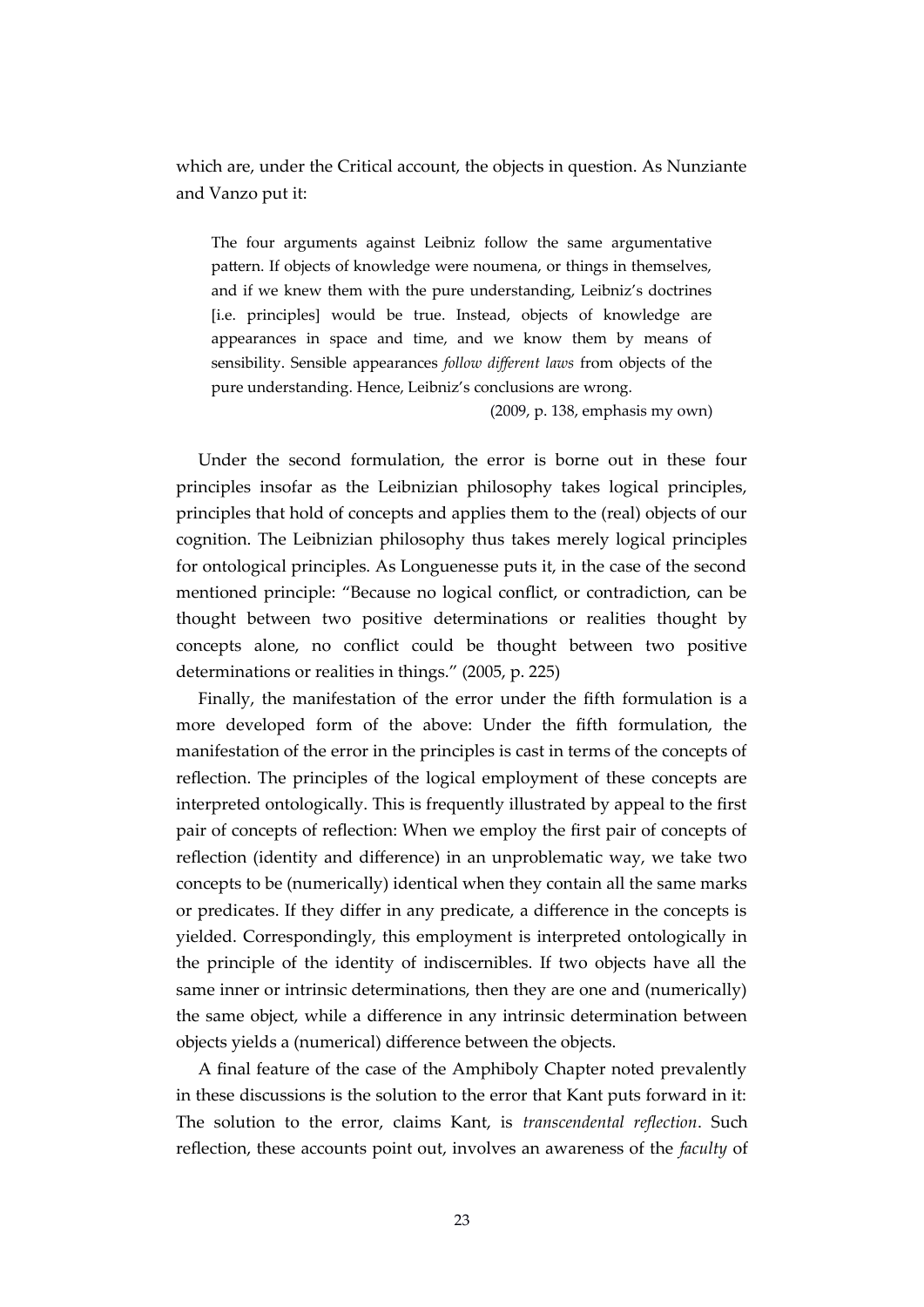which are, under the Critical account, the objects in question. As Nunziante and Vanzo put it:

> The four arguments against Leibniz follow the same argumentative pattern. If objects of knowledge were noumena, or things in themselves, and if we knew them with the pure understanding, Leibniz's doctrines [i.e. principles] would be true. Instead, objects of knowledge are appearances in space and time, and we know them by means of sensibility. Sensible appearances *follow different laws* from objects of the pure understanding. Hence, Leibniz's conclusions are wrong.
>
> (2009, p. 138, emphasis my own)

Under the second formulation, the error is borne out in these four principles insofar as the Leibnizian philosophy takes logical principles, principles that hold of concepts and applies them to the (real) objects of our cognition. The Leibnizian philosophy thus takes merely logical principles for ontological principles. As Longuenesse puts it, in the case of the second mentioned principle: "Because no logical conflict, or contradiction, can be thought between two positive determinations or realities thought by concepts alone, no conflict could be thought between two positive determinations or realities in things." (2005, p. 225)

Finally, the manifestation of the error under the fifth formulation is a more developed form of the above: Under the fifth formulation, the manifestation of the error in the principles is cast in terms of the concepts of reflection. The principles of the logical employment of these concepts are interpreted ontologically. This is frequently illustrated by appeal to the first pair of concepts of reflection: When we employ the first pair of concepts of reflection (identity and difference) in an unproblematic way, we take two concepts to be (numerically) identical when they contain all the same marks or predicates. If they differ in any predicate, a difference in the concepts is yielded. Correspondingly, this employment is interpreted ontologically in the principle of the identity of indiscernibles. If two objects have all the same inner or intrinsic determinations, then they are one and (numerically) the same object, while a difference in any intrinsic determination between objects yields a (numerical) difference between the objects.

A final feature of the case of the Amphiboly Chapter noted prevalently in these discussions is the solution to the error that Kant puts forward in it: The solution to the error, claims Kant, is *transcendental reflection*. Such reflection, these accounts point out, involves an awareness of the *faculty* of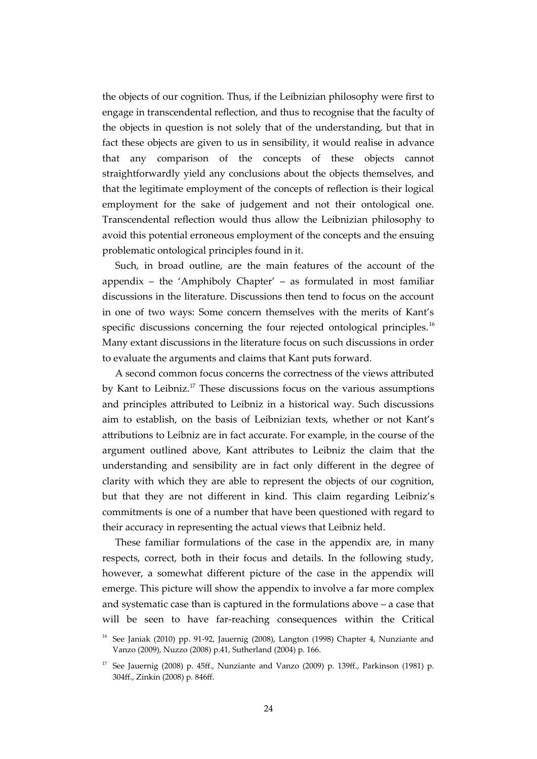the objects of our cognition. Thus, if the Leibnizian philosophy were first to engage in transcendental reflection, and thus to recognise that the faculty of the objects in question is not solely that of the understanding, but that in fact these objects are given to us in sensibility, it would realise in advance that any comparison of the concepts of these objects cannot straightforwardly yield any conclusions about the objects themselves, and that the legitimate employment of the concepts of reflection is their logical employment for the sake of judgement and not their ontological one. Transcendental reflection would thus allow the Leibnizian philosophy to avoid this potential erroneous employment of the concepts and the ensuing problematic ontological principles found in it.

Such, in broad outline, are the main features of the account of the appendix – the 'Amphiboly Chapter' – as formulated in most familiar discussions in the literature. Discussions then tend to focus on the account in one of two ways: Some concern themselves with the merits of Kant's specific discussions concerning the four rejected ontological principles.[16] Many extant discussions in the literature focus on such discussions in order to evaluate the arguments and claims that Kant puts forward.

A second common focus concerns the correctness of the views attributed by Kant to Leibniz.[17] These discussions focus on the various assumptions and principles attributed to Leibniz in a historical way. Such discussions aim to establish, on the basis of Leibnizian texts, whether or not Kant's attributions to Leibniz are in fact accurate. For example, in the course of the argument outlined above, Kant attributes to Leibniz the claim that the understanding and sensibility are in fact only different in the degree of clarity with which they are able to represent the objects of our cognition, but that they are not different in kind. This claim regarding Leibniz's commitments is one of a number that have been questioned with regard to their accuracy in representing the actual views that Leibniz held.

These familiar formulations of the case in the appendix are, in many respects, correct, both in their focus and details. In the following study, however, a somewhat different picture of the case in the appendix will emerge. This picture will show the appendix to involve a far more complex and systematic case than is captured in the formulations above – a case that will be seen to have far-reaching consequences within the Critical

[16] See Janiak (2010) pp. 91-92, Jauernig (2008), Langton (1998) Chapter 4, Nunziante and Vanzo (2009), Nuzzo (2008) p.41, Sutherland (2004) p. 166.

[17] See Jauernig (2008) p. 45ff., Nunziante and Vanzo (2009) p. 139ff., Parkinson (1981) p. 304ff., Zinkin (2008) p. 846ff.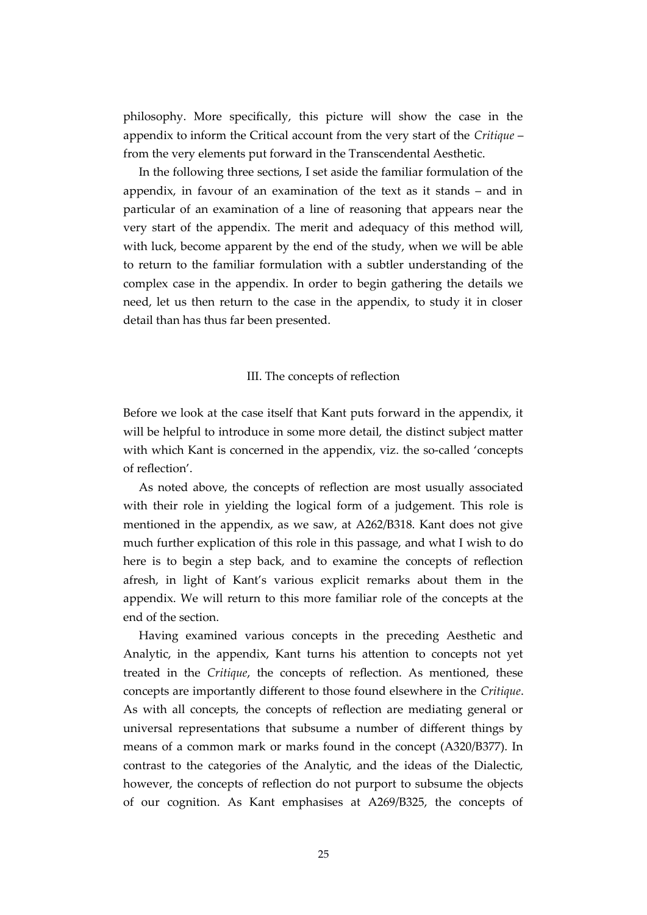philosophy. More specifically, this picture will show the case in the appendix to inform the Critical account from the very start of the *Critique* – from the very elements put forward in the Transcendental Aesthetic.

In the following three sections, I set aside the familiar formulation of the appendix, in favour of an examination of the text as it stands – and in particular of an examination of a line of reasoning that appears near the very start of the appendix. The merit and adequacy of this method will, with luck, become apparent by the end of the study, when we will be able to return to the familiar formulation with a subtler understanding of the complex case in the appendix. In order to begin gathering the details we need, let us then return to the case in the appendix, to study it in closer detail than has thus far been presented.

## III. The concepts of reflection

Before we look at the case itself that Kant puts forward in the appendix, it will be helpful to introduce in some more detail, the distinct subject matter with which Kant is concerned in the appendix, viz. the so-called 'concepts of reflection'.

As noted above, the concepts of reflection are most usually associated with their role in yielding the logical form of a judgement. This role is mentioned in the appendix, as we saw, at A262/B318. Kant does not give much further explication of this role in this passage, and what I wish to do here is to begin a step back, and to examine the concepts of reflection afresh, in light of Kant's various explicit remarks about them in the appendix. We will return to this more familiar role of the concepts at the end of the section.

Having examined various concepts in the preceding Aesthetic and Analytic, in the appendix, Kant turns his attention to concepts not yet treated in the *Critique*, the concepts of reflection. As mentioned, these concepts are importantly different to those found elsewhere in the *Critique*. As with all concepts, the concepts of reflection are mediating general or universal representations that subsume a number of different things by means of a common mark or marks found in the concept (A320/B377). In contrast to the categories of the Analytic, and the ideas of the Dialectic, however, the concepts of reflection do not purport to subsume the objects of our cognition. As Kant emphasises at A269/B325, the concepts of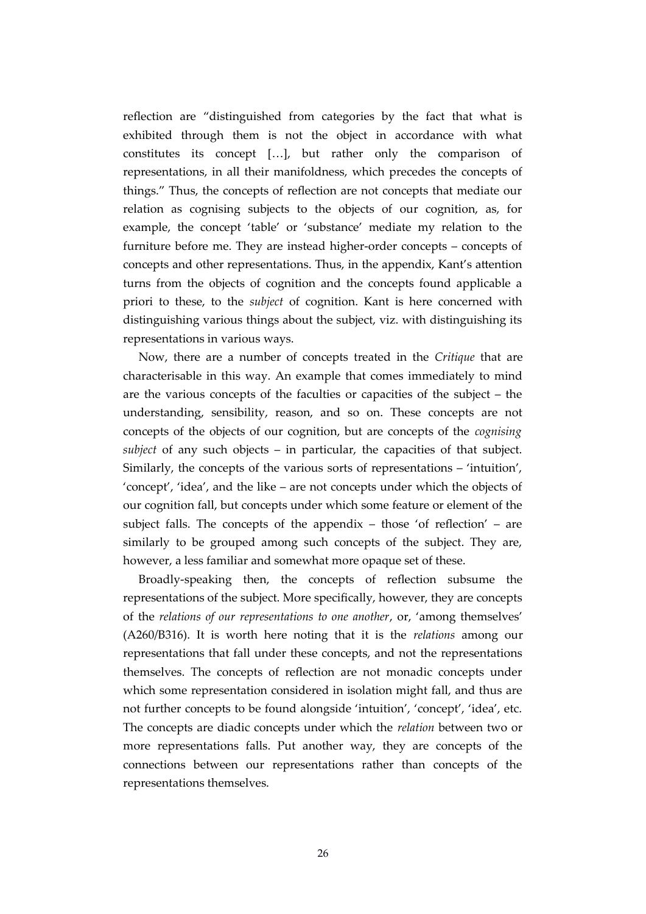reflection are "distinguished from categories by the fact that what is exhibited through them is not the object in accordance with what constitutes its concept […], but rather only the comparison of representations, in all their manifoldness, which precedes the concepts of things." Thus, the concepts of reflection are not concepts that mediate our relation as cognising subjects to the objects of our cognition, as, for example, the concept 'table' or 'substance' mediate my relation to the furniture before me. They are instead higher-order concepts – concepts of concepts and other representations. Thus, in the appendix, Kant's attention turns from the objects of cognition and the concepts found applicable a priori to these, to the *subject* of cognition. Kant is here concerned with distinguishing various things about the subject, viz. with distinguishing its representations in various ways.

Now, there are a number of concepts treated in the *Critique* that are characterisable in this way. An example that comes immediately to mind are the various concepts of the faculties or capacities of the subject – the understanding, sensibility, reason, and so on. These concepts are not concepts of the objects of our cognition, but are concepts of the *cognising subject* of any such objects – in particular, the capacities of that subject. Similarly, the concepts of the various sorts of representations – 'intuition', 'concept', 'idea', and the like – are not concepts under which the objects of our cognition fall, but concepts under which some feature or element of the subject falls. The concepts of the appendix – those 'of reflection' – are similarly to be grouped among such concepts of the subject. They are, however, a less familiar and somewhat more opaque set of these.

Broadly-speaking then, the concepts of reflection subsume the representations of the subject. More specifically, however, they are concepts of the *relations of our representations to one another*, or, 'among themselves' (A260/B316). It is worth here noting that it is the *relations* among our representations that fall under these concepts, and not the representations themselves. The concepts of reflection are not monadic concepts under which some representation considered in isolation might fall, and thus are not further concepts to be found alongside 'intuition', 'concept', 'idea', etc. The concepts are diadic concepts under which the *relation* between two or more representations falls. Put another way, they are concepts of the connections between our representations rather than concepts of the representations themselves.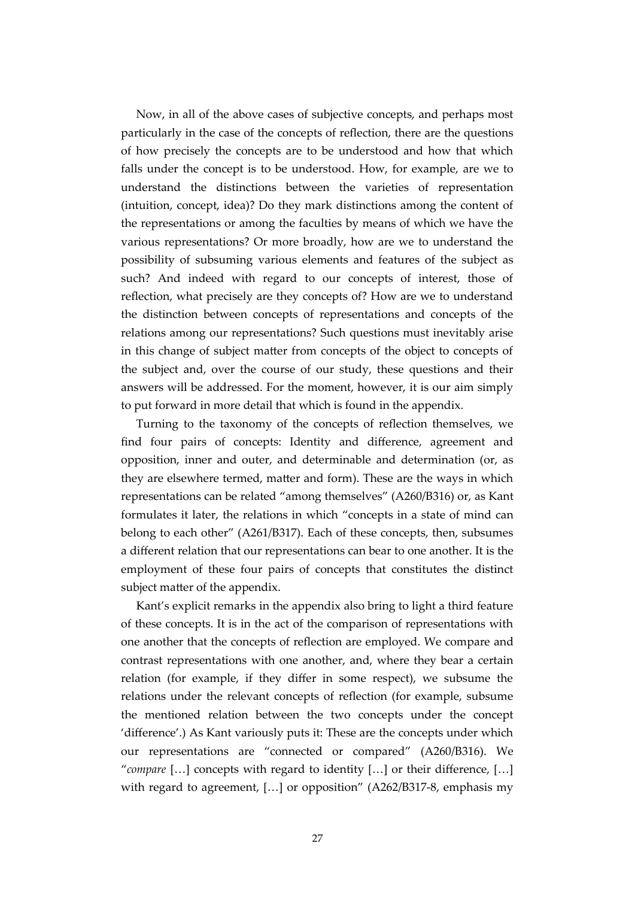Now, in all of the above cases of subjective concepts, and perhaps most particularly in the case of the concepts of reflection, there are the questions of how precisely the concepts are to be understood and how that which falls under the concept is to be understood. How, for example, are we to understand the distinctions between the varieties of representation (intuition, concept, idea)? Do they mark distinctions among the content of the representations or among the faculties by means of which we have the various representations? Or more broadly, how are we to understand the possibility of subsuming various elements and features of the subject as such? And indeed with regard to our concepts of interest, those of reflection, what precisely are they concepts of? How are we to understand the distinction between concepts of representations and concepts of the relations among our representations? Such questions must inevitably arise in this change of subject matter from concepts of the object to concepts of the subject and, over the course of our study, these questions and their answers will be addressed. For the moment, however, it is our aim simply to put forward in more detail that which is found in the appendix.

Turning to the taxonomy of the concepts of reflection themselves, we find four pairs of concepts: Identity and difference, agreement and opposition, inner and outer, and determinable and determination (or, as they are elsewhere termed, matter and form). These are the ways in which representations can be related "among themselves" (A260/B316) or, as Kant formulates it later, the relations in which "concepts in a state of mind can belong to each other" (A261/B317). Each of these concepts, then, subsumes a different relation that our representations can bear to one another. It is the employment of these four pairs of concepts that constitutes the distinct subject matter of the appendix.

Kant's explicit remarks in the appendix also bring to light a third feature of these concepts. It is in the act of the comparison of representations with one another that the concepts of reflection are employed. We compare and contrast representations with one another, and, where they bear a certain relation (for example, if they differ in some respect), we subsume the relations under the relevant concepts of reflection (for example, subsume the mentioned relation between the two concepts under the concept 'difference'.) As Kant variously puts it: These are the concepts under which our representations are "connected or compared" (A260/B316). We "*compare* […] concepts with regard to identity […] or their difference, […] with regard to agreement, […] or opposition" (A262/B317-8, emphasis my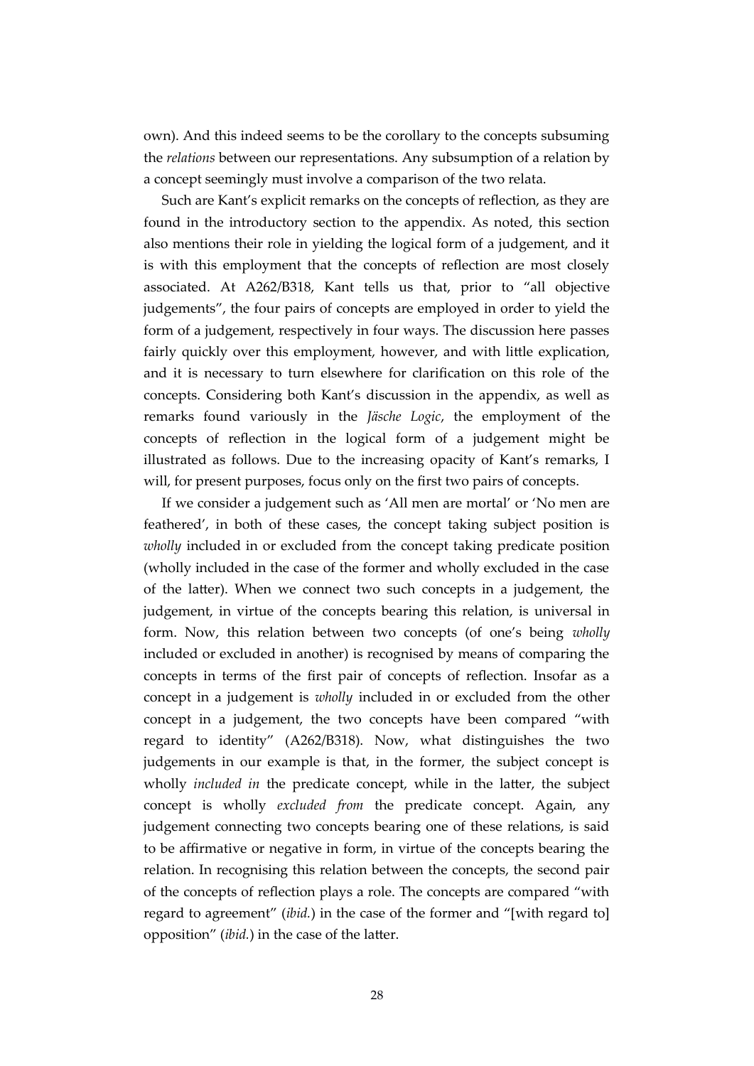own). And this indeed seems to be the corollary to the concepts subsuming the *relations* between our representations. Any subsumption of a relation by a concept seemingly must involve a comparison of the two relata.

Such are Kant's explicit remarks on the concepts of reflection, as they are found in the introductory section to the appendix. As noted, this section also mentions their role in yielding the logical form of a judgement, and it is with this employment that the concepts of reflection are most closely associated. At A262/B318, Kant tells us that, prior to "all objective judgements", the four pairs of concepts are employed in order to yield the form of a judgement, respectively in four ways. The discussion here passes fairly quickly over this employment, however, and with little explication, and it is necessary to turn elsewhere for clarification on this role of the concepts. Considering both Kant's discussion in the appendix, as well as remarks found variously in the *Jäsche Logic*, the employment of the concepts of reflection in the logical form of a judgement might be illustrated as follows. Due to the increasing opacity of Kant's remarks, I will, for present purposes, focus only on the first two pairs of concepts.

If we consider a judgement such as 'All men are mortal' or 'No men are feathered', in both of these cases, the concept taking subject position is *wholly* included in or excluded from the concept taking predicate position (wholly included in the case of the former and wholly excluded in the case of the latter). When we connect two such concepts in a judgement, the judgement, in virtue of the concepts bearing this relation, is universal in form. Now, this relation between two concepts (of one's being *wholly* included or excluded in another) is recognised by means of comparing the concepts in terms of the first pair of concepts of reflection. Insofar as a concept in a judgement is *wholly* included in or excluded from the other concept in a judgement, the two concepts have been compared "with regard to identity" (A262/B318). Now, what distinguishes the two judgements in our example is that, in the former, the subject concept is wholly *included in* the predicate concept, while in the latter, the subject concept is wholly *excluded from* the predicate concept. Again, any judgement connecting two concepts bearing one of these relations, is said to be affirmative or negative in form, in virtue of the concepts bearing the relation. In recognising this relation between the concepts, the second pair of the concepts of reflection plays a role. The concepts are compared "with regard to agreement" (*ibid.*) in the case of the former and "[with regard to] opposition" (*ibid.*) in the case of the latter.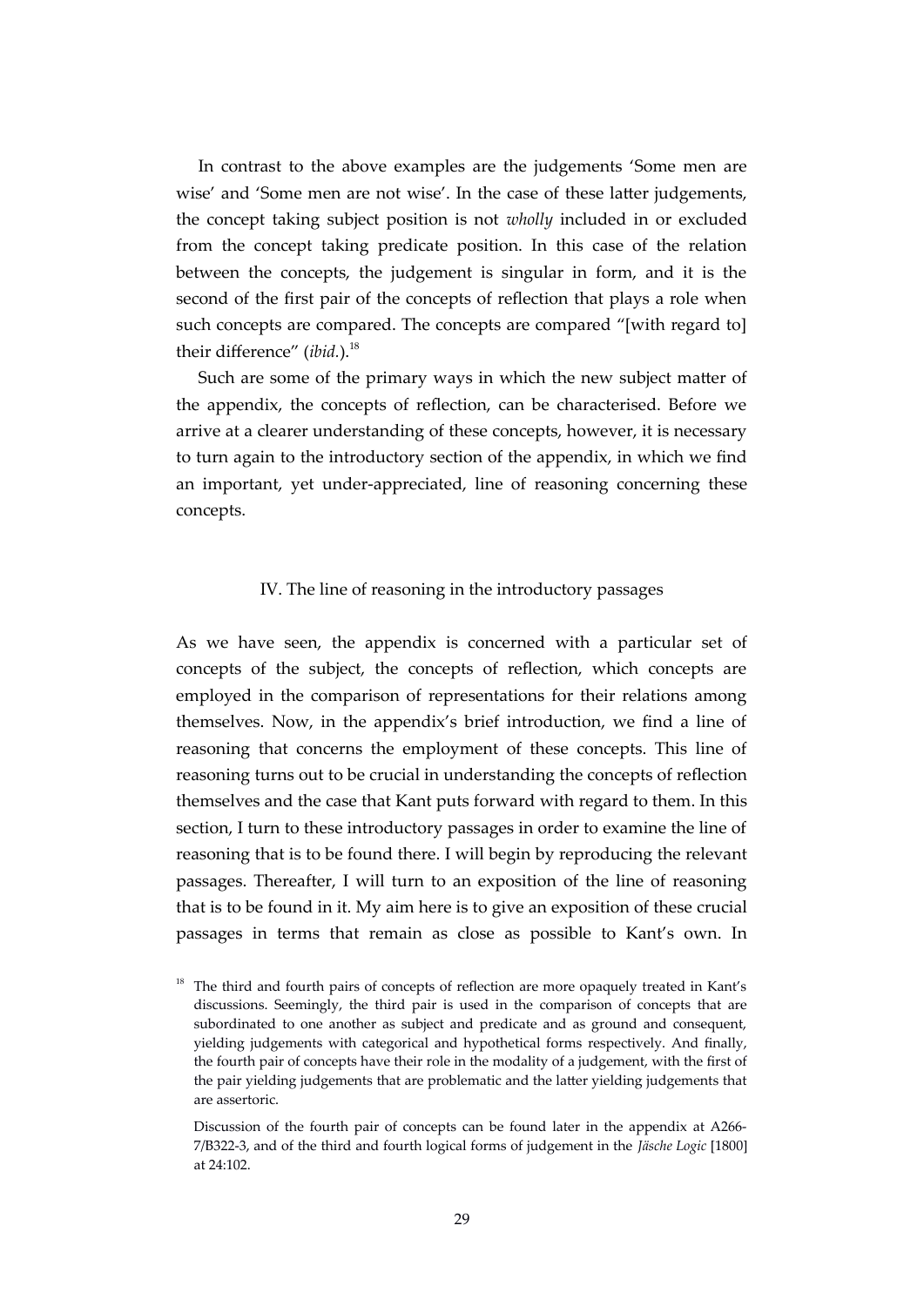In contrast to the above examples are the judgements 'Some men are wise' and 'Some men are not wise'. In the case of these latter judgements, the concept taking subject position is not *wholly* included in or excluded from the concept taking predicate position. In this case of the relation between the concepts, the judgement is singular in form, and it is the second of the first pair of the concepts of reflection that plays a role when such concepts are compared. The concepts are compared "[with regard to] their difference" (*ibid.*).[18]

Such are some of the primary ways in which the new subject matter of the appendix, the concepts of reflection, can be characterised. Before we arrive at a clearer understanding of these concepts, however, it is necessary to turn again to the introductory section of the appendix, in which we find an important, yet under-appreciated, line of reasoning concerning these concepts.

## IV. The line of reasoning in the introductory passages

As we have seen, the appendix is concerned with a particular set of concepts of the subject, the concepts of reflection, which concepts are employed in the comparison of representations for their relations among themselves. Now, in the appendix's brief introduction, we find a line of reasoning that concerns the employment of these concepts. This line of reasoning turns out to be crucial in understanding the concepts of reflection themselves and the case that Kant puts forward with regard to them. In this section, I turn to these introductory passages in order to examine the line of reasoning that is to be found there. I will begin by reproducing the relevant passages. Thereafter, I will turn to an exposition of the line of reasoning that is to be found in it. My aim here is to give an exposition of these crucial passages in terms that remain as close as possible to Kant's own. In

[18] The third and fourth pairs of concepts of reflection are more opaquely treated in Kant's discussions. Seemingly, the third pair is used in the comparison of concepts that are subordinated to one another as subject and predicate and as ground and consequent, yielding judgements with categorical and hypothetical forms respectively. And finally, the fourth pair of concepts have their role in the modality of a judgement, with the first of the pair yielding judgements that are problematic and the latter yielding judgements that are assertoric.

Discussion of the fourth pair of concepts can be found later in the appendix at A266-7/B322-3, and of the third and fourth logical forms of judgement in the *Jäsche Logic* [1800] at 24:102.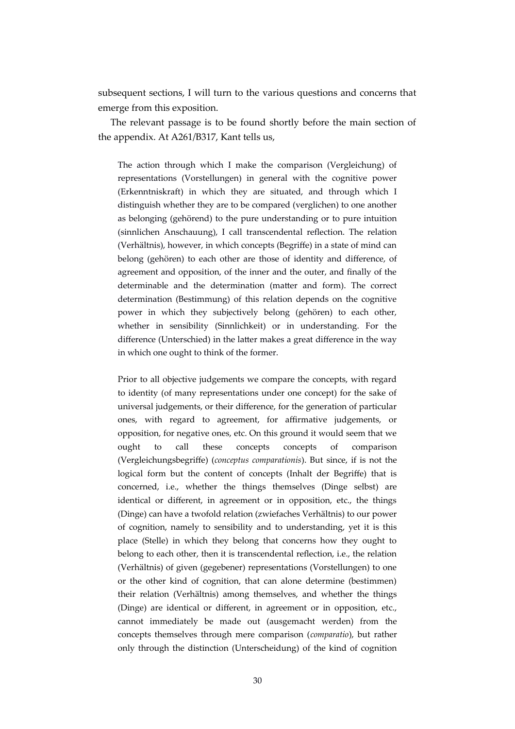subsequent sections, I will turn to the various questions and concerns that emerge from this exposition.

The relevant passage is to be found shortly before the main section of the appendix. At A261/B317, Kant tells us,

> The action through which I make the comparison (Vergleichung) of representations (Vorstellungen) in general with the cognitive power (Erkenntniskraft) in which they are situated, and through which I distinguish whether they are to be compared (verglichen) to one another as belonging (gehörend) to the pure understanding or to pure intuition (sinnlichen Anschauung), I call transcendental reflection. The relation (Verhältnis), however, in which concepts (Begriffe) in a state of mind can belong (gehören) to each other are those of identity and difference, of agreement and opposition, of the inner and the outer, and finally of the determinable and the determination (matter and form). The correct determination (Bestimmung) of this relation depends on the cognitive power in which they subjectively belong (gehören) to each other, whether in sensibility (Sinnlichkeit) or in understanding. For the difference (Unterschied) in the latter makes a great difference in the way in which one ought to think of the former.
>
> Prior to all objective judgements we compare the concepts, with regard to identity (of many representations under one concept) for the sake of universal judgements, or their difference, for the generation of particular ones, with regard to agreement, for affirmative judgements, or opposition, for negative ones, etc. On this ground it would seem that we ought to call these concepts concepts of comparison (Vergleichungsbegriffe) (*conceptus comparationis*). But since, if is not the logical form but the content of concepts (Inhalt der Begriffe) that is concerned, i.e., whether the things themselves (Dinge selbst) are identical or different, in agreement or in opposition, etc., the things (Dinge) can have a twofold relation (zwiefaches Verhältnis) to our power of cognition, namely to sensibility and to understanding, yet it is this place (Stelle) in which they belong that concerns how they ought to belong to each other, then it is transcendental reflection, i.e., the relation (Verhältnis) of given (gegebener) representations (Vorstellungen) to one or the other kind of cognition, that can alone determine (bestimmen) their relation (Verhältnis) among themselves, and whether the things (Dinge) are identical or different, in agreement or in opposition, etc., cannot immediately be made out (ausgemacht werden) from the concepts themselves through mere comparison (*comparatio*), but rather only through the distinction (Unterscheidung) of the kind of cognition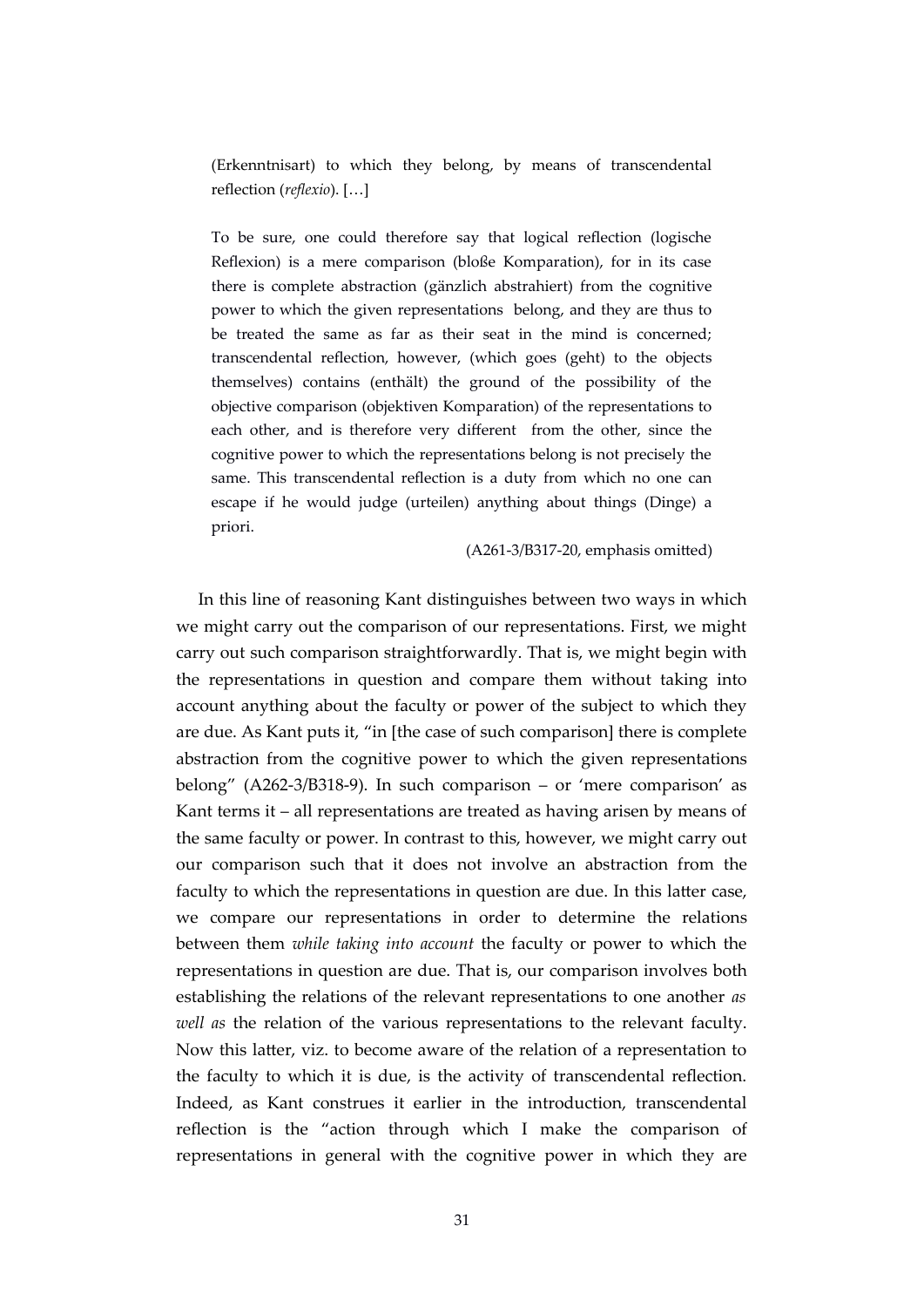> (Erkenntnisart) to which they belong, by means of transcendental reflection (*reflexio*). […]
>
> To be sure, one could therefore say that logical reflection (logische Reflexion) is a mere comparison (bloße Komparation), for in its case there is complete abstraction (gänzlich abstrahiert) from the cognitive power to which the given representations belong, and they are thus to be treated the same as far as their seat in the mind is concerned; transcendental reflection, however, (which goes (geht) to the objects themselves) contains (enthält) the ground of the possibility of the objective comparison (objektiven Komparation) of the representations to each other, and is therefore very different from the other, since the cognitive power to which the representations belong is not precisely the same. This transcendental reflection is a duty from which no one can escape if he would judge (urteilen) anything about things (Dinge) a priori.
>
> (A261-3/B317-20, emphasis omitted)

In this line of reasoning Kant distinguishes between two ways in which we might carry out the comparison of our representations. First, we might carry out such comparison straightforwardly. That is, we might begin with the representations in question and compare them without taking into account anything about the faculty or power of the subject to which they are due. As Kant puts it, "in [the case of such comparison] there is complete abstraction from the cognitive power to which the given representations belong" (A262-3/B318-9). In such comparison – or 'mere comparison' as Kant terms it – all representations are treated as having arisen by means of the same faculty or power. In contrast to this, however, we might carry out our comparison such that it does not involve an abstraction from the faculty to which the representations in question are due. In this latter case, we compare our representations in order to determine the relations between them *while taking into account* the faculty or power to which the representations in question are due. That is, our comparison involves both establishing the relations of the relevant representations to one another *as well as* the relation of the various representations to the relevant faculty. Now this latter, viz. to become aware of the relation of a representation to the faculty to which it is due, is the activity of transcendental reflection. Indeed, as Kant construes it earlier in the introduction, transcendental reflection is the "action through which I make the comparison of representations in general with the cognitive power in which they are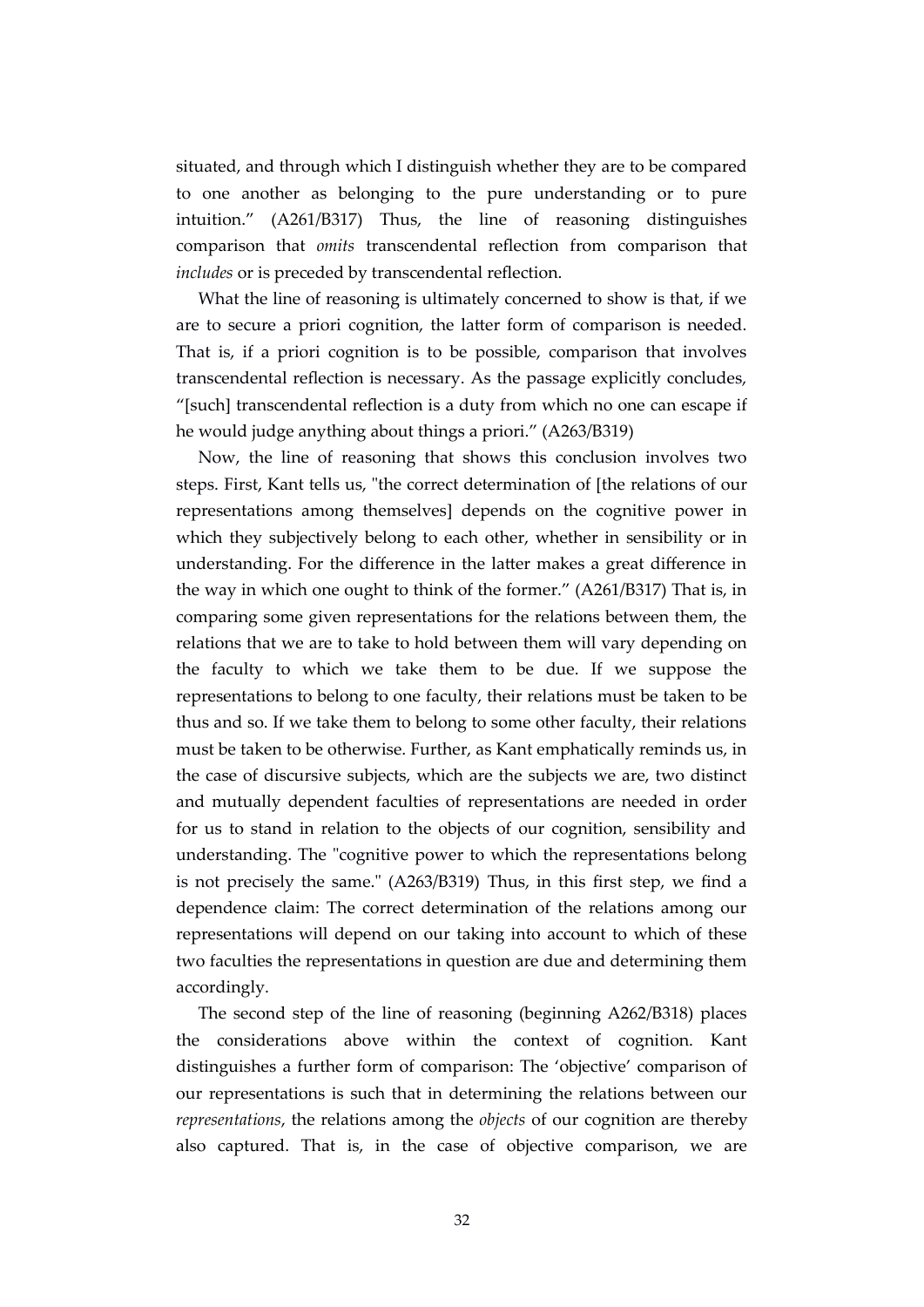situated, and through which I distinguish whether they are to be compared to one another as belonging to the pure understanding or to pure intuition." (A261/B317) Thus, the line of reasoning distinguishes comparison that *omits* transcendental reflection from comparison that *includes* or is preceded by transcendental reflection.

What the line of reasoning is ultimately concerned to show is that, if we are to secure a priori cognition, the latter form of comparison is needed. That is, if a priori cognition is to be possible, comparison that involves transcendental reflection is necessary. As the passage explicitly concludes, "[such] transcendental reflection is a duty from which no one can escape if he would judge anything about things a priori." (A263/B319)

Now, the line of reasoning that shows this conclusion involves two steps. First, Kant tells us, "the correct determination of [the relations of our representations among themselves] depends on the cognitive power in which they subjectively belong to each other, whether in sensibility or in understanding. For the difference in the latter makes a great difference in the way in which one ought to think of the former." (A261/B317) That is, in comparing some given representations for the relations between them, the relations that we are to take to hold between them will vary depending on the faculty to which we take them to be due. If we suppose the representations to belong to one faculty, their relations must be taken to be thus and so. If we take them to belong to some other faculty, their relations must be taken to be otherwise. Further, as Kant emphatically reminds us, in the case of discursive subjects, which are the subjects we are, two distinct and mutually dependent faculties of representations are needed in order for us to stand in relation to the objects of our cognition, sensibility and understanding. The "cognitive power to which the representations belong is not precisely the same." (A263/B319) Thus, in this first step, we find a dependence claim: The correct determination of the relations among our representations will depend on our taking into account to which of these two faculties the representations in question are due and determining them accordingly.

The second step of the line of reasoning (beginning A262/B318) places the considerations above within the context of cognition. Kant distinguishes a further form of comparison: The 'objective' comparison of our representations is such that in determining the relations between our *representations*, the relations among the *objects* of our cognition are thereby also captured. That is, in the case of objective comparison, we are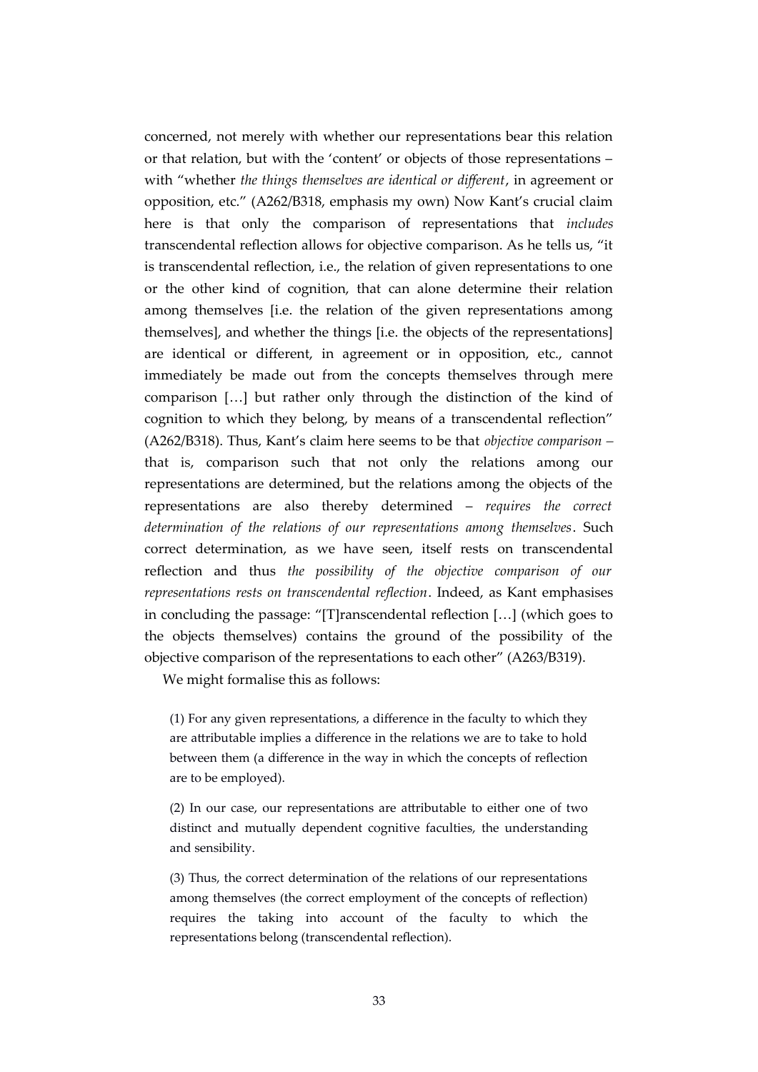concerned, not merely with whether our representations bear this relation or that relation, but with the 'content' or objects of those representations – with "whether *the things themselves are identical or different*, in agreement or opposition, etc." (A262/B318, emphasis my own) Now Kant's crucial claim here is that only the comparison of representations that *includes* transcendental reflection allows for objective comparison. As he tells us, "it is transcendental reflection, i.e., the relation of given representations to one or the other kind of cognition, that can alone determine their relation among themselves [i.e. the relation of the given representations among themselves], and whether the things [i.e. the objects of the representations] are identical or different, in agreement or in opposition, etc., cannot immediately be made out from the concepts themselves through mere comparison […] but rather only through the distinction of the kind of cognition to which they belong, by means of a transcendental reflection" (A262/B318). Thus, Kant's claim here seems to be that *objective comparison* – that is, comparison such that not only the relations among our representations are determined, but the relations among the objects of the representations are also thereby determined – *requires the correct determination of the relations of our representations among themselves*. Such correct determination, as we have seen, itself rests on transcendental reflection and thus *the possibility of the objective comparison of our representations rests on transcendental reflection*. Indeed, as Kant emphasises in concluding the passage: "[T]ranscendental reflection […] (which goes to the objects themselves) contains the ground of the possibility of the objective comparison of the representations to each other" (A263/B319).

We might formalise this as follows:

> (1) For any given representations, a difference in the faculty to which they are attributable implies a difference in the relations we are to take to hold between them (a difference in the way in which the concepts of reflection are to be employed).
>
> (2) In our case, our representations are attributable to either one of two distinct and mutually dependent cognitive faculties, the understanding and sensibility.
>
> (3) Thus, the correct determination of the relations of our representations among themselves (the correct employment of the concepts of reflection) requires the taking into account of the faculty to which the representations belong (transcendental reflection).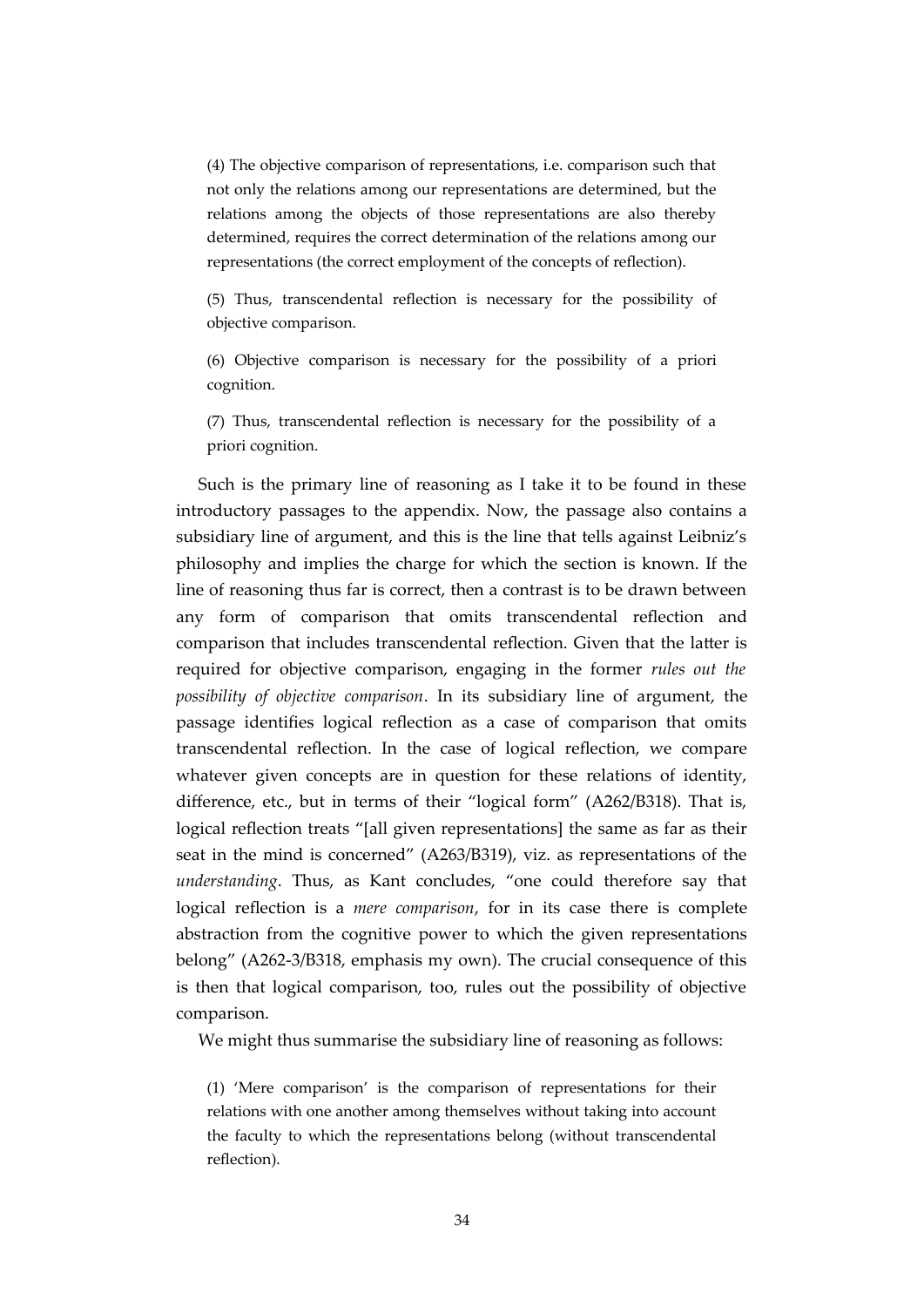> (4) The objective comparison of representations, i.e. comparison such that not only the relations among our representations are determined, but the relations among the objects of those representations are also thereby determined, requires the correct determination of the relations among our representations (the correct employment of the concepts of reflection).
>
> (5) Thus, transcendental reflection is necessary for the possibility of objective comparison.
>
> (6) Objective comparison is necessary for the possibility of a priori cognition.
>
> (7) Thus, transcendental reflection is necessary for the possibility of a priori cognition.

Such is the primary line of reasoning as I take it to be found in these introductory passages to the appendix. Now, the passage also contains a subsidiary line of argument, and this is the line that tells against Leibniz's philosophy and implies the charge for which the section is known. If the line of reasoning thus far is correct, then a contrast is to be drawn between any form of comparison that omits transcendental reflection and comparison that includes transcendental reflection. Given that the latter is required for objective comparison, engaging in the former *rules out the possibility of objective comparison*. In its subsidiary line of argument, the passage identifies logical reflection as a case of comparison that omits transcendental reflection. In the case of logical reflection, we compare whatever given concepts are in question for these relations of identity, difference, etc., but in terms of their "logical form" (A262/B318). That is, logical reflection treats "[all given representations] the same as far as their seat in the mind is concerned" (A263/B319), viz. as representations of the *understanding*. Thus, as Kant concludes, "one could therefore say that logical reflection is a *mere comparison*, for in its case there is complete abstraction from the cognitive power to which the given representations belong" (A262-3/B318, emphasis my own). The crucial consequence of this is then that logical comparison, too, rules out the possibility of objective comparison.

We might thus summarise the subsidiary line of reasoning as follows:

> (1) 'Mere comparison' is the comparison of representations for their relations with one another among themselves without taking into account the faculty to which the representations belong (without transcendental reflection).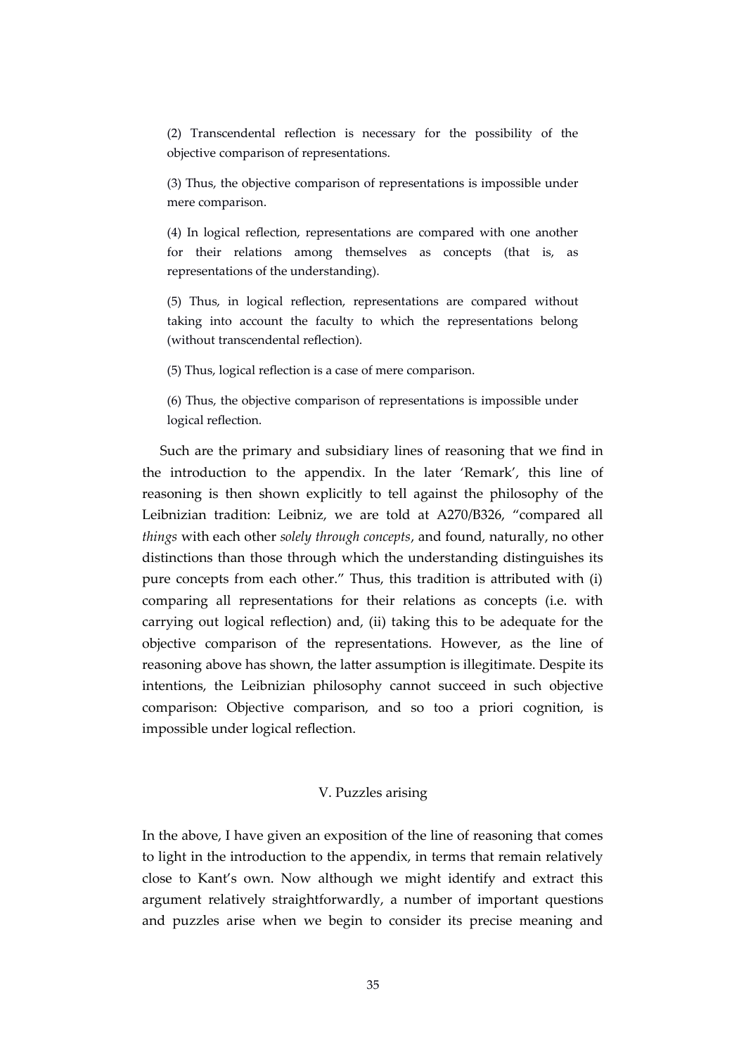(2) Transcendental reflection is necessary for the possibility of the objective comparison of representations.

(3) Thus, the objective comparison of representations is impossible under mere comparison.

(4) In logical reflection, representations are compared with one another for their relations among themselves as concepts (that is, as representations of the understanding).

(5) Thus, in logical reflection, representations are compared without taking into account the faculty to which the representations belong (without transcendental reflection).

(5) Thus, logical reflection is a case of mere comparison.

(6) Thus, the objective comparison of representations is impossible under logical reflection.

Such are the primary and subsidiary lines of reasoning that we find in the introduction to the appendix. In the later 'Remark', this line of reasoning is then shown explicitly to tell against the philosophy of the Leibnizian tradition: Leibniz, we are told at A270/B326, "compared all *things* with each other *solely through concepts*, and found, naturally, no other distinctions than those through which the understanding distinguishes its pure concepts from each other." Thus, this tradition is attributed with (i) comparing all representations for their relations as concepts (i.e. with carrying out logical reflection) and, (ii) taking this to be adequate for the objective comparison of the representations. However, as the line of reasoning above has shown, the latter assumption is illegitimate. Despite its intentions, the Leibnizian philosophy cannot succeed in such objective comparison: Objective comparison, and so too a priori cognition, is impossible under logical reflection.

## V. Puzzles arising

In the above, I have given an exposition of the line of reasoning that comes to light in the introduction to the appendix, in terms that remain relatively close to Kant's own. Now although we might identify and extract this argument relatively straightforwardly, a number of important questions and puzzles arise when we begin to consider its precise meaning and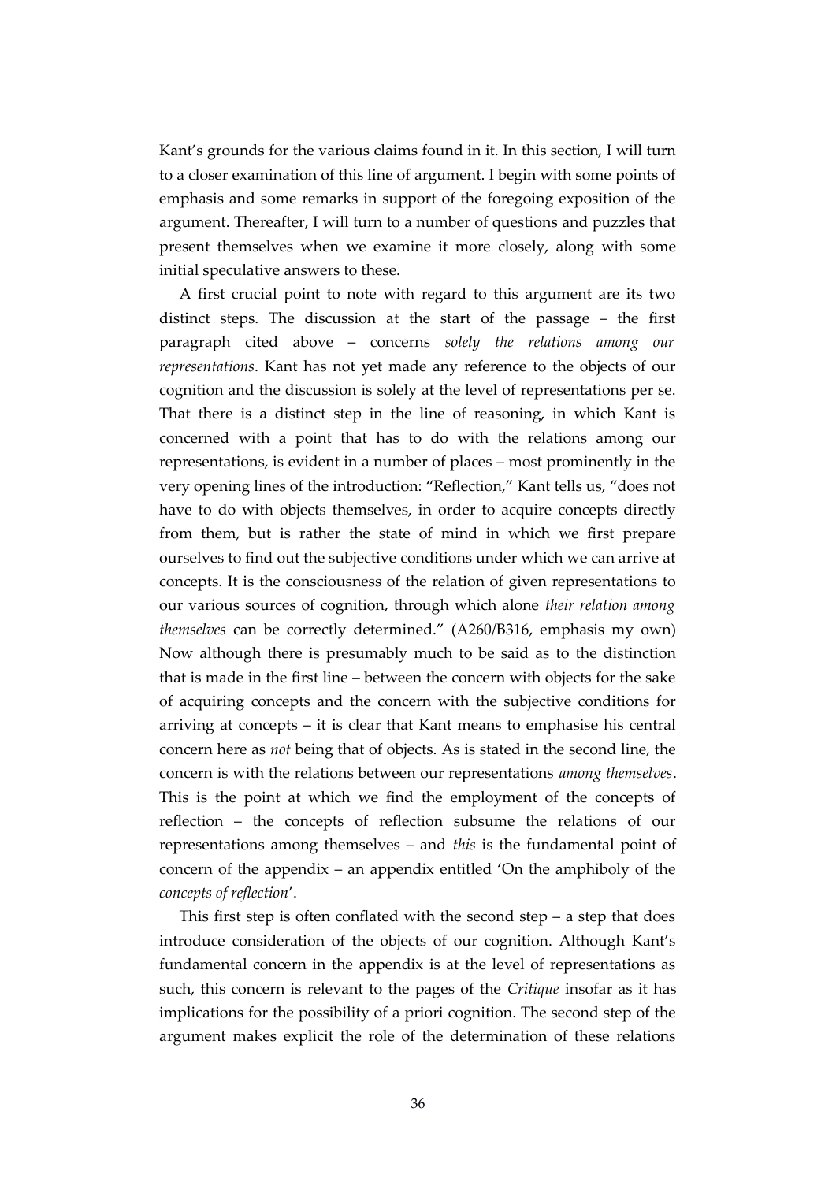Kant's grounds for the various claims found in it. In this section, I will turn to a closer examination of this line of argument. I begin with some points of emphasis and some remarks in support of the foregoing exposition of the argument. Thereafter, I will turn to a number of questions and puzzles that present themselves when we examine it more closely, along with some initial speculative answers to these.

A first crucial point to note with regard to this argument are its two distinct steps. The discussion at the start of the passage – the first paragraph cited above – concerns *solely the relations among our representations*. Kant has not yet made any reference to the objects of our cognition and the discussion is solely at the level of representations per se. That there is a distinct step in the line of reasoning, in which Kant is concerned with a point that has to do with the relations among our representations, is evident in a number of places – most prominently in the very opening lines of the introduction: "Reflection," Kant tells us, "does not have to do with objects themselves, in order to acquire concepts directly from them, but is rather the state of mind in which we first prepare ourselves to find out the subjective conditions under which we can arrive at concepts. It is the consciousness of the relation of given representations to our various sources of cognition, through which alone *their relation among themselves* can be correctly determined." (A260/B316, emphasis my own) Now although there is presumably much to be said as to the distinction that is made in the first line – between the concern with objects for the sake of acquiring concepts and the concern with the subjective conditions for arriving at concepts – it is clear that Kant means to emphasise his central concern here as *not* being that of objects. As is stated in the second line, the concern is with the relations between our representations *among themselves*. This is the point at which we find the employment of the concepts of reflection – the concepts of reflection subsume the relations of our representations among themselves – and *this* is the fundamental point of concern of the appendix – an appendix entitled 'On the amphiboly of the *concepts of reflection*'.

This first step is often conflated with the second step – a step that does introduce consideration of the objects of our cognition. Although Kant's fundamental concern in the appendix is at the level of representations as such, this concern is relevant to the pages of the *Critique* insofar as it has implications for the possibility of a priori cognition. The second step of the argument makes explicit the role of the determination of these relations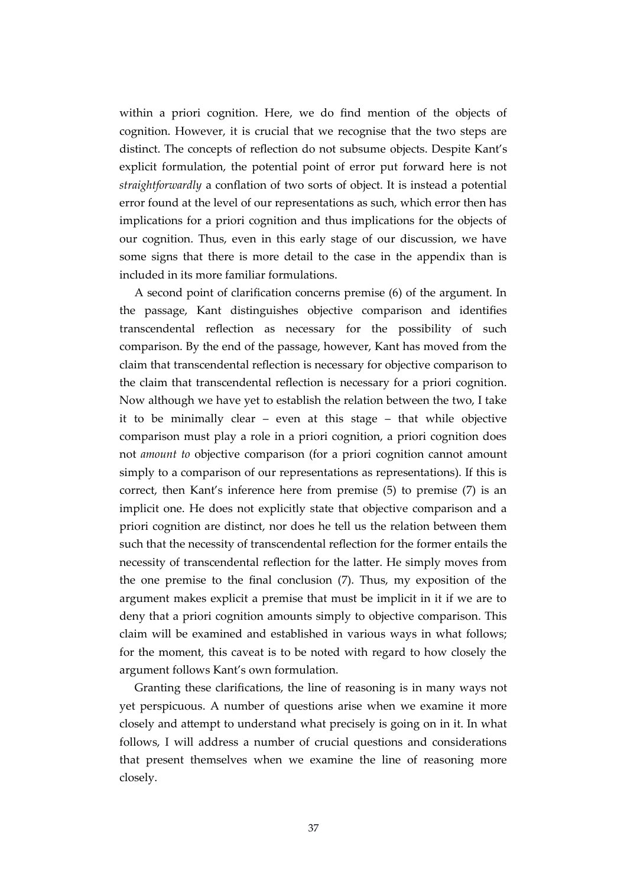within a priori cognition. Here, we do find mention of the objects of cognition. However, it is crucial that we recognise that the two steps are distinct. The concepts of reflection do not subsume objects. Despite Kant's explicit formulation, the potential point of error put forward here is not *straightforwardly* a conflation of two sorts of object. It is instead a potential error found at the level of our representations as such, which error then has implications for a priori cognition and thus implications for the objects of our cognition. Thus, even in this early stage of our discussion, we have some signs that there is more detail to the case in the appendix than is included in its more familiar formulations.

A second point of clarification concerns premise (6) of the argument. In the passage, Kant distinguishes objective comparison and identifies transcendental reflection as necessary for the possibility of such comparison. By the end of the passage, however, Kant has moved from the claim that transcendental reflection is necessary for objective comparison to the claim that transcendental reflection is necessary for a priori cognition. Now although we have yet to establish the relation between the two, I take it to be minimally clear – even at this stage – that while objective comparison must play a role in a priori cognition, a priori cognition does not *amount to* objective comparison (for a priori cognition cannot amount simply to a comparison of our representations as representations). If this is correct, then Kant's inference here from premise (5) to premise (7) is an implicit one. He does not explicitly state that objective comparison and a priori cognition are distinct, nor does he tell us the relation between them such that the necessity of transcendental reflection for the former entails the necessity of transcendental reflection for the latter. He simply moves from the one premise to the final conclusion (7). Thus, my exposition of the argument makes explicit a premise that must be implicit in it if we are to deny that a priori cognition amounts simply to objective comparison. This claim will be examined and established in various ways in what follows; for the moment, this caveat is to be noted with regard to how closely the argument follows Kant's own formulation.

Granting these clarifications, the line of reasoning is in many ways not yet perspicuous. A number of questions arise when we examine it more closely and attempt to understand what precisely is going on in it. In what follows, I will address a number of crucial questions and considerations that present themselves when we examine the line of reasoning more closely.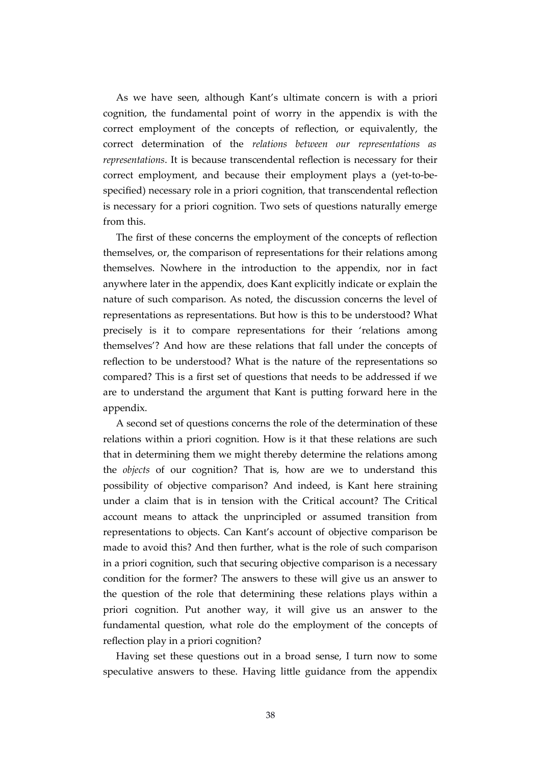As we have seen, although Kant's ultimate concern is with a priori cognition, the fundamental point of worry in the appendix is with the correct employment of the concepts of reflection, or equivalently, the correct determination of the *relations between our representations as representations*. It is because transcendental reflection is necessary for their correct employment, and because their employment plays a (yet-to-be-specified) necessary role in a priori cognition, that transcendental reflection is necessary for a priori cognition. Two sets of questions naturally emerge from this.

The first of these concerns the employment of the concepts of reflection themselves, or, the comparison of representations for their relations among themselves. Nowhere in the introduction to the appendix, nor in fact anywhere later in the appendix, does Kant explicitly indicate or explain the nature of such comparison. As noted, the discussion concerns the level of representations as representations. But how is this to be understood? What precisely is it to compare representations for their 'relations among themselves'? And how are these relations that fall under the concepts of reflection to be understood? What is the nature of the representations so compared? This is a first set of questions that needs to be addressed if we are to understand the argument that Kant is putting forward here in the appendix.

A second set of questions concerns the role of the determination of these relations within a priori cognition. How is it that these relations are such that in determining them we might thereby determine the relations among the *objects* of our cognition? That is, how are we to understand this possibility of objective comparison? And indeed, is Kant here straining under a claim that is in tension with the Critical account? The Critical account means to attack the unprincipled or assumed transition from representations to objects. Can Kant's account of objective comparison be made to avoid this? And then further, what is the role of such comparison in a priori cognition, such that securing objective comparison is a necessary condition for the former? The answers to these will give us an answer to the question of the role that determining these relations plays within a priori cognition. Put another way, it will give us an answer to the fundamental question, what role do the employment of the concepts of reflection play in a priori cognition?

Having set these questions out in a broad sense, I turn now to some speculative answers to these. Having little guidance from the appendix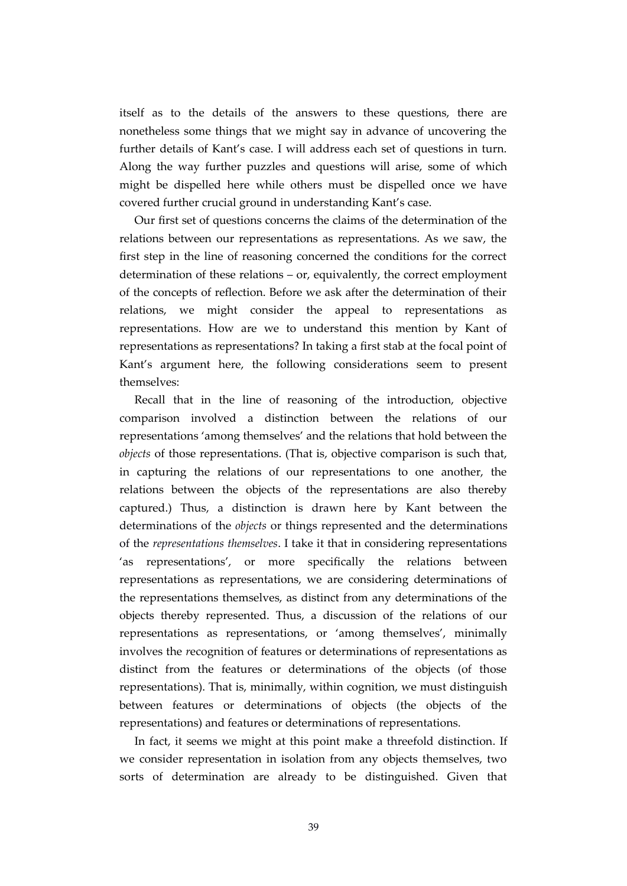itself as to the details of the answers to these questions, there are nonetheless some things that we might say in advance of uncovering the further details of Kant's case. I will address each set of questions in turn. Along the way further puzzles and questions will arise, some of which might be dispelled here while others must be dispelled once we have covered further crucial ground in understanding Kant's case.

Our first set of questions concerns the claims of the determination of the relations between our representations as representations. As we saw, the first step in the line of reasoning concerned the conditions for the correct determination of these relations – or, equivalently, the correct employment of the concepts of reflection. Before we ask after the determination of their relations, we might consider the appeal to representations as representations. How are we to understand this mention by Kant of representations as representations? In taking a first stab at the focal point of Kant's argument here, the following considerations seem to present themselves:

Recall that in the line of reasoning of the introduction, objective comparison involved a distinction between the relations of our representations 'among themselves' and the relations that hold between the *objects* of those representations. (That is, objective comparison is such that, in capturing the relations of our representations to one another, the relations between the objects of the representations are also thereby captured.) Thus, a distinction is drawn here by Kant between the determinations of the *objects* or things represented and the determinations of the *representations themselves*. I take it that in considering representations 'as representations', or more specifically the relations between representations as representations, we are considering determinations of the representations themselves, as distinct from any determinations of the objects thereby represented. Thus, a discussion of the relations of our representations as representations, or 'among themselves', minimally involves the recognition of features or determinations of representations as distinct from the features or determinations of the objects (of those representations). That is, minimally, within cognition, we must distinguish between features or determinations of objects (the objects of the representations) and features or determinations of representations.

In fact, it seems we might at this point make a threefold distinction. If we consider representation in isolation from any objects themselves, two sorts of determination are already to be distinguished. Given that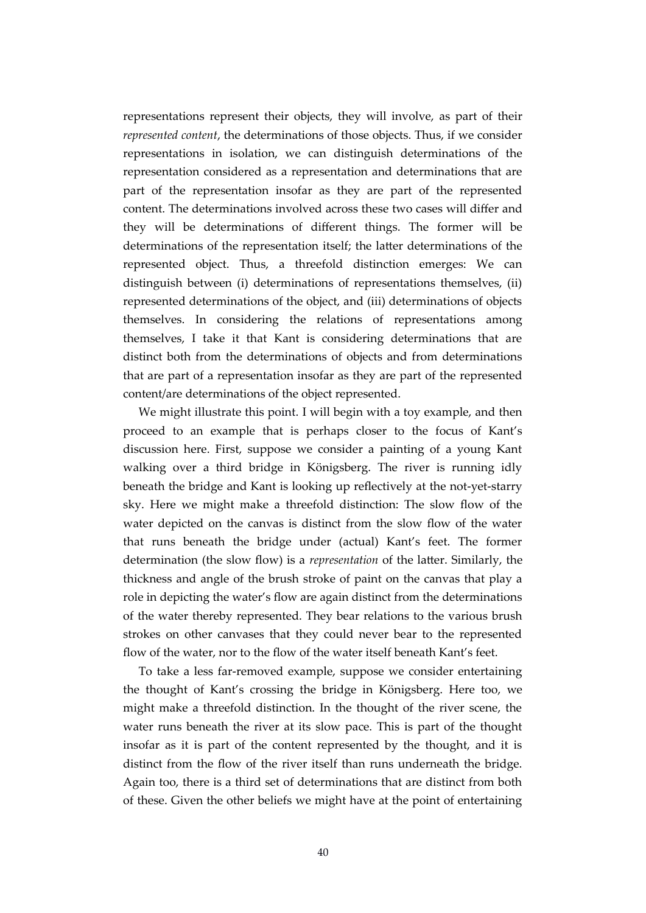representations represent their objects, they will involve, as part of their *represented content*, the determinations of those objects. Thus, if we consider representations in isolation, we can distinguish determinations of the representation considered as a representation and determinations that are part of the representation insofar as they are part of the represented content. The determinations involved across these two cases will differ and they will be determinations of different things. The former will be determinations of the representation itself; the latter determinations of the represented object. Thus, a threefold distinction emerges: We can distinguish between (i) determinations of representations themselves, (ii) represented determinations of the object, and (iii) determinations of objects themselves. In considering the relations of representations among themselves, I take it that Kant is considering determinations that are distinct both from the determinations of objects and from determinations that are part of a representation insofar as they are part of the represented content/are determinations of the object represented.

We might illustrate this point. I will begin with a toy example, and then proceed to an example that is perhaps closer to the focus of Kant's discussion here. First, suppose we consider a painting of a young Kant walking over a third bridge in Königsberg. The river is running idly beneath the bridge and Kant is looking up reflectively at the not-yet-starry sky. Here we might make a threefold distinction: The slow flow of the water depicted on the canvas is distinct from the slow flow of the water that runs beneath the bridge under (actual) Kant's feet. The former determination (the slow flow) is a *representation* of the latter. Similarly, the thickness and angle of the brush stroke of paint on the canvas that play a role in depicting the water's flow are again distinct from the determinations of the water thereby represented. They bear relations to the various brush strokes on other canvases that they could never bear to the represented flow of the water, nor to the flow of the water itself beneath Kant's feet.

To take a less far-removed example, suppose we consider entertaining the thought of Kant's crossing the bridge in Königsberg. Here too, we might make a threefold distinction. In the thought of the river scene, the water runs beneath the river at its slow pace. This is part of the thought insofar as it is part of the content represented by the thought, and it is distinct from the flow of the river itself than runs underneath the bridge. Again too, there is a third set of determinations that are distinct from both of these. Given the other beliefs we might have at the point of entertaining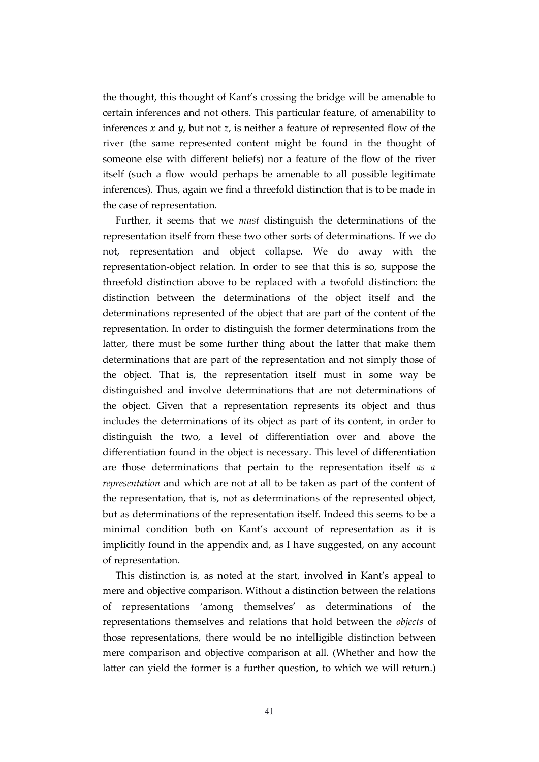the thought, this thought of Kant's crossing the bridge will be amenable to certain inferences and not others. This particular feature, of amenability to inferences $x$ and $y$, but not $z$, is neither a feature of represented flow of the river (the same represented content might be found in the thought of someone else with different beliefs) nor a feature of the flow of the river itself (such a flow would perhaps be amenable to all possible legitimate inferences). Thus, again we find a threefold distinction that is to be made in the case of representation.

Further, it seems that we *must* distinguish the determinations of the representation itself from these two other sorts of determinations. If we do not, representation and object collapse. We do away with the representation-object relation. In order to see that this is so, suppose the threefold distinction above to be replaced with a twofold distinction: the distinction between the determinations of the object itself and the determinations represented of the object that are part of the content of the representation. In order to distinguish the former determinations from the latter, there must be some further thing about the latter that make them determinations that are part of the representation and not simply those of the object. That is, the representation itself must in some way be distinguished and involve determinations that are not determinations of the object. Given that a representation represents its object and thus includes the determinations of its object as part of its content, in order to distinguish the two, a level of differentiation over and above the differentiation found in the object is necessary. This level of differentiation are those determinations that pertain to the representation itself *as a representation* and which are not at all to be taken as part of the content of the representation, that is, not as determinations of the represented object, but as determinations of the representation itself. Indeed this seems to be a minimal condition both on Kant's account of representation as it is implicitly found in the appendix and, as I have suggested, on any account of representation.

This distinction is, as noted at the start, involved in Kant's appeal to mere and objective comparison. Without a distinction between the relations of representations 'among themselves' as determinations of the representations themselves and relations that hold between the *objects* of those representations, there would be no intelligible distinction between mere comparison and objective comparison at all. (Whether and how the latter can yield the former is a further question, to which we will return.)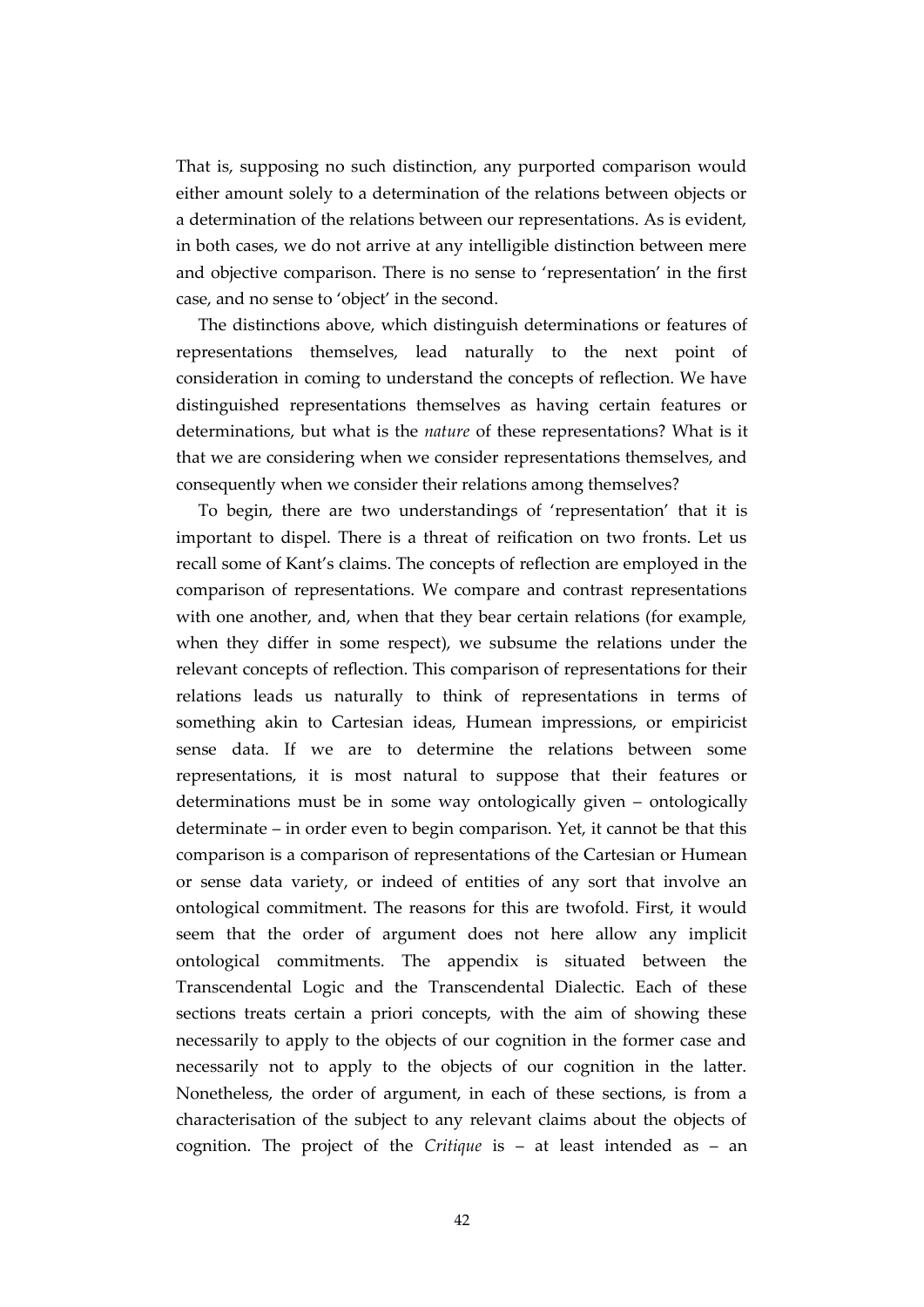That is, supposing no such distinction, any purported comparison would either amount solely to a determination of the relations between objects or a determination of the relations between our representations. As is evident, in both cases, we do not arrive at any intelligible distinction between mere and objective comparison. There is no sense to 'representation' in the first case, and no sense to 'object' in the second.

The distinctions above, which distinguish determinations or features of representations themselves, lead naturally to the next point of consideration in coming to understand the concepts of reflection. We have distinguished representations themselves as having certain features or determinations, but what is the *nature* of these representations? What is it that we are considering when we consider representations themselves, and consequently when we consider their relations among themselves?

To begin, there are two understandings of 'representation' that it is important to dispel. There is a threat of reification on two fronts. Let us recall some of Kant's claims. The concepts of reflection are employed in the comparison of representations. We compare and contrast representations with one another, and, when that they bear certain relations (for example, when they differ in some respect), we subsume the relations under the relevant concepts of reflection. This comparison of representations for their relations leads us naturally to think of representations in terms of something akin to Cartesian ideas, Humean impressions, or empiricist sense data. If we are to determine the relations between some representations, it is most natural to suppose that their features or determinations must be in some way ontologically given – ontologically determinate – in order even to begin comparison. Yet, it cannot be that this comparison is a comparison of representations of the Cartesian or Humean or sense data variety, or indeed of entities of any sort that involve an ontological commitment. The reasons for this are twofold. First, it would seem that the order of argument does not here allow any implicit ontological commitments. The appendix is situated between the Transcendental Logic and the Transcendental Dialectic. Each of these sections treats certain a priori concepts, with the aim of showing these necessarily to apply to the objects of our cognition in the former case and necessarily not to apply to the objects of our cognition in the latter. Nonetheless, the order of argument, in each of these sections, is from a characterisation of the subject to any relevant claims about the objects of cognition. The project of the *Critique* is – at least intended as – an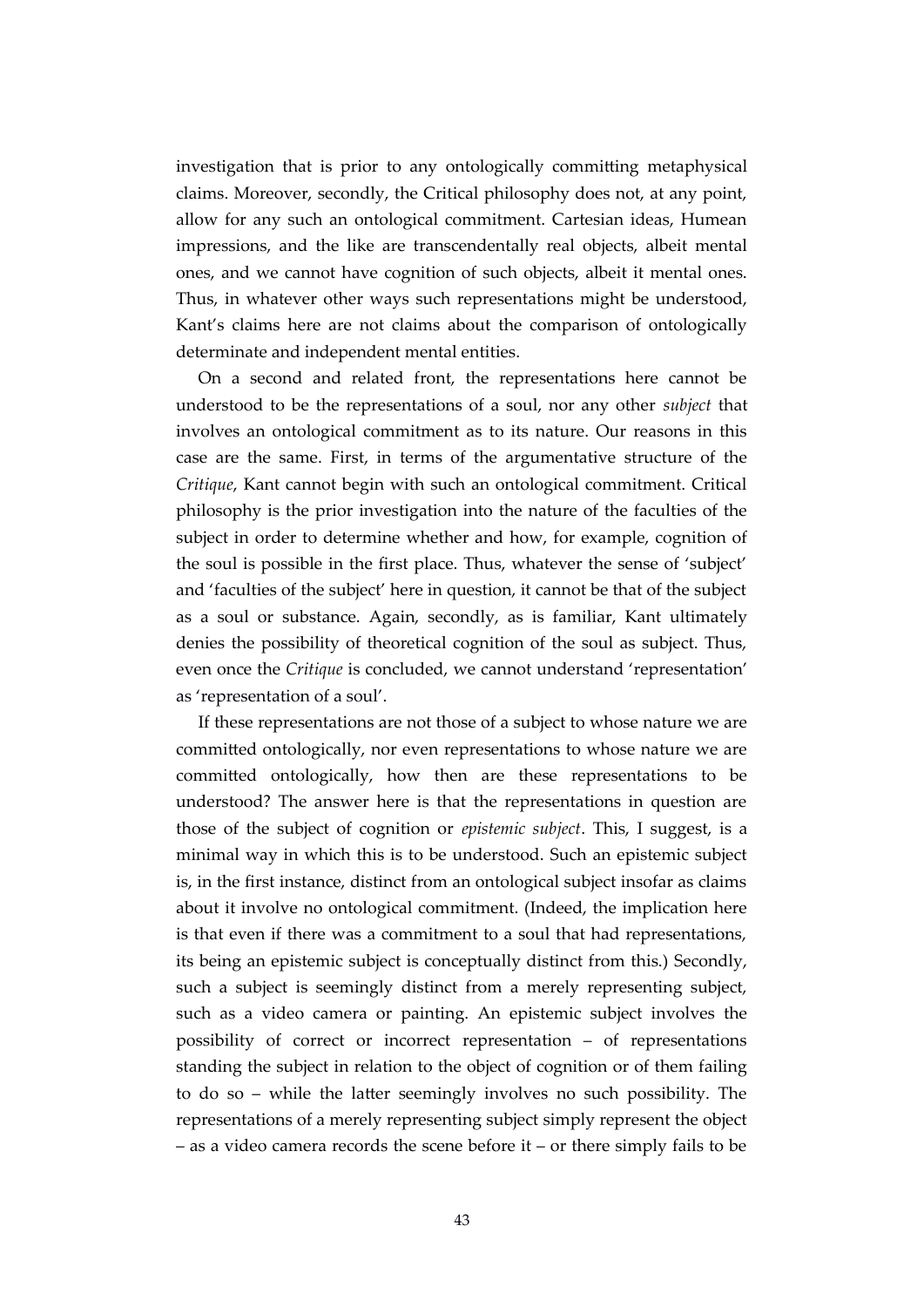investigation that is prior to any ontologically committing metaphysical claims. Moreover, secondly, the Critical philosophy does not, at any point, allow for any such an ontological commitment. Cartesian ideas, Humean impressions, and the like are transcendentally real objects, albeit mental ones, and we cannot have cognition of such objects, albeit it mental ones. Thus, in whatever other ways such representations might be understood, Kant's claims here are not claims about the comparison of ontologically determinate and independent mental entities.

On a second and related front, the representations here cannot be understood to be the representations of a soul, nor any other *subject* that involves an ontological commitment as to its nature. Our reasons in this case are the same. First, in terms of the argumentative structure of the *Critique*, Kant cannot begin with such an ontological commitment. Critical philosophy is the prior investigation into the nature of the faculties of the subject in order to determine whether and how, for example, cognition of the soul is possible in the first place. Thus, whatever the sense of 'subject' and 'faculties of the subject' here in question, it cannot be that of the subject as a soul or substance. Again, secondly, as is familiar, Kant ultimately denies the possibility of theoretical cognition of the soul as subject. Thus, even once the *Critique* is concluded, we cannot understand 'representation' as 'representation of a soul'.

If these representations are not those of a subject to whose nature we are committed ontologically, nor even representations to whose nature we are committed ontologically, how then are these representations to be understood? The answer here is that the representations in question are those of the subject of cognition or *epistemic subject*. This, I suggest, is a minimal way in which this is to be understood. Such an epistemic subject is, in the first instance, distinct from an ontological subject insofar as claims about it involve no ontological commitment. (Indeed, the implication here is that even if there was a commitment to a soul that had representations, its being an epistemic subject is conceptually distinct from this.) Secondly, such a subject is seemingly distinct from a merely representing subject, such as a video camera or painting. An epistemic subject involves the possibility of correct or incorrect representation – of representations standing the subject in relation to the object of cognition or of them failing to do so – while the latter seemingly involves no such possibility. The representations of a merely representing subject simply represent the object – as a video camera records the scene before it – or there simply fails to be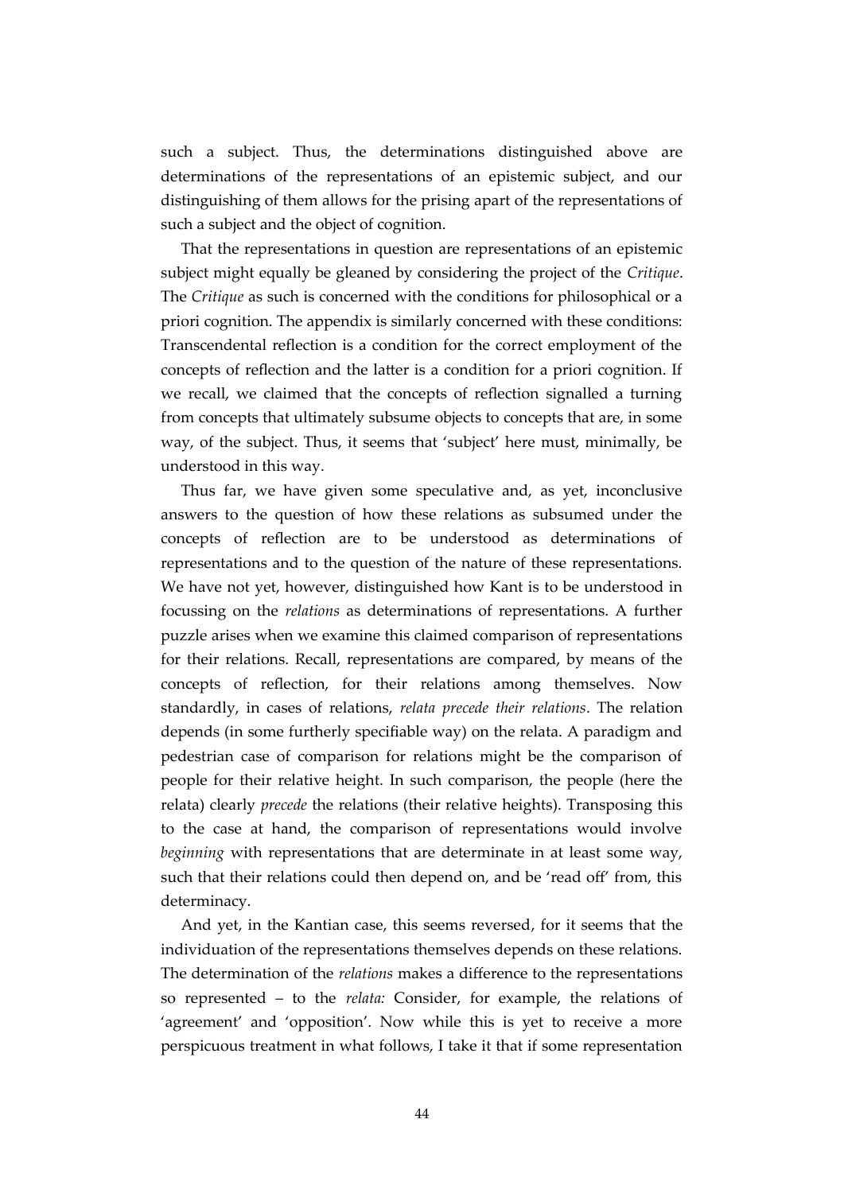such a subject. Thus, the determinations distinguished above are determinations of the representations of an epistemic subject, and our distinguishing of them allows for the prising apart of the representations of such a subject and the object of cognition.

That the representations in question are representations of an epistemic subject might equally be gleaned by considering the project of the *Critique*. The *Critique* as such is concerned with the conditions for philosophical or a priori cognition. The appendix is similarly concerned with these conditions: Transcendental reflection is a condition for the correct employment of the concepts of reflection and the latter is a condition for a priori cognition. If we recall, we claimed that the concepts of reflection signalled a turning from concepts that ultimately subsume objects to concepts that are, in some way, of the subject. Thus, it seems that 'subject' here must, minimally, be understood in this way.

Thus far, we have given some speculative and, as yet, inconclusive answers to the question of how these relations as subsumed under the concepts of reflection are to be understood as determinations of representations and to the question of the nature of these representations. We have not yet, however, distinguished how Kant is to be understood in focussing on the *relations* as determinations of representations. A further puzzle arises when we examine this claimed comparison of representations for their relations. Recall, representations are compared, by means of the concepts of reflection, for their relations among themselves. Now standardly, in cases of relations, *relata precede their relations*. The relation depends (in some furtherly specifiable way) on the relata. A paradigm and pedestrian case of comparison for relations might be the comparison of people for their relative height. In such comparison, the people (here the relata) clearly *precede* the relations (their relative heights). Transposing this to the case at hand, the comparison of representations would involve *beginning* with representations that are determinate in at least some way, such that their relations could then depend on, and be 'read off' from, this determinacy.

And yet, in the Kantian case, this seems reversed, for it seems that the individuation of the representations themselves depends on these relations. The determination of the *relations* makes a difference to the representations so represented – to the *relata:* Consider, for example, the relations of 'agreement' and 'opposition'. Now while this is yet to receive a more perspicuous treatment in what follows, I take it that if some representation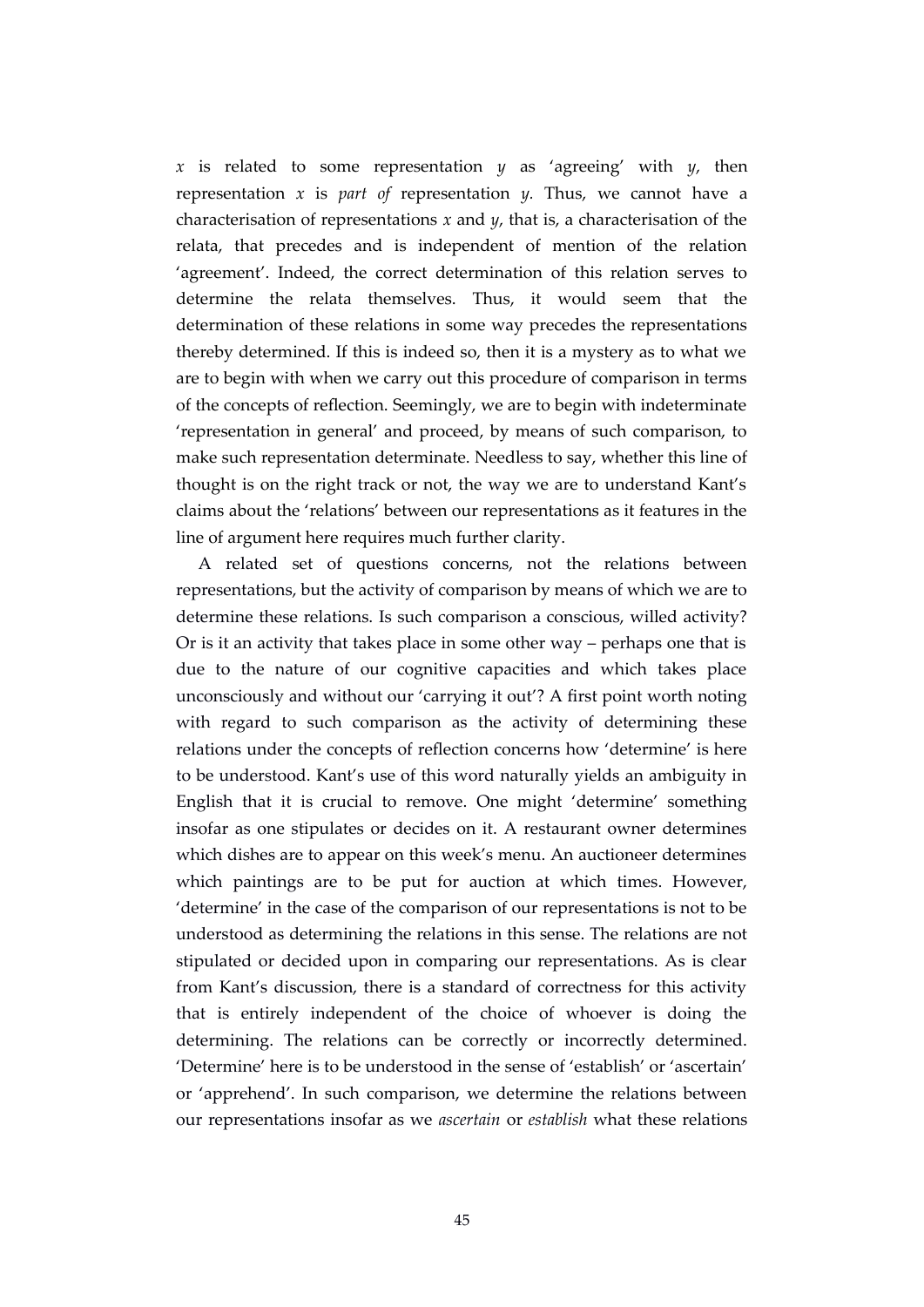$x$ is related to some representation $y$ as 'agreeing' with $y$, then representation $x$ is *part of* representation $y$. Thus, we cannot have a characterisation of representations $x$ and $y$, that is, a characterisation of the relata, that precedes and is independent of mention of the relation 'agreement'. Indeed, the correct determination of this relation serves to determine the relata themselves. Thus, it would seem that the determination of these relations in some way precedes the representations thereby determined. If this is indeed so, then it is a mystery as to what we are to begin with when we carry out this procedure of comparison in terms of the concepts of reflection. Seemingly, we are to begin with indeterminate 'representation in general' and proceed, by means of such comparison, to make such representation determinate. Needless to say, whether this line of thought is on the right track or not, the way we are to understand Kant's claims about the 'relations' between our representations as it features in the line of argument here requires much further clarity.

A related set of questions concerns, not the relations between representations, but the activity of comparison by means of which we are to determine these relations. Is such comparison a conscious, willed activity? Or is it an activity that takes place in some other way – perhaps one that is due to the nature of our cognitive capacities and which takes place unconsciously and without our 'carrying it out'? A first point worth noting with regard to such comparison as the activity of determining these relations under the concepts of reflection concerns how 'determine' is here to be understood. Kant's use of this word naturally yields an ambiguity in English that it is crucial to remove. One might 'determine' something insofar as one stipulates or decides on it. A restaurant owner determines which dishes are to appear on this week's menu. An auctioneer determines which paintings are to be put for auction at which times. However, 'determine' in the case of the comparison of our representations is not to be understood as determining the relations in this sense. The relations are not stipulated or decided upon in comparing our representations. As is clear from Kant's discussion, there is a standard of correctness for this activity that is entirely independent of the choice of whoever is doing the determining. The relations can be correctly or incorrectly determined. 'Determine' here is to be understood in the sense of 'establish' or 'ascertain' or 'apprehend'. In such comparison, we determine the relations between our representations insofar as we *ascertain* or *establish* what these relations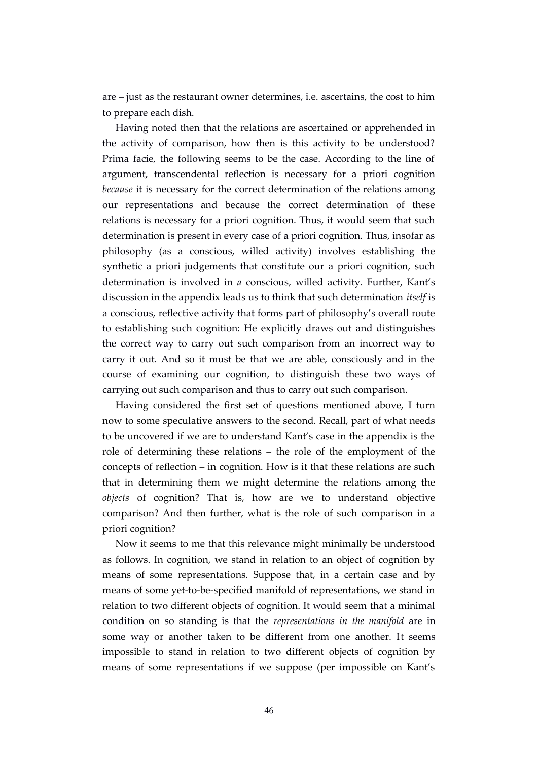are – just as the restaurant owner determines, i.e. ascertains, the cost to him to prepare each dish.

Having noted then that the relations are ascertained or apprehended in the activity of comparison, how then is this activity to be understood? Prima facie, the following seems to be the case. According to the line of argument, transcendental reflection is necessary for a priori cognition *because* it is necessary for the correct determination of the relations among our representations and because the correct determination of these relations is necessary for a priori cognition. Thus, it would seem that such determination is present in every case of a priori cognition. Thus, insofar as philosophy (as a conscious, willed activity) involves establishing the synthetic a priori judgements that constitute our a priori cognition, such determination is involved in *a* conscious, willed activity. Further, Kant's discussion in the appendix leads us to think that such determination *itself* is a conscious, reflective activity that forms part of philosophy's overall route to establishing such cognition: He explicitly draws out and distinguishes the correct way to carry out such comparison from an incorrect way to carry it out. And so it must be that we are able, consciously and in the course of examining our cognition, to distinguish these two ways of carrying out such comparison and thus to carry out such comparison.

Having considered the first set of questions mentioned above, I turn now to some speculative answers to the second. Recall, part of what needs to be uncovered if we are to understand Kant's case in the appendix is the role of determining these relations – the role of the employment of the concepts of reflection – in cognition. How is it that these relations are such that in determining them we might determine the relations among the *objects* of cognition? That is, how are we to understand objective comparison? And then further, what is the role of such comparison in a priori cognition?

Now it seems to me that this relevance might minimally be understood as follows. In cognition, we stand in relation to an object of cognition by means of some representations. Suppose that, in a certain case and by means of some yet-to-be-specified manifold of representations, we stand in relation to two different objects of cognition. It would seem that a minimal condition on so standing is that the *representations in the manifold* are in some way or another taken to be different from one another. It seems impossible to stand in relation to two different objects of cognition by means of some representations if we suppose (per impossible on Kant's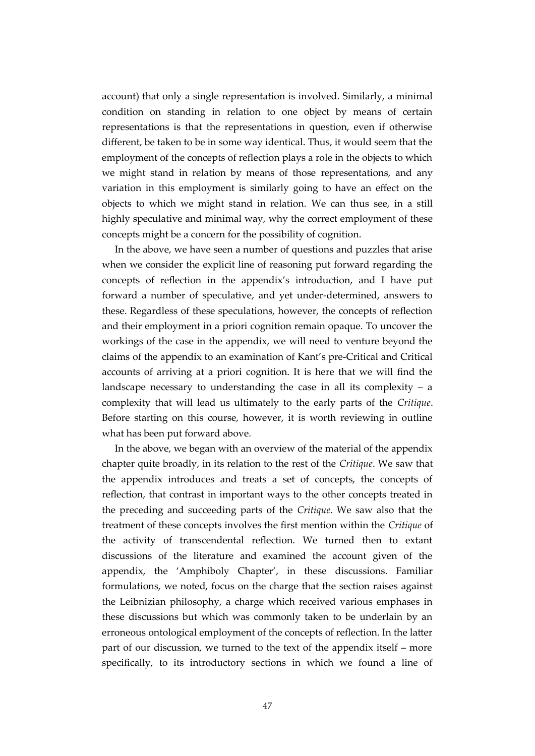account) that only a single representation is involved. Similarly, a minimal condition on standing in relation to one object by means of certain representations is that the representations in question, even if otherwise different, be taken to be in some way identical. Thus, it would seem that the employment of the concepts of reflection plays a role in the objects to which we might stand in relation by means of those representations, and any variation in this employment is similarly going to have an effect on the objects to which we might stand in relation. We can thus see, in a still highly speculative and minimal way, why the correct employment of these concepts might be a concern for the possibility of cognition.

In the above, we have seen a number of questions and puzzles that arise when we consider the explicit line of reasoning put forward regarding the concepts of reflection in the appendix's introduction, and I have put forward a number of speculative, and yet under-determined, answers to these. Regardless of these speculations, however, the concepts of reflection and their employment in a priori cognition remain opaque. To uncover the workings of the case in the appendix, we will need to venture beyond the claims of the appendix to an examination of Kant's pre-Critical and Critical accounts of arriving at a priori cognition. It is here that we will find the landscape necessary to understanding the case in all its complexity – a complexity that will lead us ultimately to the early parts of the *Critique*. Before starting on this course, however, it is worth reviewing in outline what has been put forward above.

In the above, we began with an overview of the material of the appendix chapter quite broadly, in its relation to the rest of the *Critique*. We saw that the appendix introduces and treats a set of concepts, the concepts of reflection, that contrast in important ways to the other concepts treated in the preceding and succeeding parts of the *Critique*. We saw also that the treatment of these concepts involves the first mention within the *Critique* of the activity of transcendental reflection. We turned then to extant discussions of the literature and examined the account given of the appendix, the 'Amphiboly Chapter', in these discussions. Familiar formulations, we noted, focus on the charge that the section raises against the Leibnizian philosophy, a charge which received various emphases in these discussions but which was commonly taken to be underlain by an erroneous ontological employment of the concepts of reflection. In the latter part of our discussion, we turned to the text of the appendix itself – more specifically, to its introductory sections in which we found a line of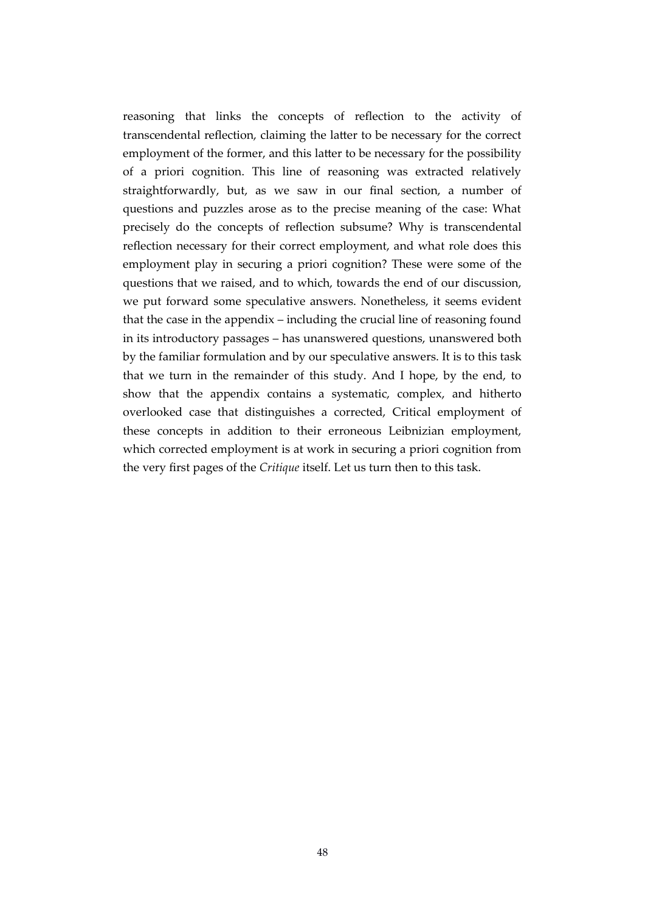reasoning that links the concepts of reflection to the activity of transcendental reflection, claiming the latter to be necessary for the correct employment of the former, and this latter to be necessary for the possibility of a priori cognition. This line of reasoning was extracted relatively straightforwardly, but, as we saw in our final section, a number of questions and puzzles arose as to the precise meaning of the case: What precisely do the concepts of reflection subsume? Why is transcendental reflection necessary for their correct employment, and what role does this employment play in securing a priori cognition? These were some of the questions that we raised, and to which, towards the end of our discussion, we put forward some speculative answers. Nonetheless, it seems evident that the case in the appendix – including the crucial line of reasoning found in its introductory passages – has unanswered questions, unanswered both by the familiar formulation and by our speculative answers. It is to this task that we turn in the remainder of this study. And I hope, by the end, to show that the appendix contains a systematic, complex, and hitherto overlooked case that distinguishes a corrected, Critical employment of these concepts in addition to their erroneous Leibnizian employment, which corrected employment is at work in securing a priori cognition from the very first pages of the *Critique* itself. Let us turn then to this task.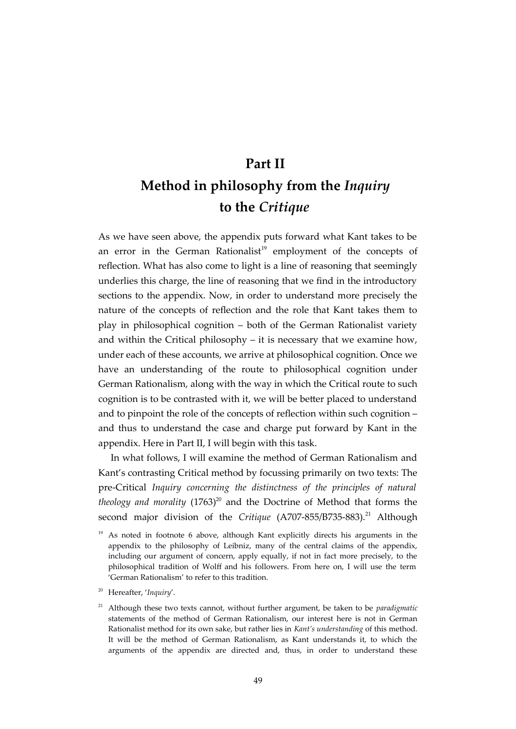# Part II
# Method in philosophy from the *Inquiry* to the *Critique*

As we have seen above, the appendix puts forward what Kant takes to be an error in the German Rationalist[19] employment of the concepts of reflection. What has also come to light is a line of reasoning that seemingly underlies this charge, the line of reasoning that we find in the introductory sections to the appendix. Now, in order to understand more precisely the nature of the concepts of reflection and the role that Kant takes them to play in philosophical cognition – both of the German Rationalist variety and within the Critical philosophy – it is necessary that we examine how, under each of these accounts, we arrive at philosophical cognition. Once we have an understanding of the route to philosophical cognition under German Rationalism, along with the way in which the Critical route to such cognition is to be contrasted with it, we will be better placed to understand and to pinpoint the role of the concepts of reflection within such cognition – and thus to understand the case and charge put forward by Kant in the appendix. Here in Part II, I will begin with this task.

In what follows, I will examine the method of German Rationalism and Kant's contrasting Critical method by focussing primarily on two texts: The pre-Critical *Inquiry concerning the distinctness of the principles of natural theology and morality* (1763)[20] and the Doctrine of Method that forms the second major division of the *Critique* (A707-855/B735-883).[21] Although

[19] As noted in footnote 6 above, although Kant explicitly directs his arguments in the appendix to the philosophy of Leibniz, many of the central claims of the appendix, including our argument of concern, apply equally, if not in fact more precisely, to the philosophical tradition of Wolff and his followers. From here on, I will use the term 'German Rationalism' to refer to this tradition.

[20] Hereafter, '*Inquiry*'.

[21] Although these two texts cannot, without further argument, be taken to be *paradigmatic* statements of the method of German Rationalism, our interest here is not in German Rationalist method for its own sake, but rather lies in *Kant's understanding* of this method. It will be the method of German Rationalism, as Kant understands it, to which the arguments of the appendix are directed and, thus, in order to understand these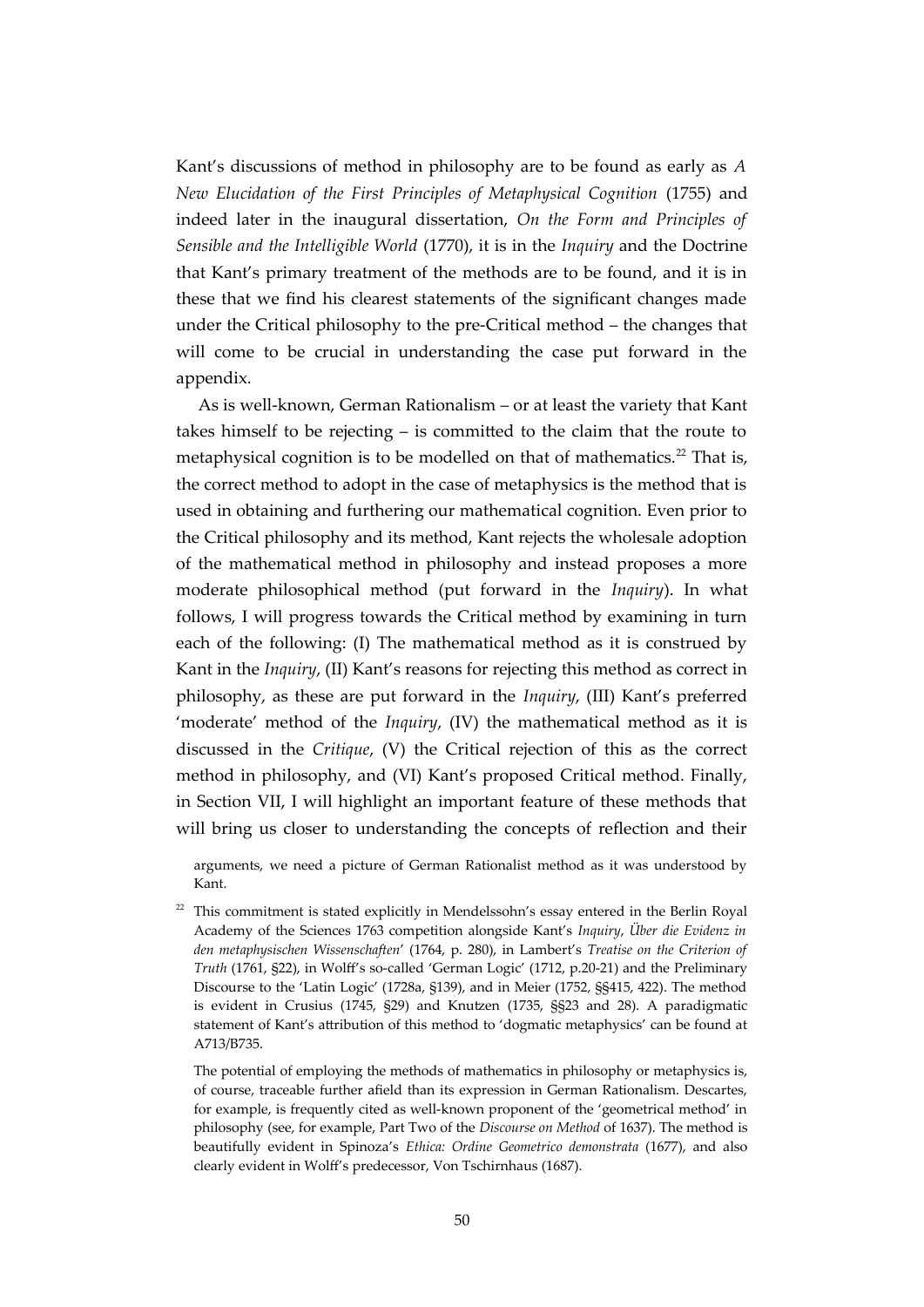Kant's discussions of method in philosophy are to be found as early as *A New Elucidation of the First Principles of Metaphysical Cognition* (1755) and indeed later in the inaugural dissertation, *On the Form and Principles of Sensible and the Intelligible World* (1770), it is in the *Inquiry* and the Doctrine that Kant's primary treatment of the methods are to be found, and it is in these that we find his clearest statements of the significant changes made under the Critical philosophy to the pre-Critical method – the changes that will come to be crucial in understanding the case put forward in the appendix.

As is well-known, German Rationalism – or at least the variety that Kant takes himself to be rejecting – is committed to the claim that the route to metaphysical cognition is to be modelled on that of mathematics.[22] That is, the correct method to adopt in the case of metaphysics is the method that is used in obtaining and furthering our mathematical cognition. Even prior to the Critical philosophy and its method, Kant rejects the wholesale adoption of the mathematical method in philosophy and instead proposes a more moderate philosophical method (put forward in the *Inquiry*). In what follows, I will progress towards the Critical method by examining in turn each of the following: (I) The mathematical method as it is construed by Kant in the *Inquiry*, (II) Kant's reasons for rejecting this method as correct in philosophy, as these are put forward in the *Inquiry*, (III) Kant's preferred 'moderate' method of the *Inquiry*, (IV) the mathematical method as it is discussed in the *Critique*, (V) the Critical rejection of this as the correct method in philosophy, and (VI) Kant's proposed Critical method. Finally, in Section VII, I will highlight an important feature of these methods that will bring us closer to understanding the concepts of reflection and their

arguments, we need a picture of German Rationalist method as it was understood by Kant.

[22] This commitment is stated explicitly in Mendelssohn's essay entered in the Berlin Royal Academy of the Sciences 1763 competition alongside Kant's *Inquiry*, *Über die Evidenz in den metaphysischen Wissenschaften*' (1764, p. 280), in Lambert's *Treatise on the Criterion of Truth* (1761, §22), in Wolff's so-called 'German Logic' (1712, p.20-21) and the Preliminary Discourse to the 'Latin Logic' (1728a, §139), and in Meier (1752, §§415, 422). The method is evident in Crusius (1745, §29) and Knutzen (1735, §§23 and 28). A paradigmatic statement of Kant's attribution of this method to 'dogmatic metaphysics' can be found at A713/B735.

The potential of employing the methods of mathematics in philosophy or metaphysics is, of course, traceable further afield than its expression in German Rationalism. Descartes, for example, is frequently cited as well-known proponent of the 'geometrical method' in philosophy (see, for example, Part Two of the *Discourse on Method* of 1637). The method is beautifully evident in Spinoza's *Ethica: Ordine Geometrico demonstrata* (1677), and also clearly evident in Wolff's predecessor, Von Tschirnhaus (1687).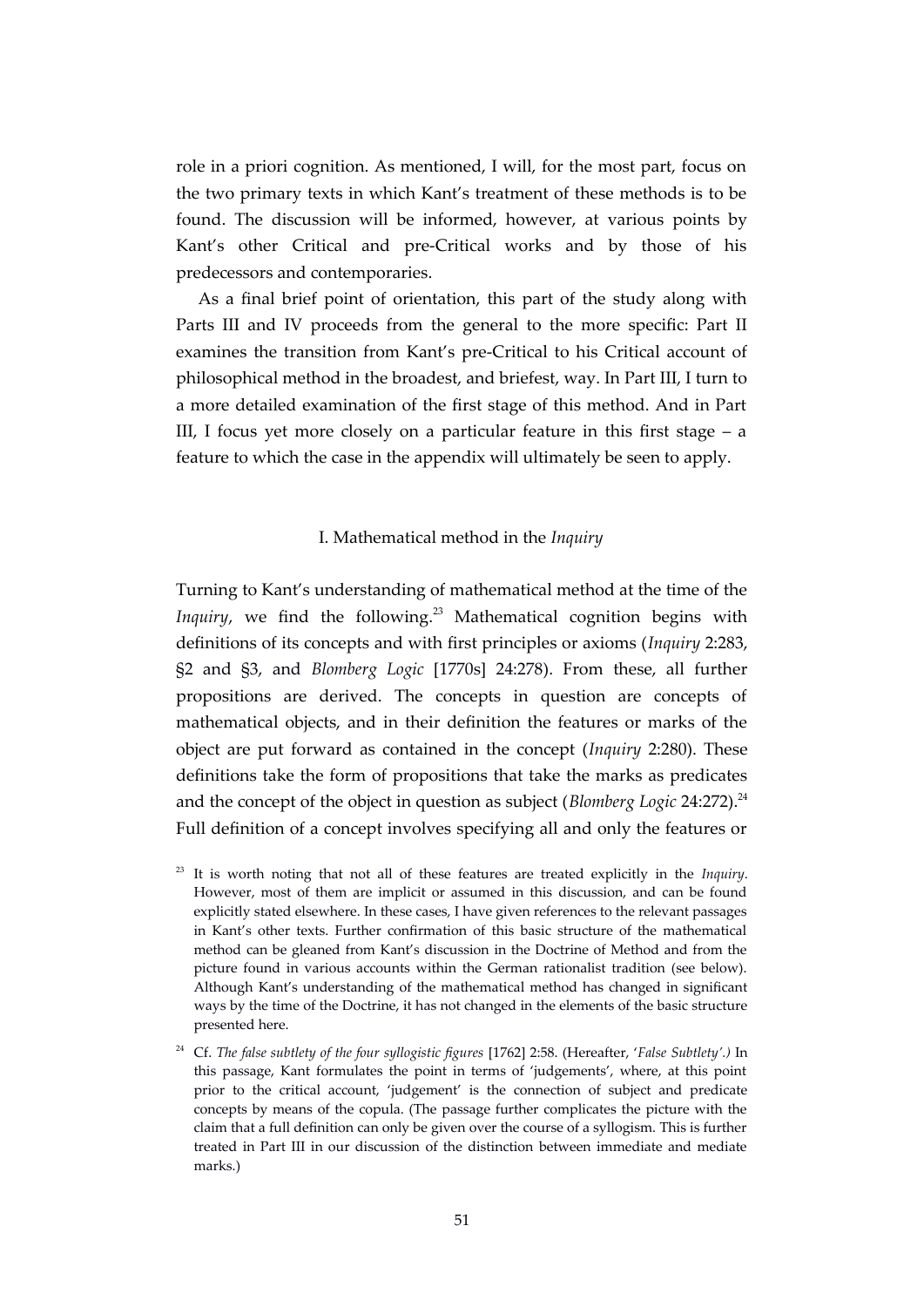role in a priori cognition. As mentioned, I will, for the most part, focus on the two primary texts in which Kant's treatment of these methods is to be found. The discussion will be informed, however, at various points by Kant's other Critical and pre-Critical works and by those of his predecessors and contemporaries.

As a final brief point of orientation, this part of the study along with Parts III and IV proceeds from the general to the more specific: Part II examines the transition from Kant's pre-Critical to his Critical account of philosophical method in the broadest, and briefest, way. In Part III, I turn to a more detailed examination of the first stage of this method. And in Part III, I focus yet more closely on a particular feature in this first stage – a feature to which the case in the appendix will ultimately be seen to apply.

## I. Mathematical method in the *Inquiry*

Turning to Kant's understanding of mathematical method at the time of the *Inquiry*, we find the following.[23] Mathematical cognition begins with definitions of its concepts and with first principles or axioms (*Inquiry* 2:283, §2 and §3, and *Blomberg Logic* [1770s] 24:278). From these, all further propositions are derived. The concepts in question are concepts of mathematical objects, and in their definition the features or marks of the object are put forward as contained in the concept (*Inquiry* 2:280). These definitions take the form of propositions that take the marks as predicates and the concept of the object in question as subject (*Blomberg Logic* 24:272).[24] Full definition of a concept involves specifying all and only the features or

[23] It is worth noting that not all of these features are treated explicitly in the *Inquiry*. However, most of them are implicit or assumed in this discussion, and can be found explicitly stated elsewhere. In these cases, I have given references to the relevant passages in Kant's other texts. Further confirmation of this basic structure of the mathematical method can be gleaned from Kant's discussion in the Doctrine of Method and from the picture found in various accounts within the German rationalist tradition (see below). Although Kant's understanding of the mathematical method has changed in significant ways by the time of the Doctrine, it has not changed in the elements of the basic structure presented here.

[24] Cf. *The false subtlety of the four syllogistic figures* [1762] 2:58. (Hereafter, '*False Subtlety'.)* In this passage, Kant formulates the point in terms of 'judgements', where, at this point prior to the critical account, 'judgement' is the connection of subject and predicate concepts by means of the copula. (The passage further complicates the picture with the claim that a full definition can only be given over the course of a syllogism. This is further treated in Part III in our discussion of the distinction between immediate and mediate marks.)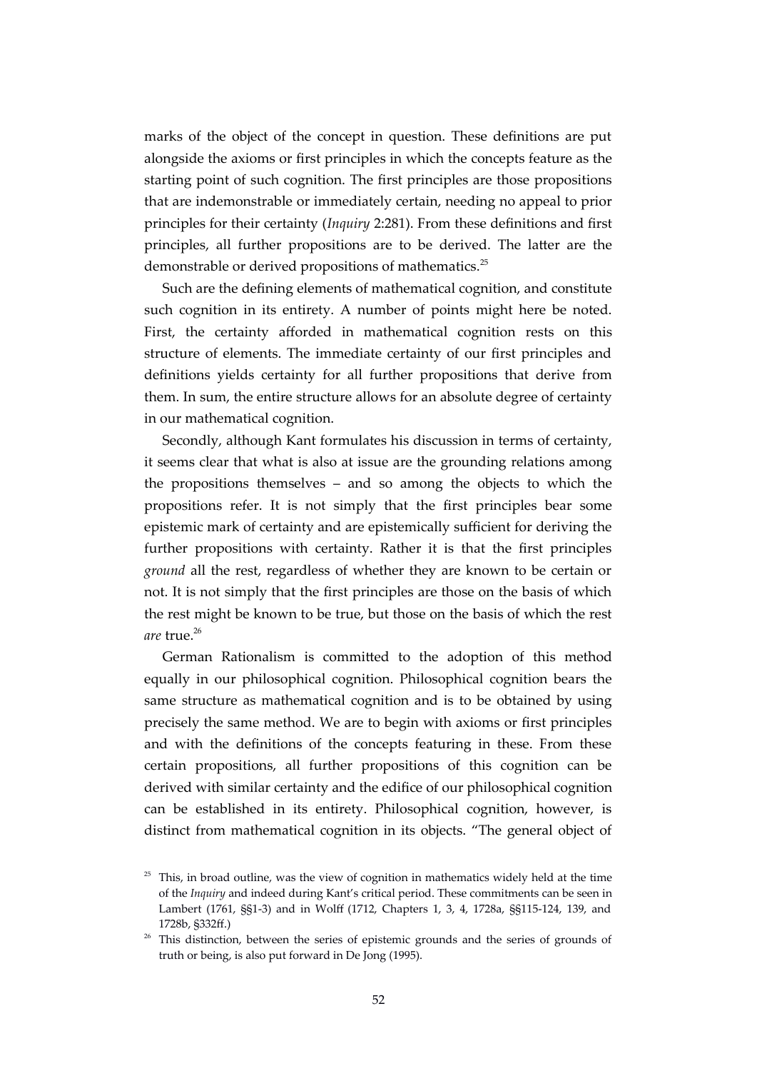marks of the object of the concept in question. These definitions are put alongside the axioms or first principles in which the concepts feature as the starting point of such cognition. The first principles are those propositions that are indemonstrable or immediately certain, needing no appeal to prior principles for their certainty (*Inquiry* 2:281). From these definitions and first principles, all further propositions are to be derived. The latter are the demonstrable or derived propositions of mathematics.[25]

Such are the defining elements of mathematical cognition, and constitute such cognition in its entirety. A number of points might here be noted. First, the certainty afforded in mathematical cognition rests on this structure of elements. The immediate certainty of our first principles and definitions yields certainty for all further propositions that derive from them. In sum, the entire structure allows for an absolute degree of certainty in our mathematical cognition.

Secondly, although Kant formulates his discussion in terms of certainty, it seems clear that what is also at issue are the grounding relations among the propositions themselves – and so among the objects to which the propositions refer. It is not simply that the first principles bear some epistemic mark of certainty and are epistemically sufficient for deriving the further propositions with certainty. Rather it is that the first principles *ground* all the rest, regardless of whether they are known to be certain or not. It is not simply that the first principles are those on the basis of which the rest might be known to be true, but those on the basis of which the rest *are* true.[26]

German Rationalism is committed to the adoption of this method equally in our philosophical cognition. Philosophical cognition bears the same structure as mathematical cognition and is to be obtained by using precisely the same method. We are to begin with axioms or first principles and with the definitions of the concepts featuring in these. From these certain propositions, all further propositions of this cognition can be derived with similar certainty and the edifice of our philosophical cognition can be established in its entirety. Philosophical cognition, however, is distinct from mathematical cognition in its objects. "The general object of

[25] This, in broad outline, was the view of cognition in mathematics widely held at the time of the *Inquiry* and indeed during Kant's critical period. These commitments can be seen in Lambert (1761, §§1-3) and in Wolff (1712, Chapters 1, 3, 4, 1728a, §§115-124, 139, and 1728b, §332ff.)

[26] This distinction, between the series of epistemic grounds and the series of grounds of truth or being, is also put forward in De Jong (1995).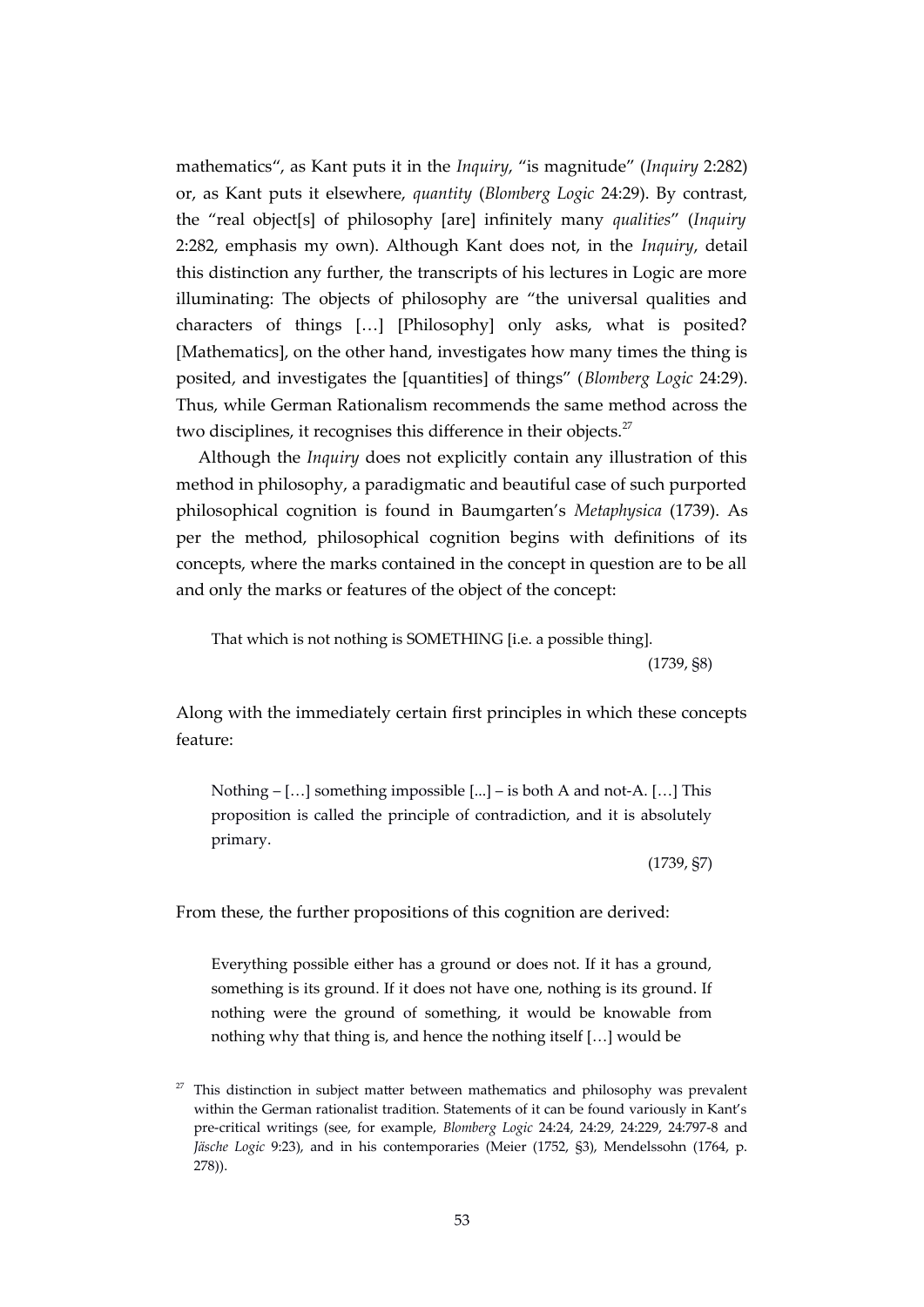mathematics", as Kant puts it in the *Inquiry*, "is magnitude" (*Inquiry* 2:282) or, as Kant puts it elsewhere, *quantity* (*Blomberg Logic* 24:29). By contrast, the "real object[s] of philosophy [are] infinitely many *qualities*" (*Inquiry* 2:282, emphasis my own). Although Kant does not, in the *Inquiry*, detail this distinction any further, the transcripts of his lectures in Logic are more illuminating: The objects of philosophy are "the universal qualities and characters of things […] [Philosophy] only asks, what is posited? [Mathematics], on the other hand, investigates how many times the thing is posited, and investigates the [quantities] of things" (*Blomberg Logic* 24:29). Thus, while German Rationalism recommends the same method across the two disciplines, it recognises this difference in their objects.[27]

Although the *Inquiry* does not explicitly contain any illustration of this method in philosophy, a paradigmatic and beautiful case of such purported philosophical cognition is found in Baumgarten's *Metaphysica* (1739). As per the method, philosophical cognition begins with definitions of its concepts, where the marks contained in the concept in question are to be all and only the marks or features of the object of the concept:

> That which is not nothing is SOMETHING [i.e. a possible thing].
>
> (1739, §8)

Along with the immediately certain first principles in which these concepts feature:

> Nothing – […] something impossible [...] – is both A and not-A. […] This proposition is called the principle of contradiction, and it is absolutely primary.
>
> (1739, §7)

From these, the further propositions of this cognition are derived:

> Everything possible either has a ground or does not. If it has a ground, something is its ground. If it does not have one, nothing is its ground. If nothing were the ground of something, it would be knowable from nothing why that thing is, and hence the nothing itself […] would be

[27] This distinction in subject matter between mathematics and philosophy was prevalent within the German rationalist tradition. Statements of it can be found variously in Kant's pre-critical writings (see, for example, *Blomberg Logic* 24:24, 24:29, 24:229, 24:797-8 and *Jäsche Logic* 9:23), and in his contemporaries (Meier (1752, §3), Mendelssohn (1764, p. 278)).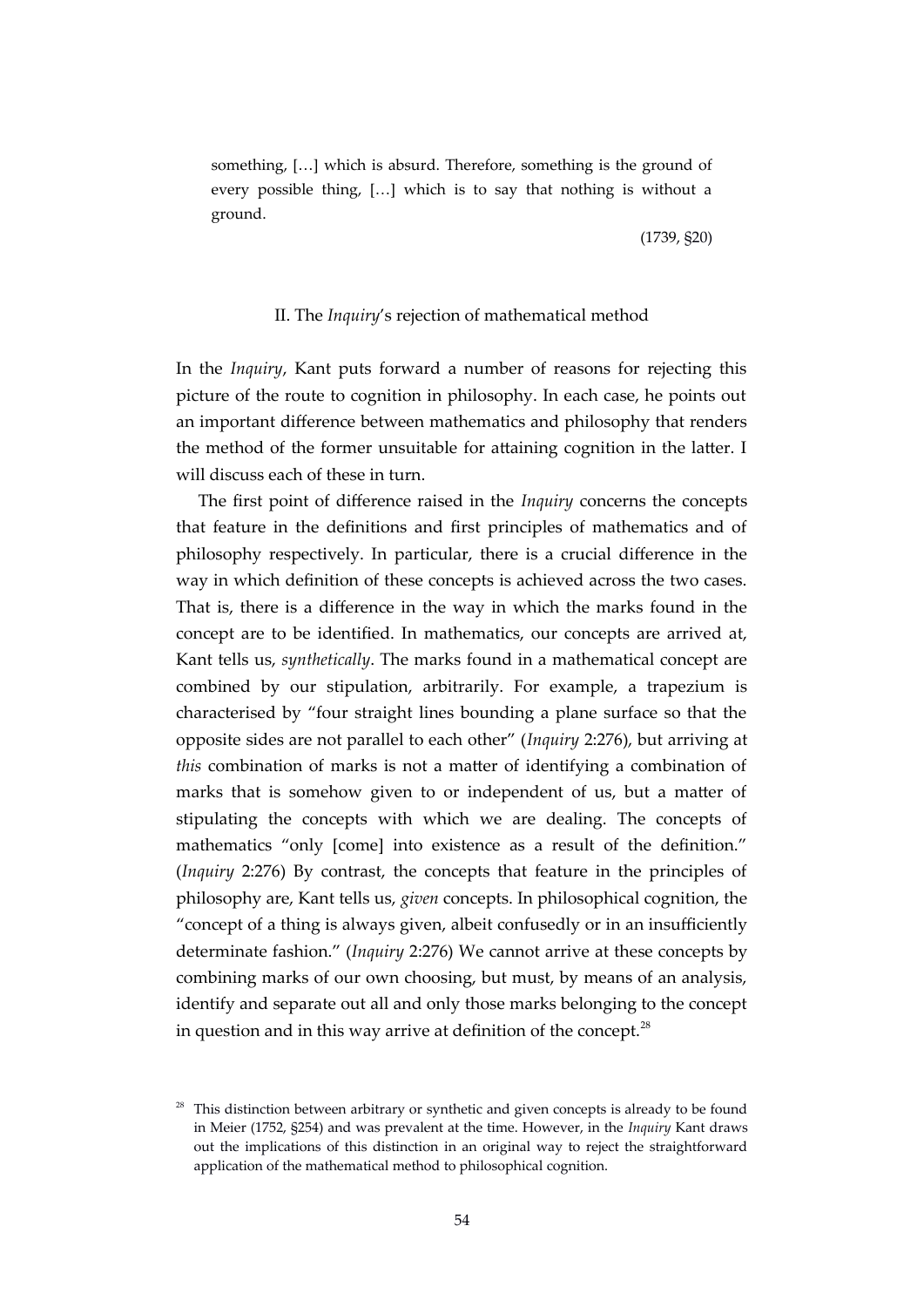> something, […] which is absurd. Therefore, something is the ground of every possible thing, […] which is to say that nothing is without a ground.
>
> (1739, §20)

## II. The *Inquiry*'s rejection of mathematical method

In the *Inquiry*, Kant puts forward a number of reasons for rejecting this picture of the route to cognition in philosophy. In each case, he points out an important difference between mathematics and philosophy that renders the method of the former unsuitable for attaining cognition in the latter. I will discuss each of these in turn.

The first point of difference raised in the *Inquiry* concerns the concepts that feature in the definitions and first principles of mathematics and of philosophy respectively. In particular, there is a crucial difference in the way in which definition of these concepts is achieved across the two cases. That is, there is a difference in the way in which the marks found in the concept are to be identified. In mathematics, our concepts are arrived at, Kant tells us, *synthetically*. The marks found in a mathematical concept are combined by our stipulation, arbitrarily. For example, a trapezium is characterised by "four straight lines bounding a plane surface so that the opposite sides are not parallel to each other" (*Inquiry* 2:276), but arriving at *this* combination of marks is not a matter of identifying a combination of marks that is somehow given to or independent of us, but a matter of stipulating the concepts with which we are dealing. The concepts of mathematics "only [come] into existence as a result of the definition." (*Inquiry* 2:276) By contrast, the concepts that feature in the principles of philosophy are, Kant tells us, *given* concepts. In philosophical cognition, the "concept of a thing is always given, albeit confusedly or in an insufficiently determinate fashion." (*Inquiry* 2:276) We cannot arrive at these concepts by combining marks of our own choosing, but must, by means of an analysis, identify and separate out all and only those marks belonging to the concept in question and in this way arrive at definition of the concept.[28]

[28] This distinction between arbitrary or synthetic and given concepts is already to be found in Meier (1752, §254) and was prevalent at the time. However, in the *Inquiry* Kant draws out the implications of this distinction in an original way to reject the straightforward application of the mathematical method to philosophical cognition.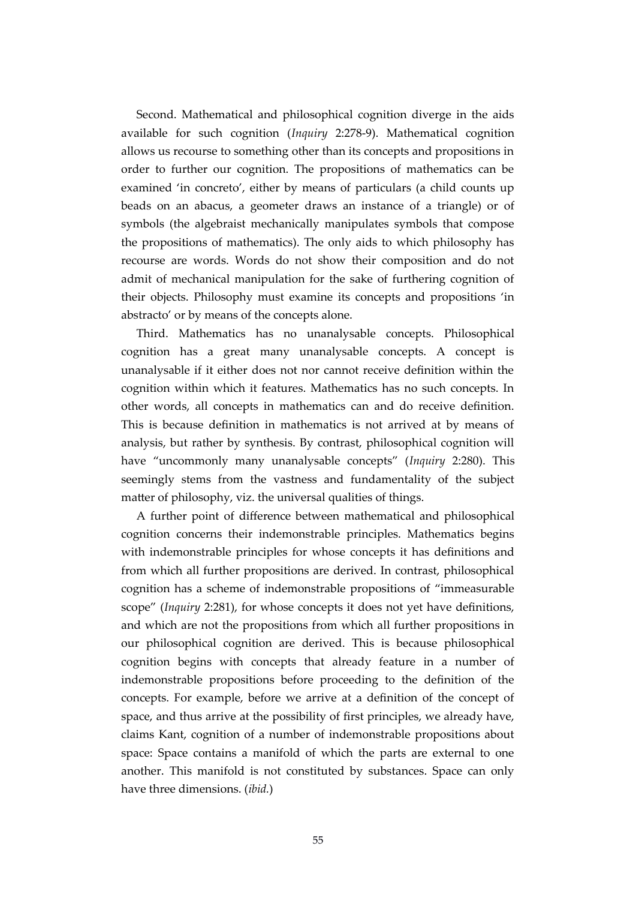Second. Mathematical and philosophical cognition diverge in the aids available for such cognition (*Inquiry* 2:278-9). Mathematical cognition allows us recourse to something other than its concepts and propositions in order to further our cognition. The propositions of mathematics can be examined 'in concreto', either by means of particulars (a child counts up beads on an abacus, a geometer draws an instance of a triangle) or of symbols (the algebraist mechanically manipulates symbols that compose the propositions of mathematics). The only aids to which philosophy has recourse are words. Words do not show their composition and do not admit of mechanical manipulation for the sake of furthering cognition of their objects. Philosophy must examine its concepts and propositions 'in abstracto' or by means of the concepts alone.

Third. Mathematics has no unanalysable concepts. Philosophical cognition has a great many unanalysable concepts. A concept is unanalysable if it either does not nor cannot receive definition within the cognition within which it features. Mathematics has no such concepts. In other words, all concepts in mathematics can and do receive definition. This is because definition in mathematics is not arrived at by means of analysis, but rather by synthesis. By contrast, philosophical cognition will have "uncommonly many unanalysable concepts" (*Inquiry* 2:280). This seemingly stems from the vastness and fundamentality of the subject matter of philosophy, viz. the universal qualities of things.

A further point of difference between mathematical and philosophical cognition concerns their indemonstrable principles. Mathematics begins with indemonstrable principles for whose concepts it has definitions and from which all further propositions are derived. In contrast, philosophical cognition has a scheme of indemonstrable propositions of "immeasurable scope" (*Inquiry* 2:281), for whose concepts it does not yet have definitions, and which are not the propositions from which all further propositions in our philosophical cognition are derived. This is because philosophical cognition begins with concepts that already feature in a number of indemonstrable propositions before proceeding to the definition of the concepts. For example, before we arrive at a definition of the concept of space, and thus arrive at the possibility of first principles, we already have, claims Kant, cognition of a number of indemonstrable propositions about space: Space contains a manifold of which the parts are external to one another. This manifold is not constituted by substances. Space can only have three dimensions. (*ibid.*)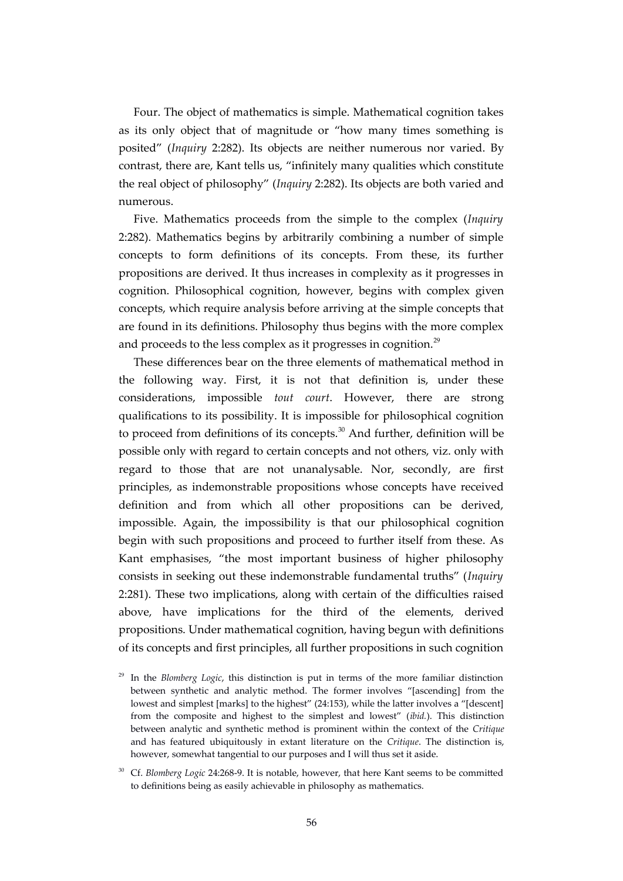Four. The object of mathematics is simple. Mathematical cognition takes as its only object that of magnitude or "how many times something is posited" (*Inquiry* 2:282). Its objects are neither numerous nor varied. By contrast, there are, Kant tells us, "infinitely many qualities which constitute the real object of philosophy" (*Inquiry* 2:282). Its objects are both varied and numerous.

Five. Mathematics proceeds from the simple to the complex (*Inquiry* 2:282). Mathematics begins by arbitrarily combining a number of simple concepts to form definitions of its concepts. From these, its further propositions are derived. It thus increases in complexity as it progresses in cognition. Philosophical cognition, however, begins with complex given concepts, which require analysis before arriving at the simple concepts that are found in its definitions. Philosophy thus begins with the more complex and proceeds to the less complex as it progresses in cognition.[29]

These differences bear on the three elements of mathematical method in the following way. First, it is not that definition is, under these considerations, impossible *tout court*. However, there are strong qualifications to its possibility. It is impossible for philosophical cognition to proceed from definitions of its concepts.[30] And further, definition will be possible only with regard to certain concepts and not others, viz. only with regard to those that are not unanalysable. Nor, secondly, are first principles, as indemonstrable propositions whose concepts have received definition and from which all other propositions can be derived, impossible. Again, the impossibility is that our philosophical cognition begin with such propositions and proceed to further itself from these. As Kant emphasises, "the most important business of higher philosophy consists in seeking out these indemonstrable fundamental truths" (*Inquiry* 2:281). These two implications, along with certain of the difficulties raised above, have implications for the third of the elements, derived propositions. Under mathematical cognition, having begun with definitions of its concepts and first principles, all further propositions in such cognition

[29] In the *Blomberg Logic*, this distinction is put in terms of the more familiar distinction between synthetic and analytic method. The former involves "[ascending] from the lowest and simplest [marks] to the highest" (24:153), while the latter involves a "[descent] from the composite and highest to the simplest and lowest" (*ibid.*). This distinction between analytic and synthetic method is prominent within the context of the *Critique* and has featured ubiquitously in extant literature on the *Critique*. The distinction is, however, somewhat tangential to our purposes and I will thus set it aside.

[30] Cf. *Blomberg Logic* 24:268-9. It is notable, however, that here Kant seems to be committed to definitions being as easily achievable in philosophy as mathematics.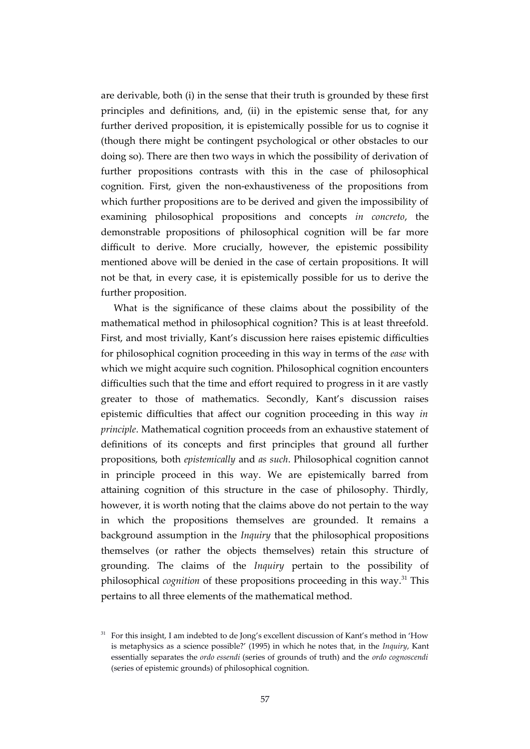are derivable, both (i) in the sense that their truth is grounded by these first principles and definitions, and, (ii) in the epistemic sense that, for any further derived proposition, it is epistemically possible for us to cognise it (though there might be contingent psychological or other obstacles to our doing so). There are then two ways in which the possibility of derivation of further propositions contrasts with this in the case of philosophical cognition. First, given the non-exhaustiveness of the propositions from which further propositions are to be derived and given the impossibility of examining philosophical propositions and concepts *in concreto*, the demonstrable propositions of philosophical cognition will be far more difficult to derive. More crucially, however, the epistemic possibility mentioned above will be denied in the case of certain propositions. It will not be that, in every case, it is epistemically possible for us to derive the further proposition.

What is the significance of these claims about the possibility of the mathematical method in philosophical cognition? This is at least threefold. First, and most trivially, Kant's discussion here raises epistemic difficulties for philosophical cognition proceeding in this way in terms of the *ease* with which we might acquire such cognition. Philosophical cognition encounters difficulties such that the time and effort required to progress in it are vastly greater to those of mathematics. Secondly, Kant's discussion raises epistemic difficulties that affect our cognition proceeding in this way *in principle*. Mathematical cognition proceeds from an exhaustive statement of definitions of its concepts and first principles that ground all further propositions, both *epistemically* and *as such*. Philosophical cognition cannot in principle proceed in this way. We are epistemically barred from attaining cognition of this structure in the case of philosophy. Thirdly, however, it is worth noting that the claims above do not pertain to the way in which the propositions themselves are grounded. It remains a background assumption in the *Inquiry* that the philosophical propositions themselves (or rather the objects themselves) retain this structure of grounding. The claims of the *Inquiry* pertain to the possibility of philosophical *cognition* of these propositions proceeding in this way.[31] This pertains to all three elements of the mathematical method.

[31] For this insight, I am indebted to de Jong's excellent discussion of Kant's method in 'How is metaphysics as a science possible?' (1995) in which he notes that, in the *Inquiry*, Kant essentially separates the *ordo essendi* (series of grounds of truth) and the *ordo cognoscendi* (series of epistemic grounds) of philosophical cognition.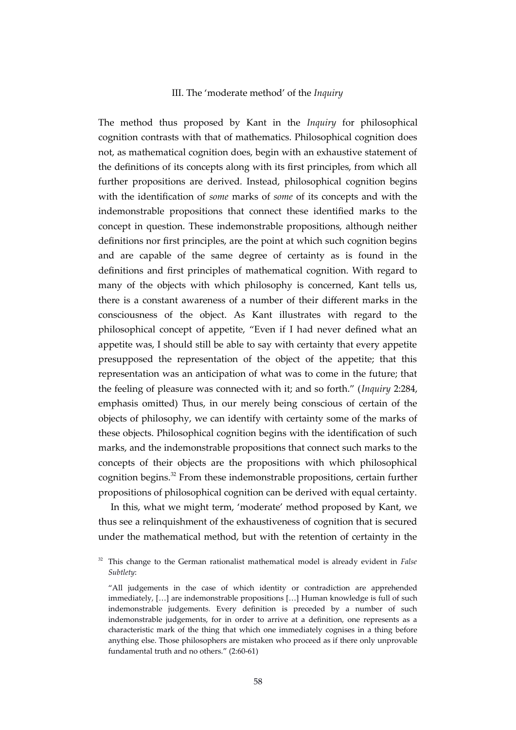### III. The 'moderate method' of the *Inquiry*

The method thus proposed by Kant in the *Inquiry* for philosophical cognition contrasts with that of mathematics. Philosophical cognition does not, as mathematical cognition does, begin with an exhaustive statement of the definitions of its concepts along with its first principles, from which all further propositions are derived. Instead, philosophical cognition begins with the identification of *some* marks of *some* of its concepts and with the indemonstrable propositions that connect these identified marks to the concept in question. These indemonstrable propositions, although neither definitions nor first principles, are the point at which such cognition begins and are capable of the same degree of certainty as is found in the definitions and first principles of mathematical cognition. With regard to many of the objects with which philosophy is concerned, Kant tells us, there is a constant awareness of a number of their different marks in the consciousness of the object. As Kant illustrates with regard to the philosophical concept of appetite, "Even if I had never defined what an appetite was, I should still be able to say with certainty that every appetite presupposed the representation of the object of the appetite; that this representation was an anticipation of what was to come in the future; that the feeling of pleasure was connected with it; and so forth." (*Inquiry* 2:284, emphasis omitted) Thus, in our merely being conscious of certain of the objects of philosophy, we can identify with certainty some of the marks of these objects. Philosophical cognition begins with the identification of such marks, and the indemonstrable propositions that connect such marks to the concepts of their objects are the propositions with which philosophical cognition begins.[32] From these indemonstrable propositions, certain further propositions of philosophical cognition can be derived with equal certainty.

In this, what we might term, 'moderate' method proposed by Kant, we thus see a relinquishment of the exhaustiveness of cognition that is secured under the mathematical method, but with the retention of certainty in the

[32] This change to the German rationalist mathematical model is already evident in *False Subtlety*:

> "All judgements in the case of which identity or contradiction are apprehended immediately, […] are indemonstrable propositions […] Human knowledge is full of such indemonstrable judgements. Every definition is preceded by a number of such indemonstrable judgements, for in order to arrive at a definition, one represents as a characteristic mark of the thing that which one immediately cognises in a thing before anything else. Those philosophers are mistaken who proceed as if there only unprovable fundamental truth and no others." (2:60-61)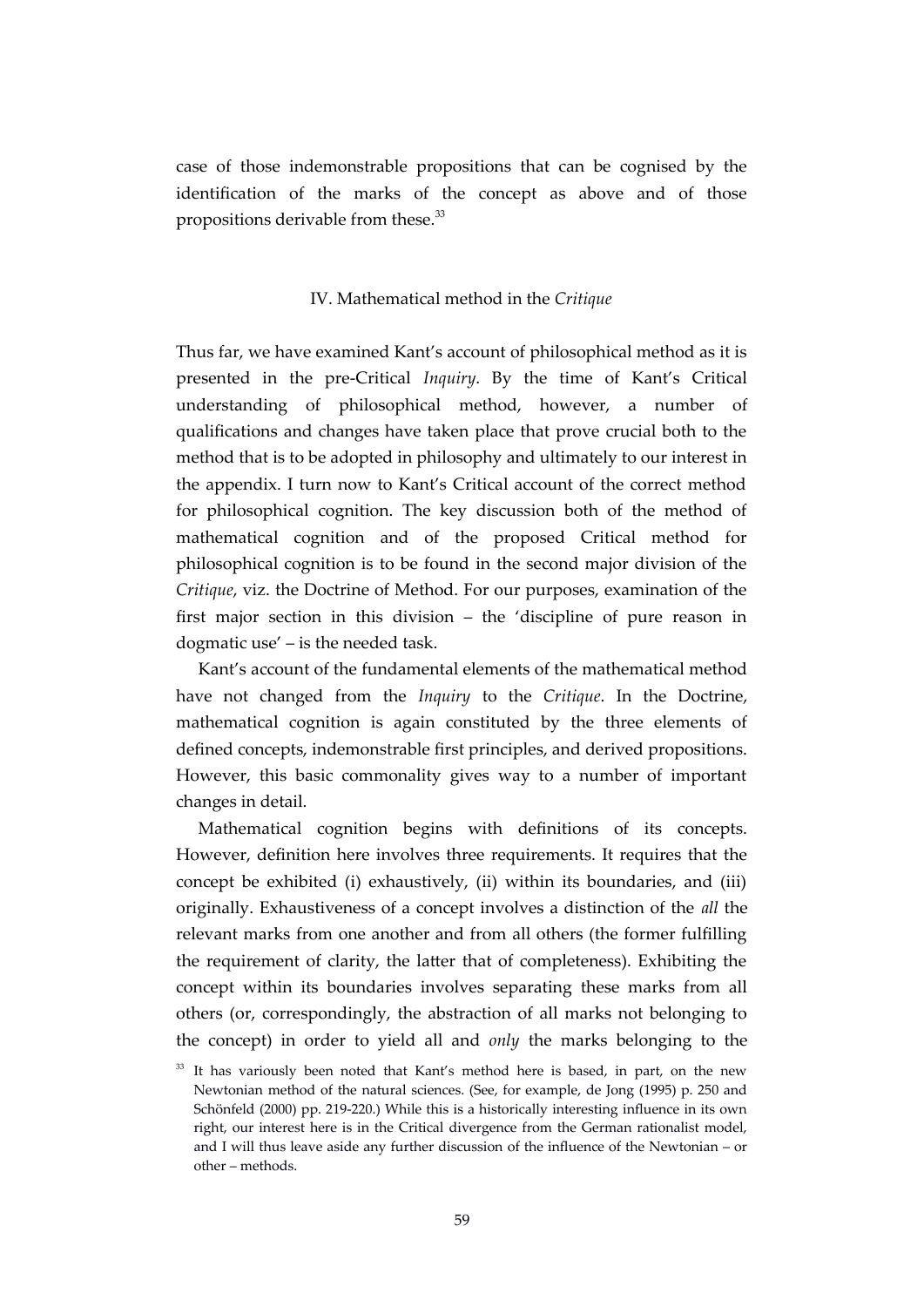case of those indemonstrable propositions that can be cognised by the identification of the marks of the concept as above and of those propositions derivable from these.[33]

## IV. Mathematical method in the *Critique*

Thus far, we have examined Kant's account of philosophical method as it is presented in the pre-Critical *Inquiry*. By the time of Kant's Critical understanding of philosophical method, however, a number of qualifications and changes have taken place that prove crucial both to the method that is to be adopted in philosophy and ultimately to our interest in the appendix. I turn now to Kant's Critical account of the correct method for philosophical cognition. The key discussion both of the method of mathematical cognition and of the proposed Critical method for philosophical cognition is to be found in the second major division of the *Critique*, viz. the Doctrine of Method. For our purposes, examination of the first major section in this division – the 'discipline of pure reason in dogmatic use' – is the needed task.

Kant's account of the fundamental elements of the mathematical method have not changed from the *Inquiry* to the *Critique*. In the Doctrine, mathematical cognition is again constituted by the three elements of defined concepts, indemonstrable first principles, and derived propositions. However, this basic commonality gives way to a number of important changes in detail.

Mathematical cognition begins with definitions of its concepts. However, definition here involves three requirements. It requires that the concept be exhibited (i) exhaustively, (ii) within its boundaries, and (iii) originally. Exhaustiveness of a concept involves a distinction of the *all* the relevant marks from one another and from all others (the former fulfilling the requirement of clarity, the latter that of completeness). Exhibiting the concept within its boundaries involves separating these marks from all others (or, correspondingly, the abstraction of all marks not belonging to the concept) in order to yield all and *only* the marks belonging to the

[33] It has variously been noted that Kant's method here is based, in part, on the new Newtonian method of the natural sciences. (See, for example, de Jong (1995) p. 250 and Schönfeld (2000) pp. 219-220.) While this is a historically interesting influence in its own right, our interest here is in the Critical divergence from the German rationalist model, and I will thus leave aside any further discussion of the influence of the Newtonian – or other – methods.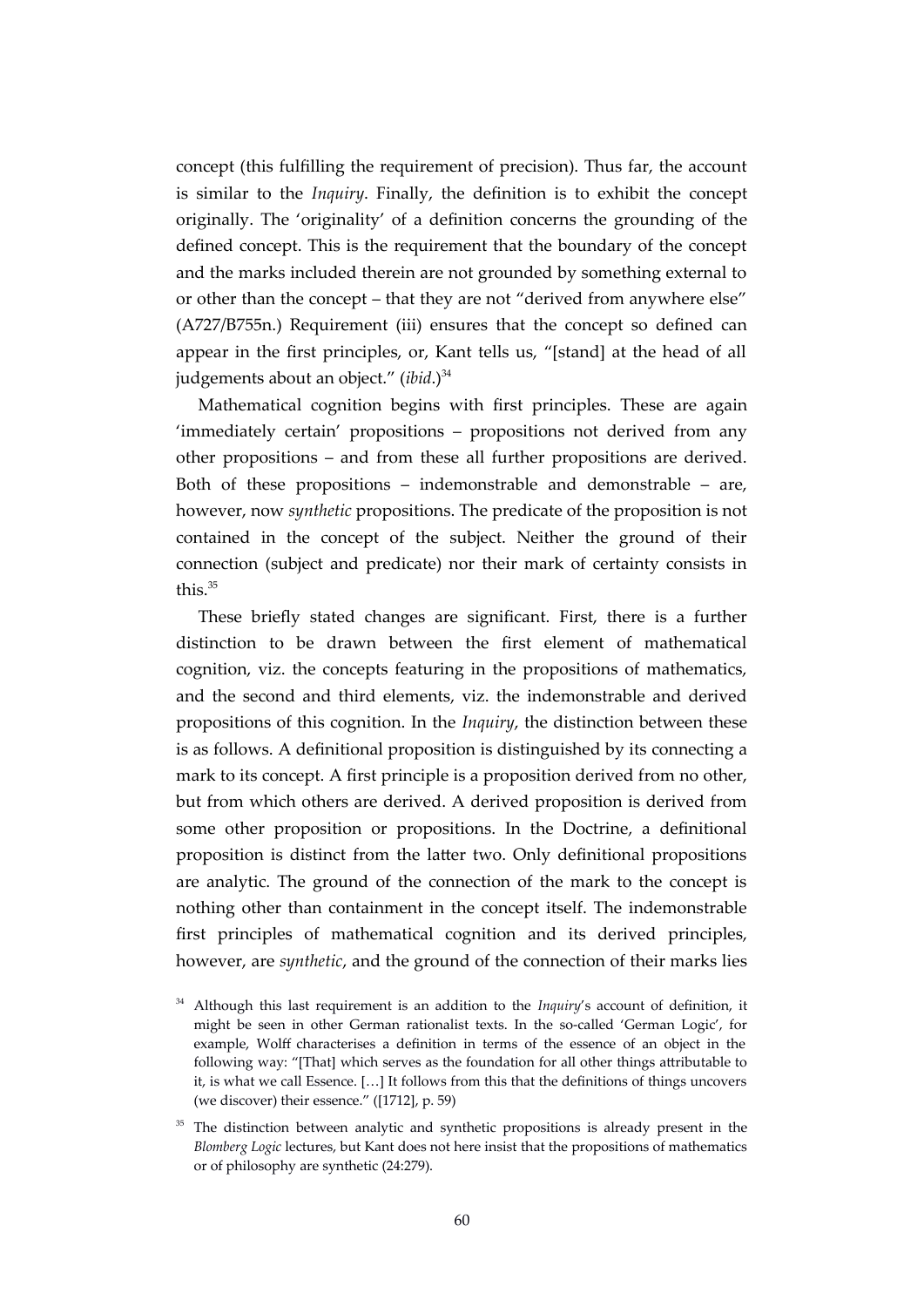concept (this fulfilling the requirement of precision). Thus far, the account is similar to the *Inquiry*. Finally, the definition is to exhibit the concept originally. The 'originality' of a definition concerns the grounding of the defined concept. This is the requirement that the boundary of the concept and the marks included therein are not grounded by something external to or other than the concept – that they are not "derived from anywhere else" (A727/B755n.) Requirement (iii) ensures that the concept so defined can appear in the first principles, or, Kant tells us, "[stand] at the head of all judgements about an object." (*ibid*.)[34]

Mathematical cognition begins with first principles. These are again 'immediately certain' propositions – propositions not derived from any other propositions – and from these all further propositions are derived. Both of these propositions – indemonstrable and demonstrable – are, however, now *synthetic* propositions. The predicate of the proposition is not contained in the concept of the subject. Neither the ground of their connection (subject and predicate) nor their mark of certainty consists in this.[35]

These briefly stated changes are significant. First, there is a further distinction to be drawn between the first element of mathematical cognition, viz. the concepts featuring in the propositions of mathematics, and the second and third elements, viz. the indemonstrable and derived propositions of this cognition. In the *Inquiry*, the distinction between these is as follows. A definitional proposition is distinguished by its connecting a mark to its concept. A first principle is a proposition derived from no other, but from which others are derived. A derived proposition is derived from some other proposition or propositions. In the Doctrine, a definitional proposition is distinct from the latter two. Only definitional propositions are analytic. The ground of the connection of the mark to the concept is nothing other than containment in the concept itself. The indemonstrable first principles of mathematical cognition and its derived principles, however, are *synthetic*, and the ground of the connection of their marks lies

[34] Although this last requirement is an addition to the *Inquiry*'s account of definition, it might be seen in other German rationalist texts. In the so-called 'German Logic', for example, Wolff characterises a definition in terms of the essence of an object in the following way: "[That] which serves as the foundation for all other things attributable to it, is what we call Essence. […] It follows from this that the definitions of things uncovers (we discover) their essence." ([1712], p. 59)

[35] The distinction between analytic and synthetic propositions is already present in the *Blomberg Logic* lectures, but Kant does not here insist that the propositions of mathematics or of philosophy are synthetic (24:279).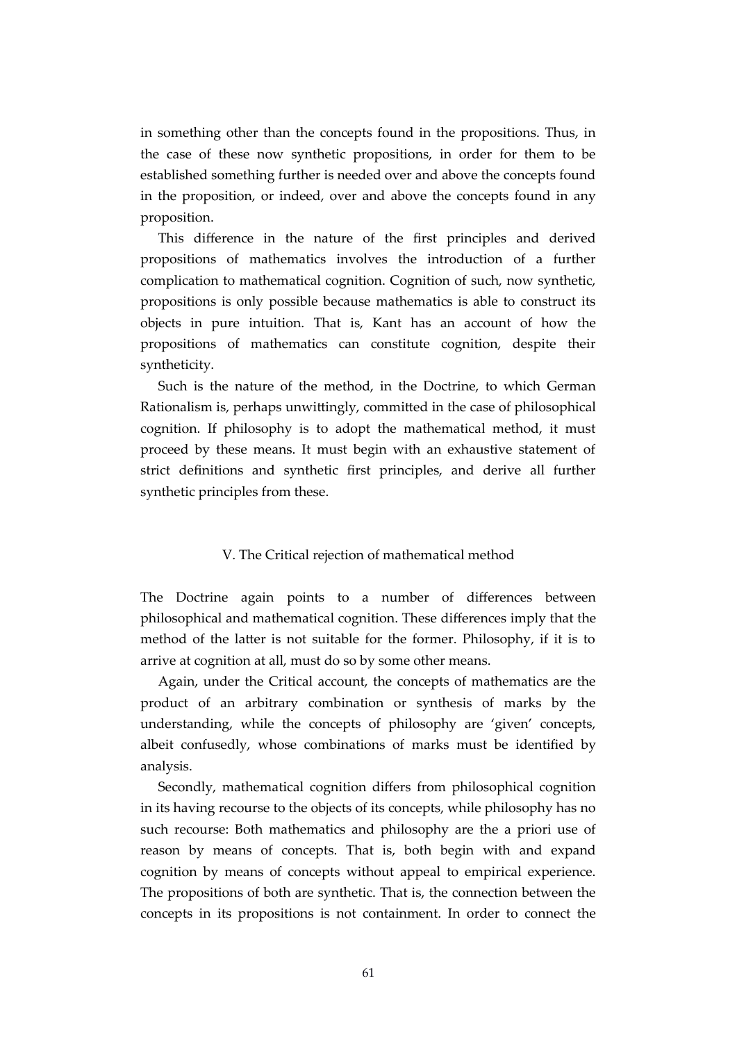in something other than the concepts found in the propositions. Thus, in the case of these now synthetic propositions, in order for them to be established something further is needed over and above the concepts found in the proposition, or indeed, over and above the concepts found in any proposition.

This difference in the nature of the first principles and derived propositions of mathematics involves the introduction of a further complication to mathematical cognition. Cognition of such, now synthetic, propositions is only possible because mathematics is able to construct its objects in pure intuition. That is, Kant has an account of how the propositions of mathematics can constitute cognition, despite their syntheticity.

Such is the nature of the method, in the Doctrine, to which German Rationalism is, perhaps unwittingly, committed in the case of philosophical cognition. If philosophy is to adopt the mathematical method, it must proceed by these means. It must begin with an exhaustive statement of strict definitions and synthetic first principles, and derive all further synthetic principles from these.

## V. The Critical rejection of mathematical method

The Doctrine again points to a number of differences between philosophical and mathematical cognition. These differences imply that the method of the latter is not suitable for the former. Philosophy, if it is to arrive at cognition at all, must do so by some other means.

Again, under the Critical account, the concepts of mathematics are the product of an arbitrary combination or synthesis of marks by the understanding, while the concepts of philosophy are 'given' concepts, albeit confusedly, whose combinations of marks must be identified by analysis.

Secondly, mathematical cognition differs from philosophical cognition in its having recourse to the objects of its concepts, while philosophy has no such recourse: Both mathematics and philosophy are the a priori use of reason by means of concepts. That is, both begin with and expand cognition by means of concepts without appeal to empirical experience. The propositions of both are synthetic. That is, the connection between the concepts in its propositions is not containment. In order to connect the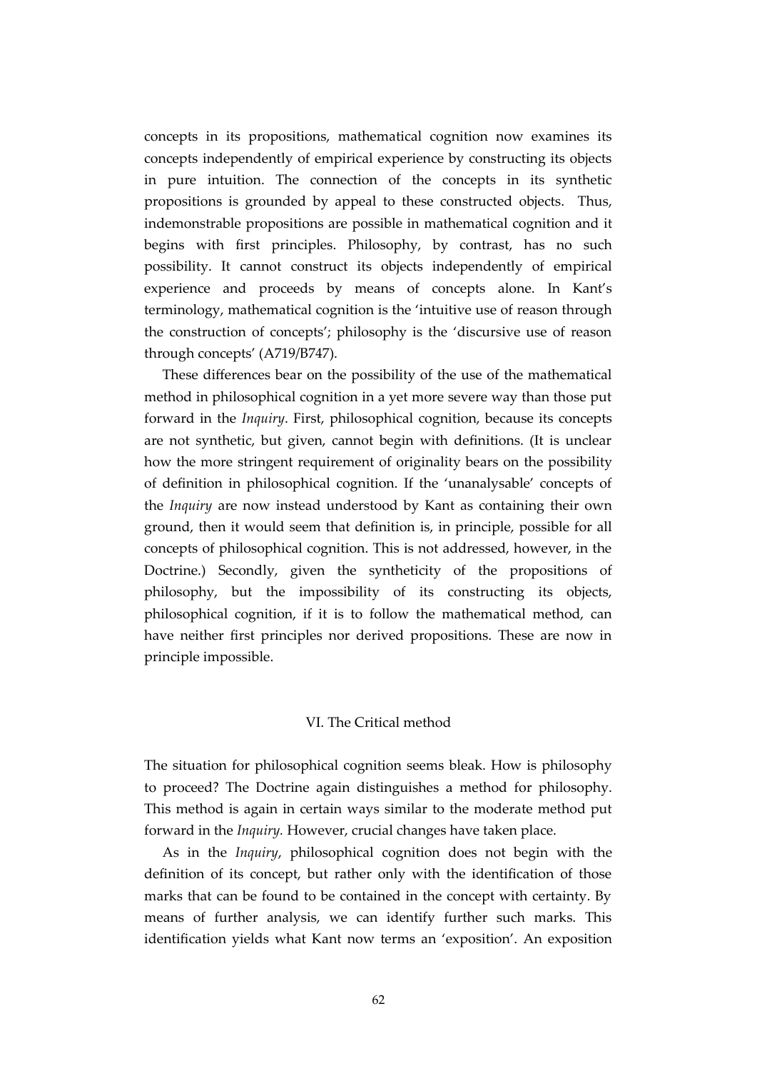concepts in its propositions, mathematical cognition now examines its concepts independently of empirical experience by constructing its objects in pure intuition. The connection of the concepts in its synthetic propositions is grounded by appeal to these constructed objects. Thus, indemonstrable propositions are possible in mathematical cognition and it begins with first principles. Philosophy, by contrast, has no such possibility. It cannot construct its objects independently of empirical experience and proceeds by means of concepts alone. In Kant's terminology, mathematical cognition is the 'intuitive use of reason through the construction of concepts'; philosophy is the 'discursive use of reason through concepts' (A719/B747).

These differences bear on the possibility of the use of the mathematical method in philosophical cognition in a yet more severe way than those put forward in the *Inquiry*. First, philosophical cognition, because its concepts are not synthetic, but given, cannot begin with definitions. (It is unclear how the more stringent requirement of originality bears on the possibility of definition in philosophical cognition. If the 'unanalysable' concepts of the *Inquiry* are now instead understood by Kant as containing their own ground, then it would seem that definition is, in principle, possible for all concepts of philosophical cognition. This is not addressed, however, in the Doctrine.) Secondly, given the syntheticity of the propositions of philosophy, but the impossibility of its constructing its objects, philosophical cognition, if it is to follow the mathematical method, can have neither first principles nor derived propositions. These are now in principle impossible.

## VI. The Critical method

The situation for philosophical cognition seems bleak. How is philosophy to proceed? The Doctrine again distinguishes a method for philosophy. This method is again in certain ways similar to the moderate method put forward in the *Inquiry.* However, crucial changes have taken place.

As in the *Inquiry*, philosophical cognition does not begin with the definition of its concept, but rather only with the identification of those marks that can be found to be contained in the concept with certainty. By means of further analysis, we can identify further such marks. This identification yields what Kant now terms an 'exposition'. An exposition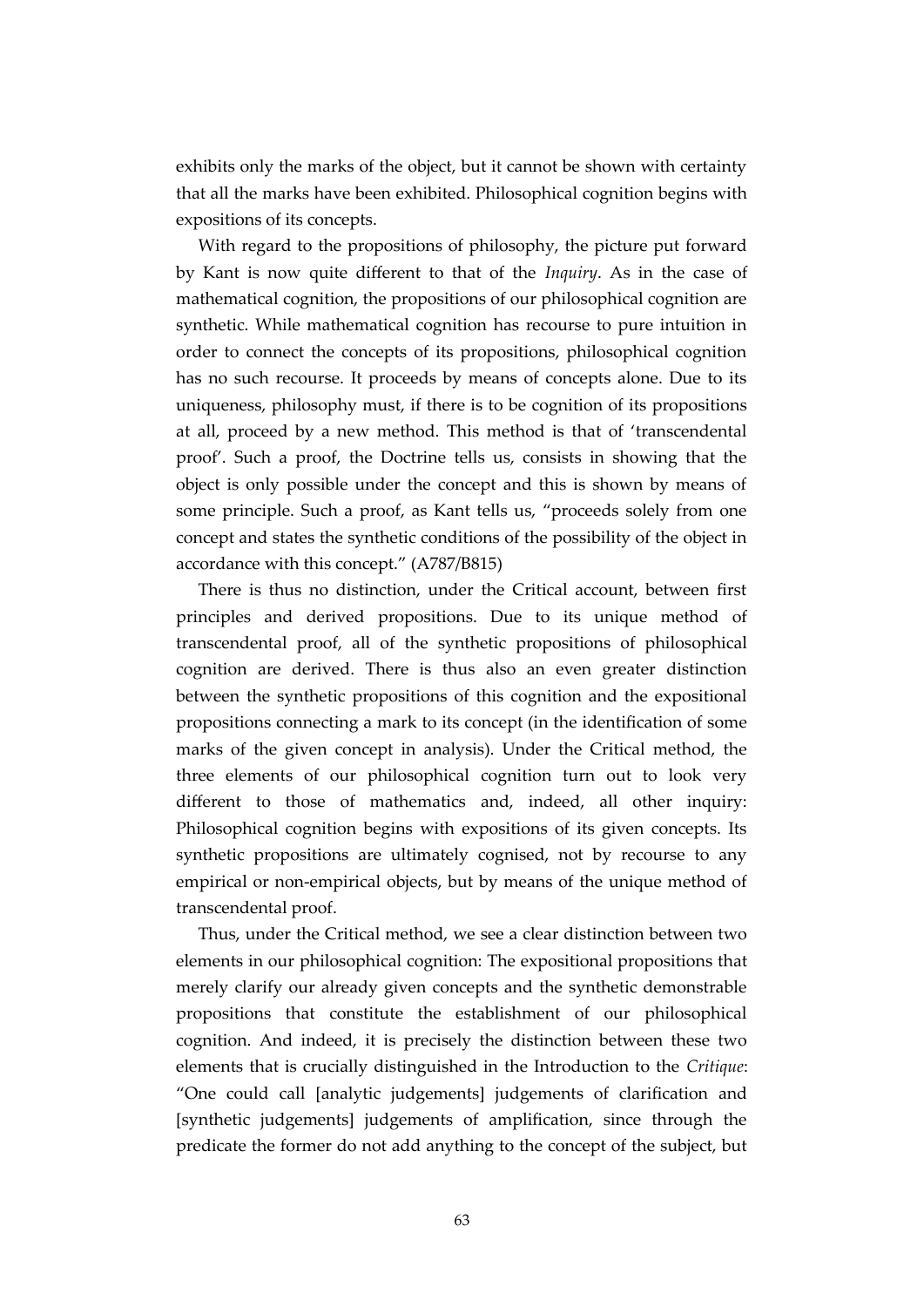exhibits only the marks of the object, but it cannot be shown with certainty that all the marks have been exhibited. Philosophical cognition begins with expositions of its concepts.

With regard to the propositions of philosophy, the picture put forward by Kant is now quite different to that of the *Inquiry*. As in the case of mathematical cognition, the propositions of our philosophical cognition are synthetic. While mathematical cognition has recourse to pure intuition in order to connect the concepts of its propositions, philosophical cognition has no such recourse. It proceeds by means of concepts alone. Due to its uniqueness, philosophy must, if there is to be cognition of its propositions at all, proceed by a new method. This method is that of 'transcendental proof'. Such a proof, the Doctrine tells us, consists in showing that the object is only possible under the concept and this is shown by means of some principle. Such a proof, as Kant tells us, "proceeds solely from one concept and states the synthetic conditions of the possibility of the object in accordance with this concept." (A787/B815)

There is thus no distinction, under the Critical account, between first principles and derived propositions. Due to its unique method of transcendental proof, all of the synthetic propositions of philosophical cognition are derived. There is thus also an even greater distinction between the synthetic propositions of this cognition and the expositional propositions connecting a mark to its concept (in the identification of some marks of the given concept in analysis). Under the Critical method, the three elements of our philosophical cognition turn out to look very different to those of mathematics and, indeed, all other inquiry: Philosophical cognition begins with expositions of its given concepts. Its synthetic propositions are ultimately cognised, not by recourse to any empirical or non-empirical objects, but by means of the unique method of transcendental proof.

Thus, under the Critical method, we see a clear distinction between two elements in our philosophical cognition: The expositional propositions that merely clarify our already given concepts and the synthetic demonstrable propositions that constitute the establishment of our philosophical cognition. And indeed, it is precisely the distinction between these two elements that is crucially distinguished in the Introduction to the *Critique*: "One could call [analytic judgements] judgements of clarification and [synthetic judgements] judgements of amplification, since through the predicate the former do not add anything to the concept of the subject, but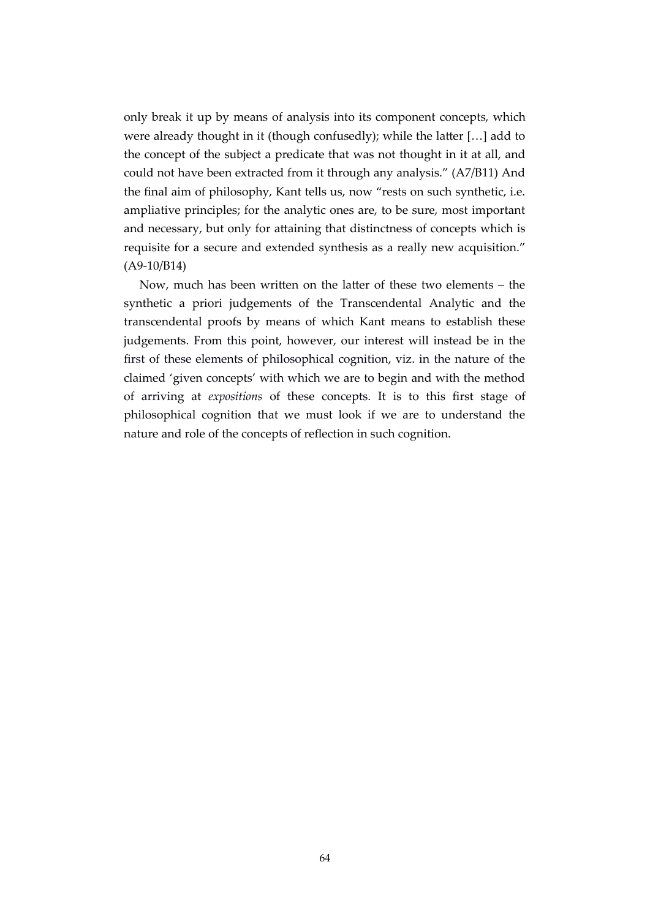only break it up by means of analysis into its component concepts, which were already thought in it (though confusedly); while the latter […] add to the concept of the subject a predicate that was not thought in it at all, and could not have been extracted from it through any analysis." (A7/B11) And the final aim of philosophy, Kant tells us, now "rests on such synthetic, i.e. ampliative principles; for the analytic ones are, to be sure, most important and necessary, but only for attaining that distinctness of concepts which is requisite for a secure and extended synthesis as a really new acquisition." (A9-10/B14)

Now, much has been written on the latter of these two elements – the synthetic a priori judgements of the Transcendental Analytic and the transcendental proofs by means of which Kant means to establish these judgements. From this point, however, our interest will instead be in the first of these elements of philosophical cognition, viz. in the nature of the claimed 'given concepts' with which we are to begin and with the method of arriving at *expositions* of these concepts. It is to this first stage of philosophical cognition that we must look if we are to understand the nature and role of the concepts of reflection in such cognition.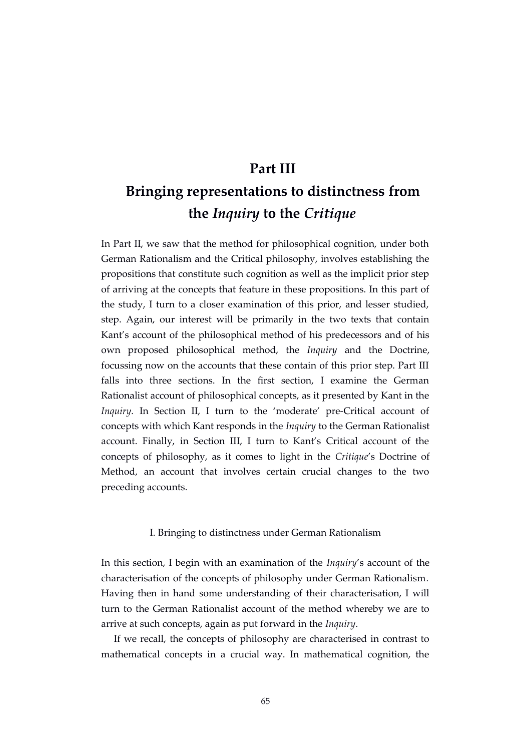# Part III

# Bringing representations to distinctness from the *Inquiry* to the *Critique*

In Part II, we saw that the method for philosophical cognition, under both German Rationalism and the Critical philosophy, involves establishing the propositions that constitute such cognition as well as the implicit prior step of arriving at the concepts that feature in these propositions. In this part of the study, I turn to a closer examination of this prior, and lesser studied, step. Again, our interest will be primarily in the two texts that contain Kant's account of the philosophical method of his predecessors and of his own proposed philosophical method, the *Inquiry* and the Doctrine, focussing now on the accounts that these contain of this prior step. Part III falls into three sections. In the first section, I examine the German Rationalist account of philosophical concepts, as it presented by Kant in the *Inquiry.* In Section II, I turn to the 'moderate' pre-Critical account of concepts with which Kant responds in the *Inquiry* to the German Rationalist account. Finally, in Section III, I turn to Kant's Critical account of the concepts of philosophy, as it comes to light in the *Critique*'s Doctrine of Method, an account that involves certain crucial changes to the two preceding accounts.

## I. Bringing to distinctness under German Rationalism

In this section, I begin with an examination of the *Inquiry*'s account of the characterisation of the concepts of philosophy under German Rationalism. Having then in hand some understanding of their characterisation, I will turn to the German Rationalist account of the method whereby we are to arrive at such concepts, again as put forward in the *Inquiry*.

If we recall, the concepts of philosophy are characterised in contrast to mathematical concepts in a crucial way. In mathematical cognition, the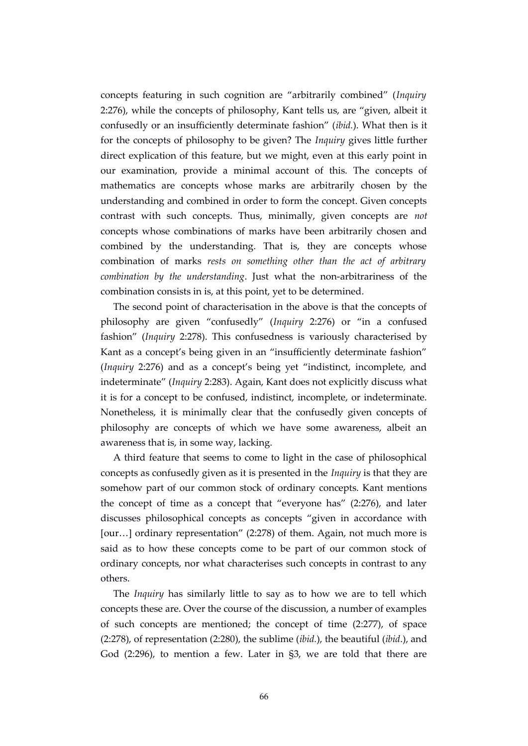concepts featuring in such cognition are "arbitrarily combined" (*Inquiry* 2:276), while the concepts of philosophy, Kant tells us, are "given, albeit it confusedly or an insufficiently determinate fashion" (*ibid.*). What then is it for the concepts of philosophy to be given? The *Inquiry* gives little further direct explication of this feature, but we might, even at this early point in our examination, provide a minimal account of this. The concepts of mathematics are concepts whose marks are arbitrarily chosen by the understanding and combined in order to form the concept. Given concepts contrast with such concepts. Thus, minimally, given concepts are *not* concepts whose combinations of marks have been arbitrarily chosen and combined by the understanding. That is, they are concepts whose combination of marks *rests on something other than the act of arbitrary combination by the understanding*. Just what the non-arbitrariness of the combination consists in is, at this point, yet to be determined.

The second point of characterisation in the above is that the concepts of philosophy are given "confusedly" (*Inquiry* 2:276) or "in a confused fashion" (*Inquiry* 2:278). This confusedness is variously characterised by Kant as a concept's being given in an "insufficiently determinate fashion" (*Inquiry* 2:276) and as a concept's being yet "indistinct, incomplete, and indeterminate" (*Inquiry* 2:283). Again, Kant does not explicitly discuss what it is for a concept to be confused, indistinct, incomplete, or indeterminate. Nonetheless, it is minimally clear that the confusedly given concepts of philosophy are concepts of which we have some awareness, albeit an awareness that is, in some way, lacking.

A third feature that seems to come to light in the case of philosophical concepts as confusedly given as it is presented in the *Inquiry* is that they are somehow part of our common stock of ordinary concepts. Kant mentions the concept of time as a concept that "everyone has" (2:276), and later discusses philosophical concepts as concepts "given in accordance with [our…] ordinary representation" (2:278) of them. Again, not much more is said as to how these concepts come to be part of our common stock of ordinary concepts, nor what characterises such concepts in contrast to any others.

The *Inquiry* has similarly little to say as to how we are to tell which concepts these are. Over the course of the discussion, a number of examples of such concepts are mentioned; the concept of time (2:277), of space (2:278), of representation (2:280), the sublime (*ibid.*), the beautiful (*ibid*.), and God (2:296), to mention a few. Later in §3, we are told that there are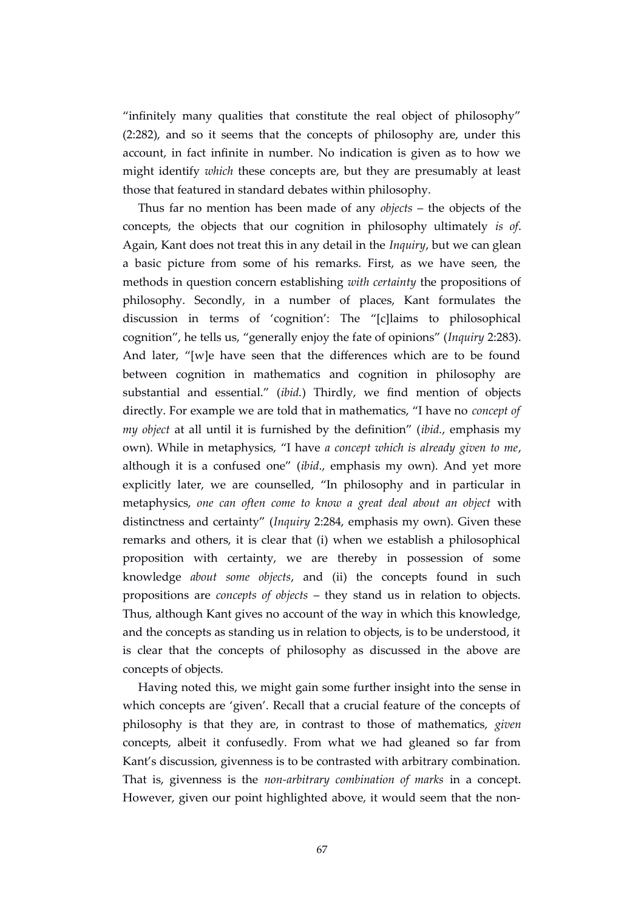"infinitely many qualities that constitute the real object of philosophy" (2:282), and so it seems that the concepts of philosophy are, under this account, in fact infinite in number. No indication is given as to how we might identify *which* these concepts are, but they are presumably at least those that featured in standard debates within philosophy.

Thus far no mention has been made of any *objects* – the objects of the concepts, the objects that our cognition in philosophy ultimately *is of*. Again, Kant does not treat this in any detail in the *Inquiry*, but we can glean a basic picture from some of his remarks. First, as we have seen, the methods in question concern establishing *with certainty* the propositions of philosophy. Secondly, in a number of places, Kant formulates the discussion in terms of 'cognition': The "[c]laims to philosophical cognition", he tells us, "generally enjoy the fate of opinions" (*Inquiry* 2:283). And later, "[w]e have seen that the differences which are to be found between cognition in mathematics and cognition in philosophy are substantial and essential." (*ibid.*) Thirdly, we find mention of objects directly. For example we are told that in mathematics, "I have no *concept of my object* at all until it is furnished by the definition" (*ibid.*, emphasis my own). While in metaphysics, "I have *a concept which is already given to me*, although it is a confused one" (*ibid*., emphasis my own). And yet more explicitly later, we are counselled, "In philosophy and in particular in metaphysics, *one can often come to know a great deal about an object* with distinctness and certainty" (*Inquiry* 2:284, emphasis my own). Given these remarks and others, it is clear that (i) when we establish a philosophical proposition with certainty, we are thereby in possession of some knowledge *about some objects*, and (ii) the concepts found in such propositions are *concepts of objects* – they stand us in relation to objects. Thus, although Kant gives no account of the way in which this knowledge, and the concepts as standing us in relation to objects, is to be understood, it is clear that the concepts of philosophy as discussed in the above are concepts of objects.

Having noted this, we might gain some further insight into the sense in which concepts are 'given'. Recall that a crucial feature of the concepts of philosophy is that they are, in contrast to those of mathematics, *given* concepts, albeit it confusedly. From what we had gleaned so far from Kant's discussion, givenness is to be contrasted with arbitrary combination. That is, givenness is the *non-arbitrary combination of marks* in a concept. However, given our point highlighted above, it would seem that the non-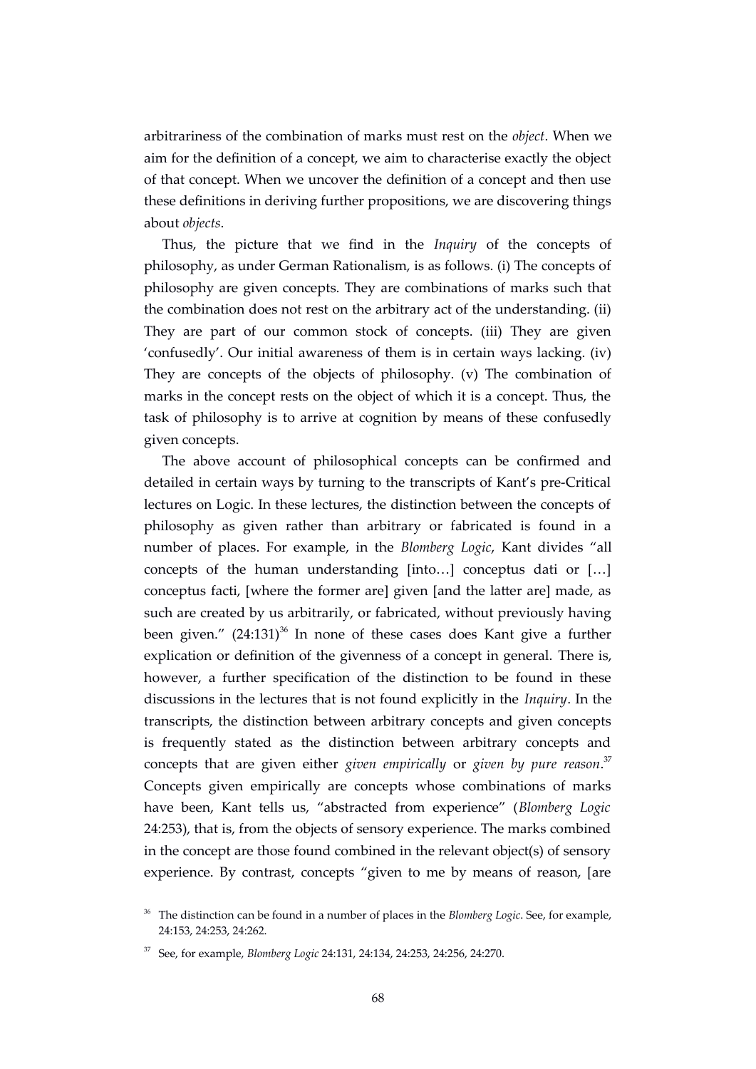arbitrariness of the combination of marks must rest on the *object*. When we aim for the definition of a concept, we aim to characterise exactly the object of that concept. When we uncover the definition of a concept and then use these definitions in deriving further propositions, we are discovering things about *objects*.

Thus, the picture that we find in the *Inquiry* of the concepts of philosophy, as under German Rationalism, is as follows. (i) The concepts of philosophy are given concepts. They are combinations of marks such that the combination does not rest on the arbitrary act of the understanding. (ii) They are part of our common stock of concepts. (iii) They are given 'confusedly'. Our initial awareness of them is in certain ways lacking. (iv) They are concepts of the objects of philosophy. (v) The combination of marks in the concept rests on the object of which it is a concept. Thus, the task of philosophy is to arrive at cognition by means of these confusedly given concepts.

The above account of philosophical concepts can be confirmed and detailed in certain ways by turning to the transcripts of Kant's pre-Critical lectures on Logic. In these lectures, the distinction between the concepts of philosophy as given rather than arbitrary or fabricated is found in a number of places. For example, in the *Blomberg Logic*, Kant divides "all concepts of the human understanding [into…] conceptus dati or […] conceptus facti, [where the former are] given [and the latter are] made, as such are created by us arbitrarily, or fabricated, without previously having been given." (24:131)[36] In none of these cases does Kant give a further explication or definition of the givenness of a concept in general. There is, however, a further specification of the distinction to be found in these discussions in the lectures that is not found explicitly in the *Inquiry*. In the transcripts, the distinction between arbitrary concepts and given concepts is frequently stated as the distinction between arbitrary concepts and concepts that are given either *given empirically* or *given by pure reason*.[37] Concepts given empirically are concepts whose combinations of marks have been, Kant tells us, "abstracted from experience" (*Blomberg Logic* 24:253), that is, from the objects of sensory experience. The marks combined in the concept are those found combined in the relevant object(s) of sensory experience. By contrast, concepts "given to me by means of reason, [are

[36] The distinction can be found in a number of places in the *Blomberg Logic*. See, for example, 24:153, 24:253, 24:262.

[37] See, for example, *Blomberg Logic* 24:131, 24:134, 24:253, 24:256, 24:270.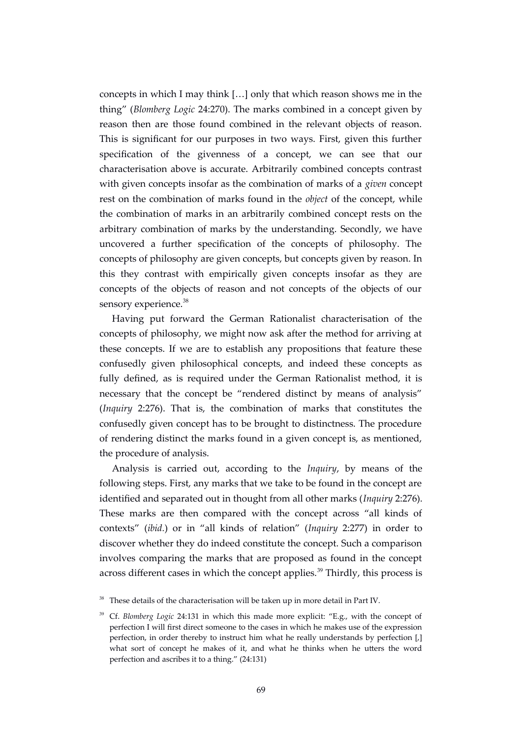concepts in which I may think […] only that which reason shows me in the thing" (*Blomberg Logic* 24:270). The marks combined in a concept given by reason then are those found combined in the relevant objects of reason. This is significant for our purposes in two ways. First, given this further specification of the givenness of a concept, we can see that our characterisation above is accurate. Arbitrarily combined concepts contrast with given concepts insofar as the combination of marks of a *given* concept rest on the combination of marks found in the *object* of the concept, while the combination of marks in an arbitrarily combined concept rests on the arbitrary combination of marks by the understanding. Secondly, we have uncovered a further specification of the concepts of philosophy. The concepts of philosophy are given concepts, but concepts given by reason. In this they contrast with empirically given concepts insofar as they are concepts of the objects of reason and not concepts of the objects of our sensory experience.[38]

Having put forward the German Rationalist characterisation of the concepts of philosophy, we might now ask after the method for arriving at these concepts. If we are to establish any propositions that feature these confusedly given philosophical concepts, and indeed these concepts as fully defined, as is required under the German Rationalist method, it is necessary that the concept be "rendered distinct by means of analysis" (*Inquiry* 2:276). That is, the combination of marks that constitutes the confusedly given concept has to be brought to distinctness. The procedure of rendering distinct the marks found in a given concept is, as mentioned, the procedure of analysis.

Analysis is carried out, according to the *Inquiry*, by means of the following steps. First, any marks that we take to be found in the concept are identified and separated out in thought from all other marks (*Inquiry* 2:276). These marks are then compared with the concept across "all kinds of contexts" (*ibid.*) or in "all kinds of relation" (*Inquiry* 2:277) in order to discover whether they do indeed constitute the concept. Such a comparison involves comparing the marks that are proposed as found in the concept across different cases in which the concept applies.[39] Thirdly, this process is

[38] These details of the characterisation will be taken up in more detail in Part IV.

[39] Cf. *Blomberg Logic* 24:131 in which this made more explicit: "E.g., with the concept of perfection I will first direct someone to the cases in which he makes use of the expression perfection, in order thereby to instruct him what he really understands by perfection [,] what sort of concept he makes of it, and what he thinks when he utters the word perfection and ascribes it to a thing." (24:131)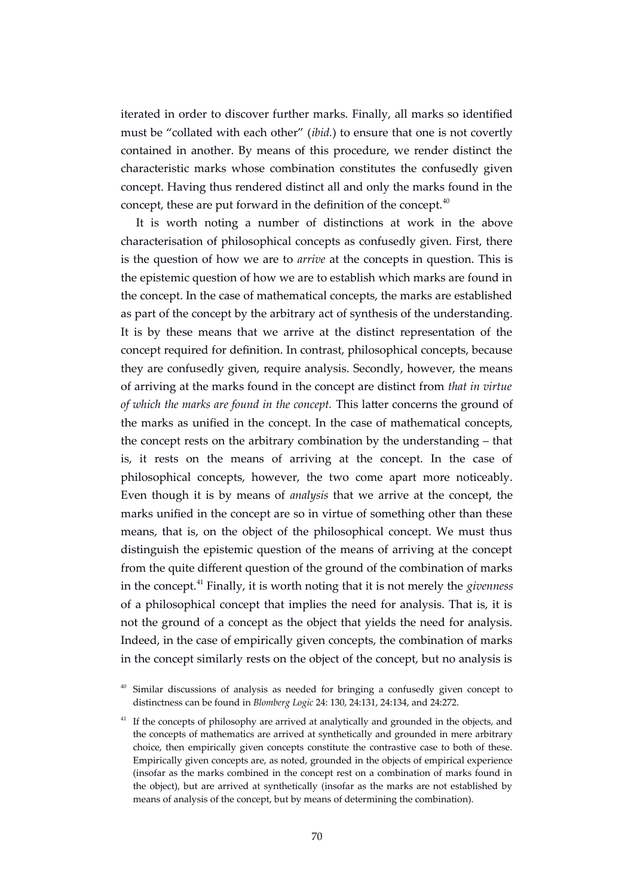iterated in order to discover further marks. Finally, all marks so identified must be "collated with each other" (*ibid.*) to ensure that one is not covertly contained in another. By means of this procedure, we render distinct the characteristic marks whose combination constitutes the confusedly given concept. Having thus rendered distinct all and only the marks found in the concept, these are put forward in the definition of the concept.[40]

It is worth noting a number of distinctions at work in the above characterisation of philosophical concepts as confusedly given. First, there is the question of how we are to *arrive* at the concepts in question. This is the epistemic question of how we are to establish which marks are found in the concept. In the case of mathematical concepts, the marks are established as part of the concept by the arbitrary act of synthesis of the understanding. It is by these means that we arrive at the distinct representation of the concept required for definition. In contrast, philosophical concepts, because they are confusedly given, require analysis. Secondly, however, the means of arriving at the marks found in the concept are distinct from *that in virtue of which the marks are found in the concept.* This latter concerns the ground of the marks as unified in the concept. In the case of mathematical concepts, the concept rests on the arbitrary combination by the understanding – that is, it rests on the means of arriving at the concept. In the case of philosophical concepts, however, the two come apart more noticeably. Even though it is by means of *analysis* that we arrive at the concept, the marks unified in the concept are so in virtue of something other than these means, that is, on the object of the philosophical concept. We must thus distinguish the epistemic question of the means of arriving at the concept from the quite different question of the ground of the combination of marks in the concept.[41] Finally, it is worth noting that it is not merely the *givenness* of a philosophical concept that implies the need for analysis. That is, it is not the ground of a concept as the object that yields the need for analysis. Indeed, in the case of empirically given concepts, the combination of marks in the concept similarly rests on the object of the concept, but no analysis is

[40] Similar discussions of analysis as needed for bringing a confusedly given concept to distinctness can be found in *Blomberg Logic* 24: 130, 24:131, 24:134, and 24:272.

[41] If the concepts of philosophy are arrived at analytically and grounded in the objects, and the concepts of mathematics are arrived at synthetically and grounded in mere arbitrary choice, then empirically given concepts constitute the contrastive case to both of these. Empirically given concepts are, as noted, grounded in the objects of empirical experience (insofar as the marks combined in the concept rest on a combination of marks found in the object), but are arrived at synthetically (insofar as the marks are not established by means of analysis of the concept, but by means of determining the combination).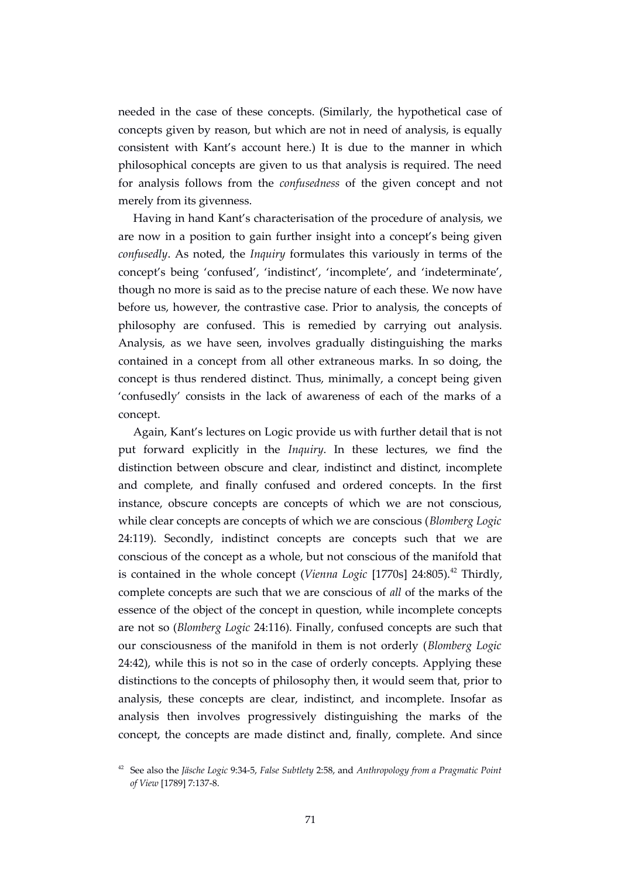needed in the case of these concepts. (Similarly, the hypothetical case of concepts given by reason, but which are not in need of analysis, is equally consistent with Kant's account here.) It is due to the manner in which philosophical concepts are given to us that analysis is required. The need for analysis follows from the *confusedness* of the given concept and not merely from its givenness.

Having in hand Kant's characterisation of the procedure of analysis, we are now in a position to gain further insight into a concept's being given *confusedly*. As noted, the *Inquiry* formulates this variously in terms of the concept's being 'confused', 'indistinct', 'incomplete', and 'indeterminate', though no more is said as to the precise nature of each these. We now have before us, however, the contrastive case. Prior to analysis, the concepts of philosophy are confused. This is remedied by carrying out analysis. Analysis, as we have seen, involves gradually distinguishing the marks contained in a concept from all other extraneous marks. In so doing, the concept is thus rendered distinct. Thus, minimally, a concept being given 'confusedly' consists in the lack of awareness of each of the marks of a concept.

Again, Kant's lectures on Logic provide us with further detail that is not put forward explicitly in the *Inquiry*. In these lectures, we find the distinction between obscure and clear, indistinct and distinct, incomplete and complete, and finally confused and ordered concepts. In the first instance, obscure concepts are concepts of which we are not conscious, while clear concepts are concepts of which we are conscious (*Blomberg Logic* 24:119). Secondly, indistinct concepts are concepts such that we are conscious of the concept as a whole, but not conscious of the manifold that is contained in the whole concept (*Vienna Logic* [1770s] 24:805).[42] Thirdly, complete concepts are such that we are conscious of *all* of the marks of the essence of the object of the concept in question, while incomplete concepts are not so (*Blomberg Logic* 24:116). Finally, confused concepts are such that our consciousness of the manifold in them is not orderly (*Blomberg Logic* 24:42), while this is not so in the case of orderly concepts. Applying these distinctions to the concepts of philosophy then, it would seem that, prior to analysis, these concepts are clear, indistinct, and incomplete. Insofar as analysis then involves progressively distinguishing the marks of the concept, the concepts are made distinct and, finally, complete. And since

[42] See also the *Jäsche Logic* 9:34-5, *False Subtlety* 2:58, and *Anthropology from a Pragmatic Point of View* [1789] 7:137-8.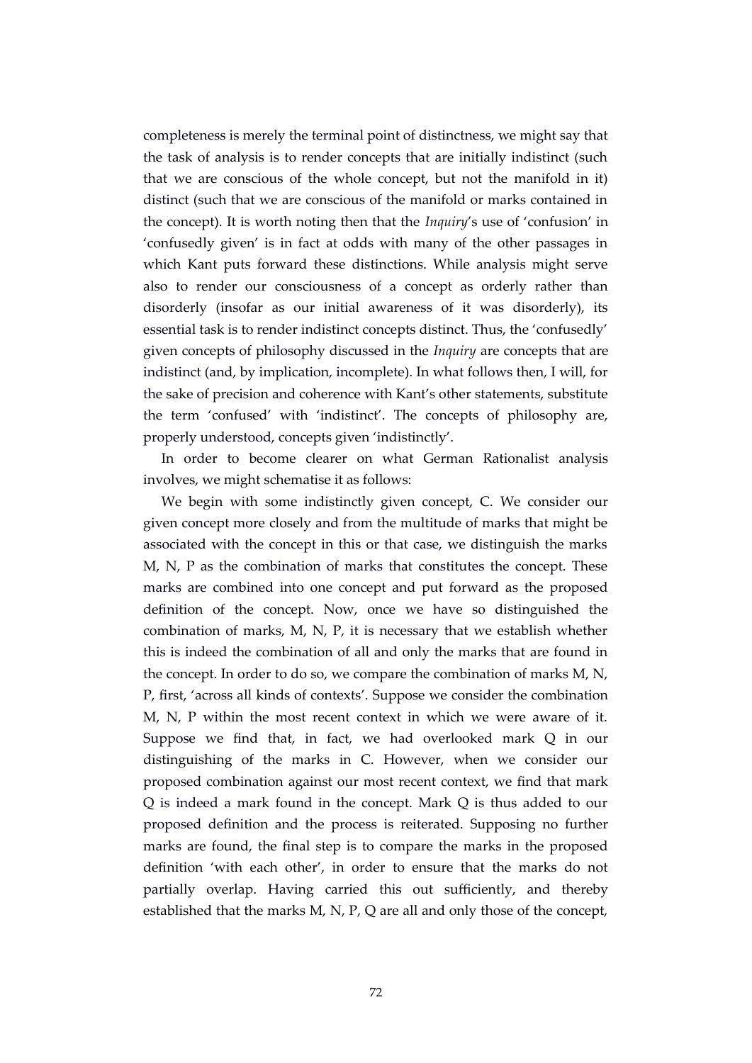completeness is merely the terminal point of distinctness, we might say that the task of analysis is to render concepts that are initially indistinct (such that we are conscious of the whole concept, but not the manifold in it) distinct (such that we are conscious of the manifold or marks contained in the concept). It is worth noting then that the *Inquiry*'s use of 'confusion' in 'confusedly given' is in fact at odds with many of the other passages in which Kant puts forward these distinctions. While analysis might serve also to render our consciousness of a concept as orderly rather than disorderly (insofar as our initial awareness of it was disorderly), its essential task is to render indistinct concepts distinct. Thus, the 'confusedly' given concepts of philosophy discussed in the *Inquiry* are concepts that are indistinct (and, by implication, incomplete). In what follows then, I will, for the sake of precision and coherence with Kant's other statements, substitute the term 'confused' with 'indistinct'. The concepts of philosophy are, properly understood, concepts given 'indistinctly'.

In order to become clearer on what German Rationalist analysis involves, we might schematise it as follows:

We begin with some indistinctly given concept, C. We consider our given concept more closely and from the multitude of marks that might be associated with the concept in this or that case, we distinguish the marks M, N, P as the combination of marks that constitutes the concept. These marks are combined into one concept and put forward as the proposed definition of the concept. Now, once we have so distinguished the combination of marks, M, N, P, it is necessary that we establish whether this is indeed the combination of all and only the marks that are found in the concept. In order to do so, we compare the combination of marks M, N, P, first, 'across all kinds of contexts'. Suppose we consider the combination M, N, P within the most recent context in which we were aware of it. Suppose we find that, in fact, we had overlooked mark Q in our distinguishing of the marks in C. However, when we consider our proposed combination against our most recent context, we find that mark Q is indeed a mark found in the concept. Mark Q is thus added to our proposed definition and the process is reiterated. Supposing no further marks are found, the final step is to compare the marks in the proposed definition 'with each other', in order to ensure that the marks do not partially overlap. Having carried this out sufficiently, and thereby established that the marks M, N, P, Q are all and only those of the concept,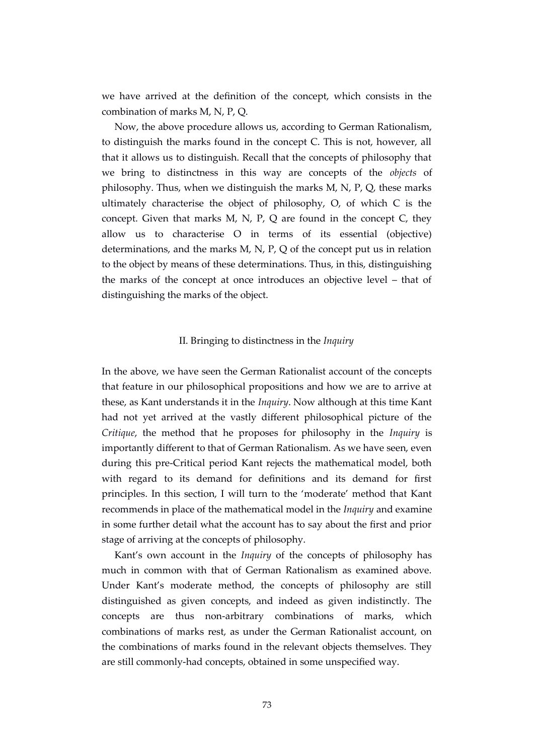we have arrived at the definition of the concept, which consists in the combination of marks M, N, P, Q.

Now, the above procedure allows us, according to German Rationalism, to distinguish the marks found in the concept C. This is not, however, all that it allows us to distinguish. Recall that the concepts of philosophy that we bring to distinctness in this way are concepts of the *objects* of philosophy. Thus, when we distinguish the marks M, N, P, Q, these marks ultimately characterise the object of philosophy, O, of which C is the concept. Given that marks M, N, P, Q are found in the concept C, they allow us to characterise O in terms of its essential (objective) determinations, and the marks M, N, P, Q of the concept put us in relation to the object by means of these determinations. Thus, in this, distinguishing the marks of the concept at once introduces an objective level – that of distinguishing the marks of the object.

## II. Bringing to distinctness in the *Inquiry*

In the above, we have seen the German Rationalist account of the concepts that feature in our philosophical propositions and how we are to arrive at these, as Kant understands it in the *Inquiry*. Now although at this time Kant had not yet arrived at the vastly different philosophical picture of the *Critique*, the method that he proposes for philosophy in the *Inquiry* is importantly different to that of German Rationalism. As we have seen, even during this pre-Critical period Kant rejects the mathematical model, both with regard to its demand for definitions and its demand for first principles. In this section, I will turn to the 'moderate' method that Kant recommends in place of the mathematical model in the *Inquiry* and examine in some further detail what the account has to say about the first and prior stage of arriving at the concepts of philosophy.

Kant's own account in the *Inquiry* of the concepts of philosophy has much in common with that of German Rationalism as examined above. Under Kant's moderate method, the concepts of philosophy are still distinguished as given concepts, and indeed as given indistinctly. The concepts are thus non-arbitrary combinations of marks, which combinations of marks rest, as under the German Rationalist account, on the combinations of marks found in the relevant objects themselves. They are still commonly-had concepts, obtained in some unspecified way.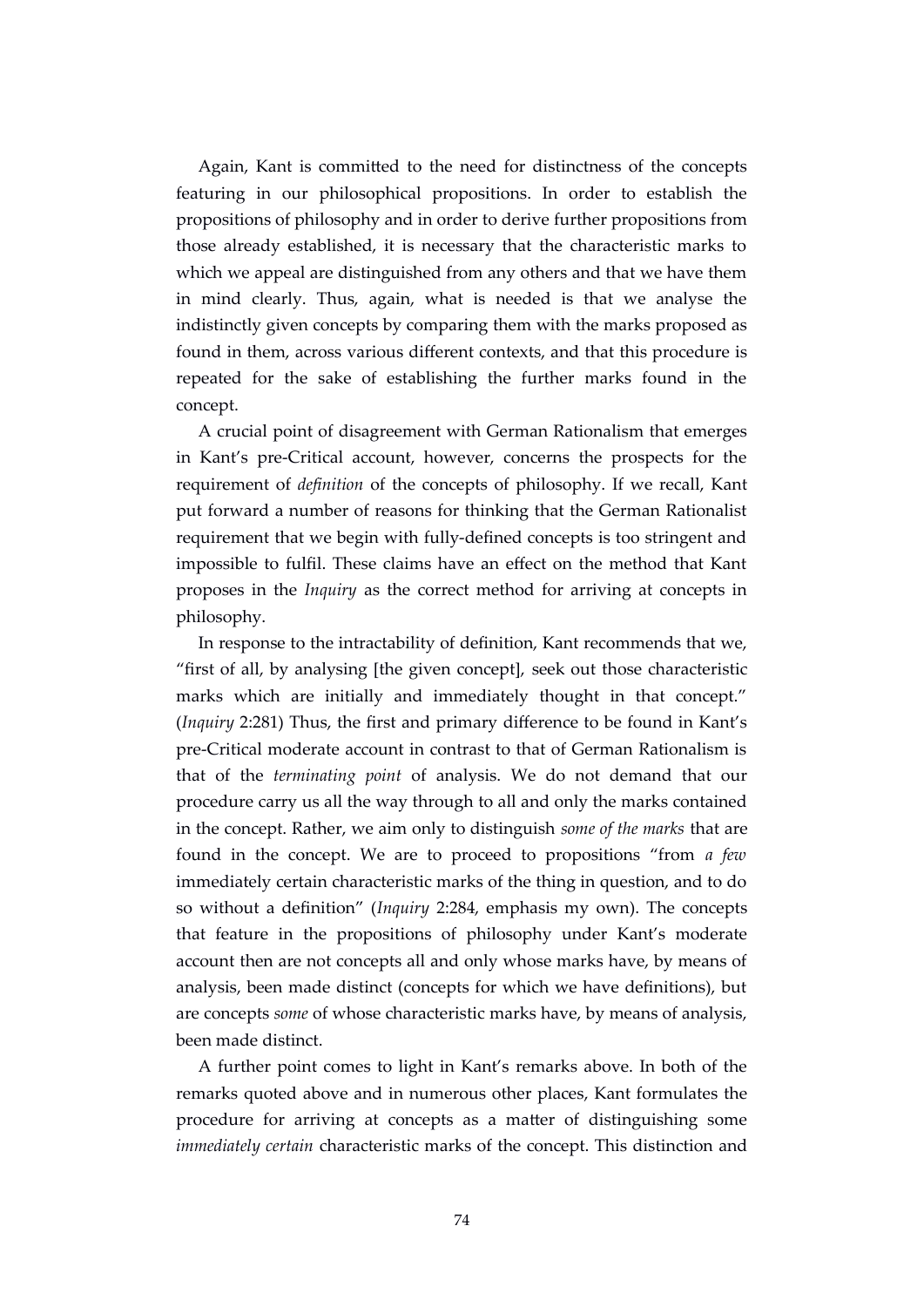Again, Kant is committed to the need for distinctness of the concepts featuring in our philosophical propositions. In order to establish the propositions of philosophy and in order to derive further propositions from those already established, it is necessary that the characteristic marks to which we appeal are distinguished from any others and that we have them in mind clearly. Thus, again, what is needed is that we analyse the indistinctly given concepts by comparing them with the marks proposed as found in them, across various different contexts, and that this procedure is repeated for the sake of establishing the further marks found in the concept.

A crucial point of disagreement with German Rationalism that emerges in Kant's pre-Critical account, however, concerns the prospects for the requirement of *definition* of the concepts of philosophy. If we recall, Kant put forward a number of reasons for thinking that the German Rationalist requirement that we begin with fully-defined concepts is too stringent and impossible to fulfil. These claims have an effect on the method that Kant proposes in the *Inquiry* as the correct method for arriving at concepts in philosophy.

In response to the intractability of definition, Kant recommends that we, "first of all, by analysing [the given concept], seek out those characteristic marks which are initially and immediately thought in that concept." (*Inquiry* 2:281) Thus, the first and primary difference to be found in Kant's pre-Critical moderate account in contrast to that of German Rationalism is that of the *terminating point* of analysis. We do not demand that our procedure carry us all the way through to all and only the marks contained in the concept. Rather, we aim only to distinguish *some of the marks* that are found in the concept. We are to proceed to propositions "from *a few* immediately certain characteristic marks of the thing in question, and to do so without a definition" (*Inquiry* 2:284, emphasis my own). The concepts that feature in the propositions of philosophy under Kant's moderate account then are not concepts all and only whose marks have, by means of analysis, been made distinct (concepts for which we have definitions), but are concepts *some* of whose characteristic marks have, by means of analysis, been made distinct.

A further point comes to light in Kant's remarks above. In both of the remarks quoted above and in numerous other places, Kant formulates the procedure for arriving at concepts as a matter of distinguishing some *immediately certain* characteristic marks of the concept. This distinction and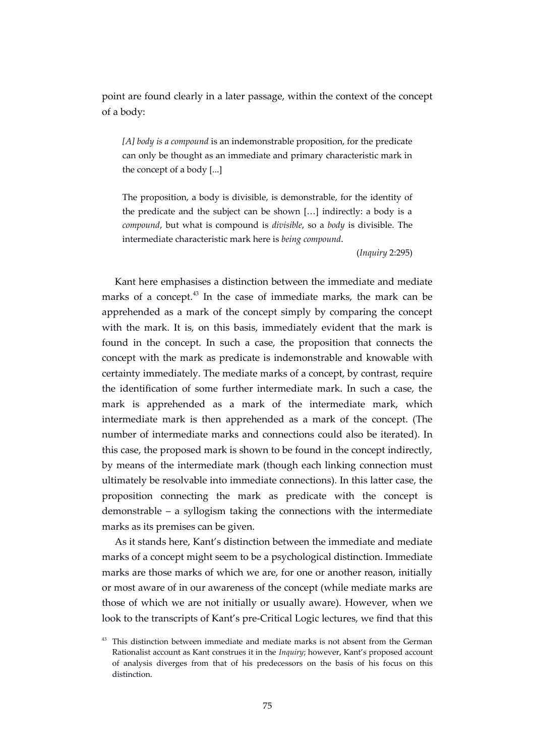point are found clearly in a later passage, within the context of the concept of a body:

> *[A] body is a compound* is an indemonstrable proposition, for the predicate can only be thought as an immediate and primary characteristic mark in the concept of a body [...]
>
> The proposition, a body is divisible, is demonstrable, for the identity of the predicate and the subject can be shown […] indirectly: a body is a *compound*, but what is compound is *divisible*, so a *body* is divisible. The intermediate characteristic mark here is *being compound*.
>
> (*Inquiry* 2:295)

Kant here emphasises a distinction between the immediate and mediate marks of a concept.[43] In the case of immediate marks, the mark can be apprehended as a mark of the concept simply by comparing the concept with the mark. It is, on this basis, immediately evident that the mark is found in the concept. In such a case, the proposition that connects the concept with the mark as predicate is indemonstrable and knowable with certainty immediately. The mediate marks of a concept, by contrast, require the identification of some further intermediate mark. In such a case, the mark is apprehended as a mark of the intermediate mark, which intermediate mark is then apprehended as a mark of the concept. (The number of intermediate marks and connections could also be iterated). In this case, the proposed mark is shown to be found in the concept indirectly, by means of the intermediate mark (though each linking connection must ultimately be resolvable into immediate connections). In this latter case, the proposition connecting the mark as predicate with the concept is demonstrable – a syllogism taking the connections with the intermediate marks as its premises can be given.

As it stands here, Kant's distinction between the immediate and mediate marks of a concept might seem to be a psychological distinction. Immediate marks are those marks of which we are, for one or another reason, initially or most aware of in our awareness of the concept (while mediate marks are those of which we are not initially or usually aware). However, when we look to the transcripts of Kant's pre-Critical Logic lectures, we find that this

[43] This distinction between immediate and mediate marks is not absent from the German Rationalist account as Kant construes it in the *Inquiry*; however, Kant's proposed account of analysis diverges from that of his predecessors on the basis of his focus on this distinction.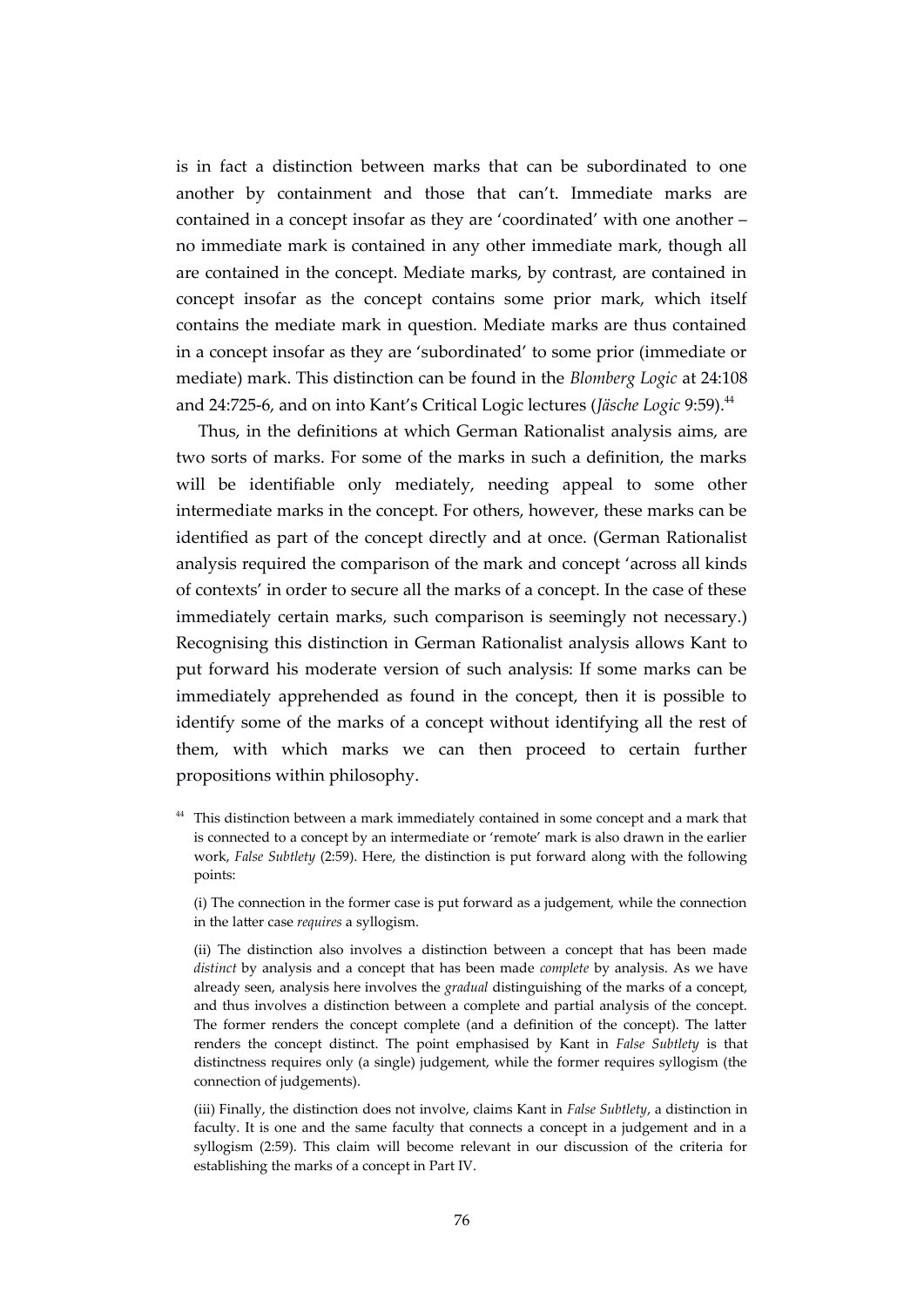is in fact a distinction between marks that can be subordinated to one another by containment and those that can't. Immediate marks are contained in a concept insofar as they are 'coordinated' with one another – no immediate mark is contained in any other immediate mark, though all are contained in the concept. Mediate marks, by contrast, are contained in concept insofar as the concept contains some prior mark, which itself contains the mediate mark in question. Mediate marks are thus contained in a concept insofar as they are 'subordinated' to some prior (immediate or mediate) mark. This distinction can be found in the *Blomberg Logic* at 24:108 and 24:725-6, and on into Kant's Critical Logic lectures (*Jäsche Logic* 9:59).[44]

Thus, in the definitions at which German Rationalist analysis aims, are two sorts of marks. For some of the marks in such a definition, the marks will be identifiable only mediately, needing appeal to some other intermediate marks in the concept. For others, however, these marks can be identified as part of the concept directly and at once. (German Rationalist analysis required the comparison of the mark and concept 'across all kinds of contexts' in order to secure all the marks of a concept. In the case of these immediately certain marks, such comparison is seemingly not necessary.) Recognising this distinction in German Rationalist analysis allows Kant to put forward his moderate version of such analysis: If some marks can be immediately apprehended as found in the concept, then it is possible to identify some of the marks of a concept without identifying all the rest of them, with which marks we can then proceed to certain further propositions within philosophy.

[44] This distinction between a mark immediately contained in some concept and a mark that is connected to a concept by an intermediate or 'remote' mark is also drawn in the earlier work, *False Subtlety* (2:59). Here, the distinction is put forward along with the following points:

(i) The connection in the former case is put forward as a judgement, while the connection in the latter case *requires* a syllogism.

(ii) The distinction also involves a distinction between a concept that has been made *distinct* by analysis and a concept that has been made *complete* by analysis. As we have already seen, analysis here involves the *gradual* distinguishing of the marks of a concept, and thus involves a distinction between a complete and partial analysis of the concept. The former renders the concept complete (and a definition of the concept). The latter renders the concept distinct. The point emphasised by Kant in *False Subtlety* is that distinctness requires only (a single) judgement, while the former requires syllogism (the connection of judgements).

(iii) Finally, the distinction does not involve, claims Kant in *False Subtlety*, a distinction in faculty. It is one and the same faculty that connects a concept in a judgement and in a syllogism (2:59). This claim will become relevant in our discussion of the criteria for establishing the marks of a concept in Part IV.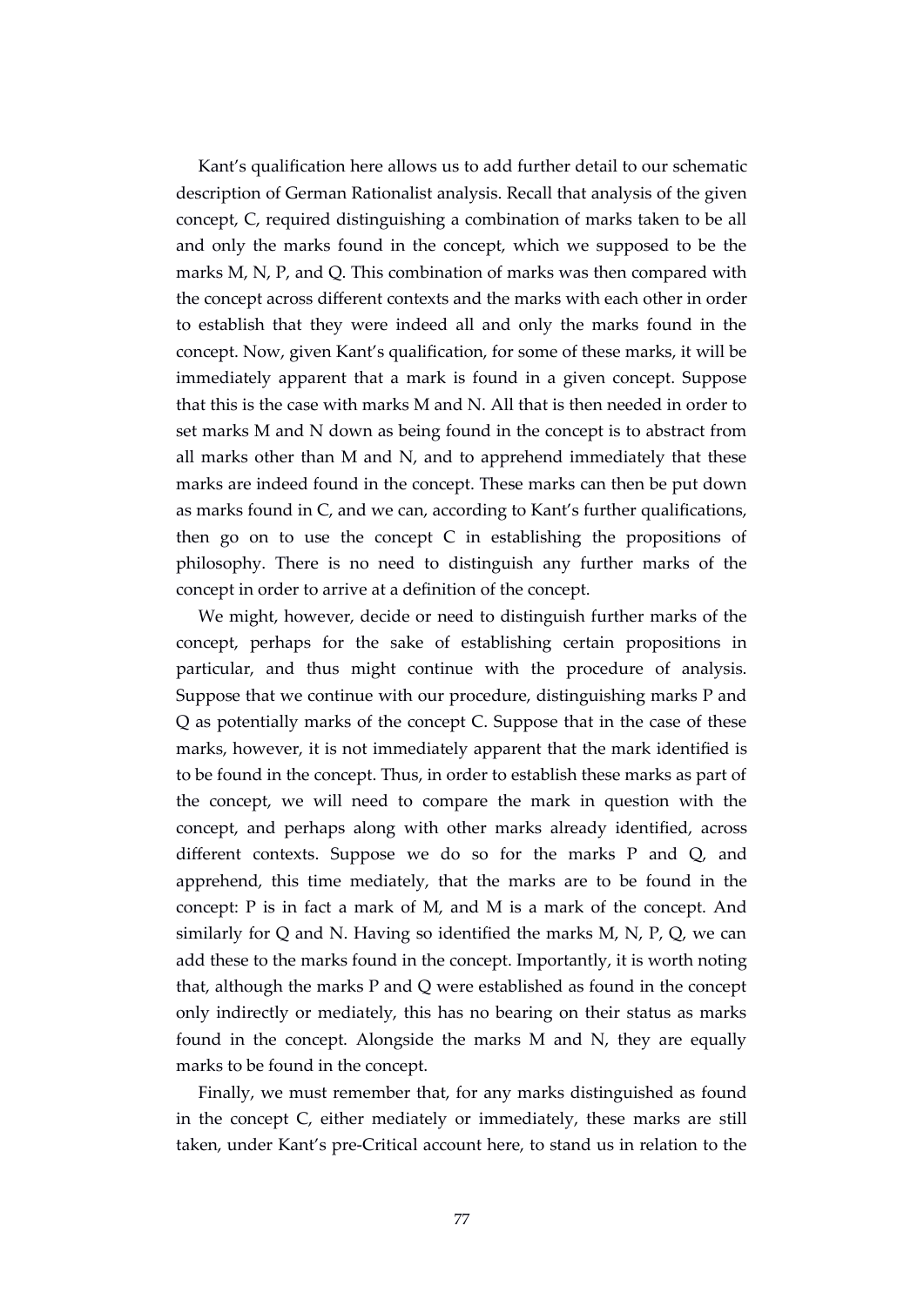Kant's qualification here allows us to add further detail to our schematic description of German Rationalist analysis. Recall that analysis of the given concept, C, required distinguishing a combination of marks taken to be all and only the marks found in the concept, which we supposed to be the marks M, N, P, and Q. This combination of marks was then compared with the concept across different contexts and the marks with each other in order to establish that they were indeed all and only the marks found in the concept. Now, given Kant's qualification, for some of these marks, it will be immediately apparent that a mark is found in a given concept. Suppose that this is the case with marks M and N. All that is then needed in order to set marks M and N down as being found in the concept is to abstract from all marks other than M and N, and to apprehend immediately that these marks are indeed found in the concept. These marks can then be put down as marks found in C, and we can, according to Kant's further qualifications, then go on to use the concept C in establishing the propositions of philosophy. There is no need to distinguish any further marks of the concept in order to arrive at a definition of the concept.

We might, however, decide or need to distinguish further marks of the concept, perhaps for the sake of establishing certain propositions in particular, and thus might continue with the procedure of analysis. Suppose that we continue with our procedure, distinguishing marks P and Q as potentially marks of the concept C. Suppose that in the case of these marks, however, it is not immediately apparent that the mark identified is to be found in the concept. Thus, in order to establish these marks as part of the concept, we will need to compare the mark in question with the concept, and perhaps along with other marks already identified, across different contexts. Suppose we do so for the marks P and Q, and apprehend, this time mediately, that the marks are to be found in the concept: P is in fact a mark of M, and M is a mark of the concept. And similarly for Q and N. Having so identified the marks M, N, P, Q, we can add these to the marks found in the concept. Importantly, it is worth noting that, although the marks P and Q were established as found in the concept only indirectly or mediately, this has no bearing on their status as marks found in the concept. Alongside the marks M and N, they are equally marks to be found in the concept.

Finally, we must remember that, for any marks distinguished as found in the concept C, either mediately or immediately, these marks are still taken, under Kant's pre-Critical account here, to stand us in relation to the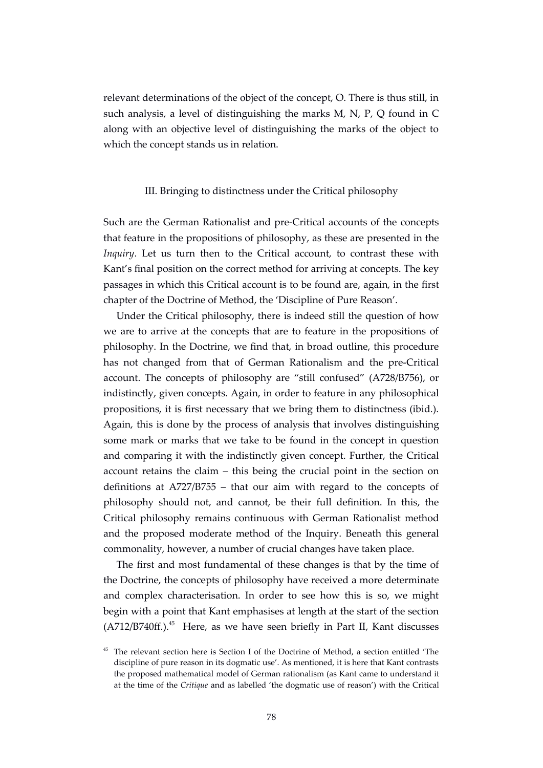relevant determinations of the object of the concept, O. There is thus still, in such analysis, a level of distinguishing the marks M, N, P, Q found in C along with an objective level of distinguishing the marks of the object to which the concept stands us in relation.

## III. Bringing to distinctness under the Critical philosophy

Such are the German Rationalist and pre-Critical accounts of the concepts that feature in the propositions of philosophy, as these are presented in the *Inquiry*. Let us turn then to the Critical account, to contrast these with Kant's final position on the correct method for arriving at concepts. The key passages in which this Critical account is to be found are, again, in the first chapter of the Doctrine of Method, the 'Discipline of Pure Reason'.

Under the Critical philosophy, there is indeed still the question of how we are to arrive at the concepts that are to feature in the propositions of philosophy. In the Doctrine, we find that, in broad outline, this procedure has not changed from that of German Rationalism and the pre-Critical account. The concepts of philosophy are "still confused" (A728/B756), or indistinctly, given concepts. Again, in order to feature in any philosophical propositions, it is first necessary that we bring them to distinctness (ibid.). Again, this is done by the process of analysis that involves distinguishing some mark or marks that we take to be found in the concept in question and comparing it with the indistinctly given concept. Further, the Critical account retains the claim – this being the crucial point in the section on definitions at A727/B755 – that our aim with regard to the concepts of philosophy should not, and cannot, be their full definition. In this, the Critical philosophy remains continuous with German Rationalist method and the proposed moderate method of the Inquiry. Beneath this general commonality, however, a number of crucial changes have taken place.

The first and most fundamental of these changes is that by the time of the Doctrine, the concepts of philosophy have received a more determinate and complex characterisation. In order to see how this is so, we might begin with a point that Kant emphasises at length at the start of the section (A712/B740ff.).[45] Here, as we have seen briefly in Part II, Kant discusses

[45] The relevant section here is Section I of the Doctrine of Method, a section entitled 'The discipline of pure reason in its dogmatic use'. As mentioned, it is here that Kant contrasts the proposed mathematical model of German rationalism (as Kant came to understand it at the time of the *Critique* and as labelled 'the dogmatic use of reason') with the Critical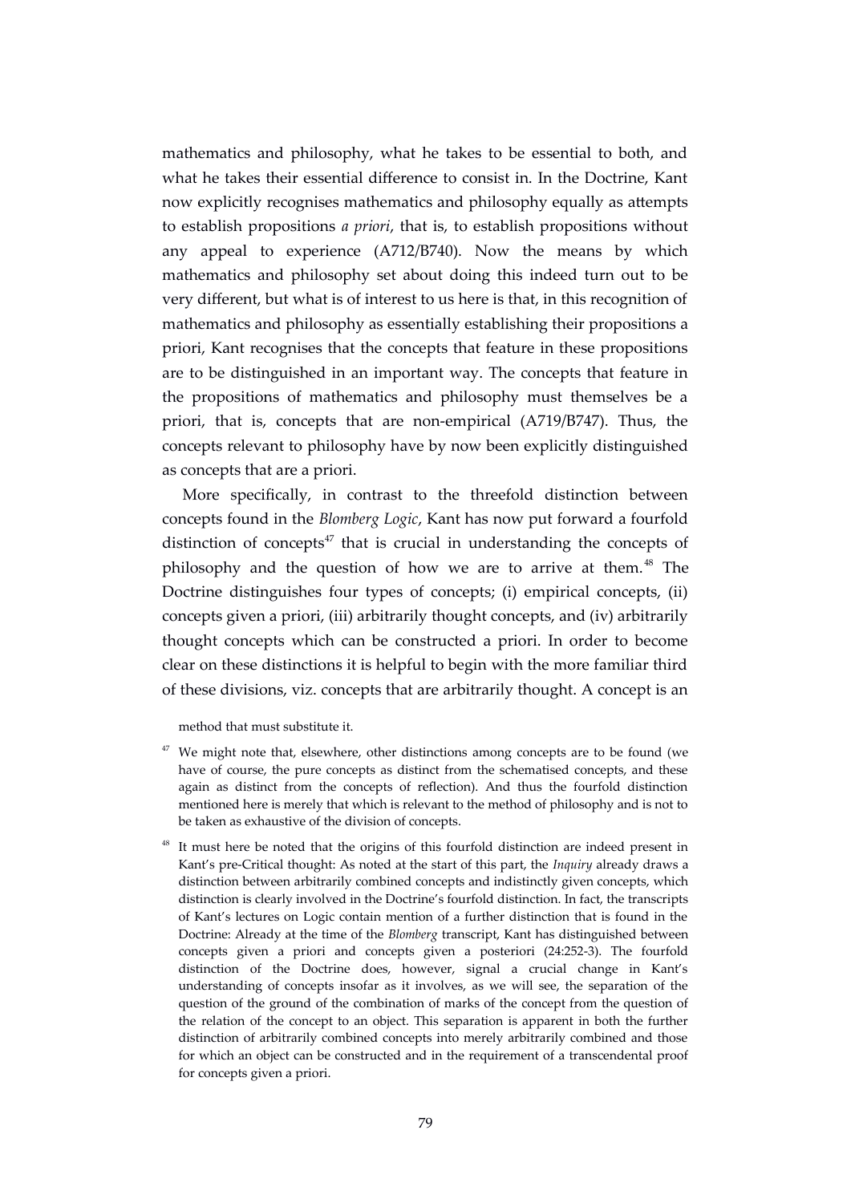mathematics and philosophy, what he takes to be essential to both, and what he takes their essential difference to consist in. In the Doctrine, Kant now explicitly recognises mathematics and philosophy equally as attempts to establish propositions *a priori*, that is, to establish propositions without any appeal to experience (A712/B740). Now the means by which mathematics and philosophy set about doing this indeed turn out to be very different, but what is of interest to us here is that, in this recognition of mathematics and philosophy as essentially establishing their propositions a priori, Kant recognises that the concepts that feature in these propositions are to be distinguished in an important way. The concepts that feature in the propositions of mathematics and philosophy must themselves be a priori, that is, concepts that are non-empirical (A719/B747). Thus, the concepts relevant to philosophy have by now been explicitly distinguished as concepts that are a priori.

More specifically, in contrast to the threefold distinction between concepts found in the *Blomberg Logic*, Kant has now put forward a fourfold distinction of concepts[47] that is crucial in understanding the concepts of philosophy and the question of how we are to arrive at them.[48] The Doctrine distinguishes four types of concepts; (i) empirical concepts, (ii) concepts given a priori, (iii) arbitrarily thought concepts, and (iv) arbitrarily thought concepts which can be constructed a priori. In order to become clear on these distinctions it is helpful to begin with the more familiar third of these divisions, viz. concepts that are arbitrarily thought. A concept is an

method that must substitute it.

[47] We might note that, elsewhere, other distinctions among concepts are to be found (we have of course, the pure concepts as distinct from the schematised concepts, and these again as distinct from the concepts of reflection). And thus the fourfold distinction mentioned here is merely that which is relevant to the method of philosophy and is not to be taken as exhaustive of the division of concepts.

[48] It must here be noted that the origins of this fourfold distinction are indeed present in Kant's pre-Critical thought: As noted at the start of this part, the *Inquiry* already draws a distinction between arbitrarily combined concepts and indistinctly given concepts, which distinction is clearly involved in the Doctrine's fourfold distinction. In fact, the transcripts of Kant's lectures on Logic contain mention of a further distinction that is found in the Doctrine: Already at the time of the *Blomberg* transcript, Kant has distinguished between concepts given a priori and concepts given a posteriori (24:252-3). The fourfold distinction of the Doctrine does, however, signal a crucial change in Kant's understanding of concepts insofar as it involves, as we will see, the separation of the question of the ground of the combination of marks of the concept from the question of the relation of the concept to an object. This separation is apparent in both the further distinction of arbitrarily combined concepts into merely arbitrarily combined and those for which an object can be constructed and in the requirement of a transcendental proof for concepts given a priori.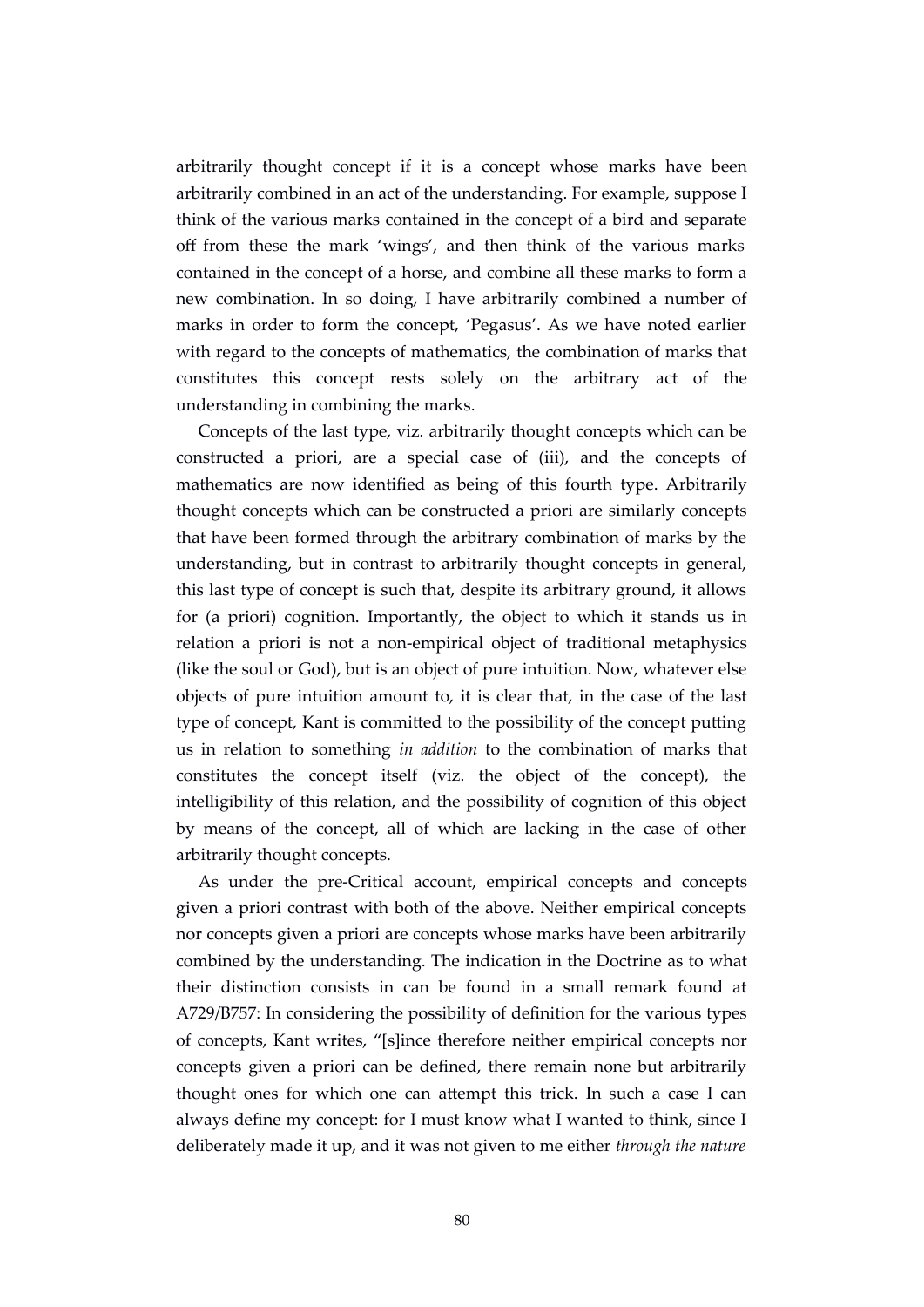arbitrarily thought concept if it is a concept whose marks have been arbitrarily combined in an act of the understanding. For example, suppose I think of the various marks contained in the concept of a bird and separate off from these the mark 'wings', and then think of the various marks contained in the concept of a horse, and combine all these marks to form a new combination. In so doing, I have arbitrarily combined a number of marks in order to form the concept, 'Pegasus'. As we have noted earlier with regard to the concepts of mathematics, the combination of marks that constitutes this concept rests solely on the arbitrary act of the understanding in combining the marks.

Concepts of the last type, viz. arbitrarily thought concepts which can be constructed a priori, are a special case of (iii), and the concepts of mathematics are now identified as being of this fourth type. Arbitrarily thought concepts which can be constructed a priori are similarly concepts that have been formed through the arbitrary combination of marks by the understanding, but in contrast to arbitrarily thought concepts in general, this last type of concept is such that, despite its arbitrary ground, it allows for (a priori) cognition. Importantly, the object to which it stands us in relation a priori is not a non-empirical object of traditional metaphysics (like the soul or God), but is an object of pure intuition. Now, whatever else objects of pure intuition amount to, it is clear that, in the case of the last type of concept, Kant is committed to the possibility of the concept putting us in relation to something *in addition* to the combination of marks that constitutes the concept itself (viz. the object of the concept), the intelligibility of this relation, and the possibility of cognition of this object by means of the concept, all of which are lacking in the case of other arbitrarily thought concepts.

As under the pre-Critical account, empirical concepts and concepts given a priori contrast with both of the above. Neither empirical concepts nor concepts given a priori are concepts whose marks have been arbitrarily combined by the understanding. The indication in the Doctrine as to what their distinction consists in can be found in a small remark found at A729/B757: In considering the possibility of definition for the various types of concepts, Kant writes, "[s]ince therefore neither empirical concepts nor concepts given a priori can be defined, there remain none but arbitrarily thought ones for which one can attempt this trick. In such a case I can always define my concept: for I must know what I wanted to think, since I deliberately made it up, and it was not given to me either *through the nature*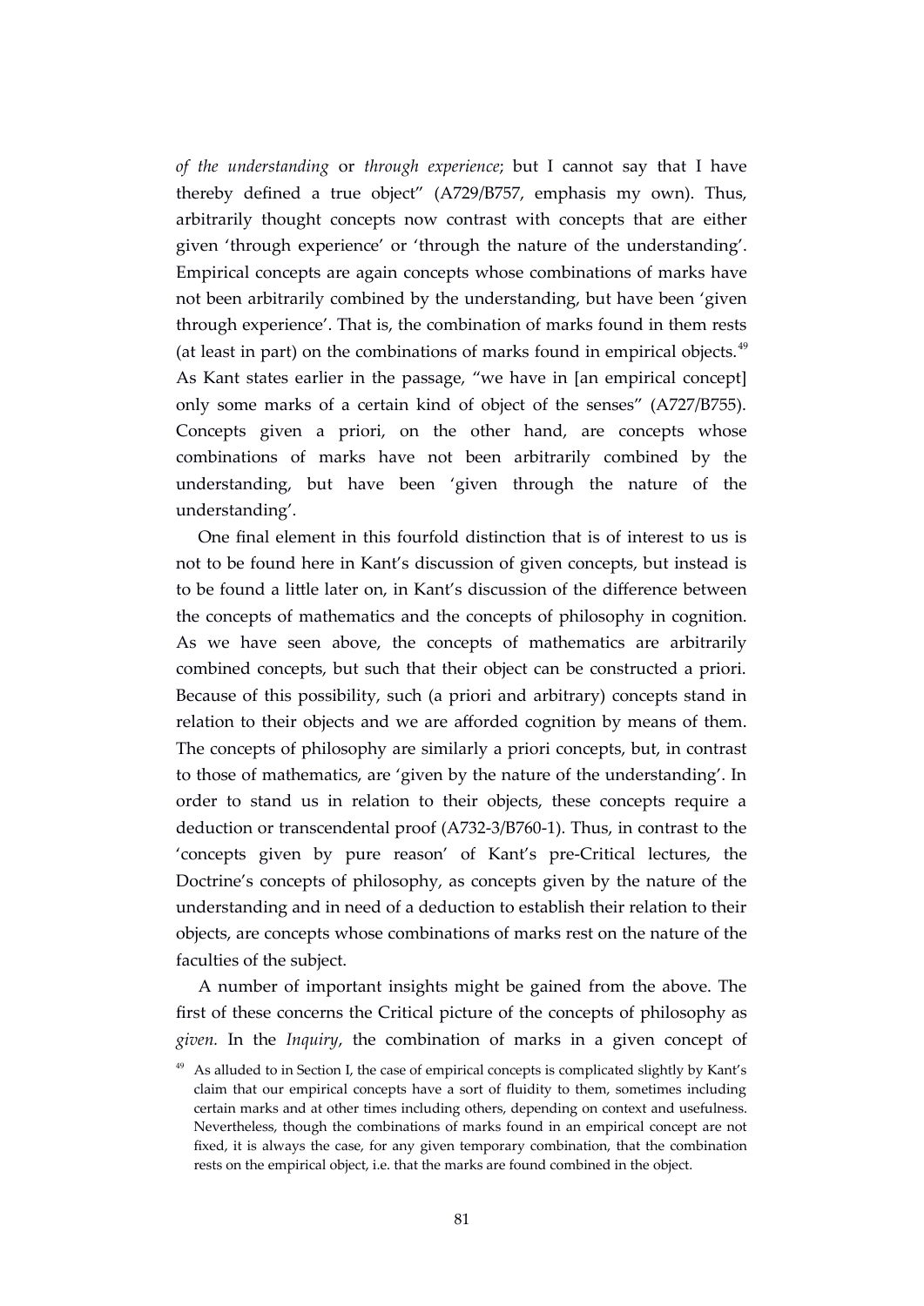*of the understanding* or *through experience*; but I cannot say that I have thereby defined a true object" (A729/B757, emphasis my own). Thus, arbitrarily thought concepts now contrast with concepts that are either given 'through experience' or 'through the nature of the understanding'. Empirical concepts are again concepts whose combinations of marks have not been arbitrarily combined by the understanding, but have been 'given through experience'. That is, the combination of marks found in them rests (at least in part) on the combinations of marks found in empirical objects.[49] As Kant states earlier in the passage, "we have in [an empirical concept] only some marks of a certain kind of object of the senses" (A727/B755). Concepts given a priori, on the other hand, are concepts whose combinations of marks have not been arbitrarily combined by the understanding, but have been 'given through the nature of the understanding'.

One final element in this fourfold distinction that is of interest to us is not to be found here in Kant's discussion of given concepts, but instead is to be found a little later on, in Kant's discussion of the difference between the concepts of mathematics and the concepts of philosophy in cognition. As we have seen above, the concepts of mathematics are arbitrarily combined concepts, but such that their object can be constructed a priori. Because of this possibility, such (a priori and arbitrary) concepts stand in relation to their objects and we are afforded cognition by means of them. The concepts of philosophy are similarly a priori concepts, but, in contrast to those of mathematics, are 'given by the nature of the understanding'. In order to stand us in relation to their objects, these concepts require a deduction or transcendental proof (A732-3/B760-1). Thus, in contrast to the 'concepts given by pure reason' of Kant's pre-Critical lectures, the Doctrine's concepts of philosophy, as concepts given by the nature of the understanding and in need of a deduction to establish their relation to their objects, are concepts whose combinations of marks rest on the nature of the faculties of the subject.

A number of important insights might be gained from the above. The first of these concerns the Critical picture of the concepts of philosophy as *given.* In the *Inquiry*, the combination of marks in a given concept of

[49] As alluded to in Section I, the case of empirical concepts is complicated slightly by Kant's claim that our empirical concepts have a sort of fluidity to them, sometimes including certain marks and at other times including others, depending on context and usefulness. Nevertheless, though the combinations of marks found in an empirical concept are not fixed, it is always the case, for any given temporary combination, that the combination rests on the empirical object, i.e. that the marks are found combined in the object.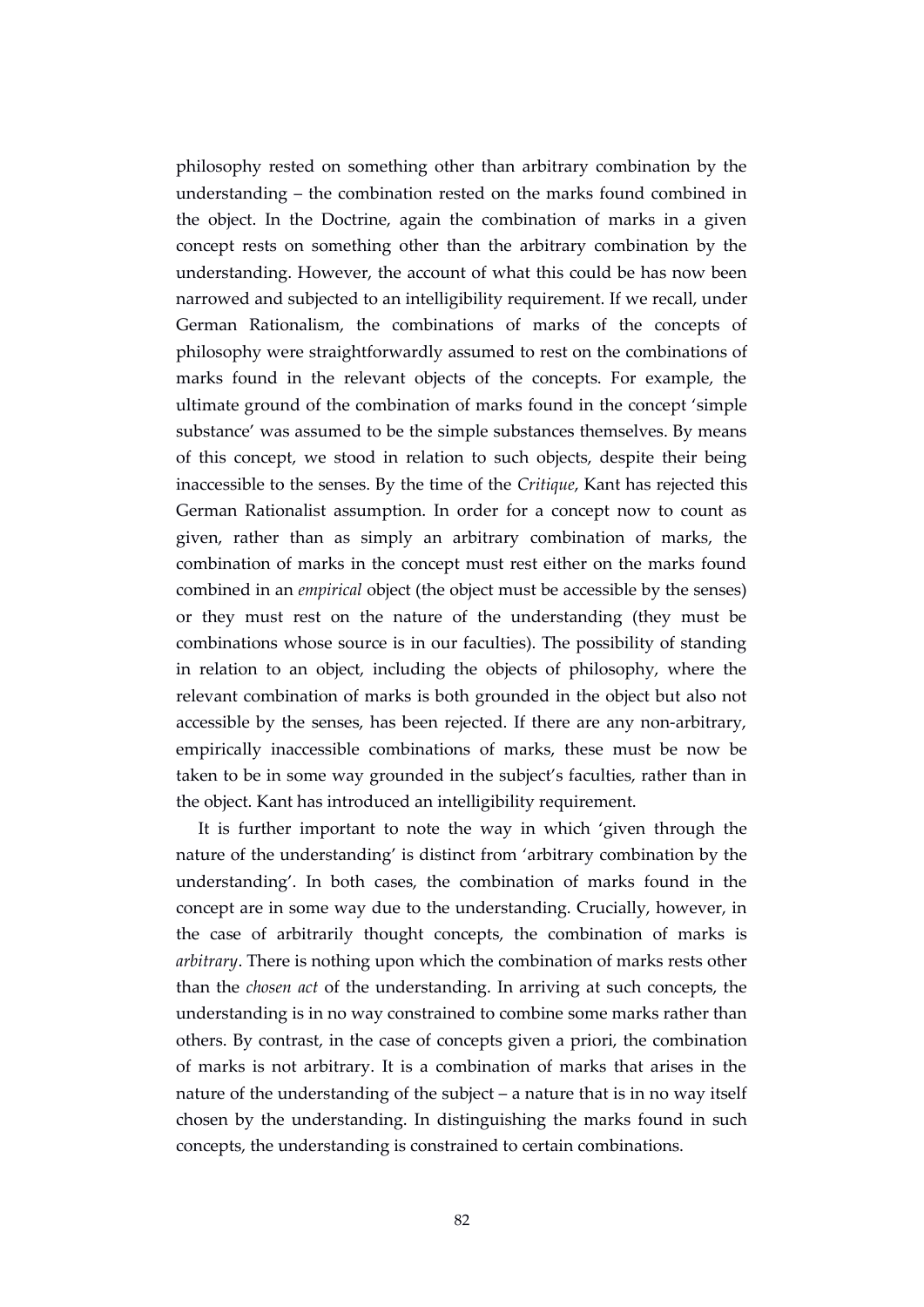philosophy rested on something other than arbitrary combination by the understanding – the combination rested on the marks found combined in the object. In the Doctrine, again the combination of marks in a given concept rests on something other than the arbitrary combination by the understanding. However, the account of what this could be has now been narrowed and subjected to an intelligibility requirement. If we recall, under German Rationalism, the combinations of marks of the concepts of philosophy were straightforwardly assumed to rest on the combinations of marks found in the relevant objects of the concepts. For example, the ultimate ground of the combination of marks found in the concept 'simple substance' was assumed to be the simple substances themselves. By means of this concept, we stood in relation to such objects, despite their being inaccessible to the senses. By the time of the *Critique*, Kant has rejected this German Rationalist assumption. In order for a concept now to count as given, rather than as simply an arbitrary combination of marks, the combination of marks in the concept must rest either on the marks found combined in an *empirical* object (the object must be accessible by the senses) or they must rest on the nature of the understanding (they must be combinations whose source is in our faculties). The possibility of standing in relation to an object, including the objects of philosophy, where the relevant combination of marks is both grounded in the object but also not accessible by the senses, has been rejected. If there are any non-arbitrary, empirically inaccessible combinations of marks, these must be now be taken to be in some way grounded in the subject's faculties, rather than in the object. Kant has introduced an intelligibility requirement.

It is further important to note the way in which 'given through the nature of the understanding' is distinct from 'arbitrary combination by the understanding'. In both cases, the combination of marks found in the concept are in some way due to the understanding. Crucially, however, in the case of arbitrarily thought concepts, the combination of marks is *arbitrary*. There is nothing upon which the combination of marks rests other than the *chosen act* of the understanding. In arriving at such concepts, the understanding is in no way constrained to combine some marks rather than others. By contrast, in the case of concepts given a priori, the combination of marks is not arbitrary. It is a combination of marks that arises in the nature of the understanding of the subject – a nature that is in no way itself chosen by the understanding. In distinguishing the marks found in such concepts, the understanding is constrained to certain combinations.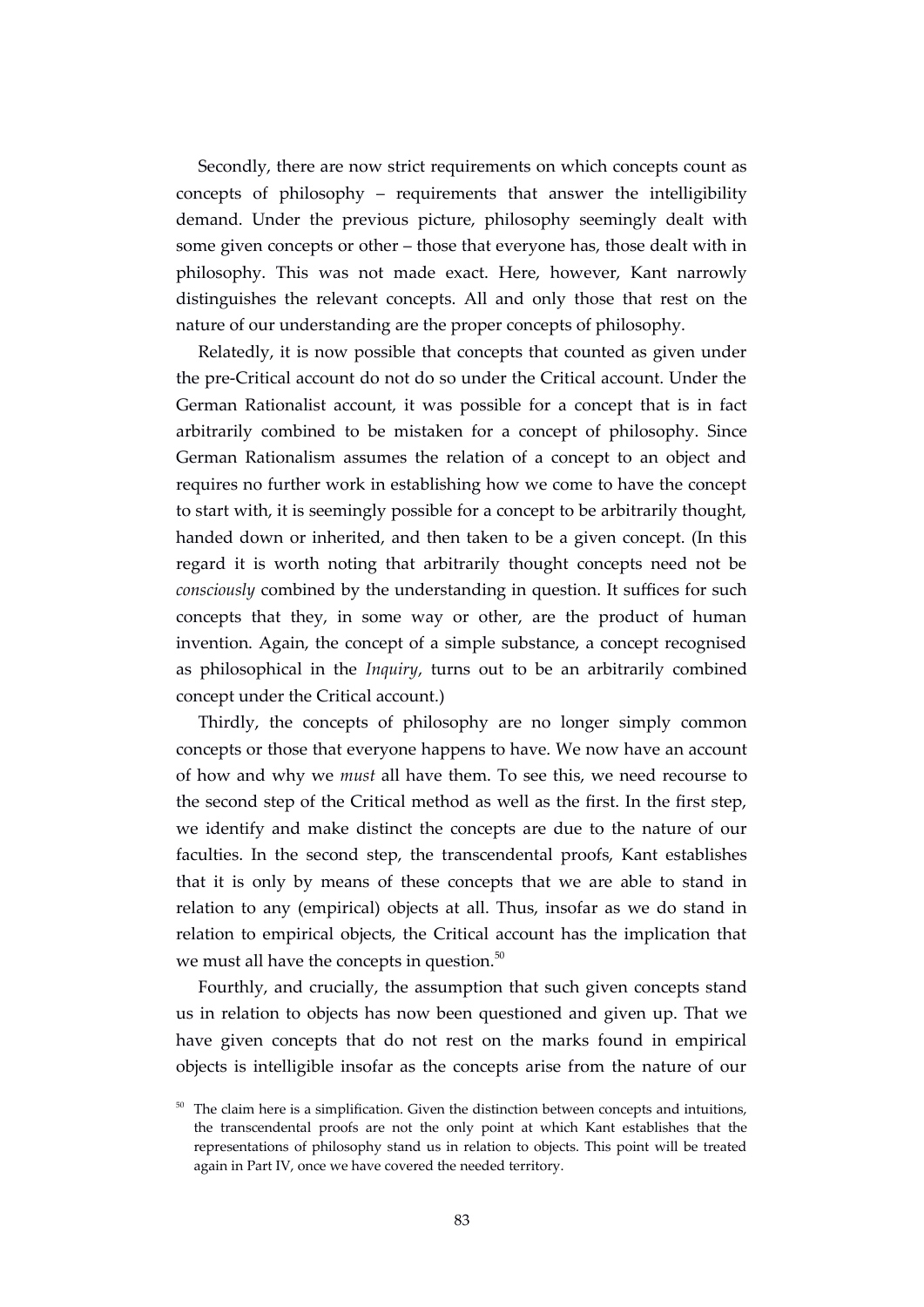Secondly, there are now strict requirements on which concepts count as concepts of philosophy – requirements that answer the intelligibility demand. Under the previous picture, philosophy seemingly dealt with some given concepts or other – those that everyone has, those dealt with in philosophy. This was not made exact. Here, however, Kant narrowly distinguishes the relevant concepts. All and only those that rest on the nature of our understanding are the proper concepts of philosophy.

Relatedly, it is now possible that concepts that counted as given under the pre-Critical account do not do so under the Critical account. Under the German Rationalist account, it was possible for a concept that is in fact arbitrarily combined to be mistaken for a concept of philosophy. Since German Rationalism assumes the relation of a concept to an object and requires no further work in establishing how we come to have the concept to start with, it is seemingly possible for a concept to be arbitrarily thought, handed down or inherited, and then taken to be a given concept. (In this regard it is worth noting that arbitrarily thought concepts need not be *consciously* combined by the understanding in question. It suffices for such concepts that they, in some way or other, are the product of human invention. Again, the concept of a simple substance, a concept recognised as philosophical in the *Inquiry*, turns out to be an arbitrarily combined concept under the Critical account.)

Thirdly, the concepts of philosophy are no longer simply common concepts or those that everyone happens to have. We now have an account of how and why we *must* all have them. To see this, we need recourse to the second step of the Critical method as well as the first. In the first step, we identify and make distinct the concepts are due to the nature of our faculties. In the second step, the transcendental proofs, Kant establishes that it is only by means of these concepts that we are able to stand in relation to any (empirical) objects at all. Thus, insofar as we do stand in relation to empirical objects, the Critical account has the implication that we must all have the concepts in question.[50]

Fourthly, and crucially, the assumption that such given concepts stand us in relation to objects has now been questioned and given up. That we have given concepts that do not rest on the marks found in empirical objects is intelligible insofar as the concepts arise from the nature of our

[50] The claim here is a simplification. Given the distinction between concepts and intuitions, the transcendental proofs are not the only point at which Kant establishes that the representations of philosophy stand us in relation to objects. This point will be treated again in Part IV, once we have covered the needed territory.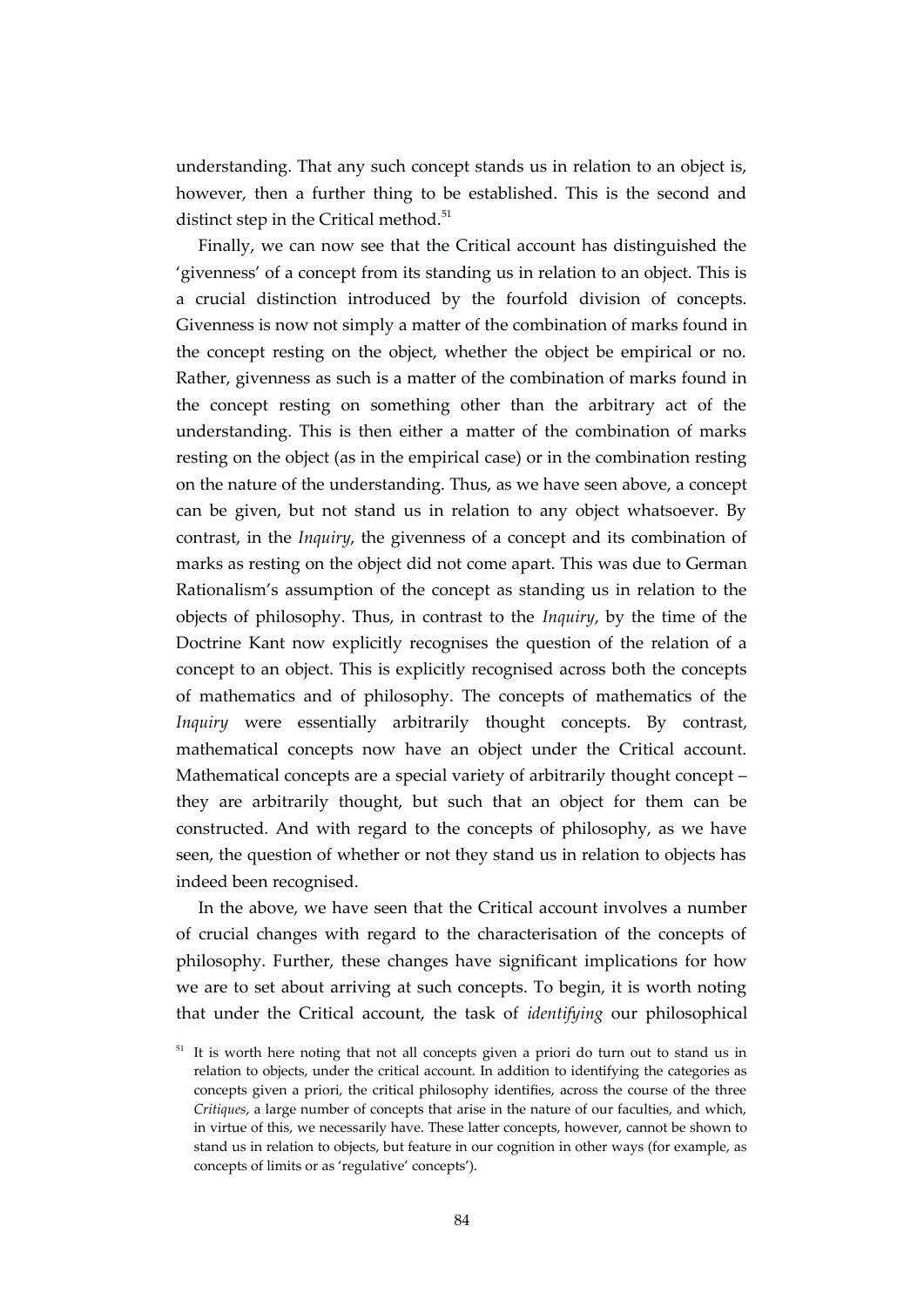understanding. That any such concept stands us in relation to an object is, however, then a further thing to be established. This is the second and distinct step in the Critical method.[51]

Finally, we can now see that the Critical account has distinguished the 'givenness' of a concept from its standing us in relation to an object. This is a crucial distinction introduced by the fourfold division of concepts. Givenness is now not simply a matter of the combination of marks found in the concept resting on the object, whether the object be empirical or no. Rather, givenness as such is a matter of the combination of marks found in the concept resting on something other than the arbitrary act of the understanding. This is then either a matter of the combination of marks resting on the object (as in the empirical case) or in the combination resting on the nature of the understanding. Thus, as we have seen above, a concept can be given, but not stand us in relation to any object whatsoever. By contrast, in the *Inquiry*, the givenness of a concept and its combination of marks as resting on the object did not come apart. This was due to German Rationalism's assumption of the concept as standing us in relation to the objects of philosophy. Thus, in contrast to the *Inquiry*, by the time of the Doctrine Kant now explicitly recognises the question of the relation of a concept to an object. This is explicitly recognised across both the concepts of mathematics and of philosophy. The concepts of mathematics of the *Inquiry* were essentially arbitrarily thought concepts. By contrast, mathematical concepts now have an object under the Critical account. Mathematical concepts are a special variety of arbitrarily thought concept – they are arbitrarily thought, but such that an object for them can be constructed. And with regard to the concepts of philosophy, as we have seen, the question of whether or not they stand us in relation to objects has indeed been recognised.

In the above, we have seen that the Critical account involves a number of crucial changes with regard to the characterisation of the concepts of philosophy. Further, these changes have significant implications for how we are to set about arriving at such concepts. To begin, it is worth noting that under the Critical account, the task of *identifying* our philosophical

[51] It is worth here noting that not all concepts given a priori do turn out to stand us in relation to objects, under the critical account. In addition to identifying the categories as concepts given a priori, the critical philosophy identifies, across the course of the three *Critiques*, a large number of concepts that arise in the nature of our faculties, and which, in virtue of this, we necessarily have. These latter concepts, however, cannot be shown to stand us in relation to objects, but feature in our cognition in other ways (for example, as concepts of limits or as 'regulative' concepts).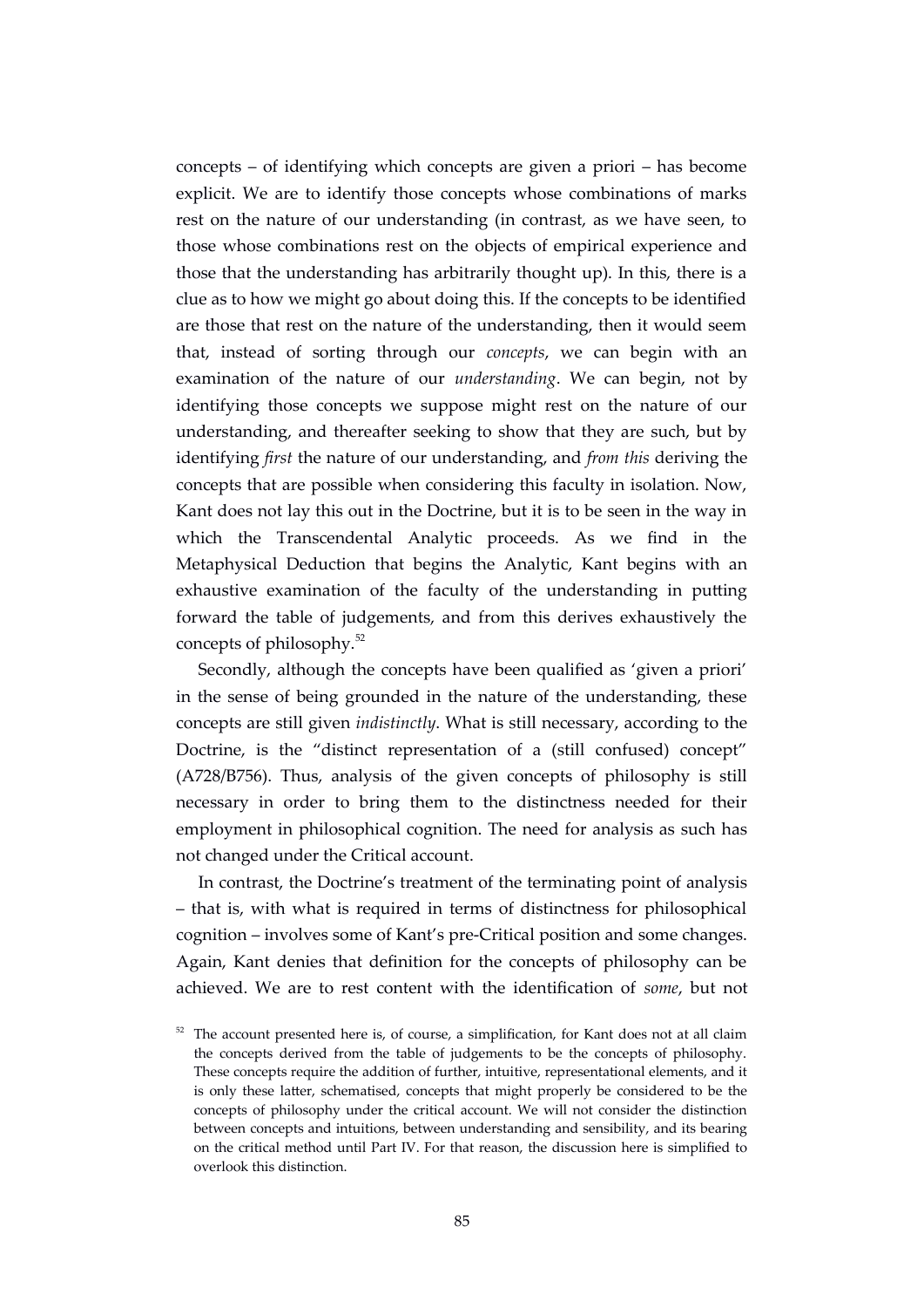concepts – of identifying which concepts are given a priori – has become explicit. We are to identify those concepts whose combinations of marks rest on the nature of our understanding (in contrast, as we have seen, to those whose combinations rest on the objects of empirical experience and those that the understanding has arbitrarily thought up). In this, there is a clue as to how we might go about doing this. If the concepts to be identified are those that rest on the nature of the understanding, then it would seem that, instead of sorting through our *concepts*, we can begin with an examination of the nature of our *understanding*. We can begin, not by identifying those concepts we suppose might rest on the nature of our understanding, and thereafter seeking to show that they are such, but by identifying *first* the nature of our understanding, and *from this* deriving the concepts that are possible when considering this faculty in isolation. Now, Kant does not lay this out in the Doctrine, but it is to be seen in the way in which the Transcendental Analytic proceeds. As we find in the Metaphysical Deduction that begins the Analytic, Kant begins with an exhaustive examination of the faculty of the understanding in putting forward the table of judgements, and from this derives exhaustively the concepts of philosophy.[52]

Secondly, although the concepts have been qualified as 'given a priori' in the sense of being grounded in the nature of the understanding, these concepts are still given *indistinctly*. What is still necessary, according to the Doctrine, is the "distinct representation of a (still confused) concept" (A728/B756). Thus, analysis of the given concepts of philosophy is still necessary in order to bring them to the distinctness needed for their employment in philosophical cognition. The need for analysis as such has not changed under the Critical account.

In contrast, the Doctrine's treatment of the terminating point of analysis – that is, with what is required in terms of distinctness for philosophical cognition – involves some of Kant's pre-Critical position and some changes. Again, Kant denies that definition for the concepts of philosophy can be achieved. We are to rest content with the identification of *some*, but not

[52] The account presented here is, of course, a simplification, for Kant does not at all claim the concepts derived from the table of judgements to be the concepts of philosophy. These concepts require the addition of further, intuitive, representational elements, and it is only these latter, schematised, concepts that might properly be considered to be the concepts of philosophy under the critical account. We will not consider the distinction between concepts and intuitions, between understanding and sensibility, and its bearing on the critical method until Part IV. For that reason, the discussion here is simplified to overlook this distinction.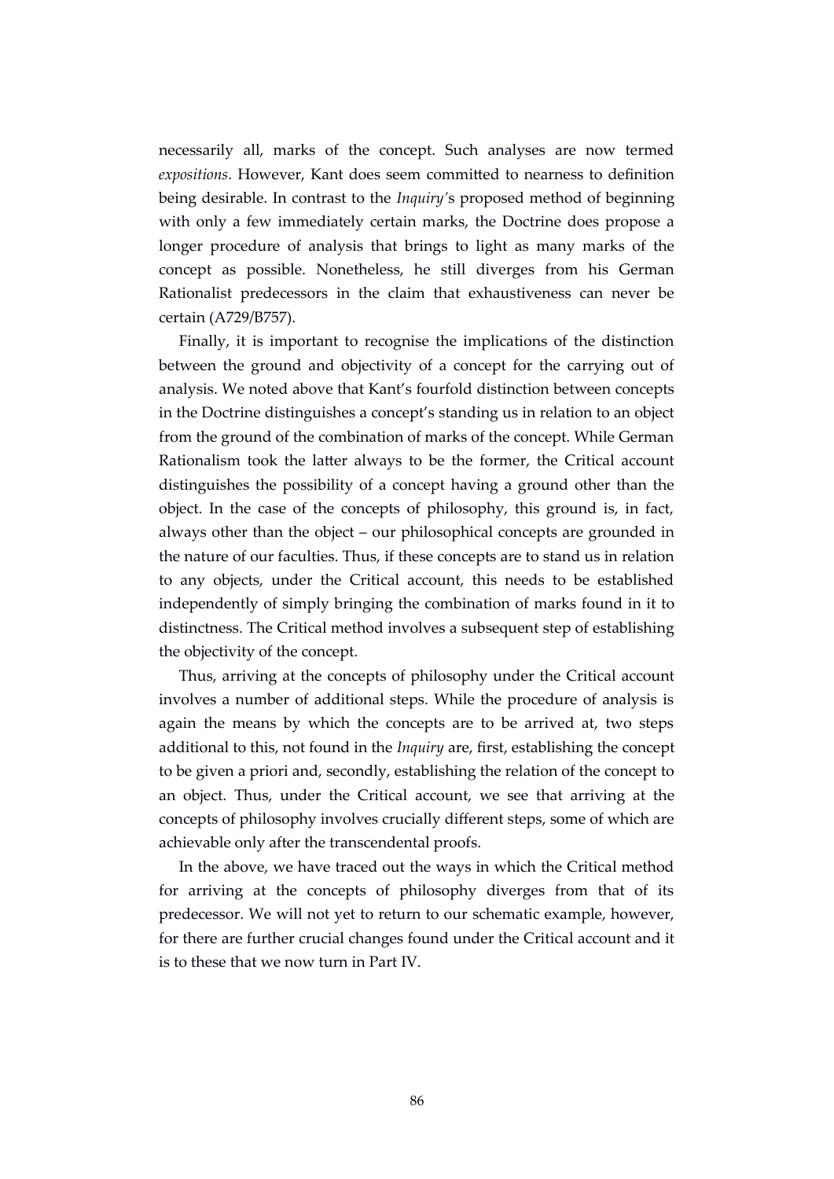necessarily all, marks of the concept. Such analyses are now termed *expositions*. However, Kant does seem committed to nearness to definition being desirable. In contrast to the *Inquiry*'s proposed method of beginning with only a few immediately certain marks, the Doctrine does propose a longer procedure of analysis that brings to light as many marks of the concept as possible. Nonetheless, he still diverges from his German Rationalist predecessors in the claim that exhaustiveness can never be certain (A729/B757).

Finally, it is important to recognise the implications of the distinction between the ground and objectivity of a concept for the carrying out of analysis. We noted above that Kant's fourfold distinction between concepts in the Doctrine distinguishes a concept's standing us in relation to an object from the ground of the combination of marks of the concept. While German Rationalism took the latter always to be the former, the Critical account distinguishes the possibility of a concept having a ground other than the object. In the case of the concepts of philosophy, this ground is, in fact, always other than the object – our philosophical concepts are grounded in the nature of our faculties. Thus, if these concepts are to stand us in relation to any objects, under the Critical account, this needs to be established independently of simply bringing the combination of marks found in it to distinctness. The Critical method involves a subsequent step of establishing the objectivity of the concept.

Thus, arriving at the concepts of philosophy under the Critical account involves a number of additional steps. While the procedure of analysis is again the means by which the concepts are to be arrived at, two steps additional to this, not found in the *Inquiry* are, first, establishing the concept to be given a priori and, secondly, establishing the relation of the concept to an object. Thus, under the Critical account, we see that arriving at the concepts of philosophy involves crucially different steps, some of which are achievable only after the transcendental proofs.

In the above, we have traced out the ways in which the Critical method for arriving at the concepts of philosophy diverges from that of its predecessor. We will not yet to return to our schematic example, however, for there are further crucial changes found under the Critical account and it is to these that we now turn in Part IV.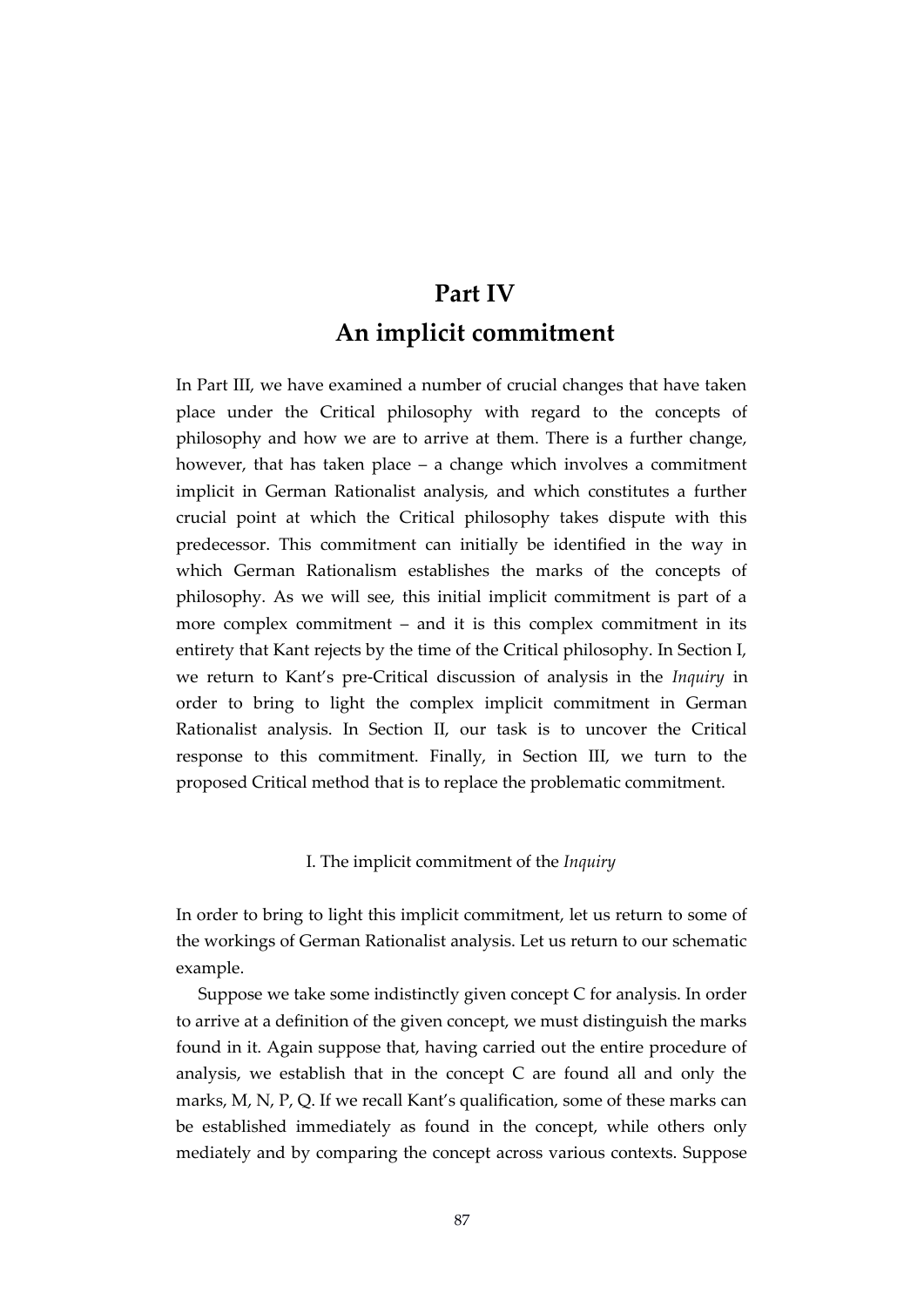# Part IV
# An implicit commitment

In Part III, we have examined a number of crucial changes that have taken place under the Critical philosophy with regard to the concepts of philosophy and how we are to arrive at them. There is a further change, however, that has taken place – a change which involves a commitment implicit in German Rationalist analysis, and which constitutes a further crucial point at which the Critical philosophy takes dispute with this predecessor. This commitment can initially be identified in the way in which German Rationalism establishes the marks of the concepts of philosophy. As we will see, this initial implicit commitment is part of a more complex commitment – and it is this complex commitment in its entirety that Kant rejects by the time of the Critical philosophy. In Section I, we return to Kant's pre-Critical discussion of analysis in the *Inquiry* in order to bring to light the complex implicit commitment in German Rationalist analysis. In Section II, our task is to uncover the Critical response to this commitment. Finally, in Section III, we turn to the proposed Critical method that is to replace the problematic commitment.

## I. The implicit commitment of the *Inquiry*

In order to bring to light this implicit commitment, let us return to some of the workings of German Rationalist analysis. Let us return to our schematic example.

Suppose we take some indistinctly given concept C for analysis. In order to arrive at a definition of the given concept, we must distinguish the marks found in it. Again suppose that, having carried out the entire procedure of analysis, we establish that in the concept C are found all and only the marks, M, N, P, Q. If we recall Kant's qualification, some of these marks can be established immediately as found in the concept, while others only mediately and by comparing the concept across various contexts. Suppose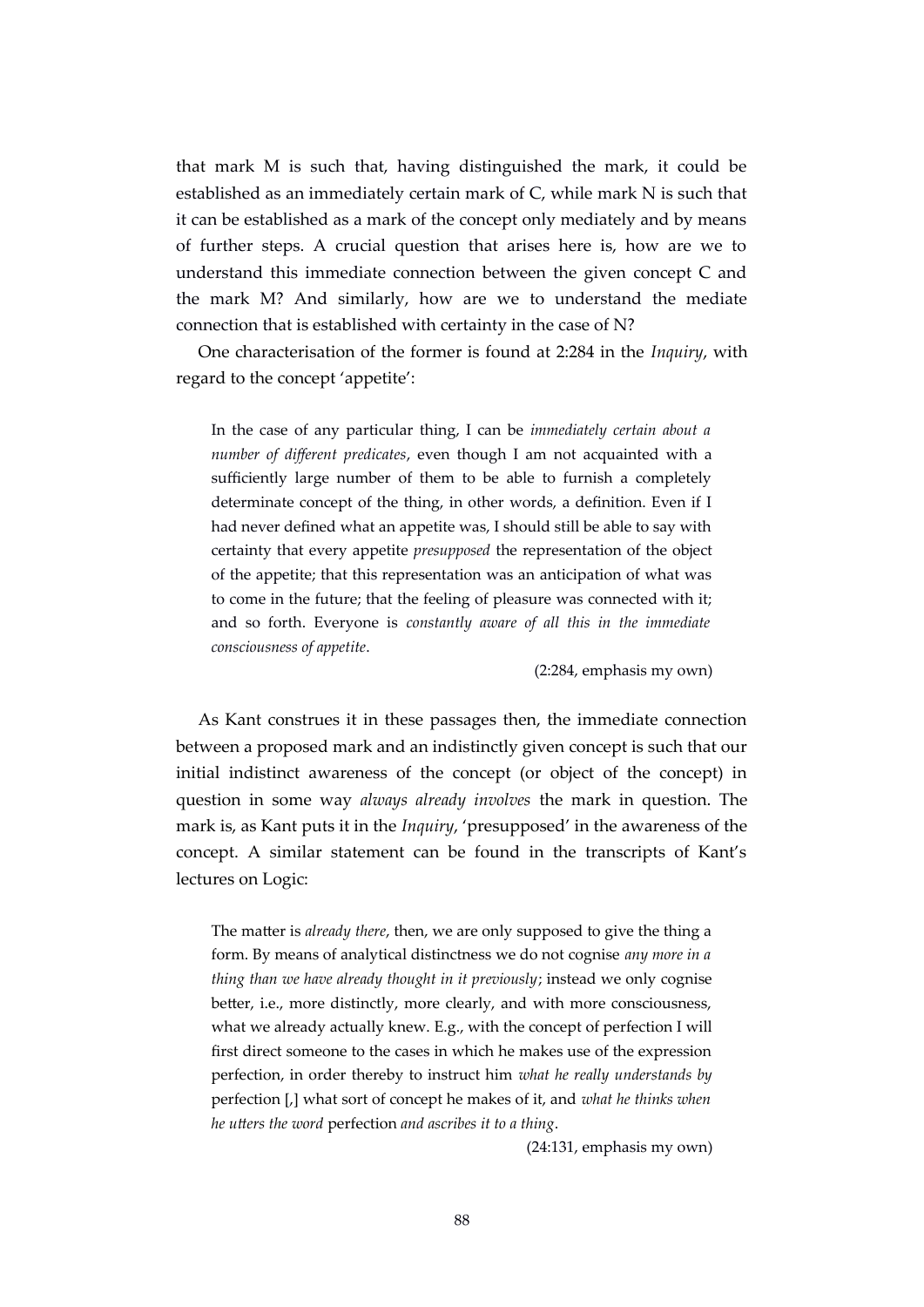that mark M is such that, having distinguished the mark, it could be established as an immediately certain mark of C, while mark N is such that it can be established as a mark of the concept only mediately and by means of further steps. A crucial question that arises here is, how are we to understand this immediate connection between the given concept C and the mark M? And similarly, how are we to understand the mediate connection that is established with certainty in the case of N?

One characterisation of the former is found at 2:284 in the *Inquiry*, with regard to the concept 'appetite':

> In the case of any particular thing, I can be *immediately certain about a number of different predicates*, even though I am not acquainted with a sufficiently large number of them to be able to furnish a completely determinate concept of the thing, in other words, a definition. Even if I had never defined what an appetite was, I should still be able to say with certainty that every appetite *presupposed* the representation of the object of the appetite; that this representation was an anticipation of what was to come in the future; that the feeling of pleasure was connected with it; and so forth. Everyone is *constantly aware of all this in the immediate consciousness of appetite*.
>
> (2:284, emphasis my own)

As Kant construes it in these passages then, the immediate connection between a proposed mark and an indistinctly given concept is such that our initial indistinct awareness of the concept (or object of the concept) in question in some way *always already involves* the mark in question. The mark is, as Kant puts it in the *Inquiry*, 'presupposed' in the awareness of the concept. A similar statement can be found in the transcripts of Kant's lectures on Logic:

> The matter is *already there*, then, we are only supposed to give the thing a form. By means of analytical distinctness we do not cognise *any more in a thing than we have already thought in it previously*; instead we only cognise better, i.e., more distinctly, more clearly, and with more consciousness, what we already actually knew. E.g., with the concept of perfection I will first direct someone to the cases in which he makes use of the expression perfection, in order thereby to instruct him *what he really understands by* perfection [,] what sort of concept he makes of it, and *what he thinks when he utters the word* perfection *and ascribes it to a thing*.
>
> (24:131, emphasis my own)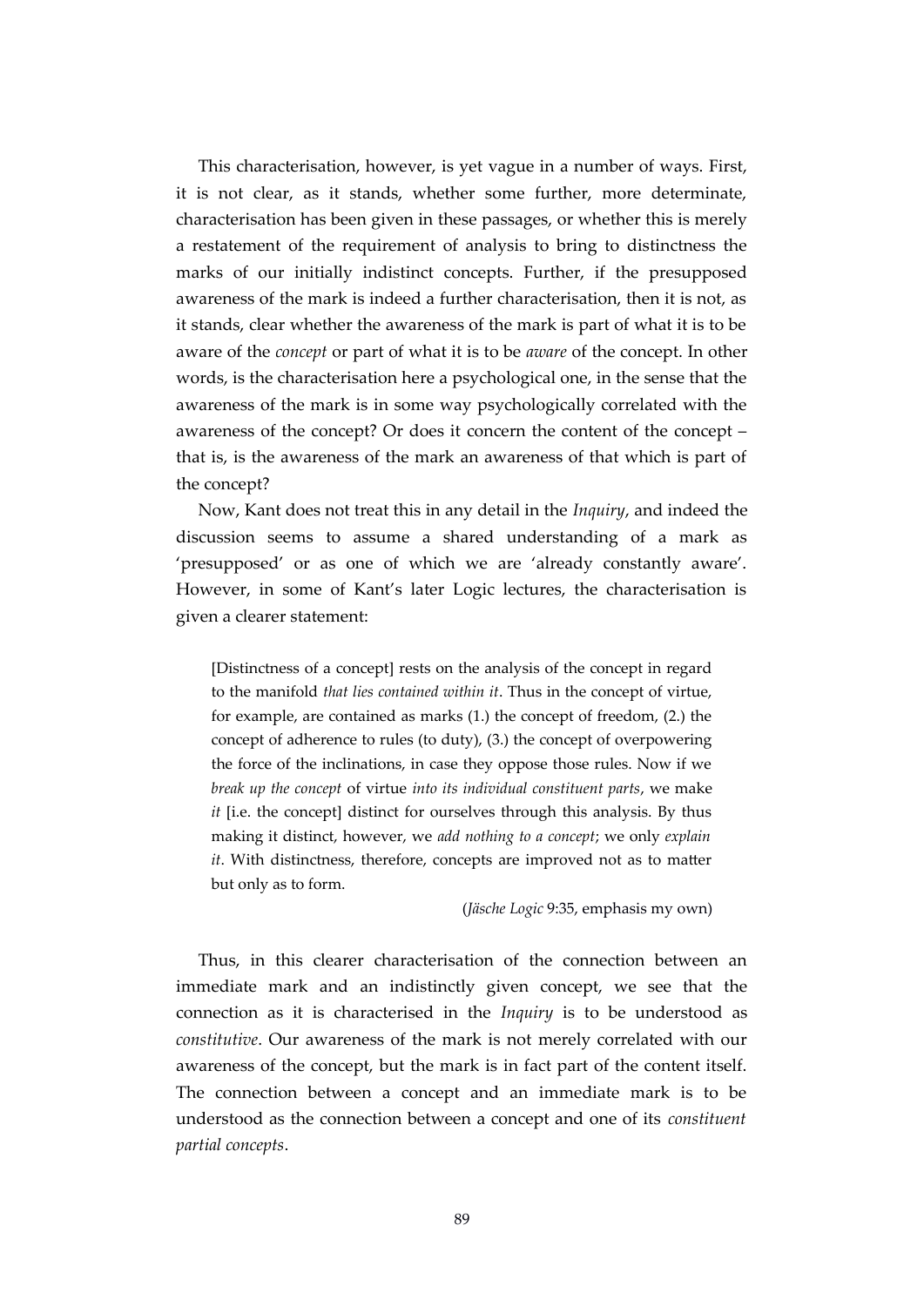This characterisation, however, is yet vague in a number of ways. First, it is not clear, as it stands, whether some further, more determinate, characterisation has been given in these passages, or whether this is merely a restatement of the requirement of analysis to bring to distinctness the marks of our initially indistinct concepts. Further, if the presupposed awareness of the mark is indeed a further characterisation, then it is not, as it stands, clear whether the awareness of the mark is part of what it is to be aware of the *concept* or part of what it is to be *aware* of the concept. In other words, is the characterisation here a psychological one, in the sense that the awareness of the mark is in some way psychologically correlated with the awareness of the concept? Or does it concern the content of the concept – that is, is the awareness of the mark an awareness of that which is part of the concept?

Now, Kant does not treat this in any detail in the *Inquiry*, and indeed the discussion seems to assume a shared understanding of a mark as 'presupposed' or as one of which we are 'already constantly aware'. However, in some of Kant's later Logic lectures, the characterisation is given a clearer statement:

> [Distinctness of a concept] rests on the analysis of the concept in regard to the manifold *that lies contained within it*. Thus in the concept of virtue, for example, are contained as marks (1.) the concept of freedom, (2.) the concept of adherence to rules (to duty), (3.) the concept of overpowering the force of the inclinations, in case they oppose those rules. Now if we *break up the concept* of virtue *into its individual constituent parts*, we make *it* [i.e. the concept] distinct for ourselves through this analysis. By thus making it distinct, however, we *add nothing to a concept*; we only *explain it*. With distinctness, therefore, concepts are improved not as to matter but only as to form.
>
> (*Jäsche Logic* 9:35, emphasis my own)

Thus, in this clearer characterisation of the connection between an immediate mark and an indistinctly given concept, we see that the connection as it is characterised in the *Inquiry* is to be understood as *constitutive*. Our awareness of the mark is not merely correlated with our awareness of the concept, but the mark is in fact part of the content itself. The connection between a concept and an immediate mark is to be understood as the connection between a concept and one of its *constituent partial concepts*.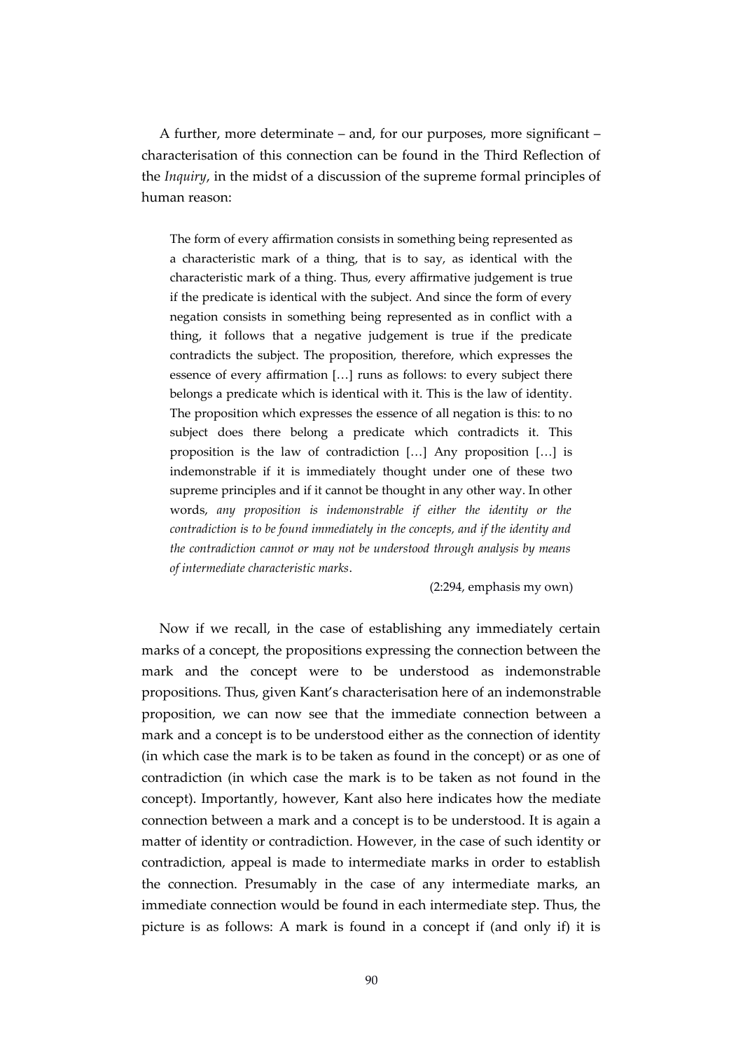A further, more determinate – and, for our purposes, more significant – characterisation of this connection can be found in the Third Reflection of the *Inquiry*, in the midst of a discussion of the supreme formal principles of human reason:

> The form of every affirmation consists in something being represented as a characteristic mark of a thing, that is to say, as identical with the characteristic mark of a thing. Thus, every affirmative judgement is true if the predicate is identical with the subject. And since the form of every negation consists in something being represented as in conflict with a thing, it follows that a negative judgement is true if the predicate contradicts the subject. The proposition, therefore, which expresses the essence of every affirmation […] runs as follows: to every subject there belongs a predicate which is identical with it. This is the law of identity. The proposition which expresses the essence of all negation is this: to no subject does there belong a predicate which contradicts it. This proposition is the law of contradiction […] Any proposition […] is indemonstrable if it is immediately thought under one of these two supreme principles and if it cannot be thought in any other way. In other words, *any proposition is indemonstrable if either the identity or the contradiction is to be found immediately in the concepts, and if the identity and the contradiction cannot or may not be understood through analysis by means of intermediate characteristic marks*.
>
> (2:294, emphasis my own)

Now if we recall, in the case of establishing any immediately certain marks of a concept, the propositions expressing the connection between the mark and the concept were to be understood as indemonstrable propositions. Thus, given Kant's characterisation here of an indemonstrable proposition, we can now see that the immediate connection between a mark and a concept is to be understood either as the connection of identity (in which case the mark is to be taken as found in the concept) or as one of contradiction (in which case the mark is to be taken as not found in the concept). Importantly, however, Kant also here indicates how the mediate connection between a mark and a concept is to be understood. It is again a matter of identity or contradiction. However, in the case of such identity or contradiction, appeal is made to intermediate marks in order to establish the connection. Presumably in the case of any intermediate marks, an immediate connection would be found in each intermediate step. Thus, the picture is as follows: A mark is found in a concept if (and only if) it is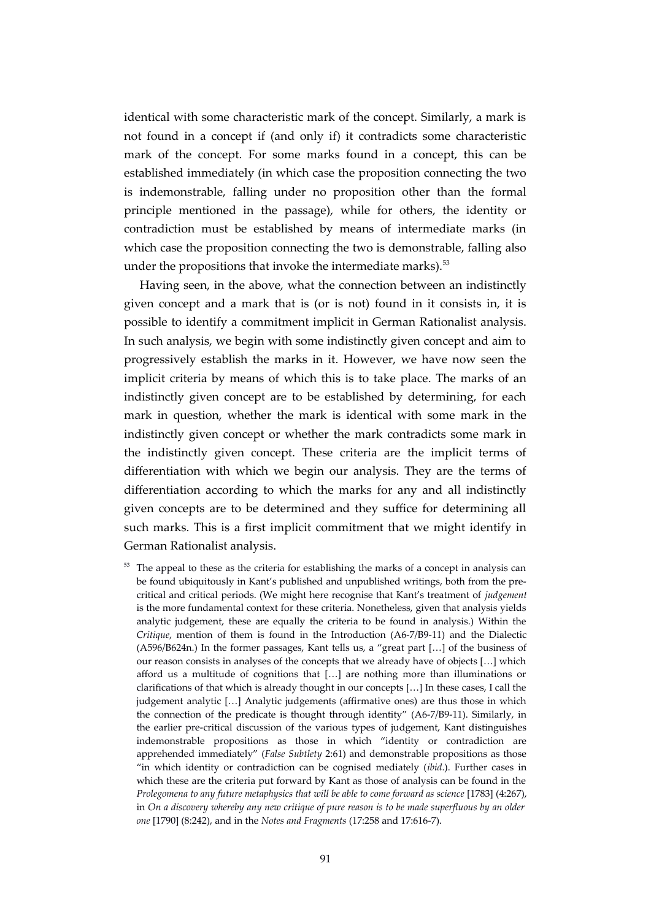identical with some characteristic mark of the concept. Similarly, a mark is not found in a concept if (and only if) it contradicts some characteristic mark of the concept. For some marks found in a concept, this can be established immediately (in which case the proposition connecting the two is indemonstrable, falling under no proposition other than the formal principle mentioned in the passage), while for others, the identity or contradiction must be established by means of intermediate marks (in which case the proposition connecting the two is demonstrable, falling also under the propositions that invoke the intermediate marks).[53]

Having seen, in the above, what the connection between an indistinctly given concept and a mark that is (or is not) found in it consists in, it is possible to identify a commitment implicit in German Rationalist analysis. In such analysis, we begin with some indistinctly given concept and aim to progressively establish the marks in it. However, we have now seen the implicit criteria by means of which this is to take place. The marks of an indistinctly given concept are to be established by determining, for each mark in question, whether the mark is identical with some mark in the indistinctly given concept or whether the mark contradicts some mark in the indistinctly given concept. These criteria are the implicit terms of differentiation with which we begin our analysis. They are the terms of differentiation according to which the marks for any and all indistinctly given concepts are to be determined and they suffice for determining all such marks. This is a first implicit commitment that we might identify in German Rationalist analysis.

[53] The appeal to these as the criteria for establishing the marks of a concept in analysis can be found ubiquitously in Kant's published and unpublished writings, both from the pre-critical and critical periods. (We might here recognise that Kant's treatment of *judgement* is the more fundamental context for these criteria. Nonetheless, given that analysis yields analytic judgement, these are equally the criteria to be found in analysis.) Within the *Critique*, mention of them is found in the Introduction (A6-7/B9-11) and the Dialectic (A596/B624n.) In the former passages, Kant tells us, a "great part […] of the business of our reason consists in analyses of the concepts that we already have of objects […] which afford us a multitude of cognitions that […] are nothing more than illuminations or clarifications of that which is already thought in our concepts […] In these cases, I call the judgement analytic […] Analytic judgements (affirmative ones) are thus those in which the connection of the predicate is thought through identity" (A6-7/B9-11). Similarly, in the earlier pre-critical discussion of the various types of judgement, Kant distinguishes indemonstrable propositions as those in which "identity or contradiction are apprehended immediately" (*False Subtlety* 2:61) and demonstrable propositions as those "in which identity or contradiction can be cognised mediately (*ibid*.). Further cases in which these are the criteria put forward by Kant as those of analysis can be found in the *Prolegomena to any future metaphysics that will be able to come forward as science* [1783] (4:267), in *On a discovery whereby any new critique of pure reason is to be made superfluous by an older one* [1790] (8:242), and in the *Notes and Fragments* (17:258 and 17:616-7).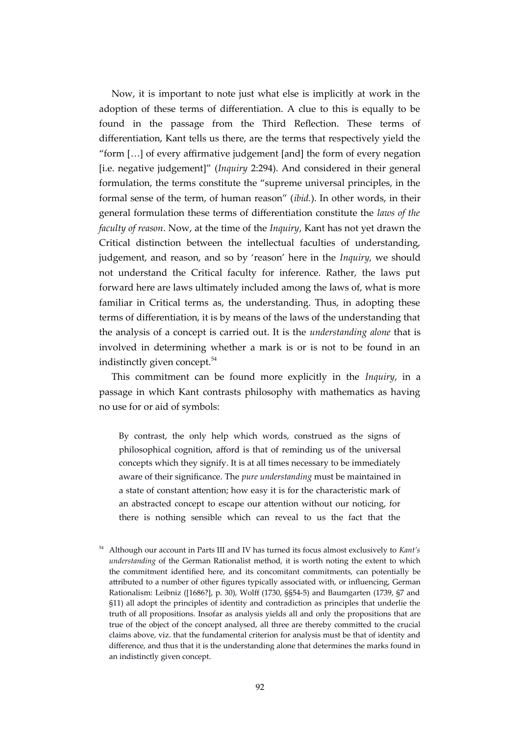Now, it is important to note just what else is implicitly at work in the adoption of these terms of differentiation. A clue to this is equally to be found in the passage from the Third Reflection. These terms of differentiation, Kant tells us there, are the terms that respectively yield the "form […] of every affirmative judgement [and] the form of every negation [i.e. negative judgement]" (*Inquiry* 2:294). And considered in their general formulation, the terms constitute the "supreme universal principles, in the formal sense of the term, of human reason" (*ibid.*). In other words, in their general formulation these terms of differentiation constitute the *laws of the faculty of reason*. Now, at the time of the *Inquiry*, Kant has not yet drawn the Critical distinction between the intellectual faculties of understanding, judgement, and reason, and so by 'reason' here in the *Inquiry*, we should not understand the Critical faculty for inference. Rather, the laws put forward here are laws ultimately included among the laws of, what is more familiar in Critical terms as, the understanding. Thus, in adopting these terms of differentiation, it is by means of the laws of the understanding that the analysis of a concept is carried out. It is the *understanding alone* that is involved in determining whether a mark is or is not to be found in an indistinctly given concept.[54]

This commitment can be found more explicitly in the *Inquiry*, in a passage in which Kant contrasts philosophy with mathematics as having no use for or aid of symbols:

> By contrast, the only help which words, construed as the signs of philosophical cognition, afford is that of reminding us of the universal concepts which they signify. It is at all times necessary to be immediately aware of their significance. The *pure understanding* must be maintained in a state of constant attention; how easy it is for the characteristic mark of an abstracted concept to escape our attention without our noticing, for there is nothing sensible which can reveal to us the fact that the

[54] Although our account in Parts III and IV has turned its focus almost exclusively to *Kant's understanding* of the German Rationalist method, it is worth noting the extent to which the commitment identified here, and its concomitant commitments, can potentially be attributed to a number of other figures typically associated with, or influencing, German Rationalism: Leibniz ([1686?], p. 30), Wolff (1730, §§54-5) and Baumgarten (1739, §7 and §11) all adopt the principles of identity and contradiction as principles that underlie the truth of all propositions. Insofar as analysis yields all and only the propositions that are true of the object of the concept analysed, all three are thereby committed to the crucial claims above, viz. that the fundamental criterion for analysis must be that of identity and difference, and thus that it is the understanding alone that determines the marks found in an indistinctly given concept.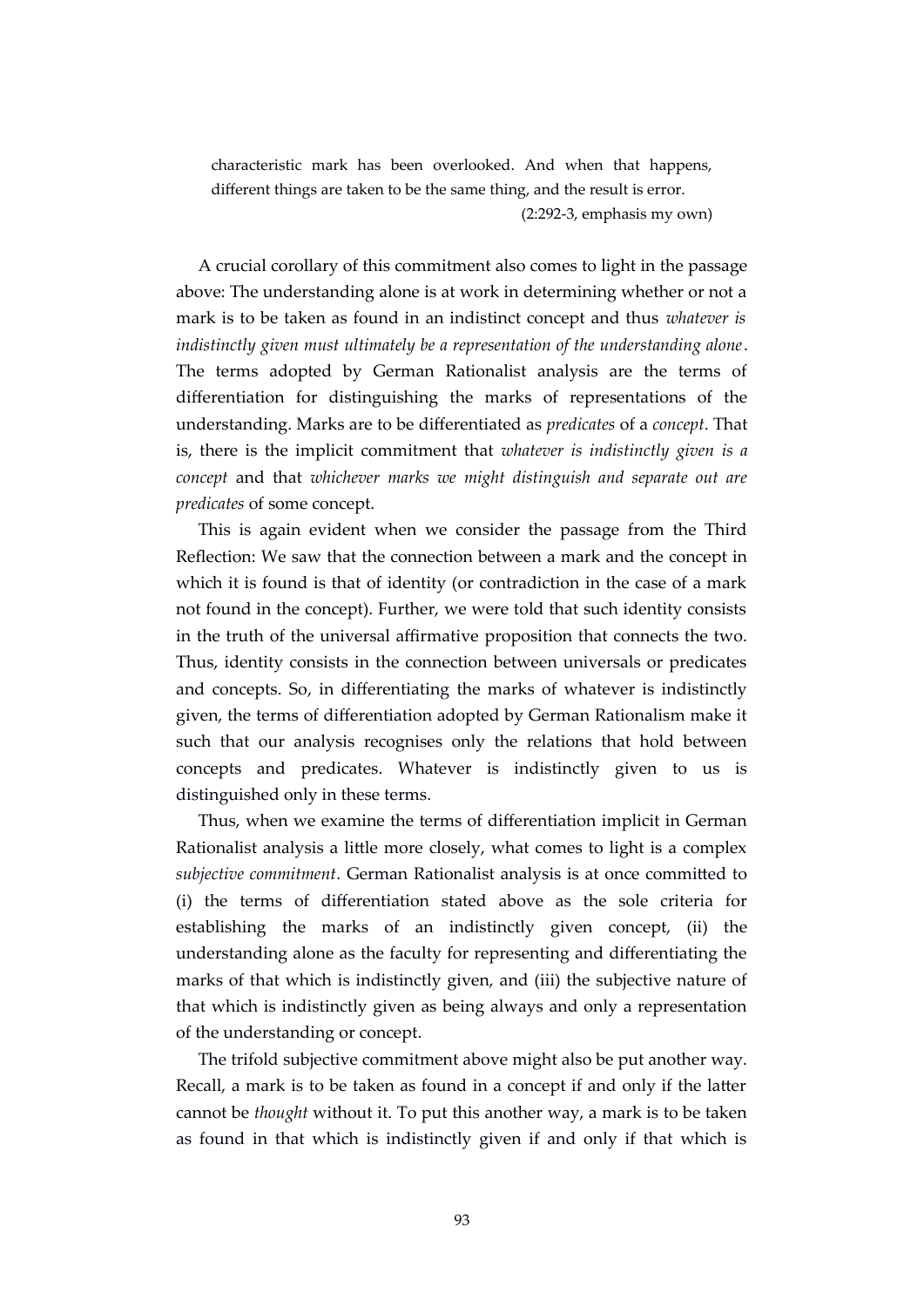> characteristic mark has been overlooked. And when that happens, different things are taken to be the same thing, and the result is error.
>
> (2:292-3, emphasis my own)

A crucial corollary of this commitment also comes to light in the passage above: The understanding alone is at work in determining whether or not a mark is to be taken as found in an indistinct concept and thus *whatever is indistinctly given must ultimately be a representation of the understanding alone*. The terms adopted by German Rationalist analysis are the terms of differentiation for distinguishing the marks of representations of the understanding. Marks are to be differentiated as *predicates* of a *concept*. That is, there is the implicit commitment that *whatever is indistinctly given is a concept* and that *whichever marks we might distinguish and separate out are predicates* of some concept.

This is again evident when we consider the passage from the Third Reflection: We saw that the connection between a mark and the concept in which it is found is that of identity (or contradiction in the case of a mark not found in the concept). Further, we were told that such identity consists in the truth of the universal affirmative proposition that connects the two. Thus, identity consists in the connection between universals or predicates and concepts. So, in differentiating the marks of whatever is indistinctly given, the terms of differentiation adopted by German Rationalism make it such that our analysis recognises only the relations that hold between concepts and predicates. Whatever is indistinctly given to us is distinguished only in these terms.

Thus, when we examine the terms of differentiation implicit in German Rationalist analysis a little more closely, what comes to light is a complex *subjective commitment*. German Rationalist analysis is at once committed to (i) the terms of differentiation stated above as the sole criteria for establishing the marks of an indistinctly given concept, (ii) the understanding alone as the faculty for representing and differentiating the marks of that which is indistinctly given, and (iii) the subjective nature of that which is indistinctly given as being always and only a representation of the understanding or concept.

The trifold subjective commitment above might also be put another way. Recall, a mark is to be taken as found in a concept if and only if the latter cannot be *thought* without it. To put this another way, a mark is to be taken as found in that which is indistinctly given if and only if that which is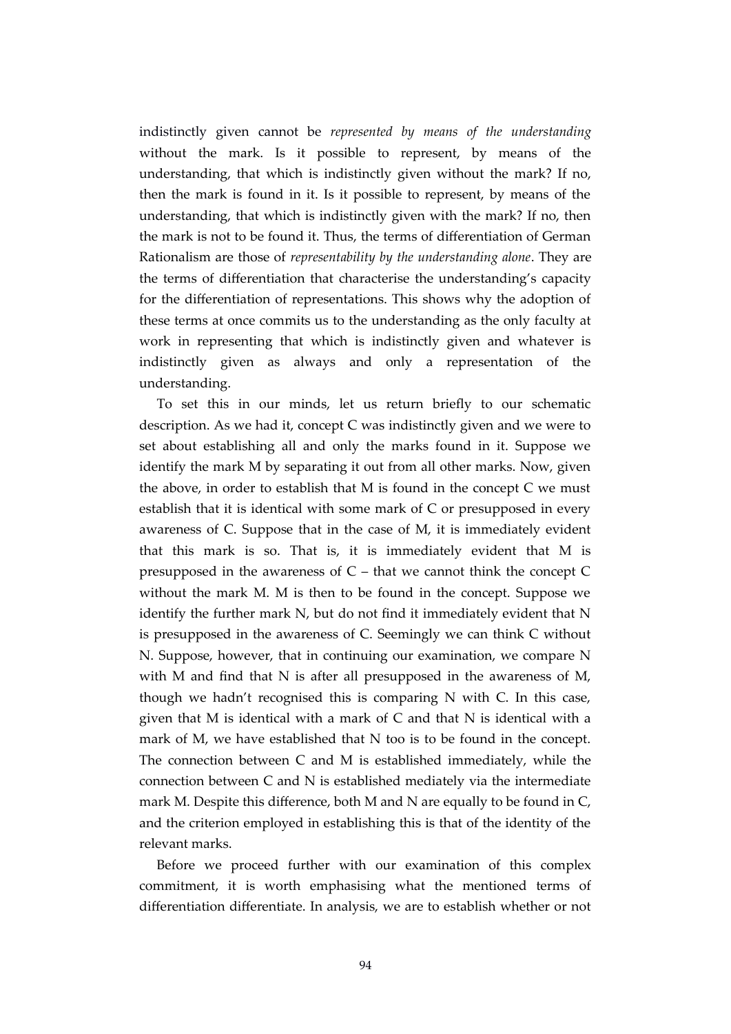indistinctly given cannot be *represented by means of the understanding* without the mark. Is it possible to represent, by means of the understanding, that which is indistinctly given without the mark? If no, then the mark is found in it. Is it possible to represent, by means of the understanding, that which is indistinctly given with the mark? If no, then the mark is not to be found it. Thus, the terms of differentiation of German Rationalism are those of *representability by the understanding alone*. They are the terms of differentiation that characterise the understanding's capacity for the differentiation of representations. This shows why the adoption of these terms at once commits us to the understanding as the only faculty at work in representing that which is indistinctly given and whatever is indistinctly given as always and only a representation of the understanding.

To set this in our minds, let us return briefly to our schematic description. As we had it, concept C was indistinctly given and we were to set about establishing all and only the marks found in it. Suppose we identify the mark M by separating it out from all other marks. Now, given the above, in order to establish that M is found in the concept C we must establish that it is identical with some mark of C or presupposed in every awareness of C. Suppose that in the case of M, it is immediately evident that this mark is so. That is, it is immediately evident that M is presupposed in the awareness of C – that we cannot think the concept C without the mark M. M is then to be found in the concept. Suppose we identify the further mark N, but do not find it immediately evident that N is presupposed in the awareness of C. Seemingly we can think C without N. Suppose, however, that in continuing our examination, we compare N with M and find that N is after all presupposed in the awareness of M, though we hadn't recognised this is comparing N with C. In this case, given that M is identical with a mark of C and that N is identical with a mark of M, we have established that N too is to be found in the concept. The connection between C and M is established immediately, while the connection between C and N is established mediately via the intermediate mark M. Despite this difference, both M and N are equally to be found in C, and the criterion employed in establishing this is that of the identity of the relevant marks.

Before we proceed further with our examination of this complex commitment, it is worth emphasising what the mentioned terms of differentiation differentiate. In analysis, we are to establish whether or not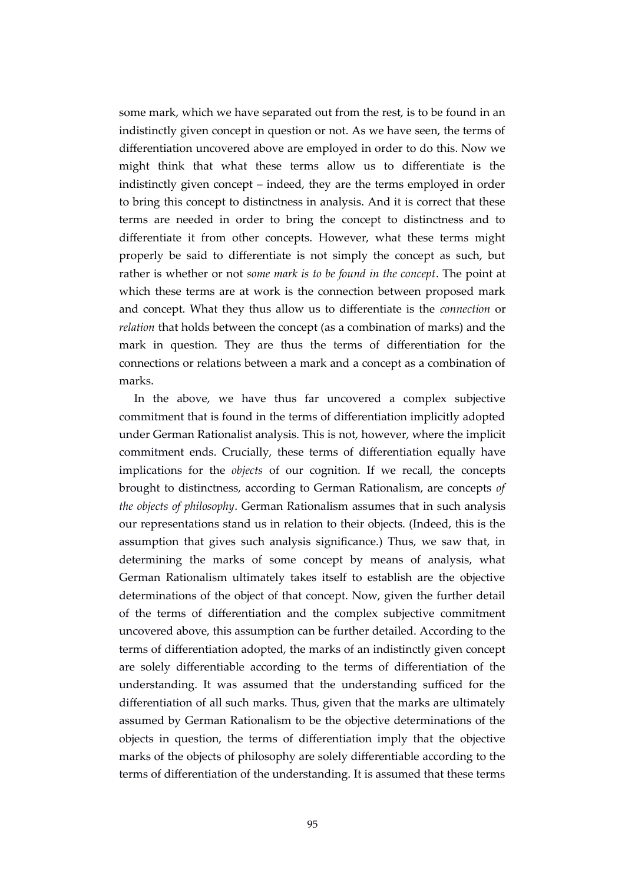some mark, which we have separated out from the rest, is to be found in an indistinctly given concept in question or not. As we have seen, the terms of differentiation uncovered above are employed in order to do this. Now we might think that what these terms allow us to differentiate is the indistinctly given concept – indeed, they are the terms employed in order to bring this concept to distinctness in analysis. And it is correct that these terms are needed in order to bring the concept to distinctness and to differentiate it from other concepts. However, what these terms might properly be said to differentiate is not simply the concept as such, but rather is whether or not *some mark is to be found in the concept*. The point at which these terms are at work is the connection between proposed mark and concept. What they thus allow us to differentiate is the *connection* or *relation* that holds between the concept (as a combination of marks) and the mark in question. They are thus the terms of differentiation for the connections or relations between a mark and a concept as a combination of marks.

In the above, we have thus far uncovered a complex subjective commitment that is found in the terms of differentiation implicitly adopted under German Rationalist analysis. This is not, however, where the implicit commitment ends. Crucially, these terms of differentiation equally have implications for the *objects* of our cognition. If we recall, the concepts brought to distinctness, according to German Rationalism, are concepts *of the objects of philosophy*. German Rationalism assumes that in such analysis our representations stand us in relation to their objects. (Indeed, this is the assumption that gives such analysis significance.) Thus, we saw that, in determining the marks of some concept by means of analysis, what German Rationalism ultimately takes itself to establish are the objective determinations of the object of that concept. Now, given the further detail of the terms of differentiation and the complex subjective commitment uncovered above, this assumption can be further detailed. According to the terms of differentiation adopted, the marks of an indistinctly given concept are solely differentiable according to the terms of differentiation of the understanding. It was assumed that the understanding sufficed for the differentiation of all such marks. Thus, given that the marks are ultimately assumed by German Rationalism to be the objective determinations of the objects in question, the terms of differentiation imply that the objective marks of the objects of philosophy are solely differentiable according to the terms of differentiation of the understanding. It is assumed that these terms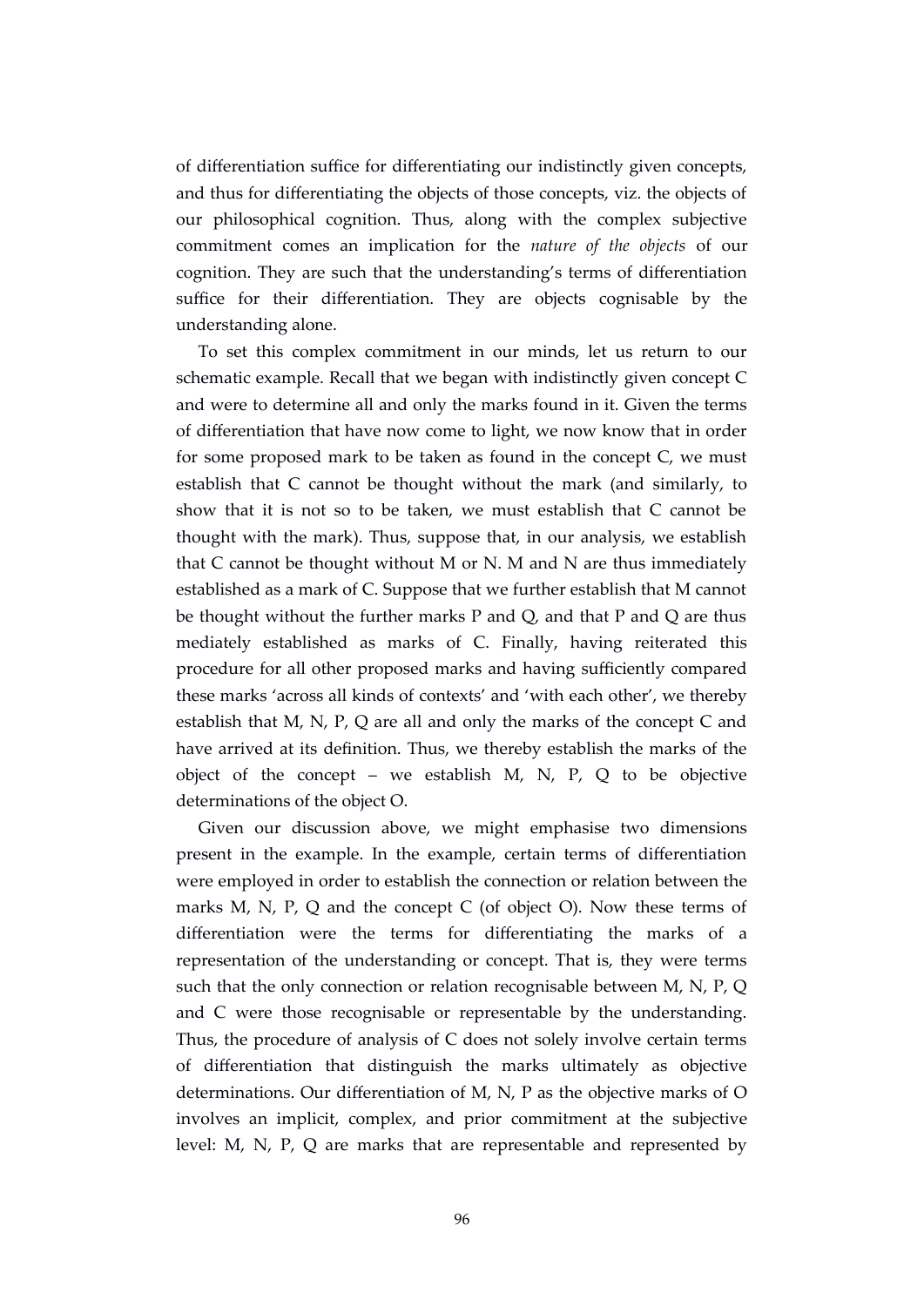of differentiation suffice for differentiating our indistinctly given concepts, and thus for differentiating the objects of those concepts, viz. the objects of our philosophical cognition. Thus, along with the complex subjective commitment comes an implication for the *nature of the objects* of our cognition. They are such that the understanding's terms of differentiation suffice for their differentiation. They are objects cognisable by the understanding alone.

To set this complex commitment in our minds, let us return to our schematic example. Recall that we began with indistinctly given concept C and were to determine all and only the marks found in it. Given the terms of differentiation that have now come to light, we now know that in order for some proposed mark to be taken as found in the concept C, we must establish that C cannot be thought without the mark (and similarly, to show that it is not so to be taken, we must establish that C cannot be thought with the mark). Thus, suppose that, in our analysis, we establish that C cannot be thought without M or N. M and N are thus immediately established as a mark of C. Suppose that we further establish that M cannot be thought without the further marks P and Q, and that P and Q are thus mediately established as marks of C. Finally, having reiterated this procedure for all other proposed marks and having sufficiently compared these marks 'across all kinds of contexts' and 'with each other', we thereby establish that M, N, P, Q are all and only the marks of the concept C and have arrived at its definition. Thus, we thereby establish the marks of the object of the concept – we establish M, N, P, Q to be objective determinations of the object O.

Given our discussion above, we might emphasise two dimensions present in the example. In the example, certain terms of differentiation were employed in order to establish the connection or relation between the marks M, N, P, Q and the concept C (of object O). Now these terms of differentiation were the terms for differentiating the marks of a representation of the understanding or concept. That is, they were terms such that the only connection or relation recognisable between M, N, P, Q and C were those recognisable or representable by the understanding. Thus, the procedure of analysis of C does not solely involve certain terms of differentiation that distinguish the marks ultimately as objective determinations. Our differentiation of M, N, P as the objective marks of O involves an implicit, complex, and prior commitment at the subjective level: M, N, P, Q are marks that are representable and represented by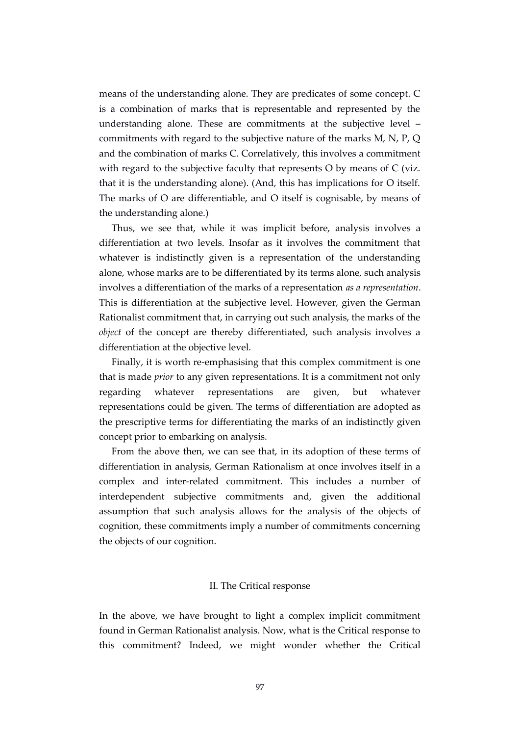means of the understanding alone. They are predicates of some concept. C is a combination of marks that is representable and represented by the understanding alone. These are commitments at the subjective level – commitments with regard to the subjective nature of the marks M, N, P, Q and the combination of marks C. Correlatively, this involves a commitment with regard to the subjective faculty that represents O by means of C (viz. that it is the understanding alone). (And, this has implications for O itself. The marks of O are differentiable, and O itself is cognisable, by means of the understanding alone.)

Thus, we see that, while it was implicit before, analysis involves a differentiation at two levels. Insofar as it involves the commitment that whatever is indistinctly given is a representation of the understanding alone, whose marks are to be differentiated by its terms alone, such analysis involves a differentiation of the marks of a representation *as a representation*. This is differentiation at the subjective level. However, given the German Rationalist commitment that, in carrying out such analysis, the marks of the *object* of the concept are thereby differentiated, such analysis involves a differentiation at the objective level.

Finally, it is worth re-emphasising that this complex commitment is one that is made *prior* to any given representations. It is a commitment not only regarding whatever representations are given, but whatever representations could be given. The terms of differentiation are adopted as the prescriptive terms for differentiating the marks of an indistinctly given concept prior to embarking on analysis.

From the above then, we can see that, in its adoption of these terms of differentiation in analysis, German Rationalism at once involves itself in a complex and inter-related commitment. This includes a number of interdependent subjective commitments and, given the additional assumption that such analysis allows for the analysis of the objects of cognition, these commitments imply a number of commitments concerning the objects of our cognition.

## II. The Critical response

In the above, we have brought to light a complex implicit commitment found in German Rationalist analysis. Now, what is the Critical response to this commitment? Indeed, we might wonder whether the Critical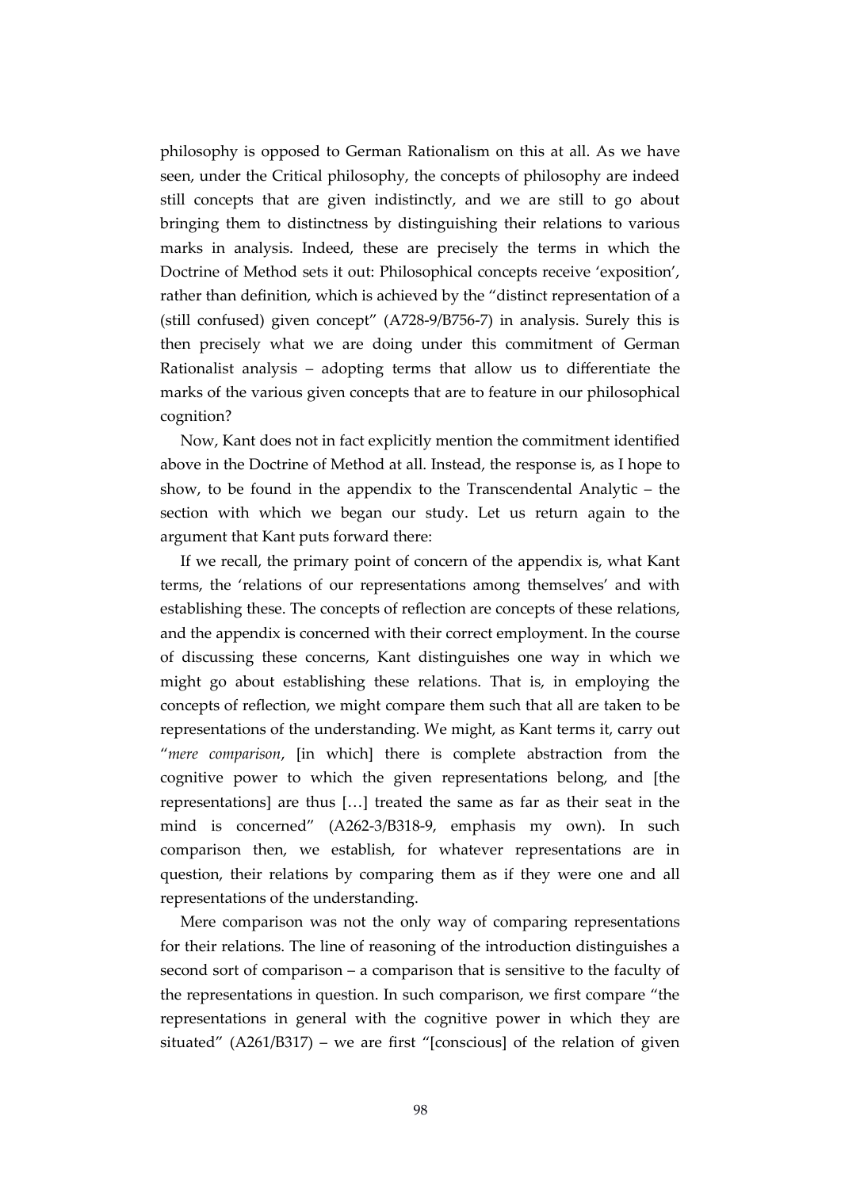philosophy is opposed to German Rationalism on this at all. As we have seen, under the Critical philosophy, the concepts of philosophy are indeed still concepts that are given indistinctly, and we are still to go about bringing them to distinctness by distinguishing their relations to various marks in analysis. Indeed, these are precisely the terms in which the Doctrine of Method sets it out: Philosophical concepts receive 'exposition', rather than definition, which is achieved by the "distinct representation of a (still confused) given concept" (A728-9/B756-7) in analysis. Surely this is then precisely what we are doing under this commitment of German Rationalist analysis – adopting terms that allow us to differentiate the marks of the various given concepts that are to feature in our philosophical cognition?

Now, Kant does not in fact explicitly mention the commitment identified above in the Doctrine of Method at all. Instead, the response is, as I hope to show, to be found in the appendix to the Transcendental Analytic – the section with which we began our study. Let us return again to the argument that Kant puts forward there:

If we recall, the primary point of concern of the appendix is, what Kant terms, the 'relations of our representations among themselves' and with establishing these. The concepts of reflection are concepts of these relations, and the appendix is concerned with their correct employment. In the course of discussing these concerns, Kant distinguishes one way in which we might go about establishing these relations. That is, in employing the concepts of reflection, we might compare them such that all are taken to be representations of the understanding. We might, as Kant terms it, carry out "*mere comparison*, [in which] there is complete abstraction from the cognitive power to which the given representations belong, and [the representations] are thus […] treated the same as far as their seat in the mind is concerned" (A262-3/B318-9, emphasis my own). In such comparison then, we establish, for whatever representations are in question, their relations by comparing them as if they were one and all representations of the understanding.

Mere comparison was not the only way of comparing representations for their relations. The line of reasoning of the introduction distinguishes a second sort of comparison – a comparison that is sensitive to the faculty of the representations in question. In such comparison, we first compare "the representations in general with the cognitive power in which they are situated" (A261/B317) – we are first "[conscious] of the relation of given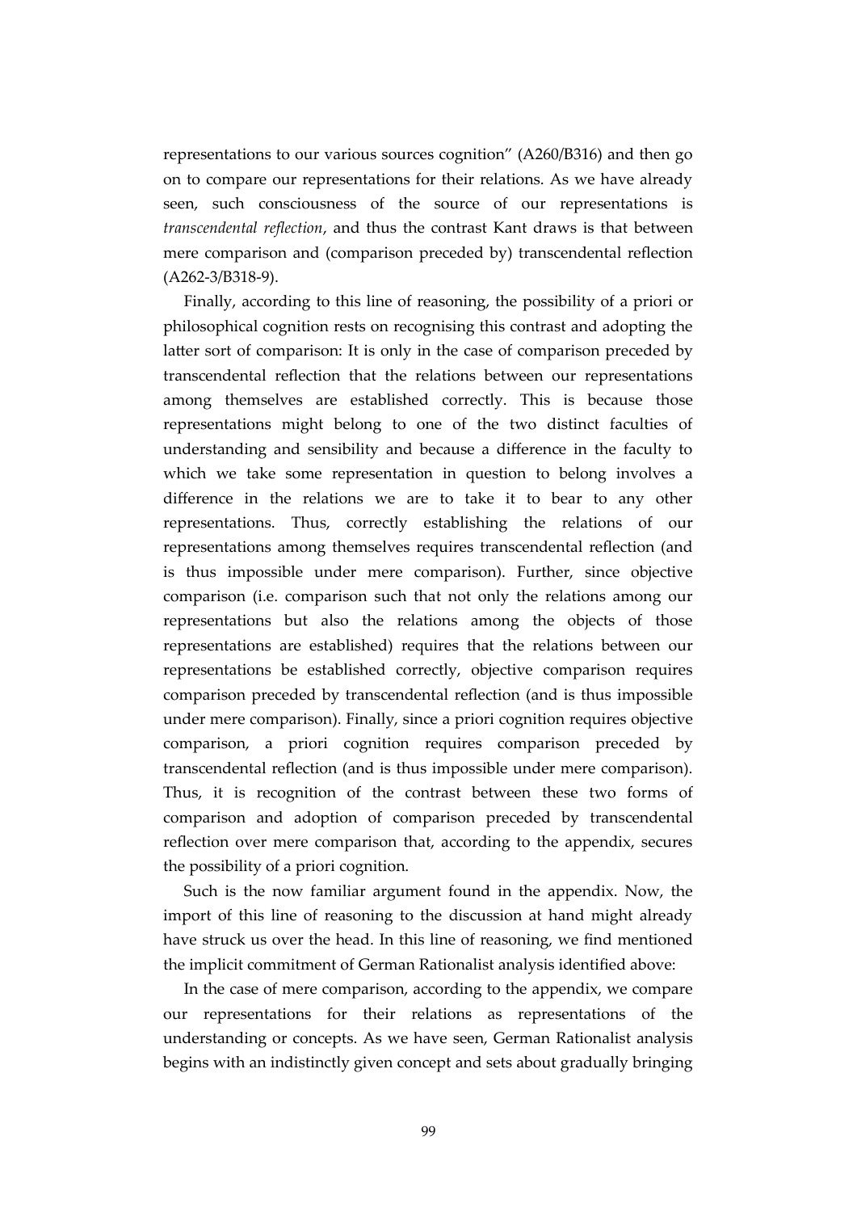representations to our various sources cognition" (A260/B316) and then go on to compare our representations for their relations. As we have already seen, such consciousness of the source of our representations is *transcendental reflection*, and thus the contrast Kant draws is that between mere comparison and (comparison preceded by) transcendental reflection (A262-3/B318-9).

Finally, according to this line of reasoning, the possibility of a priori or philosophical cognition rests on recognising this contrast and adopting the latter sort of comparison: It is only in the case of comparison preceded by transcendental reflection that the relations between our representations among themselves are established correctly. This is because those representations might belong to one of the two distinct faculties of understanding and sensibility and because a difference in the faculty to which we take some representation in question to belong involves a difference in the relations we are to take it to bear to any other representations. Thus, correctly establishing the relations of our representations among themselves requires transcendental reflection (and is thus impossible under mere comparison). Further, since objective comparison (i.e. comparison such that not only the relations among our representations but also the relations among the objects of those representations are established) requires that the relations between our representations be established correctly, objective comparison requires comparison preceded by transcendental reflection (and is thus impossible under mere comparison). Finally, since a priori cognition requires objective comparison, a priori cognition requires comparison preceded by transcendental reflection (and is thus impossible under mere comparison). Thus, it is recognition of the contrast between these two forms of comparison and adoption of comparison preceded by transcendental reflection over mere comparison that, according to the appendix, secures the possibility of a priori cognition.

Such is the now familiar argument found in the appendix. Now, the import of this line of reasoning to the discussion at hand might already have struck us over the head. In this line of reasoning, we find mentioned the implicit commitment of German Rationalist analysis identified above:

In the case of mere comparison, according to the appendix, we compare our representations for their relations as representations of the understanding or concepts. As we have seen, German Rationalist analysis begins with an indistinctly given concept and sets about gradually bringing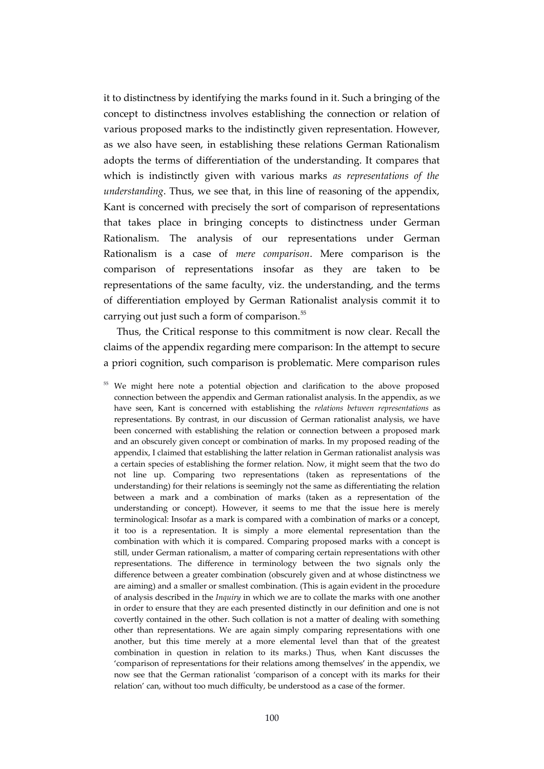it to distinctness by identifying the marks found in it. Such a bringing of the concept to distinctness involves establishing the connection or relation of various proposed marks to the indistinctly given representation. However, as we also have seen, in establishing these relations German Rationalism adopts the terms of differentiation of the understanding. It compares that which is indistinctly given with various marks *as representations of the understanding*. Thus, we see that, in this line of reasoning of the appendix, Kant is concerned with precisely the sort of comparison of representations that takes place in bringing concepts to distinctness under German Rationalism. The analysis of our representations under German Rationalism is a case of *mere comparison*. Mere comparison is the comparison of representations insofar as they are taken to be representations of the same faculty, viz. the understanding, and the terms of differentiation employed by German Rationalist analysis commit it to carrying out just such a form of comparison.[55]

Thus, the Critical response to this commitment is now clear. Recall the claims of the appendix regarding mere comparison: In the attempt to secure a priori cognition, such comparison is problematic. Mere comparison rules

[55] We might here note a potential objection and clarification to the above proposed connection between the appendix and German rationalist analysis. In the appendix, as we have seen, Kant is concerned with establishing the *relations between representations* as representations. By contrast, in our discussion of German rationalist analysis, we have been concerned with establishing the relation or connection between a proposed mark and an obscurely given concept or combination of marks. In my proposed reading of the appendix, I claimed that establishing the latter relation in German rationalist analysis was a certain species of establishing the former relation. Now, it might seem that the two do not line up. Comparing two representations (taken as representations of the understanding) for their relations is seemingly not the same as differentiating the relation between a mark and a combination of marks (taken as a representation of the understanding or concept). However, it seems to me that the issue here is merely terminological: Insofar as a mark is compared with a combination of marks or a concept, it too is a representation. It is simply a more elemental representation than the combination with which it is compared. Comparing proposed marks with a concept is still, under German rationalism, a matter of comparing certain representations with other representations. The difference in terminology between the two signals only the difference between a greater combination (obscurely given and at whose distinctness we are aiming) and a smaller or smallest combination. (This is again evident in the procedure of analysis described in the *Inquiry* in which we are to collate the marks with one another in order to ensure that they are each presented distinctly in our definition and one is not covertly contained in the other. Such collation is not a matter of dealing with something other than representations. We are again simply comparing representations with one another, but this time merely at a more elemental level than that of the greatest combination in question in relation to its marks.) Thus, when Kant discusses the 'comparison of representations for their relations among themselves' in the appendix, we now see that the German rationalist 'comparison of a concept with its marks for their relation' can, without too much difficulty, be understood as a case of the former.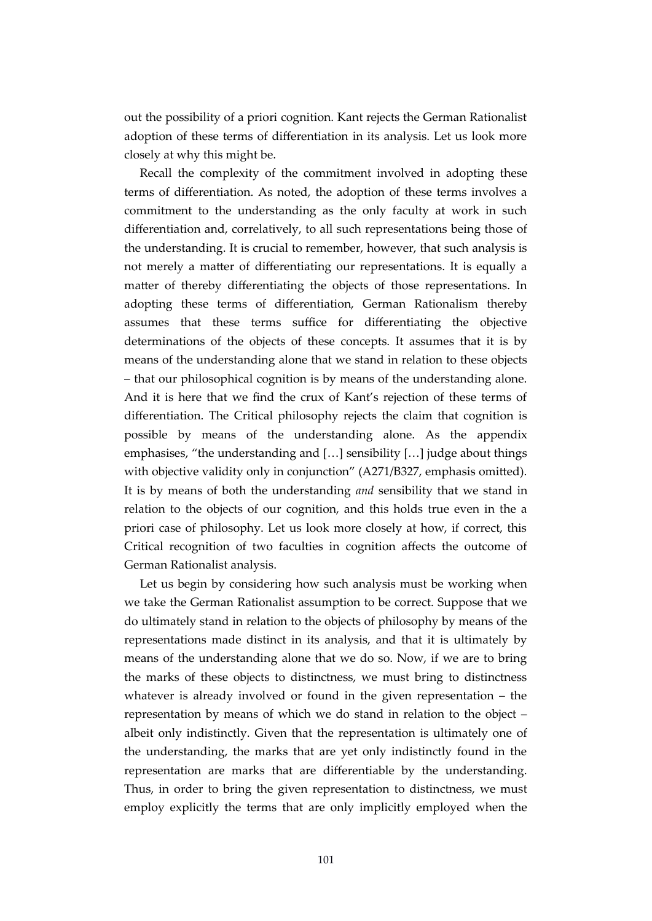out the possibility of a priori cognition. Kant rejects the German Rationalist adoption of these terms of differentiation in its analysis. Let us look more closely at why this might be.

Recall the complexity of the commitment involved in adopting these terms of differentiation. As noted, the adoption of these terms involves a commitment to the understanding as the only faculty at work in such differentiation and, correlatively, to all such representations being those of the understanding. It is crucial to remember, however, that such analysis is not merely a matter of differentiating our representations. It is equally a matter of thereby differentiating the objects of those representations. In adopting these terms of differentiation, German Rationalism thereby assumes that these terms suffice for differentiating the objective determinations of the objects of these concepts. It assumes that it is by means of the understanding alone that we stand in relation to these objects – that our philosophical cognition is by means of the understanding alone. And it is here that we find the crux of Kant's rejection of these terms of differentiation. The Critical philosophy rejects the claim that cognition is possible by means of the understanding alone. As the appendix emphasises, "the understanding and […] sensibility […] judge about things with objective validity only in conjunction" (A271/B327, emphasis omitted). It is by means of both the understanding *and* sensibility that we stand in relation to the objects of our cognition, and this holds true even in the a priori case of philosophy. Let us look more closely at how, if correct, this Critical recognition of two faculties in cognition affects the outcome of German Rationalist analysis.

Let us begin by considering how such analysis must be working when we take the German Rationalist assumption to be correct. Suppose that we do ultimately stand in relation to the objects of philosophy by means of the representations made distinct in its analysis, and that it is ultimately by means of the understanding alone that we do so. Now, if we are to bring the marks of these objects to distinctness, we must bring to distinctness whatever is already involved or found in the given representation – the representation by means of which we do stand in relation to the object – albeit only indistinctly. Given that the representation is ultimately one of the understanding, the marks that are yet only indistinctly found in the representation are marks that are differentiable by the understanding. Thus, in order to bring the given representation to distinctness, we must employ explicitly the terms that are only implicitly employed when the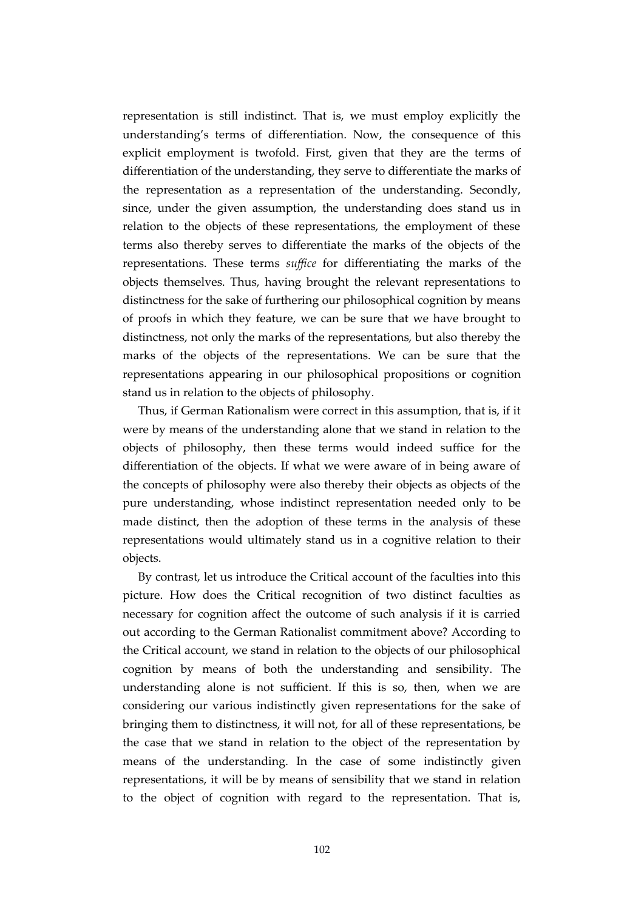representation is still indistinct. That is, we must employ explicitly the understanding's terms of differentiation. Now, the consequence of this explicit employment is twofold. First, given that they are the terms of differentiation of the understanding, they serve to differentiate the marks of the representation as a representation of the understanding. Secondly, since, under the given assumption, the understanding does stand us in relation to the objects of these representations, the employment of these terms also thereby serves to differentiate the marks of the objects of the representations. These terms *suffice* for differentiating the marks of the objects themselves. Thus, having brought the relevant representations to distinctness for the sake of furthering our philosophical cognition by means of proofs in which they feature, we can be sure that we have brought to distinctness, not only the marks of the representations, but also thereby the marks of the objects of the representations. We can be sure that the representations appearing in our philosophical propositions or cognition stand us in relation to the objects of philosophy.

Thus, if German Rationalism were correct in this assumption, that is, if it were by means of the understanding alone that we stand in relation to the objects of philosophy, then these terms would indeed suffice for the differentiation of the objects. If what we were aware of in being aware of the concepts of philosophy were also thereby their objects as objects of the pure understanding, whose indistinct representation needed only to be made distinct, then the adoption of these terms in the analysis of these representations would ultimately stand us in a cognitive relation to their objects.

By contrast, let us introduce the Critical account of the faculties into this picture. How does the Critical recognition of two distinct faculties as necessary for cognition affect the outcome of such analysis if it is carried out according to the German Rationalist commitment above? According to the Critical account, we stand in relation to the objects of our philosophical cognition by means of both the understanding and sensibility. The understanding alone is not sufficient. If this is so, then, when we are considering our various indistinctly given representations for the sake of bringing them to distinctness, it will not, for all of these representations, be the case that we stand in relation to the object of the representation by means of the understanding. In the case of some indistinctly given representations, it will be by means of sensibility that we stand in relation to the object of cognition with regard to the representation. That is,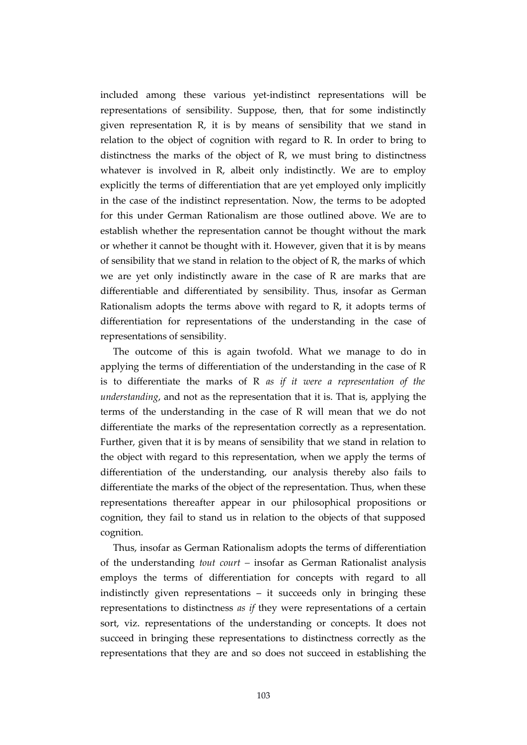included among these various yet-indistinct representations will be representations of sensibility. Suppose, then, that for some indistinctly given representation R, it is by means of sensibility that we stand in relation to the object of cognition with regard to R. In order to bring to distinctness the marks of the object of R, we must bring to distinctness whatever is involved in R, albeit only indistinctly. We are to employ explicitly the terms of differentiation that are yet employed only implicitly in the case of the indistinct representation. Now, the terms to be adopted for this under German Rationalism are those outlined above. We are to establish whether the representation cannot be thought without the mark or whether it cannot be thought with it. However, given that it is by means of sensibility that we stand in relation to the object of R, the marks of which we are yet only indistinctly aware in the case of R are marks that are differentiable and differentiated by sensibility. Thus, insofar as German Rationalism adopts the terms above with regard to R, it adopts terms of differentiation for representations of the understanding in the case of representations of sensibility.

The outcome of this is again twofold. What we manage to do in applying the terms of differentiation of the understanding in the case of R is to differentiate the marks of R *as if it were a representation of the understanding*, and not as the representation that it is. That is, applying the terms of the understanding in the case of R will mean that we do not differentiate the marks of the representation correctly as a representation. Further, given that it is by means of sensibility that we stand in relation to the object with regard to this representation, when we apply the terms of differentiation of the understanding, our analysis thereby also fails to differentiate the marks of the object of the representation. Thus, when these representations thereafter appear in our philosophical propositions or cognition, they fail to stand us in relation to the objects of that supposed cognition.

Thus, insofar as German Rationalism adopts the terms of differentiation of the understanding *tout court* – insofar as German Rationalist analysis employs the terms of differentiation for concepts with regard to all indistinctly given representations – it succeeds only in bringing these representations to distinctness *as if* they were representations of a certain sort, viz. representations of the understanding or concepts. It does not succeed in bringing these representations to distinctness correctly as the representations that they are and so does not succeed in establishing the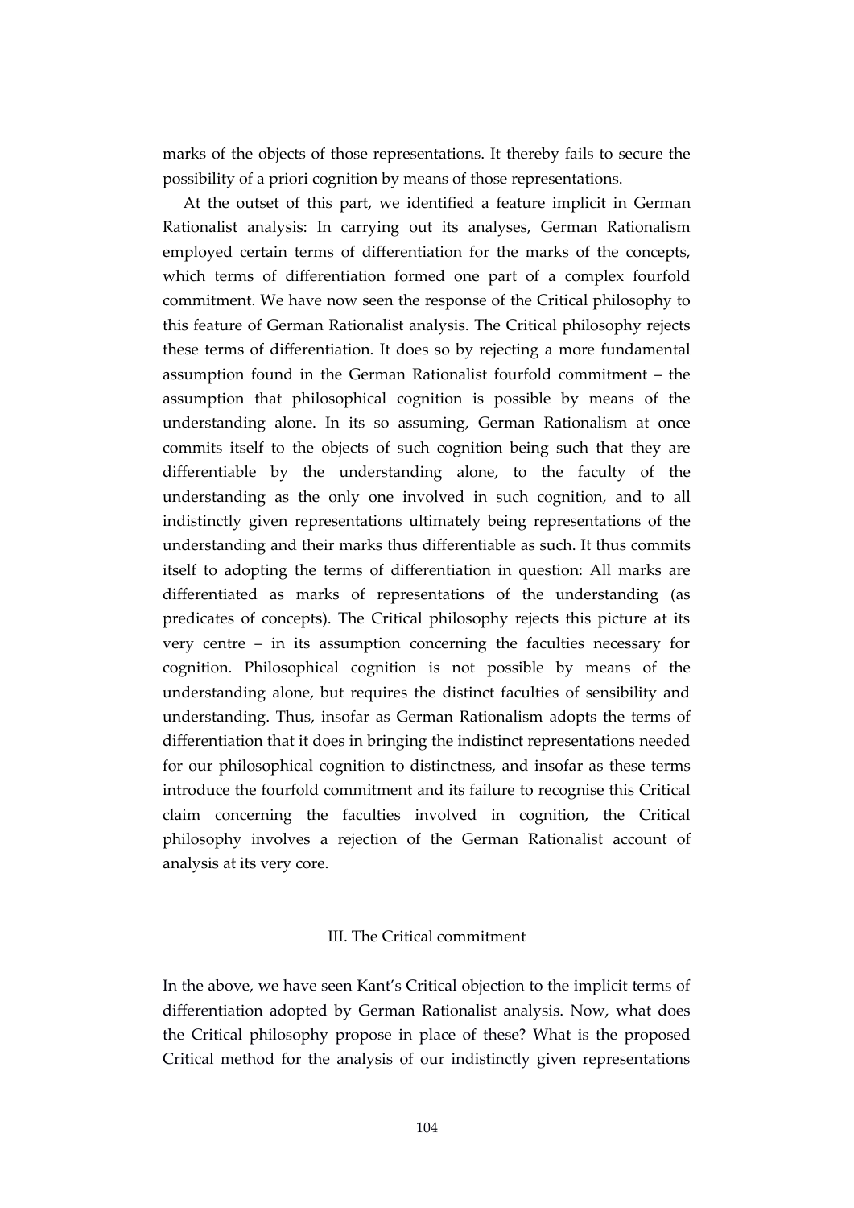marks of the objects of those representations. It thereby fails to secure the possibility of a priori cognition by means of those representations.

At the outset of this part, we identified a feature implicit in German Rationalist analysis: In carrying out its analyses, German Rationalism employed certain terms of differentiation for the marks of the concepts, which terms of differentiation formed one part of a complex fourfold commitment. We have now seen the response of the Critical philosophy to this feature of German Rationalist analysis. The Critical philosophy rejects these terms of differentiation. It does so by rejecting a more fundamental assumption found in the German Rationalist fourfold commitment – the assumption that philosophical cognition is possible by means of the understanding alone. In its so assuming, German Rationalism at once commits itself to the objects of such cognition being such that they are differentiable by the understanding alone, to the faculty of the understanding as the only one involved in such cognition, and to all indistinctly given representations ultimately being representations of the understanding and their marks thus differentiable as such. It thus commits itself to adopting the terms of differentiation in question: All marks are differentiated as marks of representations of the understanding (as predicates of concepts). The Critical philosophy rejects this picture at its very centre – in its assumption concerning the faculties necessary for cognition. Philosophical cognition is not possible by means of the understanding alone, but requires the distinct faculties of sensibility and understanding. Thus, insofar as German Rationalism adopts the terms of differentiation that it does in bringing the indistinct representations needed for our philosophical cognition to distinctness, and insofar as these terms introduce the fourfold commitment and its failure to recognise this Critical claim concerning the faculties involved in cognition, the Critical philosophy involves a rejection of the German Rationalist account of analysis at its very core.

## III. The Critical commitment

In the above, we have seen Kant's Critical objection to the implicit terms of differentiation adopted by German Rationalist analysis. Now, what does the Critical philosophy propose in place of these? What is the proposed Critical method for the analysis of our indistinctly given representations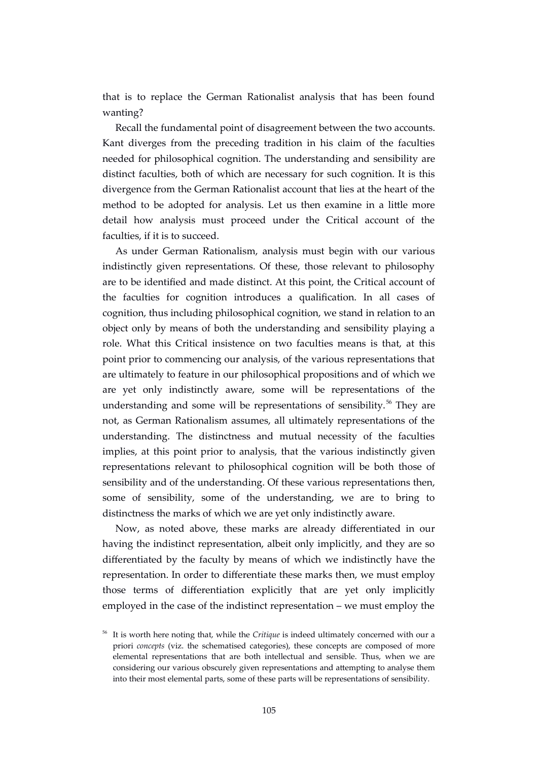that is to replace the German Rationalist analysis that has been found wanting?

Recall the fundamental point of disagreement between the two accounts. Kant diverges from the preceding tradition in his claim of the faculties needed for philosophical cognition. The understanding and sensibility are distinct faculties, both of which are necessary for such cognition. It is this divergence from the German Rationalist account that lies at the heart of the method to be adopted for analysis. Let us then examine in a little more detail how analysis must proceed under the Critical account of the faculties, if it is to succeed.

As under German Rationalism, analysis must begin with our various indistinctly given representations. Of these, those relevant to philosophy are to be identified and made distinct. At this point, the Critical account of the faculties for cognition introduces a qualification. In all cases of cognition, thus including philosophical cognition, we stand in relation to an object only by means of both the understanding and sensibility playing a role. What this Critical insistence on two faculties means is that, at this point prior to commencing our analysis, of the various representations that are ultimately to feature in our philosophical propositions and of which we are yet only indistinctly aware, some will be representations of the understanding and some will be representations of sensibility.[56] They are not, as German Rationalism assumes, all ultimately representations of the understanding. The distinctness and mutual necessity of the faculties implies, at this point prior to analysis, that the various indistinctly given representations relevant to philosophical cognition will be both those of sensibility and of the understanding. Of these various representations then, some of sensibility, some of the understanding, we are to bring to distinctness the marks of which we are yet only indistinctly aware.

Now, as noted above, these marks are already differentiated in our having the indistinct representation, albeit only implicitly, and they are so differentiated by the faculty by means of which we indistinctly have the representation. In order to differentiate these marks then, we must employ those terms of differentiation explicitly that are yet only implicitly employed in the case of the indistinct representation – we must employ the

[56] It is worth here noting that, while the *Critique* is indeed ultimately concerned with our a priori *concepts* (viz. the schematised categories), these concepts are composed of more elemental representations that are both intellectual and sensible. Thus, when we are considering our various obscurely given representations and attempting to analyse them into their most elemental parts, some of these parts will be representations of sensibility.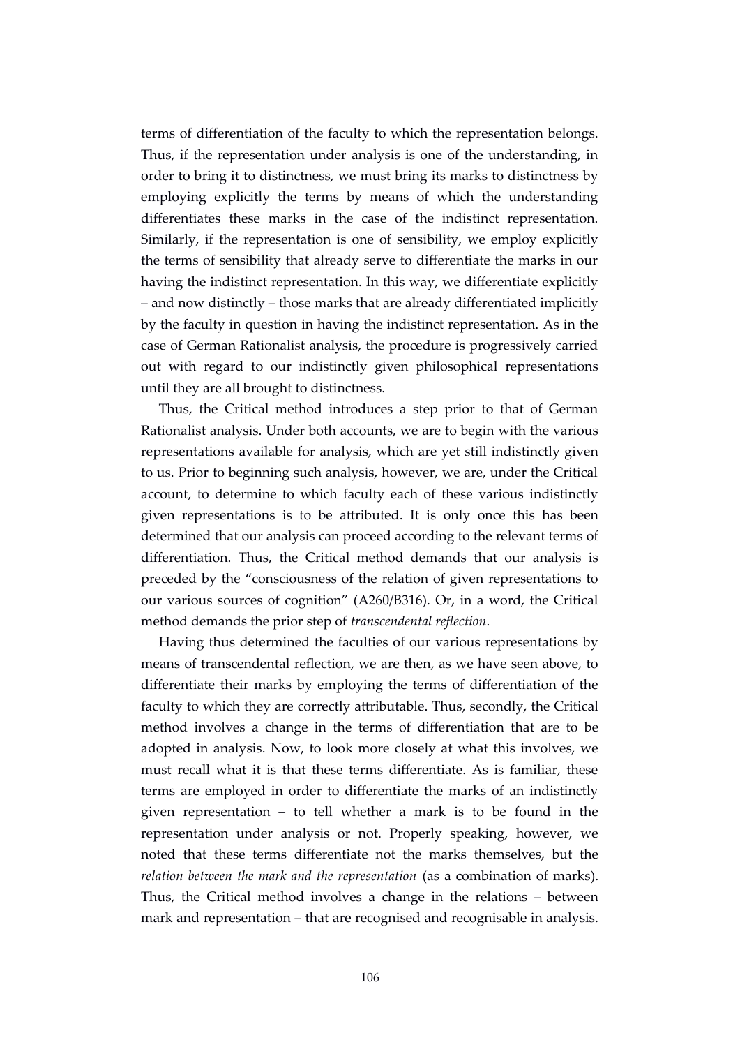terms of differentiation of the faculty to which the representation belongs. Thus, if the representation under analysis is one of the understanding, in order to bring it to distinctness, we must bring its marks to distinctness by employing explicitly the terms by means of which the understanding differentiates these marks in the case of the indistinct representation. Similarly, if the representation is one of sensibility, we employ explicitly the terms of sensibility that already serve to differentiate the marks in our having the indistinct representation. In this way, we differentiate explicitly – and now distinctly – those marks that are already differentiated implicitly by the faculty in question in having the indistinct representation. As in the case of German Rationalist analysis, the procedure is progressively carried out with regard to our indistinctly given philosophical representations until they are all brought to distinctness.

Thus, the Critical method introduces a step prior to that of German Rationalist analysis. Under both accounts, we are to begin with the various representations available for analysis, which are yet still indistinctly given to us. Prior to beginning such analysis, however, we are, under the Critical account, to determine to which faculty each of these various indistinctly given representations is to be attributed. It is only once this has been determined that our analysis can proceed according to the relevant terms of differentiation. Thus, the Critical method demands that our analysis is preceded by the "consciousness of the relation of given representations to our various sources of cognition" (A260/B316). Or, in a word, the Critical method demands the prior step of *transcendental reflection*.

Having thus determined the faculties of our various representations by means of transcendental reflection, we are then, as we have seen above, to differentiate their marks by employing the terms of differentiation of the faculty to which they are correctly attributable. Thus, secondly, the Critical method involves a change in the terms of differentiation that are to be adopted in analysis. Now, to look more closely at what this involves, we must recall what it is that these terms differentiate. As is familiar, these terms are employed in order to differentiate the marks of an indistinctly given representation – to tell whether a mark is to be found in the representation under analysis or not. Properly speaking, however, we noted that these terms differentiate not the marks themselves, but the *relation between the mark and the representation* (as a combination of marks). Thus, the Critical method involves a change in the relations – between mark and representation – that are recognised and recognisable in analysis.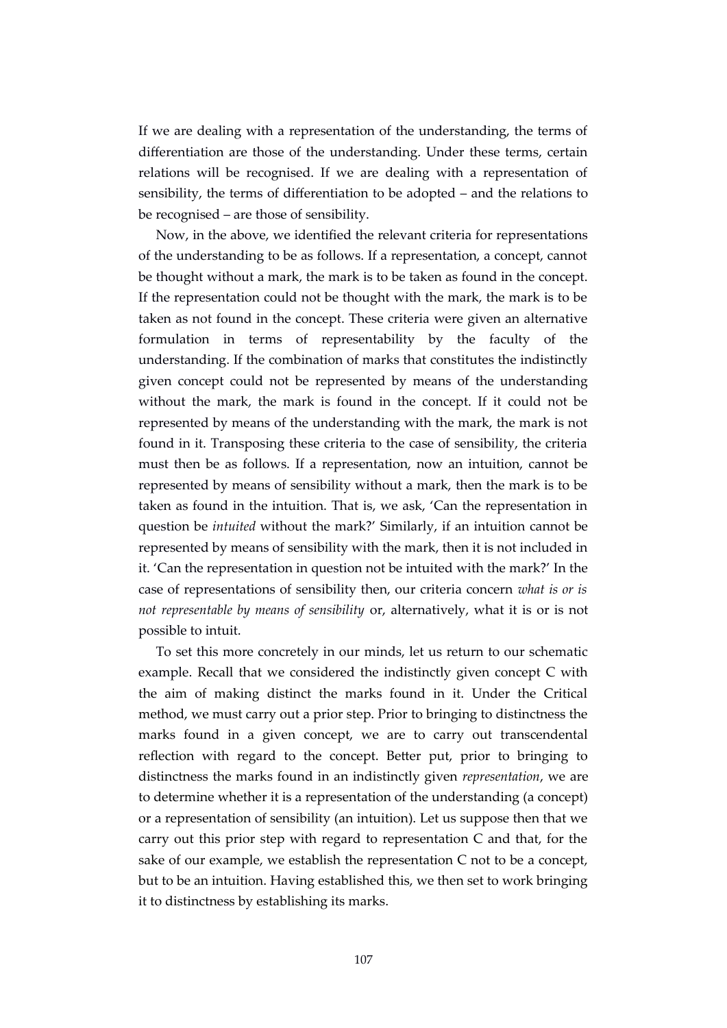If we are dealing with a representation of the understanding, the terms of differentiation are those of the understanding. Under these terms, certain relations will be recognised. If we are dealing with a representation of sensibility, the terms of differentiation to be adopted – and the relations to be recognised – are those of sensibility.

Now, in the above, we identified the relevant criteria for representations of the understanding to be as follows. If a representation, a concept, cannot be thought without a mark, the mark is to be taken as found in the concept. If the representation could not be thought with the mark, the mark is to be taken as not found in the concept. These criteria were given an alternative formulation in terms of representability by the faculty of the understanding. If the combination of marks that constitutes the indistinctly given concept could not be represented by means of the understanding without the mark, the mark is found in the concept. If it could not be represented by means of the understanding with the mark, the mark is not found in it. Transposing these criteria to the case of sensibility, the criteria must then be as follows. If a representation, now an intuition, cannot be represented by means of sensibility without a mark, then the mark is to be taken as found in the intuition. That is, we ask, 'Can the representation in question be *intuited* without the mark?' Similarly, if an intuition cannot be represented by means of sensibility with the mark, then it is not included in it. 'Can the representation in question not be intuited with the mark?' In the case of representations of sensibility then, our criteria concern *what is or is not representable by means of sensibility* or, alternatively, what it is or is not possible to intuit.

To set this more concretely in our minds, let us return to our schematic example. Recall that we considered the indistinctly given concept C with the aim of making distinct the marks found in it. Under the Critical method, we must carry out a prior step. Prior to bringing to distinctness the marks found in a given concept, we are to carry out transcendental reflection with regard to the concept. Better put, prior to bringing to distinctness the marks found in an indistinctly given *representation*, we are to determine whether it is a representation of the understanding (a concept) or a representation of sensibility (an intuition). Let us suppose then that we carry out this prior step with regard to representation C and that, for the sake of our example, we establish the representation C not to be a concept, but to be an intuition. Having established this, we then set to work bringing it to distinctness by establishing its marks.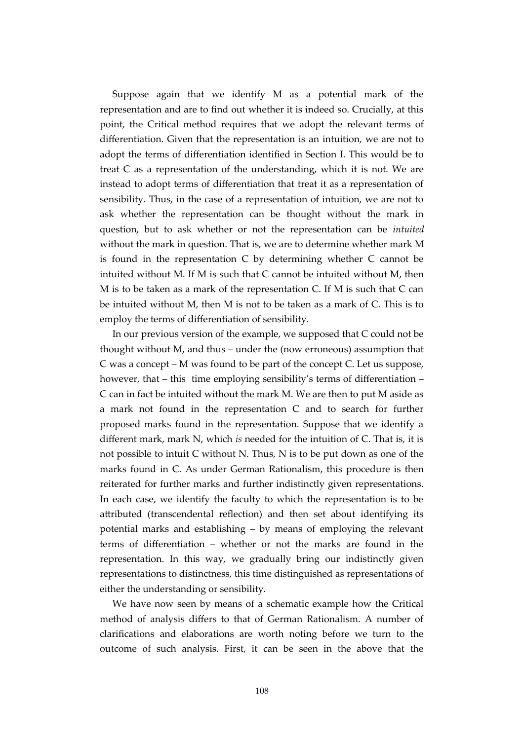Suppose again that we identify M as a potential mark of the representation and are to find out whether it is indeed so. Crucially, at this point, the Critical method requires that we adopt the relevant terms of differentiation. Given that the representation is an intuition, we are not to adopt the terms of differentiation identified in Section I. This would be to treat C as a representation of the understanding, which it is not. We are instead to adopt terms of differentiation that treat it as a representation of sensibility. Thus, in the case of a representation of intuition, we are not to ask whether the representation can be thought without the mark in question, but to ask whether or not the representation can be *intuited* without the mark in question. That is, we are to determine whether mark M is found in the representation C by determining whether C cannot be intuited without M. If M is such that C cannot be intuited without M, then M is to be taken as a mark of the representation C. If M is such that C can be intuited without M, then M is not to be taken as a mark of C. This is to employ the terms of differentiation of sensibility.

In our previous version of the example, we supposed that C could not be thought without M, and thus – under the (now erroneous) assumption that C was a concept – M was found to be part of the concept C. Let us suppose, however, that – this time employing sensibility's terms of differentiation – C can in fact be intuited without the mark M. We are then to put M aside as a mark not found in the representation C and to search for further proposed marks found in the representation. Suppose that we identify a different mark, mark N, which *is* needed for the intuition of C. That is, it is not possible to intuit C without N. Thus, N is to be put down as one of the marks found in C. As under German Rationalism, this procedure is then reiterated for further marks and further indistinctly given representations. In each case, we identify the faculty to which the representation is to be attributed (transcendental reflection) and then set about identifying its potential marks and establishing – by means of employing the relevant terms of differentiation – whether or not the marks are found in the representation. In this way, we gradually bring our indistinctly given representations to distinctness, this time distinguished as representations of either the understanding or sensibility.

We have now seen by means of a schematic example how the Critical method of analysis differs to that of German Rationalism. A number of clarifications and elaborations are worth noting before we turn to the outcome of such analysis. First, it can be seen in the above that the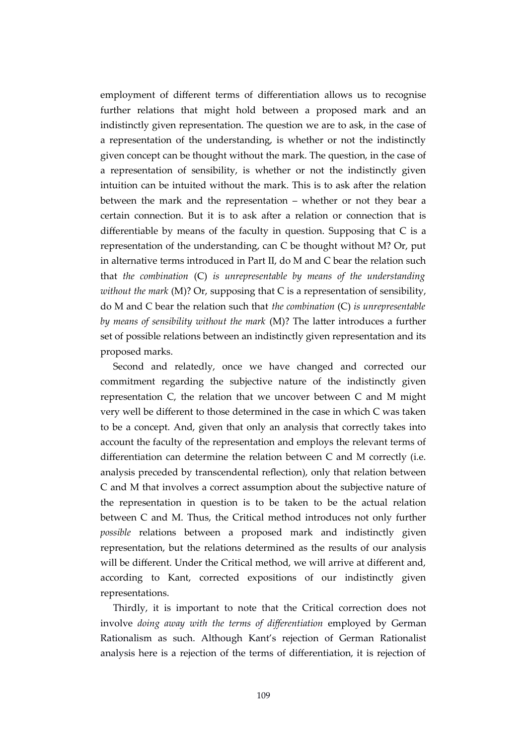employment of different terms of differentiation allows us to recognise further relations that might hold between a proposed mark and an indistinctly given representation. The question we are to ask, in the case of a representation of the understanding, is whether or not the indistinctly given concept can be thought without the mark. The question, in the case of a representation of sensibility, is whether or not the indistinctly given intuition can be intuited without the mark. This is to ask after the relation between the mark and the representation – whether or not they bear a certain connection. But it is to ask after a relation or connection that is differentiable by means of the faculty in question. Supposing that C is a representation of the understanding, can C be thought without M? Or, put in alternative terms introduced in Part II, do M and C bear the relation such that *the combination* (C) *is unrepresentable by means of the understanding without the mark* (M)? Or, supposing that C is a representation of sensibility, do M and C bear the relation such that *the combination* (C) *is unrepresentable by means of sensibility without the mark* (M)? The latter introduces a further set of possible relations between an indistinctly given representation and its proposed marks.

Second and relatedly, once we have changed and corrected our commitment regarding the subjective nature of the indistinctly given representation C, the relation that we uncover between C and M might very well be different to those determined in the case in which C was taken to be a concept. And, given that only an analysis that correctly takes into account the faculty of the representation and employs the relevant terms of differentiation can determine the relation between C and M correctly (i.e. analysis preceded by transcendental reflection), only that relation between C and M that involves a correct assumption about the subjective nature of the representation in question is to be taken to be the actual relation between C and M. Thus, the Critical method introduces not only further *possible* relations between a proposed mark and indistinctly given representation, but the relations determined as the results of our analysis will be different. Under the Critical method, we will arrive at different and, according to Kant, corrected expositions of our indistinctly given representations.

Thirdly, it is important to note that the Critical correction does not involve *doing away with the terms of differentiation* employed by German Rationalism as such. Although Kant's rejection of German Rationalist analysis here is a rejection of the terms of differentiation, it is rejection of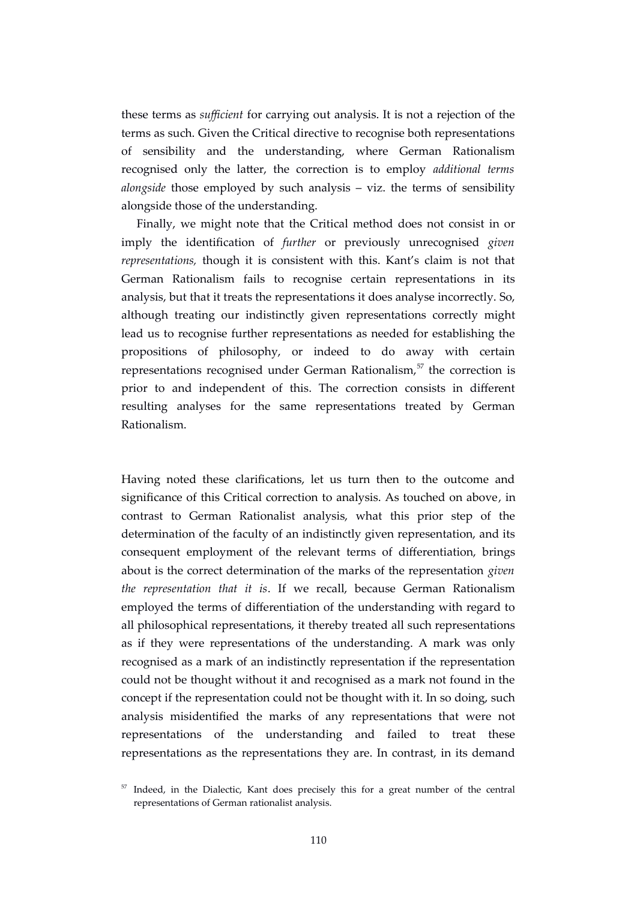these terms as *sufficient* for carrying out analysis. It is not a rejection of the terms as such. Given the Critical directive to recognise both representations of sensibility and the understanding, where German Rationalism recognised only the latter, the correction is to employ *additional terms alongside* those employed by such analysis – viz. the terms of sensibility alongside those of the understanding.

Finally, we might note that the Critical method does not consist in or imply the identification of *further* or previously unrecognised *given representations,* though it is consistent with this. Kant's claim is not that German Rationalism fails to recognise certain representations in its analysis, but that it treats the representations it does analyse incorrectly. So, although treating our indistinctly given representations correctly might lead us to recognise further representations as needed for establishing the propositions of philosophy, or indeed to do away with certain representations recognised under German Rationalism,[57] the correction is prior to and independent of this. The correction consists in different resulting analyses for the same representations treated by German Rationalism.

Having noted these clarifications, let us turn then to the outcome and significance of this Critical correction to analysis. As touched on above, in contrast to German Rationalist analysis, what this prior step of the determination of the faculty of an indistinctly given representation, and its consequent employment of the relevant terms of differentiation, brings about is the correct determination of the marks of the representation *given the representation that it is*. If we recall, because German Rationalism employed the terms of differentiation of the understanding with regard to all philosophical representations, it thereby treated all such representations as if they were representations of the understanding. A mark was only recognised as a mark of an indistinctly representation if the representation could not be thought without it and recognised as a mark not found in the concept if the representation could not be thought with it. In so doing, such analysis misidentified the marks of any representations that were not representations of the understanding and failed to treat these representations as the representations they are. In contrast, in its demand

[57] Indeed, in the Dialectic, Kant does precisely this for a great number of the central representations of German rationalist analysis.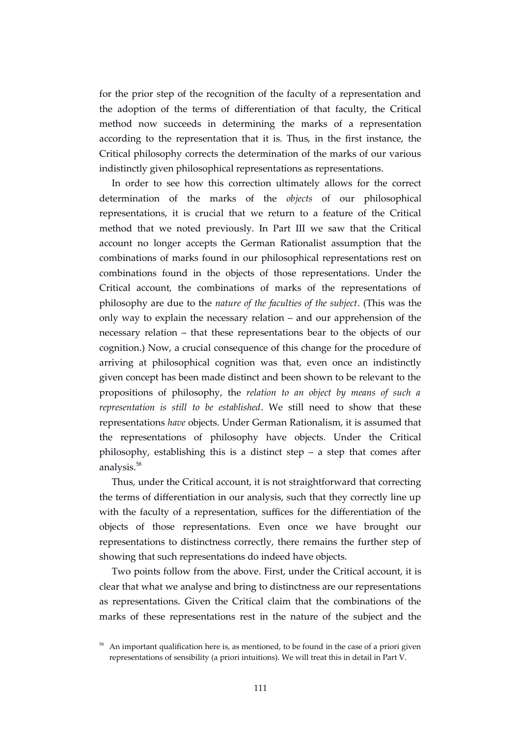for the prior step of the recognition of the faculty of a representation and the adoption of the terms of differentiation of that faculty, the Critical method now succeeds in determining the marks of a representation according to the representation that it is. Thus, in the first instance, the Critical philosophy corrects the determination of the marks of our various indistinctly given philosophical representations as representations.

In order to see how this correction ultimately allows for the correct determination of the marks of the *objects* of our philosophical representations, it is crucial that we return to a feature of the Critical method that we noted previously. In Part III we saw that the Critical account no longer accepts the German Rationalist assumption that the combinations of marks found in our philosophical representations rest on combinations found in the objects of those representations. Under the Critical account, the combinations of marks of the representations of philosophy are due to the *nature of the faculties of the subject*. (This was the only way to explain the necessary relation – and our apprehension of the necessary relation – that these representations bear to the objects of our cognition.) Now, a crucial consequence of this change for the procedure of arriving at philosophical cognition was that, even once an indistinctly given concept has been made distinct and been shown to be relevant to the propositions of philosophy, the *relation to an object by means of such a representation is still to be established*. We still need to show that these representations *have* objects. Under German Rationalism, it is assumed that the representations of philosophy have objects. Under the Critical philosophy, establishing this is a distinct step – a step that comes after analysis.[58]

Thus, under the Critical account, it is not straightforward that correcting the terms of differentiation in our analysis, such that they correctly line up with the faculty of a representation, suffices for the differentiation of the objects of those representations. Even once we have brought our representations to distinctness correctly, there remains the further step of showing that such representations do indeed have objects.

Two points follow from the above. First, under the Critical account, it is clear that what we analyse and bring to distinctness are our representations as representations. Given the Critical claim that the combinations of the marks of these representations rest in the nature of the subject and the

[58] An important qualification here is, as mentioned, to be found in the case of a priori given representations of sensibility (a priori intuitions). We will treat this in detail in Part V.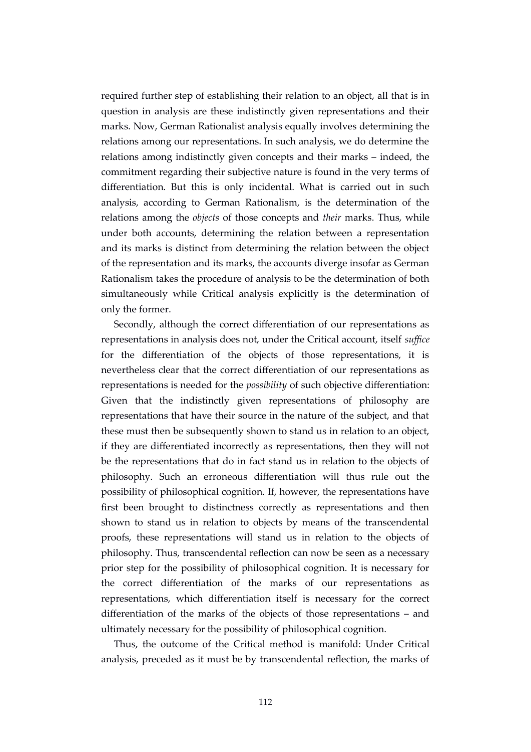required further step of establishing their relation to an object, all that is in question in analysis are these indistinctly given representations and their marks. Now, German Rationalist analysis equally involves determining the relations among our representations. In such analysis, we do determine the relations among indistinctly given concepts and their marks – indeed, the commitment regarding their subjective nature is found in the very terms of differentiation. But this is only incidental. What is carried out in such analysis, according to German Rationalism, is the determination of the relations among the *objects* of those concepts and *their* marks. Thus, while under both accounts, determining the relation between a representation and its marks is distinct from determining the relation between the object of the representation and its marks, the accounts diverge insofar as German Rationalism takes the procedure of analysis to be the determination of both simultaneously while Critical analysis explicitly is the determination of only the former.

Secondly, although the correct differentiation of our representations as representations in analysis does not, under the Critical account, itself *suffice* for the differentiation of the objects of those representations, it is nevertheless clear that the correct differentiation of our representations as representations is needed for the *possibility* of such objective differentiation: Given that the indistinctly given representations of philosophy are representations that have their source in the nature of the subject, and that these must then be subsequently shown to stand us in relation to an object, if they are differentiated incorrectly as representations, then they will not be the representations that do in fact stand us in relation to the objects of philosophy. Such an erroneous differentiation will thus rule out the possibility of philosophical cognition. If, however, the representations have first been brought to distinctness correctly as representations and then shown to stand us in relation to objects by means of the transcendental proofs, these representations will stand us in relation to the objects of philosophy. Thus, transcendental reflection can now be seen as a necessary prior step for the possibility of philosophical cognition. It is necessary for the correct differentiation of the marks of our representations as representations, which differentiation itself is necessary for the correct differentiation of the marks of the objects of those representations – and ultimately necessary for the possibility of philosophical cognition.

Thus, the outcome of the Critical method is manifold: Under Critical analysis, preceded as it must be by transcendental reflection, the marks of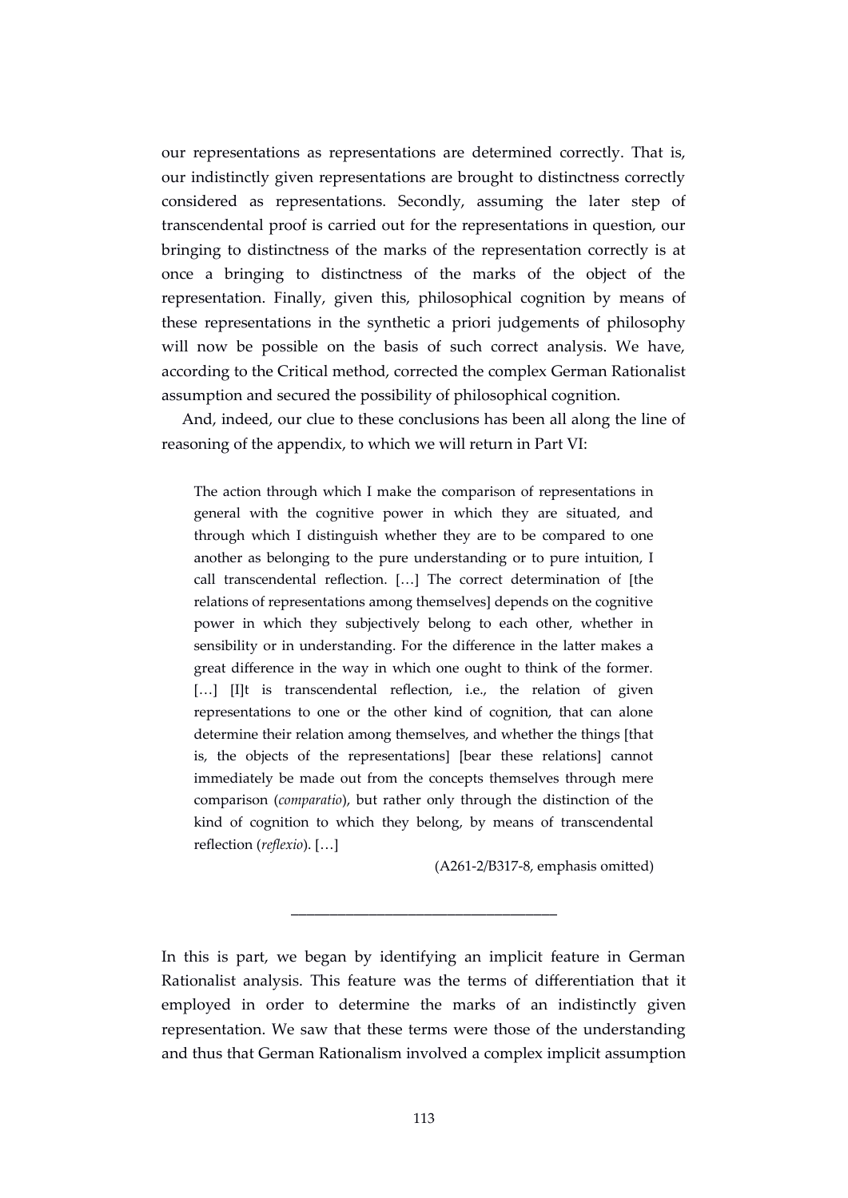our representations as representations are determined correctly. That is, our indistinctly given representations are brought to distinctness correctly considered as representations. Secondly, assuming the later step of transcendental proof is carried out for the representations in question, our bringing to distinctness of the marks of the representation correctly is at once a bringing to distinctness of the marks of the object of the representation. Finally, given this, philosophical cognition by means of these representations in the synthetic a priori judgements of philosophy will now be possible on the basis of such correct analysis. We have, according to the Critical method, corrected the complex German Rationalist assumption and secured the possibility of philosophical cognition.

And, indeed, our clue to these conclusions has been all along the line of reasoning of the appendix, to which we will return in Part VI:

> The action through which I make the comparison of representations in general with the cognitive power in which they are situated, and through which I distinguish whether they are to be compared to one another as belonging to the pure understanding or to pure intuition, I call transcendental reflection. […] The correct determination of [the relations of representations among themselves] depends on the cognitive power in which they subjectively belong to each other, whether in sensibility or in understanding. For the difference in the latter makes a great difference in the way in which one ought to think of the former. […] [I]t is transcendental reflection, i.e., the relation of given representations to one or the other kind of cognition, that can alone determine their relation among themselves, and whether the things [that is, the objects of the representations] [bear these relations] cannot immediately be made out from the concepts themselves through mere comparison (*comparatio*), but rather only through the distinction of the kind of cognition to which they belong, by means of transcendental reflection (*reflexio*). […]
>
> (A261-2/B317-8, emphasis omitted)

---

In this is part, we began by identifying an implicit feature in German Rationalist analysis. This feature was the terms of differentiation that it employed in order to determine the marks of an indistinctly given representation. We saw that these terms were those of the understanding and thus that German Rationalism involved a complex implicit assumption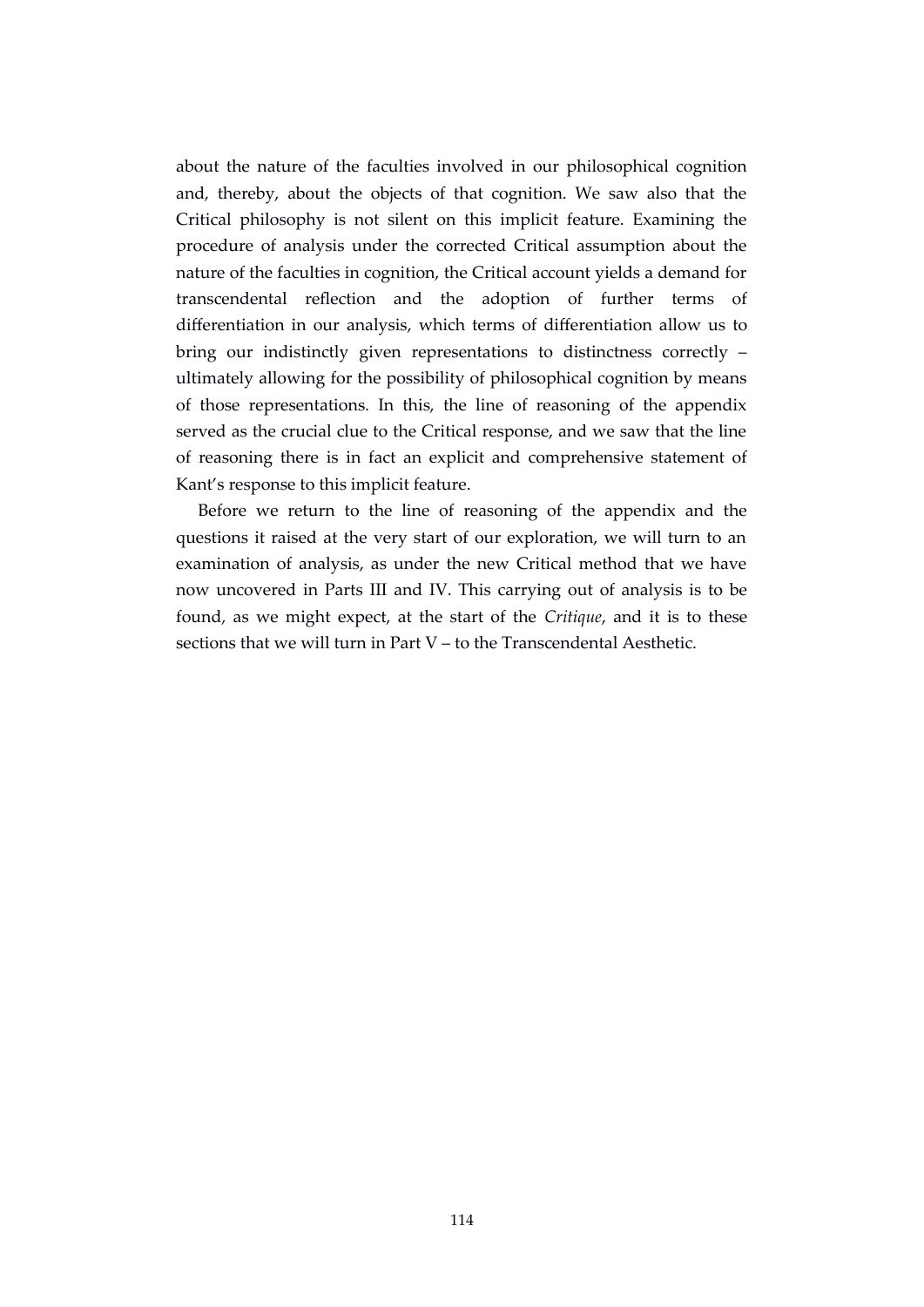about the nature of the faculties involved in our philosophical cognition and, thereby, about the objects of that cognition. We saw also that the Critical philosophy is not silent on this implicit feature. Examining the procedure of analysis under the corrected Critical assumption about the nature of the faculties in cognition, the Critical account yields a demand for transcendental reflection and the adoption of further terms of differentiation in our analysis, which terms of differentiation allow us to bring our indistinctly given representations to distinctness correctly – ultimately allowing for the possibility of philosophical cognition by means of those representations. In this, the line of reasoning of the appendix served as the crucial clue to the Critical response, and we saw that the line of reasoning there is in fact an explicit and comprehensive statement of Kant's response to this implicit feature.

Before we return to the line of reasoning of the appendix and the questions it raised at the very start of our exploration, we will turn to an examination of analysis, as under the new Critical method that we have now uncovered in Parts III and IV. This carrying out of analysis is to be found, as we might expect, at the start of the *Critique*, and it is to these sections that we will turn in Part V – to the Transcendental Aesthetic.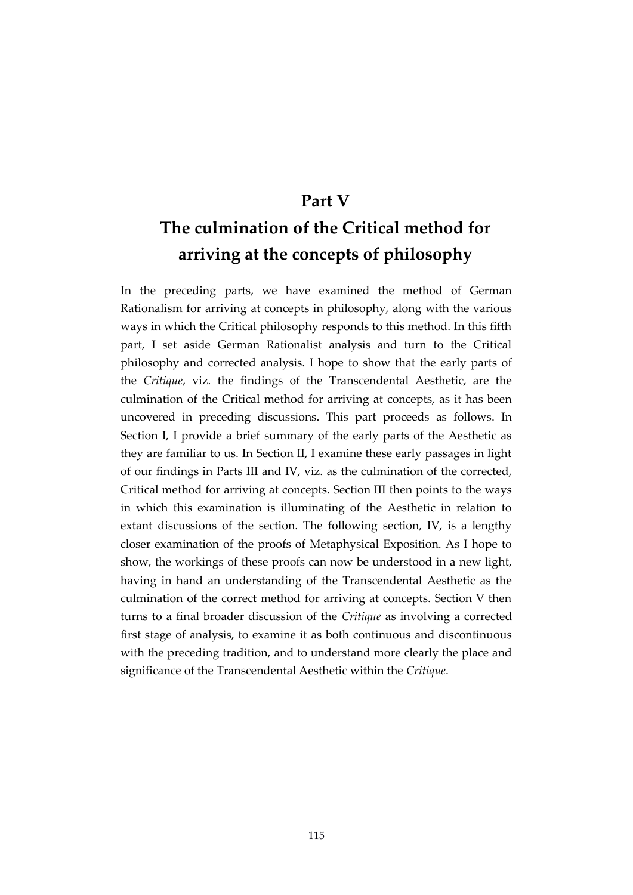# Part V
# The culmination of the Critical method for arriving at the concepts of philosophy

In the preceding parts, we have examined the method of German Rationalism for arriving at concepts in philosophy, along with the various ways in which the Critical philosophy responds to this method. In this fifth part, I set aside German Rationalist analysis and turn to the Critical philosophy and corrected analysis. I hope to show that the early parts of the *Critique*, viz. the findings of the Transcendental Aesthetic, are the culmination of the Critical method for arriving at concepts, as it has been uncovered in preceding discussions. This part proceeds as follows. In Section I, I provide a brief summary of the early parts of the Aesthetic as they are familiar to us. In Section II, I examine these early passages in light of our findings in Parts III and IV, viz. as the culmination of the corrected, Critical method for arriving at concepts. Section III then points to the ways in which this examination is illuminating of the Aesthetic in relation to extant discussions of the section. The following section, IV, is a lengthy closer examination of the proofs of Metaphysical Exposition. As I hope to show, the workings of these proofs can now be understood in a new light, having in hand an understanding of the Transcendental Aesthetic as the culmination of the correct method for arriving at concepts. Section V then turns to a final broader discussion of the *Critique* as involving a corrected first stage of analysis, to examine it as both continuous and discontinuous with the preceding tradition, and to understand more clearly the place and significance of the Transcendental Aesthetic within the *Critique*.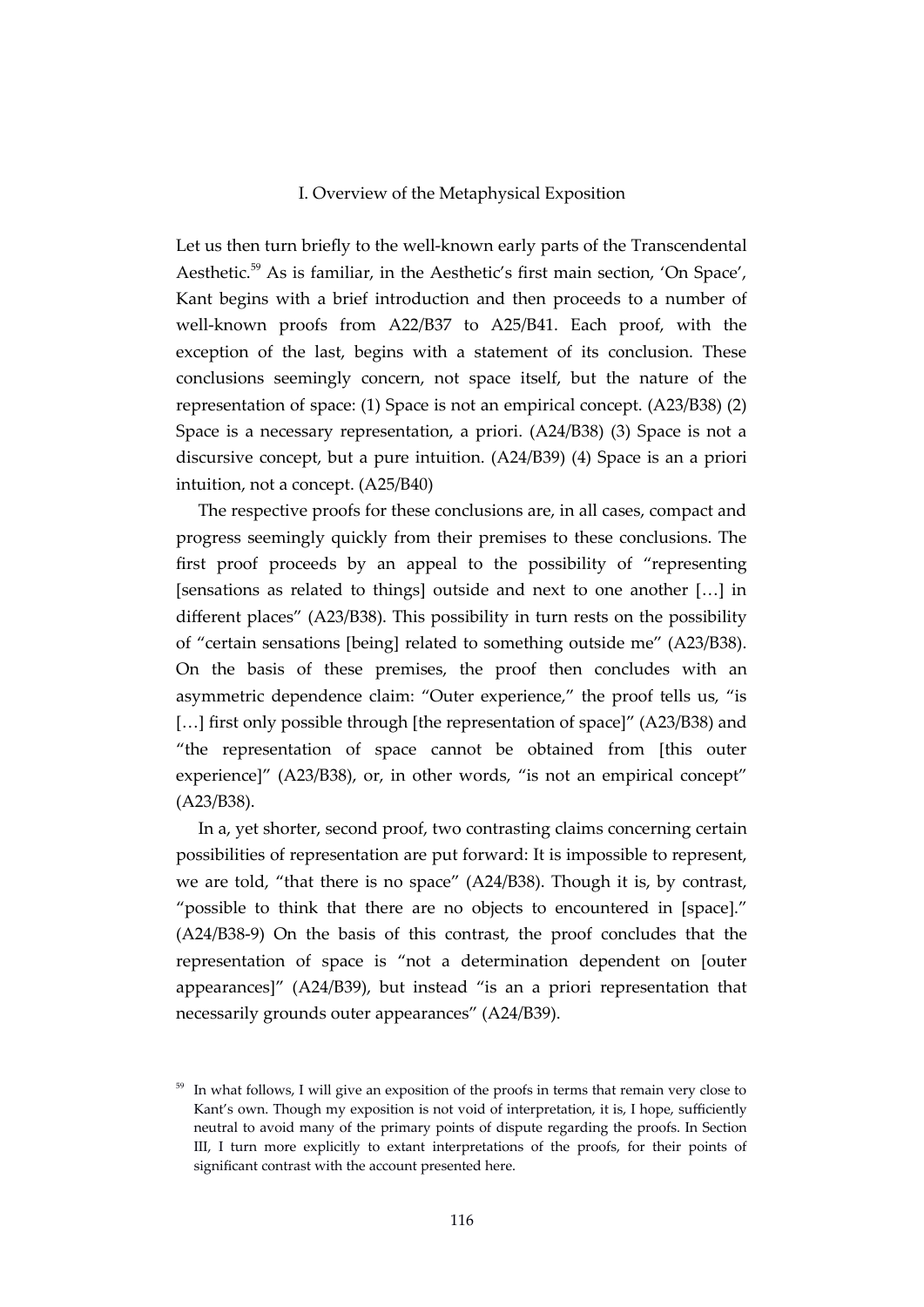## I. Overview of the Metaphysical Exposition

Let us then turn briefly to the well-known early parts of the Transcendental Aesthetic.[59] As is familiar, in the Aesthetic's first main section, 'On Space', Kant begins with a brief introduction and then proceeds to a number of well-known proofs from A22/B37 to A25/B41. Each proof, with the exception of the last, begins with a statement of its conclusion. These conclusions seemingly concern, not space itself, but the nature of the representation of space: (1) Space is not an empirical concept. (A23/B38) (2) Space is a necessary representation, a priori. (A24/B38) (3) Space is not a discursive concept, but a pure intuition. (A24/B39) (4) Space is an a priori intuition, not a concept. (A25/B40)

The respective proofs for these conclusions are, in all cases, compact and progress seemingly quickly from their premises to these conclusions. The first proof proceeds by an appeal to the possibility of "representing [sensations as related to things] outside and next to one another […] in different places" (A23/B38). This possibility in turn rests on the possibility of "certain sensations [being] related to something outside me" (A23/B38). On the basis of these premises, the proof then concludes with an asymmetric dependence claim: "Outer experience," the proof tells us, "is […] first only possible through [the representation of space]" (A23/B38) and "the representation of space cannot be obtained from [this outer experience]" (A23/B38), or, in other words, "is not an empirical concept" (A23/B38).

In a, yet shorter, second proof, two contrasting claims concerning certain possibilities of representation are put forward: It is impossible to represent, we are told, "that there is no space" (A24/B38). Though it is, by contrast, "possible to think that there are no objects to encountered in [space]." (A24/B38-9) On the basis of this contrast, the proof concludes that the representation of space is "not a determination dependent on [outer appearances]" (A24/B39), but instead "is an a priori representation that necessarily grounds outer appearances" (A24/B39).

[59] In what follows, I will give an exposition of the proofs in terms that remain very close to Kant's own. Though my exposition is not void of interpretation, it is, I hope, sufficiently neutral to avoid many of the primary points of dispute regarding the proofs. In Section III, I turn more explicitly to extant interpretations of the proofs, for their points of significant contrast with the account presented here.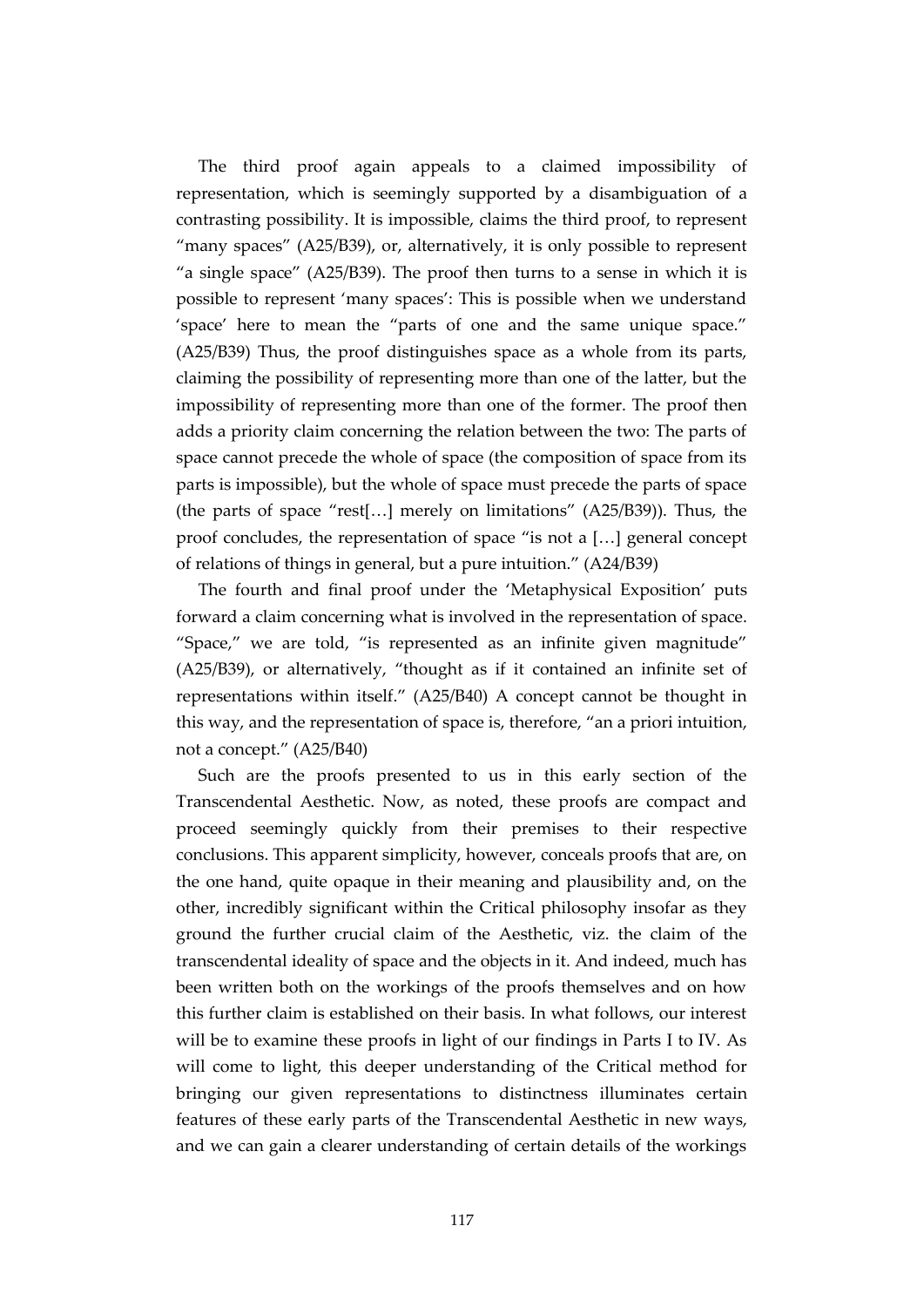The third proof again appeals to a claimed impossibility of representation, which is seemingly supported by a disambiguation of a contrasting possibility. It is impossible, claims the third proof, to represent "many spaces" (A25/B39), or, alternatively, it is only possible to represent "a single space" (A25/B39). The proof then turns to a sense in which it is possible to represent 'many spaces': This is possible when we understand 'space' here to mean the "parts of one and the same unique space." (A25/B39) Thus, the proof distinguishes space as a whole from its parts, claiming the possibility of representing more than one of the latter, but the impossibility of representing more than one of the former. The proof then adds a priority claim concerning the relation between the two: The parts of space cannot precede the whole of space (the composition of space from its parts is impossible), but the whole of space must precede the parts of space (the parts of space "rest[…] merely on limitations" (A25/B39)). Thus, the proof concludes, the representation of space "is not a […] general concept of relations of things in general, but a pure intuition." (A24/B39)

The fourth and final proof under the 'Metaphysical Exposition' puts forward a claim concerning what is involved in the representation of space. "Space," we are told, "is represented as an infinite given magnitude" (A25/B39), or alternatively, "thought as if it contained an infinite set of representations within itself." (A25/B40) A concept cannot be thought in this way, and the representation of space is, therefore, "an a priori intuition, not a concept." (A25/B40)

Such are the proofs presented to us in this early section of the Transcendental Aesthetic. Now, as noted, these proofs are compact and proceed seemingly quickly from their premises to their respective conclusions. This apparent simplicity, however, conceals proofs that are, on the one hand, quite opaque in their meaning and plausibility and, on the other, incredibly significant within the Critical philosophy insofar as they ground the further crucial claim of the Aesthetic, viz. the claim of the transcendental ideality of space and the objects in it. And indeed, much has been written both on the workings of the proofs themselves and on how this further claim is established on their basis. In what follows, our interest will be to examine these proofs in light of our findings in Parts I to IV. As will come to light, this deeper understanding of the Critical method for bringing our given representations to distinctness illuminates certain features of these early parts of the Transcendental Aesthetic in new ways, and we can gain a clearer understanding of certain details of the workings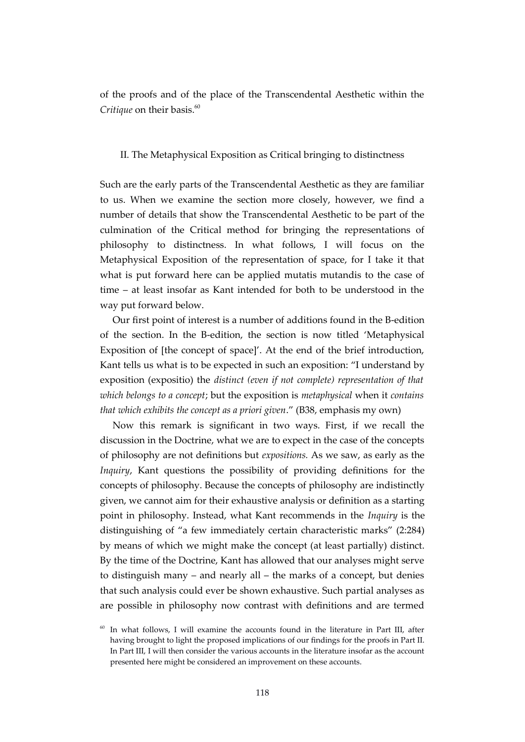of the proofs and of the place of the Transcendental Aesthetic within the *Critique* on their basis.[60]

## II. The Metaphysical Exposition as Critical bringing to distinctness

Such are the early parts of the Transcendental Aesthetic as they are familiar to us. When we examine the section more closely, however, we find a number of details that show the Transcendental Aesthetic to be part of the culmination of the Critical method for bringing the representations of philosophy to distinctness. In what follows, I will focus on the Metaphysical Exposition of the representation of space, for I take it that what is put forward here can be applied mutatis mutandis to the case of time – at least insofar as Kant intended for both to be understood in the way put forward below.

Our first point of interest is a number of additions found in the B-edition of the section. In the B-edition, the section is now titled 'Metaphysical Exposition of [the concept of space]'. At the end of the brief introduction, Kant tells us what is to be expected in such an exposition: "I understand by exposition (expositio) the *distinct (even if not complete) representation of that which belongs to a concept*; but the exposition is *metaphysical* when it *contains that which exhibits the concept as a priori given*." (B38, emphasis my own)

Now this remark is significant in two ways. First, if we recall the discussion in the Doctrine, what we are to expect in the case of the concepts of philosophy are not definitions but *expositions.* As we saw, as early as the *Inquiry*, Kant questions the possibility of providing definitions for the concepts of philosophy. Because the concepts of philosophy are indistinctly given, we cannot aim for their exhaustive analysis or definition as a starting point in philosophy. Instead, what Kant recommends in the *Inquiry* is the distinguishing of "a few immediately certain characteristic marks" (2:284) by means of which we might make the concept (at least partially) distinct. By the time of the Doctrine, Kant has allowed that our analyses might serve to distinguish many – and nearly all – the marks of a concept, but denies that such analysis could ever be shown exhaustive. Such partial analyses as are possible in philosophy now contrast with definitions and are termed

[60] In what follows, I will examine the accounts found in the literature in Part III, after having brought to light the proposed implications of our findings for the proofs in Part II. In Part III, I will then consider the various accounts in the literature insofar as the account presented here might be considered an improvement on these accounts.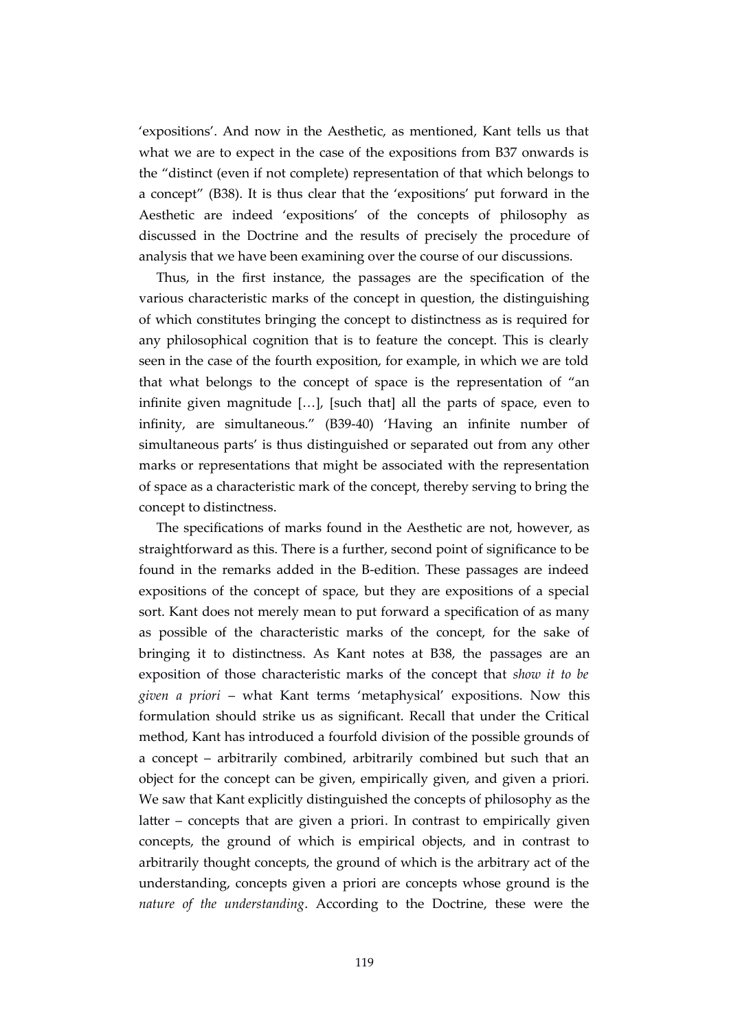'expositions'. And now in the Aesthetic, as mentioned, Kant tells us that what we are to expect in the case of the expositions from B37 onwards is the "distinct (even if not complete) representation of that which belongs to a concept" (B38). It is thus clear that the 'expositions' put forward in the Aesthetic are indeed 'expositions' of the concepts of philosophy as discussed in the Doctrine and the results of precisely the procedure of analysis that we have been examining over the course of our discussions.

Thus, in the first instance, the passages are the specification of the various characteristic marks of the concept in question, the distinguishing of which constitutes bringing the concept to distinctness as is required for any philosophical cognition that is to feature the concept. This is clearly seen in the case of the fourth exposition, for example, in which we are told that what belongs to the concept of space is the representation of "an infinite given magnitude […], [such that] all the parts of space, even to infinity, are simultaneous." (B39-40) 'Having an infinite number of simultaneous parts' is thus distinguished or separated out from any other marks or representations that might be associated with the representation of space as a characteristic mark of the concept, thereby serving to bring the concept to distinctness.

The specifications of marks found in the Aesthetic are not, however, as straightforward as this. There is a further, second point of significance to be found in the remarks added in the B-edition. These passages are indeed expositions of the concept of space, but they are expositions of a special sort. Kant does not merely mean to put forward a specification of as many as possible of the characteristic marks of the concept, for the sake of bringing it to distinctness. As Kant notes at B38, the passages are an exposition of those characteristic marks of the concept that *show it to be given a priori* – what Kant terms 'metaphysical' expositions. Now this formulation should strike us as significant. Recall that under the Critical method, Kant has introduced a fourfold division of the possible grounds of a concept – arbitrarily combined, arbitrarily combined but such that an object for the concept can be given, empirically given, and given a priori. We saw that Kant explicitly distinguished the concepts of philosophy as the latter – concepts that are given a priori. In contrast to empirically given concepts, the ground of which is empirical objects, and in contrast to arbitrarily thought concepts, the ground of which is the arbitrary act of the understanding, concepts given a priori are concepts whose ground is the *nature of the understanding*. According to the Doctrine, these were the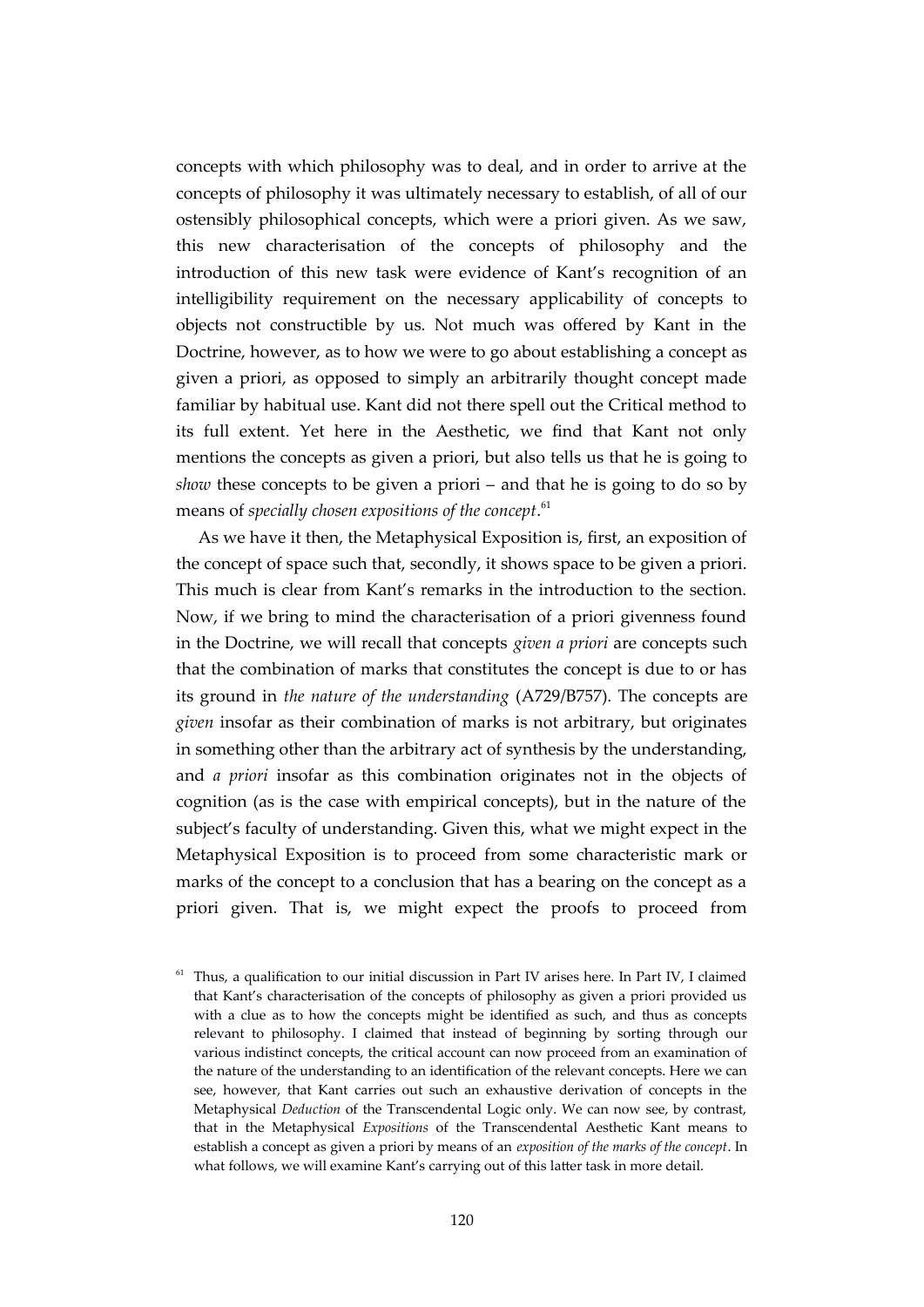concepts with which philosophy was to deal, and in order to arrive at the concepts of philosophy it was ultimately necessary to establish, of all of our ostensibly philosophical concepts, which were a priori given. As we saw, this new characterisation of the concepts of philosophy and the introduction of this new task were evidence of Kant's recognition of an intelligibility requirement on the necessary applicability of concepts to objects not constructible by us. Not much was offered by Kant in the Doctrine, however, as to how we were to go about establishing a concept as given a priori, as opposed to simply an arbitrarily thought concept made familiar by habitual use. Kant did not there spell out the Critical method to its full extent. Yet here in the Aesthetic, we find that Kant not only mentions the concepts as given a priori, but also tells us that he is going to *show* these concepts to be given a priori – and that he is going to do so by means of *specially chosen expositions of the concept*.[61]

As we have it then, the Metaphysical Exposition is, first, an exposition of the concept of space such that, secondly, it shows space to be given a priori. This much is clear from Kant's remarks in the introduction to the section. Now, if we bring to mind the characterisation of a priori givenness found in the Doctrine, we will recall that concepts *given a priori* are concepts such that the combination of marks that constitutes the concept is due to or has its ground in *the nature of the understanding* (A729/B757). The concepts are *given* insofar as their combination of marks is not arbitrary, but originates in something other than the arbitrary act of synthesis by the understanding, and *a priori* insofar as this combination originates not in the objects of cognition (as is the case with empirical concepts), but in the nature of the subject's faculty of understanding. Given this, what we might expect in the Metaphysical Exposition is to proceed from some characteristic mark or marks of the concept to a conclusion that has a bearing on the concept as a priori given. That is, we might expect the proofs to proceed from

[61] Thus, a qualification to our initial discussion in Part IV arises here. In Part IV, I claimed that Kant's characterisation of the concepts of philosophy as given a priori provided us with a clue as to how the concepts might be identified as such, and thus as concepts relevant to philosophy. I claimed that instead of beginning by sorting through our various indistinct concepts, the critical account can now proceed from an examination of the nature of the understanding to an identification of the relevant concepts. Here we can see, however, that Kant carries out such an exhaustive derivation of concepts in the Metaphysical *Deduction* of the Transcendental Logic only. We can now see, by contrast, that in the Metaphysical *Expositions* of the Transcendental Aesthetic Kant means to establish a concept as given a priori by means of an *exposition of the marks of the concept*. In what follows, we will examine Kant's carrying out of this latter task in more detail.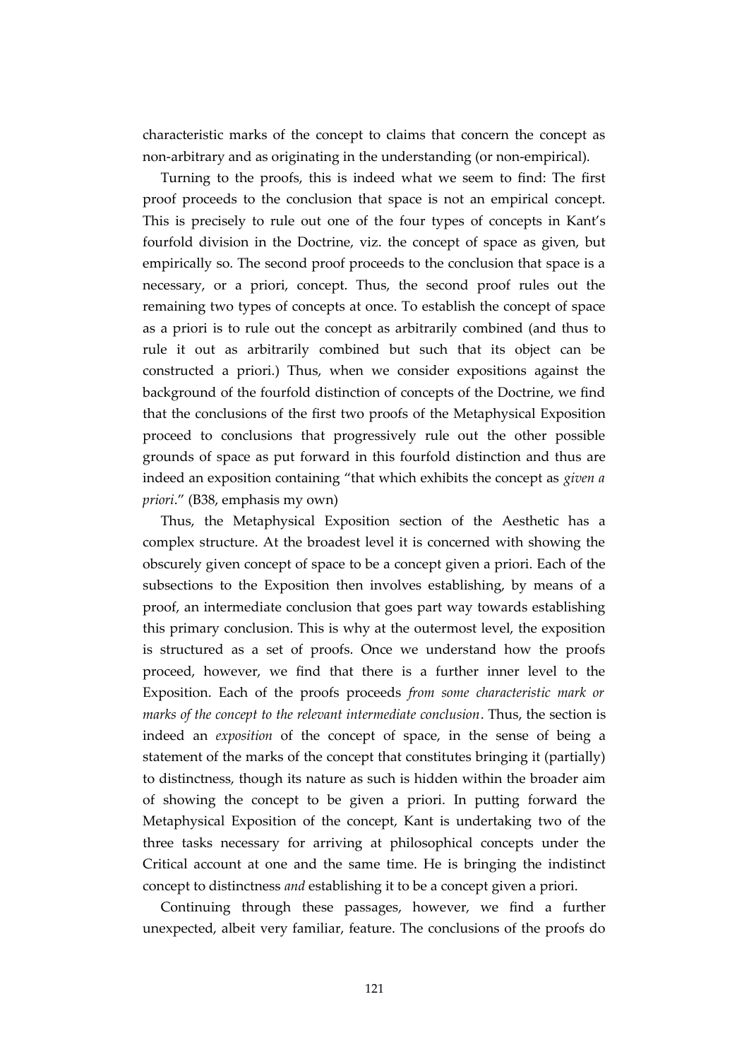characteristic marks of the concept to claims that concern the concept as non-arbitrary and as originating in the understanding (or non-empirical).

Turning to the proofs, this is indeed what we seem to find: The first proof proceeds to the conclusion that space is not an empirical concept. This is precisely to rule out one of the four types of concepts in Kant's fourfold division in the Doctrine, viz. the concept of space as given, but empirically so. The second proof proceeds to the conclusion that space is a necessary, or a priori, concept. Thus, the second proof rules out the remaining two types of concepts at once. To establish the concept of space as a priori is to rule out the concept as arbitrarily combined (and thus to rule it out as arbitrarily combined but such that its object can be constructed a priori.) Thus, when we consider expositions against the background of the fourfold distinction of concepts of the Doctrine, we find that the conclusions of the first two proofs of the Metaphysical Exposition proceed to conclusions that progressively rule out the other possible grounds of space as put forward in this fourfold distinction and thus are indeed an exposition containing "that which exhibits the concept as *given a priori*." (B38, emphasis my own)

Thus, the Metaphysical Exposition section of the Aesthetic has a complex structure. At the broadest level it is concerned with showing the obscurely given concept of space to be a concept given a priori. Each of the subsections to the Exposition then involves establishing, by means of a proof, an intermediate conclusion that goes part way towards establishing this primary conclusion. This is why at the outermost level, the exposition is structured as a set of proofs. Once we understand how the proofs proceed, however, we find that there is a further inner level to the Exposition. Each of the proofs proceeds *from some characteristic mark or marks of the concept to the relevant intermediate conclusion*. Thus, the section is indeed an *exposition* of the concept of space, in the sense of being a statement of the marks of the concept that constitutes bringing it (partially) to distinctness, though its nature as such is hidden within the broader aim of showing the concept to be given a priori. In putting forward the Metaphysical Exposition of the concept, Kant is undertaking two of the three tasks necessary for arriving at philosophical concepts under the Critical account at one and the same time. He is bringing the indistinct concept to distinctness *and* establishing it to be a concept given a priori.

Continuing through these passages, however, we find a further unexpected, albeit very familiar, feature. The conclusions of the proofs do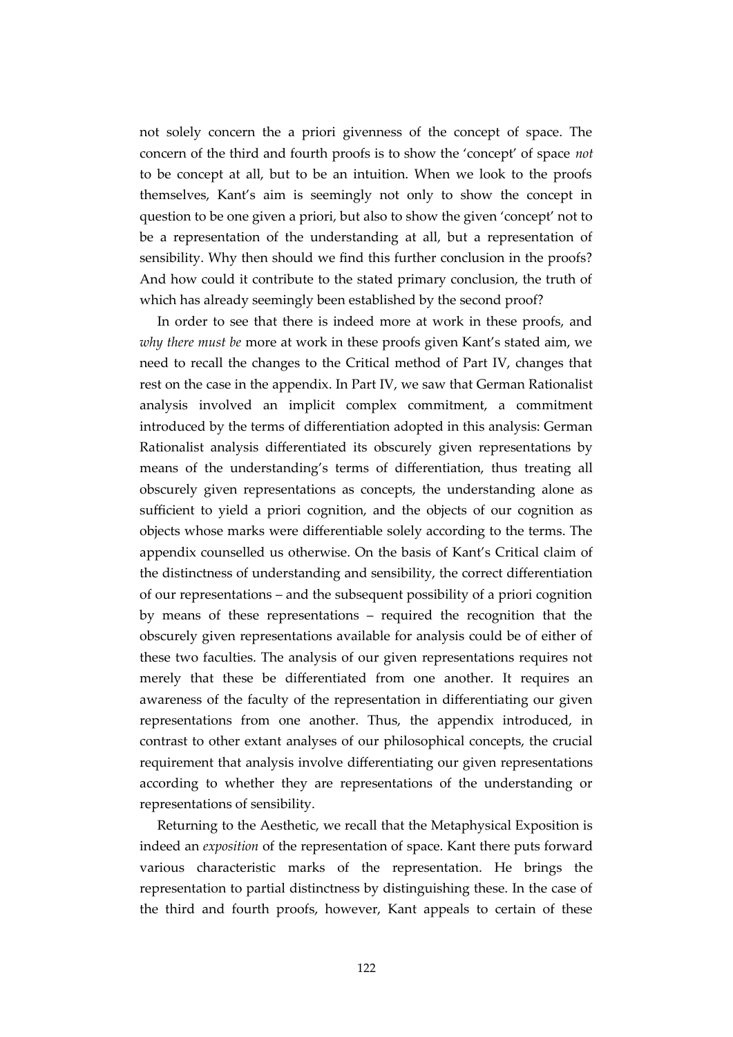not solely concern the a priori givenness of the concept of space. The concern of the third and fourth proofs is to show the 'concept' of space *not* to be concept at all, but to be an intuition. When we look to the proofs themselves, Kant's aim is seemingly not only to show the concept in question to be one given a priori, but also to show the given 'concept' not to be a representation of the understanding at all, but a representation of sensibility. Why then should we find this further conclusion in the proofs? And how could it contribute to the stated primary conclusion, the truth of which has already seemingly been established by the second proof?

In order to see that there is indeed more at work in these proofs, and *why there must be* more at work in these proofs given Kant's stated aim, we need to recall the changes to the Critical method of Part IV, changes that rest on the case in the appendix. In Part IV, we saw that German Rationalist analysis involved an implicit complex commitment, a commitment introduced by the terms of differentiation adopted in this analysis: German Rationalist analysis differentiated its obscurely given representations by means of the understanding's terms of differentiation, thus treating all obscurely given representations as concepts, the understanding alone as sufficient to yield a priori cognition, and the objects of our cognition as objects whose marks were differentiable solely according to the terms. The appendix counselled us otherwise. On the basis of Kant's Critical claim of the distinctness of understanding and sensibility, the correct differentiation of our representations – and the subsequent possibility of a priori cognition by means of these representations – required the recognition that the obscurely given representations available for analysis could be of either of these two faculties. The analysis of our given representations requires not merely that these be differentiated from one another. It requires an awareness of the faculty of the representation in differentiating our given representations from one another. Thus, the appendix introduced, in contrast to other extant analyses of our philosophical concepts, the crucial requirement that analysis involve differentiating our given representations according to whether they are representations of the understanding or representations of sensibility.

Returning to the Aesthetic, we recall that the Metaphysical Exposition is indeed an *exposition* of the representation of space. Kant there puts forward various characteristic marks of the representation. He brings the representation to partial distinctness by distinguishing these. In the case of the third and fourth proofs, however, Kant appeals to certain of these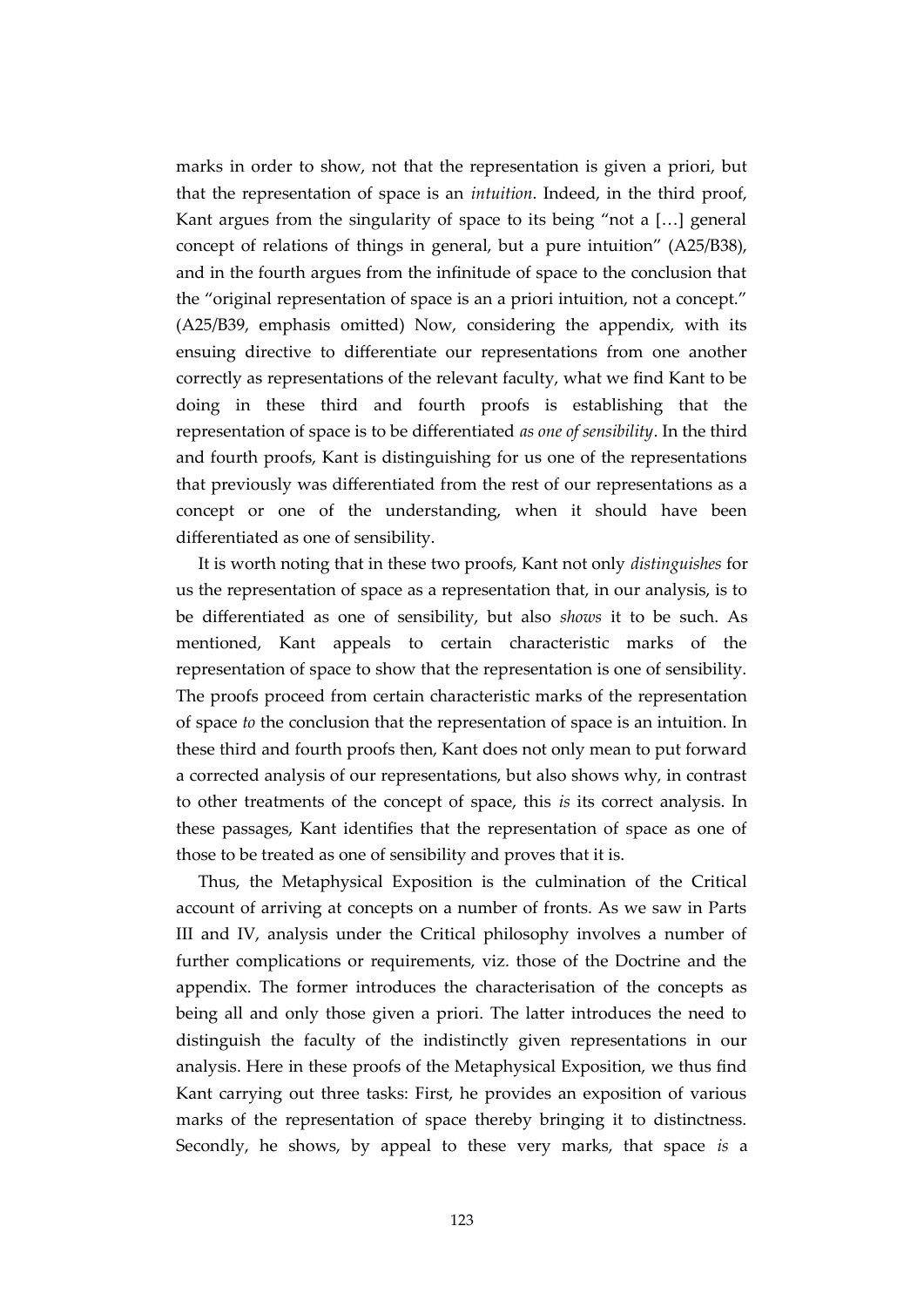marks in order to show, not that the representation is given a priori, but that the representation of space is an *intuition*. Indeed, in the third proof, Kant argues from the singularity of space to its being "not a […] general concept of relations of things in general, but a pure intuition" (A25/B38), and in the fourth argues from the infinitude of space to the conclusion that the "original representation of space is an a priori intuition, not a concept." (A25/B39, emphasis omitted) Now, considering the appendix, with its ensuing directive to differentiate our representations from one another correctly as representations of the relevant faculty, what we find Kant to be doing in these third and fourth proofs is establishing that the representation of space is to be differentiated *as one of sensibility*. In the third and fourth proofs, Kant is distinguishing for us one of the representations that previously was differentiated from the rest of our representations as a concept or one of the understanding, when it should have been differentiated as one of sensibility.

It is worth noting that in these two proofs, Kant not only *distinguishes* for us the representation of space as a representation that, in our analysis, is to be differentiated as one of sensibility, but also *shows* it to be such. As mentioned, Kant appeals to certain characteristic marks of the representation of space to show that the representation is one of sensibility. The proofs proceed from certain characteristic marks of the representation of space *to* the conclusion that the representation of space is an intuition. In these third and fourth proofs then, Kant does not only mean to put forward a corrected analysis of our representations, but also shows why, in contrast to other treatments of the concept of space, this *is* its correct analysis. In these passages, Kant identifies that the representation of space as one of those to be treated as one of sensibility and proves that it is.

Thus, the Metaphysical Exposition is the culmination of the Critical account of arriving at concepts on a number of fronts. As we saw in Parts III and IV, analysis under the Critical philosophy involves a number of further complications or requirements, viz. those of the Doctrine and the appendix. The former introduces the characterisation of the concepts as being all and only those given a priori. The latter introduces the need to distinguish the faculty of the indistinctly given representations in our analysis. Here in these proofs of the Metaphysical Exposition, we thus find Kant carrying out three tasks: First, he provides an exposition of various marks of the representation of space thereby bringing it to distinctness. Secondly, he shows, by appeal to these very marks, that space *is* a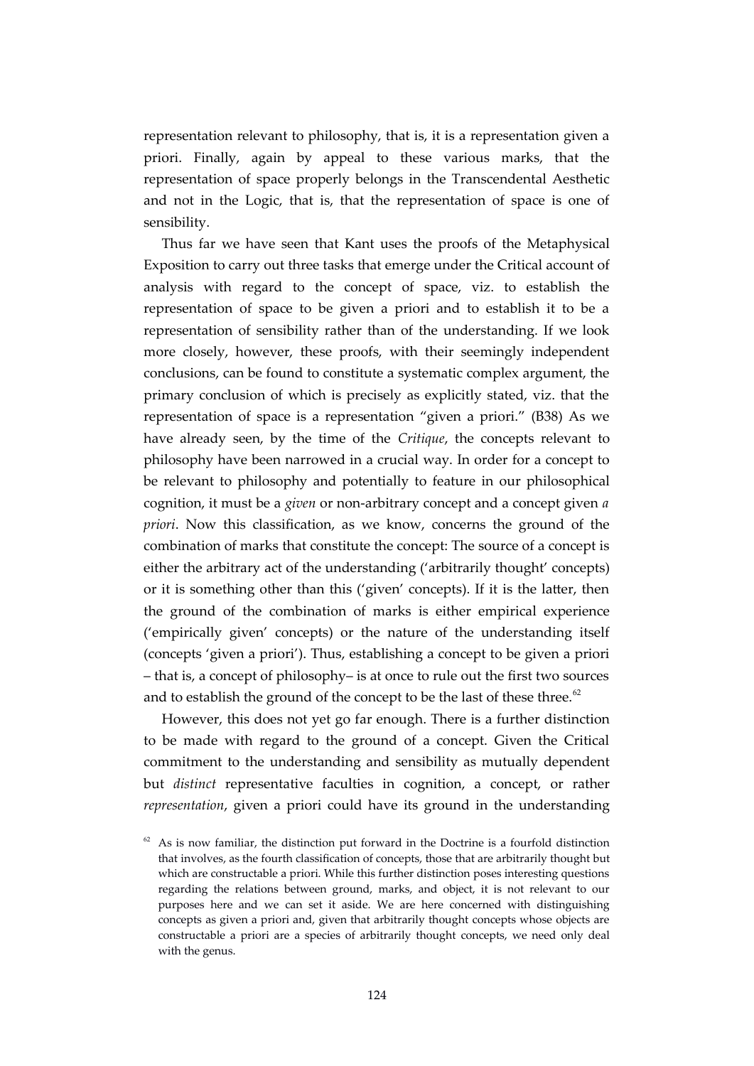representation relevant to philosophy, that is, it is a representation given a priori. Finally, again by appeal to these various marks, that the representation of space properly belongs in the Transcendental Aesthetic and not in the Logic, that is, that the representation of space is one of sensibility.

Thus far we have seen that Kant uses the proofs of the Metaphysical Exposition to carry out three tasks that emerge under the Critical account of analysis with regard to the concept of space, viz. to establish the representation of space to be given a priori and to establish it to be a representation of sensibility rather than of the understanding. If we look more closely, however, these proofs, with their seemingly independent conclusions, can be found to constitute a systematic complex argument, the primary conclusion of which is precisely as explicitly stated, viz. that the representation of space is a representation "given a priori." (B38) As we have already seen, by the time of the *Critique*, the concepts relevant to philosophy have been narrowed in a crucial way. In order for a concept to be relevant to philosophy and potentially to feature in our philosophical cognition, it must be a *given* or non-arbitrary concept and a concept given *a priori*. Now this classification, as we know, concerns the ground of the combination of marks that constitute the concept: The source of a concept is either the arbitrary act of the understanding ('arbitrarily thought' concepts) or it is something other than this ('given' concepts). If it is the latter, then the ground of the combination of marks is either empirical experience ('empirically given' concepts) or the nature of the understanding itself (concepts 'given a priori'). Thus, establishing a concept to be given a priori – that is, a concept of philosophy– is at once to rule out the first two sources and to establish the ground of the concept to be the last of these three.[62]

However, this does not yet go far enough. There is a further distinction to be made with regard to the ground of a concept. Given the Critical commitment to the understanding and sensibility as mutually dependent but *distinct* representative faculties in cognition, a concept, or rather *representation*, given a priori could have its ground in the understanding

[62] As is now familiar, the distinction put forward in the Doctrine is a fourfold distinction that involves, as the fourth classification of concepts, those that are arbitrarily thought but which are constructable a priori. While this further distinction poses interesting questions regarding the relations between ground, marks, and object, it is not relevant to our purposes here and we can set it aside. We are here concerned with distinguishing concepts as given a priori and, given that arbitrarily thought concepts whose objects are constructable a priori are a species of arbitrarily thought concepts, we need only deal with the genus.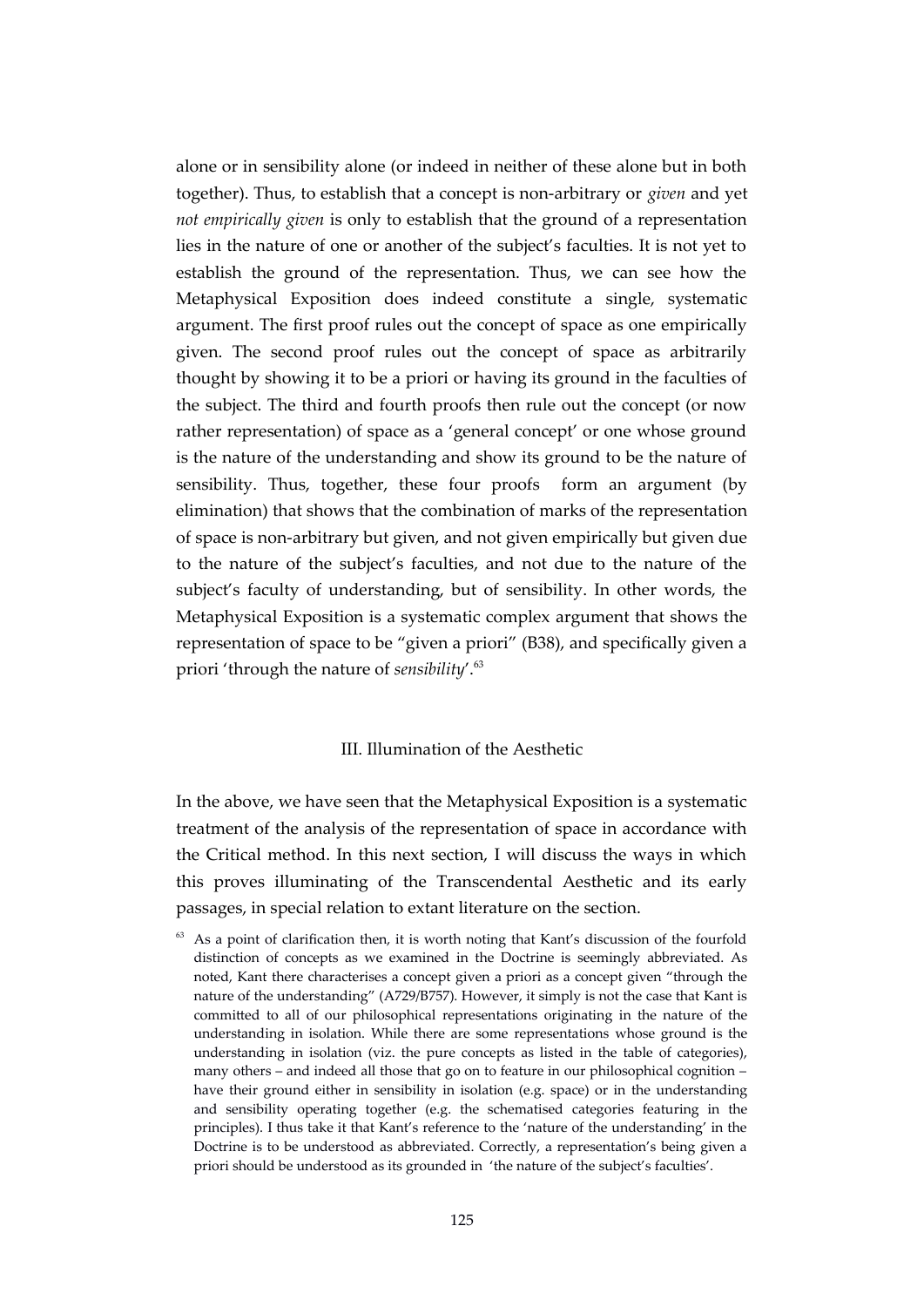alone or in sensibility alone (or indeed in neither of these alone but in both together). Thus, to establish that a concept is non-arbitrary or *given* and yet *not empirically given* is only to establish that the ground of a representation lies in the nature of one or another of the subject's faculties. It is not yet to establish the ground of the representation. Thus, we can see how the Metaphysical Exposition does indeed constitute a single, systematic argument. The first proof rules out the concept of space as one empirically given. The second proof rules out the concept of space as arbitrarily thought by showing it to be a priori or having its ground in the faculties of the subject. The third and fourth proofs then rule out the concept (or now rather representation) of space as a 'general concept' or one whose ground is the nature of the understanding and show its ground to be the nature of sensibility. Thus, together, these four proofs form an argument (by elimination) that shows that the combination of marks of the representation of space is non-arbitrary but given, and not given empirically but given due to the nature of the subject's faculties, and not due to the nature of the subject's faculty of understanding, but of sensibility. In other words, the Metaphysical Exposition is a systematic complex argument that shows the representation of space to be "given a priori" (B38), and specifically given a priori 'through the nature of *sensibility*'.[63]

## III. Illumination of the Aesthetic

In the above, we have seen that the Metaphysical Exposition is a systematic treatment of the analysis of the representation of space in accordance with the Critical method. In this next section, I will discuss the ways in which this proves illuminating of the Transcendental Aesthetic and its early passages, in special relation to extant literature on the section.

[63] As a point of clarification then, it is worth noting that Kant's discussion of the fourfold distinction of concepts as we examined in the Doctrine is seemingly abbreviated. As noted, Kant there characterises a concept given a priori as a concept given "through the nature of the understanding" (A729/B757). However, it simply is not the case that Kant is committed to all of our philosophical representations originating in the nature of the understanding in isolation. While there are some representations whose ground is the understanding in isolation (viz. the pure concepts as listed in the table of categories), many others – and indeed all those that go on to feature in our philosophical cognition – have their ground either in sensibility in isolation (e.g. space) or in the understanding and sensibility operating together (e.g. the schematised categories featuring in the principles). I thus take it that Kant's reference to the 'nature of the understanding' in the Doctrine is to be understood as abbreviated. Correctly, a representation's being given a priori should be understood as its grounded in 'the nature of the subject's faculties'.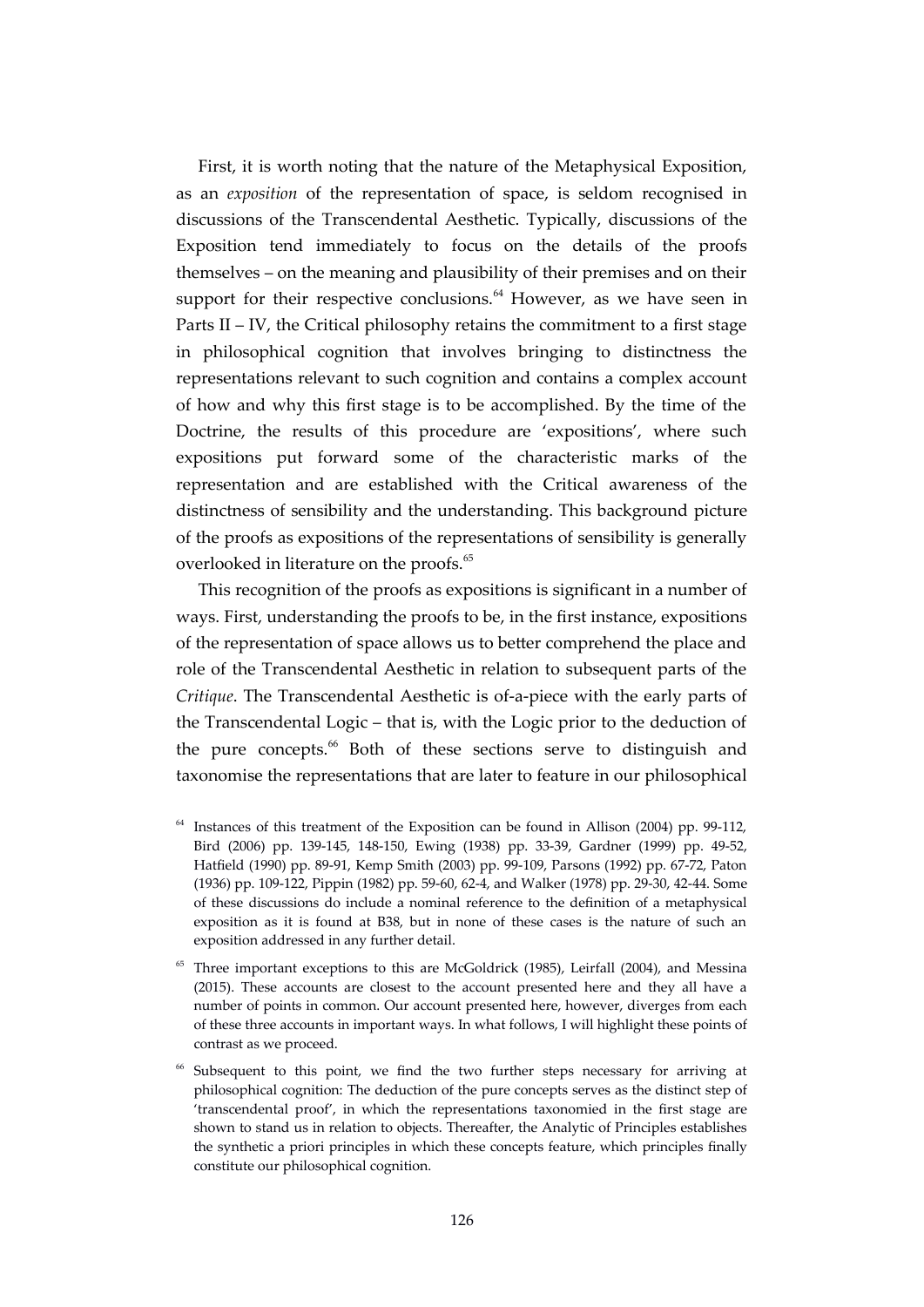First, it is worth noting that the nature of the Metaphysical Exposition, as an *exposition* of the representation of space, is seldom recognised in discussions of the Transcendental Aesthetic. Typically, discussions of the Exposition tend immediately to focus on the details of the proofs themselves – on the meaning and plausibility of their premises and on their support for their respective conclusions.[64] However, as we have seen in Parts II – IV, the Critical philosophy retains the commitment to a first stage in philosophical cognition that involves bringing to distinctness the representations relevant to such cognition and contains a complex account of how and why this first stage is to be accomplished. By the time of the Doctrine, the results of this procedure are 'expositions', where such expositions put forward some of the characteristic marks of the representation and are established with the Critical awareness of the distinctness of sensibility and the understanding. This background picture of the proofs as expositions of the representations of sensibility is generally overlooked in literature on the proofs.[65]

This recognition of the proofs as expositions is significant in a number of ways. First, understanding the proofs to be, in the first instance, expositions of the representation of space allows us to better comprehend the place and role of the Transcendental Aesthetic in relation to subsequent parts of the *Critique*. The Transcendental Aesthetic is of-a-piece with the early parts of the Transcendental Logic – that is, with the Logic prior to the deduction of the pure concepts.[66] Both of these sections serve to distinguish and taxonomise the representations that are later to feature in our philosophical

[64] Instances of this treatment of the Exposition can be found in Allison (2004) pp. 99-112, Bird (2006) pp. 139-145, 148-150, Ewing (1938) pp. 33-39, Gardner (1999) pp. 49-52, Hatfield (1990) pp. 89-91, Kemp Smith (2003) pp. 99-109, Parsons (1992) pp. 67-72, Paton (1936) pp. 109-122, Pippin (1982) pp. 59-60, 62-4, and Walker (1978) pp. 29-30, 42-44. Some of these discussions do include a nominal reference to the definition of a metaphysical exposition as it is found at B38, but in none of these cases is the nature of such an exposition addressed in any further detail.

[65] Three important exceptions to this are McGoldrick (1985), Leirfall (2004), and Messina (2015). These accounts are closest to the account presented here and they all have a number of points in common. Our account presented here, however, diverges from each of these three accounts in important ways. In what follows, I will highlight these points of contrast as we proceed.

[66] Subsequent to this point, we find the two further steps necessary for arriving at philosophical cognition: The deduction of the pure concepts serves as the distinct step of 'transcendental proof', in which the representations taxonomied in the first stage are shown to stand us in relation to objects. Thereafter, the Analytic of Principles establishes the synthetic a priori principles in which these concepts feature, which principles finally constitute our philosophical cognition.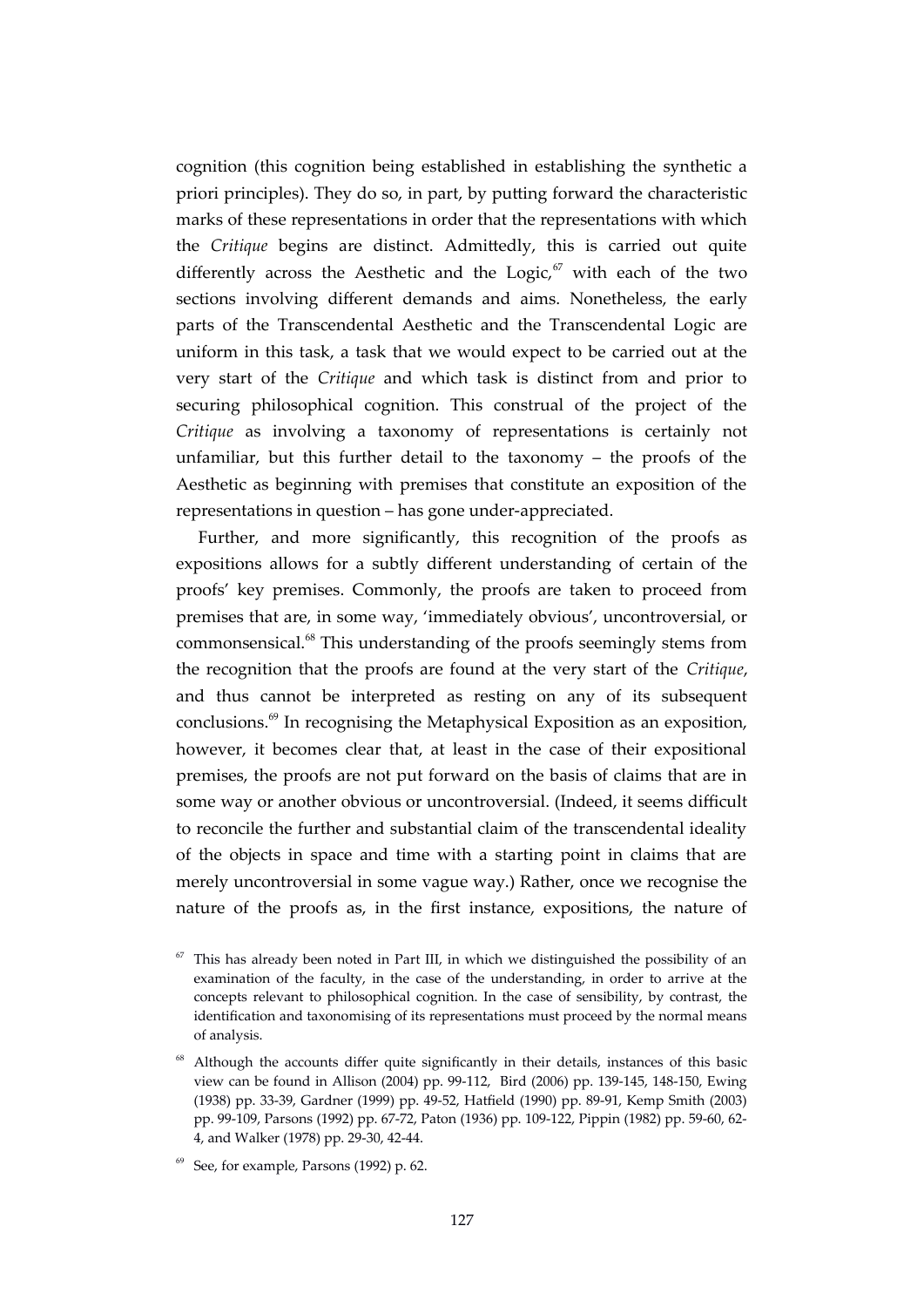cognition (this cognition being established in establishing the synthetic a priori principles). They do so, in part, by putting forward the characteristic marks of these representations in order that the representations with which the *Critique* begins are distinct. Admittedly, this is carried out quite differently across the Aesthetic and the Logic,[67] with each of the two sections involving different demands and aims. Nonetheless, the early parts of the Transcendental Aesthetic and the Transcendental Logic are uniform in this task, a task that we would expect to be carried out at the very start of the *Critique* and which task is distinct from and prior to securing philosophical cognition. This construal of the project of the *Critique* as involving a taxonomy of representations is certainly not unfamiliar, but this further detail to the taxonomy – the proofs of the Aesthetic as beginning with premises that constitute an exposition of the representations in question – has gone under-appreciated.

Further, and more significantly, this recognition of the proofs as expositions allows for a subtly different understanding of certain of the proofs' key premises. Commonly, the proofs are taken to proceed from premises that are, in some way, 'immediately obvious', uncontroversial, or commonsensical.[68] This understanding of the proofs seemingly stems from the recognition that the proofs are found at the very start of the *Critique*, and thus cannot be interpreted as resting on any of its subsequent conclusions.[69] In recognising the Metaphysical Exposition as an exposition, however, it becomes clear that, at least in the case of their expositional premises, the proofs are not put forward on the basis of claims that are in some way or another obvious or uncontroversial. (Indeed, it seems difficult to reconcile the further and substantial claim of the transcendental ideality of the objects in space and time with a starting point in claims that are merely uncontroversial in some vague way.) Rather, once we recognise the nature of the proofs as, in the first instance, expositions, the nature of

[67] This has already been noted in Part III, in which we distinguished the possibility of an examination of the faculty, in the case of the understanding, in order to arrive at the concepts relevant to philosophical cognition. In the case of sensibility, by contrast, the identification and taxonomising of its representations must proceed by the normal means of analysis.

[68] Although the accounts differ quite significantly in their details, instances of this basic view can be found in Allison (2004) pp. 99-112, Bird (2006) pp. 139-145, 148-150, Ewing (1938) pp. 33-39, Gardner (1999) pp. 49-52, Hatfield (1990) pp. 89-91, Kemp Smith (2003) pp. 99-109, Parsons (1992) pp. 67-72, Paton (1936) pp. 109-122, Pippin (1982) pp. 59-60, 62-4, and Walker (1978) pp. 29-30, 42-44.

[69] See, for example, Parsons (1992) p. 62.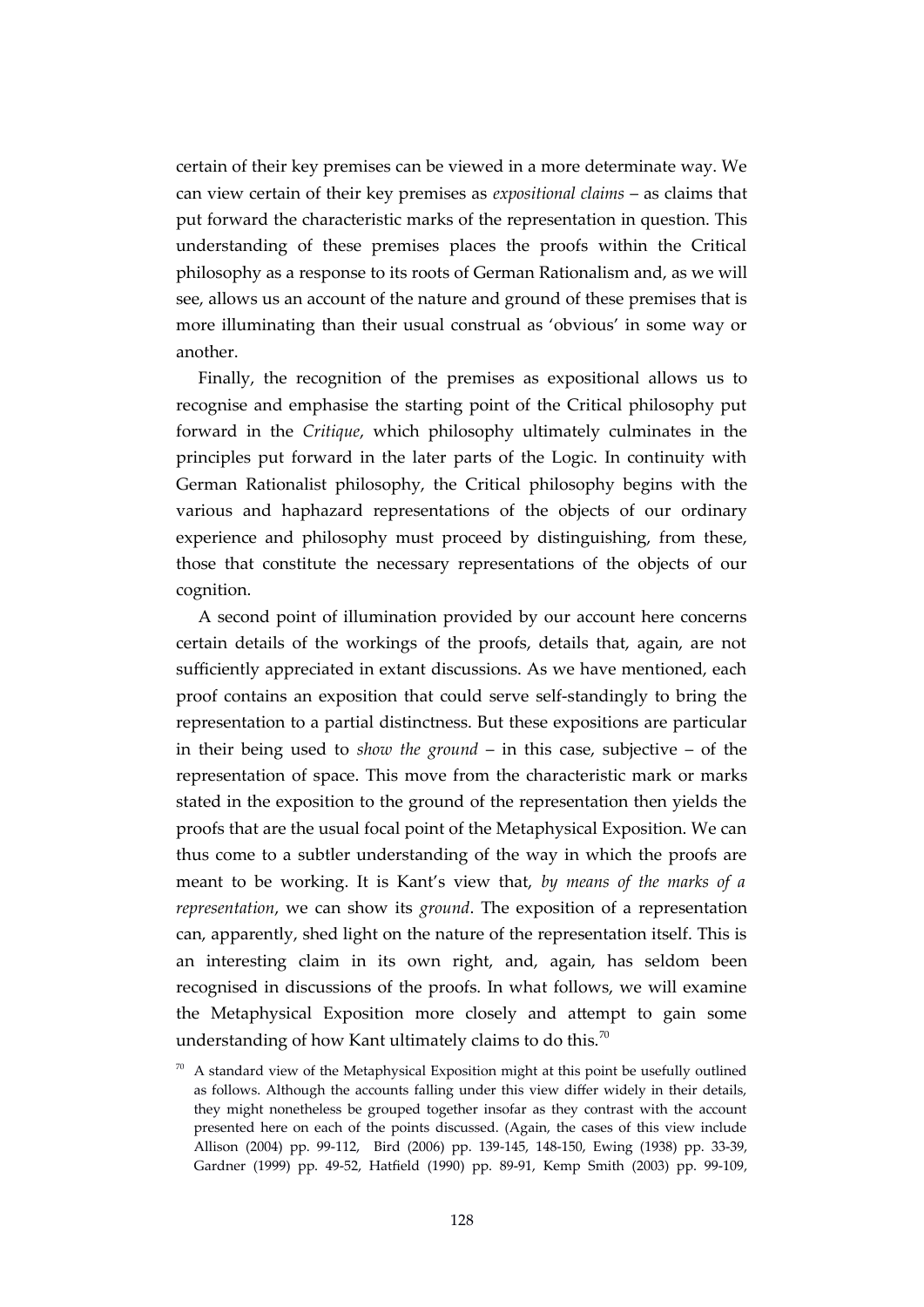certain of their key premises can be viewed in a more determinate way. We can view certain of their key premises as *expositional claims* – as claims that put forward the characteristic marks of the representation in question. This understanding of these premises places the proofs within the Critical philosophy as a response to its roots of German Rationalism and, as we will see, allows us an account of the nature and ground of these premises that is more illuminating than their usual construal as 'obvious' in some way or another.

Finally, the recognition of the premises as expositional allows us to recognise and emphasise the starting point of the Critical philosophy put forward in the *Critique*, which philosophy ultimately culminates in the principles put forward in the later parts of the Logic. In continuity with German Rationalist philosophy, the Critical philosophy begins with the various and haphazard representations of the objects of our ordinary experience and philosophy must proceed by distinguishing, from these, those that constitute the necessary representations of the objects of our cognition.

A second point of illumination provided by our account here concerns certain details of the workings of the proofs, details that, again, are not sufficiently appreciated in extant discussions. As we have mentioned, each proof contains an exposition that could serve self-standingly to bring the representation to a partial distinctness. But these expositions are particular in their being used to *show the ground* – in this case, subjective – of the representation of space. This move from the characteristic mark or marks stated in the exposition to the ground of the representation then yields the proofs that are the usual focal point of the Metaphysical Exposition. We can thus come to a subtler understanding of the way in which the proofs are meant to be working. It is Kant's view that, *by means of the marks of a representation*, we can show its *ground*. The exposition of a representation can, apparently, shed light on the nature of the representation itself. This is an interesting claim in its own right, and, again, has seldom been recognised in discussions of the proofs. In what follows, we will examine the Metaphysical Exposition more closely and attempt to gain some understanding of how Kant ultimately claims to do this.[70]

[70] A standard view of the Metaphysical Exposition might at this point be usefully outlined as follows. Although the accounts falling under this view differ widely in their details, they might nonetheless be grouped together insofar as they contrast with the account presented here on each of the points discussed. (Again, the cases of this view include Allison (2004) pp. 99-112, Bird (2006) pp. 139-145, 148-150, Ewing (1938) pp. 33-39, Gardner (1999) pp. 49-52, Hatfield (1990) pp. 89-91, Kemp Smith (2003) pp. 99-109,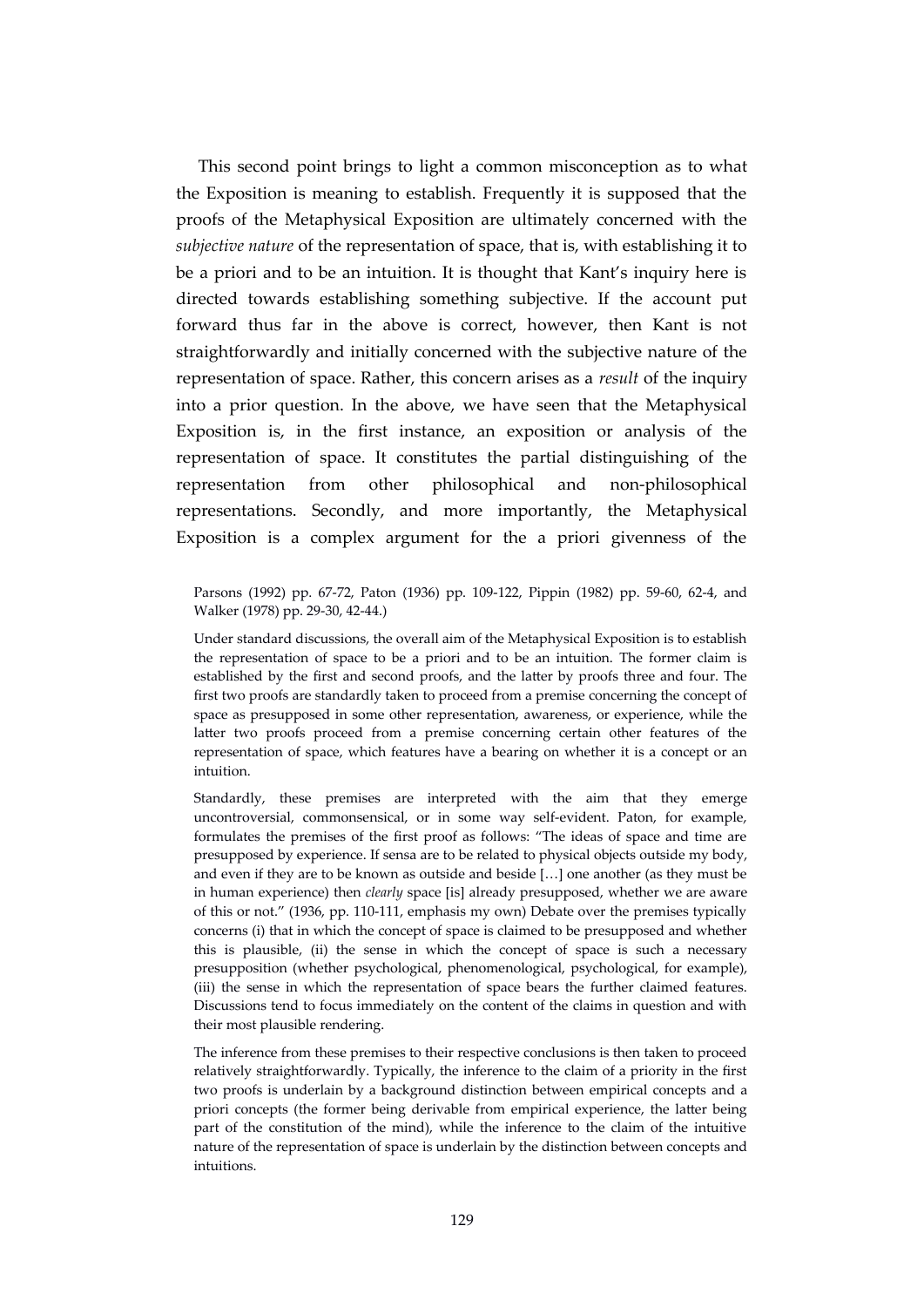This second point brings to light a common misconception as to what the Exposition is meaning to establish. Frequently it is supposed that the proofs of the Metaphysical Exposition are ultimately concerned with the *subjective nature* of the representation of space, that is, with establishing it to be a priori and to be an intuition. It is thought that Kant's inquiry here is directed towards establishing something subjective. If the account put forward thus far in the above is correct, however, then Kant is not straightforwardly and initially concerned with the subjective nature of the representation of space. Rather, this concern arises as a *result* of the inquiry into a prior question. In the above, we have seen that the Metaphysical Exposition is, in the first instance, an exposition or analysis of the representation of space. It constitutes the partial distinguishing of the representation from other philosophical and non-philosophical representations. Secondly, and more importantly, the Metaphysical Exposition is a complex argument for the a priori givenness of the

Parsons (1992) pp. 67-72, Paton (1936) pp. 109-122, Pippin (1982) pp. 59-60, 62-4, and Walker (1978) pp. 29-30, 42-44.)

Under standard discussions, the overall aim of the Metaphysical Exposition is to establish the representation of space to be a priori and to be an intuition. The former claim is established by the first and second proofs, and the latter by proofs three and four. The first two proofs are standardly taken to proceed from a premise concerning the concept of space as presupposed in some other representation, awareness, or experience, while the latter two proofs proceed from a premise concerning certain other features of the representation of space, which features have a bearing on whether it is a concept or an intuition.

Standardly, these premises are interpreted with the aim that they emerge uncontroversial, commonsensical, or in some way self-evident. Paton, for example, formulates the premises of the first proof as follows: "The ideas of space and time are presupposed by experience. If sensa are to be related to physical objects outside my body, and even if they are to be known as outside and beside […] one another (as they must be in human experience) then *clearly* space [is] already presupposed, whether we are aware of this or not." (1936, pp. 110-111, emphasis my own) Debate over the premises typically concerns (i) that in which the concept of space is claimed to be presupposed and whether this is plausible, (ii) the sense in which the concept of space is such a necessary presupposition (whether psychological, phenomenological, psychological, for example), (iii) the sense in which the representation of space bears the further claimed features. Discussions tend to focus immediately on the content of the claims in question and with their most plausible rendering.

The inference from these premises to their respective conclusions is then taken to proceed relatively straightforwardly. Typically, the inference to the claim of a priority in the first two proofs is underlain by a background distinction between empirical concepts and a priori concepts (the former being derivable from empirical experience, the latter being part of the constitution of the mind), while the inference to the claim of the intuitive nature of the representation of space is underlain by the distinction between concepts and intuitions.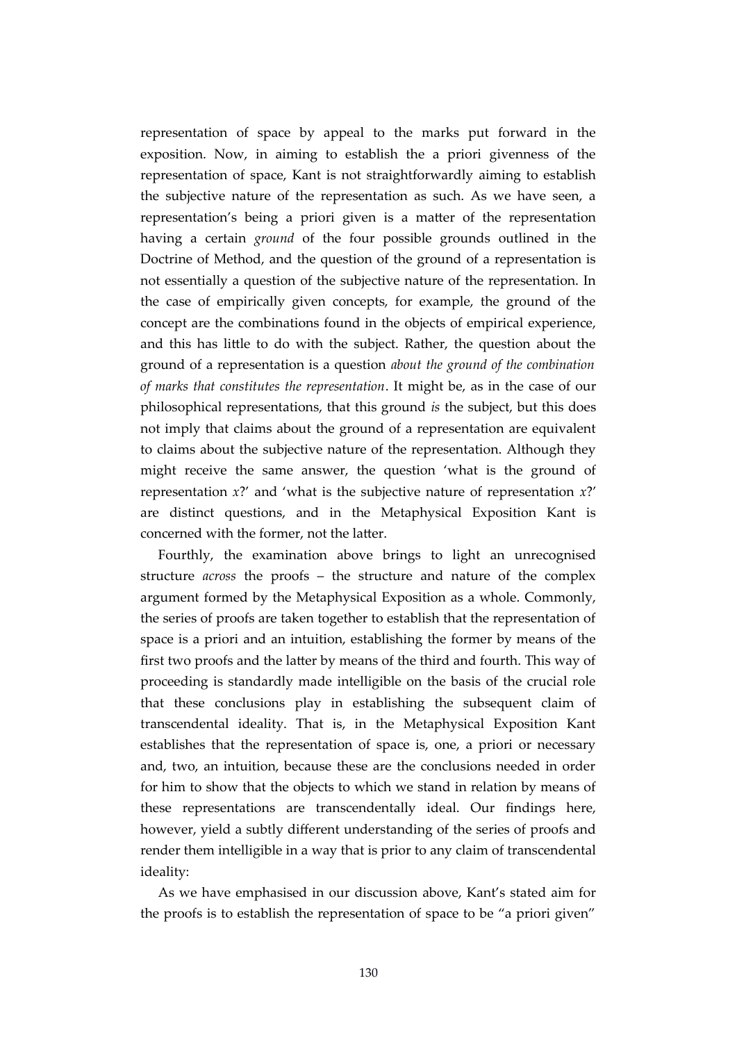representation of space by appeal to the marks put forward in the exposition. Now, in aiming to establish the a priori givenness of the representation of space, Kant is not straightforwardly aiming to establish the subjective nature of the representation as such. As we have seen, a representation's being a priori given is a matter of the representation having a certain *ground* of the four possible grounds outlined in the Doctrine of Method, and the question of the ground of a representation is not essentially a question of the subjective nature of the representation. In the case of empirically given concepts, for example, the ground of the concept are the combinations found in the objects of empirical experience, and this has little to do with the subject. Rather, the question about the ground of a representation is a question *about the ground of the combination of marks that constitutes the representation*. It might be, as in the case of our philosophical representations, that this ground *is* the subject, but this does not imply that claims about the ground of a representation are equivalent to claims about the subjective nature of the representation. Although they might receive the same answer, the question 'what is the ground of representation *x*?' and 'what is the subjective nature of representation *x*?' are distinct questions, and in the Metaphysical Exposition Kant is concerned with the former, not the latter.

Fourthly, the examination above brings to light an unrecognised structure *across* the proofs – the structure and nature of the complex argument formed by the Metaphysical Exposition as a whole. Commonly, the series of proofs are taken together to establish that the representation of space is a priori and an intuition, establishing the former by means of the first two proofs and the latter by means of the third and fourth. This way of proceeding is standardly made intelligible on the basis of the crucial role that these conclusions play in establishing the subsequent claim of transcendental ideality. That is, in the Metaphysical Exposition Kant establishes that the representation of space is, one, a priori or necessary and, two, an intuition, because these are the conclusions needed in order for him to show that the objects to which we stand in relation by means of these representations are transcendentally ideal. Our findings here, however, yield a subtly different understanding of the series of proofs and render them intelligible in a way that is prior to any claim of transcendental ideality:

As we have emphasised in our discussion above, Kant's stated aim for the proofs is to establish the representation of space to be "a priori given"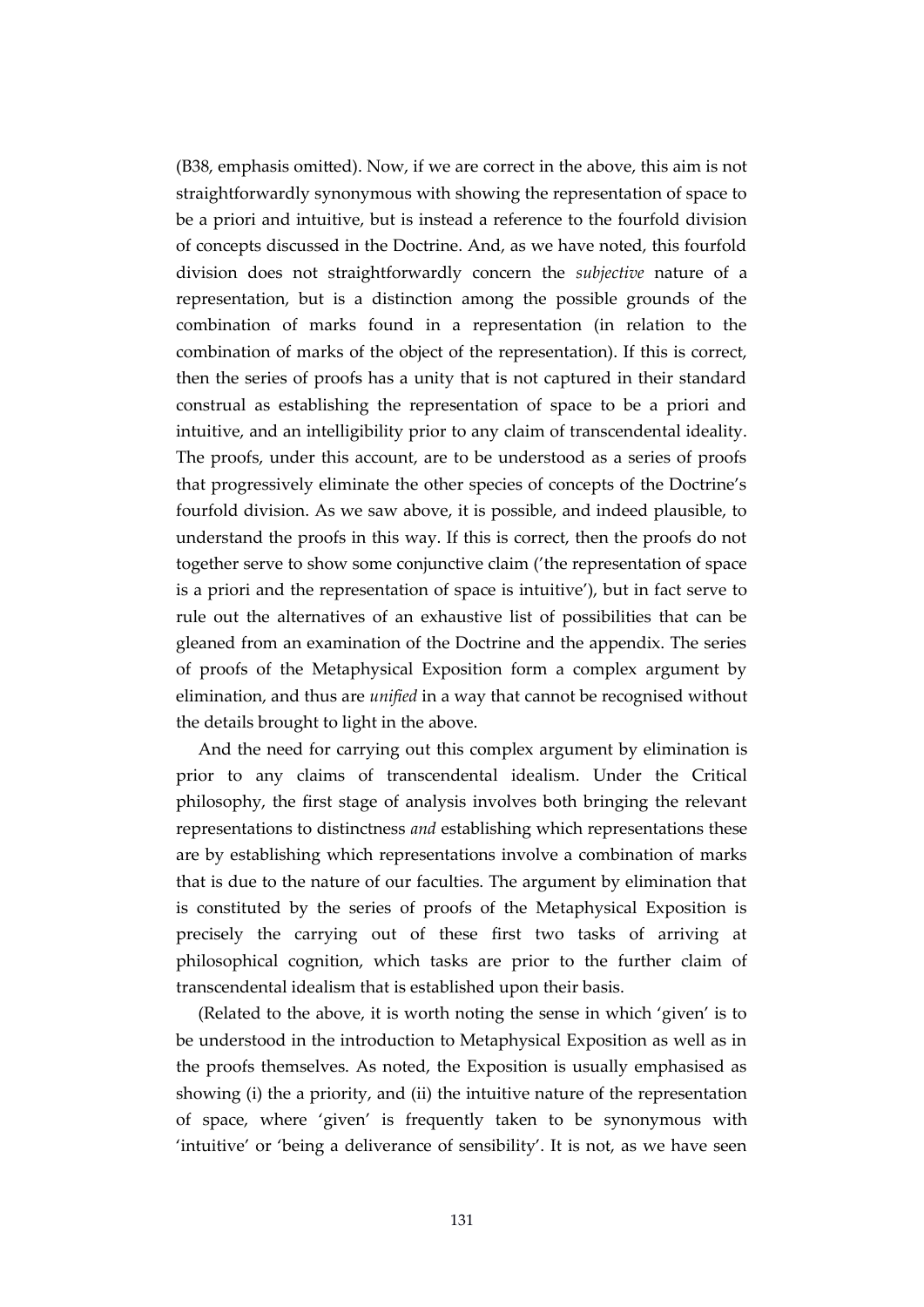(B38, emphasis omitted). Now, if we are correct in the above, this aim is not straightforwardly synonymous with showing the representation of space to be a priori and intuitive, but is instead a reference to the fourfold division of concepts discussed in the Doctrine. And, as we have noted, this fourfold division does not straightforwardly concern the *subjective* nature of a representation, but is a distinction among the possible grounds of the combination of marks found in a representation (in relation to the combination of marks of the object of the representation). If this is correct, then the series of proofs has a unity that is not captured in their standard construal as establishing the representation of space to be a priori and intuitive, and an intelligibility prior to any claim of transcendental ideality. The proofs, under this account, are to be understood as a series of proofs that progressively eliminate the other species of concepts of the Doctrine's fourfold division. As we saw above, it is possible, and indeed plausible, to understand the proofs in this way. If this is correct, then the proofs do not together serve to show some conjunctive claim ('the representation of space is a priori and the representation of space is intuitive'), but in fact serve to rule out the alternatives of an exhaustive list of possibilities that can be gleaned from an examination of the Doctrine and the appendix. The series of proofs of the Metaphysical Exposition form a complex argument by elimination, and thus are *unified* in a way that cannot be recognised without the details brought to light in the above.

And the need for carrying out this complex argument by elimination is prior to any claims of transcendental idealism. Under the Critical philosophy, the first stage of analysis involves both bringing the relevant representations to distinctness *and* establishing which representations these are by establishing which representations involve a combination of marks that is due to the nature of our faculties. The argument by elimination that is constituted by the series of proofs of the Metaphysical Exposition is precisely the carrying out of these first two tasks of arriving at philosophical cognition, which tasks are prior to the further claim of transcendental idealism that is established upon their basis.

(Related to the above, it is worth noting the sense in which 'given' is to be understood in the introduction to Metaphysical Exposition as well as in the proofs themselves. As noted, the Exposition is usually emphasised as showing (i) the a priority, and (ii) the intuitive nature of the representation of space, where 'given' is frequently taken to be synonymous with 'intuitive' or 'being a deliverance of sensibility'. It is not, as we have seen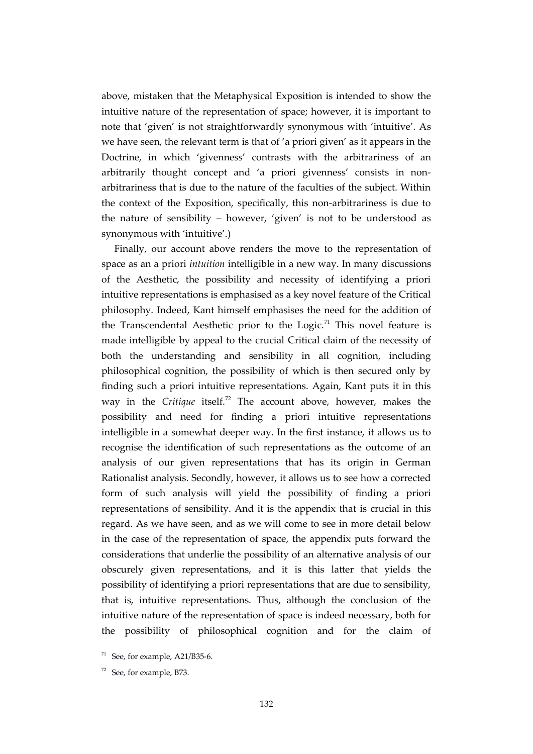above, mistaken that the Metaphysical Exposition is intended to show the intuitive nature of the representation of space; however, it is important to note that 'given' is not straightforwardly synonymous with 'intuitive'. As we have seen, the relevant term is that of 'a priori given' as it appears in the Doctrine, in which 'givenness' contrasts with the arbitrariness of an arbitrarily thought concept and 'a priori givenness' consists in non-arbitrariness that is due to the nature of the faculties of the subject. Within the context of the Exposition, specifically, this non-arbitrariness is due to the nature of sensibility – however, 'given' is not to be understood as synonymous with 'intuitive'.)

Finally, our account above renders the move to the representation of space as an a priori *intuition* intelligible in a new way. In many discussions of the Aesthetic, the possibility and necessity of identifying a priori intuitive representations is emphasised as a key novel feature of the Critical philosophy. Indeed, Kant himself emphasises the need for the addition of the Transcendental Aesthetic prior to the Logic.[71] This novel feature is made intelligible by appeal to the crucial Critical claim of the necessity of both the understanding and sensibility in all cognition, including philosophical cognition, the possibility of which is then secured only by finding such a priori intuitive representations. Again, Kant puts it in this way in the *Critique* itself.[72] The account above, however, makes the possibility and need for finding a priori intuitive representations intelligible in a somewhat deeper way. In the first instance, it allows us to recognise the identification of such representations as the outcome of an analysis of our given representations that has its origin in German Rationalist analysis. Secondly, however, it allows us to see how a corrected form of such analysis will yield the possibility of finding a priori representations of sensibility. And it is the appendix that is crucial in this regard. As we have seen, and as we will come to see in more detail below in the case of the representation of space, the appendix puts forward the considerations that underlie the possibility of an alternative analysis of our obscurely given representations, and it is this latter that yields the possibility of identifying a priori representations that are due to sensibility, that is, intuitive representations. Thus, although the conclusion of the intuitive nature of the representation of space is indeed necessary, both for the possibility of philosophical cognition and for the claim of

[71] See, for example, A21/B35-6.

[72] See, for example, B73.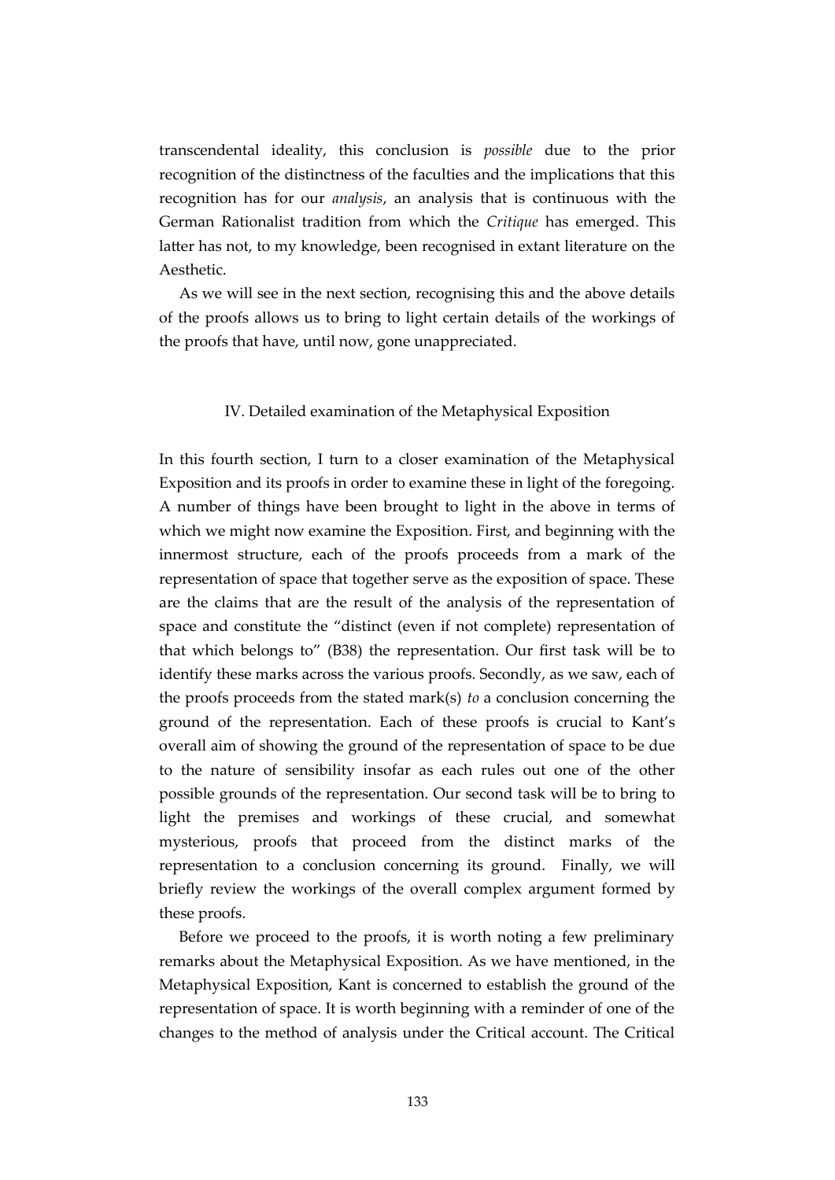transcendental ideality, this conclusion is *possible* due to the prior recognition of the distinctness of the faculties and the implications that this recognition has for our *analysis*, an analysis that is continuous with the German Rationalist tradition from which the *Critique* has emerged. This latter has not, to my knowledge, been recognised in extant literature on the Aesthetic.

As we will see in the next section, recognising this and the above details of the proofs allows us to bring to light certain details of the workings of the proofs that have, until now, gone unappreciated.

## IV. Detailed examination of the Metaphysical Exposition

In this fourth section, I turn to a closer examination of the Metaphysical Exposition and its proofs in order to examine these in light of the foregoing. A number of things have been brought to light in the above in terms of which we might now examine the Exposition. First, and beginning with the innermost structure, each of the proofs proceeds from a mark of the representation of space that together serve as the exposition of space. These are the claims that are the result of the analysis of the representation of space and constitute the "distinct (even if not complete) representation of that which belongs to" (B38) the representation. Our first task will be to identify these marks across the various proofs. Secondly, as we saw, each of the proofs proceeds from the stated mark(s) *to* a conclusion concerning the ground of the representation. Each of these proofs is crucial to Kant's overall aim of showing the ground of the representation of space to be due to the nature of sensibility insofar as each rules out one of the other possible grounds of the representation. Our second task will be to bring to light the premises and workings of these crucial, and somewhat mysterious, proofs that proceed from the distinct marks of the representation to a conclusion concerning its ground. Finally, we will briefly review the workings of the overall complex argument formed by these proofs.

Before we proceed to the proofs, it is worth noting a few preliminary remarks about the Metaphysical Exposition. As we have mentioned, in the Metaphysical Exposition, Kant is concerned to establish the ground of the representation of space. It is worth beginning with a reminder of one of the changes to the method of analysis under the Critical account. The Critical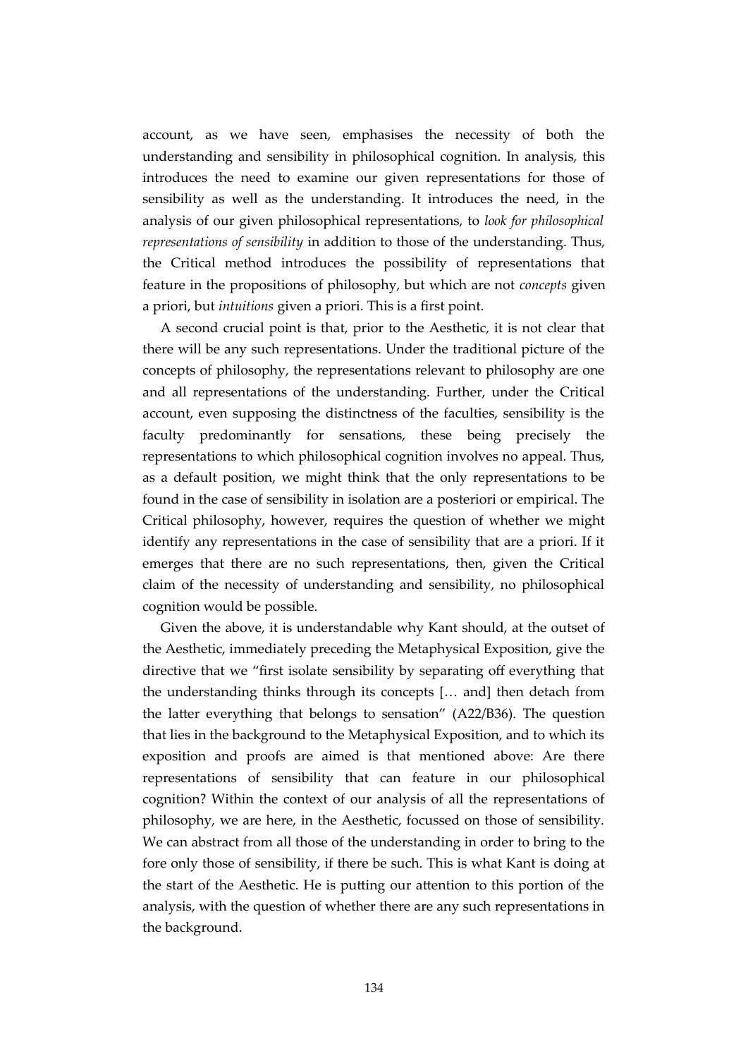account, as we have seen, emphasises the necessity of both the understanding and sensibility in philosophical cognition. In analysis, this introduces the need to examine our given representations for those of sensibility as well as the understanding. It introduces the need, in the analysis of our given philosophical representations, to *look for philosophical representations of sensibility* in addition to those of the understanding. Thus, the Critical method introduces the possibility of representations that feature in the propositions of philosophy, but which are not *concepts* given a priori, but *intuitions* given a priori. This is a first point.

A second crucial point is that, prior to the Aesthetic, it is not clear that there will be any such representations. Under the traditional picture of the concepts of philosophy, the representations relevant to philosophy are one and all representations of the understanding. Further, under the Critical account, even supposing the distinctness of the faculties, sensibility is the faculty predominantly for sensations, these being precisely the representations to which philosophical cognition involves no appeal. Thus, as a default position, we might think that the only representations to be found in the case of sensibility in isolation are a posteriori or empirical. The Critical philosophy, however, requires the question of whether we might identify any representations in the case of sensibility that are a priori. If it emerges that there are no such representations, then, given the Critical claim of the necessity of understanding and sensibility, no philosophical cognition would be possible.

Given the above, it is understandable why Kant should, at the outset of the Aesthetic, immediately preceding the Metaphysical Exposition, give the directive that we "first isolate sensibility by separating off everything that the understanding thinks through its concepts [… and] then detach from the latter everything that belongs to sensation" (A22/B36). The question that lies in the background to the Metaphysical Exposition, and to which its exposition and proofs are aimed is that mentioned above: Are there representations of sensibility that can feature in our philosophical cognition? Within the context of our analysis of all the representations of philosophy, we are here, in the Aesthetic, focussed on those of sensibility. We can abstract from all those of the understanding in order to bring to the fore only those of sensibility, if there be such. This is what Kant is doing at the start of the Aesthetic. He is putting our attention to this portion of the analysis, with the question of whether there are any such representations in the background.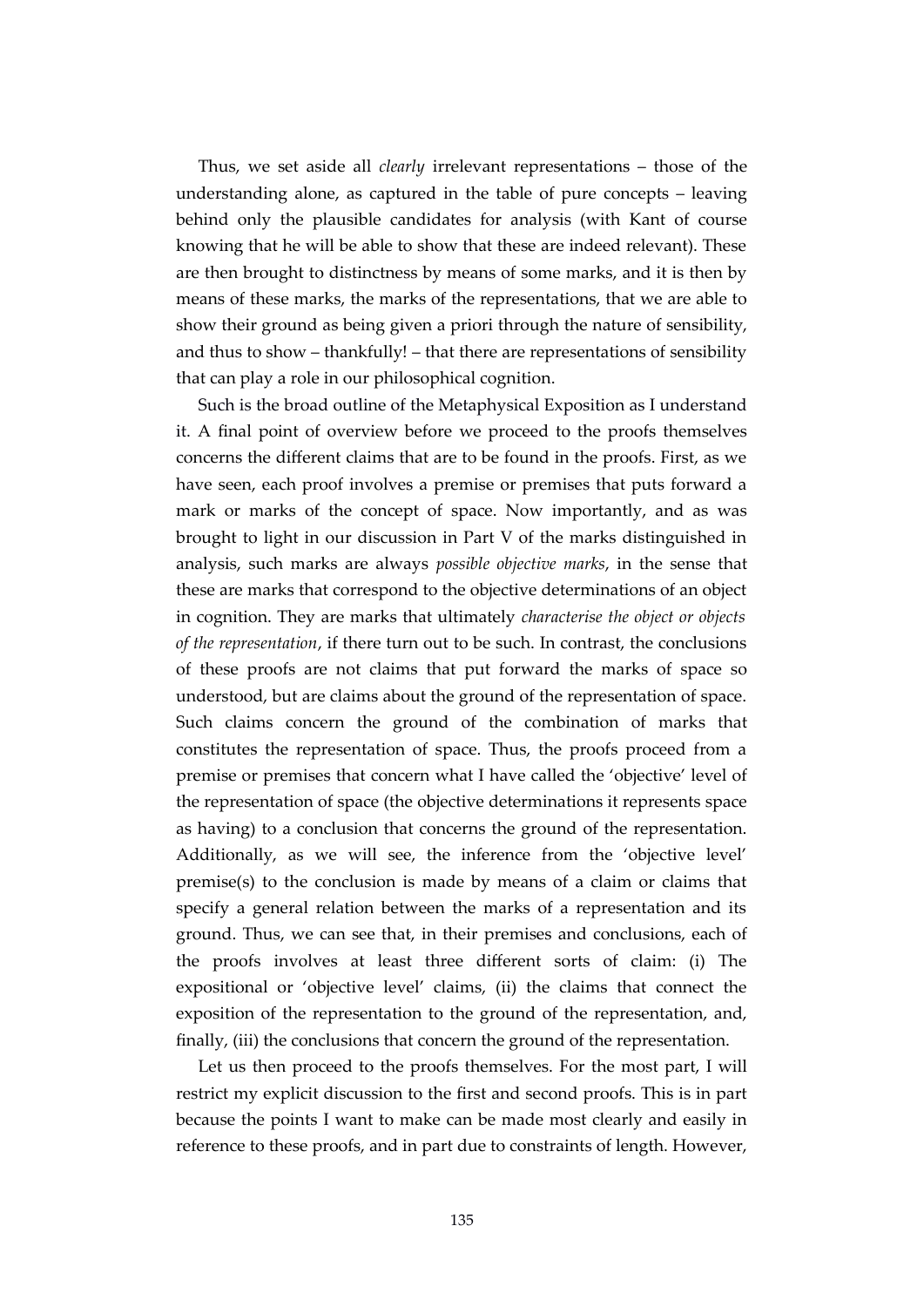Thus, we set aside all *clearly* irrelevant representations – those of the understanding alone, as captured in the table of pure concepts – leaving behind only the plausible candidates for analysis (with Kant of course knowing that he will be able to show that these are indeed relevant). These are then brought to distinctness by means of some marks, and it is then by means of these marks, the marks of the representations, that we are able to show their ground as being given a priori through the nature of sensibility, and thus to show – thankfully! – that there are representations of sensibility that can play a role in our philosophical cognition.

Such is the broad outline of the Metaphysical Exposition as I understand it. A final point of overview before we proceed to the proofs themselves concerns the different claims that are to be found in the proofs. First, as we have seen, each proof involves a premise or premises that puts forward a mark or marks of the concept of space. Now importantly, and as was brought to light in our discussion in Part V of the marks distinguished in analysis, such marks are always *possible objective marks*, in the sense that these are marks that correspond to the objective determinations of an object in cognition. They are marks that ultimately *characterise the object or objects of the representation*, if there turn out to be such. In contrast, the conclusions of these proofs are not claims that put forward the marks of space so understood, but are claims about the ground of the representation of space. Such claims concern the ground of the combination of marks that constitutes the representation of space. Thus, the proofs proceed from a premise or premises that concern what I have called the 'objective' level of the representation of space (the objective determinations it represents space as having) to a conclusion that concerns the ground of the representation. Additionally, as we will see, the inference from the 'objective level' premise(s) to the conclusion is made by means of a claim or claims that specify a general relation between the marks of a representation and its ground. Thus, we can see that, in their premises and conclusions, each of the proofs involves at least three different sorts of claim: (i) The expositional or 'objective level' claims, (ii) the claims that connect the exposition of the representation to the ground of the representation, and, finally, (iii) the conclusions that concern the ground of the representation.

Let us then proceed to the proofs themselves. For the most part, I will restrict my explicit discussion to the first and second proofs. This is in part because the points I want to make can be made most clearly and easily in reference to these proofs, and in part due to constraints of length. However,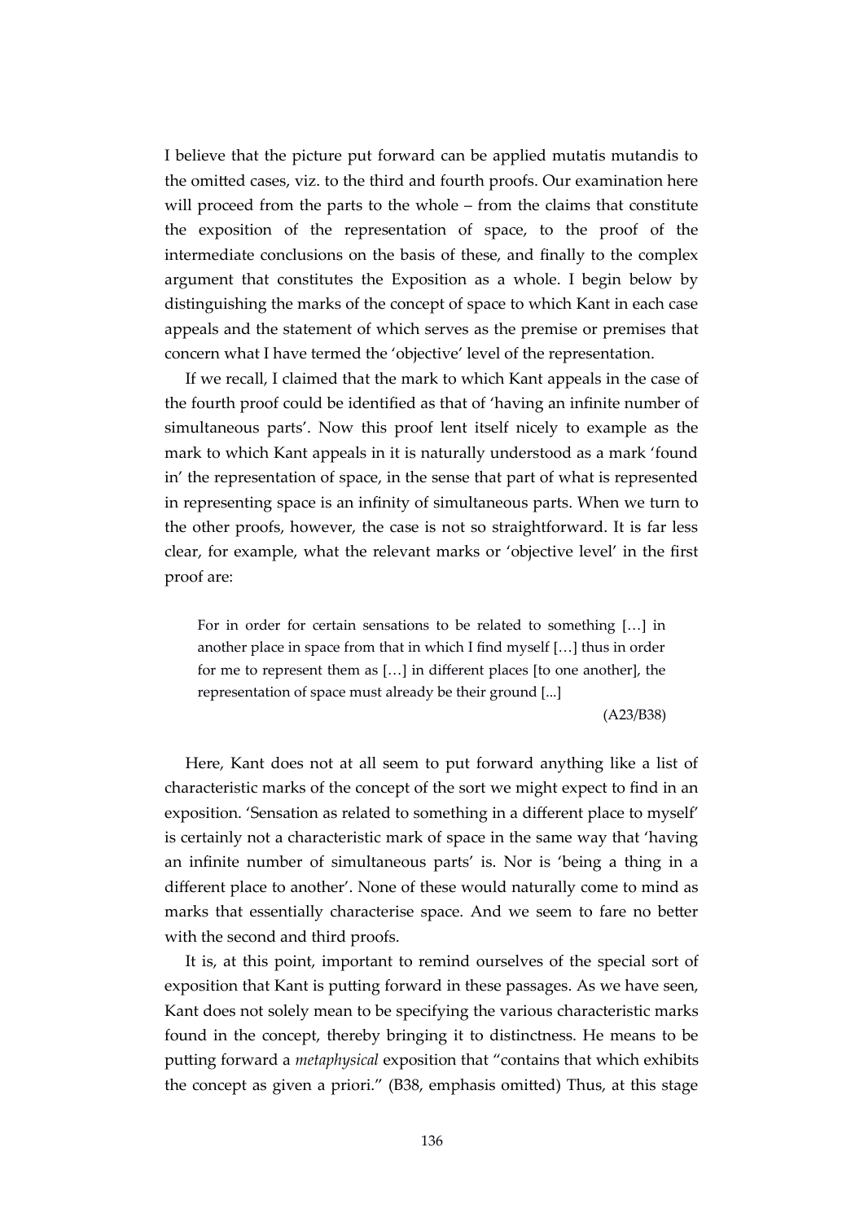I believe that the picture put forward can be applied mutatis mutandis to the omitted cases, viz. to the third and fourth proofs. Our examination here will proceed from the parts to the whole – from the claims that constitute the exposition of the representation of space, to the proof of the intermediate conclusions on the basis of these, and finally to the complex argument that constitutes the Exposition as a whole. I begin below by distinguishing the marks of the concept of space to which Kant in each case appeals and the statement of which serves as the premise or premises that concern what I have termed the 'objective' level of the representation.

If we recall, I claimed that the mark to which Kant appeals in the case of the fourth proof could be identified as that of 'having an infinite number of simultaneous parts'. Now this proof lent itself nicely to example as the mark to which Kant appeals in it is naturally understood as a mark 'found in' the representation of space, in the sense that part of what is represented in representing space is an infinity of simultaneous parts. When we turn to the other proofs, however, the case is not so straightforward. It is far less clear, for example, what the relevant marks or 'objective level' in the first proof are:

> For in order for certain sensations to be related to something […] in another place in space from that in which I find myself […] thus in order for me to represent them as […] in different places [to one another], the representation of space must already be their ground [...]
>
> (A23/B38)

Here, Kant does not at all seem to put forward anything like a list of characteristic marks of the concept of the sort we might expect to find in an exposition. 'Sensation as related to something in a different place to myself' is certainly not a characteristic mark of space in the same way that 'having an infinite number of simultaneous parts' is. Nor is 'being a thing in a different place to another'. None of these would naturally come to mind as marks that essentially characterise space. And we seem to fare no better with the second and third proofs.

It is, at this point, important to remind ourselves of the special sort of exposition that Kant is putting forward in these passages. As we have seen, Kant does not solely mean to be specifying the various characteristic marks found in the concept, thereby bringing it to distinctness. He means to be putting forward a *metaphysical* exposition that "contains that which exhibits the concept as given a priori." (B38, emphasis omitted) Thus, at this stage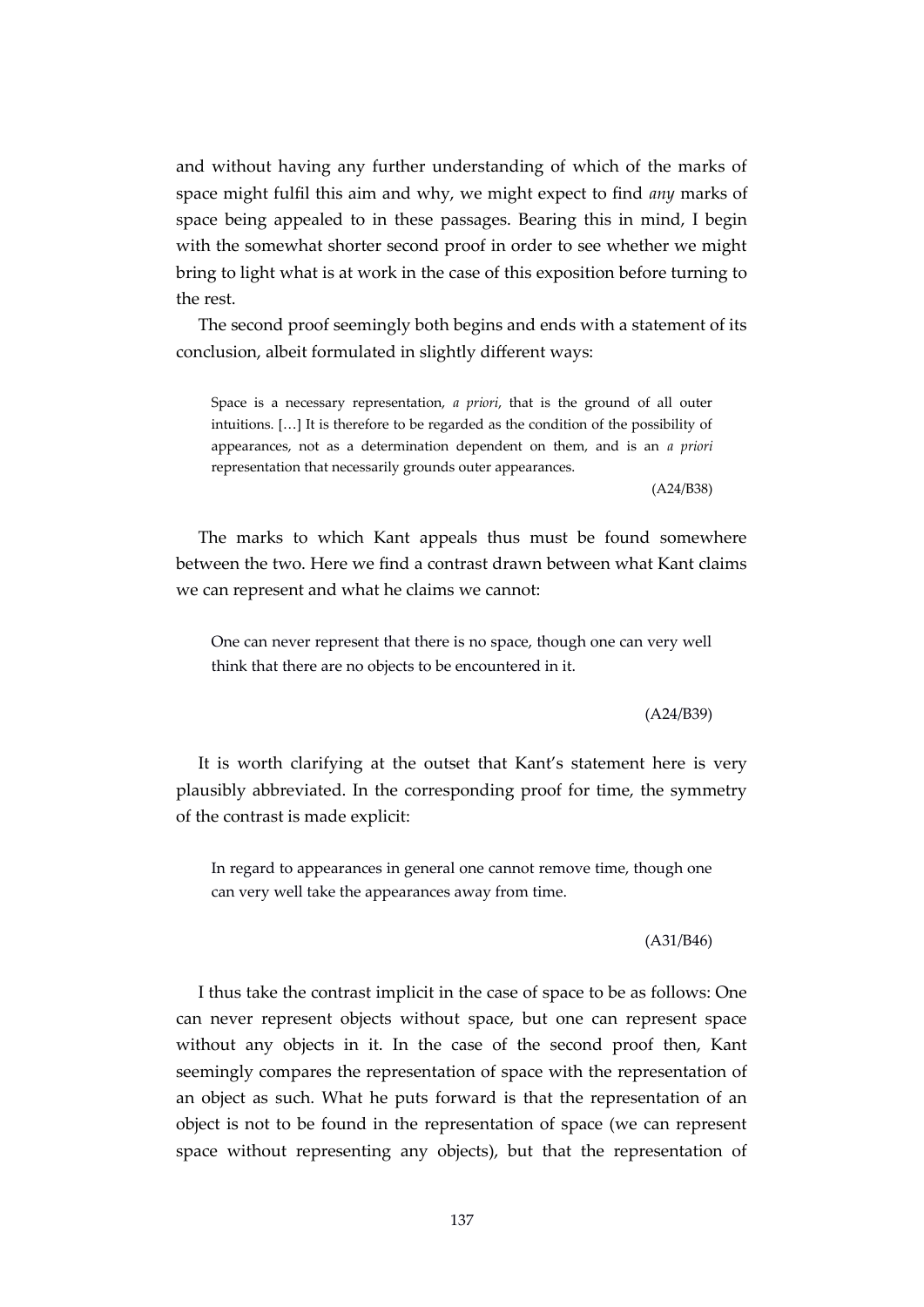and without having any further understanding of which of the marks of space might fulfil this aim and why, we might expect to find *any* marks of space being appealed to in these passages. Bearing this in mind, I begin with the somewhat shorter second proof in order to see whether we might bring to light what is at work in the case of this exposition before turning to the rest.

The second proof seemingly both begins and ends with a statement of its conclusion, albeit formulated in slightly different ways:

> Space is a necessary representation, *a priori*, that is the ground of all outer intuitions. […] It is therefore to be regarded as the condition of the possibility of appearances, not as a determination dependent on them, and is an *a priori* representation that necessarily grounds outer appearances.
>
> (A24/B38)

The marks to which Kant appeals thus must be found somewhere between the two. Here we find a contrast drawn between what Kant claims we can represent and what he claims we cannot:

> One can never represent that there is no space, though one can very well think that there are no objects to be encountered in it.
>
> (A24/B39)

It is worth clarifying at the outset that Kant's statement here is very plausibly abbreviated. In the corresponding proof for time, the symmetry of the contrast is made explicit:

> In regard to appearances in general one cannot remove time, though one can very well take the appearances away from time.
>
> (A31/B46)

I thus take the contrast implicit in the case of space to be as follows: One can never represent objects without space, but one can represent space without any objects in it. In the case of the second proof then, Kant seemingly compares the representation of space with the representation of an object as such. What he puts forward is that the representation of an object is not to be found in the representation of space (we can represent space without representing any objects), but that the representation of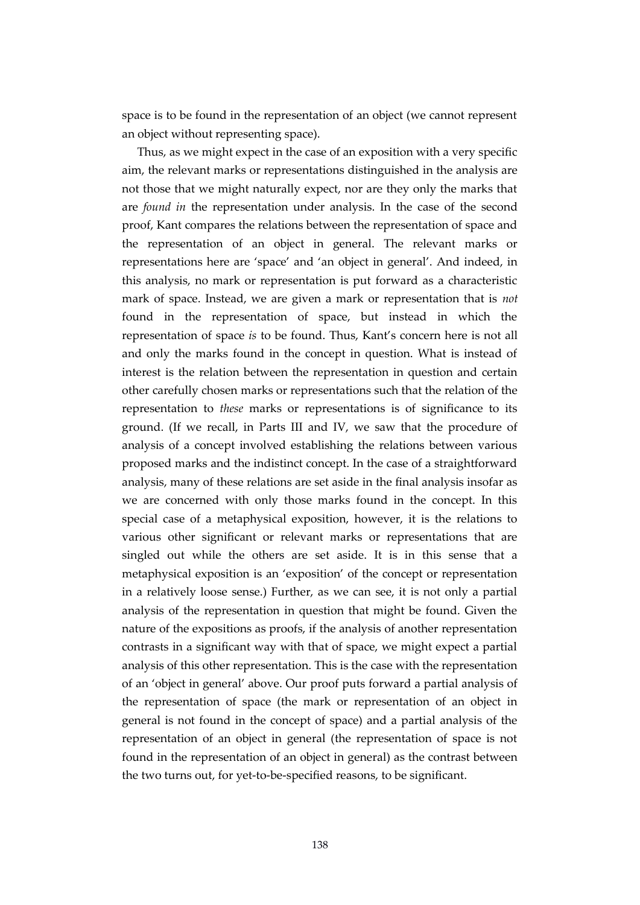space is to be found in the representation of an object (we cannot represent an object without representing space).

Thus, as we might expect in the case of an exposition with a very specific aim, the relevant marks or representations distinguished in the analysis are not those that we might naturally expect, nor are they only the marks that are *found in* the representation under analysis. In the case of the second proof, Kant compares the relations between the representation of space and the representation of an object in general. The relevant marks or representations here are 'space' and 'an object in general'. And indeed, in this analysis, no mark or representation is put forward as a characteristic mark of space. Instead, we are given a mark or representation that is *not* found in the representation of space, but instead in which the representation of space *is* to be found. Thus, Kant's concern here is not all and only the marks found in the concept in question. What is instead of interest is the relation between the representation in question and certain other carefully chosen marks or representations such that the relation of the representation to *these* marks or representations is of significance to its ground. (If we recall, in Parts III and IV, we saw that the procedure of analysis of a concept involved establishing the relations between various proposed marks and the indistinct concept. In the case of a straightforward analysis, many of these relations are set aside in the final analysis insofar as we are concerned with only those marks found in the concept. In this special case of a metaphysical exposition, however, it is the relations to various other significant or relevant marks or representations that are singled out while the others are set aside. It is in this sense that a metaphysical exposition is an 'exposition' of the concept or representation in a relatively loose sense.) Further, as we can see, it is not only a partial analysis of the representation in question that might be found. Given the nature of the expositions as proofs, if the analysis of another representation contrasts in a significant way with that of space, we might expect a partial analysis of this other representation. This is the case with the representation of an 'object in general' above. Our proof puts forward a partial analysis of the representation of space (the mark or representation of an object in general is not found in the concept of space) and a partial analysis of the representation of an object in general (the representation of space is not found in the representation of an object in general) as the contrast between the two turns out, for yet-to-be-specified reasons, to be significant.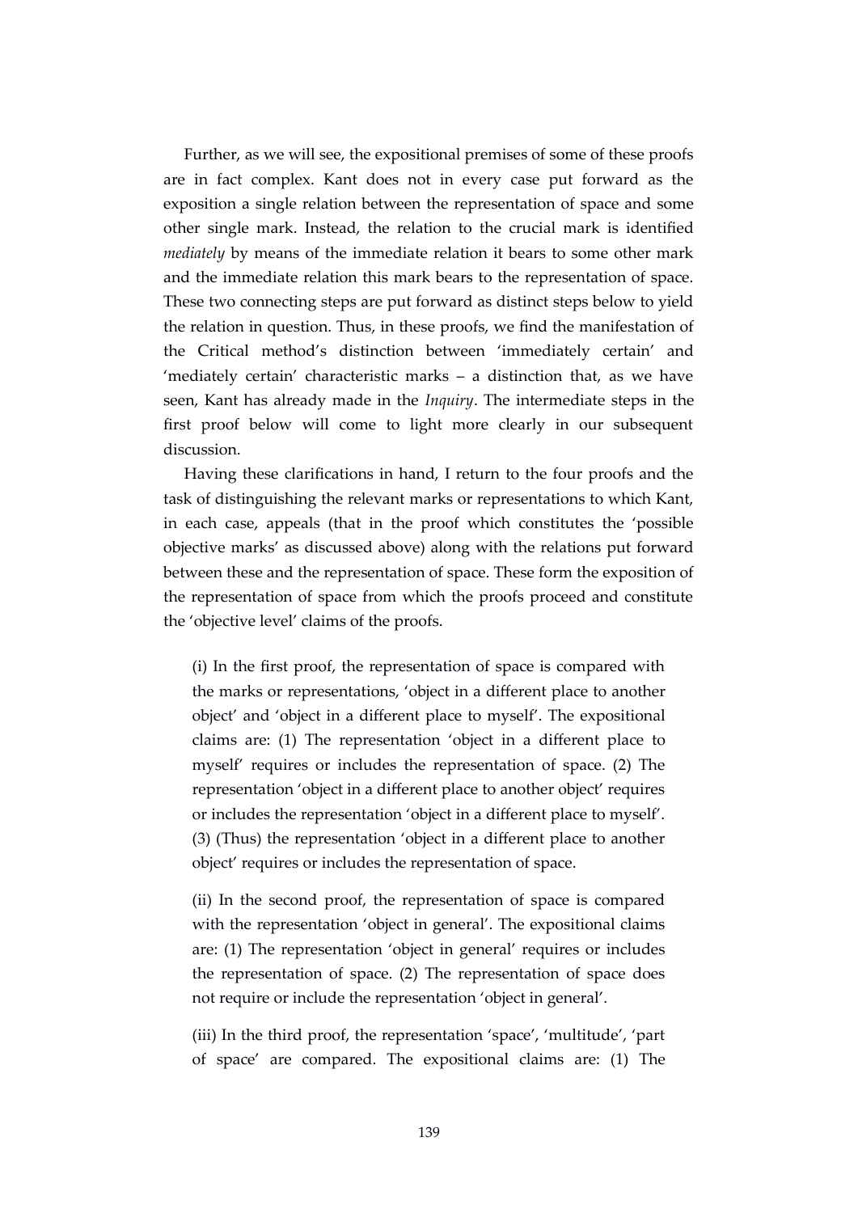Further, as we will see, the expositional premises of some of these proofs are in fact complex. Kant does not in every case put forward as the exposition a single relation between the representation of space and some other single mark. Instead, the relation to the crucial mark is identified *mediately* by means of the immediate relation it bears to some other mark and the immediate relation this mark bears to the representation of space. These two connecting steps are put forward as distinct steps below to yield the relation in question. Thus, in these proofs, we find the manifestation of the Critical method's distinction between 'immediately certain' and 'mediately certain' characteristic marks – a distinction that, as we have seen, Kant has already made in the *Inquiry*. The intermediate steps in the first proof below will come to light more clearly in our subsequent discussion.

Having these clarifications in hand, I return to the four proofs and the task of distinguishing the relevant marks or representations to which Kant, in each case, appeals (that in the proof which constitutes the 'possible objective marks' as discussed above) along with the relations put forward between these and the representation of space. These form the exposition of the representation of space from which the proofs proceed and constitute the 'objective level' claims of the proofs.

> (i) In the first proof, the representation of space is compared with the marks or representations, 'object in a different place to another object' and 'object in a different place to myself'. The expositional claims are: (1) The representation 'object in a different place to myself' requires or includes the representation of space. (2) The representation 'object in a different place to another object' requires or includes the representation 'object in a different place to myself'. (3) (Thus) the representation 'object in a different place to another object' requires or includes the representation of space.
>
> (ii) In the second proof, the representation of space is compared with the representation 'object in general'. The expositional claims are: (1) The representation 'object in general' requires or includes the representation of space. (2) The representation of space does not require or include the representation 'object in general'.
>
> (iii) In the third proof, the representation 'space', 'multitude', 'part of space' are compared. The expositional claims are: (1) The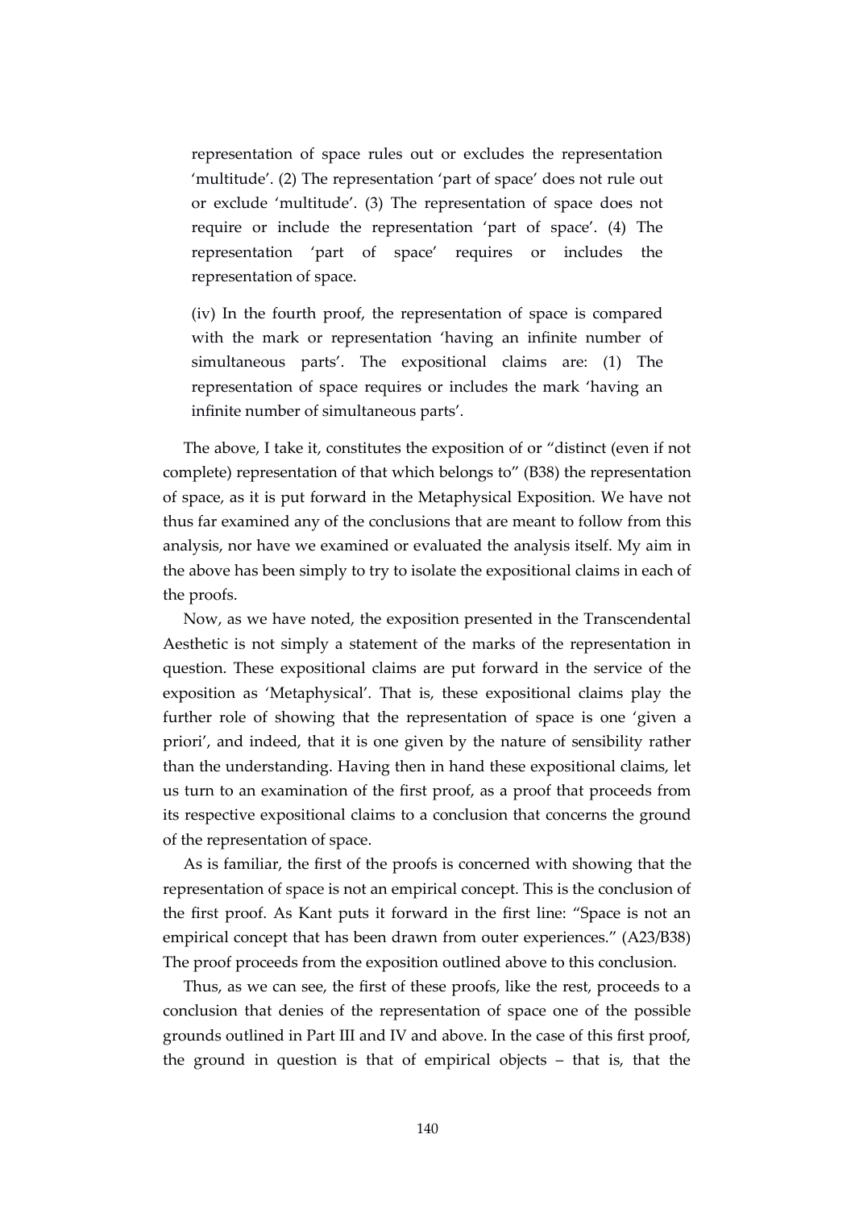representation of space rules out or excludes the representation 'multitude'. (2) The representation 'part of space' does not rule out or exclude 'multitude'. (3) The representation of space does not require or include the representation 'part of space'. (4) The representation 'part of space' requires or includes the representation of space.

(iv) In the fourth proof, the representation of space is compared with the mark or representation 'having an infinite number of simultaneous parts'. The expositional claims are: (1) The representation of space requires or includes the mark 'having an infinite number of simultaneous parts'.

The above, I take it, constitutes the exposition of or "distinct (even if not complete) representation of that which belongs to" (B38) the representation of space, as it is put forward in the Metaphysical Exposition. We have not thus far examined any of the conclusions that are meant to follow from this analysis, nor have we examined or evaluated the analysis itself. My aim in the above has been simply to try to isolate the expositional claims in each of the proofs.

Now, as we have noted, the exposition presented in the Transcendental Aesthetic is not simply a statement of the marks of the representation in question. These expositional claims are put forward in the service of the exposition as 'Metaphysical'. That is, these expositional claims play the further role of showing that the representation of space is one 'given a priori', and indeed, that it is one given by the nature of sensibility rather than the understanding. Having then in hand these expositional claims, let us turn to an examination of the first proof, as a proof that proceeds from its respective expositional claims to a conclusion that concerns the ground of the representation of space.

As is familiar, the first of the proofs is concerned with showing that the representation of space is not an empirical concept. This is the conclusion of the first proof. As Kant puts it forward in the first line: "Space is not an empirical concept that has been drawn from outer experiences." (A23/B38) The proof proceeds from the exposition outlined above to this conclusion.

Thus, as we can see, the first of these proofs, like the rest, proceeds to a conclusion that denies of the representation of space one of the possible grounds outlined in Part III and IV and above. In the case of this first proof, the ground in question is that of empirical objects – that is, that the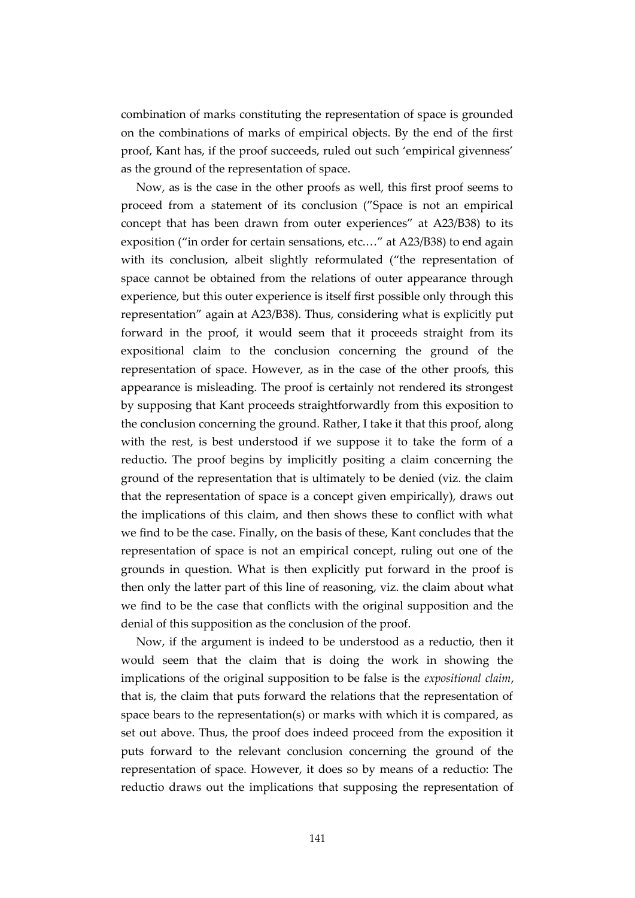combination of marks constituting the representation of space is grounded on the combinations of marks of empirical objects. By the end of the first proof, Kant has, if the proof succeeds, ruled out such 'empirical givenness' as the ground of the representation of space.

Now, as is the case in the other proofs as well, this first proof seems to proceed from a statement of its conclusion ("Space is not an empirical concept that has been drawn from outer experiences" at A23/B38) to its exposition ("in order for certain sensations, etc.…" at A23/B38) to end again with its conclusion, albeit slightly reformulated ("the representation of space cannot be obtained from the relations of outer appearance through experience, but this outer experience is itself first possible only through this representation" again at A23/B38). Thus, considering what is explicitly put forward in the proof, it would seem that it proceeds straight from its expositional claim to the conclusion concerning the ground of the representation of space. However, as in the case of the other proofs, this appearance is misleading. The proof is certainly not rendered its strongest by supposing that Kant proceeds straightforwardly from this exposition to the conclusion concerning the ground. Rather, I take it that this proof, along with the rest, is best understood if we suppose it to take the form of a reductio. The proof begins by implicitly positing a claim concerning the ground of the representation that is ultimately to be denied (viz. the claim that the representation of space is a concept given empirically), draws out the implications of this claim, and then shows these to conflict with what we find to be the case. Finally, on the basis of these, Kant concludes that the representation of space is not an empirical concept, ruling out one of the grounds in question. What is then explicitly put forward in the proof is then only the latter part of this line of reasoning, viz. the claim about what we find to be the case that conflicts with the original supposition and the denial of this supposition as the conclusion of the proof.

Now, if the argument is indeed to be understood as a reductio, then it would seem that the claim that is doing the work in showing the implications of the original supposition to be false is the *expositional claim*, that is, the claim that puts forward the relations that the representation of space bears to the representation(s) or marks with which it is compared, as set out above. Thus, the proof does indeed proceed from the exposition it puts forward to the relevant conclusion concerning the ground of the representation of space. However, it does so by means of a reductio: The reductio draws out the implications that supposing the representation of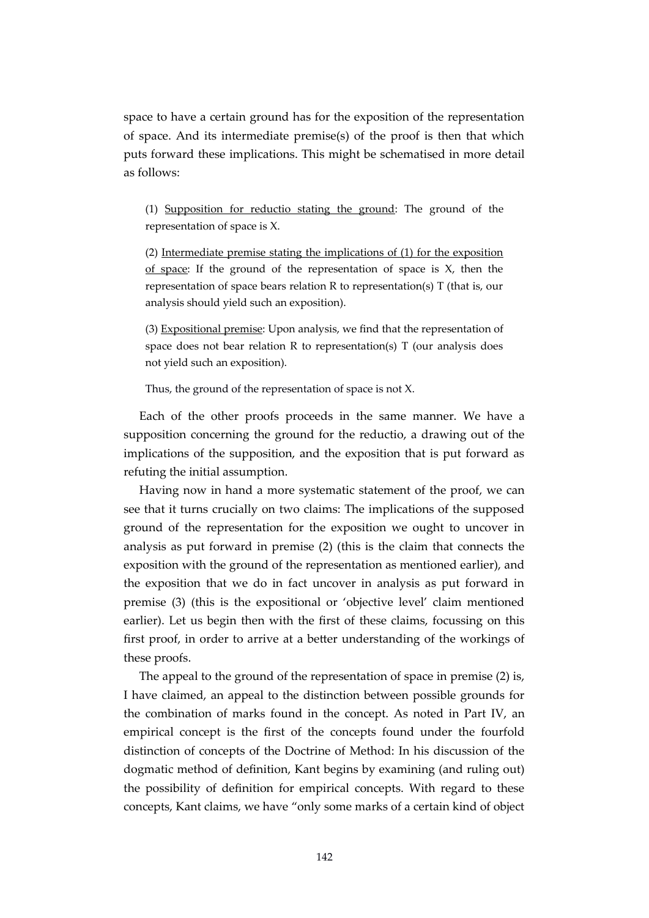space to have a certain ground has for the exposition of the representation of space. And its intermediate premise(s) of the proof is then that which puts forward these implications. This might be schematised in more detail as follows:

> (1) <u>Supposition for reductio stating the ground</u>: The ground of the representation of space is X.
>
> (2) <u>Intermediate premise stating the implications of (1) for the exposition of space</u>: If the ground of the representation of space is X, then the representation of space bears relation R to representation(s) T (that is, our analysis should yield such an exposition).
>
> (3) <u>Expositional premise</u>: Upon analysis, we find that the representation of space does not bear relation R to representation(s) T (our analysis does not yield such an exposition).
>
> Thus, the ground of the representation of space is not X.

Each of the other proofs proceeds in the same manner. We have a supposition concerning the ground for the reductio, a drawing out of the implications of the supposition, and the exposition that is put forward as refuting the initial assumption.

Having now in hand a more systematic statement of the proof, we can see that it turns crucially on two claims: The implications of the supposed ground of the representation for the exposition we ought to uncover in analysis as put forward in premise (2) (this is the claim that connects the exposition with the ground of the representation as mentioned earlier), and the exposition that we do in fact uncover in analysis as put forward in premise (3) (this is the expositional or 'objective level' claim mentioned earlier). Let us begin then with the first of these claims, focussing on this first proof, in order to arrive at a better understanding of the workings of these proofs.

The appeal to the ground of the representation of space in premise (2) is, I have claimed, an appeal to the distinction between possible grounds for the combination of marks found in the concept. As noted in Part IV, an empirical concept is the first of the concepts found under the fourfold distinction of concepts of the Doctrine of Method: In his discussion of the dogmatic method of definition, Kant begins by examining (and ruling out) the possibility of definition for empirical concepts. With regard to these concepts, Kant claims, we have "only some marks of a certain kind of object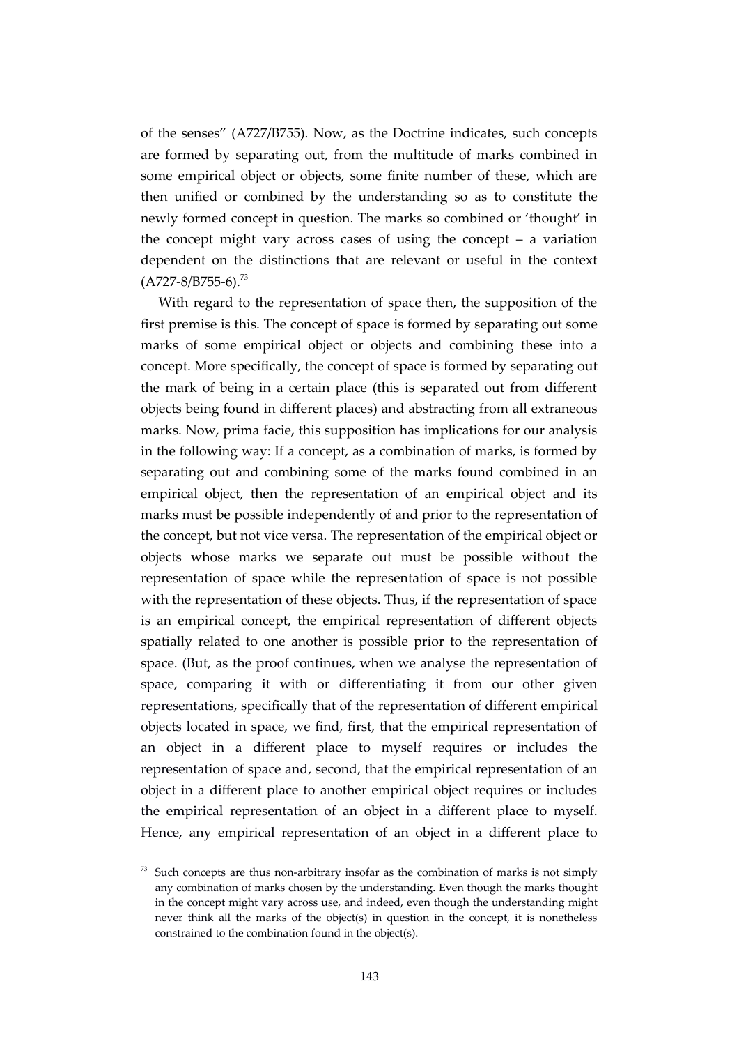of the senses" (A727/B755). Now, as the Doctrine indicates, such concepts are formed by separating out, from the multitude of marks combined in some empirical object or objects, some finite number of these, which are then unified or combined by the understanding so as to constitute the newly formed concept in question. The marks so combined or 'thought' in the concept might vary across cases of using the concept – a variation dependent on the distinctions that are relevant or useful in the context (A727-8/B755-6).[73]

With regard to the representation of space then, the supposition of the first premise is this. The concept of space is formed by separating out some marks of some empirical object or objects and combining these into a concept. More specifically, the concept of space is formed by separating out the mark of being in a certain place (this is separated out from different objects being found in different places) and abstracting from all extraneous marks. Now, prima facie, this supposition has implications for our analysis in the following way: If a concept, as a combination of marks, is formed by separating out and combining some of the marks found combined in an empirical object, then the representation of an empirical object and its marks must be possible independently of and prior to the representation of the concept, but not vice versa. The representation of the empirical object or objects whose marks we separate out must be possible without the representation of space while the representation of space is not possible with the representation of these objects. Thus, if the representation of space is an empirical concept, the empirical representation of different objects spatially related to one another is possible prior to the representation of space. (But, as the proof continues, when we analyse the representation of space, comparing it with or differentiating it from our other given representations, specifically that of the representation of different empirical objects located in space, we find, first, that the empirical representation of an object in a different place to myself requires or includes the representation of space and, second, that the empirical representation of an object in a different place to another empirical object requires or includes the empirical representation of an object in a different place to myself. Hence, any empirical representation of an object in a different place to

[73] Such concepts are thus non-arbitrary insofar as the combination of marks is not simply any combination of marks chosen by the understanding. Even though the marks thought in the concept might vary across use, and indeed, even though the understanding might never think all the marks of the object(s) in question in the concept, it is nonetheless constrained to the combination found in the object(s).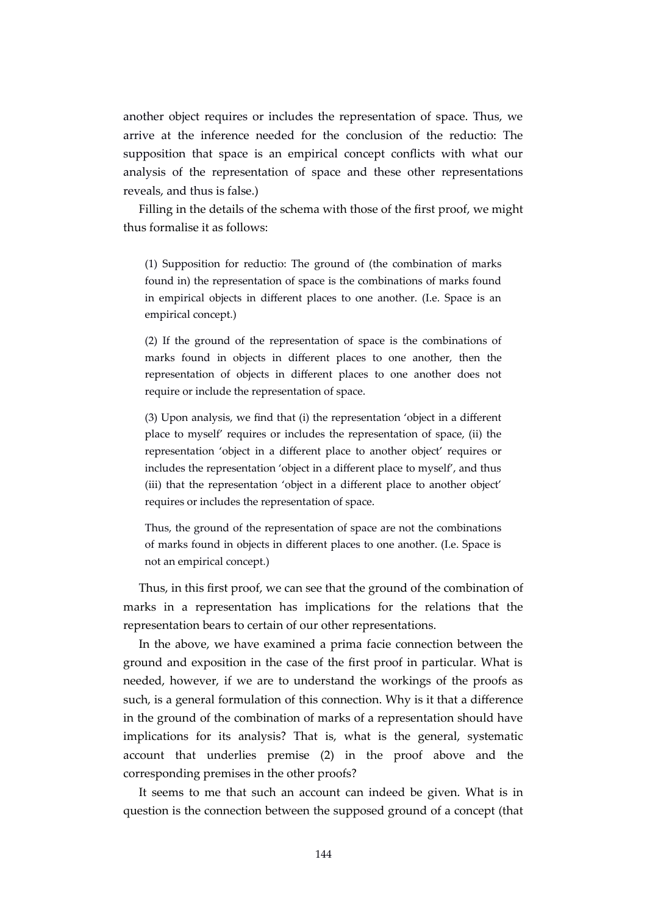another object requires or includes the representation of space. Thus, we arrive at the inference needed for the conclusion of the reductio: The supposition that space is an empirical concept conflicts with what our analysis of the representation of space and these other representations reveals, and thus is false.)

Filling in the details of the schema with those of the first proof, we might thus formalise it as follows:

> (1) Supposition for reductio: The ground of (the combination of marks found in) the representation of space is the combinations of marks found in empirical objects in different places to one another. (I.e. Space is an empirical concept.)
>
> (2) If the ground of the representation of space is the combinations of marks found in objects in different places to one another, then the representation of objects in different places to one another does not require or include the representation of space.
>
> (3) Upon analysis, we find that (i) the representation 'object in a different place to myself' requires or includes the representation of space, (ii) the representation 'object in a different place to another object' requires or includes the representation 'object in a different place to myself', and thus (iii) that the representation 'object in a different place to another object' requires or includes the representation of space.
>
> Thus, the ground of the representation of space are not the combinations of marks found in objects in different places to one another. (I.e. Space is not an empirical concept.)

Thus, in this first proof, we can see that the ground of the combination of marks in a representation has implications for the relations that the representation bears to certain of our other representations.

In the above, we have examined a prima facie connection between the ground and exposition in the case of the first proof in particular. What is needed, however, if we are to understand the workings of the proofs as such, is a general formulation of this connection. Why is it that a difference in the ground of the combination of marks of a representation should have implications for its analysis? That is, what is the general, systematic account that underlies premise (2) in the proof above and the corresponding premises in the other proofs?

It seems to me that such an account can indeed be given. What is in question is the connection between the supposed ground of a concept (that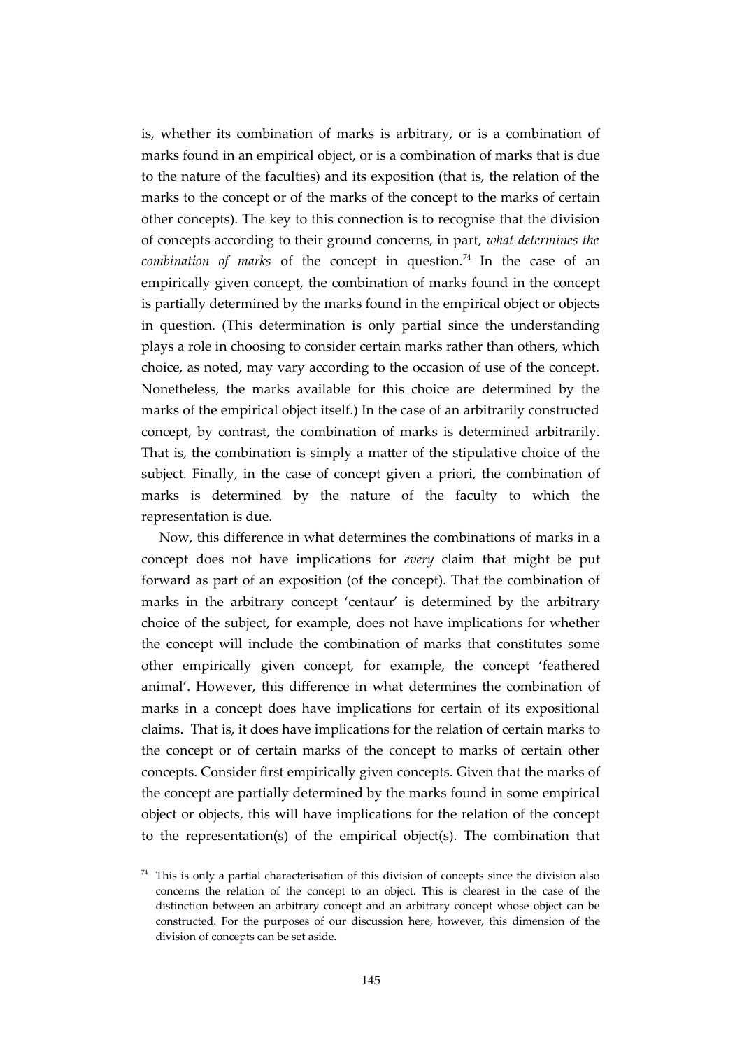is, whether its combination of marks is arbitrary, or is a combination of marks found in an empirical object, or is a combination of marks that is due to the nature of the faculties) and its exposition (that is, the relation of the marks to the concept or of the marks of the concept to the marks of certain other concepts). The key to this connection is to recognise that the division of concepts according to their ground concerns, in part, *what determines the combination of marks* of the concept in question.[74] In the case of an empirically given concept, the combination of marks found in the concept is partially determined by the marks found in the empirical object or objects in question. (This determination is only partial since the understanding plays a role in choosing to consider certain marks rather than others, which choice, as noted, may vary according to the occasion of use of the concept. Nonetheless, the marks available for this choice are determined by the marks of the empirical object itself.) In the case of an arbitrarily constructed concept, by contrast, the combination of marks is determined arbitrarily. That is, the combination is simply a matter of the stipulative choice of the subject. Finally, in the case of concept given a priori, the combination of marks is determined by the nature of the faculty to which the representation is due.

Now, this difference in what determines the combinations of marks in a concept does not have implications for *every* claim that might be put forward as part of an exposition (of the concept). That the combination of marks in the arbitrary concept 'centaur' is determined by the arbitrary choice of the subject, for example, does not have implications for whether the concept will include the combination of marks that constitutes some other empirically given concept, for example, the concept 'feathered animal'. However, this difference in what determines the combination of marks in a concept does have implications for certain of its expositional claims. That is, it does have implications for the relation of certain marks to the concept or of certain marks of the concept to marks of certain other concepts. Consider first empirically given concepts. Given that the marks of the concept are partially determined by the marks found in some empirical object or objects, this will have implications for the relation of the concept to the representation(s) of the empirical object(s). The combination that

[74] This is only a partial characterisation of this division of concepts since the division also concerns the relation of the concept to an object. This is clearest in the case of the distinction between an arbitrary concept and an arbitrary concept whose object can be constructed. For the purposes of our discussion here, however, this dimension of the division of concepts can be set aside.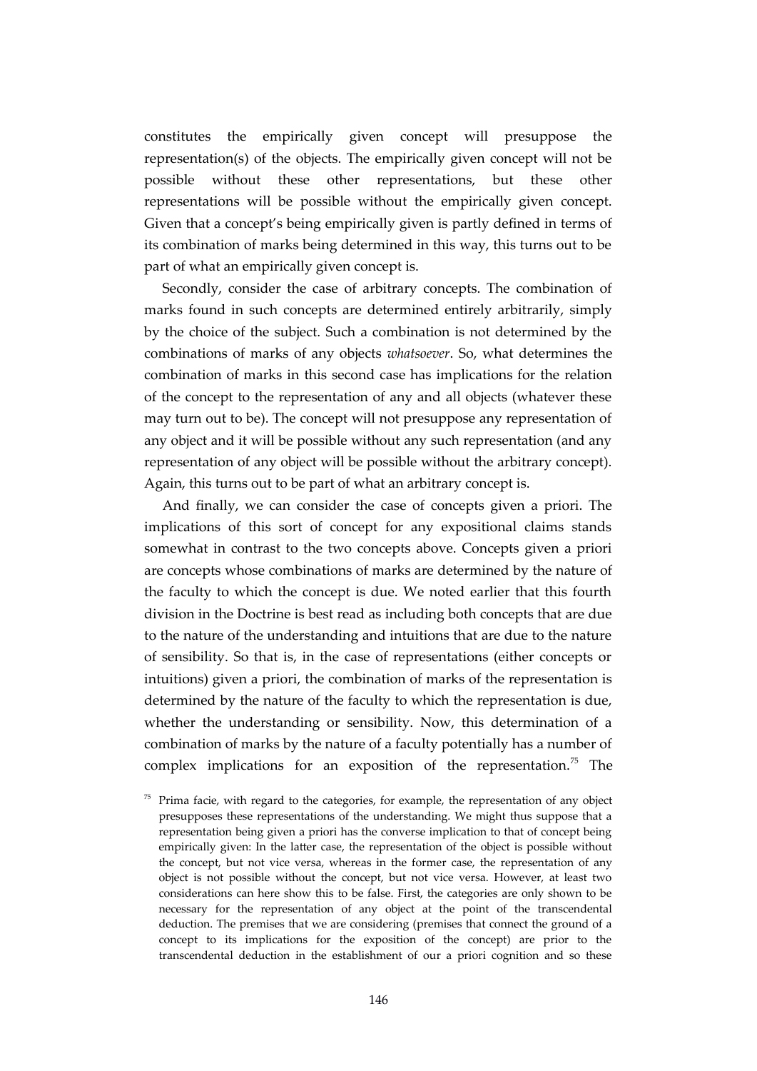constitutes the empirically given concept will presuppose the representation(s) of the objects. The empirically given concept will not be possible without these other representations, but these other representations will be possible without the empirically given concept. Given that a concept's being empirically given is partly defined in terms of its combination of marks being determined in this way, this turns out to be part of what an empirically given concept is.

Secondly, consider the case of arbitrary concepts. The combination of marks found in such concepts are determined entirely arbitrarily, simply by the choice of the subject. Such a combination is not determined by the combinations of marks of any objects *whatsoever*. So, what determines the combination of marks in this second case has implications for the relation of the concept to the representation of any and all objects (whatever these may turn out to be). The concept will not presuppose any representation of any object and it will be possible without any such representation (and any representation of any object will be possible without the arbitrary concept). Again, this turns out to be part of what an arbitrary concept is.

And finally, we can consider the case of concepts given a priori. The implications of this sort of concept for any expositional claims stands somewhat in contrast to the two concepts above. Concepts given a priori are concepts whose combinations of marks are determined by the nature of the faculty to which the concept is due. We noted earlier that this fourth division in the Doctrine is best read as including both concepts that are due to the nature of the understanding and intuitions that are due to the nature of sensibility. So that is, in the case of representations (either concepts or intuitions) given a priori, the combination of marks of the representation is determined by the nature of the faculty to which the representation is due, whether the understanding or sensibility. Now, this determination of a combination of marks by the nature of a faculty potentially has a number of complex implications for an exposition of the representation.[75] The

[75] Prima facie, with regard to the categories, for example, the representation of any object presupposes these representations of the understanding. We might thus suppose that a representation being given a priori has the converse implication to that of concept being empirically given: In the latter case, the representation of the object is possible without the concept, but not vice versa, whereas in the former case, the representation of any object is not possible without the concept, but not vice versa. However, at least two considerations can here show this to be false. First, the categories are only shown to be necessary for the representation of any object at the point of the transcendental deduction. The premises that we are considering (premises that connect the ground of a concept to its implications for the exposition of the concept) are prior to the transcendental deduction in the establishment of our a priori cognition and so these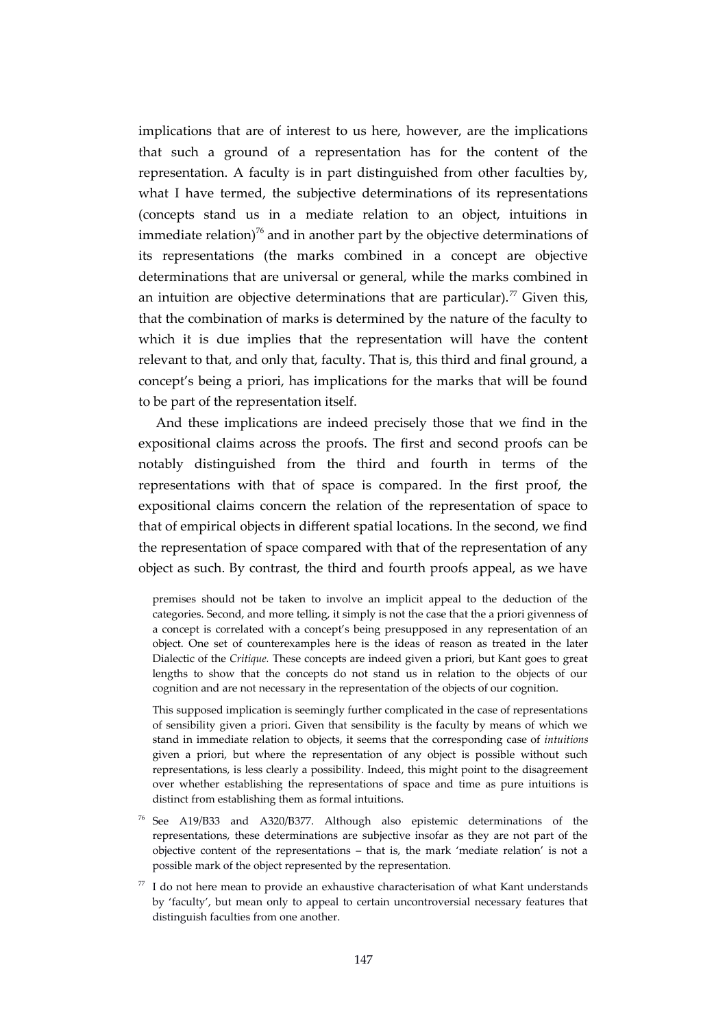implications that are of interest to us here, however, are the implications that such a ground of a representation has for the content of the representation. A faculty is in part distinguished from other faculties by, what I have termed, the subjective determinations of its representations (concepts stand us in a mediate relation to an object, intuitions in immediate relation)[76] and in another part by the objective determinations of its representations (the marks combined in a concept are objective determinations that are universal or general, while the marks combined in an intuition are objective determinations that are particular).[77] Given this, that the combination of marks is determined by the nature of the faculty to which it is due implies that the representation will have the content relevant to that, and only that, faculty. That is, this third and final ground, a concept's being a priori, has implications for the marks that will be found to be part of the representation itself.

And these implications are indeed precisely those that we find in the expositional claims across the proofs. The first and second proofs can be notably distinguished from the third and fourth in terms of the representations with that of space is compared. In the first proof, the expositional claims concern the relation of the representation of space to that of empirical objects in different spatial locations. In the second, we find the representation of space compared with that of the representation of any object as such. By contrast, the third and fourth proofs appeal, as we have

premises should not be taken to involve an implicit appeal to the deduction of the categories. Second, and more telling, it simply is not the case that the a priori givenness of a concept is correlated with a concept's being presupposed in any representation of an object. One set of counterexamples here is the ideas of reason as treated in the later Dialectic of the *Critique.* These concepts are indeed given a priori, but Kant goes to great lengths to show that the concepts do not stand us in relation to the objects of our cognition and are not necessary in the representation of the objects of our cognition.

This supposed implication is seemingly further complicated in the case of representations of sensibility given a priori. Given that sensibility is the faculty by means of which we stand in immediate relation to objects, it seems that the corresponding case of *intuitions* given a priori, but where the representation of any object is possible without such representations, is less clearly a possibility. Indeed, this might point to the disagreement over whether establishing the representations of space and time as pure intuitions is distinct from establishing them as formal intuitions.

[76] See A19/B33 and A320/B377. Although also epistemic determinations of the representations, these determinations are subjective insofar as they are not part of the objective content of the representations – that is, the mark 'mediate relation' is not a possible mark of the object represented by the representation.

[77] I do not here mean to provide an exhaustive characterisation of what Kant understands by 'faculty', but mean only to appeal to certain uncontroversial necessary features that distinguish faculties from one another.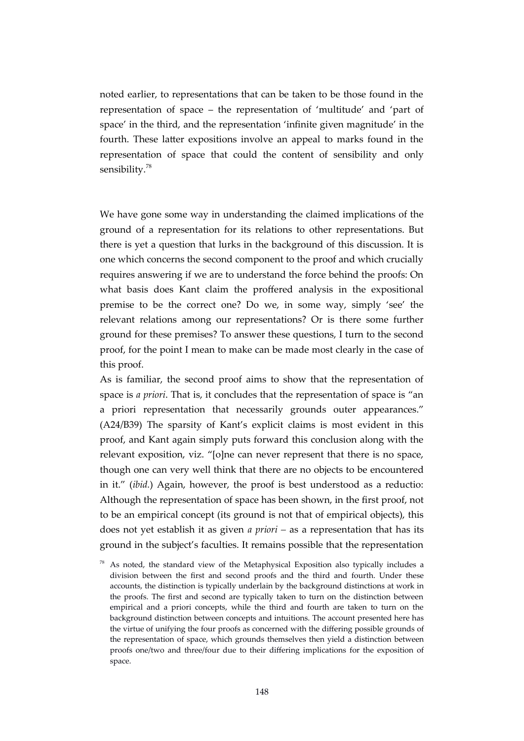noted earlier, to representations that can be taken to be those found in the representation of space – the representation of 'multitude' and 'part of space' in the third, and the representation 'infinite given magnitude' in the fourth. These latter expositions involve an appeal to marks found in the representation of space that could the content of sensibility and only sensibility.[78]

We have gone some way in understanding the claimed implications of the ground of a representation for its relations to other representations. But there is yet a question that lurks in the background of this discussion. It is one which concerns the second component to the proof and which crucially requires answering if we are to understand the force behind the proofs: On what basis does Kant claim the proffered analysis in the expositional premise to be the correct one? Do we, in some way, simply 'see' the relevant relations among our representations? Or is there some further ground for these premises? To answer these questions, I turn to the second proof, for the point I mean to make can be made most clearly in the case of this proof.

As is familiar, the second proof aims to show that the representation of space is *a priori*. That is, it concludes that the representation of space is "an a priori representation that necessarily grounds outer appearances." (A24/B39) The sparsity of Kant's explicit claims is most evident in this proof, and Kant again simply puts forward this conclusion along with the relevant exposition, viz. "[o]ne can never represent that there is no space, though one can very well think that there are no objects to be encountered in it." (*ibid.*) Again, however, the proof is best understood as a reductio: Although the representation of space has been shown, in the first proof, not to be an empirical concept (its ground is not that of empirical objects), this does not yet establish it as given *a priori* – as a representation that has its ground in the subject's faculties. It remains possible that the representation

[78] As noted, the standard view of the Metaphysical Exposition also typically includes a division between the first and second proofs and the third and fourth. Under these accounts, the distinction is typically underlain by the background distinctions at work in the proofs. The first and second are typically taken to turn on the distinction between empirical and a priori concepts, while the third and fourth are taken to turn on the background distinction between concepts and intuitions. The account presented here has the virtue of unifying the four proofs as concerned with the differing possible grounds of the representation of space, which grounds themselves then yield a distinction between proofs one/two and three/four due to their differing implications for the exposition of space.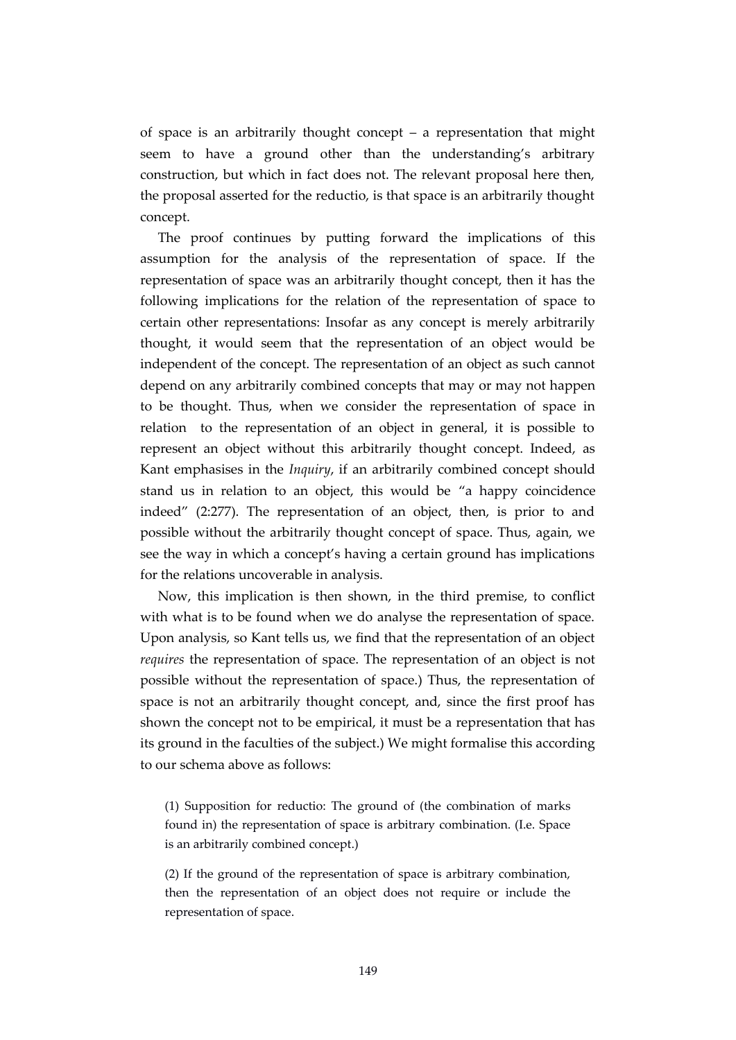of space is an arbitrarily thought concept – a representation that might seem to have a ground other than the understanding's arbitrary construction, but which in fact does not. The relevant proposal here then, the proposal asserted for the reductio, is that space is an arbitrarily thought concept.

The proof continues by putting forward the implications of this assumption for the analysis of the representation of space. If the representation of space was an arbitrarily thought concept, then it has the following implications for the relation of the representation of space to certain other representations: Insofar as any concept is merely arbitrarily thought, it would seem that the representation of an object would be independent of the concept. The representation of an object as such cannot depend on any arbitrarily combined concepts that may or may not happen to be thought. Thus, when we consider the representation of space in relation to the representation of an object in general, it is possible to represent an object without this arbitrarily thought concept. Indeed, as Kant emphasises in the *Inquiry*, if an arbitrarily combined concept should stand us in relation to an object, this would be "a happy coincidence indeed" (2:277). The representation of an object, then, is prior to and possible without the arbitrarily thought concept of space. Thus, again, we see the way in which a concept's having a certain ground has implications for the relations uncoverable in analysis.

Now, this implication is then shown, in the third premise, to conflict with what is to be found when we do analyse the representation of space. Upon analysis, so Kant tells us, we find that the representation of an object *requires* the representation of space. The representation of an object is not possible without the representation of space.) Thus, the representation of space is not an arbitrarily thought concept, and, since the first proof has shown the concept not to be empirical, it must be a representation that has its ground in the faculties of the subject.) We might formalise this according to our schema above as follows:

> (1) Supposition for reductio: The ground of (the combination of marks found in) the representation of space is arbitrary combination. (I.e. Space is an arbitrarily combined concept.)
>
> (2) If the ground of the representation of space is arbitrary combination, then the representation of an object does not require or include the representation of space.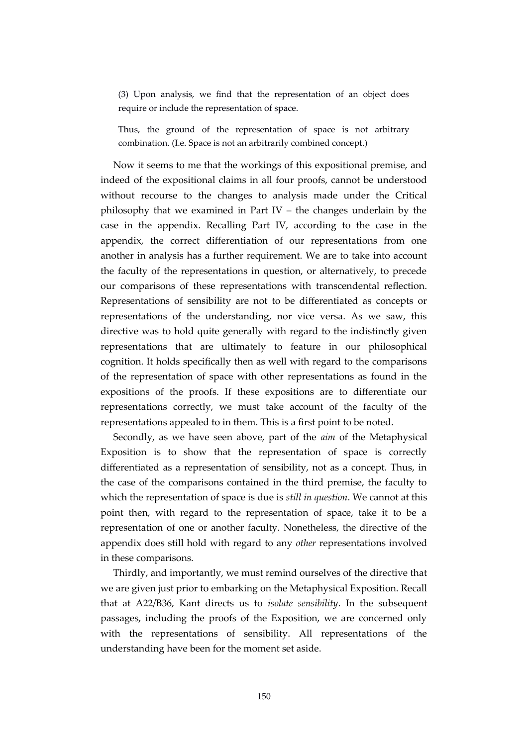> (3) Upon analysis, we find that the representation of an object does require or include the representation of space.
>
> Thus, the ground of the representation of space is not arbitrary combination. (I.e. Space is not an arbitrarily combined concept.)

Now it seems to me that the workings of this expositional premise, and indeed of the expositional claims in all four proofs, cannot be understood without recourse to the changes to analysis made under the Critical philosophy that we examined in Part IV – the changes underlain by the case in the appendix. Recalling Part IV, according to the case in the appendix, the correct differentiation of our representations from one another in analysis has a further requirement. We are to take into account the faculty of the representations in question, or alternatively, to precede our comparisons of these representations with transcendental reflection. Representations of sensibility are not to be differentiated as concepts or representations of the understanding, nor vice versa. As we saw, this directive was to hold quite generally with regard to the indistinctly given representations that are ultimately to feature in our philosophical cognition. It holds specifically then as well with regard to the comparisons of the representation of space with other representations as found in the expositions of the proofs. If these expositions are to differentiate our representations correctly, we must take account of the faculty of the representations appealed to in them. This is a first point to be noted.

Secondly, as we have seen above, part of the *aim* of the Metaphysical Exposition is to show that the representation of space is correctly differentiated as a representation of sensibility, not as a concept. Thus, in the case of the comparisons contained in the third premise, the faculty to which the representation of space is due is *still in question*. We cannot at this point then, with regard to the representation of space, take it to be a representation of one or another faculty. Nonetheless, the directive of the appendix does still hold with regard to any *other* representations involved in these comparisons.

Thirdly, and importantly, we must remind ourselves of the directive that we are given just prior to embarking on the Metaphysical Exposition. Recall that at A22/B36, Kant directs us to *isolate sensibility*. In the subsequent passages, including the proofs of the Exposition, we are concerned only with the representations of sensibility. All representations of the understanding have been for the moment set aside.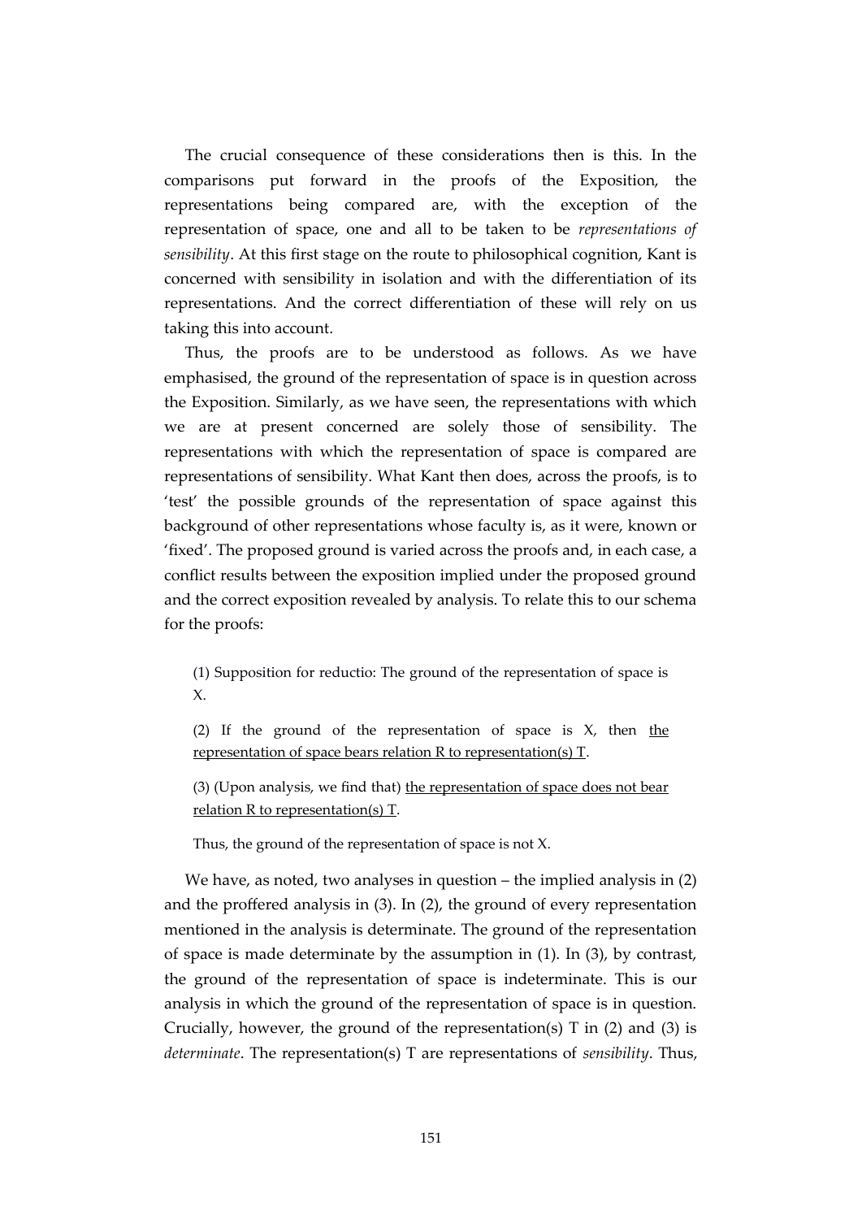The crucial consequence of these considerations then is this. In the comparisons put forward in the proofs of the Exposition, the representations being compared are, with the exception of the representation of space, one and all to be taken to be *representations of sensibility*. At this first stage on the route to philosophical cognition, Kant is concerned with sensibility in isolation and with the differentiation of its representations. And the correct differentiation of these will rely on us taking this into account.

Thus, the proofs are to be understood as follows. As we have emphasised, the ground of the representation of space is in question across the Exposition. Similarly, as we have seen, the representations with which we are at present concerned are solely those of sensibility. The representations with which the representation of space is compared are representations of sensibility. What Kant then does, across the proofs, is to 'test' the possible grounds of the representation of space against this background of other representations whose faculty is, as it were, known or 'fixed'. The proposed ground is varied across the proofs and, in each case, a conflict results between the exposition implied under the proposed ground and the correct exposition revealed by analysis. To relate this to our schema for the proofs:

> (1) Supposition for reductio: The ground of the representation of space is X.
>
> (2) If the ground of the representation of space is X, then <u>the representation of space bears relation R to representation(s) T</u>.
>
> (3) (Upon analysis, we find that) <u>the representation of space does not bear relation R to representation(s) T</u>.
>
> Thus, the ground of the representation of space is not X.

We have, as noted, two analyses in question – the implied analysis in (2) and the proffered analysis in (3). In (2), the ground of every representation mentioned in the analysis is determinate. The ground of the representation of space is made determinate by the assumption in (1). In (3), by contrast, the ground of the representation of space is indeterminate. This is our analysis in which the ground of the representation of space is in question. Crucially, however, the ground of the representation(s) T in (2) and (3) is *determinate*. The representation(s) T are representations of *sensibility*. Thus,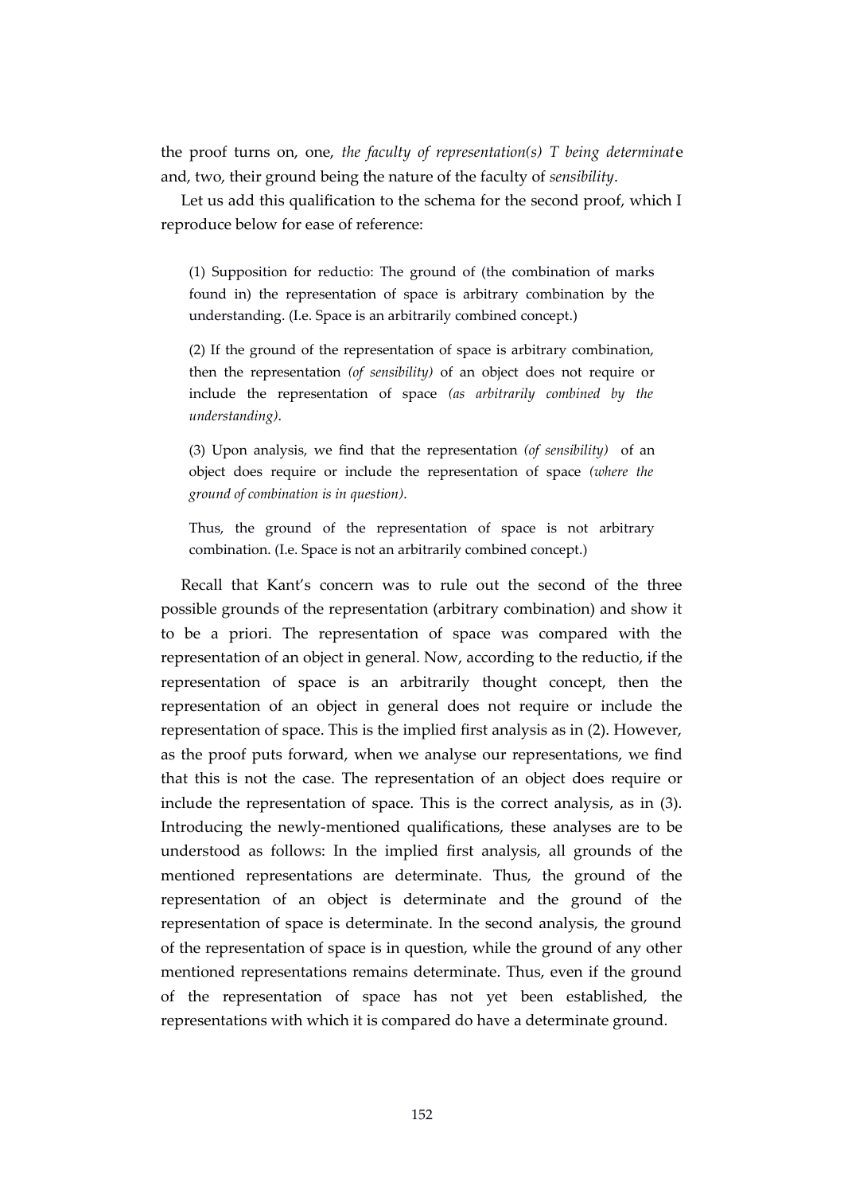the proof turns on, one, *the faculty of representation(s) T being determinat*e and, two, their ground being the nature of the faculty of *sensibility*.

Let us add this qualification to the schema for the second proof, which I reproduce below for ease of reference:

> (1) Supposition for reductio: The ground of (the combination of marks found in) the representation of space is arbitrary combination by the understanding. (I.e. Space is an arbitrarily combined concept.)
>
> (2) If the ground of the representation of space is arbitrary combination, then the representation *(of sensibility)* of an object does not require or include the representation of space *(as arbitrarily combined by the understanding)*.
>
> (3) Upon analysis, we find that the representation *(of sensibility)* of an object does require or include the representation of space *(where the ground of combination is in question)*.
>
> Thus, the ground of the representation of space is not arbitrary combination. (I.e. Space is not an arbitrarily combined concept.)

Recall that Kant's concern was to rule out the second of the three possible grounds of the representation (arbitrary combination) and show it to be a priori. The representation of space was compared with the representation of an object in general. Now, according to the reductio, if the representation of space is an arbitrarily thought concept, then the representation of an object in general does not require or include the representation of space. This is the implied first analysis as in (2). However, as the proof puts forward, when we analyse our representations, we find that this is not the case. The representation of an object does require or include the representation of space. This is the correct analysis, as in (3). Introducing the newly-mentioned qualifications, these analyses are to be understood as follows: In the implied first analysis, all grounds of the mentioned representations are determinate. Thus, the ground of the representation of an object is determinate and the ground of the representation of space is determinate. In the second analysis, the ground of the representation of space is in question, while the ground of any other mentioned representations remains determinate. Thus, even if the ground of the representation of space has not yet been established, the representations with which it is compared do have a determinate ground.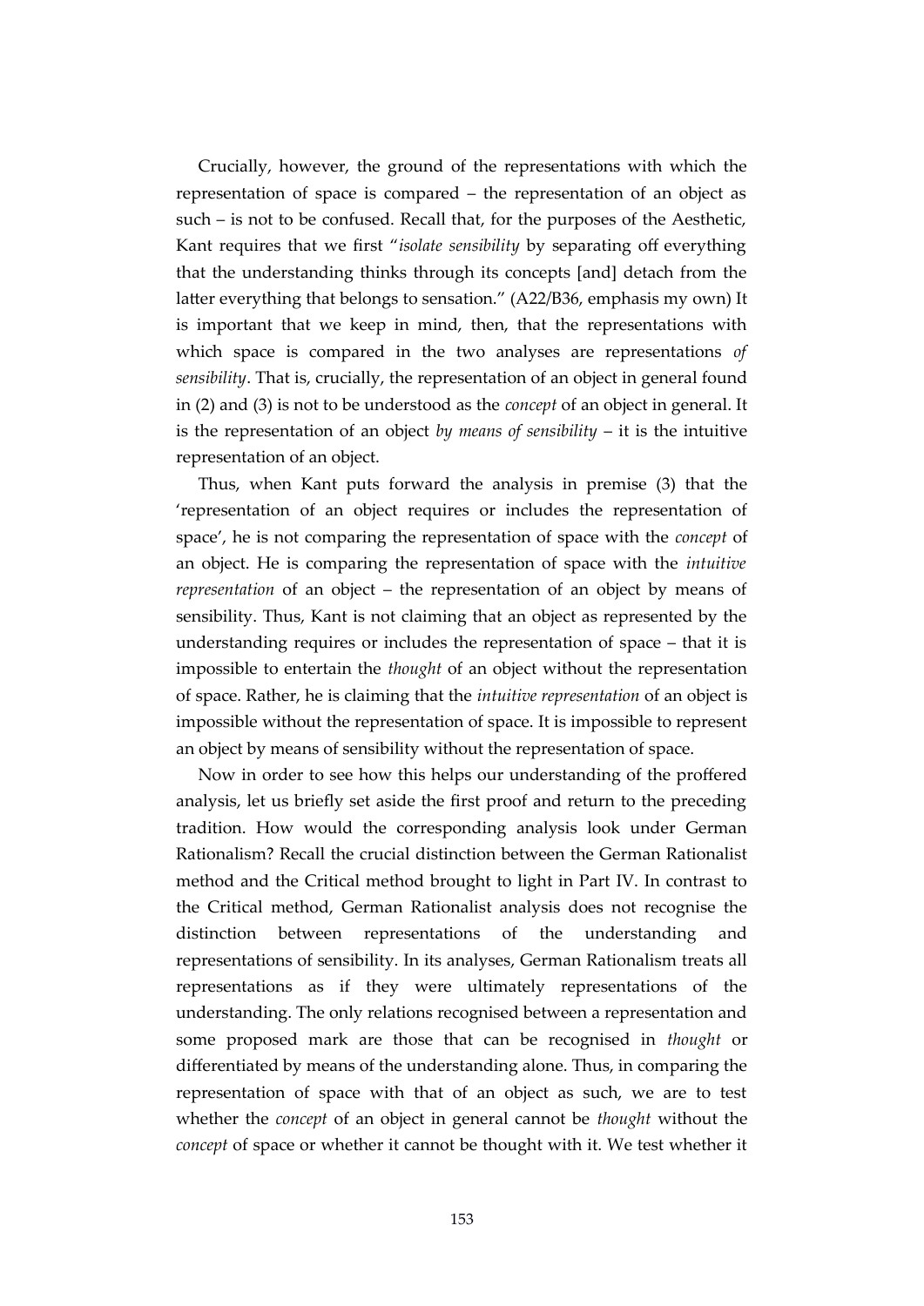Crucially, however, the ground of the representations with which the representation of space is compared – the representation of an object as such – is not to be confused. Recall that, for the purposes of the Aesthetic, Kant requires that we first "*isolate sensibility* by separating off everything that the understanding thinks through its concepts [and] detach from the latter everything that belongs to sensation." (A22/B36, emphasis my own) It is important that we keep in mind, then, that the representations with which space is compared in the two analyses are representations *of sensibility*. That is, crucially, the representation of an object in general found in (2) and (3) is not to be understood as the *concept* of an object in general. It is the representation of an object *by means of sensibility* – it is the intuitive representation of an object.

Thus, when Kant puts forward the analysis in premise (3) that the 'representation of an object requires or includes the representation of space', he is not comparing the representation of space with the *concept* of an object. He is comparing the representation of space with the *intuitive representation* of an object – the representation of an object by means of sensibility. Thus, Kant is not claiming that an object as represented by the understanding requires or includes the representation of space – that it is impossible to entertain the *thought* of an object without the representation of space. Rather, he is claiming that the *intuitive representation* of an object is impossible without the representation of space. It is impossible to represent an object by means of sensibility without the representation of space.

Now in order to see how this helps our understanding of the proffered analysis, let us briefly set aside the first proof and return to the preceding tradition. How would the corresponding analysis look under German Rationalism? Recall the crucial distinction between the German Rationalist method and the Critical method brought to light in Part IV. In contrast to the Critical method, German Rationalist analysis does not recognise the distinction between representations of the understanding and representations of sensibility. In its analyses, German Rationalism treats all representations as if they were ultimately representations of the understanding. The only relations recognised between a representation and some proposed mark are those that can be recognised in *thought* or differentiated by means of the understanding alone. Thus, in comparing the representation of space with that of an object as such, we are to test whether the *concept* of an object in general cannot be *thought* without the *concept* of space or whether it cannot be thought with it. We test whether it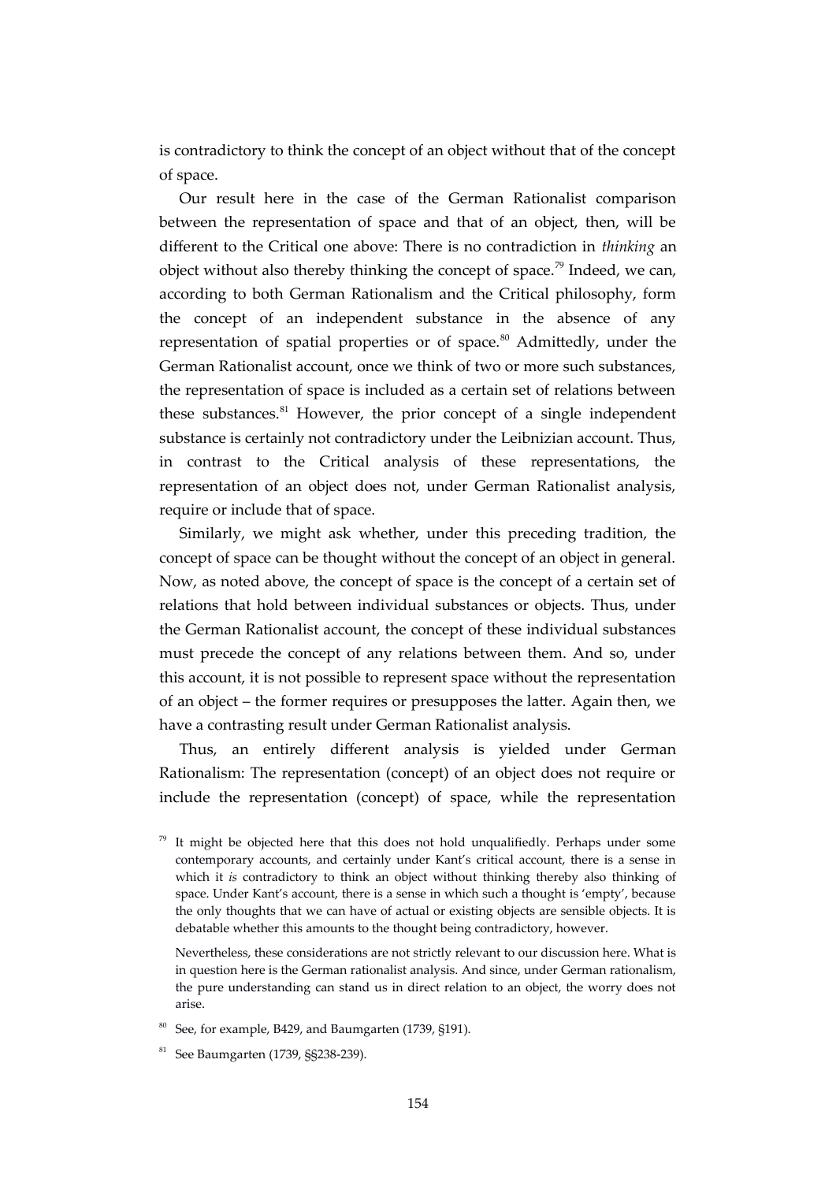is contradictory to think the concept of an object without that of the concept of space.

Our result here in the case of the German Rationalist comparison between the representation of space and that of an object, then, will be different to the Critical one above: There is no contradiction in *thinking* an object without also thereby thinking the concept of space.[79] Indeed, we can, according to both German Rationalism and the Critical philosophy, form the concept of an independent substance in the absence of any representation of spatial properties or of space.[80] Admittedly, under the German Rationalist account, once we think of two or more such substances, the representation of space is included as a certain set of relations between these substances.[81] However, the prior concept of a single independent substance is certainly not contradictory under the Leibnizian account. Thus, in contrast to the Critical analysis of these representations, the representation of an object does not, under German Rationalist analysis, require or include that of space.

Similarly, we might ask whether, under this preceding tradition, the concept of space can be thought without the concept of an object in general. Now, as noted above, the concept of space is the concept of a certain set of relations that hold between individual substances or objects. Thus, under the German Rationalist account, the concept of these individual substances must precede the concept of any relations between them. And so, under this account, it is not possible to represent space without the representation of an object – the former requires or presupposes the latter. Again then, we have a contrasting result under German Rationalist analysis.

Thus, an entirely different analysis is yielded under German Rationalism: The representation (concept) of an object does not require or include the representation (concept) of space, while the representation

[79] It might be objected here that this does not hold unqualifiedly. Perhaps under some contemporary accounts, and certainly under Kant's critical account, there is a sense in which it *is* contradictory to think an object without thinking thereby also thinking of space. Under Kant's account, there is a sense in which such a thought is 'empty', because the only thoughts that we can have of actual or existing objects are sensible objects. It is debatable whether this amounts to the thought being contradictory, however.

Nevertheless, these considerations are not strictly relevant to our discussion here. What is in question here is the German rationalist analysis. And since, under German rationalism, the pure understanding can stand us in direct relation to an object, the worry does not arise.

[80] See, for example, B429, and Baumgarten (1739, §191).

[81] See Baumgarten (1739, §§238-239).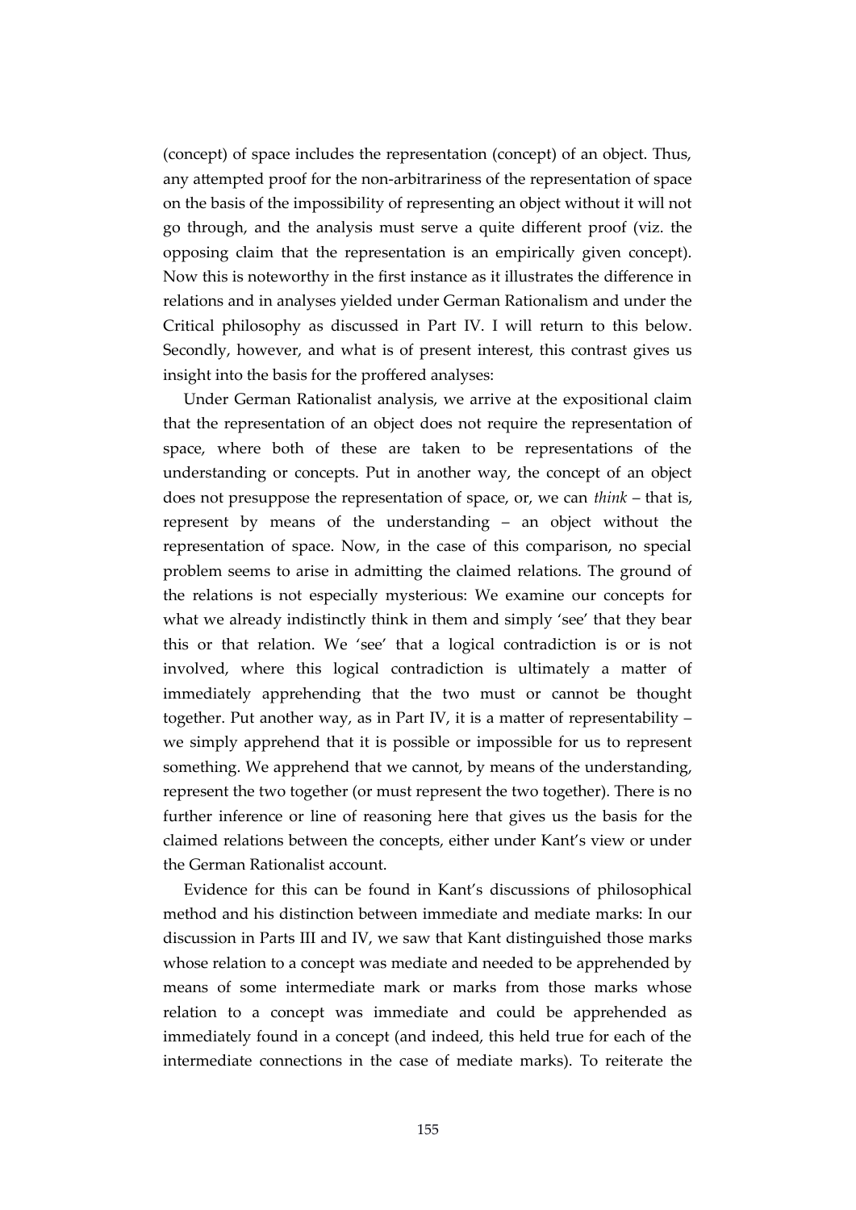(concept) of space includes the representation (concept) of an object. Thus, any attempted proof for the non-arbitrariness of the representation of space on the basis of the impossibility of representing an object without it will not go through, and the analysis must serve a quite different proof (viz. the opposing claim that the representation is an empirically given concept). Now this is noteworthy in the first instance as it illustrates the difference in relations and in analyses yielded under German Rationalism and under the Critical philosophy as discussed in Part IV. I will return to this below. Secondly, however, and what is of present interest, this contrast gives us insight into the basis for the proffered analyses:

Under German Rationalist analysis, we arrive at the expositional claim that the representation of an object does not require the representation of space, where both of these are taken to be representations of the understanding or concepts. Put in another way, the concept of an object does not presuppose the representation of space, or, we can *think* – that is, represent by means of the understanding – an object without the representation of space. Now, in the case of this comparison, no special problem seems to arise in admitting the claimed relations. The ground of the relations is not especially mysterious: We examine our concepts for what we already indistinctly think in them and simply 'see' that they bear this or that relation. We 'see' that a logical contradiction is or is not involved, where this logical contradiction is ultimately a matter of immediately apprehending that the two must or cannot be thought together. Put another way, as in Part IV, it is a matter of representability – we simply apprehend that it is possible or impossible for us to represent something. We apprehend that we cannot, by means of the understanding, represent the two together (or must represent the two together). There is no further inference or line of reasoning here that gives us the basis for the claimed relations between the concepts, either under Kant's view or under the German Rationalist account.

Evidence for this can be found in Kant's discussions of philosophical method and his distinction between immediate and mediate marks: In our discussion in Parts III and IV, we saw that Kant distinguished those marks whose relation to a concept was mediate and needed to be apprehended by means of some intermediate mark or marks from those marks whose relation to a concept was immediate and could be apprehended as immediately found in a concept (and indeed, this held true for each of the intermediate connections in the case of mediate marks). To reiterate the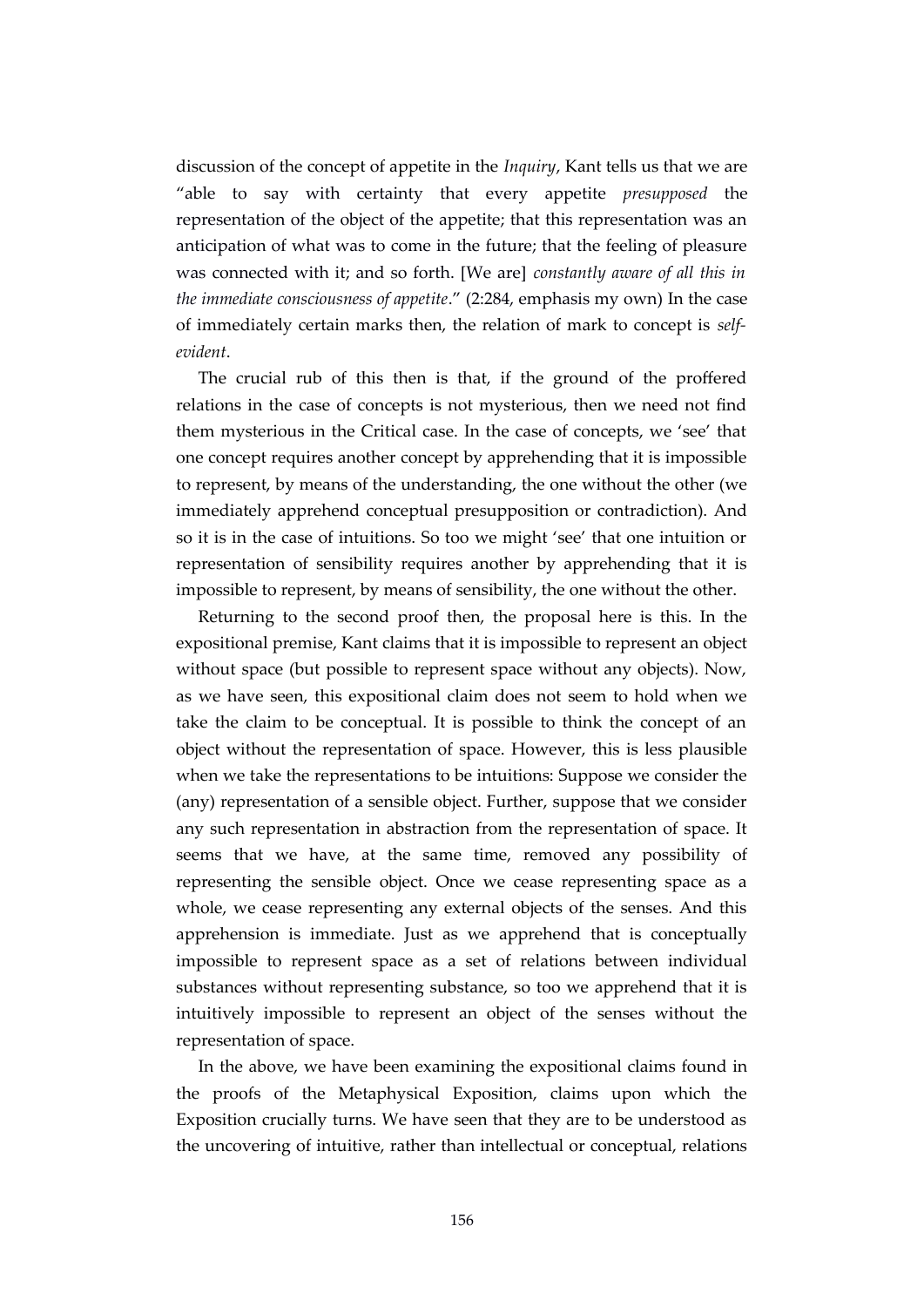discussion of the concept of appetite in the *Inquiry*, Kant tells us that we are "able to say with certainty that every appetite *presupposed* the representation of the object of the appetite; that this representation was an anticipation of what was to come in the future; that the feeling of pleasure was connected with it; and so forth. [We are] *constantly aware of all this in the immediate consciousness of appetite*." (2:284, emphasis my own) In the case of immediately certain marks then, the relation of mark to concept is *self-evident*.

The crucial rub of this then is that, if the ground of the proffered relations in the case of concepts is not mysterious, then we need not find them mysterious in the Critical case. In the case of concepts, we 'see' that one concept requires another concept by apprehending that it is impossible to represent, by means of the understanding, the one without the other (we immediately apprehend conceptual presupposition or contradiction). And so it is in the case of intuitions. So too we might 'see' that one intuition or representation of sensibility requires another by apprehending that it is impossible to represent, by means of sensibility, the one without the other.

Returning to the second proof then, the proposal here is this. In the expositional premise, Kant claims that it is impossible to represent an object without space (but possible to represent space without any objects). Now, as we have seen, this expositional claim does not seem to hold when we take the claim to be conceptual. It is possible to think the concept of an object without the representation of space. However, this is less plausible when we take the representations to be intuitions: Suppose we consider the (any) representation of a sensible object. Further, suppose that we consider any such representation in abstraction from the representation of space. It seems that we have, at the same time, removed any possibility of representing the sensible object. Once we cease representing space as a whole, we cease representing any external objects of the senses. And this apprehension is immediate. Just as we apprehend that is conceptually impossible to represent space as a set of relations between individual substances without representing substance, so too we apprehend that it is intuitively impossible to represent an object of the senses without the representation of space.

In the above, we have been examining the expositional claims found in the proofs of the Metaphysical Exposition, claims upon which the Exposition crucially turns. We have seen that they are to be understood as the uncovering of intuitive, rather than intellectual or conceptual, relations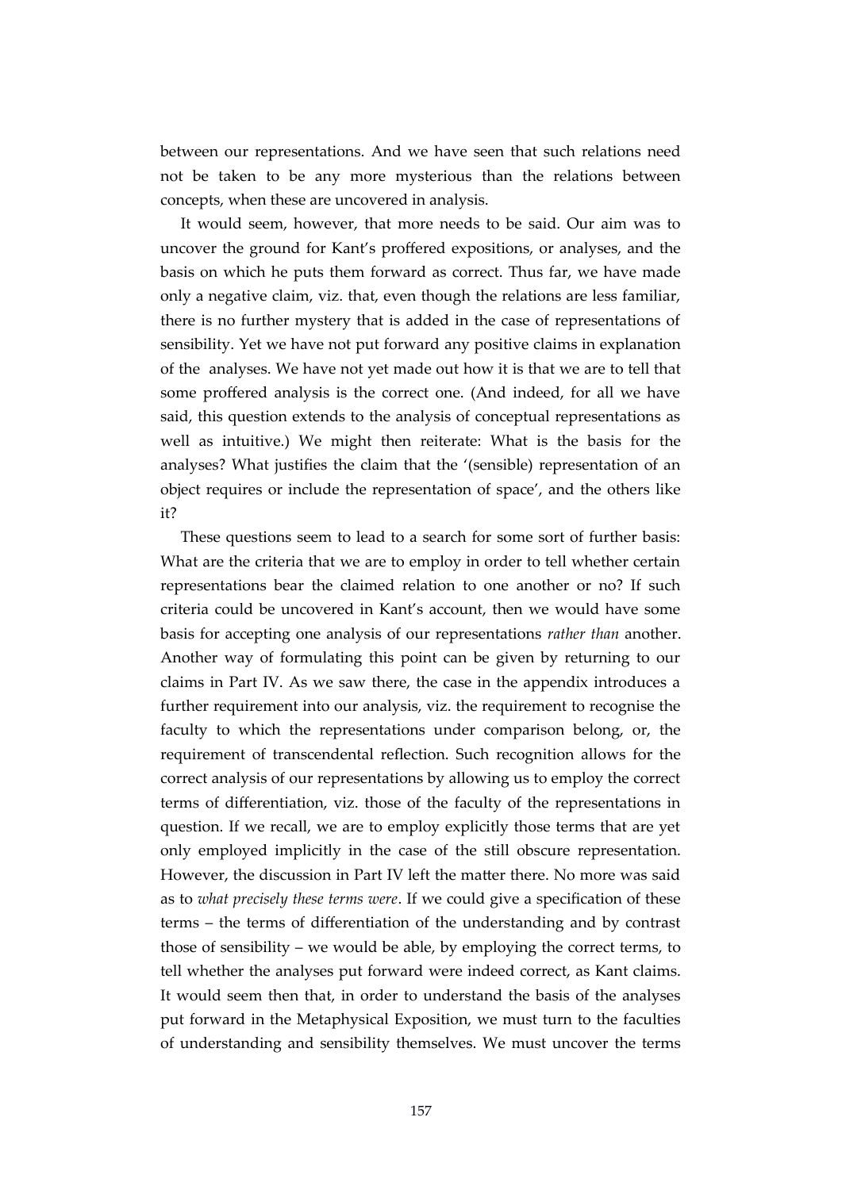between our representations. And we have seen that such relations need not be taken to be any more mysterious than the relations between concepts, when these are uncovered in analysis.

It would seem, however, that more needs to be said. Our aim was to uncover the ground for Kant's proffered expositions, or analyses, and the basis on which he puts them forward as correct. Thus far, we have made only a negative claim, viz. that, even though the relations are less familiar, there is no further mystery that is added in the case of representations of sensibility. Yet we have not put forward any positive claims in explanation of the analyses. We have not yet made out how it is that we are to tell that some proffered analysis is the correct one. (And indeed, for all we have said, this question extends to the analysis of conceptual representations as well as intuitive.) We might then reiterate: What is the basis for the analyses? What justifies the claim that the '(sensible) representation of an object requires or include the representation of space', and the others like it?

These questions seem to lead to a search for some sort of further basis: What are the criteria that we are to employ in order to tell whether certain representations bear the claimed relation to one another or no? If such criteria could be uncovered in Kant's account, then we would have some basis for accepting one analysis of our representations *rather than* another. Another way of formulating this point can be given by returning to our claims in Part IV. As we saw there, the case in the appendix introduces a further requirement into our analysis, viz. the requirement to recognise the faculty to which the representations under comparison belong, or, the requirement of transcendental reflection. Such recognition allows for the correct analysis of our representations by allowing us to employ the correct terms of differentiation, viz. those of the faculty of the representations in question. If we recall, we are to employ explicitly those terms that are yet only employed implicitly in the case of the still obscure representation. However, the discussion in Part IV left the matter there. No more was said as to *what precisely these terms were*. If we could give a specification of these terms – the terms of differentiation of the understanding and by contrast those of sensibility – we would be able, by employing the correct terms, to tell whether the analyses put forward were indeed correct, as Kant claims. It would seem then that, in order to understand the basis of the analyses put forward in the Metaphysical Exposition, we must turn to the faculties of understanding and sensibility themselves. We must uncover the terms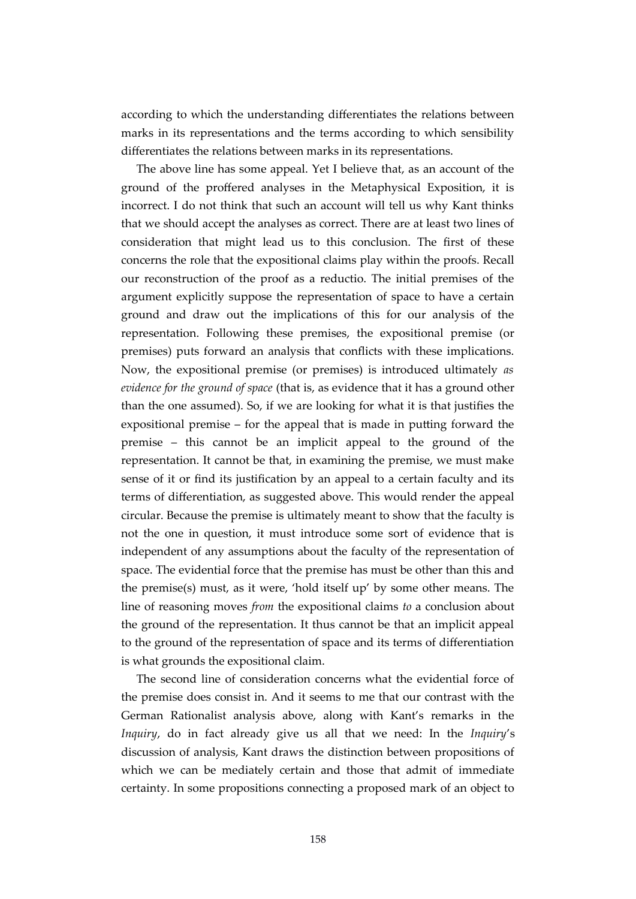according to which the understanding differentiates the relations between marks in its representations and the terms according to which sensibility differentiates the relations between marks in its representations.

The above line has some appeal. Yet I believe that, as an account of the ground of the proffered analyses in the Metaphysical Exposition, it is incorrect. I do not think that such an account will tell us why Kant thinks that we should accept the analyses as correct. There are at least two lines of consideration that might lead us to this conclusion. The first of these concerns the role that the expositional claims play within the proofs. Recall our reconstruction of the proof as a reductio. The initial premises of the argument explicitly suppose the representation of space to have a certain ground and draw out the implications of this for our analysis of the representation. Following these premises, the expositional premise (or premises) puts forward an analysis that conflicts with these implications. Now, the expositional premise (or premises) is introduced ultimately *as evidence for the ground of space* (that is, as evidence that it has a ground other than the one assumed). So, if we are looking for what it is that justifies the expositional premise – for the appeal that is made in putting forward the premise – this cannot be an implicit appeal to the ground of the representation. It cannot be that, in examining the premise, we must make sense of it or find its justification by an appeal to a certain faculty and its terms of differentiation, as suggested above. This would render the appeal circular. Because the premise is ultimately meant to show that the faculty is not the one in question, it must introduce some sort of evidence that is independent of any assumptions about the faculty of the representation of space. The evidential force that the premise has must be other than this and the premise(s) must, as it were, 'hold itself up' by some other means. The line of reasoning moves *from* the expositional claims *to* a conclusion about the ground of the representation. It thus cannot be that an implicit appeal to the ground of the representation of space and its terms of differentiation is what grounds the expositional claim.

The second line of consideration concerns what the evidential force of the premise does consist in. And it seems to me that our contrast with the German Rationalist analysis above, along with Kant's remarks in the *Inquiry*, do in fact already give us all that we need: In the *Inquiry*'s discussion of analysis, Kant draws the distinction between propositions of which we can be mediately certain and those that admit of immediate certainty. In some propositions connecting a proposed mark of an object to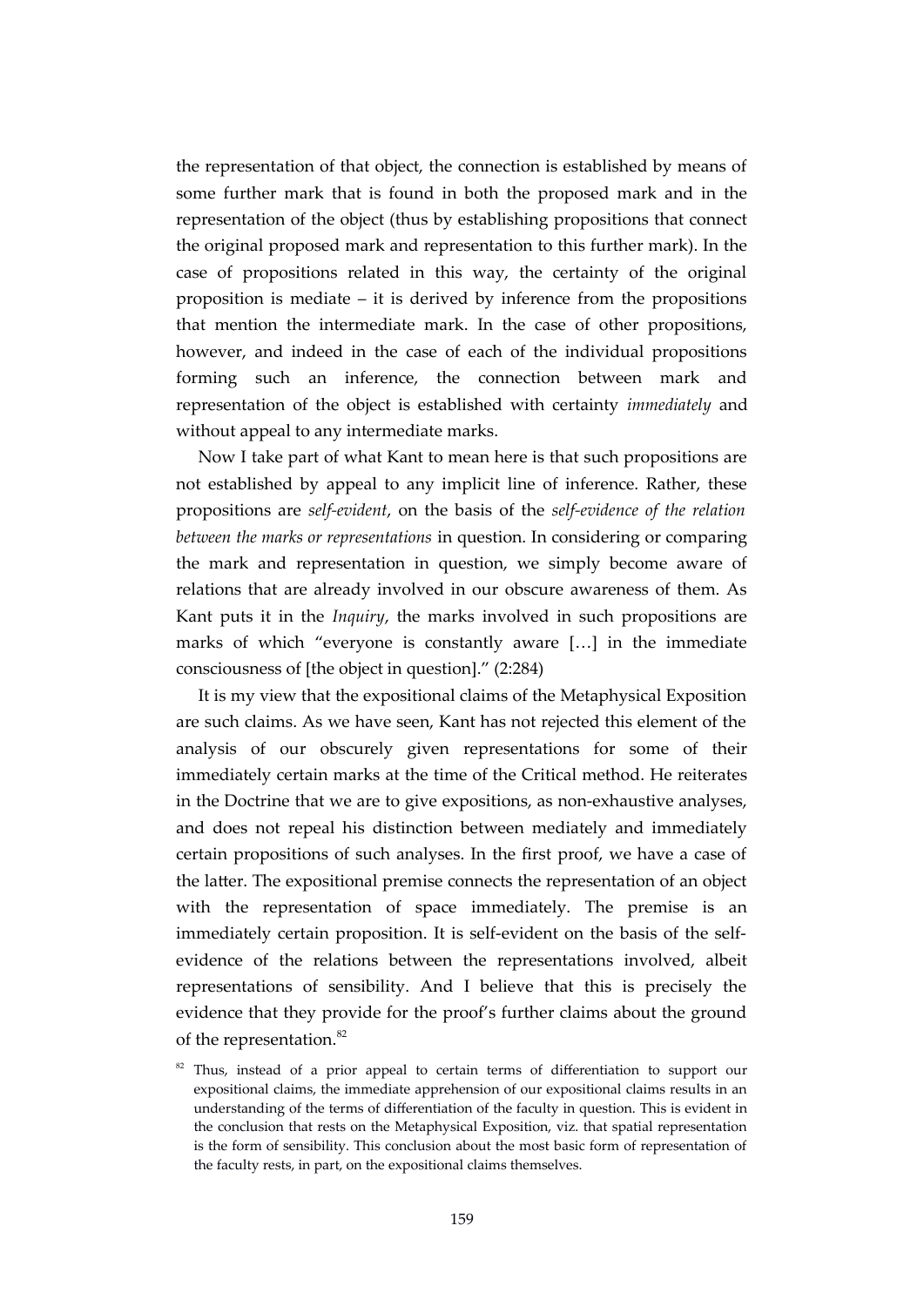the representation of that object, the connection is established by means of some further mark that is found in both the proposed mark and in the representation of the object (thus by establishing propositions that connect the original proposed mark and representation to this further mark). In the case of propositions related in this way, the certainty of the original proposition is mediate – it is derived by inference from the propositions that mention the intermediate mark. In the case of other propositions, however, and indeed in the case of each of the individual propositions forming such an inference, the connection between mark and representation of the object is established with certainty *immediately* and without appeal to any intermediate marks.

Now I take part of what Kant to mean here is that such propositions are not established by appeal to any implicit line of inference. Rather, these propositions are *self-evident*, on the basis of the *self-evidence of the relation between the marks or representations* in question. In considering or comparing the mark and representation in question, we simply become aware of relations that are already involved in our obscure awareness of them. As Kant puts it in the *Inquiry*, the marks involved in such propositions are marks of which "everyone is constantly aware […] in the immediate consciousness of [the object in question]." (2:284)

It is my view that the expositional claims of the Metaphysical Exposition are such claims. As we have seen, Kant has not rejected this element of the analysis of our obscurely given representations for some of their immediately certain marks at the time of the Critical method. He reiterates in the Doctrine that we are to give expositions, as non-exhaustive analyses, and does not repeal his distinction between mediately and immediately certain propositions of such analyses. In the first proof, we have a case of the latter. The expositional premise connects the representation of an object with the representation of space immediately. The premise is an immediately certain proposition. It is self-evident on the basis of the self-evidence of the relations between the representations involved, albeit representations of sensibility. And I believe that this is precisely the evidence that they provide for the proof's further claims about the ground of the representation.[82]

[82] Thus, instead of a prior appeal to certain terms of differentiation to support our expositional claims, the immediate apprehension of our expositional claims results in an understanding of the terms of differentiation of the faculty in question. This is evident in the conclusion that rests on the Metaphysical Exposition, viz. that spatial representation is the form of sensibility. This conclusion about the most basic form of representation of the faculty rests, in part, on the expositional claims themselves.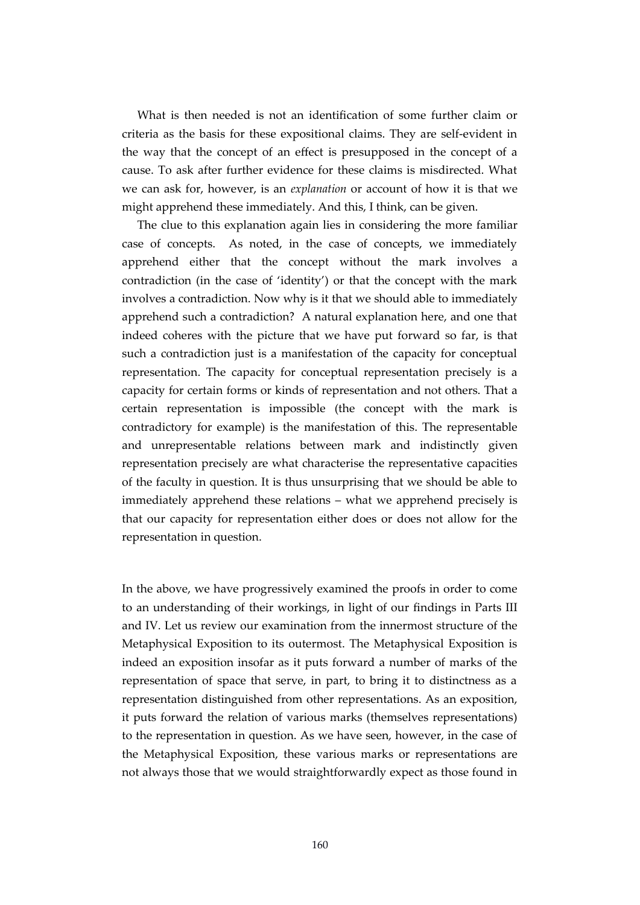What is then needed is not an identification of some further claim or criteria as the basis for these expositional claims. They are self-evident in the way that the concept of an effect is presupposed in the concept of a cause. To ask after further evidence for these claims is misdirected. What we can ask for, however, is an *explanation* or account of how it is that we might apprehend these immediately. And this, I think, can be given.

The clue to this explanation again lies in considering the more familiar case of concepts. As noted, in the case of concepts, we immediately apprehend either that the concept without the mark involves a contradiction (in the case of 'identity') or that the concept with the mark involves a contradiction. Now why is it that we should able to immediately apprehend such a contradiction? A natural explanation here, and one that indeed coheres with the picture that we have put forward so far, is that such a contradiction just is a manifestation of the capacity for conceptual representation. The capacity for conceptual representation precisely is a capacity for certain forms or kinds of representation and not others. That a certain representation is impossible (the concept with the mark is contradictory for example) is the manifestation of this. The representable and unrepresentable relations between mark and indistinctly given representation precisely are what characterise the representative capacities of the faculty in question. It is thus unsurprising that we should be able to immediately apprehend these relations – what we apprehend precisely is that our capacity for representation either does or does not allow for the representation in question.

In the above, we have progressively examined the proofs in order to come to an understanding of their workings, in light of our findings in Parts III and IV. Let us review our examination from the innermost structure of the Metaphysical Exposition to its outermost. The Metaphysical Exposition is indeed an exposition insofar as it puts forward a number of marks of the representation of space that serve, in part, to bring it to distinctness as a representation distinguished from other representations. As an exposition, it puts forward the relation of various marks (themselves representations) to the representation in question. As we have seen, however, in the case of the Metaphysical Exposition, these various marks or representations are not always those that we would straightforwardly expect as those found in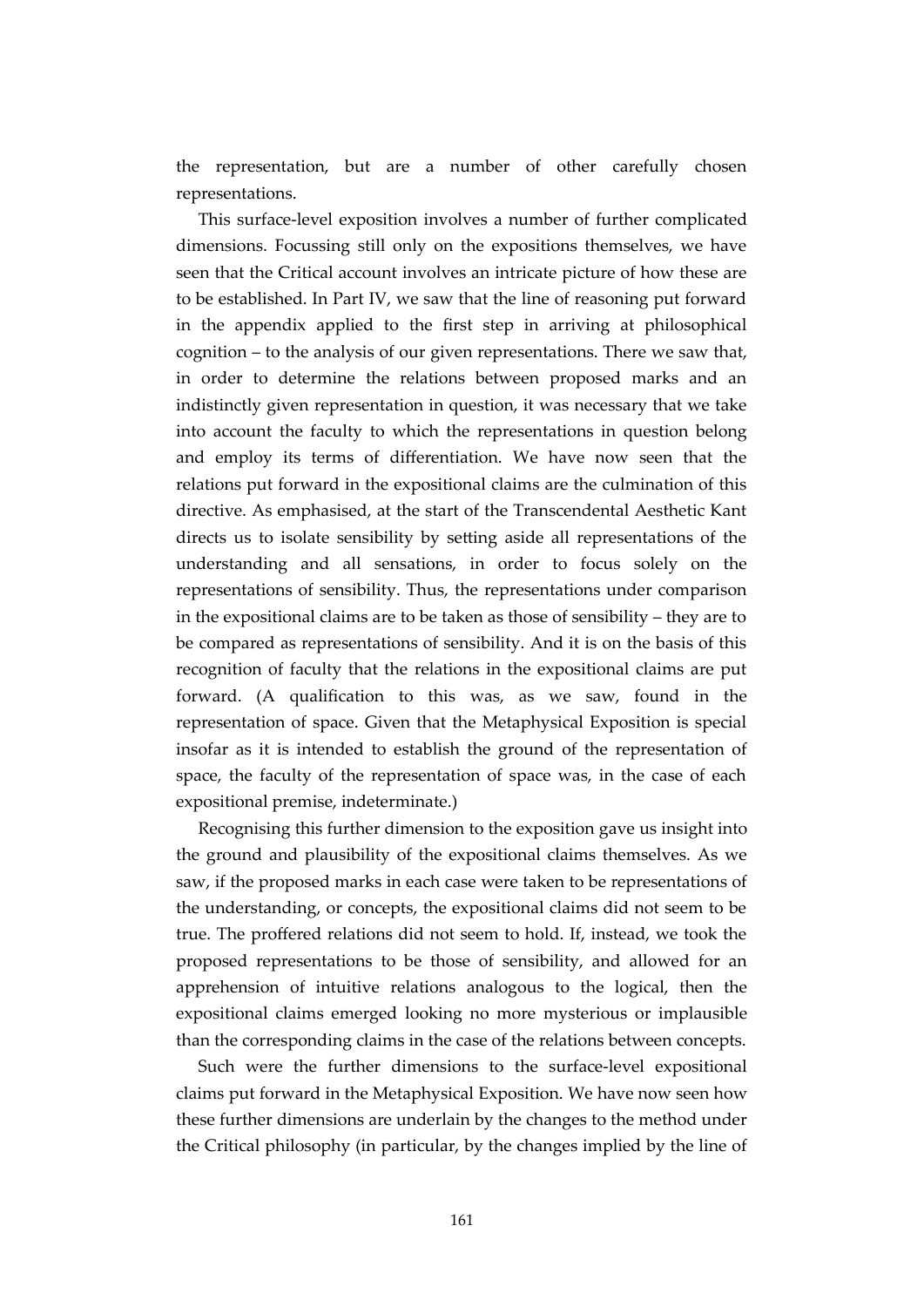the representation, but are a number of other carefully chosen representations.

This surface-level exposition involves a number of further complicated dimensions. Focussing still only on the expositions themselves, we have seen that the Critical account involves an intricate picture of how these are to be established. In Part IV, we saw that the line of reasoning put forward in the appendix applied to the first step in arriving at philosophical cognition – to the analysis of our given representations. There we saw that, in order to determine the relations between proposed marks and an indistinctly given representation in question, it was necessary that we take into account the faculty to which the representations in question belong and employ its terms of differentiation. We have now seen that the relations put forward in the expositional claims are the culmination of this directive. As emphasised, at the start of the Transcendental Aesthetic Kant directs us to isolate sensibility by setting aside all representations of the understanding and all sensations, in order to focus solely on the representations of sensibility. Thus, the representations under comparison in the expositional claims are to be taken as those of sensibility – they are to be compared as representations of sensibility. And it is on the basis of this recognition of faculty that the relations in the expositional claims are put forward. (A qualification to this was, as we saw, found in the representation of space. Given that the Metaphysical Exposition is special insofar as it is intended to establish the ground of the representation of space, the faculty of the representation of space was, in the case of each expositional premise, indeterminate.)

Recognising this further dimension to the exposition gave us insight into the ground and plausibility of the expositional claims themselves. As we saw, if the proposed marks in each case were taken to be representations of the understanding, or concepts, the expositional claims did not seem to be true. The proffered relations did not seem to hold. If, instead, we took the proposed representations to be those of sensibility, and allowed for an apprehension of intuitive relations analogous to the logical, then the expositional claims emerged looking no more mysterious or implausible than the corresponding claims in the case of the relations between concepts.

Such were the further dimensions to the surface-level expositional claims put forward in the Metaphysical Exposition. We have now seen how these further dimensions are underlain by the changes to the method under the Critical philosophy (in particular, by the changes implied by the line of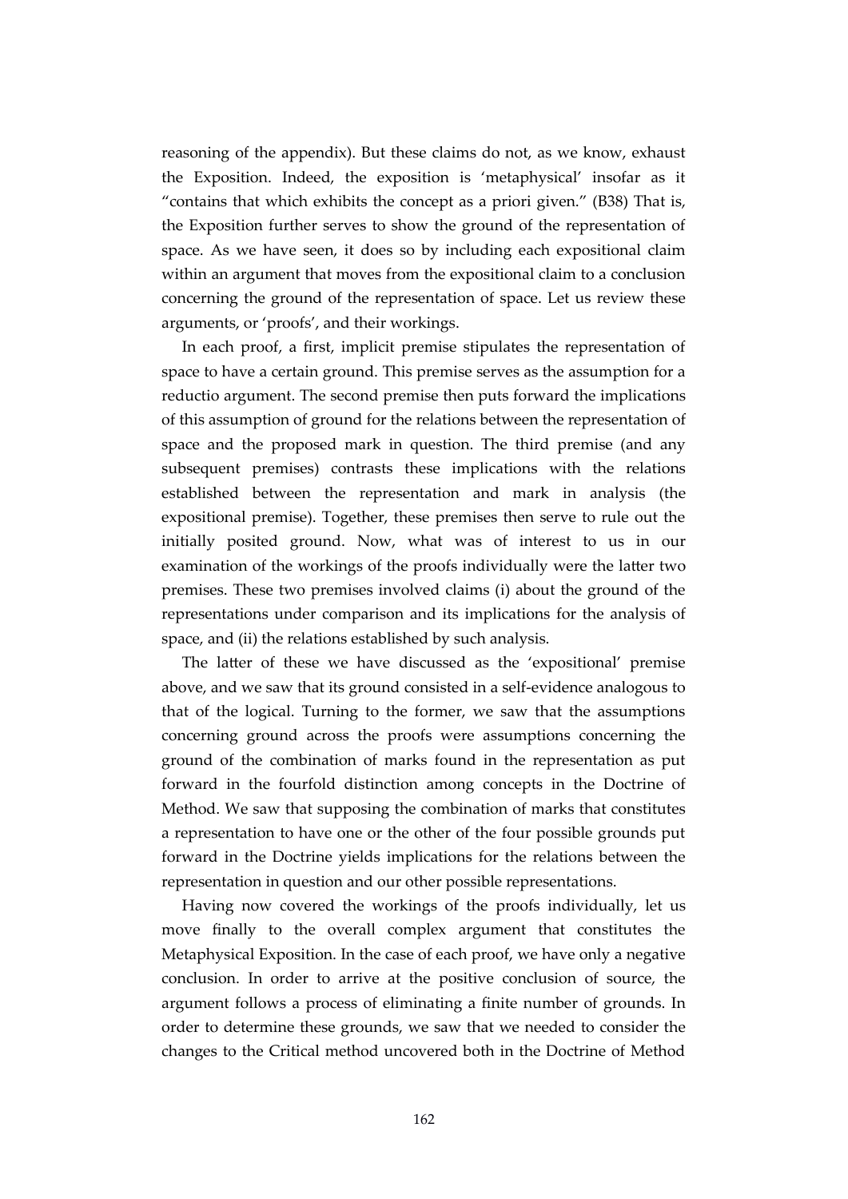reasoning of the appendix). But these claims do not, as we know, exhaust the Exposition. Indeed, the exposition is 'metaphysical' insofar as it "contains that which exhibits the concept as a priori given." (B38) That is, the Exposition further serves to show the ground of the representation of space. As we have seen, it does so by including each expositional claim within an argument that moves from the expositional claim to a conclusion concerning the ground of the representation of space. Let us review these arguments, or 'proofs', and their workings.

In each proof, a first, implicit premise stipulates the representation of space to have a certain ground. This premise serves as the assumption for a reductio argument. The second premise then puts forward the implications of this assumption of ground for the relations between the representation of space and the proposed mark in question. The third premise (and any subsequent premises) contrasts these implications with the relations established between the representation and mark in analysis (the expositional premise). Together, these premises then serve to rule out the initially posited ground. Now, what was of interest to us in our examination of the workings of the proofs individually were the latter two premises. These two premises involved claims (i) about the ground of the representations under comparison and its implications for the analysis of space, and (ii) the relations established by such analysis.

The latter of these we have discussed as the 'expositional' premise above, and we saw that its ground consisted in a self-evidence analogous to that of the logical. Turning to the former, we saw that the assumptions concerning ground across the proofs were assumptions concerning the ground of the combination of marks found in the representation as put forward in the fourfold distinction among concepts in the Doctrine of Method. We saw that supposing the combination of marks that constitutes a representation to have one or the other of the four possible grounds put forward in the Doctrine yields implications for the relations between the representation in question and our other possible representations.

Having now covered the workings of the proofs individually, let us move finally to the overall complex argument that constitutes the Metaphysical Exposition. In the case of each proof, we have only a negative conclusion. In order to arrive at the positive conclusion of source, the argument follows a process of eliminating a finite number of grounds. In order to determine these grounds, we saw that we needed to consider the changes to the Critical method uncovered both in the Doctrine of Method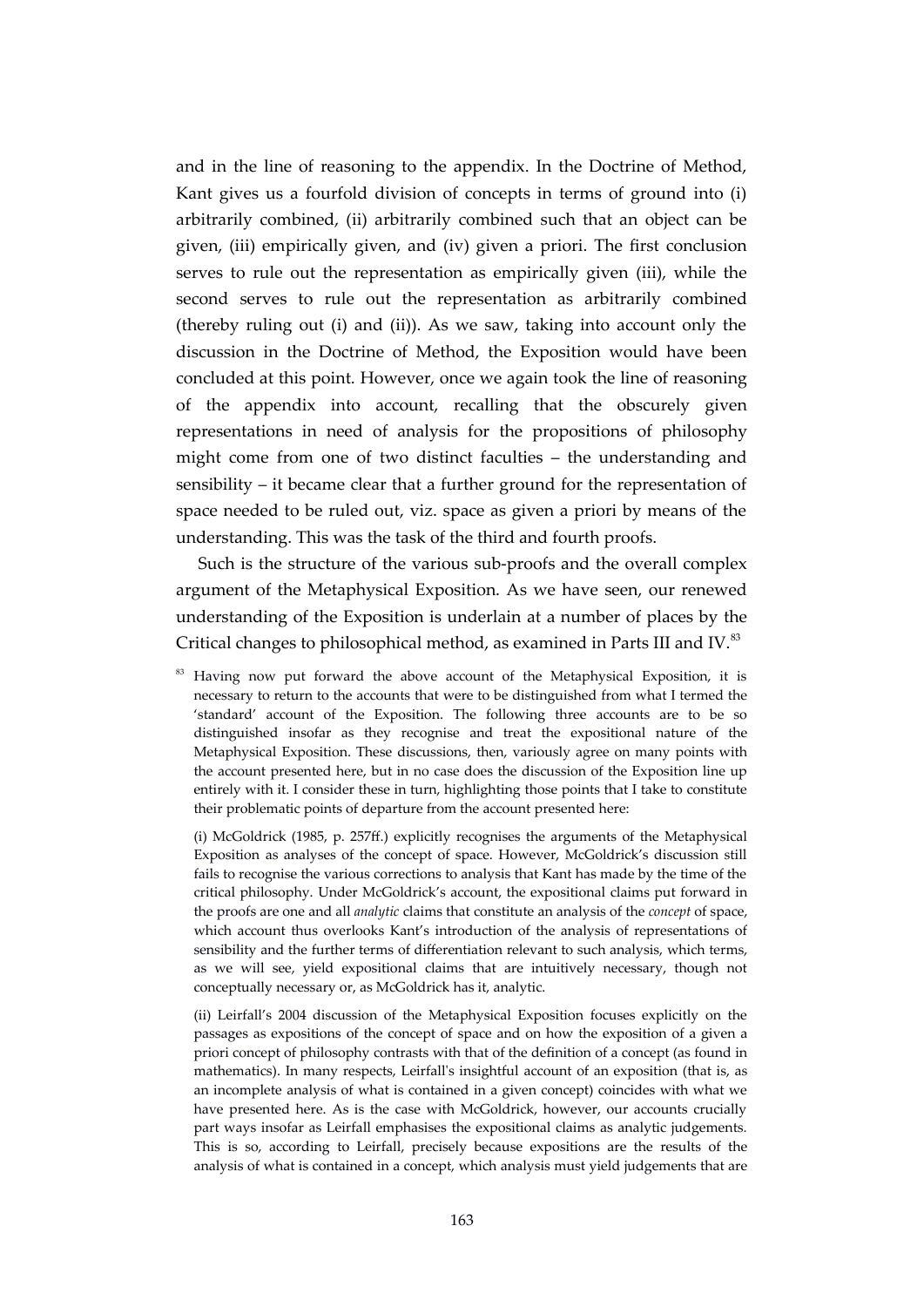and in the line of reasoning to the appendix. In the Doctrine of Method, Kant gives us a fourfold division of concepts in terms of ground into (i) arbitrarily combined, (ii) arbitrarily combined such that an object can be given, (iii) empirically given, and (iv) given a priori. The first conclusion serves to rule out the representation as empirically given (iii), while the second serves to rule out the representation as arbitrarily combined (thereby ruling out (i) and (ii)). As we saw, taking into account only the discussion in the Doctrine of Method, the Exposition would have been concluded at this point. However, once we again took the line of reasoning of the appendix into account, recalling that the obscurely given representations in need of analysis for the propositions of philosophy might come from one of two distinct faculties – the understanding and sensibility – it became clear that a further ground for the representation of space needed to be ruled out, viz. space as given a priori by means of the understanding. This was the task of the third and fourth proofs.

Such is the structure of the various sub-proofs and the overall complex argument of the Metaphysical Exposition. As we have seen, our renewed understanding of the Exposition is underlain at a number of places by the Critical changes to philosophical method, as examined in Parts III and IV.[83]

[83] Having now put forward the above account of the Metaphysical Exposition, it is necessary to return to the accounts that were to be distinguished from what I termed the 'standard' account of the Exposition. The following three accounts are to be so distinguished insofar as they recognise and treat the expositional nature of the Metaphysical Exposition. These discussions, then, variously agree on many points with the account presented here, but in no case does the discussion of the Exposition line up entirely with it. I consider these in turn, highlighting those points that I take to constitute their problematic points of departure from the account presented here:

(i) McGoldrick (1985, p. 257ff.) explicitly recognises the arguments of the Metaphysical Exposition as analyses of the concept of space. However, McGoldrick's discussion still fails to recognise the various corrections to analysis that Kant has made by the time of the critical philosophy. Under McGoldrick's account, the expositional claims put forward in the proofs are one and all *analytic* claims that constitute an analysis of the *concept* of space, which account thus overlooks Kant's introduction of the analysis of representations of sensibility and the further terms of differentiation relevant to such analysis, which terms, as we will see, yield expositional claims that are intuitively necessary, though not conceptually necessary or, as McGoldrick has it, analytic.

(ii) Leirfall's 2004 discussion of the Metaphysical Exposition focuses explicitly on the passages as expositions of the concept of space and on how the exposition of a given a priori concept of philosophy contrasts with that of the definition of a concept (as found in mathematics). In many respects, Leirfall's insightful account of an exposition (that is, as an incomplete analysis of what is contained in a given concept) coincides with what we have presented here. As is the case with McGoldrick, however, our accounts crucially part ways insofar as Leirfall emphasises the expositional claims as analytic judgements. This is so, according to Leirfall, precisely because expositions are the results of the analysis of what is contained in a concept, which analysis must yield judgements that are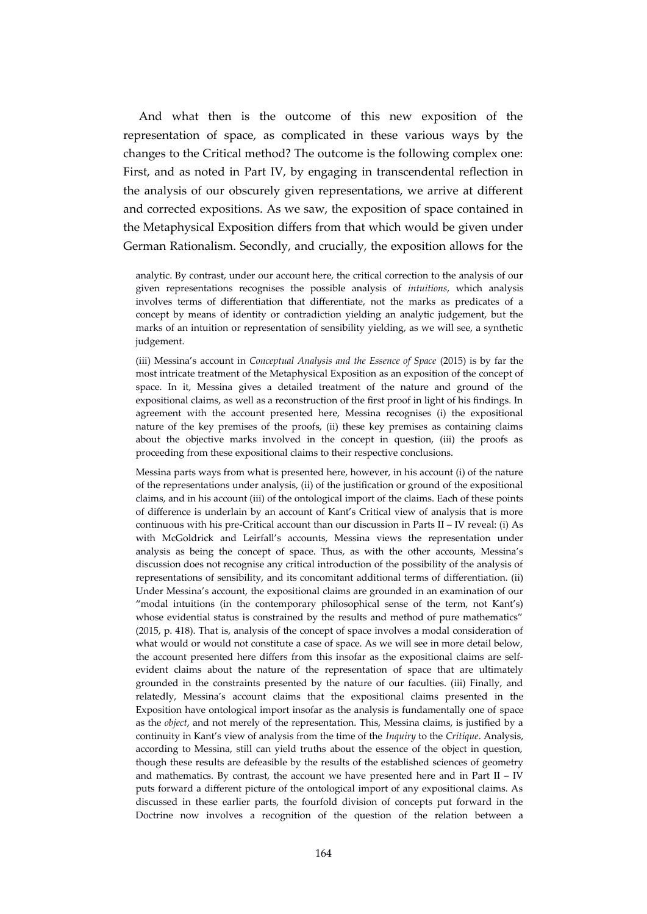And what then is the outcome of this new exposition of the representation of space, as complicated in these various ways by the changes to the Critical method? The outcome is the following complex one: First, and as noted in Part IV, by engaging in transcendental reflection in the analysis of our obscurely given representations, we arrive at different and corrected expositions. As we saw, the exposition of space contained in the Metaphysical Exposition differs from that which would be given under German Rationalism. Secondly, and crucially, the exposition allows for the

analytic. By contrast, under our account here, the critical correction to the analysis of our given representations recognises the possible analysis of *intuitions*, which analysis involves terms of differentiation that differentiate, not the marks as predicates of a concept by means of identity or contradiction yielding an analytic judgement, but the marks of an intuition or representation of sensibility yielding, as we will see, a synthetic judgement.

(iii) Messina's account in *Conceptual Analysis and the Essence of Space* (2015) is by far the most intricate treatment of the Metaphysical Exposition as an exposition of the concept of space. In it, Messina gives a detailed treatment of the nature and ground of the expositional claims, as well as a reconstruction of the first proof in light of his findings. In agreement with the account presented here, Messina recognises (i) the expositional nature of the key premises of the proofs, (ii) these key premises as containing claims about the objective marks involved in the concept in question, (iii) the proofs as proceeding from these expositional claims to their respective conclusions.

Messina parts ways from what is presented here, however, in his account (i) of the nature of the representations under analysis, (ii) of the justification or ground of the expositional claims, and in his account (iii) of the ontological import of the claims. Each of these points of difference is underlain by an account of Kant's Critical view of analysis that is more continuous with his pre-Critical account than our discussion in Parts II – IV reveal: (i) As with McGoldrick and Leirfall's accounts, Messina views the representation under analysis as being the concept of space. Thus, as with the other accounts, Messina's discussion does not recognise any critical introduction of the possibility of the analysis of representations of sensibility, and its concomitant additional terms of differentiation. (ii) Under Messina's account, the expositional claims are grounded in an examination of our "modal intuitions (in the contemporary philosophical sense of the term, not Kant's) whose evidential status is constrained by the results and method of pure mathematics" (2015, p. 418). That is, analysis of the concept of space involves a modal consideration of what would or would not constitute a case of space. As we will see in more detail below, the account presented here differs from this insofar as the expositional claims are self-evident claims about the nature of the representation of space that are ultimately grounded in the constraints presented by the nature of our faculties. (iii) Finally, and relatedly, Messina's account claims that the expositional claims presented in the Exposition have ontological import insofar as the analysis is fundamentally one of space as the *object*, and not merely of the representation. This, Messina claims, is justified by a continuity in Kant's view of analysis from the time of the *Inquiry* to the *Critique*. Analysis, according to Messina, still can yield truths about the essence of the object in question, though these results are defeasible by the results of the established sciences of geometry and mathematics. By contrast, the account we have presented here and in Part II – IV puts forward a different picture of the ontological import of any expositional claims. As discussed in these earlier parts, the fourfold division of concepts put forward in the Doctrine now involves a recognition of the question of the relation between a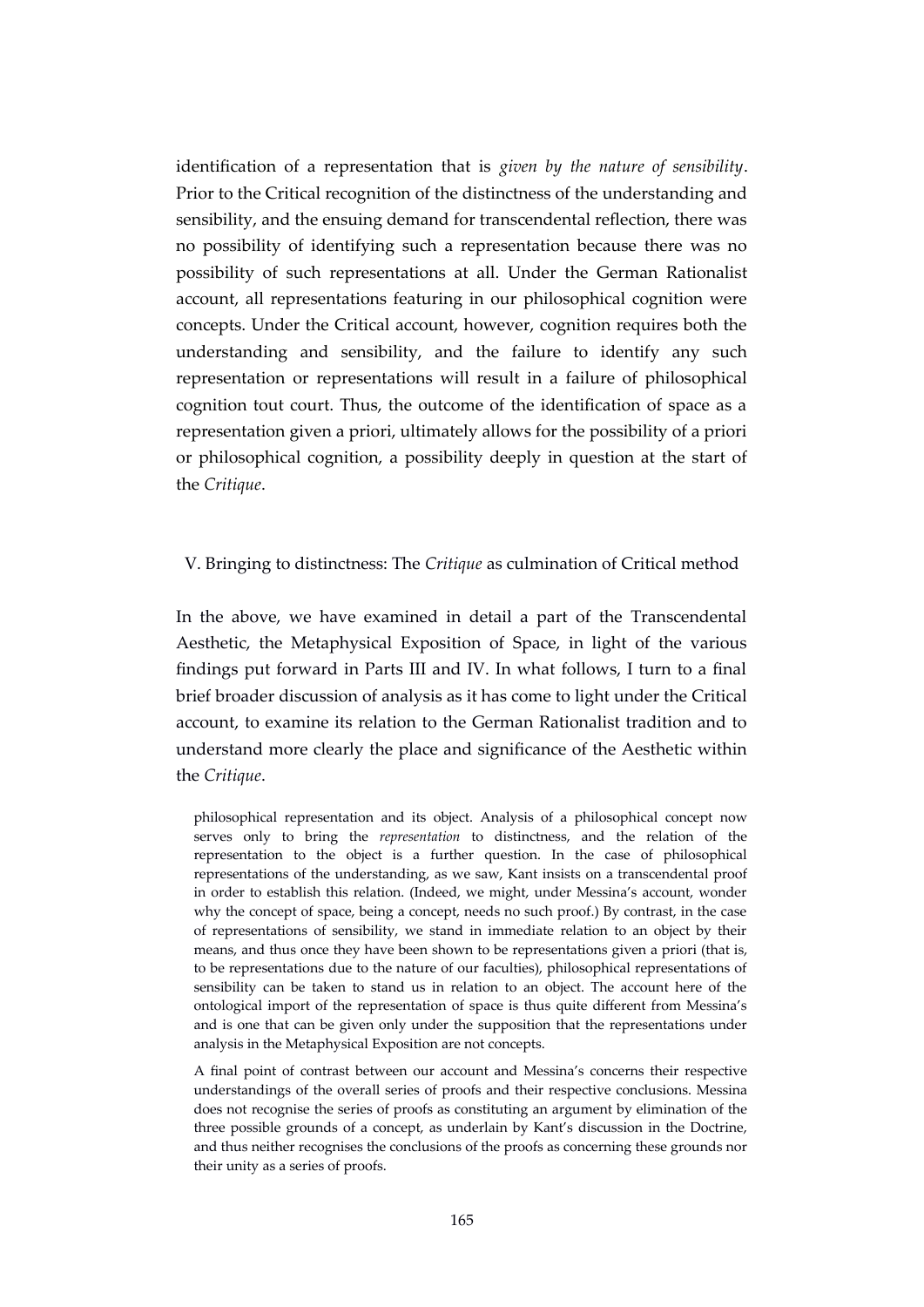identification of a representation that is *given by the nature of sensibility*. Prior to the Critical recognition of the distinctness of the understanding and sensibility, and the ensuing demand for transcendental reflection, there was no possibility of identifying such a representation because there was no possibility of such representations at all. Under the German Rationalist account, all representations featuring in our philosophical cognition were concepts. Under the Critical account, however, cognition requires both the understanding and sensibility, and the failure to identify any such representation or representations will result in a failure of philosophical cognition tout court. Thus, the outcome of the identification of space as a representation given a priori, ultimately allows for the possibility of a priori or philosophical cognition, a possibility deeply in question at the start of the *Critique*.

## V. Bringing to distinctness: The *Critique* as culmination of Critical method

In the above, we have examined in detail a part of the Transcendental Aesthetic, the Metaphysical Exposition of Space, in light of the various findings put forward in Parts III and IV. In what follows, I turn to a final brief broader discussion of analysis as it has come to light under the Critical account, to examine its relation to the German Rationalist tradition and to understand more clearly the place and significance of the Aesthetic within the *Critique*.

philosophical representation and its object. Analysis of a philosophical concept now serves only to bring the *representation* to distinctness, and the relation of the representation to the object is a further question. In the case of philosophical representations of the understanding, as we saw, Kant insists on a transcendental proof in order to establish this relation. (Indeed, we might, under Messina's account, wonder why the concept of space, being a concept, needs no such proof.) By contrast, in the case of representations of sensibility, we stand in immediate relation to an object by their means, and thus once they have been shown to be representations given a priori (that is, to be representations due to the nature of our faculties), philosophical representations of sensibility can be taken to stand us in relation to an object. The account here of the ontological import of the representation of space is thus quite different from Messina's and is one that can be given only under the supposition that the representations under analysis in the Metaphysical Exposition are not concepts.

A final point of contrast between our account and Messina's concerns their respective understandings of the overall series of proofs and their respective conclusions. Messina does not recognise the series of proofs as constituting an argument by elimination of the three possible grounds of a concept, as underlain by Kant's discussion in the Doctrine, and thus neither recognises the conclusions of the proofs as concerning these grounds nor their unity as a series of proofs.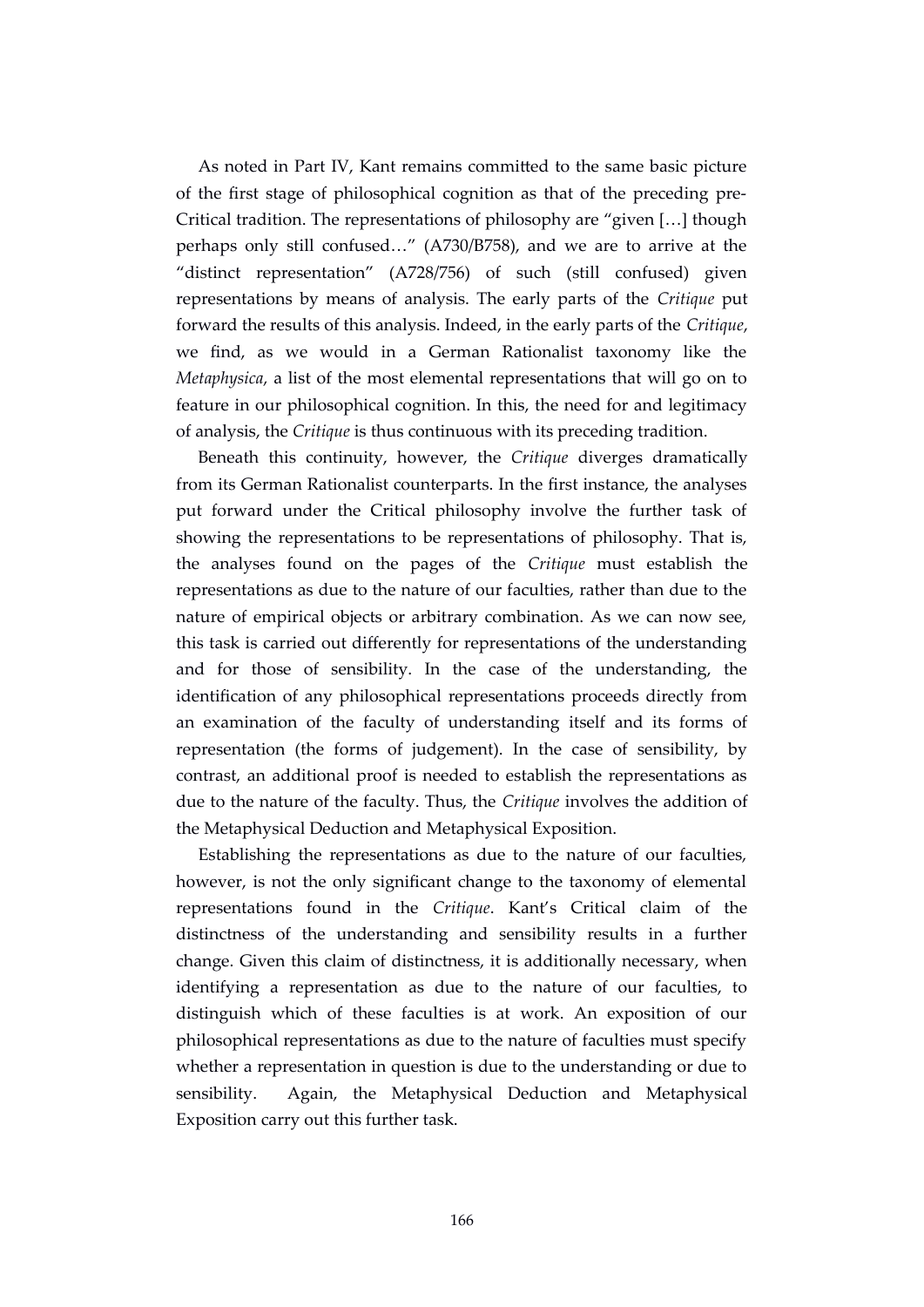As noted in Part IV, Kant remains committed to the same basic picture of the first stage of philosophical cognition as that of the preceding pre-Critical tradition. The representations of philosophy are "given […] though perhaps only still confused…" (A730/B758), and we are to arrive at the "distinct representation" (A728/756) of such (still confused) given representations by means of analysis. The early parts of the *Critique* put forward the results of this analysis. Indeed, in the early parts of the *Critique*, we find, as we would in a German Rationalist taxonomy like the *Metaphysica*, a list of the most elemental representations that will go on to feature in our philosophical cognition. In this, the need for and legitimacy of analysis, the *Critique* is thus continuous with its preceding tradition.

Beneath this continuity, however, the *Critique* diverges dramatically from its German Rationalist counterparts. In the first instance, the analyses put forward under the Critical philosophy involve the further task of showing the representations to be representations of philosophy. That is, the analyses found on the pages of the *Critique* must establish the representations as due to the nature of our faculties, rather than due to the nature of empirical objects or arbitrary combination. As we can now see, this task is carried out differently for representations of the understanding and for those of sensibility. In the case of the understanding, the identification of any philosophical representations proceeds directly from an examination of the faculty of understanding itself and its forms of representation (the forms of judgement). In the case of sensibility, by contrast, an additional proof is needed to establish the representations as due to the nature of the faculty. Thus, the *Critique* involves the addition of the Metaphysical Deduction and Metaphysical Exposition.

Establishing the representations as due to the nature of our faculties, however, is not the only significant change to the taxonomy of elemental representations found in the *Critique*. Kant's Critical claim of the distinctness of the understanding and sensibility results in a further change. Given this claim of distinctness, it is additionally necessary, when identifying a representation as due to the nature of our faculties, to distinguish which of these faculties is at work. An exposition of our philosophical representations as due to the nature of faculties must specify whether a representation in question is due to the understanding or due to sensibility. Again, the Metaphysical Deduction and Metaphysical Exposition carry out this further task.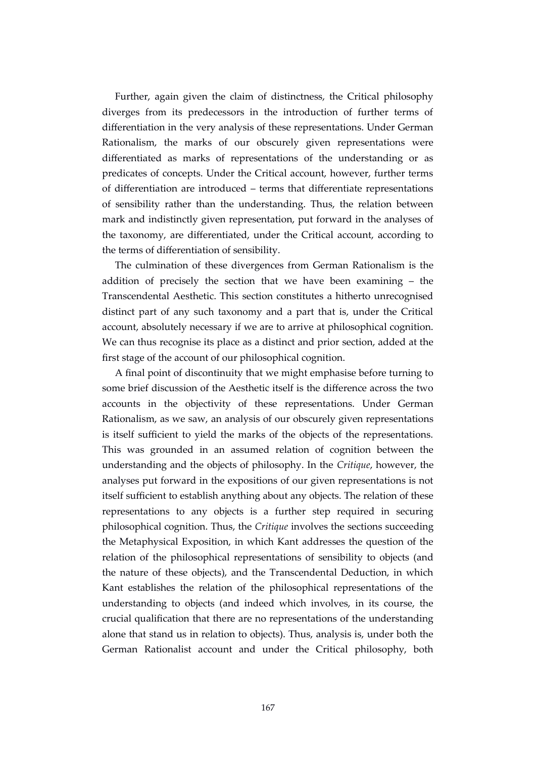Further, again given the claim of distinctness, the Critical philosophy diverges from its predecessors in the introduction of further terms of differentiation in the very analysis of these representations. Under German Rationalism, the marks of our obscurely given representations were differentiated as marks of representations of the understanding or as predicates of concepts. Under the Critical account, however, further terms of differentiation are introduced – terms that differentiate representations of sensibility rather than the understanding. Thus, the relation between mark and indistinctly given representation, put forward in the analyses of the taxonomy, are differentiated, under the Critical account, according to the terms of differentiation of sensibility.

The culmination of these divergences from German Rationalism is the addition of precisely the section that we have been examining – the Transcendental Aesthetic. This section constitutes a hitherto unrecognised distinct part of any such taxonomy and a part that is, under the Critical account, absolutely necessary if we are to arrive at philosophical cognition. We can thus recognise its place as a distinct and prior section, added at the first stage of the account of our philosophical cognition.

A final point of discontinuity that we might emphasise before turning to some brief discussion of the Aesthetic itself is the difference across the two accounts in the objectivity of these representations. Under German Rationalism, as we saw, an analysis of our obscurely given representations is itself sufficient to yield the marks of the objects of the representations. This was grounded in an assumed relation of cognition between the understanding and the objects of philosophy. In the *Critique*, however, the analyses put forward in the expositions of our given representations is not itself sufficient to establish anything about any objects. The relation of these representations to any objects is a further step required in securing philosophical cognition. Thus, the *Critique* involves the sections succeeding the Metaphysical Exposition, in which Kant addresses the question of the relation of the philosophical representations of sensibility to objects (and the nature of these objects), and the Transcendental Deduction, in which Kant establishes the relation of the philosophical representations of the understanding to objects (and indeed which involves, in its course, the crucial qualification that there are no representations of the understanding alone that stand us in relation to objects). Thus, analysis is, under both the German Rationalist account and under the Critical philosophy, both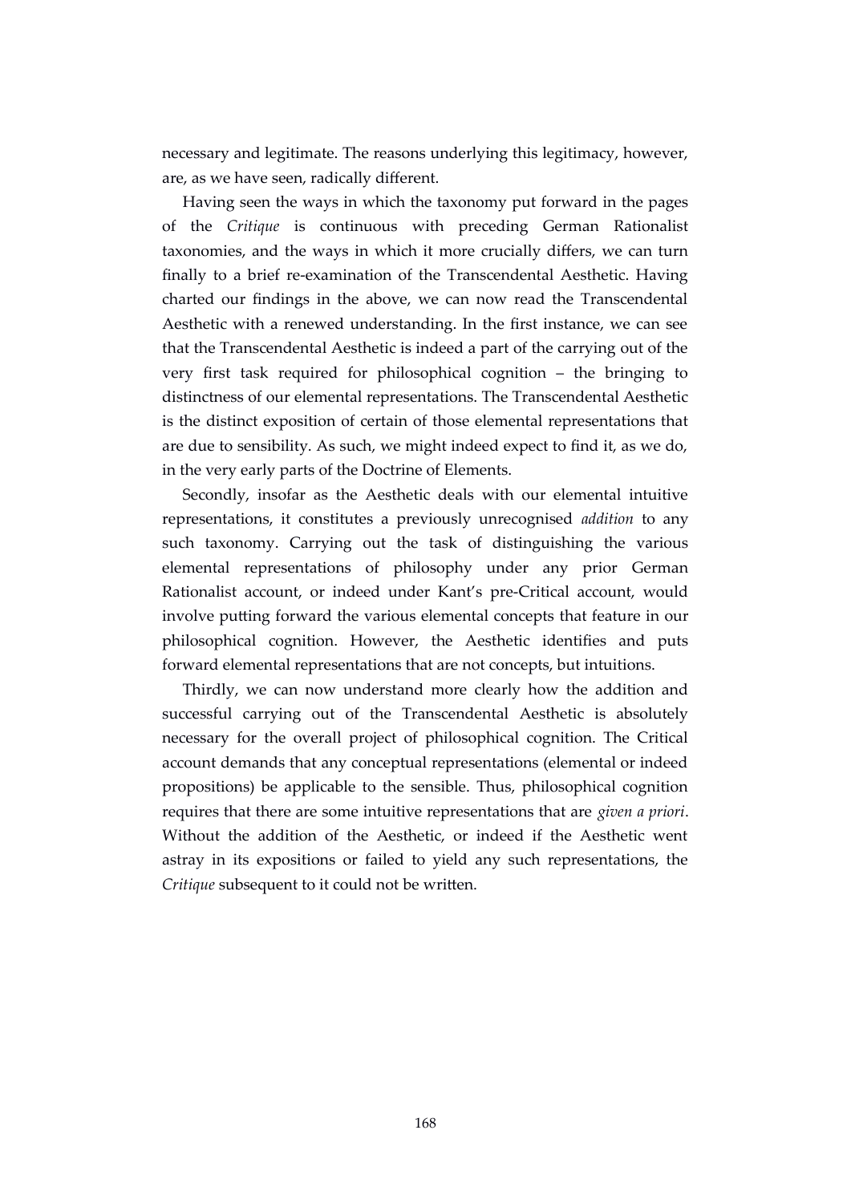necessary and legitimate. The reasons underlying this legitimacy, however, are, as we have seen, radically different.

Having seen the ways in which the taxonomy put forward in the pages of the *Critique* is continuous with preceding German Rationalist taxonomies, and the ways in which it more crucially differs, we can turn finally to a brief re-examination of the Transcendental Aesthetic. Having charted our findings in the above, we can now read the Transcendental Aesthetic with a renewed understanding. In the first instance, we can see that the Transcendental Aesthetic is indeed a part of the carrying out of the very first task required for philosophical cognition – the bringing to distinctness of our elemental representations. The Transcendental Aesthetic is the distinct exposition of certain of those elemental representations that are due to sensibility. As such, we might indeed expect to find it, as we do, in the very early parts of the Doctrine of Elements.

Secondly, insofar as the Aesthetic deals with our elemental intuitive representations, it constitutes a previously unrecognised *addition* to any such taxonomy. Carrying out the task of distinguishing the various elemental representations of philosophy under any prior German Rationalist account, or indeed under Kant's pre-Critical account, would involve putting forward the various elemental concepts that feature in our philosophical cognition. However, the Aesthetic identifies and puts forward elemental representations that are not concepts, but intuitions.

Thirdly, we can now understand more clearly how the addition and successful carrying out of the Transcendental Aesthetic is absolutely necessary for the overall project of philosophical cognition. The Critical account demands that any conceptual representations (elemental or indeed propositions) be applicable to the sensible. Thus, philosophical cognition requires that there are some intuitive representations that are *given a priori*. Without the addition of the Aesthetic, or indeed if the Aesthetic went astray in its expositions or failed to yield any such representations, the *Critique* subsequent to it could not be written.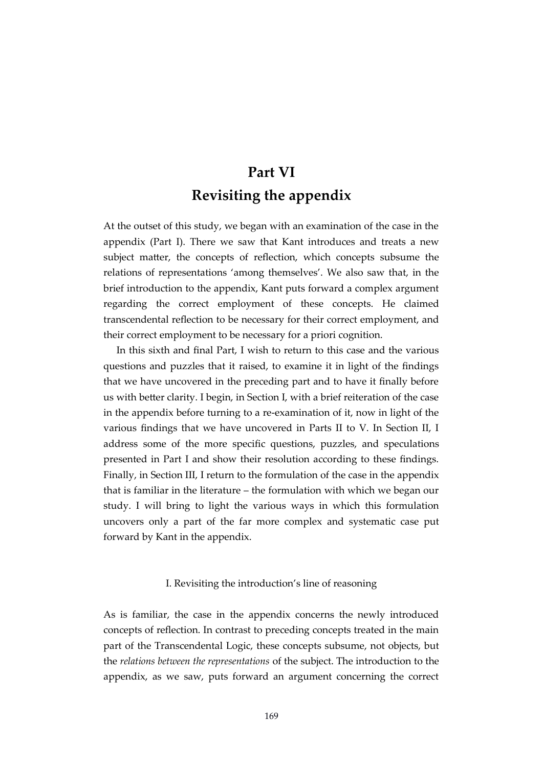# Part VI
# Revisiting the appendix

At the outset of this study, we began with an examination of the case in the appendix (Part I). There we saw that Kant introduces and treats a new subject matter, the concepts of reflection, which concepts subsume the relations of representations 'among themselves'. We also saw that, in the brief introduction to the appendix, Kant puts forward a complex argument regarding the correct employment of these concepts. He claimed transcendental reflection to be necessary for their correct employment, and their correct employment to be necessary for a priori cognition.

In this sixth and final Part, I wish to return to this case and the various questions and puzzles that it raised, to examine it in light of the findings that we have uncovered in the preceding part and to have it finally before us with better clarity. I begin, in Section I, with a brief reiteration of the case in the appendix before turning to a re-examination of it, now in light of the various findings that we have uncovered in Parts II to V. In Section II, I address some of the more specific questions, puzzles, and speculations presented in Part I and show their resolution according to these findings. Finally, in Section III, I return to the formulation of the case in the appendix that is familiar in the literature – the formulation with which we began our study. I will bring to light the various ways in which this formulation uncovers only a part of the far more complex and systematic case put forward by Kant in the appendix.

### I. Revisiting the introduction's line of reasoning

As is familiar, the case in the appendix concerns the newly introduced concepts of reflection. In contrast to preceding concepts treated in the main part of the Transcendental Logic, these concepts subsume, not objects, but the *relations between the representations* of the subject. The introduction to the appendix, as we saw, puts forward an argument concerning the correct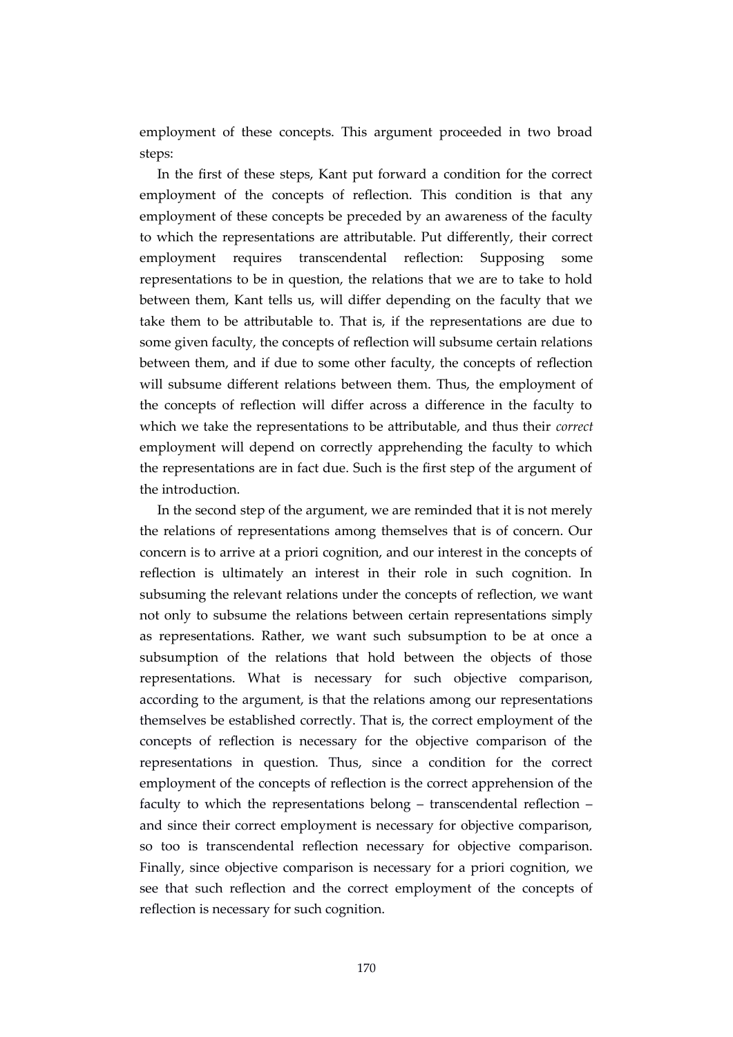employment of these concepts. This argument proceeded in two broad steps:

In the first of these steps, Kant put forward a condition for the correct employment of the concepts of reflection. This condition is that any employment of these concepts be preceded by an awareness of the faculty to which the representations are attributable. Put differently, their correct employment requires transcendental reflection: Supposing some representations to be in question, the relations that we are to take to hold between them, Kant tells us, will differ depending on the faculty that we take them to be attributable to. That is, if the representations are due to some given faculty, the concepts of reflection will subsume certain relations between them, and if due to some other faculty, the concepts of reflection will subsume different relations between them. Thus, the employment of the concepts of reflection will differ across a difference in the faculty to which we take the representations to be attributable, and thus their *correct* employment will depend on correctly apprehending the faculty to which the representations are in fact due. Such is the first step of the argument of the introduction.

In the second step of the argument, we are reminded that it is not merely the relations of representations among themselves that is of concern. Our concern is to arrive at a priori cognition, and our interest in the concepts of reflection is ultimately an interest in their role in such cognition. In subsuming the relevant relations under the concepts of reflection, we want not only to subsume the relations between certain representations simply as representations. Rather, we want such subsumption to be at once a subsumption of the relations that hold between the objects of those representations. What is necessary for such objective comparison, according to the argument, is that the relations among our representations themselves be established correctly. That is, the correct employment of the concepts of reflection is necessary for the objective comparison of the representations in question. Thus, since a condition for the correct employment of the concepts of reflection is the correct apprehension of the faculty to which the representations belong – transcendental reflection – and since their correct employment is necessary for objective comparison, so too is transcendental reflection necessary for objective comparison. Finally, since objective comparison is necessary for a priori cognition, we see that such reflection and the correct employment of the concepts of reflection is necessary for such cognition.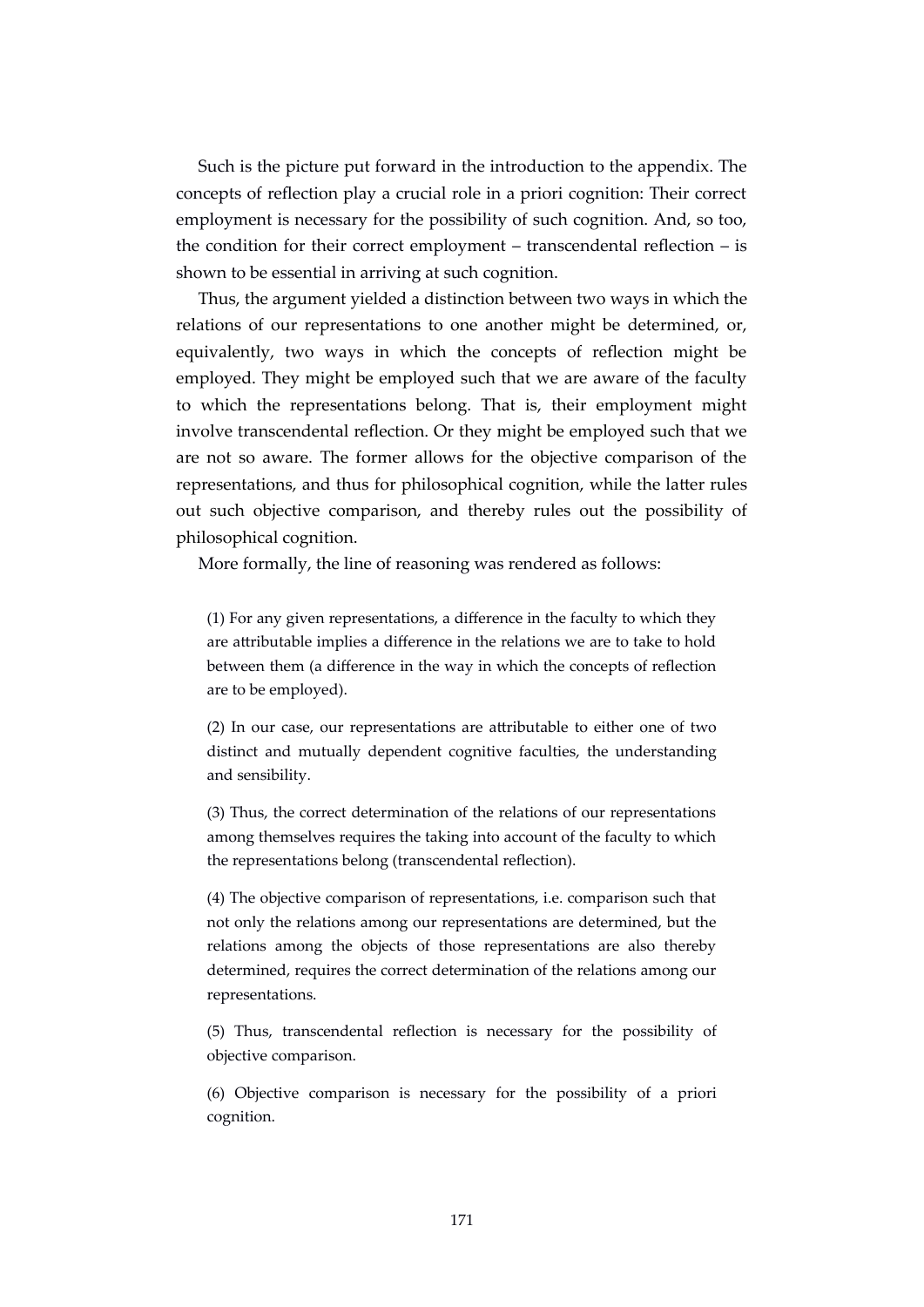Such is the picture put forward in the introduction to the appendix. The concepts of reflection play a crucial role in a priori cognition: Their correct employment is necessary for the possibility of such cognition. And, so too, the condition for their correct employment – transcendental reflection – is shown to be essential in arriving at such cognition.

Thus, the argument yielded a distinction between two ways in which the relations of our representations to one another might be determined, or, equivalently, two ways in which the concepts of reflection might be employed. They might be employed such that we are aware of the faculty to which the representations belong. That is, their employment might involve transcendental reflection. Or they might be employed such that we are not so aware. The former allows for the objective comparison of the representations, and thus for philosophical cognition, while the latter rules out such objective comparison, and thereby rules out the possibility of philosophical cognition.

More formally, the line of reasoning was rendered as follows:

> (1) For any given representations, a difference in the faculty to which they are attributable implies a difference in the relations we are to take to hold between them (a difference in the way in which the concepts of reflection are to be employed).
>
> (2) In our case, our representations are attributable to either one of two distinct and mutually dependent cognitive faculties, the understanding and sensibility.
>
> (3) Thus, the correct determination of the relations of our representations among themselves requires the taking into account of the faculty to which the representations belong (transcendental reflection).
>
> (4) The objective comparison of representations, i.e. comparison such that not only the relations among our representations are determined, but the relations among the objects of those representations are also thereby determined, requires the correct determination of the relations among our representations.
>
> (5) Thus, transcendental reflection is necessary for the possibility of objective comparison.
>
> (6) Objective comparison is necessary for the possibility of a priori cognition.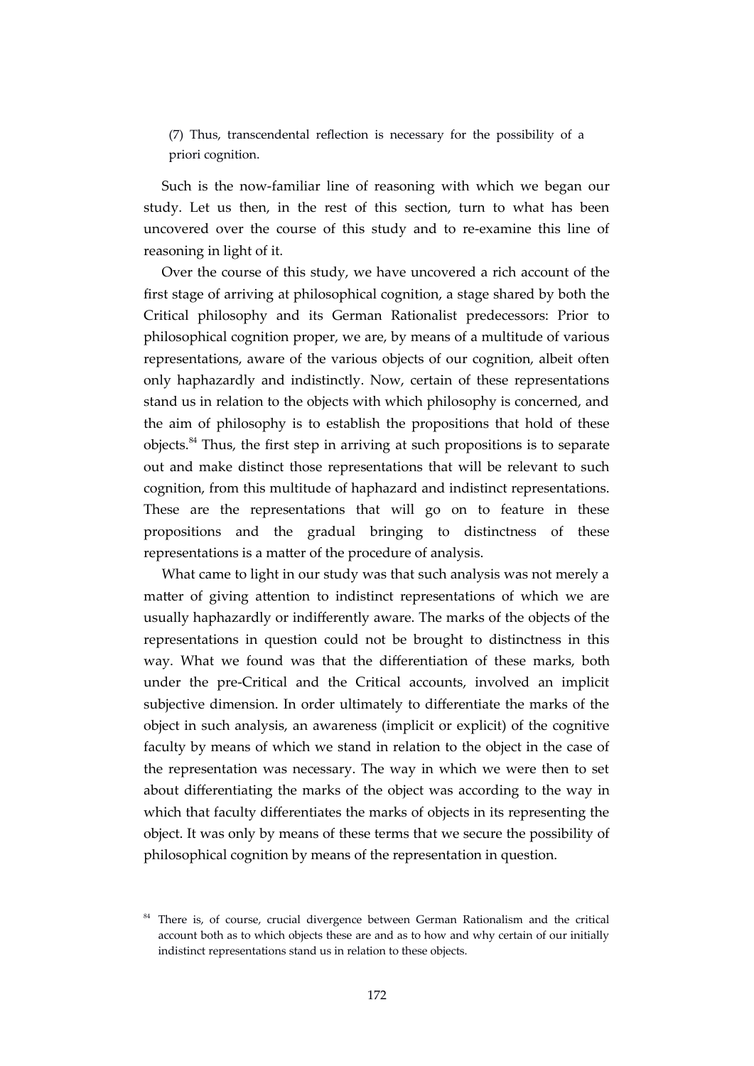(7) Thus, transcendental reflection is necessary for the possibility of a priori cognition.

Such is the now-familiar line of reasoning with which we began our study. Let us then, in the rest of this section, turn to what has been uncovered over the course of this study and to re-examine this line of reasoning in light of it.

Over the course of this study, we have uncovered a rich account of the first stage of arriving at philosophical cognition, a stage shared by both the Critical philosophy and its German Rationalist predecessors: Prior to philosophical cognition proper, we are, by means of a multitude of various representations, aware of the various objects of our cognition, albeit often only haphazardly and indistinctly. Now, certain of these representations stand us in relation to the objects with which philosophy is concerned, and the aim of philosophy is to establish the propositions that hold of these objects.[84] Thus, the first step in arriving at such propositions is to separate out and make distinct those representations that will be relevant to such cognition, from this multitude of haphazard and indistinct representations. These are the representations that will go on to feature in these propositions and the gradual bringing to distinctness of these representations is a matter of the procedure of analysis.

What came to light in our study was that such analysis was not merely a matter of giving attention to indistinct representations of which we are usually haphazardly or indifferently aware. The marks of the objects of the representations in question could not be brought to distinctness in this way. What we found was that the differentiation of these marks, both under the pre-Critical and the Critical accounts, involved an implicit subjective dimension. In order ultimately to differentiate the marks of the object in such analysis, an awareness (implicit or explicit) of the cognitive faculty by means of which we stand in relation to the object in the case of the representation was necessary. The way in which we were then to set about differentiating the marks of the object was according to the way in which that faculty differentiates the marks of objects in its representing the object. It was only by means of these terms that we secure the possibility of philosophical cognition by means of the representation in question.

[84] There is, of course, crucial divergence between German Rationalism and the critical account both as to which objects these are and as to how and why certain of our initially indistinct representations stand us in relation to these objects.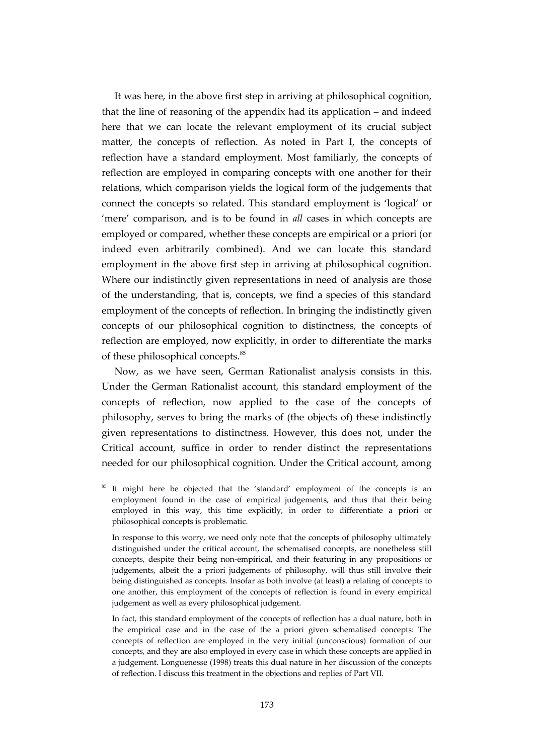It was here, in the above first step in arriving at philosophical cognition, that the line of reasoning of the appendix had its application – and indeed here that we can locate the relevant employment of its crucial subject matter, the concepts of reflection. As noted in Part I, the concepts of reflection have a standard employment. Most familiarly, the concepts of reflection are employed in comparing concepts with one another for their relations, which comparison yields the logical form of the judgements that connect the concepts so related. This standard employment is 'logical' or 'mere' comparison, and is to be found in *all* cases in which concepts are employed or compared, whether these concepts are empirical or a priori (or indeed even arbitrarily combined). And we can locate this standard employment in the above first step in arriving at philosophical cognition. Where our indistinctly given representations in need of analysis are those of the understanding, that is, concepts, we find a species of this standard employment of the concepts of reflection. In bringing the indistinctly given concepts of our philosophical cognition to distinctness, the concepts of reflection are employed, now explicitly, in order to differentiate the marks of these philosophical concepts.[85]

Now, as we have seen, German Rationalist analysis consists in this. Under the German Rationalist account, this standard employment of the concepts of reflection, now applied to the case of the concepts of philosophy, serves to bring the marks of (the objects of) these indistinctly given representations to distinctness. However, this does not, under the Critical account, suffice in order to render distinct the representations needed for our philosophical cognition. Under the Critical account, among

[85] It might here be objected that the 'standard' employment of the concepts is an employment found in the case of empirical judgements, and thus that their being employed in this way, this time explicitly, in order to differentiate a priori or philosophical concepts is problematic.

In response to this worry, we need only note that the concepts of philosophy ultimately distinguished under the critical account, the schematised concepts, are nonetheless still concepts, despite their being non-empirical, and their featuring in any propositions or judgements, albeit the a priori judgements of philosophy, will thus still involve their being distinguished as concepts. Insofar as both involve (at least) a relating of concepts to one another, this employment of the concepts of reflection is found in every empirical judgement as well as every philosophical judgement.

In fact, this standard employment of the concepts of reflection has a dual nature, both in the empirical case and in the case of the a priori given schematised concepts: The concepts of reflection are employed in the very initial (unconscious) formation of our concepts, and they are also employed in every case in which these concepts are applied in a judgement. Longuenesse (1998) treats this dual nature in her discussion of the concepts of reflection. I discuss this treatment in the objections and replies of Part VII.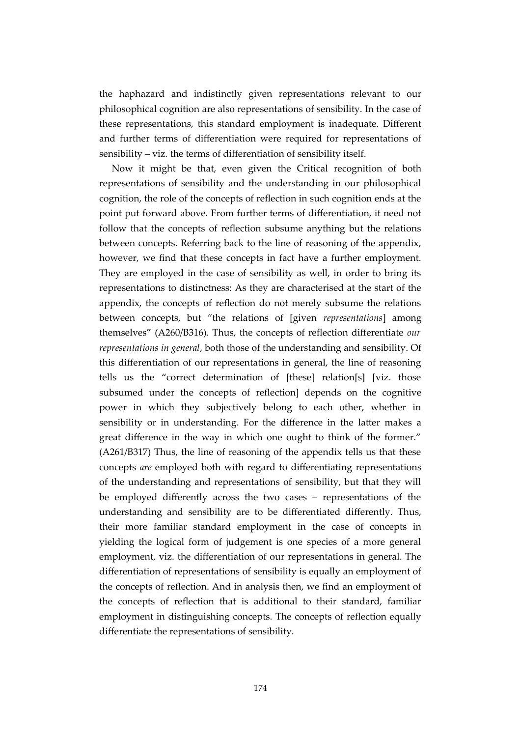the haphazard and indistinctly given representations relevant to our philosophical cognition are also representations of sensibility. In the case of these representations, this standard employment is inadequate. Different and further terms of differentiation were required for representations of sensibility – viz. the terms of differentiation of sensibility itself.

Now it might be that, even given the Critical recognition of both representations of sensibility and the understanding in our philosophical cognition, the role of the concepts of reflection in such cognition ends at the point put forward above. From further terms of differentiation, it need not follow that the concepts of reflection subsume anything but the relations between concepts. Referring back to the line of reasoning of the appendix, however, we find that these concepts in fact have a further employment. They are employed in the case of sensibility as well, in order to bring its representations to distinctness: As they are characterised at the start of the appendix, the concepts of reflection do not merely subsume the relations between concepts, but "the relations of [given *representations*] among themselves" (A260/B316). Thus, the concepts of reflection differentiate *our representations in general*, both those of the understanding and sensibility. Of this differentiation of our representations in general, the line of reasoning tells us the "correct determination of [these] relation[s] [viz. those subsumed under the concepts of reflection] depends on the cognitive power in which they subjectively belong to each other, whether in sensibility or in understanding. For the difference in the latter makes a great difference in the way in which one ought to think of the former." (A261/B317) Thus, the line of reasoning of the appendix tells us that these concepts *are* employed both with regard to differentiating representations of the understanding and representations of sensibility, but that they will be employed differently across the two cases – representations of the understanding and sensibility are to be differentiated differently. Thus, their more familiar standard employment in the case of concepts in yielding the logical form of judgement is one species of a more general employment, viz. the differentiation of our representations in general. The differentiation of representations of sensibility is equally an employment of the concepts of reflection. And in analysis then, we find an employment of the concepts of reflection that is additional to their standard, familiar employment in distinguishing concepts. The concepts of reflection equally differentiate the representations of sensibility.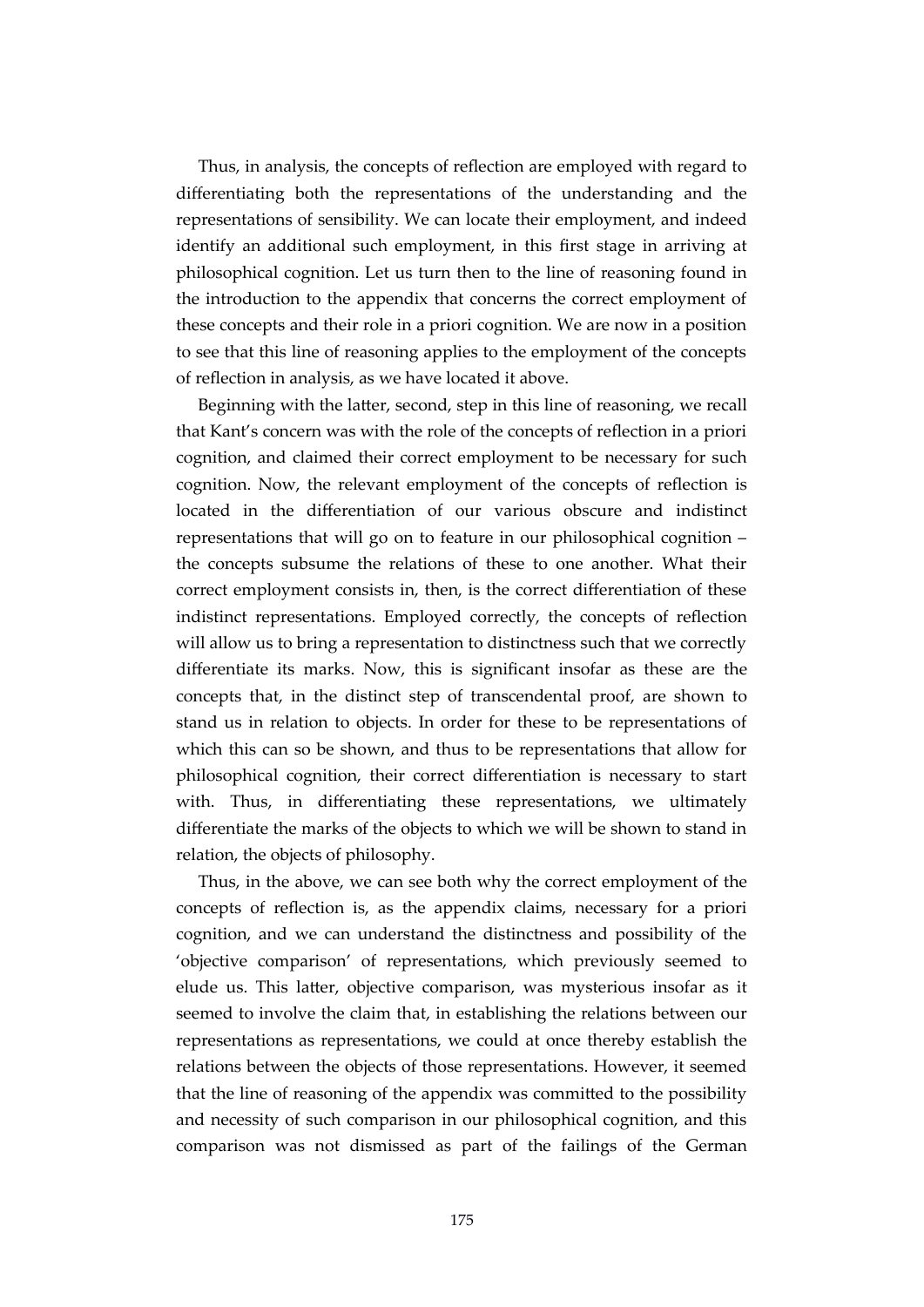Thus, in analysis, the concepts of reflection are employed with regard to differentiating both the representations of the understanding and the representations of sensibility. We can locate their employment, and indeed identify an additional such employment, in this first stage in arriving at philosophical cognition. Let us turn then to the line of reasoning found in the introduction to the appendix that concerns the correct employment of these concepts and their role in a priori cognition. We are now in a position to see that this line of reasoning applies to the employment of the concepts of reflection in analysis, as we have located it above.

Beginning with the latter, second, step in this line of reasoning, we recall that Kant's concern was with the role of the concepts of reflection in a priori cognition, and claimed their correct employment to be necessary for such cognition. Now, the relevant employment of the concepts of reflection is located in the differentiation of our various obscure and indistinct representations that will go on to feature in our philosophical cognition – the concepts subsume the relations of these to one another. What their correct employment consists in, then, is the correct differentiation of these indistinct representations. Employed correctly, the concepts of reflection will allow us to bring a representation to distinctness such that we correctly differentiate its marks. Now, this is significant insofar as these are the concepts that, in the distinct step of transcendental proof, are shown to stand us in relation to objects. In order for these to be representations of which this can so be shown, and thus to be representations that allow for philosophical cognition, their correct differentiation is necessary to start with. Thus, in differentiating these representations, we ultimately differentiate the marks of the objects to which we will be shown to stand in relation, the objects of philosophy.

Thus, in the above, we can see both why the correct employment of the concepts of reflection is, as the appendix claims, necessary for a priori cognition, and we can understand the distinctness and possibility of the 'objective comparison' of representations, which previously seemed to elude us. This latter, objective comparison, was mysterious insofar as it seemed to involve the claim that, in establishing the relations between our representations as representations, we could at once thereby establish the relations between the objects of those representations. However, it seemed that the line of reasoning of the appendix was committed to the possibility and necessity of such comparison in our philosophical cognition, and this comparison was not dismissed as part of the failings of the German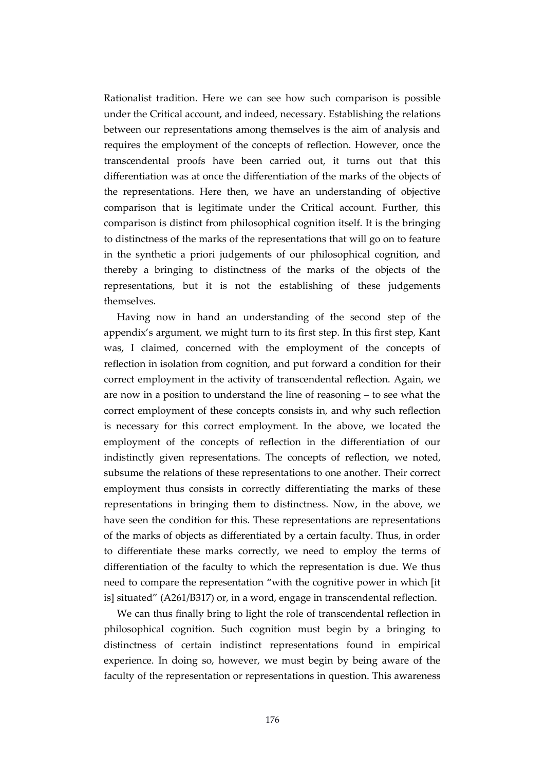Rationalist tradition. Here we can see how such comparison is possible under the Critical account, and indeed, necessary. Establishing the relations between our representations among themselves is the aim of analysis and requires the employment of the concepts of reflection. However, once the transcendental proofs have been carried out, it turns out that this differentiation was at once the differentiation of the marks of the objects of the representations. Here then, we have an understanding of objective comparison that is legitimate under the Critical account. Further, this comparison is distinct from philosophical cognition itself. It is the bringing to distinctness of the marks of the representations that will go on to feature in the synthetic a priori judgements of our philosophical cognition, and thereby a bringing to distinctness of the marks of the objects of the representations, but it is not the establishing of these judgements themselves.

Having now in hand an understanding of the second step of the appendix's argument, we might turn to its first step. In this first step, Kant was, I claimed, concerned with the employment of the concepts of reflection in isolation from cognition, and put forward a condition for their correct employment in the activity of transcendental reflection. Again, we are now in a position to understand the line of reasoning – to see what the correct employment of these concepts consists in, and why such reflection is necessary for this correct employment. In the above, we located the employment of the concepts of reflection in the differentiation of our indistinctly given representations. The concepts of reflection, we noted, subsume the relations of these representations to one another. Their correct employment thus consists in correctly differentiating the marks of these representations in bringing them to distinctness. Now, in the above, we have seen the condition for this. These representations are representations of the marks of objects as differentiated by a certain faculty. Thus, in order to differentiate these marks correctly, we need to employ the terms of differentiation of the faculty to which the representation is due. We thus need to compare the representation "with the cognitive power in which [it is] situated" (A261/B317) or, in a word, engage in transcendental reflection.

We can thus finally bring to light the role of transcendental reflection in philosophical cognition. Such cognition must begin by a bringing to distinctness of certain indistinct representations found in empirical experience. In doing so, however, we must begin by being aware of the faculty of the representation or representations in question. This awareness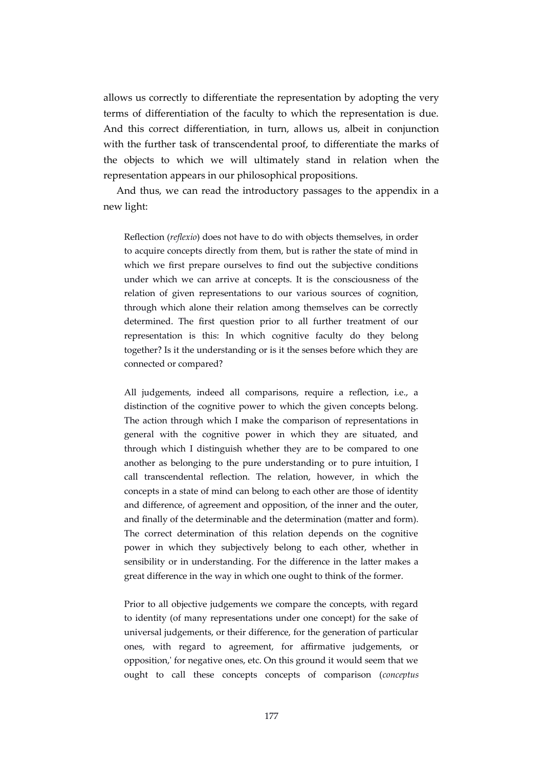allows us correctly to differentiate the representation by adopting the very terms of differentiation of the faculty to which the representation is due. And this correct differentiation, in turn, allows us, albeit in conjunction with the further task of transcendental proof, to differentiate the marks of the objects to which we will ultimately stand in relation when the representation appears in our philosophical propositions.

And thus, we can read the introductory passages to the appendix in a new light:

> Reflection (*reflexio*) does not have to do with objects themselves, in order to acquire concepts directly from them, but is rather the state of mind in which we first prepare ourselves to find out the subjective conditions under which we can arrive at concepts. It is the consciousness of the relation of given representations to our various sources of cognition, through which alone their relation among themselves can be correctly determined. The first question prior to all further treatment of our representation is this: In which cognitive faculty do they belong together? Is it the understanding or is it the senses before which they are connected or compared?

> All judgements, indeed all comparisons, require a reflection, i.e., a distinction of the cognitive power to which the given concepts belong. The action through which I make the comparison of representations in general with the cognitive power in which they are situated, and through which I distinguish whether they are to be compared to one another as belonging to the pure understanding or to pure intuition, I call transcendental reflection. The relation, however, in which the concepts in a state of mind can belong to each other are those of identity and difference, of agreement and opposition, of the inner and the outer, and finally of the determinable and the determination (matter and form). The correct determination of this relation depends on the cognitive power in which they subjectively belong to each other, whether in sensibility or in understanding. For the difference in the latter makes a great difference in the way in which one ought to think of the former.

> Prior to all objective judgements we compare the concepts, with regard to identity (of many representations under one concept) for the sake of universal judgements, or their difference, for the generation of particular ones, with regard to agreement, for affirmative judgements, or opposition,' for negative ones, etc. On this ground it would seem that we ought to call these concepts concepts of comparison (*conceptus*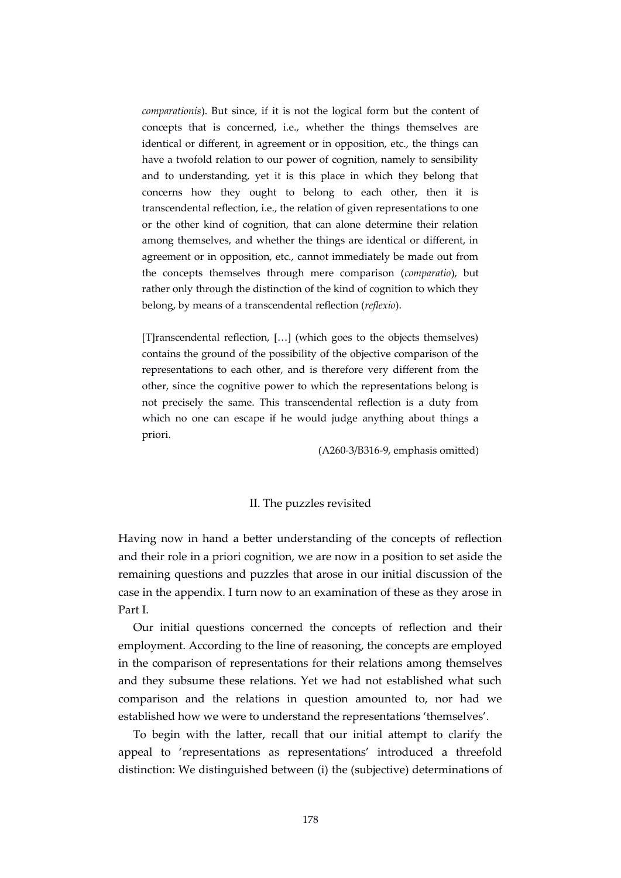> *comparationis*). But since, if it is not the logical form but the content of concepts that is concerned, i.e., whether the things themselves are identical or different, in agreement or in opposition, etc., the things can have a twofold relation to our power of cognition, namely to sensibility and to understanding, yet it is this place in which they belong that concerns how they ought to belong to each other, then it is transcendental reflection, i.e., the relation of given representations to one or the other kind of cognition, that can alone determine their relation among themselves, and whether the things are identical or different, in agreement or in opposition, etc., cannot immediately be made out from the concepts themselves through mere comparison (*comparatio*), but rather only through the distinction of the kind of cognition to which they belong, by means of a transcendental reflection (*reflexio*).
>
> [T]ranscendental reflection, […] (which goes to the objects themselves) contains the ground of the possibility of the objective comparison of the representations to each other, and is therefore very different from the other, since the cognitive power to which the representations belong is not precisely the same. This transcendental reflection is a duty from which no one can escape if he would judge anything about things a priori.
>
> (A260-3/B316-9, emphasis omitted)

## II. The puzzles revisited

Having now in hand a better understanding of the concepts of reflection and their role in a priori cognition, we are now in a position to set aside the remaining questions and puzzles that arose in our initial discussion of the case in the appendix. I turn now to an examination of these as they arose in Part I.

Our initial questions concerned the concepts of reflection and their employment. According to the line of reasoning, the concepts are employed in the comparison of representations for their relations among themselves and they subsume these relations. Yet we had not established what such comparison and the relations in question amounted to, nor had we established how we were to understand the representations 'themselves'.

To begin with the latter, recall that our initial attempt to clarify the appeal to 'representations as representations' introduced a threefold distinction: We distinguished between (i) the (subjective) determinations of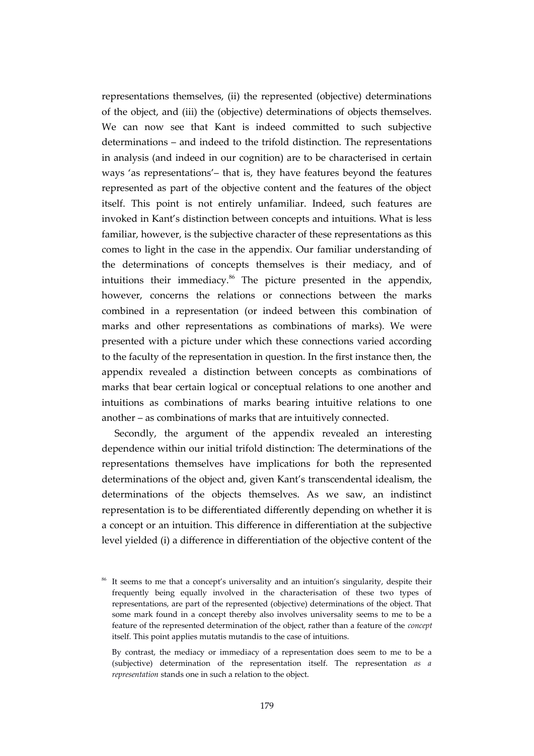representations themselves, (ii) the represented (objective) determinations of the object, and (iii) the (objective) determinations of objects themselves. We can now see that Kant is indeed committed to such subjective determinations – and indeed to the trifold distinction. The representations in analysis (and indeed in our cognition) are to be characterised in certain ways 'as representations'– that is, they have features beyond the features represented as part of the objective content and the features of the object itself. This point is not entirely unfamiliar. Indeed, such features are invoked in Kant's distinction between concepts and intuitions. What is less familiar, however, is the subjective character of these representations as this comes to light in the case in the appendix. Our familiar understanding of the determinations of concepts themselves is their mediacy, and of intuitions their immediacy.[86] The picture presented in the appendix, however, concerns the relations or connections between the marks combined in a representation (or indeed between this combination of marks and other representations as combinations of marks). We were presented with a picture under which these connections varied according to the faculty of the representation in question. In the first instance then, the appendix revealed a distinction between concepts as combinations of marks that bear certain logical or conceptual relations to one another and intuitions as combinations of marks bearing intuitive relations to one another – as combinations of marks that are intuitively connected.

Secondly, the argument of the appendix revealed an interesting dependence within our initial trifold distinction: The determinations of the representations themselves have implications for both the represented determinations of the object and, given Kant's transcendental idealism, the determinations of the objects themselves. As we saw, an indistinct representation is to be differentiated differently depending on whether it is a concept or an intuition. This difference in differentiation at the subjective level yielded (i) a difference in differentiation of the objective content of the

[86] It seems to me that a concept's universality and an intuition's singularity, despite their frequently being equally involved in the characterisation of these two types of representations, are part of the represented (objective) determinations of the object. That some mark found in a concept thereby also involves universality seems to me to be a feature of the represented determination of the object, rather than a feature of the *concept* itself. This point applies mutatis mutandis to the case of intuitions.

By contrast, the mediacy or immediacy of a representation does seem to me to be a (subjective) determination of the representation itself. The representation *as a representation* stands one in such a relation to the object.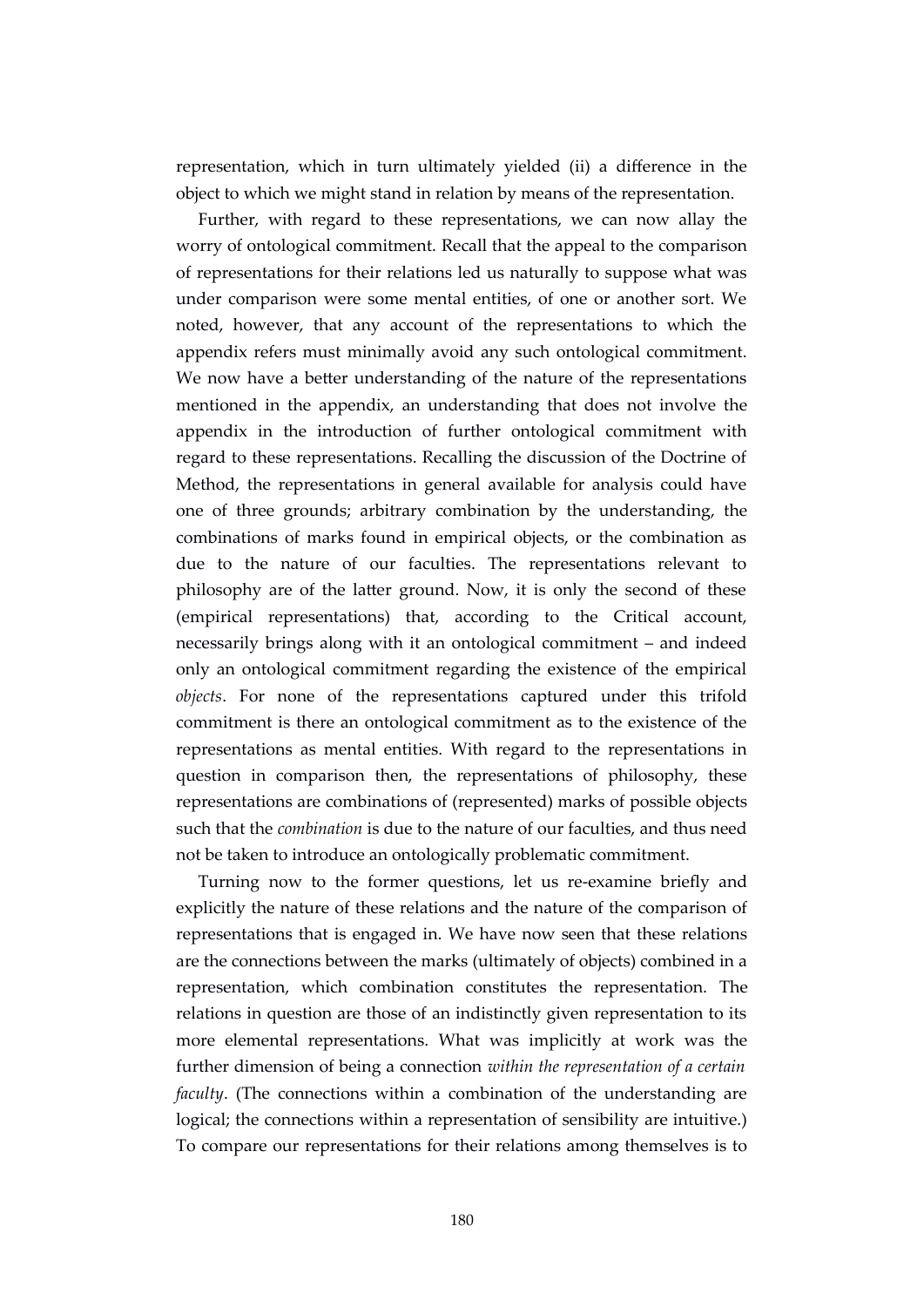representation, which in turn ultimately yielded (ii) a difference in the object to which we might stand in relation by means of the representation.

Further, with regard to these representations, we can now allay the worry of ontological commitment. Recall that the appeal to the comparison of representations for their relations led us naturally to suppose what was under comparison were some mental entities, of one or another sort. We noted, however, that any account of the representations to which the appendix refers must minimally avoid any such ontological commitment. We now have a better understanding of the nature of the representations mentioned in the appendix, an understanding that does not involve the appendix in the introduction of further ontological commitment with regard to these representations. Recalling the discussion of the Doctrine of Method, the representations in general available for analysis could have one of three grounds; arbitrary combination by the understanding, the combinations of marks found in empirical objects, or the combination as due to the nature of our faculties. The representations relevant to philosophy are of the latter ground. Now, it is only the second of these (empirical representations) that, according to the Critical account, necessarily brings along with it an ontological commitment – and indeed only an ontological commitment regarding the existence of the empirical *objects*. For none of the representations captured under this trifold commitment is there an ontological commitment as to the existence of the representations as mental entities. With regard to the representations in question in comparison then, the representations of philosophy, these representations are combinations of (represented) marks of possible objects such that the *combination* is due to the nature of our faculties, and thus need not be taken to introduce an ontologically problematic commitment.

Turning now to the former questions, let us re-examine briefly and explicitly the nature of these relations and the nature of the comparison of representations that is engaged in. We have now seen that these relations are the connections between the marks (ultimately of objects) combined in a representation, which combination constitutes the representation. The relations in question are those of an indistinctly given representation to its more elemental representations. What was implicitly at work was the further dimension of being a connection *within the representation of a certain faculty*. (The connections within a combination of the understanding are logical; the connections within a representation of sensibility are intuitive.) To compare our representations for their relations among themselves is to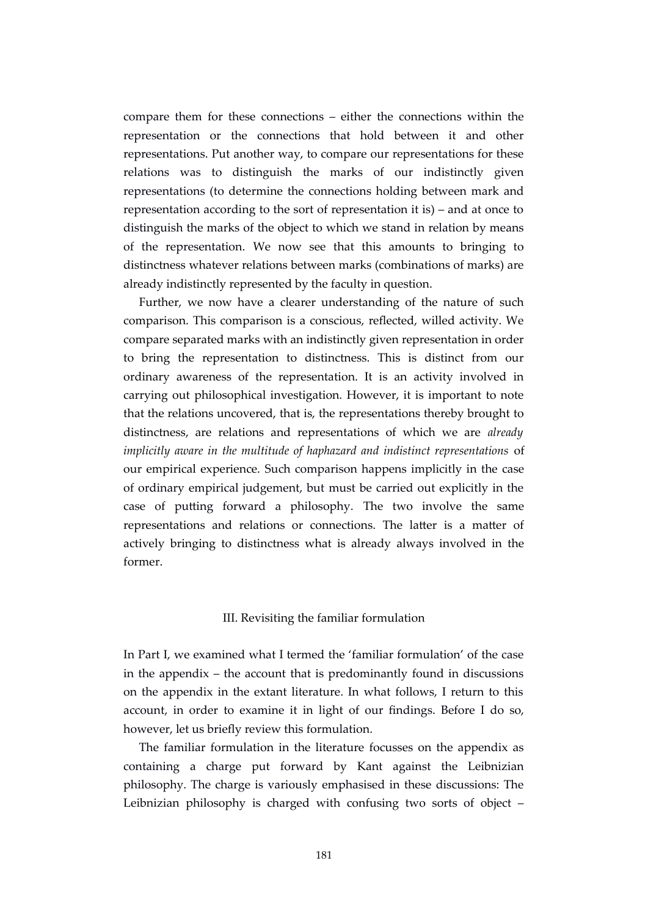compare them for these connections – either the connections within the representation or the connections that hold between it and other representations. Put another way, to compare our representations for these relations was to distinguish the marks of our indistinctly given representations (to determine the connections holding between mark and representation according to the sort of representation it is) – and at once to distinguish the marks of the object to which we stand in relation by means of the representation. We now see that this amounts to bringing to distinctness whatever relations between marks (combinations of marks) are already indistinctly represented by the faculty in question.

Further, we now have a clearer understanding of the nature of such comparison. This comparison is a conscious, reflected, willed activity. We compare separated marks with an indistinctly given representation in order to bring the representation to distinctness. This is distinct from our ordinary awareness of the representation. It is an activity involved in carrying out philosophical investigation. However, it is important to note that the relations uncovered, that is, the representations thereby brought to distinctness, are relations and representations of which we are *already implicitly aware in the multitude of haphazard and indistinct representations* of our empirical experience. Such comparison happens implicitly in the case of ordinary empirical judgement, but must be carried out explicitly in the case of putting forward a philosophy. The two involve the same representations and relations or connections. The latter is a matter of actively bringing to distinctness what is already always involved in the former.

## III. Revisiting the familiar formulation

In Part I, we examined what I termed the 'familiar formulation' of the case in the appendix – the account that is predominantly found in discussions on the appendix in the extant literature. In what follows, I return to this account, in order to examine it in light of our findings. Before I do so, however, let us briefly review this formulation.

The familiar formulation in the literature focusses on the appendix as containing a charge put forward by Kant against the Leibnizian philosophy. The charge is variously emphasised in these discussions: The Leibnizian philosophy is charged with confusing two sorts of object –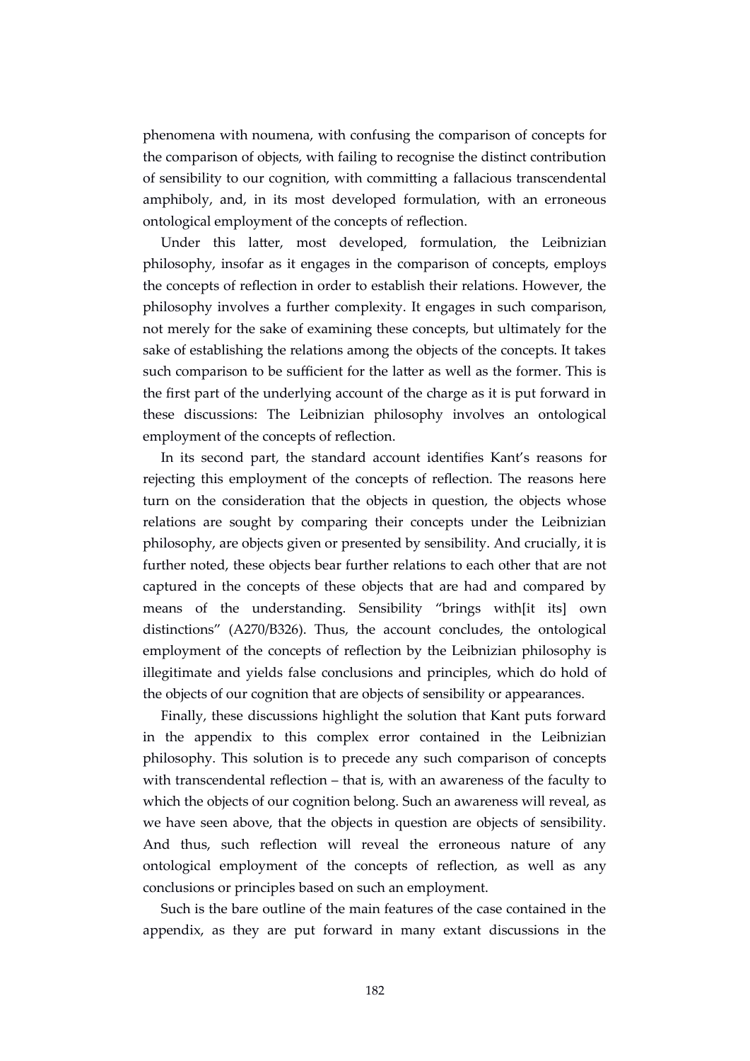phenomena with noumena, with confusing the comparison of concepts for the comparison of objects, with failing to recognise the distinct contribution of sensibility to our cognition, with committing a fallacious transcendental amphiboly, and, in its most developed formulation, with an erroneous ontological employment of the concepts of reflection.

Under this latter, most developed, formulation, the Leibnizian philosophy, insofar as it engages in the comparison of concepts, employs the concepts of reflection in order to establish their relations. However, the philosophy involves a further complexity. It engages in such comparison, not merely for the sake of examining these concepts, but ultimately for the sake of establishing the relations among the objects of the concepts. It takes such comparison to be sufficient for the latter as well as the former. This is the first part of the underlying account of the charge as it is put forward in these discussions: The Leibnizian philosophy involves an ontological employment of the concepts of reflection.

In its second part, the standard account identifies Kant's reasons for rejecting this employment of the concepts of reflection. The reasons here turn on the consideration that the objects in question, the objects whose relations are sought by comparing their concepts under the Leibnizian philosophy, are objects given or presented by sensibility. And crucially, it is further noted, these objects bear further relations to each other that are not captured in the concepts of these objects that are had and compared by means of the understanding. Sensibility "brings with[it its] own distinctions" (A270/B326). Thus, the account concludes, the ontological employment of the concepts of reflection by the Leibnizian philosophy is illegitimate and yields false conclusions and principles, which do hold of the objects of our cognition that are objects of sensibility or appearances.

Finally, these discussions highlight the solution that Kant puts forward in the appendix to this complex error contained in the Leibnizian philosophy. This solution is to precede any such comparison of concepts with transcendental reflection – that is, with an awareness of the faculty to which the objects of our cognition belong. Such an awareness will reveal, as we have seen above, that the objects in question are objects of sensibility. And thus, such reflection will reveal the erroneous nature of any ontological employment of the concepts of reflection, as well as any conclusions or principles based on such an employment.

Such is the bare outline of the main features of the case contained in the appendix, as they are put forward in many extant discussions in the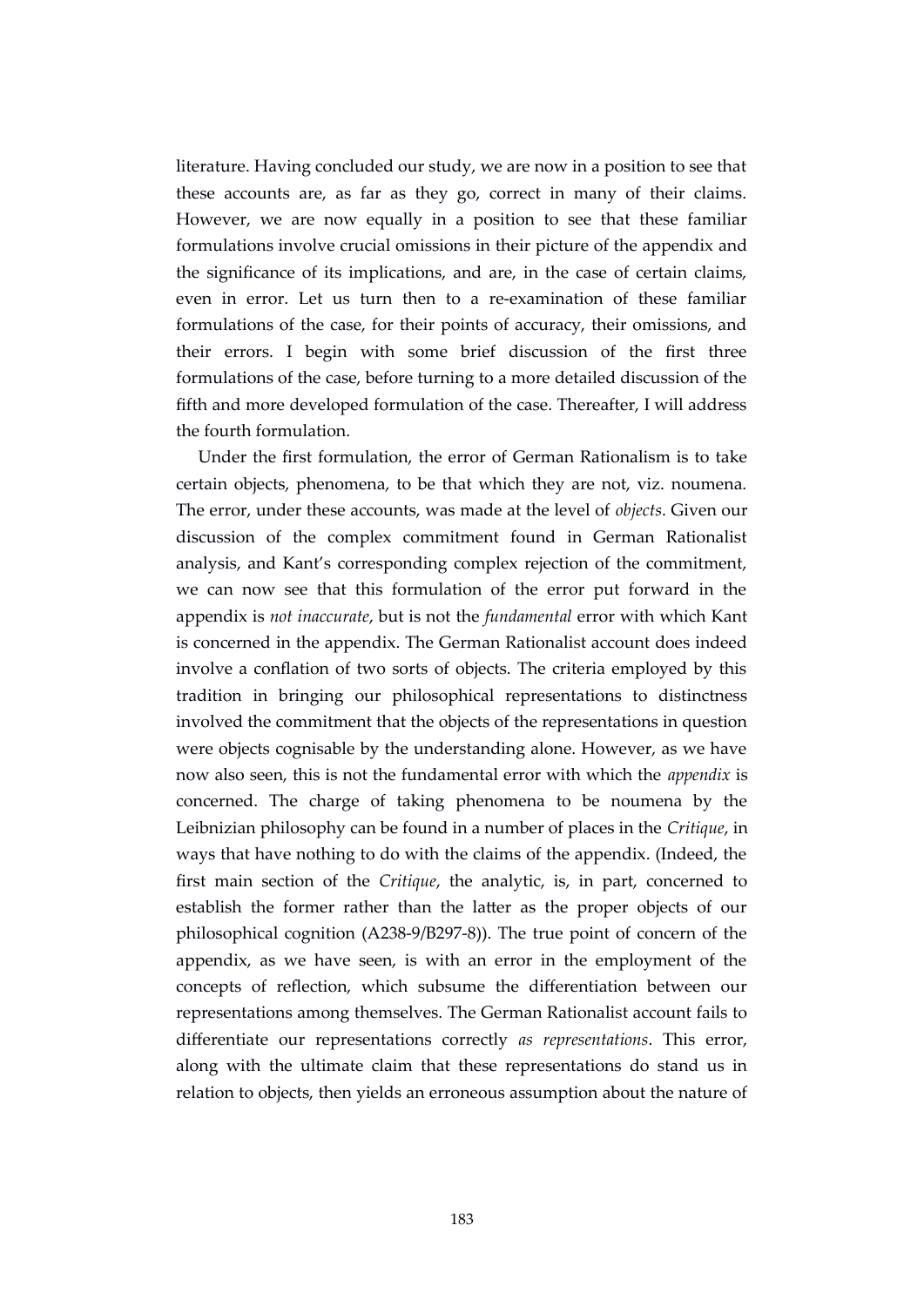literature. Having concluded our study, we are now in a position to see that these accounts are, as far as they go, correct in many of their claims. However, we are now equally in a position to see that these familiar formulations involve crucial omissions in their picture of the appendix and the significance of its implications, and are, in the case of certain claims, even in error. Let us turn then to a re-examination of these familiar formulations of the case, for their points of accuracy, their omissions, and their errors. I begin with some brief discussion of the first three formulations of the case, before turning to a more detailed discussion of the fifth and more developed formulation of the case. Thereafter, I will address the fourth formulation.

Under the first formulation, the error of German Rationalism is to take certain objects, phenomena, to be that which they are not, viz. noumena. The error, under these accounts, was made at the level of *objects*. Given our discussion of the complex commitment found in German Rationalist analysis, and Kant's corresponding complex rejection of the commitment, we can now see that this formulation of the error put forward in the appendix is *not inaccurate*, but is not the *fundamental* error with which Kant is concerned in the appendix. The German Rationalist account does indeed involve a conflation of two sorts of objects. The criteria employed by this tradition in bringing our philosophical representations to distinctness involved the commitment that the objects of the representations in question were objects cognisable by the understanding alone. However, as we have now also seen, this is not the fundamental error with which the *appendix* is concerned. The charge of taking phenomena to be noumena by the Leibnizian philosophy can be found in a number of places in the *Critique*, in ways that have nothing to do with the claims of the appendix. (Indeed, the first main section of the *Critique*, the analytic, is, in part, concerned to establish the former rather than the latter as the proper objects of our philosophical cognition (A238-9/B297-8)). The true point of concern of the appendix, as we have seen, is with an error in the employment of the concepts of reflection, which subsume the differentiation between our representations among themselves. The German Rationalist account fails to differentiate our representations correctly *as representations*. This error, along with the ultimate claim that these representations do stand us in relation to objects, then yields an erroneous assumption about the nature of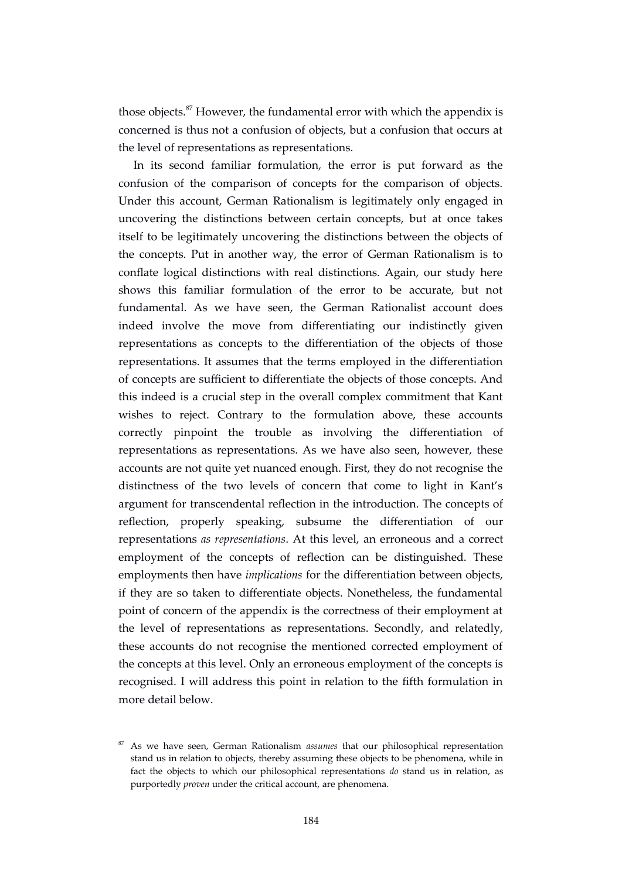those objects.[87] However, the fundamental error with which the appendix is concerned is thus not a confusion of objects, but a confusion that occurs at the level of representations as representations.

In its second familiar formulation, the error is put forward as the confusion of the comparison of concepts for the comparison of objects. Under this account, German Rationalism is legitimately only engaged in uncovering the distinctions between certain concepts, but at once takes itself to be legitimately uncovering the distinctions between the objects of the concepts. Put in another way, the error of German Rationalism is to conflate logical distinctions with real distinctions. Again, our study here shows this familiar formulation of the error to be accurate, but not fundamental. As we have seen, the German Rationalist account does indeed involve the move from differentiating our indistinctly given representations as concepts to the differentiation of the objects of those representations. It assumes that the terms employed in the differentiation of concepts are sufficient to differentiate the objects of those concepts. And this indeed is a crucial step in the overall complex commitment that Kant wishes to reject. Contrary to the formulation above, these accounts correctly pinpoint the trouble as involving the differentiation of representations as representations. As we have also seen, however, these accounts are not quite yet nuanced enough. First, they do not recognise the distinctness of the two levels of concern that come to light in Kant's argument for transcendental reflection in the introduction. The concepts of reflection, properly speaking, subsume the differentiation of our representations *as representations*. At this level, an erroneous and a correct employment of the concepts of reflection can be distinguished. These employments then have *implications* for the differentiation between objects, if they are so taken to differentiate objects. Nonetheless, the fundamental point of concern of the appendix is the correctness of their employment at the level of representations as representations. Secondly, and relatedly, these accounts do not recognise the mentioned corrected employment of the concepts at this level. Only an erroneous employment of the concepts is recognised. I will address this point in relation to the fifth formulation in more detail below.

[87] As we have seen, German Rationalism *assumes* that our philosophical representation stand us in relation to objects, thereby assuming these objects to be phenomena, while in fact the objects to which our philosophical representations *do* stand us in relation, as purportedly *proven* under the critical account, are phenomena.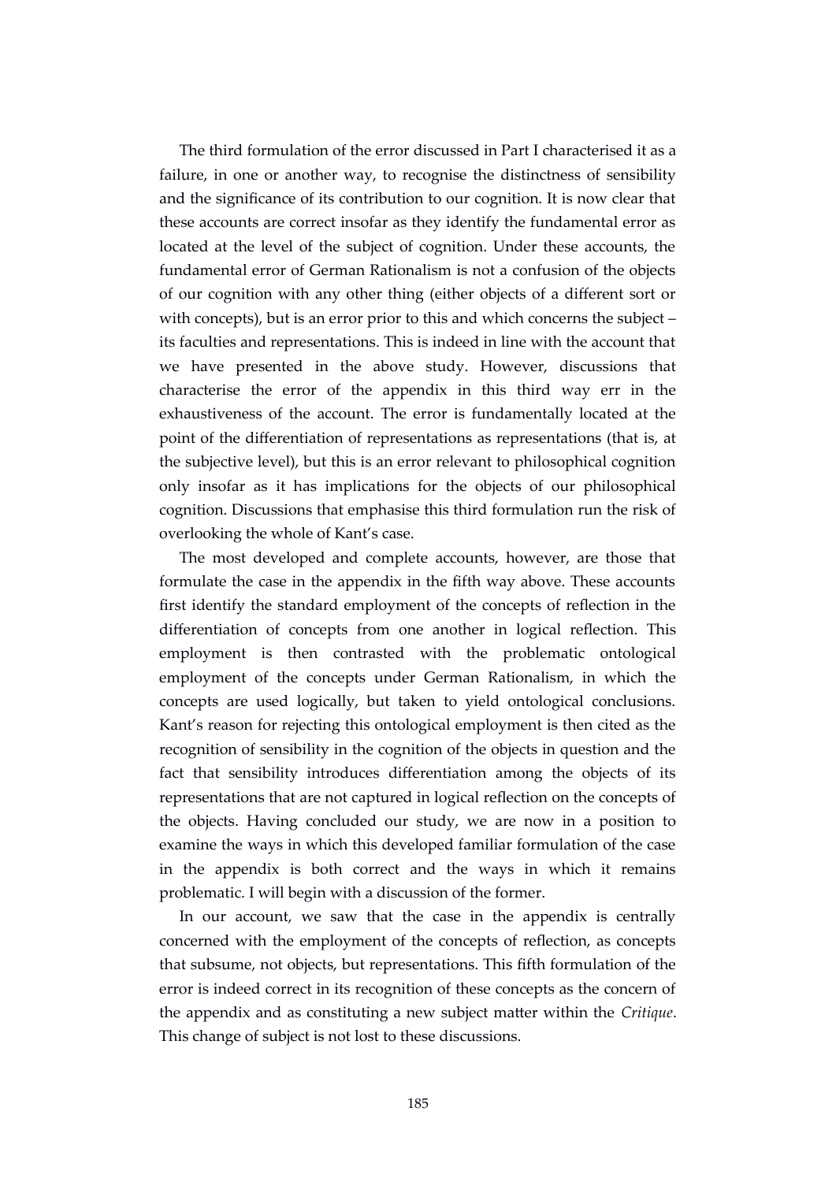The third formulation of the error discussed in Part I characterised it as a failure, in one or another way, to recognise the distinctness of sensibility and the significance of its contribution to our cognition. It is now clear that these accounts are correct insofar as they identify the fundamental error as located at the level of the subject of cognition. Under these accounts, the fundamental error of German Rationalism is not a confusion of the objects of our cognition with any other thing (either objects of a different sort or with concepts), but is an error prior to this and which concerns the subject – its faculties and representations. This is indeed in line with the account that we have presented in the above study. However, discussions that characterise the error of the appendix in this third way err in the exhaustiveness of the account. The error is fundamentally located at the point of the differentiation of representations as representations (that is, at the subjective level), but this is an error relevant to philosophical cognition only insofar as it has implications for the objects of our philosophical cognition. Discussions that emphasise this third formulation run the risk of overlooking the whole of Kant's case.

The most developed and complete accounts, however, are those that formulate the case in the appendix in the fifth way above. These accounts first identify the standard employment of the concepts of reflection in the differentiation of concepts from one another in logical reflection. This employment is then contrasted with the problematic ontological employment of the concepts under German Rationalism, in which the concepts are used logically, but taken to yield ontological conclusions. Kant's reason for rejecting this ontological employment is then cited as the recognition of sensibility in the cognition of the objects in question and the fact that sensibility introduces differentiation among the objects of its representations that are not captured in logical reflection on the concepts of the objects. Having concluded our study, we are now in a position to examine the ways in which this developed familiar formulation of the case in the appendix is both correct and the ways in which it remains problematic. I will begin with a discussion of the former.

In our account, we saw that the case in the appendix is centrally concerned with the employment of the concepts of reflection, as concepts that subsume, not objects, but representations. This fifth formulation of the error is indeed correct in its recognition of these concepts as the concern of the appendix and as constituting a new subject matter within the *Critique*. This change of subject is not lost to these discussions.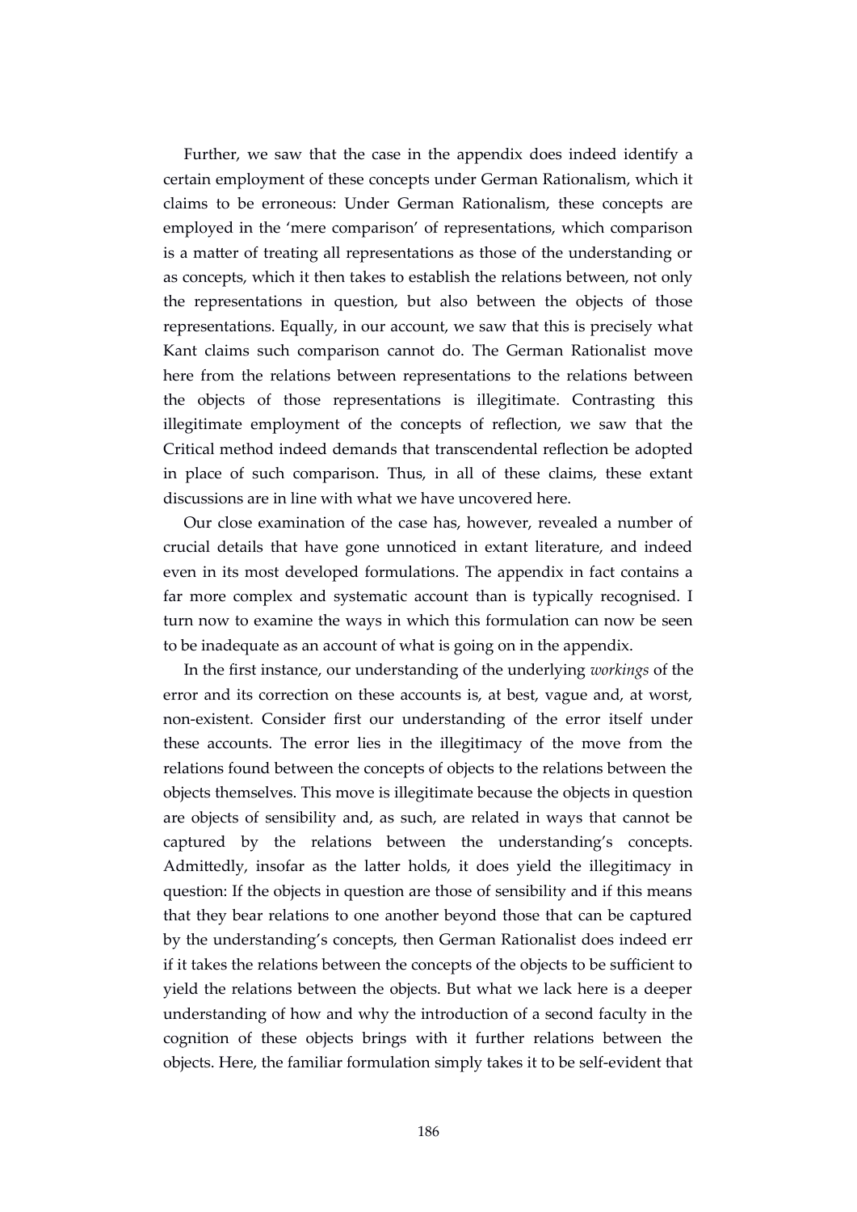Further, we saw that the case in the appendix does indeed identify a certain employment of these concepts under German Rationalism, which it claims to be erroneous: Under German Rationalism, these concepts are employed in the 'mere comparison' of representations, which comparison is a matter of treating all representations as those of the understanding or as concepts, which it then takes to establish the relations between, not only the representations in question, but also between the objects of those representations. Equally, in our account, we saw that this is precisely what Kant claims such comparison cannot do. The German Rationalist move here from the relations between representations to the relations between the objects of those representations is illegitimate. Contrasting this illegitimate employment of the concepts of reflection, we saw that the Critical method indeed demands that transcendental reflection be adopted in place of such comparison. Thus, in all of these claims, these extant discussions are in line with what we have uncovered here.

Our close examination of the case has, however, revealed a number of crucial details that have gone unnoticed in extant literature, and indeed even in its most developed formulations. The appendix in fact contains a far more complex and systematic account than is typically recognised. I turn now to examine the ways in which this formulation can now be seen to be inadequate as an account of what is going on in the appendix.

In the first instance, our understanding of the underlying *workings* of the error and its correction on these accounts is, at best, vague and, at worst, non-existent. Consider first our understanding of the error itself under these accounts. The error lies in the illegitimacy of the move from the relations found between the concepts of objects to the relations between the objects themselves. This move is illegitimate because the objects in question are objects of sensibility and, as such, are related in ways that cannot be captured by the relations between the understanding's concepts. Admittedly, insofar as the latter holds, it does yield the illegitimacy in question: If the objects in question are those of sensibility and if this means that they bear relations to one another beyond those that can be captured by the understanding's concepts, then German Rationalist does indeed err if it takes the relations between the concepts of the objects to be sufficient to yield the relations between the objects. But what we lack here is a deeper understanding of how and why the introduction of a second faculty in the cognition of these objects brings with it further relations between the objects. Here, the familiar formulation simply takes it to be self-evident that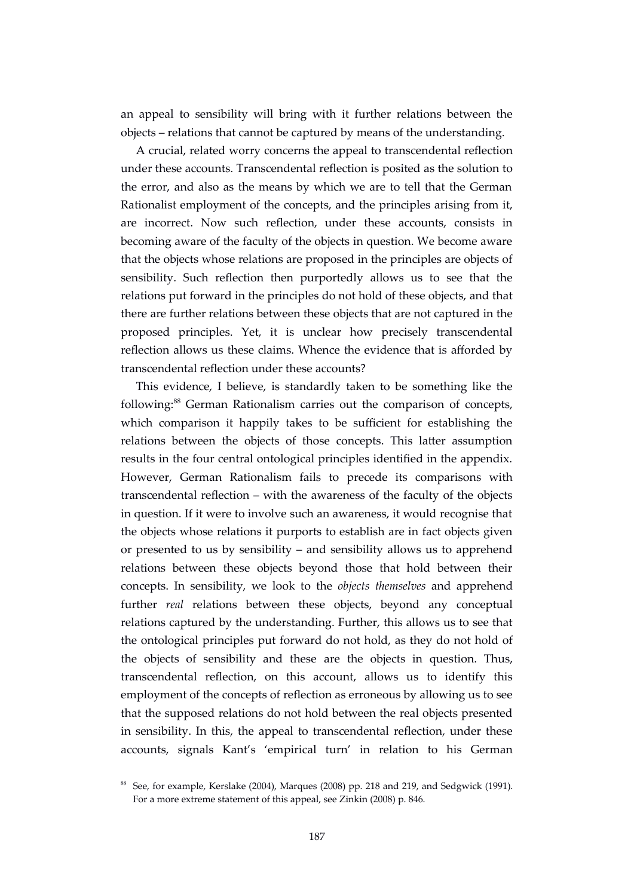an appeal to sensibility will bring with it further relations between the objects – relations that cannot be captured by means of the understanding.

A crucial, related worry concerns the appeal to transcendental reflection under these accounts. Transcendental reflection is posited as the solution to the error, and also as the means by which we are to tell that the German Rationalist employment of the concepts, and the principles arising from it, are incorrect. Now such reflection, under these accounts, consists in becoming aware of the faculty of the objects in question. We become aware that the objects whose relations are proposed in the principles are objects of sensibility. Such reflection then purportedly allows us to see that the relations put forward in the principles do not hold of these objects, and that there are further relations between these objects that are not captured in the proposed principles. Yet, it is unclear how precisely transcendental reflection allows us these claims. Whence the evidence that is afforded by transcendental reflection under these accounts?

This evidence, I believe, is standardly taken to be something like the following:[88] German Rationalism carries out the comparison of concepts, which comparison it happily takes to be sufficient for establishing the relations between the objects of those concepts. This latter assumption results in the four central ontological principles identified in the appendix. However, German Rationalism fails to precede its comparisons with transcendental reflection – with the awareness of the faculty of the objects in question. If it were to involve such an awareness, it would recognise that the objects whose relations it purports to establish are in fact objects given or presented to us by sensibility – and sensibility allows us to apprehend relations between these objects beyond those that hold between their concepts. In sensibility, we look to the *objects themselves* and apprehend further *real* relations between these objects, beyond any conceptual relations captured by the understanding. Further, this allows us to see that the ontological principles put forward do not hold, as they do not hold of the objects of sensibility and these are the objects in question. Thus, transcendental reflection, on this account, allows us to identify this employment of the concepts of reflection as erroneous by allowing us to see that the supposed relations do not hold between the real objects presented in sensibility. In this, the appeal to transcendental reflection, under these accounts, signals Kant's 'empirical turn' in relation to his German

[88] See, for example, Kerslake (2004), Marques (2008) pp. 218 and 219, and Sedgwick (1991). For a more extreme statement of this appeal, see Zinkin (2008) p. 846.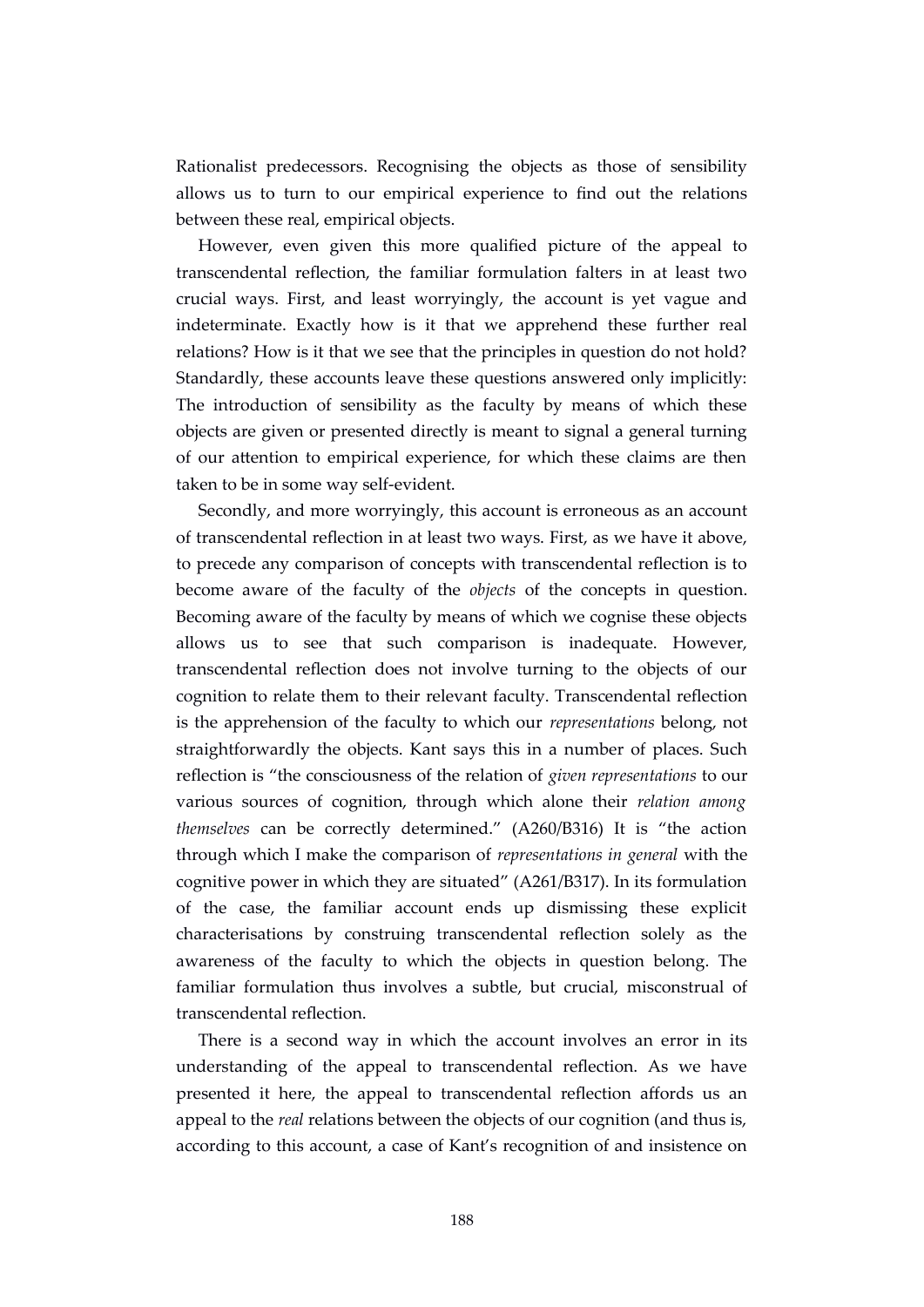Rationalist predecessors. Recognising the objects as those of sensibility allows us to turn to our empirical experience to find out the relations between these real, empirical objects.

However, even given this more qualified picture of the appeal to transcendental reflection, the familiar formulation falters in at least two crucial ways. First, and least worryingly, the account is yet vague and indeterminate. Exactly how is it that we apprehend these further real relations? How is it that we see that the principles in question do not hold? Standardly, these accounts leave these questions answered only implicitly: The introduction of sensibility as the faculty by means of which these objects are given or presented directly is meant to signal a general turning of our attention to empirical experience, for which these claims are then taken to be in some way self-evident.

Secondly, and more worryingly, this account is erroneous as an account of transcendental reflection in at least two ways. First, as we have it above, to precede any comparison of concepts with transcendental reflection is to become aware of the faculty of the *objects* of the concepts in question. Becoming aware of the faculty by means of which we cognise these objects allows us to see that such comparison is inadequate. However, transcendental reflection does not involve turning to the objects of our cognition to relate them to their relevant faculty. Transcendental reflection is the apprehension of the faculty to which our *representations* belong, not straightforwardly the objects. Kant says this in a number of places. Such reflection is "the consciousness of the relation of *given representations* to our various sources of cognition, through which alone their *relation among themselves* can be correctly determined." (A260/B316) It is "the action through which I make the comparison of *representations in general* with the cognitive power in which they are situated" (A261/B317). In its formulation of the case, the familiar account ends up dismissing these explicit characterisations by construing transcendental reflection solely as the awareness of the faculty to which the objects in question belong. The familiar formulation thus involves a subtle, but crucial, misconstrual of transcendental reflection.

There is a second way in which the account involves an error in its understanding of the appeal to transcendental reflection. As we have presented it here, the appeal to transcendental reflection affords us an appeal to the *real* relations between the objects of our cognition (and thus is, according to this account, a case of Kant's recognition of and insistence on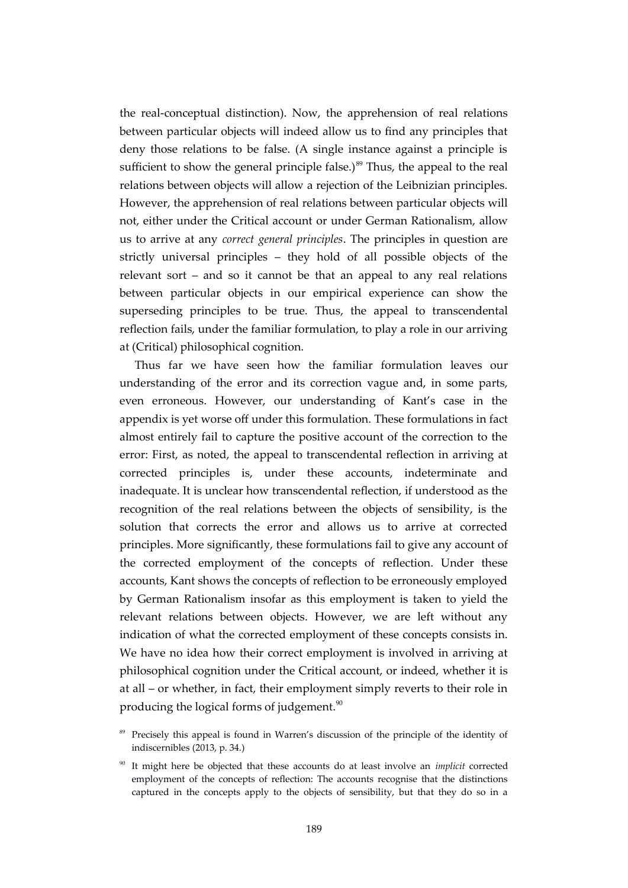the real-conceptual distinction). Now, the apprehension of real relations between particular objects will indeed allow us to find any principles that deny those relations to be false. (A single instance against a principle is sufficient to show the general principle false.)[89] Thus, the appeal to the real relations between objects will allow a rejection of the Leibnizian principles. However, the apprehension of real relations between particular objects will not, either under the Critical account or under German Rationalism, allow us to arrive at any *correct general principles*. The principles in question are strictly universal principles – they hold of all possible objects of the relevant sort – and so it cannot be that an appeal to any real relations between particular objects in our empirical experience can show the superseding principles to be true. Thus, the appeal to transcendental reflection fails, under the familiar formulation, to play a role in our arriving at (Critical) philosophical cognition.

Thus far we have seen how the familiar formulation leaves our understanding of the error and its correction vague and, in some parts, even erroneous. However, our understanding of Kant's case in the appendix is yet worse off under this formulation. These formulations in fact almost entirely fail to capture the positive account of the correction to the error: First, as noted, the appeal to transcendental reflection in arriving at corrected principles is, under these accounts, indeterminate and inadequate. It is unclear how transcendental reflection, if understood as the recognition of the real relations between the objects of sensibility, is the solution that corrects the error and allows us to arrive at corrected principles. More significantly, these formulations fail to give any account of the corrected employment of the concepts of reflection. Under these accounts, Kant shows the concepts of reflection to be erroneously employed by German Rationalism insofar as this employment is taken to yield the relevant relations between objects. However, we are left without any indication of what the corrected employment of these concepts consists in. We have no idea how their correct employment is involved in arriving at philosophical cognition under the Critical account, or indeed, whether it is at all – or whether, in fact, their employment simply reverts to their role in producing the logical forms of judgement.[90]

[89] Precisely this appeal is found in Warren's discussion of the principle of the identity of indiscernibles (2013, p. 34.)

[90] It might here be objected that these accounts do at least involve an *implicit* corrected employment of the concepts of reflection: The accounts recognise that the distinctions captured in the concepts apply to the objects of sensibility, but that they do so in a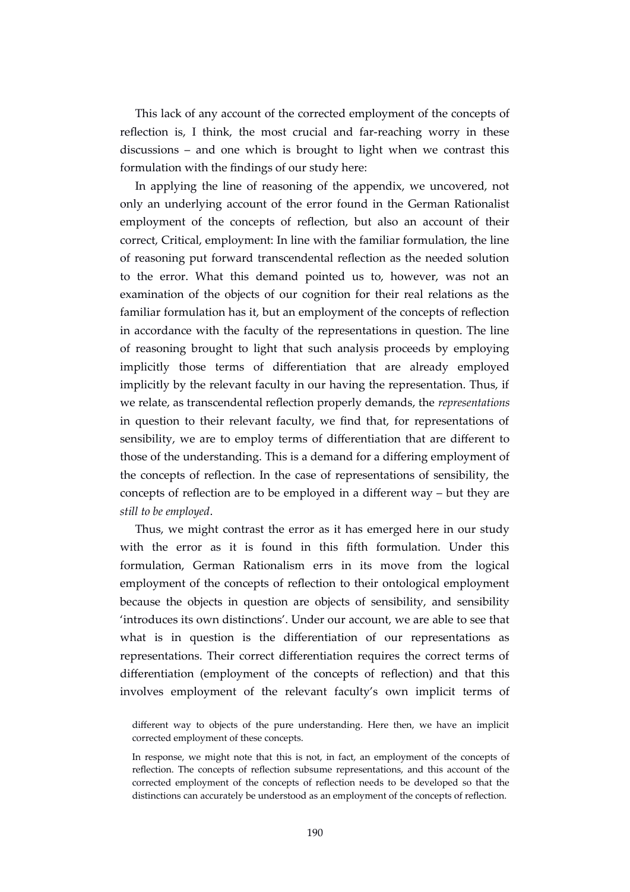This lack of any account of the corrected employment of the concepts of reflection is, I think, the most crucial and far-reaching worry in these discussions – and one which is brought to light when we contrast this formulation with the findings of our study here:

In applying the line of reasoning of the appendix, we uncovered, not only an underlying account of the error found in the German Rationalist employment of the concepts of reflection, but also an account of their correct, Critical, employment: In line with the familiar formulation, the line of reasoning put forward transcendental reflection as the needed solution to the error. What this demand pointed us to, however, was not an examination of the objects of our cognition for their real relations as the familiar formulation has it, but an employment of the concepts of reflection in accordance with the faculty of the representations in question. The line of reasoning brought to light that such analysis proceeds by employing implicitly those terms of differentiation that are already employed implicitly by the relevant faculty in our having the representation. Thus, if we relate, as transcendental reflection properly demands, the *representations* in question to their relevant faculty, we find that, for representations of sensibility, we are to employ terms of differentiation that are different to those of the understanding. This is a demand for a differing employment of the concepts of reflection. In the case of representations of sensibility, the concepts of reflection are to be employed in a different way – but they are *still to be employed*.

Thus, we might contrast the error as it has emerged here in our study with the error as it is found in this fifth formulation. Under this formulation, German Rationalism errs in its move from the logical employment of the concepts of reflection to their ontological employment because the objects in question are objects of sensibility, and sensibility 'introduces its own distinctions'. Under our account, we are able to see that what is in question is the differentiation of our representations as representations. Their correct differentiation requires the correct terms of differentiation (employment of the concepts of reflection) and that this involves employment of the relevant faculty's own implicit terms of

different way to objects of the pure understanding. Here then, we have an implicit corrected employment of these concepts.

In response, we might note that this is not, in fact, an employment of the concepts of reflection. The concepts of reflection subsume representations, and this account of the corrected employment of the concepts of reflection needs to be developed so that the distinctions can accurately be understood as an employment of the concepts of reflection.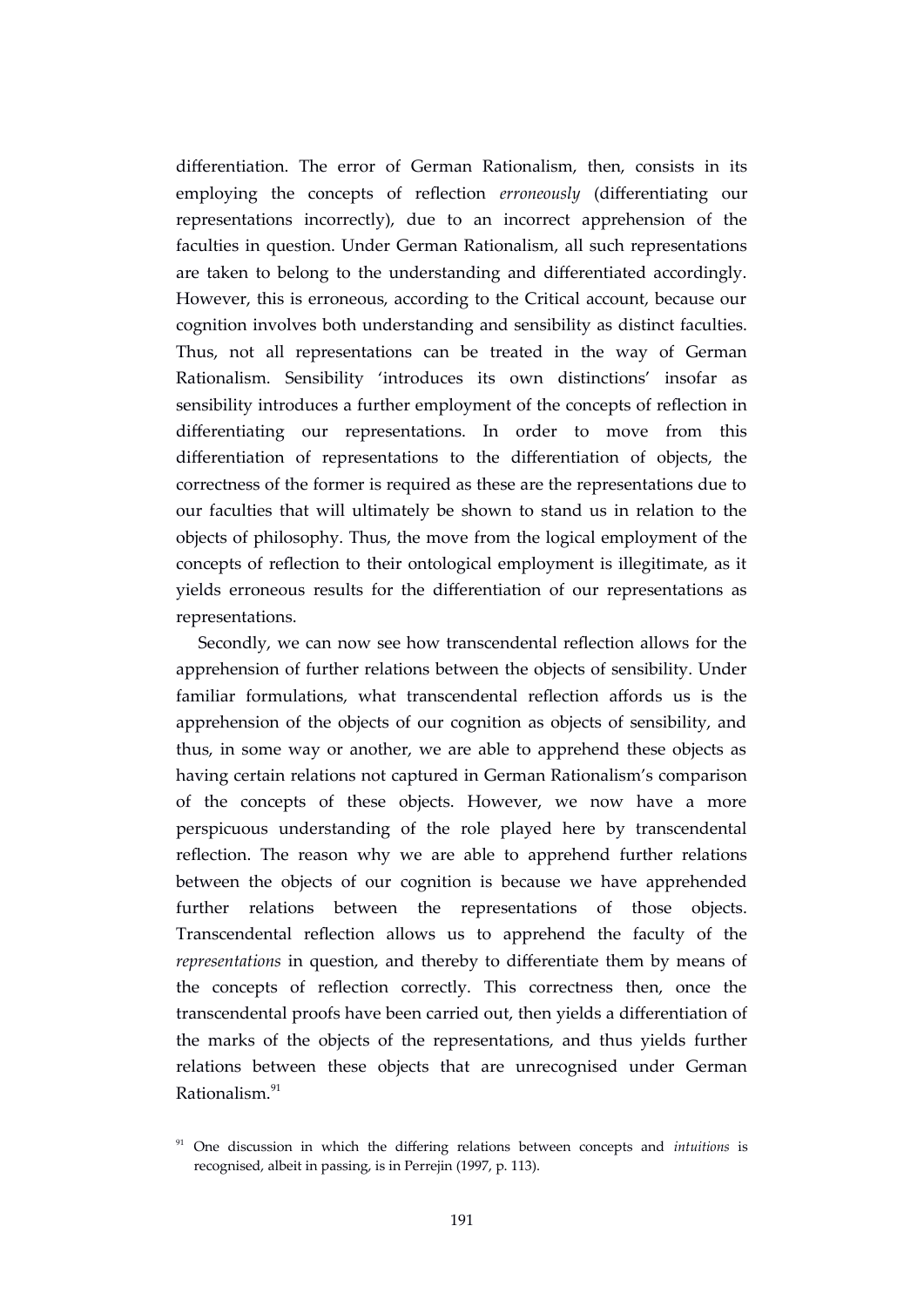differentiation. The error of German Rationalism, then, consists in its employing the concepts of reflection *erroneously* (differentiating our representations incorrectly), due to an incorrect apprehension of the faculties in question. Under German Rationalism, all such representations are taken to belong to the understanding and differentiated accordingly. However, this is erroneous, according to the Critical account, because our cognition involves both understanding and sensibility as distinct faculties. Thus, not all representations can be treated in the way of German Rationalism. Sensibility 'introduces its own distinctions' insofar as sensibility introduces a further employment of the concepts of reflection in differentiating our representations. In order to move from this differentiation of representations to the differentiation of objects, the correctness of the former is required as these are the representations due to our faculties that will ultimately be shown to stand us in relation to the objects of philosophy. Thus, the move from the logical employment of the concepts of reflection to their ontological employment is illegitimate, as it yields erroneous results for the differentiation of our representations as representations.

Secondly, we can now see how transcendental reflection allows for the apprehension of further relations between the objects of sensibility. Under familiar formulations, what transcendental reflection affords us is the apprehension of the objects of our cognition as objects of sensibility, and thus, in some way or another, we are able to apprehend these objects as having certain relations not captured in German Rationalism's comparison of the concepts of these objects. However, we now have a more perspicuous understanding of the role played here by transcendental reflection. The reason why we are able to apprehend further relations between the objects of our cognition is because we have apprehended further relations between the representations of those objects. Transcendental reflection allows us to apprehend the faculty of the *representations* in question, and thereby to differentiate them by means of the concepts of reflection correctly. This correctness then, once the transcendental proofs have been carried out, then yields a differentiation of the marks of the objects of the representations, and thus yields further relations between these objects that are unrecognised under German Rationalism.[91]

[91] One discussion in which the differing relations between concepts and *intuitions* is recognised, albeit in passing, is in Perrejin (1997, p. 113).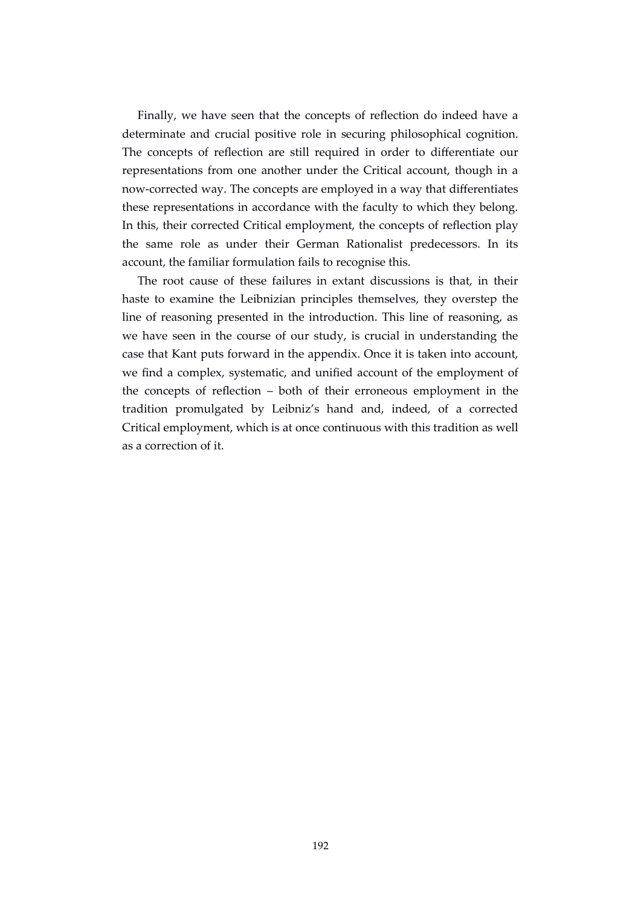Finally, we have seen that the concepts of reflection do indeed have a determinate and crucial positive role in securing philosophical cognition. The concepts of reflection are still required in order to differentiate our representations from one another under the Critical account, though in a now-corrected way. The concepts are employed in a way that differentiates these representations in accordance with the faculty to which they belong. In this, their corrected Critical employment, the concepts of reflection play the same role as under their German Rationalist predecessors. In its account, the familiar formulation fails to recognise this.

The root cause of these failures in extant discussions is that, in their haste to examine the Leibnizian principles themselves, they overstep the line of reasoning presented in the introduction. This line of reasoning, as we have seen in the course of our study, is crucial in understanding the case that Kant puts forward in the appendix. Once it is taken into account, we find a complex, systematic, and unified account of the employment of the concepts of reflection – both of their erroneous employment in the tradition promulgated by Leibniz's hand and, indeed, of a corrected Critical employment, which is at once continuous with this tradition as well as a correction of it.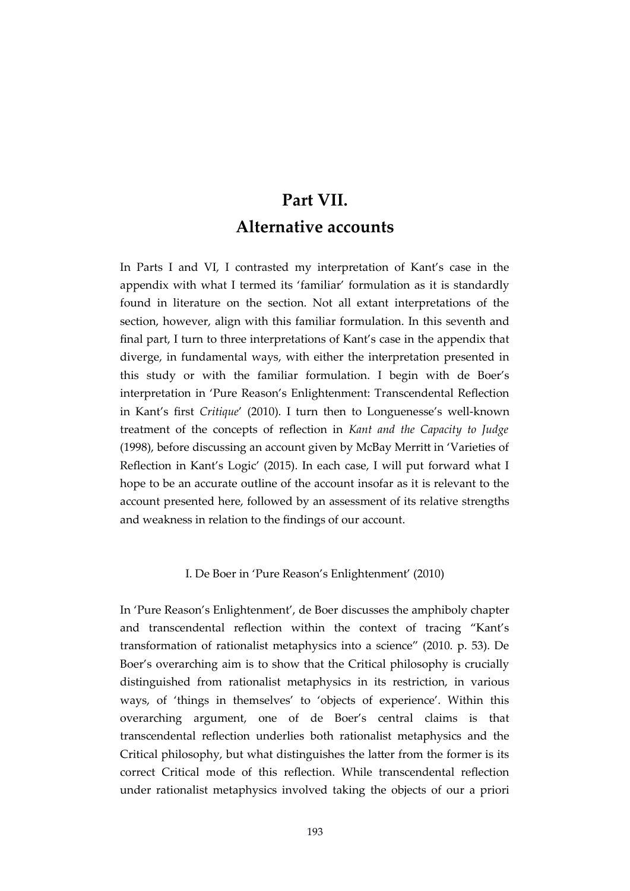# Part VII.
# Alternative accounts

In Parts I and VI, I contrasted my interpretation of Kant's case in the appendix with what I termed its 'familiar' formulation as it is standardly found in literature on the section. Not all extant interpretations of the section, however, align with this familiar formulation. In this seventh and final part, I turn to three interpretations of Kant's case in the appendix that diverge, in fundamental ways, with either the interpretation presented in this study or with the familiar formulation. I begin with de Boer's interpretation in 'Pure Reason's Enlightenment: Transcendental Reflection in Kant's first *Critique*' (2010). I turn then to Longuenesse's well-known treatment of the concepts of reflection in *Kant and the Capacity to Judge* (1998), before discussing an account given by McBay Merritt in 'Varieties of Reflection in Kant's Logic' (2015). In each case, I will put forward what I hope to be an accurate outline of the account insofar as it is relevant to the account presented here, followed by an assessment of its relative strengths and weakness in relation to the findings of our account.

## I. De Boer in 'Pure Reason's Enlightenment' (2010)

In 'Pure Reason's Enlightenment', de Boer discusses the amphiboly chapter and transcendental reflection within the context of tracing "Kant's transformation of rationalist metaphysics into a science" (2010. p. 53). De Boer's overarching aim is to show that the Critical philosophy is crucially distinguished from rationalist metaphysics in its restriction, in various ways, of 'things in themselves' to 'objects of experience'. Within this overarching argument, one of de Boer's central claims is that transcendental reflection underlies both rationalist metaphysics and the Critical philosophy, but what distinguishes the latter from the former is its correct Critical mode of this reflection. While transcendental reflection under rationalist metaphysics involved taking the objects of our a priori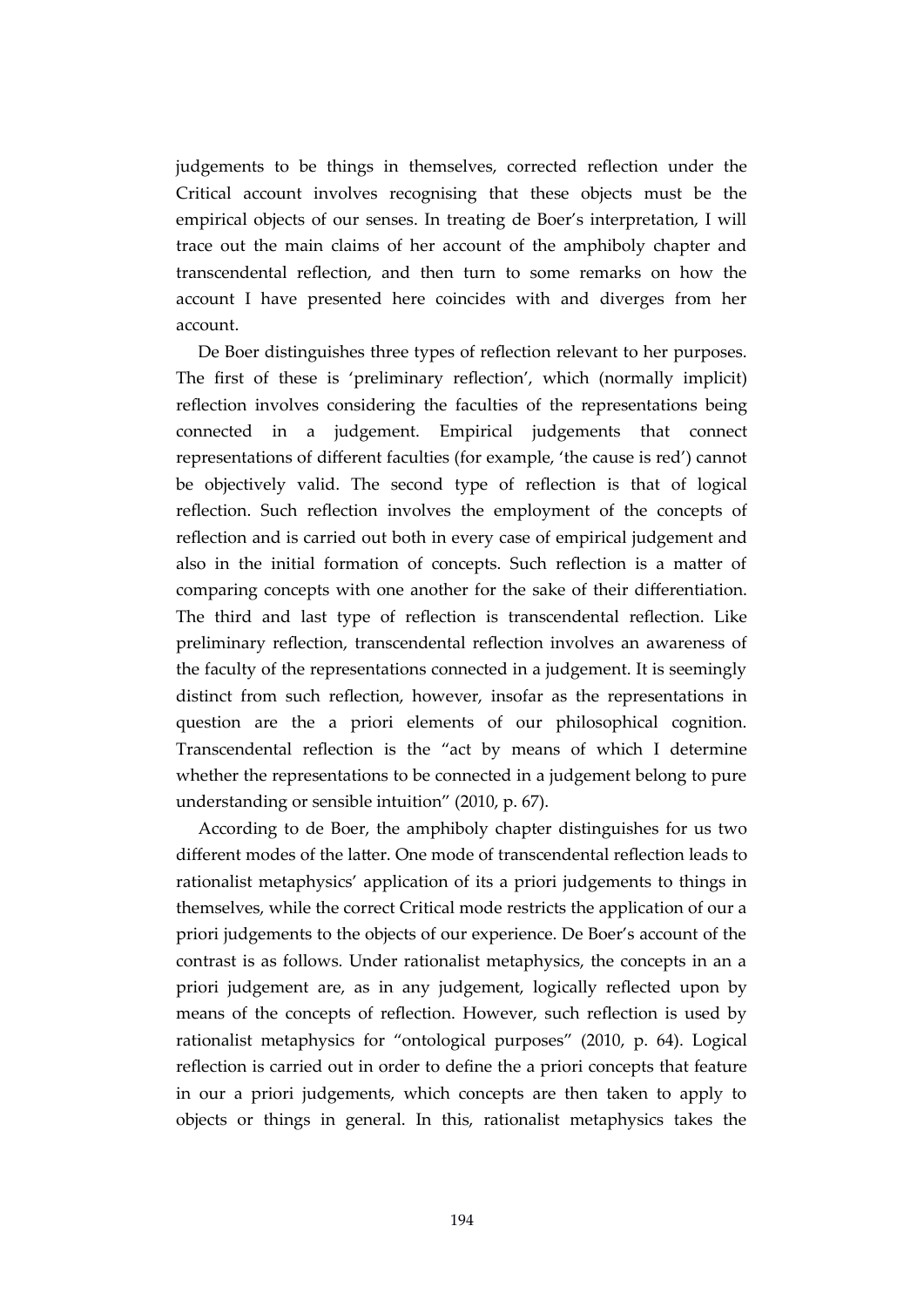judgements to be things in themselves, corrected reflection under the Critical account involves recognising that these objects must be the empirical objects of our senses. In treating de Boer's interpretation, I will trace out the main claims of her account of the amphiboly chapter and transcendental reflection, and then turn to some remarks on how the account I have presented here coincides with and diverges from her account.

De Boer distinguishes three types of reflection relevant to her purposes. The first of these is 'preliminary reflection', which (normally implicit) reflection involves considering the faculties of the representations being connected in a judgement. Empirical judgements that connect representations of different faculties (for example, 'the cause is red') cannot be objectively valid. The second type of reflection is that of logical reflection. Such reflection involves the employment of the concepts of reflection and is carried out both in every case of empirical judgement and also in the initial formation of concepts. Such reflection is a matter of comparing concepts with one another for the sake of their differentiation. The third and last type of reflection is transcendental reflection. Like preliminary reflection, transcendental reflection involves an awareness of the faculty of the representations connected in a judgement. It is seemingly distinct from such reflection, however, insofar as the representations in question are the a priori elements of our philosophical cognition. Transcendental reflection is the "act by means of which I determine whether the representations to be connected in a judgement belong to pure understanding or sensible intuition" (2010, p. 67).

According to de Boer, the amphiboly chapter distinguishes for us two different modes of the latter. One mode of transcendental reflection leads to rationalist metaphysics' application of its a priori judgements to things in themselves, while the correct Critical mode restricts the application of our a priori judgements to the objects of our experience. De Boer's account of the contrast is as follows. Under rationalist metaphysics, the concepts in an a priori judgement are, as in any judgement, logically reflected upon by means of the concepts of reflection. However, such reflection is used by rationalist metaphysics for "ontological purposes" (2010, p. 64). Logical reflection is carried out in order to define the a priori concepts that feature in our a priori judgements, which concepts are then taken to apply to objects or things in general. In this, rationalist metaphysics takes the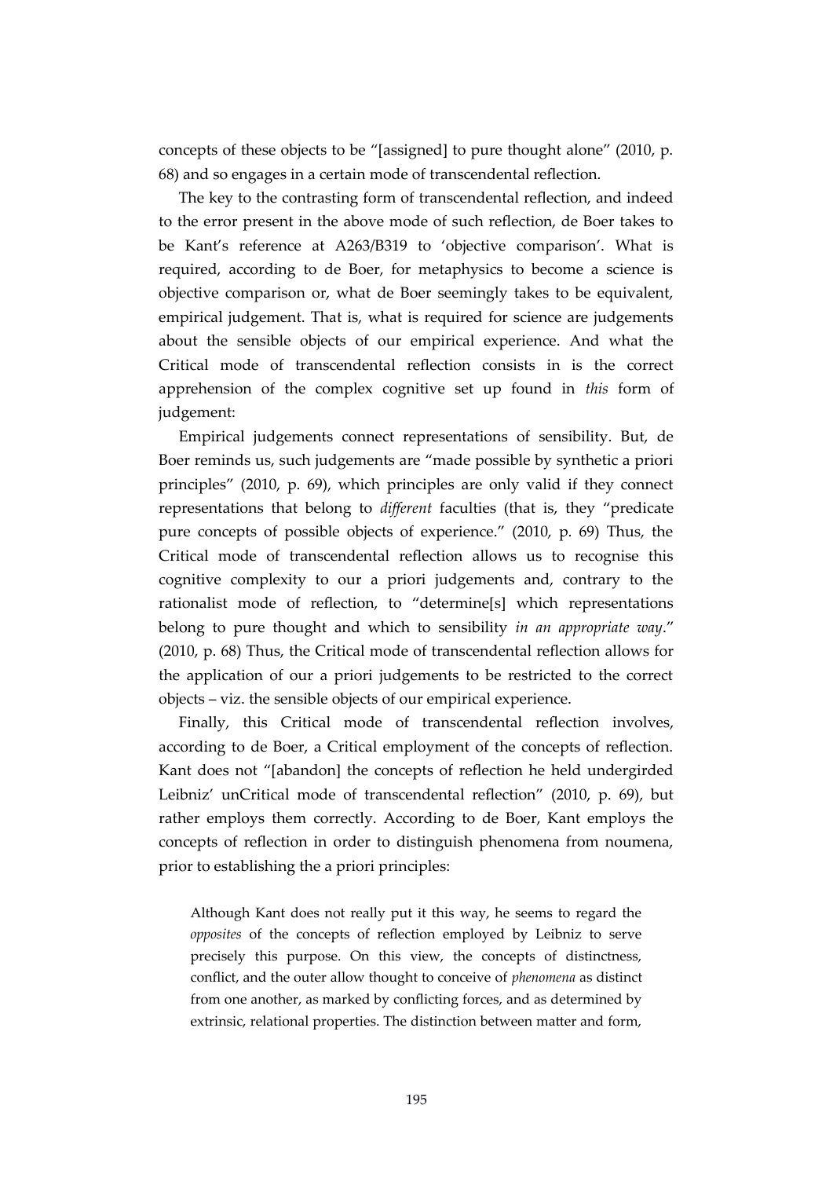concepts of these objects to be "[assigned] to pure thought alone" (2010, p. 68) and so engages in a certain mode of transcendental reflection.

The key to the contrasting form of transcendental reflection, and indeed to the error present in the above mode of such reflection, de Boer takes to be Kant's reference at A263/B319 to 'objective comparison'. What is required, according to de Boer, for metaphysics to become a science is objective comparison or, what de Boer seemingly takes to be equivalent, empirical judgement. That is, what is required for science are judgements about the sensible objects of our empirical experience. And what the Critical mode of transcendental reflection consists in is the correct apprehension of the complex cognitive set up found in *this* form of judgement:

Empirical judgements connect representations of sensibility. But, de Boer reminds us, such judgements are "made possible by synthetic a priori principles" (2010, p. 69), which principles are only valid if they connect representations that belong to *different* faculties (that is, they "predicate pure concepts of possible objects of experience." (2010, p. 69) Thus, the Critical mode of transcendental reflection allows us to recognise this cognitive complexity to our a priori judgements and, contrary to the rationalist mode of reflection, to "determine[s] which representations belong to pure thought and which to sensibility *in an appropriate way*." (2010, p. 68) Thus, the Critical mode of transcendental reflection allows for the application of our a priori judgements to be restricted to the correct objects – viz. the sensible objects of our empirical experience.

Finally, this Critical mode of transcendental reflection involves, according to de Boer, a Critical employment of the concepts of reflection. Kant does not "[abandon] the concepts of reflection he held undergirded Leibniz' unCritical mode of transcendental reflection" (2010, p. 69), but rather employs them correctly. According to de Boer, Kant employs the concepts of reflection in order to distinguish phenomena from noumena, prior to establishing the a priori principles:

> Although Kant does not really put it this way, he seems to regard the *opposites* of the concepts of reflection employed by Leibniz to serve precisely this purpose. On this view, the concepts of distinctness, conflict, and the outer allow thought to conceive of *phenomena* as distinct from one another, as marked by conflicting forces, and as determined by extrinsic, relational properties. The distinction between matter and form,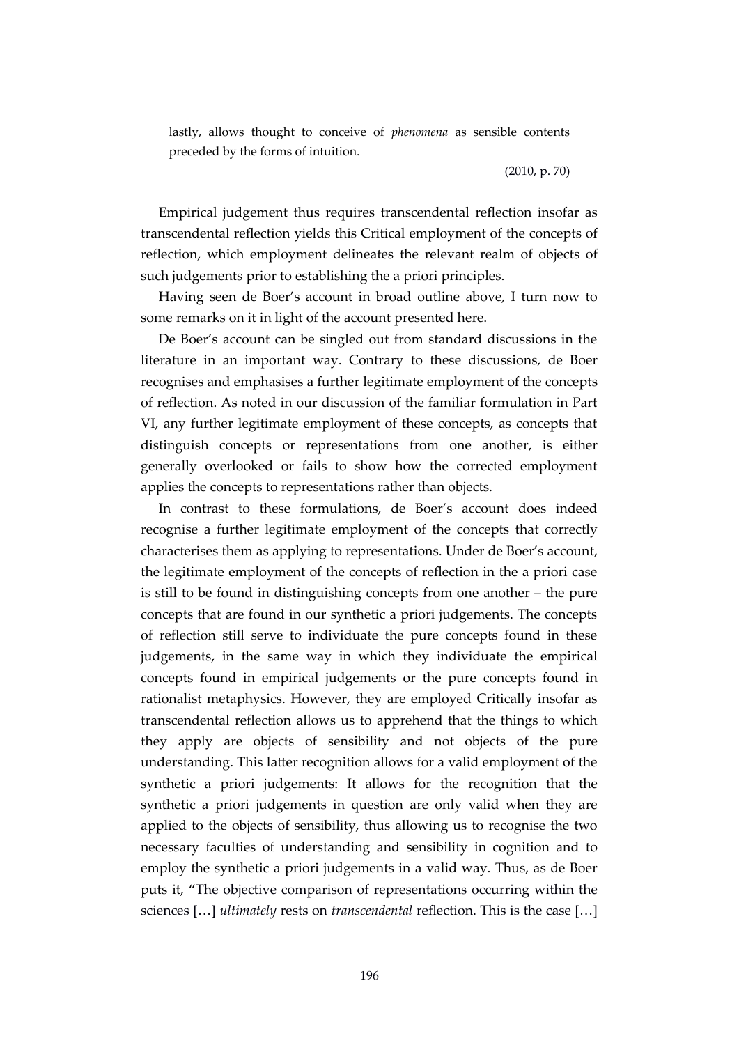> lastly, allows thought to conceive of *phenomena* as sensible contents preceded by the forms of intuition.
>
> (2010, p. 70)

Empirical judgement thus requires transcendental reflection insofar as transcendental reflection yields this Critical employment of the concepts of reflection, which employment delineates the relevant realm of objects of such judgements prior to establishing the a priori principles.

Having seen de Boer's account in broad outline above, I turn now to some remarks on it in light of the account presented here.

De Boer's account can be singled out from standard discussions in the literature in an important way. Contrary to these discussions, de Boer recognises and emphasises a further legitimate employment of the concepts of reflection. As noted in our discussion of the familiar formulation in Part VI, any further legitimate employment of these concepts, as concepts that distinguish concepts or representations from one another, is either generally overlooked or fails to show how the corrected employment applies the concepts to representations rather than objects.

In contrast to these formulations, de Boer's account does indeed recognise a further legitimate employment of the concepts that correctly characterises them as applying to representations. Under de Boer's account, the legitimate employment of the concepts of reflection in the a priori case is still to be found in distinguishing concepts from one another – the pure concepts that are found in our synthetic a priori judgements. The concepts of reflection still serve to individuate the pure concepts found in these judgements, in the same way in which they individuate the empirical concepts found in empirical judgements or the pure concepts found in rationalist metaphysics. However, they are employed Critically insofar as transcendental reflection allows us to apprehend that the things to which they apply are objects of sensibility and not objects of the pure understanding. This latter recognition allows for a valid employment of the synthetic a priori judgements: It allows for the recognition that the synthetic a priori judgements in question are only valid when they are applied to the objects of sensibility, thus allowing us to recognise the two necessary faculties of understanding and sensibility in cognition and to employ the synthetic a priori judgements in a valid way. Thus, as de Boer puts it, "The objective comparison of representations occurring within the sciences […] *ultimately* rests on *transcendental* reflection. This is the case […]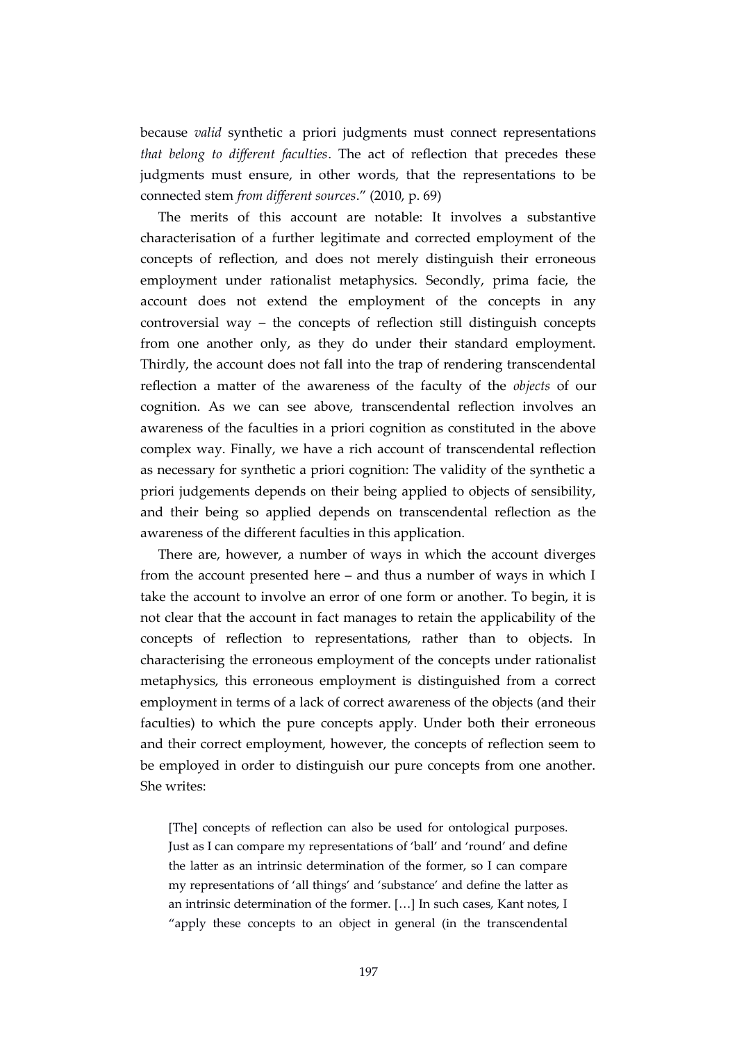because *valid* synthetic a priori judgments must connect representations *that belong to different faculties*. The act of reflection that precedes these judgments must ensure, in other words, that the representations to be connected stem *from different sources*." (2010, p. 69)

The merits of this account are notable: It involves a substantive characterisation of a further legitimate and corrected employment of the concepts of reflection, and does not merely distinguish their erroneous employment under rationalist metaphysics. Secondly, prima facie, the account does not extend the employment of the concepts in any controversial way – the concepts of reflection still distinguish concepts from one another only, as they do under their standard employment. Thirdly, the account does not fall into the trap of rendering transcendental reflection a matter of the awareness of the faculty of the *objects* of our cognition. As we can see above, transcendental reflection involves an awareness of the faculties in a priori cognition as constituted in the above complex way. Finally, we have a rich account of transcendental reflection as necessary for synthetic a priori cognition: The validity of the synthetic a priori judgements depends on their being applied to objects of sensibility, and their being so applied depends on transcendental reflection as the awareness of the different faculties in this application.

There are, however, a number of ways in which the account diverges from the account presented here – and thus a number of ways in which I take the account to involve an error of one form or another. To begin, it is not clear that the account in fact manages to retain the applicability of the concepts of reflection to representations, rather than to objects. In characterising the erroneous employment of the concepts under rationalist metaphysics, this erroneous employment is distinguished from a correct employment in terms of a lack of correct awareness of the objects (and their faculties) to which the pure concepts apply. Under both their erroneous and their correct employment, however, the concepts of reflection seem to be employed in order to distinguish our pure concepts from one another. She writes:

> [The] concepts of reflection can also be used for ontological purposes. Just as I can compare my representations of 'ball' and 'round' and define the latter as an intrinsic determination of the former, so I can compare my representations of 'all things' and 'substance' and define the latter as an intrinsic determination of the former. […] In such cases, Kant notes, I "apply these concepts to an object in general (in the transcendental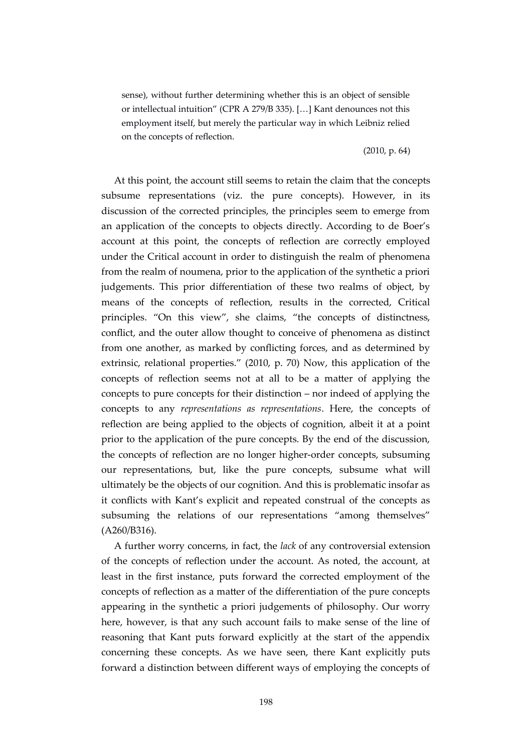> sense), without further determining whether this is an object of sensible or intellectual intuition" (CPR A 279/B 335). […] Kant denounces not this employment itself, but merely the particular way in which Leibniz relied on the concepts of reflection.
>
> (2010, p. 64)

At this point, the account still seems to retain the claim that the concepts subsume representations (viz. the pure concepts). However, in its discussion of the corrected principles, the principles seem to emerge from an application of the concepts to objects directly. According to de Boer's account at this point, the concepts of reflection are correctly employed under the Critical account in order to distinguish the realm of phenomena from the realm of noumena, prior to the application of the synthetic a priori judgements. This prior differentiation of these two realms of object, by means of the concepts of reflection, results in the corrected, Critical principles. "On this view", she claims, "the concepts of distinctness, conflict, and the outer allow thought to conceive of phenomena as distinct from one another, as marked by conflicting forces, and as determined by extrinsic, relational properties." (2010, p. 70) Now, this application of the concepts of reflection seems not at all to be a matter of applying the concepts to pure concepts for their distinction – nor indeed of applying the concepts to any *representations as representations*. Here, the concepts of reflection are being applied to the objects of cognition, albeit it at a point prior to the application of the pure concepts. By the end of the discussion, the concepts of reflection are no longer higher-order concepts, subsuming our representations, but, like the pure concepts, subsume what will ultimately be the objects of our cognition. And this is problematic insofar as it conflicts with Kant's explicit and repeated construal of the concepts as subsuming the relations of our representations "among themselves" (A260/B316).

A further worry concerns, in fact, the *lack* of any controversial extension of the concepts of reflection under the account. As noted, the account, at least in the first instance, puts forward the corrected employment of the concepts of reflection as a matter of the differentiation of the pure concepts appearing in the synthetic a priori judgements of philosophy. Our worry here, however, is that any such account fails to make sense of the line of reasoning that Kant puts forward explicitly at the start of the appendix concerning these concepts. As we have seen, there Kant explicitly puts forward a distinction between different ways of employing the concepts of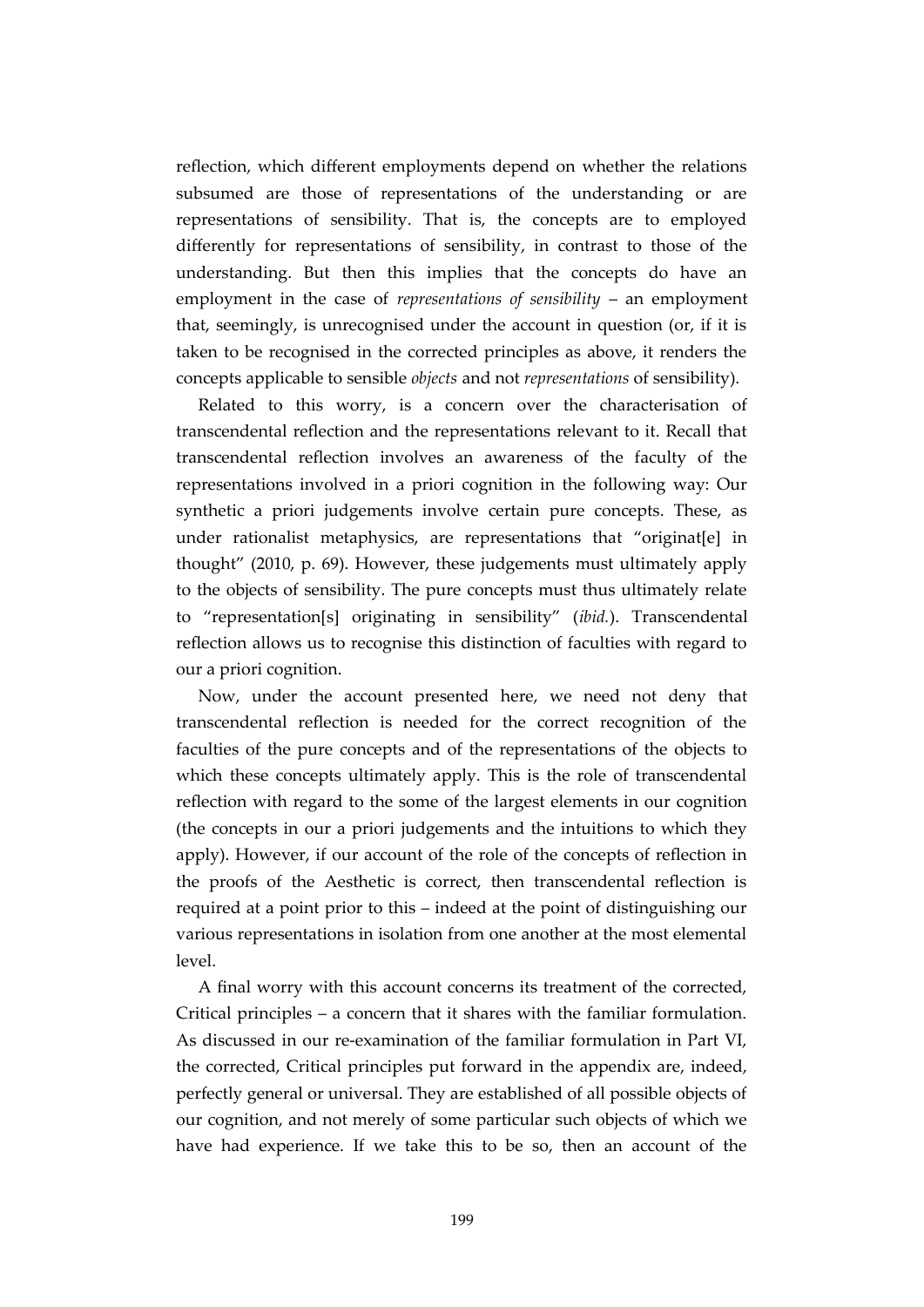reflection, which different employments depend on whether the relations subsumed are those of representations of the understanding or are representations of sensibility. That is, the concepts are to employed differently for representations of sensibility, in contrast to those of the understanding. But then this implies that the concepts do have an employment in the case of *representations of sensibility* – an employment that, seemingly, is unrecognised under the account in question (or, if it is taken to be recognised in the corrected principles as above, it renders the concepts applicable to sensible *objects* and not *representations* of sensibility).

Related to this worry, is a concern over the characterisation of transcendental reflection and the representations relevant to it. Recall that transcendental reflection involves an awareness of the faculty of the representations involved in a priori cognition in the following way: Our synthetic a priori judgements involve certain pure concepts. These, as under rationalist metaphysics, are representations that "originat[e] in thought" (2010, p. 69). However, these judgements must ultimately apply to the objects of sensibility. The pure concepts must thus ultimately relate to "representation[s] originating in sensibility" (*ibid.*). Transcendental reflection allows us to recognise this distinction of faculties with regard to our a priori cognition.

Now, under the account presented here, we need not deny that transcendental reflection is needed for the correct recognition of the faculties of the pure concepts and of the representations of the objects to which these concepts ultimately apply. This is the role of transcendental reflection with regard to the some of the largest elements in our cognition (the concepts in our a priori judgements and the intuitions to which they apply). However, if our account of the role of the concepts of reflection in the proofs of the Aesthetic is correct, then transcendental reflection is required at a point prior to this – indeed at the point of distinguishing our various representations in isolation from one another at the most elemental level.

A final worry with this account concerns its treatment of the corrected, Critical principles – a concern that it shares with the familiar formulation. As discussed in our re-examination of the familiar formulation in Part VI, the corrected, Critical principles put forward in the appendix are, indeed, perfectly general or universal. They are established of all possible objects of our cognition, and not merely of some particular such objects of which we have had experience. If we take this to be so, then an account of the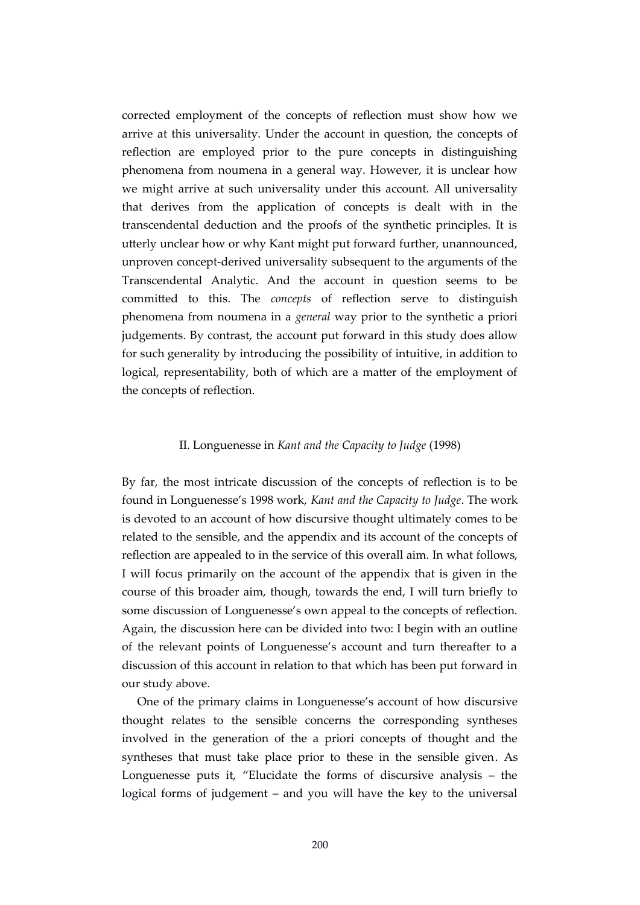corrected employment of the concepts of reflection must show how we arrive at this universality. Under the account in question, the concepts of reflection are employed prior to the pure concepts in distinguishing phenomena from noumena in a general way. However, it is unclear how we might arrive at such universality under this account. All universality that derives from the application of concepts is dealt with in the transcendental deduction and the proofs of the synthetic principles. It is utterly unclear how or why Kant might put forward further, unannounced, unproven concept-derived universality subsequent to the arguments of the Transcendental Analytic. And the account in question seems to be committed to this. The *concepts* of reflection serve to distinguish phenomena from noumena in a *general* way prior to the synthetic a priori judgements. By contrast, the account put forward in this study does allow for such generality by introducing the possibility of intuitive, in addition to logical, representability, both of which are a matter of the employment of the concepts of reflection.

## II. Longuenesse in *Kant and the Capacity to Judge* (1998)

By far, the most intricate discussion of the concepts of reflection is to be found in Longuenesse's 1998 work, *Kant and the Capacity to Judge*. The work is devoted to an account of how discursive thought ultimately comes to be related to the sensible, and the appendix and its account of the concepts of reflection are appealed to in the service of this overall aim. In what follows, I will focus primarily on the account of the appendix that is given in the course of this broader aim, though, towards the end, I will turn briefly to some discussion of Longuenesse's own appeal to the concepts of reflection. Again, the discussion here can be divided into two: I begin with an outline of the relevant points of Longuenesse's account and turn thereafter to a discussion of this account in relation to that which has been put forward in our study above.

One of the primary claims in Longuenesse's account of how discursive thought relates to the sensible concerns the corresponding syntheses involved in the generation of the a priori concepts of thought and the syntheses that must take place prior to these in the sensible given. As Longuenesse puts it, "Elucidate the forms of discursive analysis – the logical forms of judgement – and you will have the key to the universal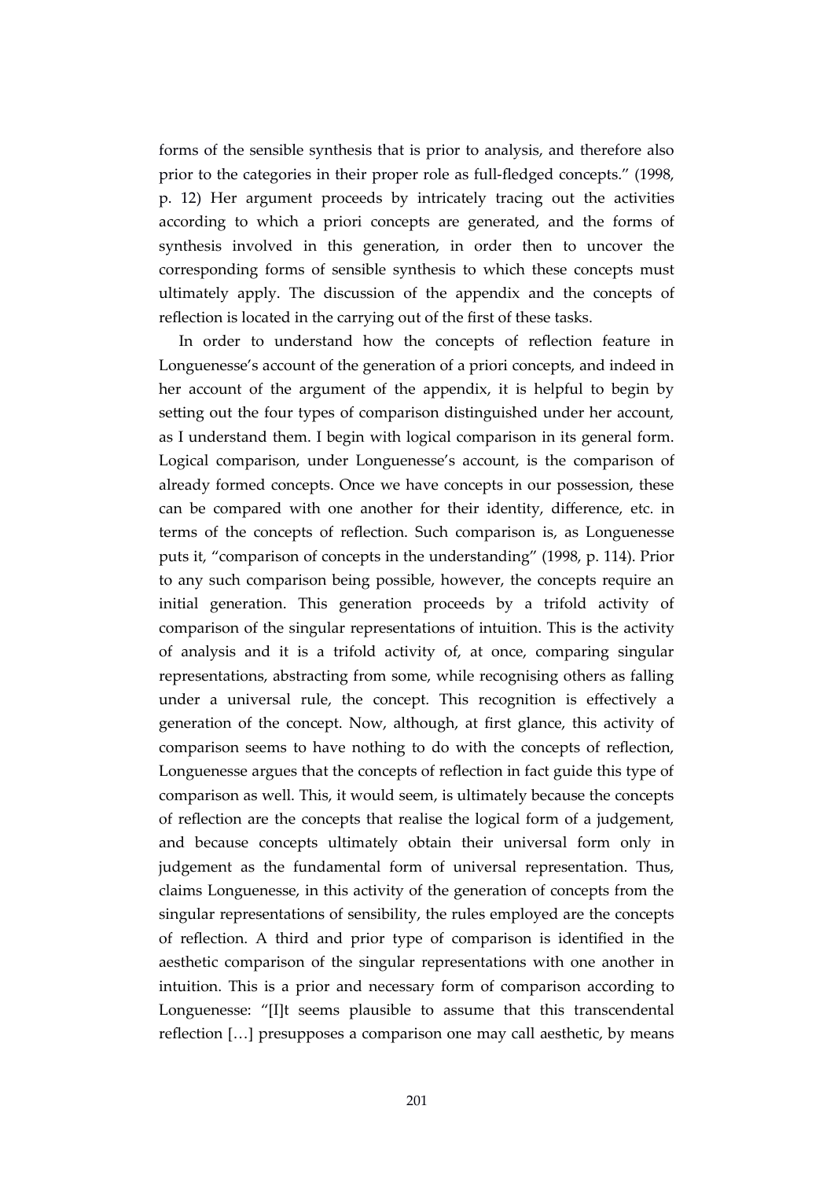forms of the sensible synthesis that is prior to analysis, and therefore also prior to the categories in their proper role as full-fledged concepts." (1998, p. 12) Her argument proceeds by intricately tracing out the activities according to which a priori concepts are generated, and the forms of synthesis involved in this generation, in order then to uncover the corresponding forms of sensible synthesis to which these concepts must ultimately apply. The discussion of the appendix and the concepts of reflection is located in the carrying out of the first of these tasks.

In order to understand how the concepts of reflection feature in Longuenesse's account of the generation of a priori concepts, and indeed in her account of the argument of the appendix, it is helpful to begin by setting out the four types of comparison distinguished under her account, as I understand them. I begin with logical comparison in its general form. Logical comparison, under Longuenesse's account, is the comparison of already formed concepts. Once we have concepts in our possession, these can be compared with one another for their identity, difference, etc. in terms of the concepts of reflection. Such comparison is, as Longuenesse puts it, "comparison of concepts in the understanding" (1998, p. 114). Prior to any such comparison being possible, however, the concepts require an initial generation. This generation proceeds by a trifold activity of comparison of the singular representations of intuition. This is the activity of analysis and it is a trifold activity of, at once, comparing singular representations, abstracting from some, while recognising others as falling under a universal rule, the concept. This recognition is effectively a generation of the concept. Now, although, at first glance, this activity of comparison seems to have nothing to do with the concepts of reflection, Longuenesse argues that the concepts of reflection in fact guide this type of comparison as well. This, it would seem, is ultimately because the concepts of reflection are the concepts that realise the logical form of a judgement, and because concepts ultimately obtain their universal form only in judgement as the fundamental form of universal representation. Thus, claims Longuenesse, in this activity of the generation of concepts from the singular representations of sensibility, the rules employed are the concepts of reflection. A third and prior type of comparison is identified in the aesthetic comparison of the singular representations with one another in intuition. This is a prior and necessary form of comparison according to Longuenesse: "[I]t seems plausible to assume that this transcendental reflection […] presupposes a comparison one may call aesthetic, by means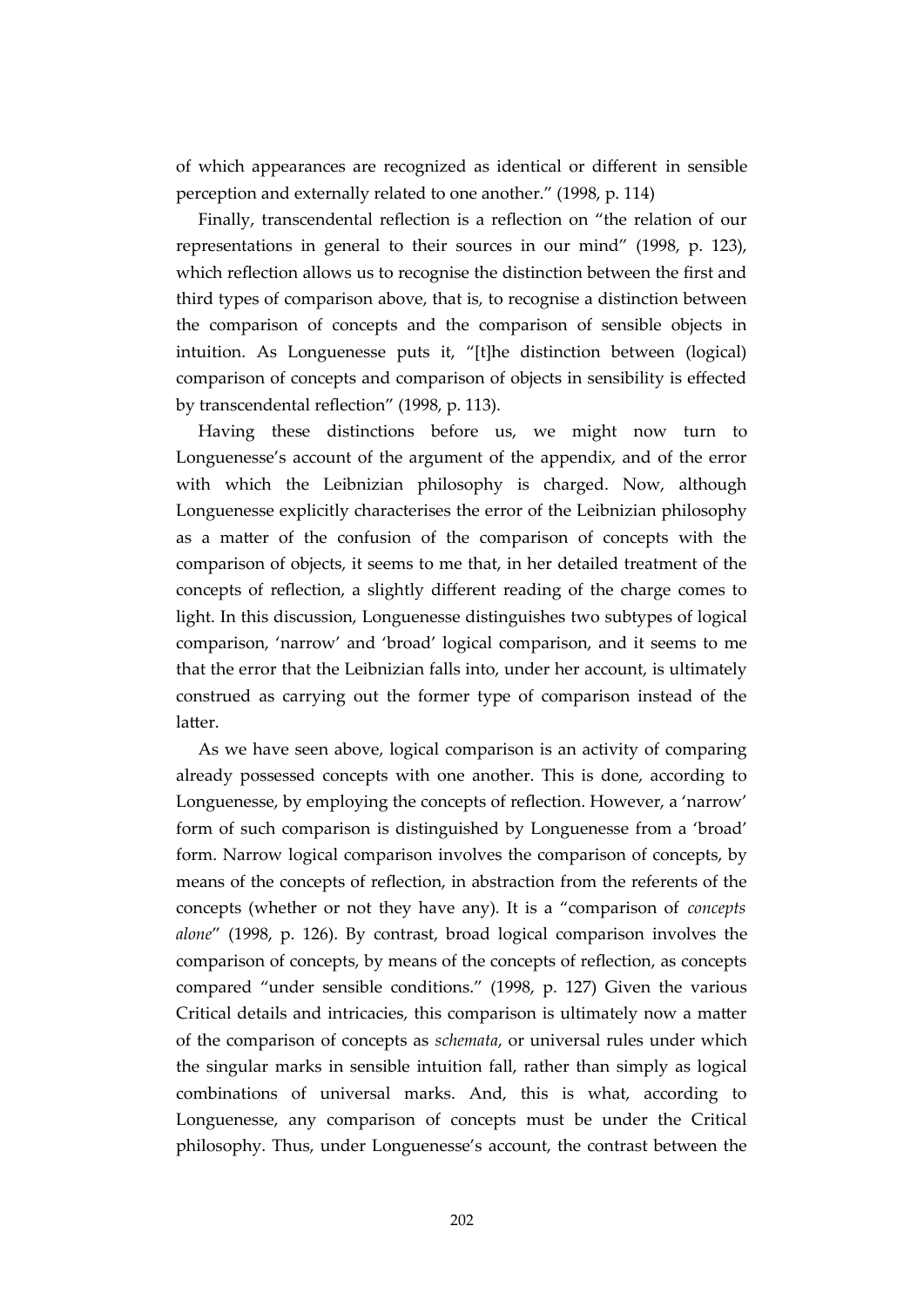of which appearances are recognized as identical or different in sensible perception and externally related to one another." (1998, p. 114)

Finally, transcendental reflection is a reflection on "the relation of our representations in general to their sources in our mind" (1998, p. 123), which reflection allows us to recognise the distinction between the first and third types of comparison above, that is, to recognise a distinction between the comparison of concepts and the comparison of sensible objects in intuition. As Longuenesse puts it, "[t]he distinction between (logical) comparison of concepts and comparison of objects in sensibility is effected by transcendental reflection" (1998, p. 113).

Having these distinctions before us, we might now turn to Longuenesse's account of the argument of the appendix, and of the error with which the Leibnizian philosophy is charged. Now, although Longuenesse explicitly characterises the error of the Leibnizian philosophy as a matter of the confusion of the comparison of concepts with the comparison of objects, it seems to me that, in her detailed treatment of the concepts of reflection, a slightly different reading of the charge comes to light. In this discussion, Longuenesse distinguishes two subtypes of logical comparison, 'narrow' and 'broad' logical comparison, and it seems to me that the error that the Leibnizian falls into, under her account, is ultimately construed as carrying out the former type of comparison instead of the latter.

As we have seen above, logical comparison is an activity of comparing already possessed concepts with one another. This is done, according to Longuenesse, by employing the concepts of reflection. However, a 'narrow' form of such comparison is distinguished by Longuenesse from a 'broad' form. Narrow logical comparison involves the comparison of concepts, by means of the concepts of reflection, in abstraction from the referents of the concepts (whether or not they have any). It is a "comparison of *concepts alone*" (1998, p. 126). By contrast, broad logical comparison involves the comparison of concepts, by means of the concepts of reflection, as concepts compared "under sensible conditions." (1998, p. 127) Given the various Critical details and intricacies, this comparison is ultimately now a matter of the comparison of concepts as *schemata*, or universal rules under which the singular marks in sensible intuition fall, rather than simply as logical combinations of universal marks. And, this is what, according to Longuenesse, any comparison of concepts must be under the Critical philosophy. Thus, under Longuenesse's account, the contrast between the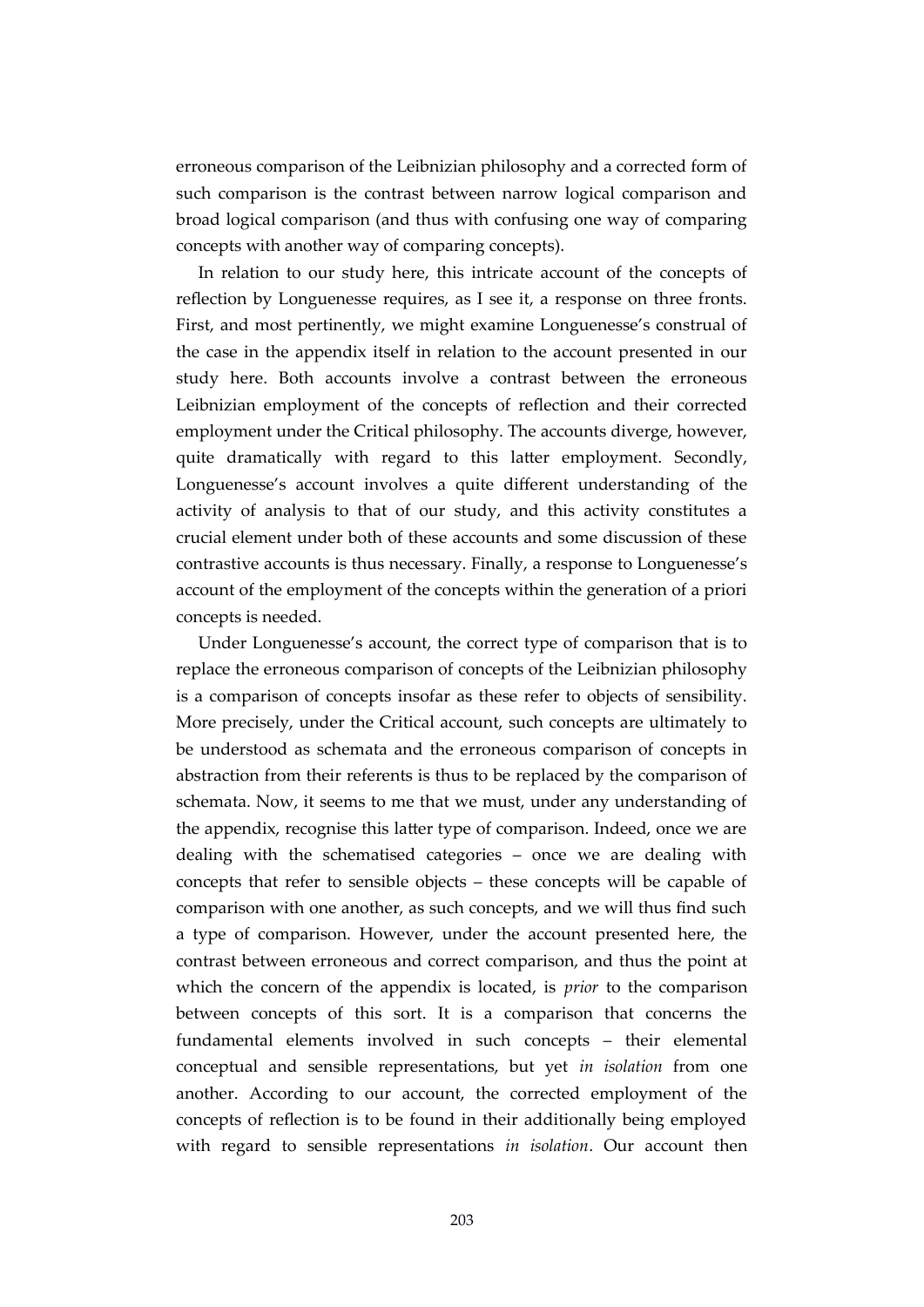erroneous comparison of the Leibnizian philosophy and a corrected form of such comparison is the contrast between narrow logical comparison and broad logical comparison (and thus with confusing one way of comparing concepts with another way of comparing concepts).

In relation to our study here, this intricate account of the concepts of reflection by Longuenesse requires, as I see it, a response on three fronts. First, and most pertinently, we might examine Longuenesse's construal of the case in the appendix itself in relation to the account presented in our study here. Both accounts involve a contrast between the erroneous Leibnizian employment of the concepts of reflection and their corrected employment under the Critical philosophy. The accounts diverge, however, quite dramatically with regard to this latter employment. Secondly, Longuenesse's account involves a quite different understanding of the activity of analysis to that of our study, and this activity constitutes a crucial element under both of these accounts and some discussion of these contrastive accounts is thus necessary. Finally, a response to Longuenesse's account of the employment of the concepts within the generation of a priori concepts is needed.

Under Longuenesse's account, the correct type of comparison that is to replace the erroneous comparison of concepts of the Leibnizian philosophy is a comparison of concepts insofar as these refer to objects of sensibility. More precisely, under the Critical account, such concepts are ultimately to be understood as schemata and the erroneous comparison of concepts in abstraction from their referents is thus to be replaced by the comparison of schemata. Now, it seems to me that we must, under any understanding of the appendix, recognise this latter type of comparison. Indeed, once we are dealing with the schematised categories – once we are dealing with concepts that refer to sensible objects – these concepts will be capable of comparison with one another, as such concepts, and we will thus find such a type of comparison. However, under the account presented here, the contrast between erroneous and correct comparison, and thus the point at which the concern of the appendix is located, is *prior* to the comparison between concepts of this sort. It is a comparison that concerns the fundamental elements involved in such concepts – their elemental conceptual and sensible representations, but yet *in isolation* from one another. According to our account, the corrected employment of the concepts of reflection is to be found in their additionally being employed with regard to sensible representations *in isolation*. Our account then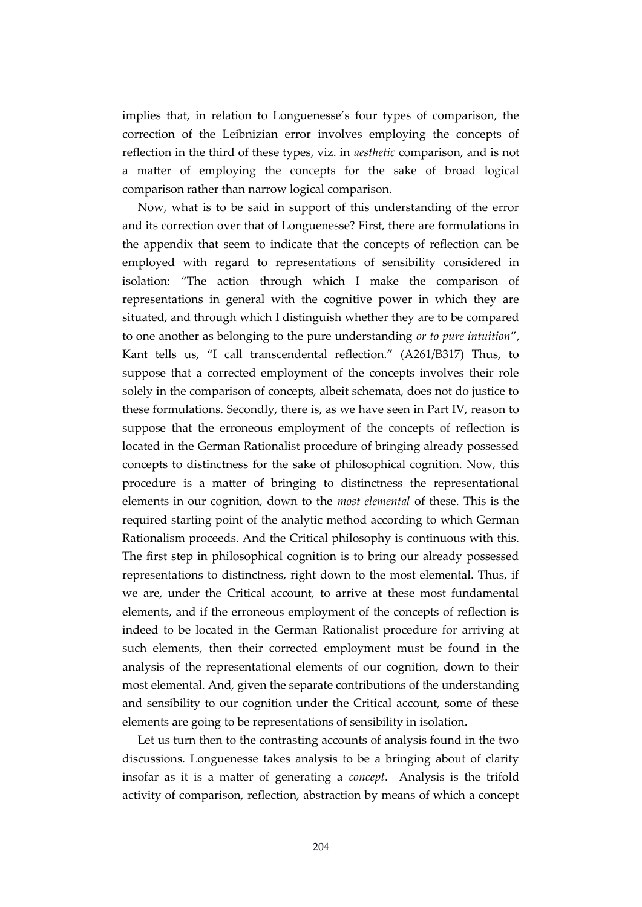implies that, in relation to Longuenesse's four types of comparison, the correction of the Leibnizian error involves employing the concepts of reflection in the third of these types, viz. in *aesthetic* comparison, and is not a matter of employing the concepts for the sake of broad logical comparison rather than narrow logical comparison.

Now, what is to be said in support of this understanding of the error and its correction over that of Longuenesse? First, there are formulations in the appendix that seem to indicate that the concepts of reflection can be employed with regard to representations of sensibility considered in isolation: "The action through which I make the comparison of representations in general with the cognitive power in which they are situated, and through which I distinguish whether they are to be compared to one another as belonging to the pure understanding *or to pure intuition*", Kant tells us, "I call transcendental reflection." (A261/B317) Thus, to suppose that a corrected employment of the concepts involves their role solely in the comparison of concepts, albeit schemata, does not do justice to these formulations. Secondly, there is, as we have seen in Part IV, reason to suppose that the erroneous employment of the concepts of reflection is located in the German Rationalist procedure of bringing already possessed concepts to distinctness for the sake of philosophical cognition. Now, this procedure is a matter of bringing to distinctness the representational elements in our cognition, down to the *most elemental* of these. This is the required starting point of the analytic method according to which German Rationalism proceeds. And the Critical philosophy is continuous with this. The first step in philosophical cognition is to bring our already possessed representations to distinctness, right down to the most elemental. Thus, if we are, under the Critical account, to arrive at these most fundamental elements, and if the erroneous employment of the concepts of reflection is indeed to be located in the German Rationalist procedure for arriving at such elements, then their corrected employment must be found in the analysis of the representational elements of our cognition, down to their most elemental. And, given the separate contributions of the understanding and sensibility to our cognition under the Critical account, some of these elements are going to be representations of sensibility in isolation.

Let us turn then to the contrasting accounts of analysis found in the two discussions. Longuenesse takes analysis to be a bringing about of clarity insofar as it is a matter of generating a *concept*. Analysis is the trifold activity of comparison, reflection, abstraction by means of which a concept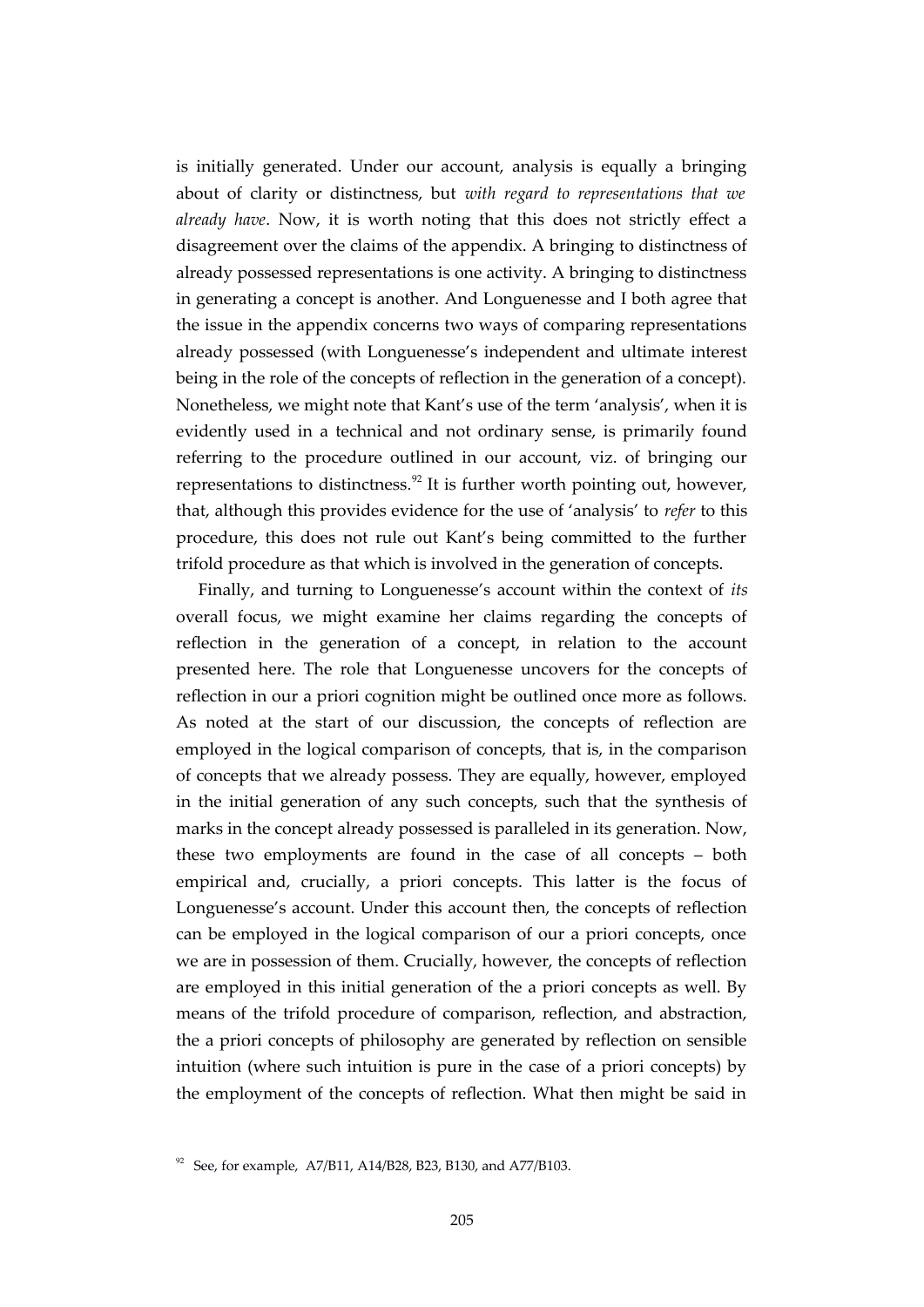is initially generated. Under our account, analysis is equally a bringing about of clarity or distinctness, but *with regard to representations that we already have*. Now, it is worth noting that this does not strictly effect a disagreement over the claims of the appendix. A bringing to distinctness of already possessed representations is one activity. A bringing to distinctness in generating a concept is another. And Longuenesse and I both agree that the issue in the appendix concerns two ways of comparing representations already possessed (with Longuenesse's independent and ultimate interest being in the role of the concepts of reflection in the generation of a concept). Nonetheless, we might note that Kant's use of the term 'analysis', when it is evidently used in a technical and not ordinary sense, is primarily found referring to the procedure outlined in our account, viz. of bringing our representations to distinctness.[92] It is further worth pointing out, however, that, although this provides evidence for the use of 'analysis' to *refer* to this procedure, this does not rule out Kant's being committed to the further trifold procedure as that which is involved in the generation of concepts.

Finally, and turning to Longuenesse's account within the context of *its* overall focus, we might examine her claims regarding the concepts of reflection in the generation of a concept, in relation to the account presented here. The role that Longuenesse uncovers for the concepts of reflection in our a priori cognition might be outlined once more as follows. As noted at the start of our discussion, the concepts of reflection are employed in the logical comparison of concepts, that is, in the comparison of concepts that we already possess. They are equally, however, employed in the initial generation of any such concepts, such that the synthesis of marks in the concept already possessed is paralleled in its generation. Now, these two employments are found in the case of all concepts – both empirical and, crucially, a priori concepts. This latter is the focus of Longuenesse's account. Under this account then, the concepts of reflection can be employed in the logical comparison of our a priori concepts, once we are in possession of them. Crucially, however, the concepts of reflection are employed in this initial generation of the a priori concepts as well. By means of the trifold procedure of comparison, reflection, and abstraction, the a priori concepts of philosophy are generated by reflection on sensible intuition (where such intuition is pure in the case of a priori concepts) by the employment of the concepts of reflection. What then might be said in

[92] See, for example, A7/B11, A14/B28, B23, B130, and A77/B103.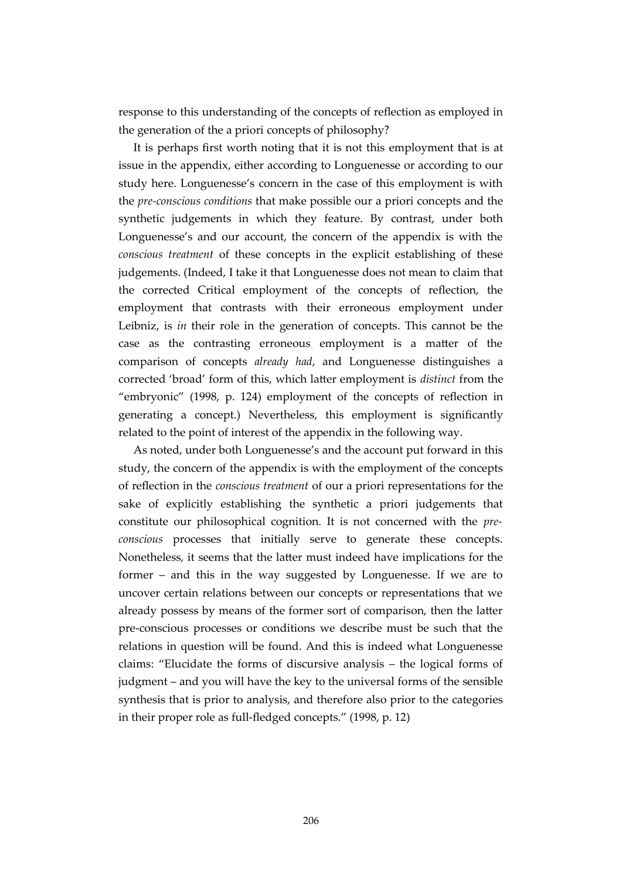response to this understanding of the concepts of reflection as employed in the generation of the a priori concepts of philosophy?

It is perhaps first worth noting that it is not this employment that is at issue in the appendix, either according to Longuenesse or according to our study here. Longuenesse's concern in the case of this employment is with the *pre-conscious conditions* that make possible our a priori concepts and the synthetic judgements in which they feature. By contrast, under both Longuenesse's and our account, the concern of the appendix is with the *conscious treatment* of these concepts in the explicit establishing of these judgements. (Indeed, I take it that Longuenesse does not mean to claim that the corrected Critical employment of the concepts of reflection, the employment that contrasts with their erroneous employment under Leibniz, is *in* their role in the generation of concepts. This cannot be the case as the contrasting erroneous employment is a matter of the comparison of concepts *already had*, and Longuenesse distinguishes a corrected 'broad' form of this, which latter employment is *distinct* from the "embryonic" (1998, p. 124) employment of the concepts of reflection in generating a concept.) Nevertheless, this employment is significantly related to the point of interest of the appendix in the following way.

As noted, under both Longuenesse's and the account put forward in this study, the concern of the appendix is with the employment of the concepts of reflection in the *conscious treatment* of our a priori representations for the sake of explicitly establishing the synthetic a priori judgements that constitute our philosophical cognition. It is not concerned with the *pre-conscious* processes that initially serve to generate these concepts. Nonetheless, it seems that the latter must indeed have implications for the former – and this in the way suggested by Longuenesse. If we are to uncover certain relations between our concepts or representations that we already possess by means of the former sort of comparison, then the latter pre-conscious processes or conditions we describe must be such that the relations in question will be found. And this is indeed what Longuenesse claims: "Elucidate the forms of discursive analysis – the logical forms of judgment – and you will have the key to the universal forms of the sensible synthesis that is prior to analysis, and therefore also prior to the categories in their proper role as full-fledged concepts." (1998, p. 12)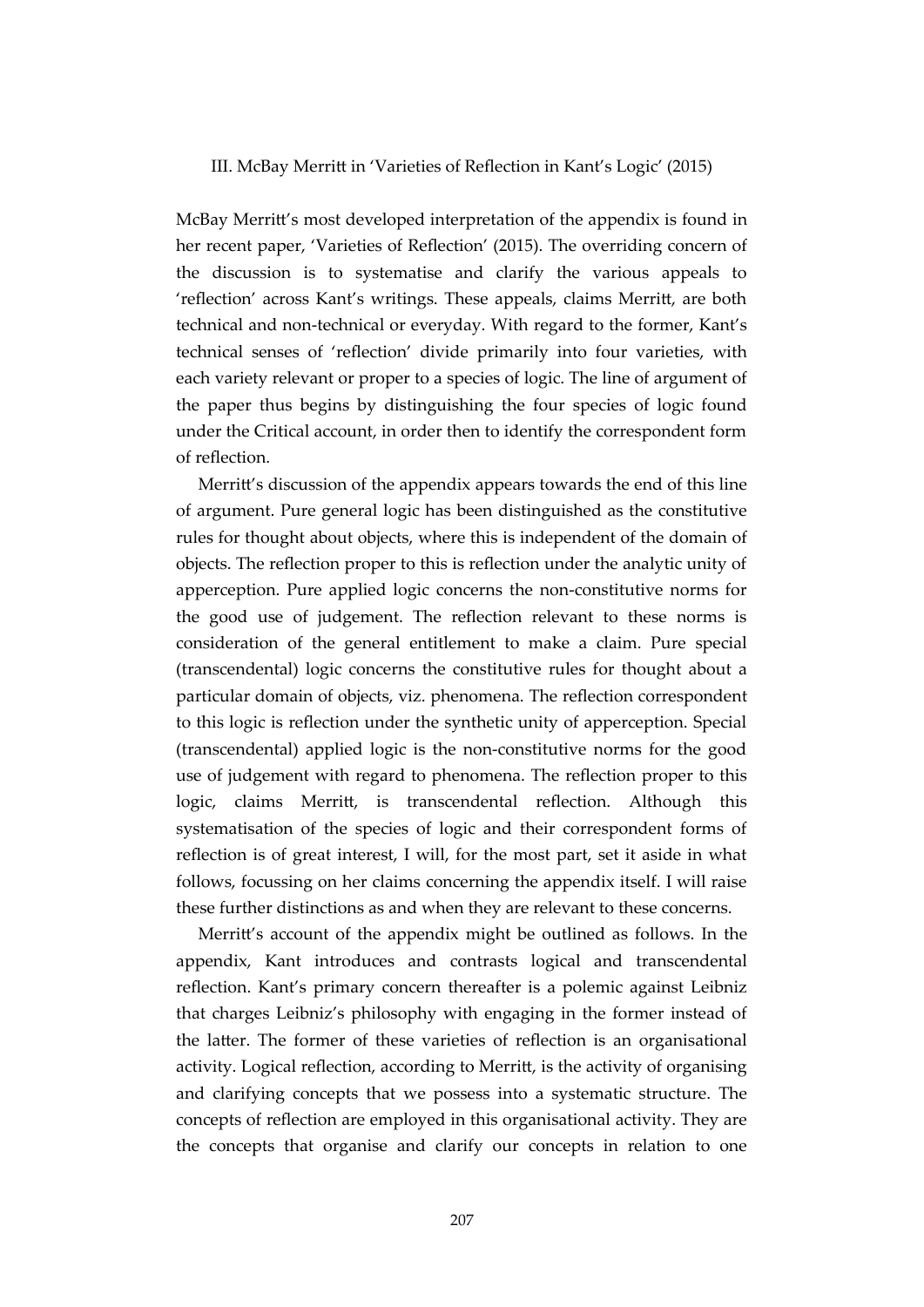### III. McBay Merritt in 'Varieties of Reflection in Kant's Logic' (2015)

McBay Merritt's most developed interpretation of the appendix is found in her recent paper, 'Varieties of Reflection' (2015). The overriding concern of the discussion is to systematise and clarify the various appeals to 'reflection' across Kant's writings. These appeals, claims Merritt, are both technical and non-technical or everyday. With regard to the former, Kant's technical senses of 'reflection' divide primarily into four varieties, with each variety relevant or proper to a species of logic. The line of argument of the paper thus begins by distinguishing the four species of logic found under the Critical account, in order then to identify the correspondent form of reflection.

Merritt's discussion of the appendix appears towards the end of this line of argument. Pure general logic has been distinguished as the constitutive rules for thought about objects, where this is independent of the domain of objects. The reflection proper to this is reflection under the analytic unity of apperception. Pure applied logic concerns the non-constitutive norms for the good use of judgement. The reflection relevant to these norms is consideration of the general entitlement to make a claim. Pure special (transcendental) logic concerns the constitutive rules for thought about a particular domain of objects, viz. phenomena. The reflection correspondent to this logic is reflection under the synthetic unity of apperception. Special (transcendental) applied logic is the non-constitutive norms for the good use of judgement with regard to phenomena. The reflection proper to this logic, claims Merritt, is transcendental reflection. Although this systematisation of the species of logic and their correspondent forms of reflection is of great interest, I will, for the most part, set it aside in what follows, focussing on her claims concerning the appendix itself. I will raise these further distinctions as and when they are relevant to these concerns.

Merritt's account of the appendix might be outlined as follows. In the appendix, Kant introduces and contrasts logical and transcendental reflection. Kant's primary concern thereafter is a polemic against Leibniz that charges Leibniz's philosophy with engaging in the former instead of the latter. The former of these varieties of reflection is an organisational activity. Logical reflection, according to Merritt, is the activity of organising and clarifying concepts that we possess into a systematic structure. The concepts of reflection are employed in this organisational activity. They are the concepts that organise and clarify our concepts in relation to one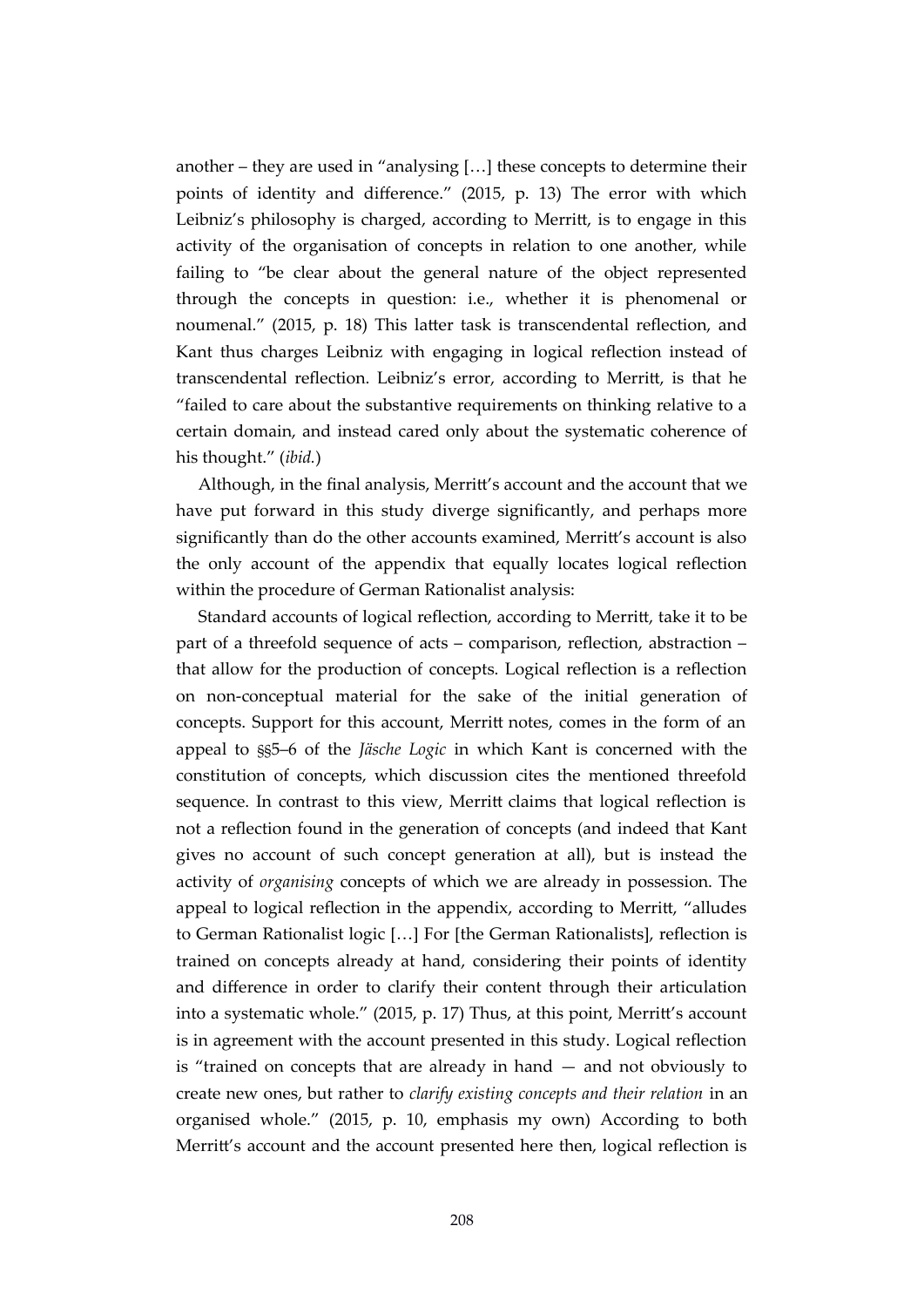another – they are used in "analysing […] these concepts to determine their points of identity and difference." (2015, p. 13) The error with which Leibniz's philosophy is charged, according to Merritt, is to engage in this activity of the organisation of concepts in relation to one another, while failing to "be clear about the general nature of the object represented through the concepts in question: i.e., whether it is phenomenal or noumenal." (2015, p. 18) This latter task is transcendental reflection, and Kant thus charges Leibniz with engaging in logical reflection instead of transcendental reflection. Leibniz's error, according to Merritt, is that he "failed to care about the substantive requirements on thinking relative to a certain domain, and instead cared only about the systematic coherence of his thought." (*ibid.*)

Although, in the final analysis, Merritt's account and the account that we have put forward in this study diverge significantly, and perhaps more significantly than do the other accounts examined, Merritt's account is also the only account of the appendix that equally locates logical reflection within the procedure of German Rationalist analysis:

Standard accounts of logical reflection, according to Merritt, take it to be part of a threefold sequence of acts – comparison, reflection, abstraction – that allow for the production of concepts. Logical reflection is a reflection on non-conceptual material for the sake of the initial generation of concepts. Support for this account, Merritt notes, comes in the form of an appeal to §§5–6 of the *Jäsche Logic* in which Kant is concerned with the constitution of concepts, which discussion cites the mentioned threefold sequence. In contrast to this view, Merritt claims that logical reflection is not a reflection found in the generation of concepts (and indeed that Kant gives no account of such concept generation at all), but is instead the activity of *organising* concepts of which we are already in possession. The appeal to logical reflection in the appendix, according to Merritt, "alludes to German Rationalist logic […] For [the German Rationalists], reflection is trained on concepts already at hand, considering their points of identity and difference in order to clarify their content through their articulation into a systematic whole." (2015, p. 17) Thus, at this point, Merritt's account is in agreement with the account presented in this study. Logical reflection is "trained on concepts that are already in hand — and not obviously to create new ones, but rather to *clarify existing concepts and their relation* in an organised whole." (2015, p. 10, emphasis my own) According to both Merritt's account and the account presented here then, logical reflection is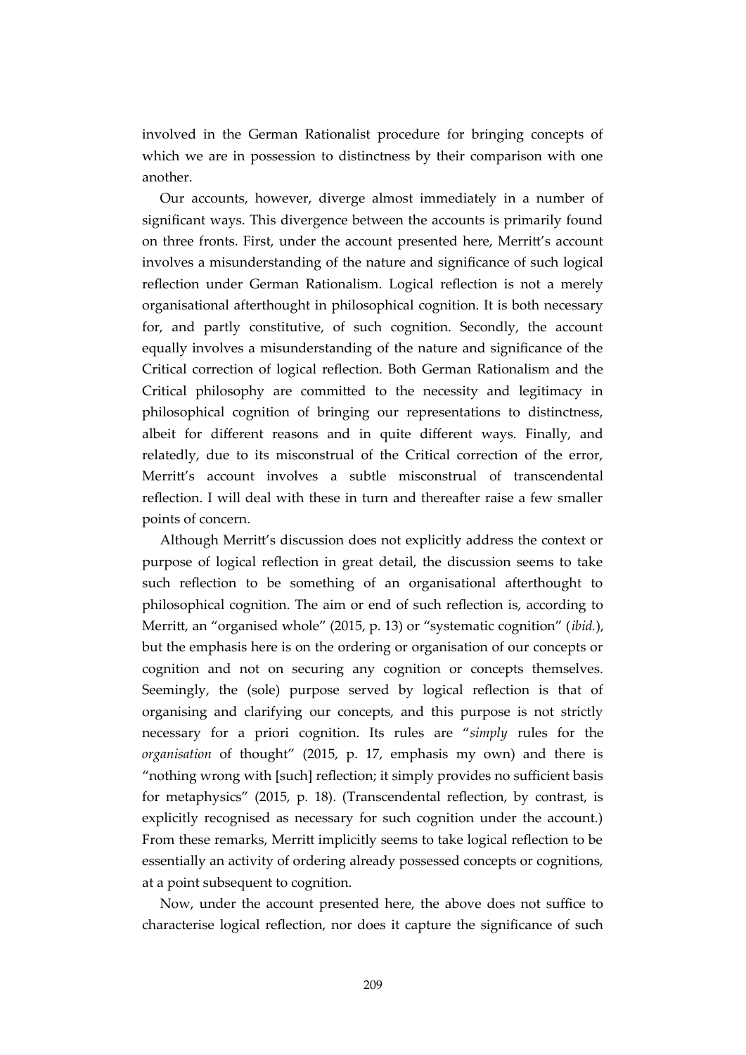involved in the German Rationalist procedure for bringing concepts of which we are in possession to distinctness by their comparison with one another.

Our accounts, however, diverge almost immediately in a number of significant ways. This divergence between the accounts is primarily found on three fronts. First, under the account presented here, Merritt's account involves a misunderstanding of the nature and significance of such logical reflection under German Rationalism. Logical reflection is not a merely organisational afterthought in philosophical cognition. It is both necessary for, and partly constitutive, of such cognition. Secondly, the account equally involves a misunderstanding of the nature and significance of the Critical correction of logical reflection. Both German Rationalism and the Critical philosophy are committed to the necessity and legitimacy in philosophical cognition of bringing our representations to distinctness, albeit for different reasons and in quite different ways. Finally, and relatedly, due to its misconstrual of the Critical correction of the error, Merritt's account involves a subtle misconstrual of transcendental reflection. I will deal with these in turn and thereafter raise a few smaller points of concern.

Although Merritt's discussion does not explicitly address the context or purpose of logical reflection in great detail, the discussion seems to take such reflection to be something of an organisational afterthought to philosophical cognition. The aim or end of such reflection is, according to Merritt, an "organised whole" (2015, p. 13) or "systematic cognition" (*ibid.*), but the emphasis here is on the ordering or organisation of our concepts or cognition and not on securing any cognition or concepts themselves. Seemingly, the (sole) purpose served by logical reflection is that of organising and clarifying our concepts, and this purpose is not strictly necessary for a priori cognition. Its rules are "*simply* rules for the *organisation* of thought" (2015, p. 17, emphasis my own) and there is "nothing wrong with [such] reflection; it simply provides no sufficient basis for metaphysics" (2015, p. 18). (Transcendental reflection, by contrast, is explicitly recognised as necessary for such cognition under the account.) From these remarks, Merritt implicitly seems to take logical reflection to be essentially an activity of ordering already possessed concepts or cognitions, at a point subsequent to cognition.

Now, under the account presented here, the above does not suffice to characterise logical reflection, nor does it capture the significance of such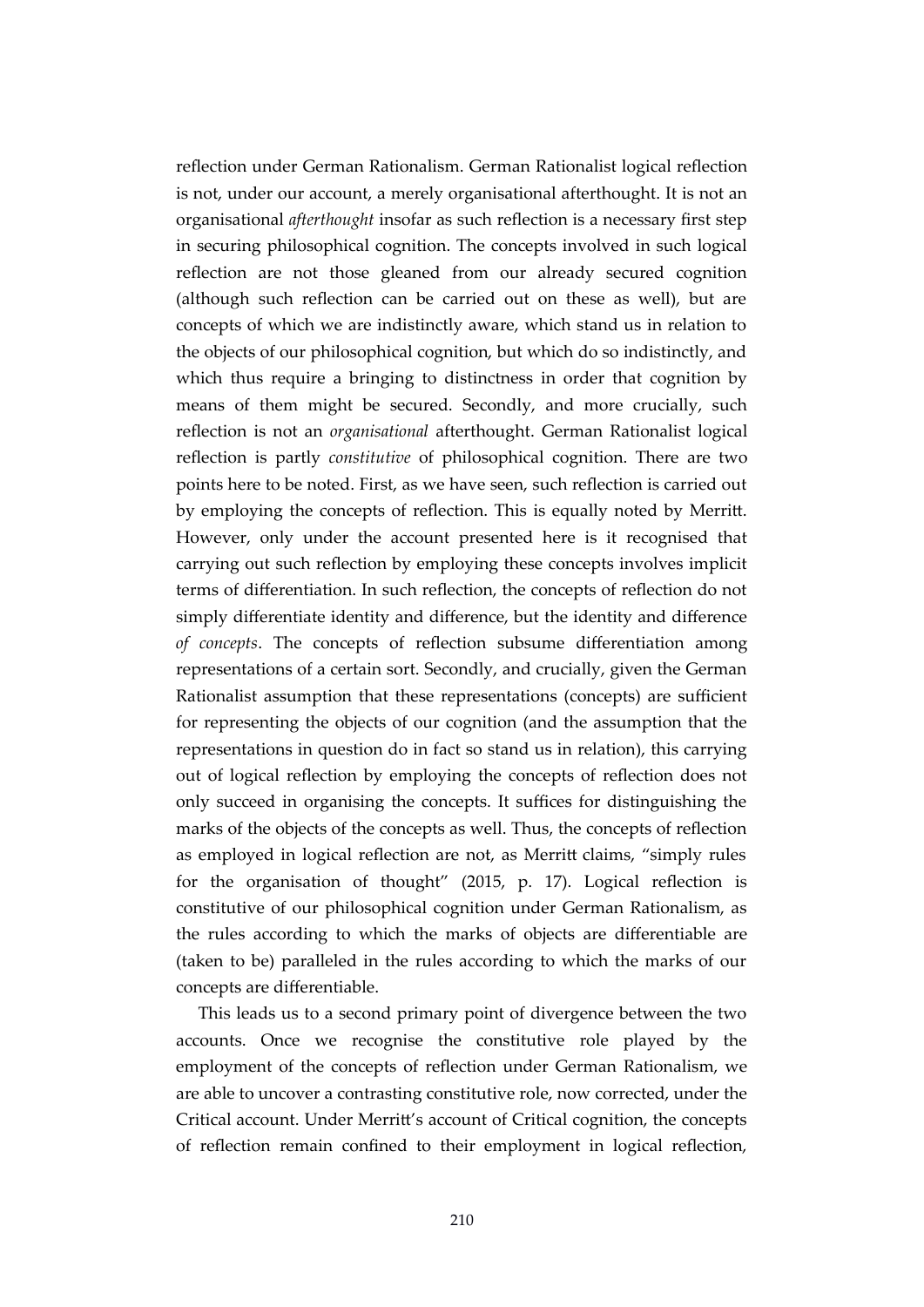reflection under German Rationalism. German Rationalist logical reflection is not, under our account, a merely organisational afterthought. It is not an organisational *afterthought* insofar as such reflection is a necessary first step in securing philosophical cognition. The concepts involved in such logical reflection are not those gleaned from our already secured cognition (although such reflection can be carried out on these as well), but are concepts of which we are indistinctly aware, which stand us in relation to the objects of our philosophical cognition, but which do so indistinctly, and which thus require a bringing to distinctness in order that cognition by means of them might be secured. Secondly, and more crucially, such reflection is not an *organisational* afterthought. German Rationalist logical reflection is partly *constitutive* of philosophical cognition. There are two points here to be noted. First, as we have seen, such reflection is carried out by employing the concepts of reflection. This is equally noted by Merritt. However, only under the account presented here is it recognised that carrying out such reflection by employing these concepts involves implicit terms of differentiation. In such reflection, the concepts of reflection do not simply differentiate identity and difference, but the identity and difference *of concepts*. The concepts of reflection subsume differentiation among representations of a certain sort. Secondly, and crucially, given the German Rationalist assumption that these representations (concepts) are sufficient for representing the objects of our cognition (and the assumption that the representations in question do in fact so stand us in relation), this carrying out of logical reflection by employing the concepts of reflection does not only succeed in organising the concepts. It suffices for distinguishing the marks of the objects of the concepts as well. Thus, the concepts of reflection as employed in logical reflection are not, as Merritt claims, "simply rules for the organisation of thought" (2015, p. 17). Logical reflection is constitutive of our philosophical cognition under German Rationalism, as the rules according to which the marks of objects are differentiable are (taken to be) paralleled in the rules according to which the marks of our concepts are differentiable.

This leads us to a second primary point of divergence between the two accounts. Once we recognise the constitutive role played by the employment of the concepts of reflection under German Rationalism, we are able to uncover a contrasting constitutive role, now corrected, under the Critical account. Under Merritt's account of Critical cognition, the concepts of reflection remain confined to their employment in logical reflection,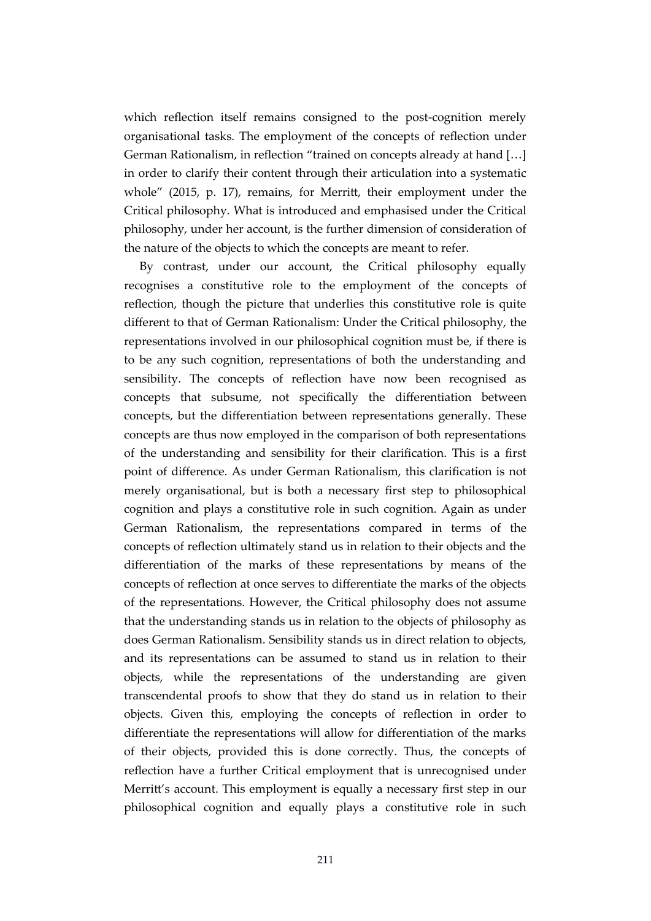which reflection itself remains consigned to the post-cognition merely organisational tasks. The employment of the concepts of reflection under German Rationalism, in reflection "trained on concepts already at hand […] in order to clarify their content through their articulation into a systematic whole" (2015, p. 17), remains, for Merritt, their employment under the Critical philosophy. What is introduced and emphasised under the Critical philosophy, under her account, is the further dimension of consideration of the nature of the objects to which the concepts are meant to refer.

By contrast, under our account, the Critical philosophy equally recognises a constitutive role to the employment of the concepts of reflection, though the picture that underlies this constitutive role is quite different to that of German Rationalism: Under the Critical philosophy, the representations involved in our philosophical cognition must be, if there is to be any such cognition, representations of both the understanding and sensibility. The concepts of reflection have now been recognised as concepts that subsume, not specifically the differentiation between concepts, but the differentiation between representations generally. These concepts are thus now employed in the comparison of both representations of the understanding and sensibility for their clarification. This is a first point of difference. As under German Rationalism, this clarification is not merely organisational, but is both a necessary first step to philosophical cognition and plays a constitutive role in such cognition. Again as under German Rationalism, the representations compared in terms of the concepts of reflection ultimately stand us in relation to their objects and the differentiation of the marks of these representations by means of the concepts of reflection at once serves to differentiate the marks of the objects of the representations. However, the Critical philosophy does not assume that the understanding stands us in relation to the objects of philosophy as does German Rationalism. Sensibility stands us in direct relation to objects, and its representations can be assumed to stand us in relation to their objects, while the representations of the understanding are given transcendental proofs to show that they do stand us in relation to their objects. Given this, employing the concepts of reflection in order to differentiate the representations will allow for differentiation of the marks of their objects, provided this is done correctly. Thus, the concepts of reflection have a further Critical employment that is unrecognised under Merritt's account. This employment is equally a necessary first step in our philosophical cognition and equally plays a constitutive role in such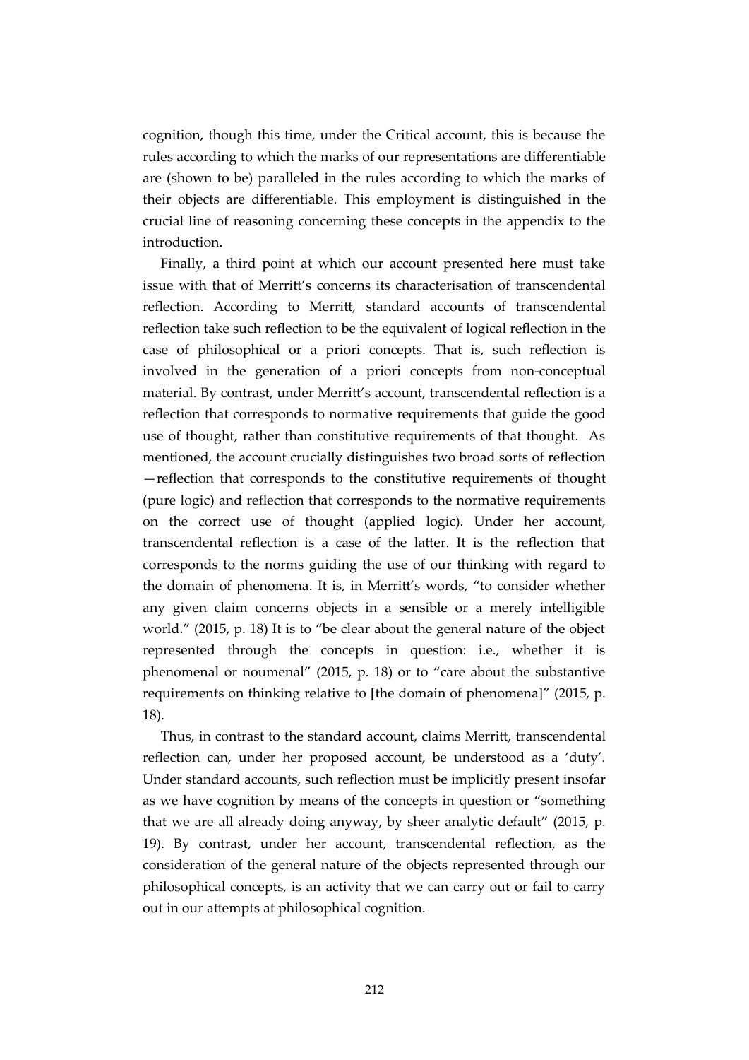cognition, though this time, under the Critical account, this is because the rules according to which the marks of our representations are differentiable are (shown to be) paralleled in the rules according to which the marks of their objects are differentiable. This employment is distinguished in the crucial line of reasoning concerning these concepts in the appendix to the introduction.

Finally, a third point at which our account presented here must take issue with that of Merritt's concerns its characterisation of transcendental reflection. According to Merritt, standard accounts of transcendental reflection take such reflection to be the equivalent of logical reflection in the case of philosophical or a priori concepts. That is, such reflection is involved in the generation of a priori concepts from non-conceptual material. By contrast, under Merritt's account, transcendental reflection is a reflection that corresponds to normative requirements that guide the good use of thought, rather than constitutive requirements of that thought. As mentioned, the account crucially distinguishes two broad sorts of reflection —reflection that corresponds to the constitutive requirements of thought (pure logic) and reflection that corresponds to the normative requirements on the correct use of thought (applied logic). Under her account, transcendental reflection is a case of the latter. It is the reflection that corresponds to the norms guiding the use of our thinking with regard to the domain of phenomena. It is, in Merritt's words, "to consider whether any given claim concerns objects in a sensible or a merely intelligible world." (2015, p. 18) It is to "be clear about the general nature of the object represented through the concepts in question: i.e., whether it is phenomenal or noumenal" (2015, p. 18) or to "care about the substantive requirements on thinking relative to [the domain of phenomena]" (2015, p. 18).

Thus, in contrast to the standard account, claims Merritt, transcendental reflection can, under her proposed account, be understood as a 'duty'. Under standard accounts, such reflection must be implicitly present insofar as we have cognition by means of the concepts in question or "something that we are all already doing anyway, by sheer analytic default" (2015, p. 19). By contrast, under her account, transcendental reflection, as the consideration of the general nature of the objects represented through our philosophical concepts, is an activity that we can carry out or fail to carry out in our attempts at philosophical cognition.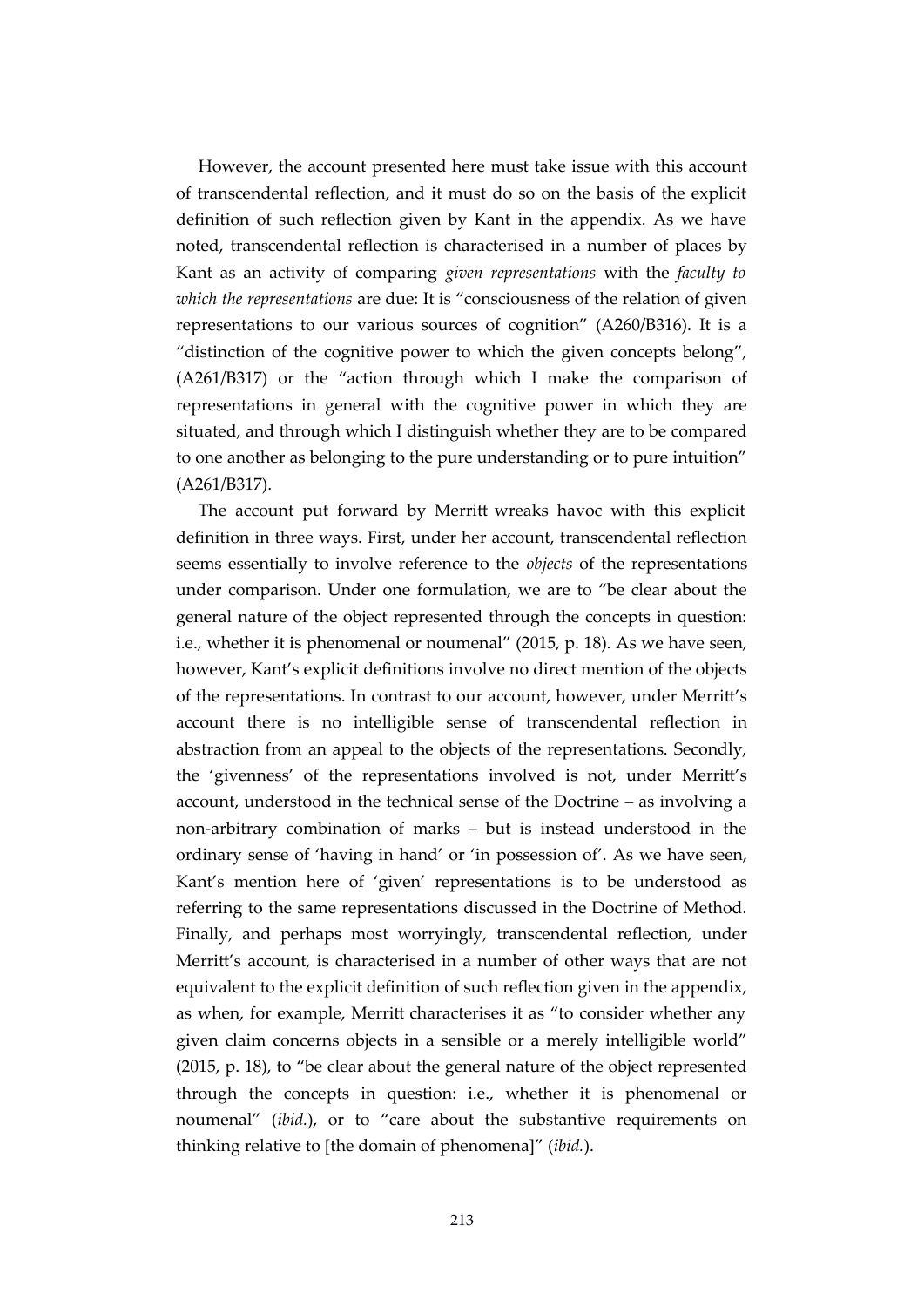However, the account presented here must take issue with this account of transcendental reflection, and it must do so on the basis of the explicit definition of such reflection given by Kant in the appendix. As we have noted, transcendental reflection is characterised in a number of places by Kant as an activity of comparing *given representations* with the *faculty to which the representations* are due: It is "consciousness of the relation of given representations to our various sources of cognition" (A260/B316). It is a "distinction of the cognitive power to which the given concepts belong", (A261/B317) or the "action through which I make the comparison of representations in general with the cognitive power in which they are situated, and through which I distinguish whether they are to be compared to one another as belonging to the pure understanding or to pure intuition" (A261/B317).

The account put forward by Merritt wreaks havoc with this explicit definition in three ways. First, under her account, transcendental reflection seems essentially to involve reference to the *objects* of the representations under comparison. Under one formulation, we are to "be clear about the general nature of the object represented through the concepts in question: i.e., whether it is phenomenal or noumenal" (2015, p. 18). As we have seen, however, Kant's explicit definitions involve no direct mention of the objects of the representations. In contrast to our account, however, under Merritt's account there is no intelligible sense of transcendental reflection in abstraction from an appeal to the objects of the representations. Secondly, the 'givenness' of the representations involved is not, under Merritt's account, understood in the technical sense of the Doctrine – as involving a non-arbitrary combination of marks – but is instead understood in the ordinary sense of 'having in hand' or 'in possession of'. As we have seen, Kant's mention here of 'given' representations is to be understood as referring to the same representations discussed in the Doctrine of Method. Finally, and perhaps most worryingly, transcendental reflection, under Merritt's account, is characterised in a number of other ways that are not equivalent to the explicit definition of such reflection given in the appendix, as when, for example, Merritt characterises it as "to consider whether any given claim concerns objects in a sensible or a merely intelligible world" (2015, p. 18), to "be clear about the general nature of the object represented through the concepts in question: i.e., whether it is phenomenal or noumenal" (*ibid.*), or to "care about the substantive requirements on thinking relative to [the domain of phenomena]" (*ibid.*).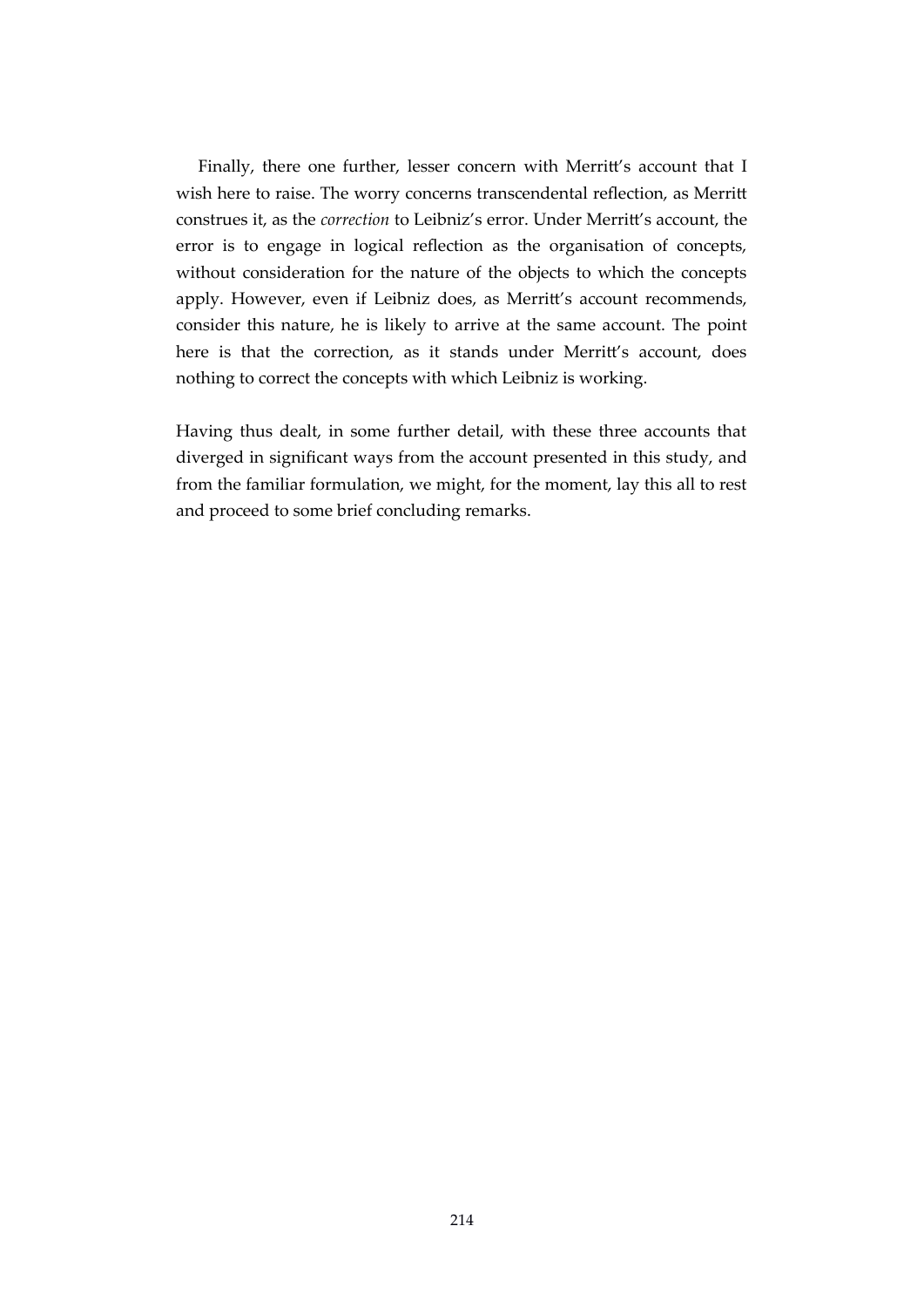Finally, there one further, lesser concern with Merritt's account that I wish here to raise. The worry concerns transcendental reflection, as Merritt construes it, as the *correction* to Leibniz's error. Under Merritt's account, the error is to engage in logical reflection as the organisation of concepts, without consideration for the nature of the objects to which the concepts apply. However, even if Leibniz does, as Merritt's account recommends, consider this nature, he is likely to arrive at the same account. The point here is that the correction, as it stands under Merritt's account, does nothing to correct the concepts with which Leibniz is working.

Having thus dealt, in some further detail, with these three accounts that diverged in significant ways from the account presented in this study, and from the familiar formulation, we might, for the moment, lay this all to rest and proceed to some brief concluding remarks.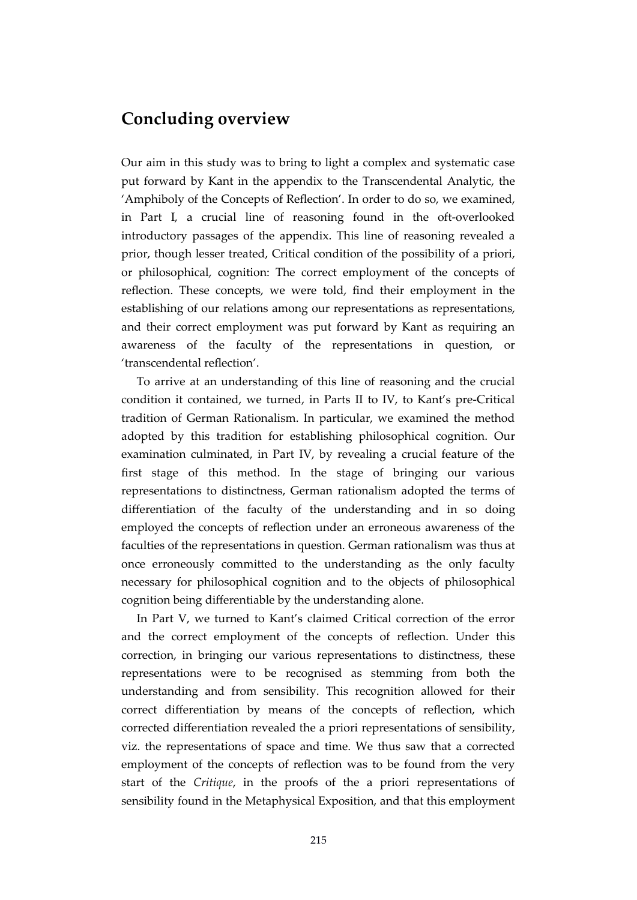# Concluding overview

Our aim in this study was to bring to light a complex and systematic case put forward by Kant in the appendix to the Transcendental Analytic, the 'Amphiboly of the Concepts of Reflection'. In order to do so, we examined, in Part I, a crucial line of reasoning found in the oft-overlooked introductory passages of the appendix. This line of reasoning revealed a prior, though lesser treated, Critical condition of the possibility of a priori, or philosophical, cognition: The correct employment of the concepts of reflection. These concepts, we were told, find their employment in the establishing of our relations among our representations as representations, and their correct employment was put forward by Kant as requiring an awareness of the faculty of the representations in question, or 'transcendental reflection'.

To arrive at an understanding of this line of reasoning and the crucial condition it contained, we turned, in Parts II to IV, to Kant's pre-Critical tradition of German Rationalism. In particular, we examined the method adopted by this tradition for establishing philosophical cognition. Our examination culminated, in Part IV, by revealing a crucial feature of the first stage of this method. In the stage of bringing our various representations to distinctness, German rationalism adopted the terms of differentiation of the faculty of the understanding and in so doing employed the concepts of reflection under an erroneous awareness of the faculties of the representations in question. German rationalism was thus at once erroneously committed to the understanding as the only faculty necessary for philosophical cognition and to the objects of philosophical cognition being differentiable by the understanding alone.

In Part V, we turned to Kant's claimed Critical correction of the error and the correct employment of the concepts of reflection. Under this correction, in bringing our various representations to distinctness, these representations were to be recognised as stemming from both the understanding and from sensibility. This recognition allowed for their correct differentiation by means of the concepts of reflection, which corrected differentiation revealed the a priori representations of sensibility, viz. the representations of space and time. We thus saw that a corrected employment of the concepts of reflection was to be found from the very start of the *Critique*, in the proofs of the a priori representations of sensibility found in the Metaphysical Exposition, and that this employment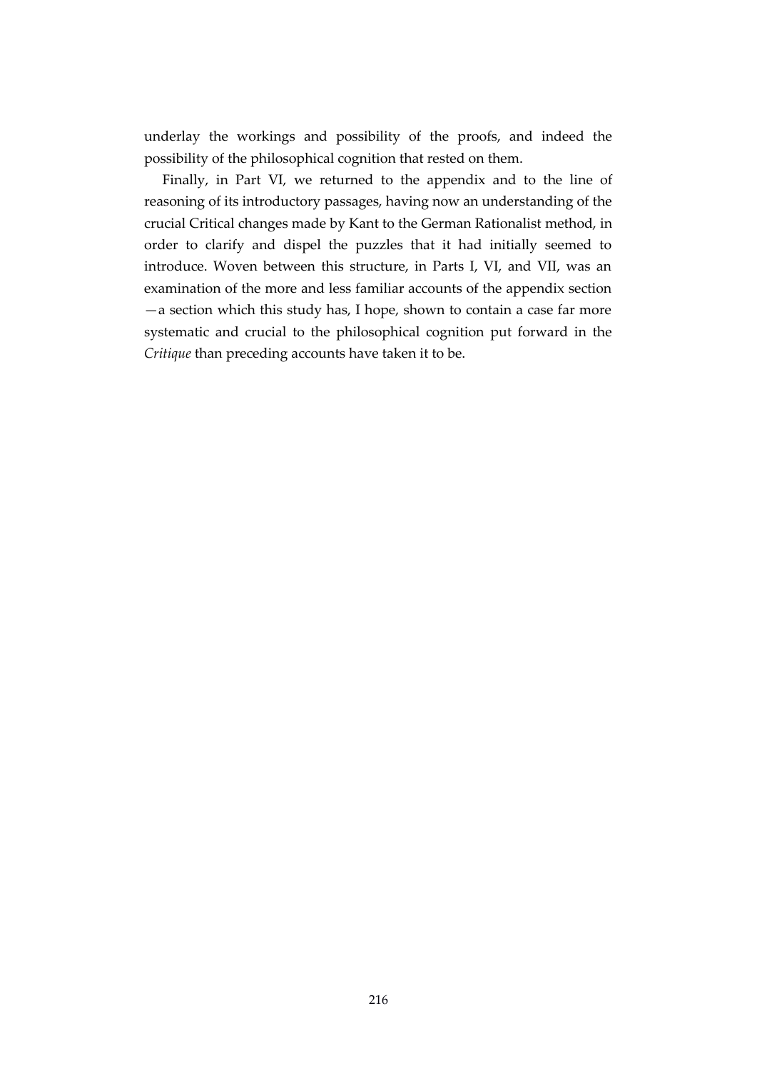underlay the workings and possibility of the proofs, and indeed the possibility of the philosophical cognition that rested on them.

Finally, in Part VI, we returned to the appendix and to the line of reasoning of its introductory passages, having now an understanding of the crucial Critical changes made by Kant to the German Rationalist method, in order to clarify and dispel the puzzles that it had initially seemed to introduce. Woven between this structure, in Parts I, VI, and VII, was an examination of the more and less familiar accounts of the appendix section —a section which this study has, I hope, shown to contain a case far more systematic and crucial to the philosophical cognition put forward in the *Critique* than preceding accounts have taken it to be.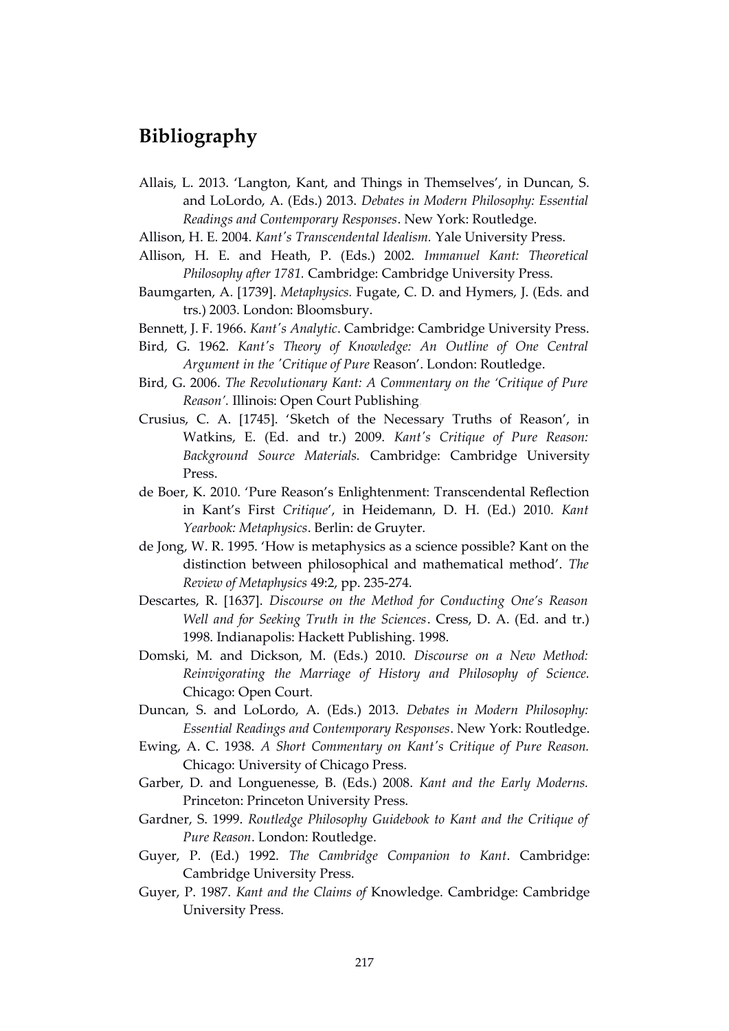# Bibliography

Allais, L. 2013. 'Langton, Kant, and Things in Themselves', in Duncan, S. and LoLordo, A. (Eds.) 2013. *Debates in Modern Philosophy: Essential Readings and Contemporary Responses*. New York: Routledge.

Allison, H. E. 2004. *Kant's Transcendental Idealism.* Yale University Press.

Allison, H. E. and Heath, P. (Eds.) 2002. *Immanuel Kant: Theoretical Philosophy after 1781.* Cambridge: Cambridge University Press.

Baumgarten, A. [1739]. *Metaphysics.* Fugate, C. D. and Hymers, J. (Eds. and trs.) 2003. London: Bloomsbury.

Bennett, J. F. 1966. *Kant's Analytic*. Cambridge: Cambridge University Press.

Bird, G. 1962. *Kant's Theory of Knowledge: An Outline of One Central Argument in the 'Critique of Pure* Reason'. London: Routledge.

Bird, G. 2006. *The Revolutionary Kant: A Commentary on the 'Critique of Pure Reason'.* Illinois: Open Court Publishing

Crusius, C. A. [1745]. 'Sketch of the Necessary Truths of Reason', in Watkins, E. (Ed. and tr.) 2009. *Kant's Critique of Pure Reason: Background Source Materials.* Cambridge: Cambridge University Press.

de Boer, K. 2010. 'Pure Reason's Enlightenment: Transcendental Reflection in Kant's First *Critique*', in Heidemann, D. H. (Ed.) 2010. *Kant Yearbook: Metaphysics*. Berlin: de Gruyter.

de Jong, W. R. 1995. 'How is metaphysics as a science possible? Kant on the distinction between philosophical and mathematical method'. *The Review of Metaphysics* 49:2, pp. 235-274.

Descartes, R. [1637]. *Discourse on the Method for Conducting One's Reason Well and for Seeking Truth in the Sciences*. Cress, D. A. (Ed. and tr.) 1998. Indianapolis: Hackett Publishing. 1998.

Domski, M. and Dickson, M. (Eds.) 2010. *Discourse on a New Method: Reinvigorating the Marriage of History and Philosophy of Science.* Chicago: Open Court.

Duncan, S. and LoLordo, A. (Eds.) 2013. *Debates in Modern Philosophy: Essential Readings and Contemporary Responses*. New York: Routledge.

Ewing, A. C. 1938. *A Short Commentary on Kant's Critique of Pure Reason.* Chicago: University of Chicago Press.

Garber, D. and Longuenesse, B. (Eds.) 2008. *Kant and the Early Moderns.* Princeton: Princeton University Press.

Gardner, S. 1999. *Routledge Philosophy Guidebook to Kant and the Critique of Pure Reason*. London: Routledge.

Guyer, P. (Ed.) 1992. *The Cambridge Companion to Kant*. Cambridge: Cambridge University Press.

Guyer, P. 1987. *Kant and the Claims of* Knowledge. Cambridge: Cambridge University Press.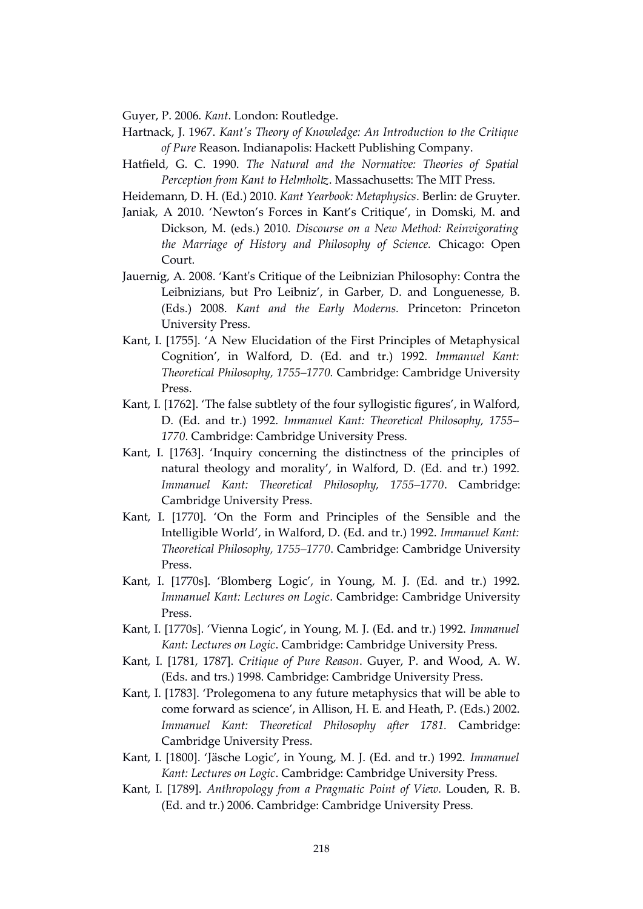Guyer, P. 2006. *Kant*. London: Routledge.

Hartnack, J. 1967. *Kant's Theory of Knowledge: An Introduction to the Critique of Pure* Reason. Indianapolis: Hackett Publishing Company.

Hatfield, G. C. 1990. *The Natural and the Normative: Theories of Spatial Perception from Kant to Helmholtz*. Massachusetts: The MIT Press.

Heidemann, D. H. (Ed.) 2010. *Kant Yearbook: Metaphysics*. Berlin: de Gruyter.

Janiak, A 2010. 'Newton's Forces in Kant's Critique', in Domski, M. and Dickson, M. (eds.) 2010. *Discourse on a New Method: Reinvigorating the Marriage of History and Philosophy of Science.* Chicago: Open Court.

Jauernig, A. 2008. 'Kant's Critique of the Leibnizian Philosophy: Contra the Leibnizians, but Pro Leibniz', in Garber, D. and Longuenesse, B. (Eds.) 2008. *Kant and the Early Moderns.* Princeton: Princeton University Press.

Kant, I. [1755]. 'A New Elucidation of the First Principles of Metaphysical Cognition', in Walford, D. (Ed. and tr.) 1992. *Immanuel Kant: Theoretical Philosophy, 1755–1770.* Cambridge: Cambridge University Press.

Kant, I. [1762]. 'The false subtlety of the four syllogistic figures', in Walford, D. (Ed. and tr.) 1992. *Immanuel Kant: Theoretical Philosophy, 1755–1770*. Cambridge: Cambridge University Press.

Kant, I. [1763]. 'Inquiry concerning the distinctness of the principles of natural theology and morality', in Walford, D. (Ed. and tr.) 1992. *Immanuel Kant: Theoretical Philosophy, 1755–1770*. Cambridge: Cambridge University Press.

Kant, I. [1770]. 'On the Form and Principles of the Sensible and the Intelligible World', in Walford, D. (Ed. and tr.) 1992. *Immanuel Kant: Theoretical Philosophy, 1755–1770*. Cambridge: Cambridge University Press.

Kant, I. [1770s]. 'Blomberg Logic', in Young, M. J. (Ed. and tr.) 1992. *Immanuel Kant: Lectures on Logic*. Cambridge: Cambridge University Press.

Kant, I. [1770s]. 'Vienna Logic', in Young, M. J. (Ed. and tr.) 1992. *Immanuel Kant: Lectures on Logic*. Cambridge: Cambridge University Press.

Kant, I. [1781, 1787]. *Critique of Pure Reason*. Guyer, P. and Wood, A. W. (Eds. and trs.) 1998. Cambridge: Cambridge University Press.

Kant, I. [1783]. 'Prolegomena to any future metaphysics that will be able to come forward as science', in Allison, H. E. and Heath, P. (Eds.) 2002. *Immanuel Kant: Theoretical Philosophy after 1781.* Cambridge: Cambridge University Press.

Kant, I. [1800]. 'Jäsche Logic', in Young, M. J. (Ed. and tr.) 1992. *Immanuel Kant: Lectures on Logic*. Cambridge: Cambridge University Press.

Kant, I. [1789]. *Anthropology from a Pragmatic Point of View.* Louden, R. B. (Ed. and tr.) 2006. Cambridge: Cambridge University Press.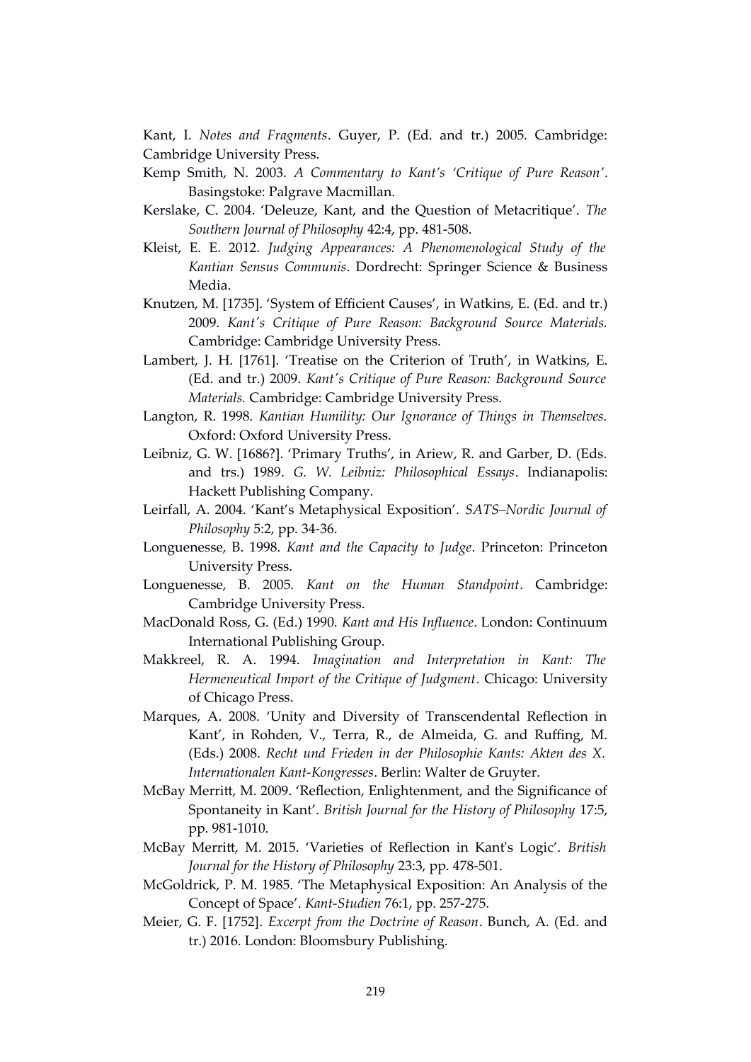Kant, I. *Notes and Fragments*. Guyer, P. (Ed. and tr.) 2005. Cambridge: Cambridge University Press.

Kemp Smith, N. 2003. *A Commentary to Kant's 'Critique of Pure Reason'*. Basingstoke: Palgrave Macmillan.

Kerslake, C. 2004. 'Deleuze, Kant, and the Question of Metacritique'. *The Southern Journal of Philosophy* 42:4, pp. 481-508.

Kleist, E. E. 2012. *Judging Appearances: A Phenomenological Study of the Kantian Sensus Communis*. Dordrecht: Springer Science & Business Media.

Knutzen, M. [1735]. 'System of Efficient Causes', in Watkins, E. (Ed. and tr.) 2009. *Kant's Critique of Pure Reason: Background Source Materials.* Cambridge: Cambridge University Press.

Lambert, J. H. [1761]. 'Treatise on the Criterion of Truth', in Watkins, E. (Ed. and tr.) 2009. *Kant's Critique of Pure Reason: Background Source Materials.* Cambridge: Cambridge University Press.

Langton, R. 1998. *Kantian Humility: Our Ignorance of Things in Themselves.* Oxford: Oxford University Press.

Leibniz, G. W. [1686?]. 'Primary Truths', in Ariew, R. and Garber, D. (Eds. and trs.) 1989. *G. W. Leibniz: Philosophical Essays*. Indianapolis: Hackett Publishing Company.

Leirfall, A. 2004. 'Kant's Metaphysical Exposition'. *SATS–Nordic Journal of Philosophy* 5:2, pp. 34-36.

Longuenesse, B. 1998. *Kant and the Capacity to Judge*. Princeton: Princeton University Press.

Longuenesse, B. 2005. *Kant on the Human Standpoint*. Cambridge: Cambridge University Press.

MacDonald Ross, G. (Ed.) 1990. *Kant and His Influence*. London: Continuum International Publishing Group.

Makkreel, R. A. 1994. *Imagination and Interpretation in Kant: The Hermeneutical Import of the Critique of Judgment*. Chicago: University of Chicago Press.

Marques, A. 2008. 'Unity and Diversity of Transcendental Reflection in Kant', in Rohden, V., Terra, R., de Almeida, G. and Ruffing, M. (Eds.) 2008. *Recht und Frieden in der Philosophie Kants: Akten des X. Internationalen Kant-Kongresses*. Berlin: Walter de Gruyter.

McBay Merritt, M. 2009. 'Reflection, Enlightenment, and the Significance of Spontaneity in Kant'. *British Journal for the History of Philosophy* 17:5, pp. 981-1010.

McBay Merritt, M. 2015. 'Varieties of Reflection in Kant's Logic'. *British Journal for the History of Philosophy* 23:3, pp. 478-501.

McGoldrick, P. M. 1985. 'The Metaphysical Exposition: An Analysis of the Concept of Space'. *Kant-Studien* 76:1, pp. 257-275.

Meier, G. F. [1752]. *Excerpt from the Doctrine of Reason*. Bunch, A. (Ed. and tr.) 2016. London: Bloomsbury Publishing.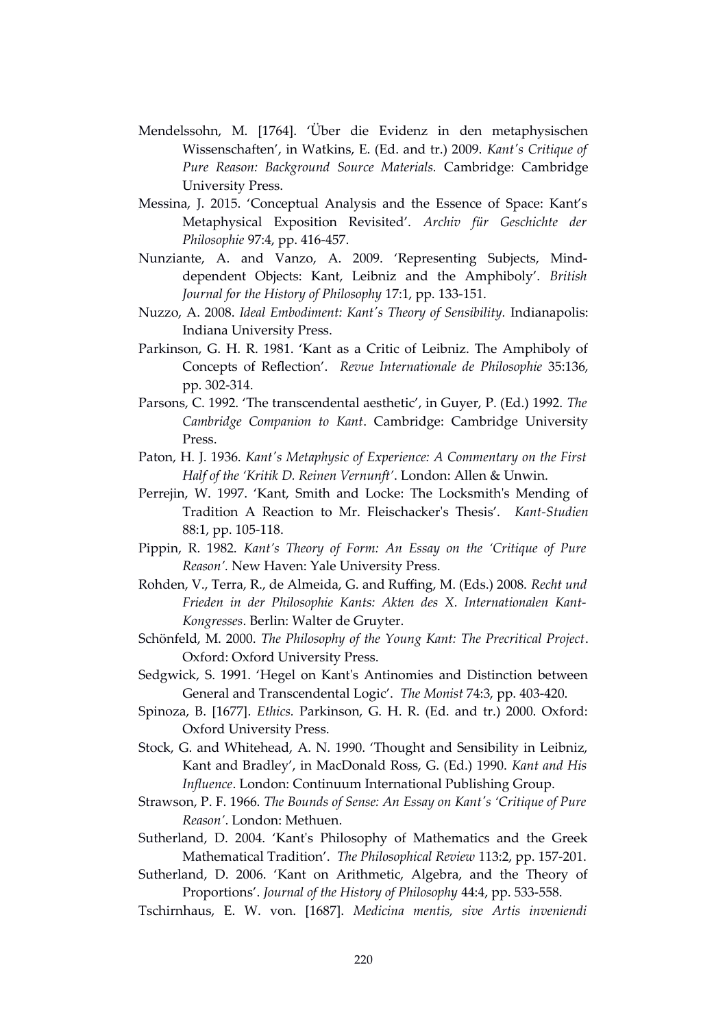Mendelssohn, M. [1764]. 'Über die Evidenz in den metaphysischen Wissenschaften', in Watkins, E. (Ed. and tr.) 2009. *Kant's Critique of Pure Reason: Background Source Materials.* Cambridge: Cambridge University Press.

Messina, J. 2015. 'Conceptual Analysis and the Essence of Space: Kant's Metaphysical Exposition Revisited'. *Archiv für Geschichte der Philosophie* 97:4, pp. 416-457.

Nunziante, A. and Vanzo, A. 2009. 'Representing Subjects, Mind-dependent Objects: Kant, Leibniz and the Amphiboly'. *British Journal for the History of Philosophy* 17:1, pp. 133-151.

Nuzzo, A. 2008. *Ideal Embodiment: Kant's Theory of Sensibility.* Indianapolis: Indiana University Press.

Parkinson, G. H. R. 1981. 'Kant as a Critic of Leibniz. The Amphiboly of Concepts of Reflection'. *Revue Internationale de Philosophie* 35:136, pp. 302-314.

Parsons, C. 1992. 'The transcendental aesthetic', in Guyer, P. (Ed.) 1992. *The Cambridge Companion to Kant*. Cambridge: Cambridge University Press.

Paton, H. J. 1936. *Kant's Metaphysic of Experience: A Commentary on the First Half of the 'Kritik D. Reinen Vernunft'*. London: Allen & Unwin.

Perrejin, W. 1997. 'Kant, Smith and Locke: The Locksmith's Mending of Tradition A Reaction to Mr. Fleischacker's Thesis'. *Kant-Studien* 88:1, pp. 105-118.

Pippin, R. 1982. *Kant's Theory of Form: An Essay on the 'Critique of Pure Reason'.* New Haven: Yale University Press.

Rohden, V., Terra, R., de Almeida, G. and Ruffing, M. (Eds.) 2008. *Recht und Frieden in der Philosophie Kants: Akten des X. Internationalen Kant-Kongresses*. Berlin: Walter de Gruyter.

Schönfeld, M. 2000. *The Philosophy of the Young Kant: The Precritical Project*. Oxford: Oxford University Press.

Sedgwick, S. 1991. 'Hegel on Kant's Antinomies and Distinction between General and Transcendental Logic'. *The Monist* 74:3, pp. 403-420.

Spinoza, B. [1677]. *Ethics.* Parkinson, G. H. R. (Ed. and tr.) 2000. Oxford: Oxford University Press.

Stock, G. and Whitehead, A. N. 1990. 'Thought and Sensibility in Leibniz, Kant and Bradley', in MacDonald Ross, G. (Ed.) 1990. *Kant and His Influence*. London: Continuum International Publishing Group.

Strawson, P. F. 1966. *The Bounds of Sense: An Essay on Kant's 'Critique of Pure Reason'*. London: Methuen.

Sutherland, D. 2004. 'Kant's Philosophy of Mathematics and the Greek Mathematical Tradition'. *The Philosophical Review* 113:2, pp. 157-201.

Sutherland, D. 2006. 'Kant on Arithmetic, Algebra, and the Theory of Proportions'. *Journal of the History of Philosophy* 44:4, pp. 533-558.

Tschirnhaus, E. W. von. [1687]. *Medicina mentis, sive Artis inveniendi*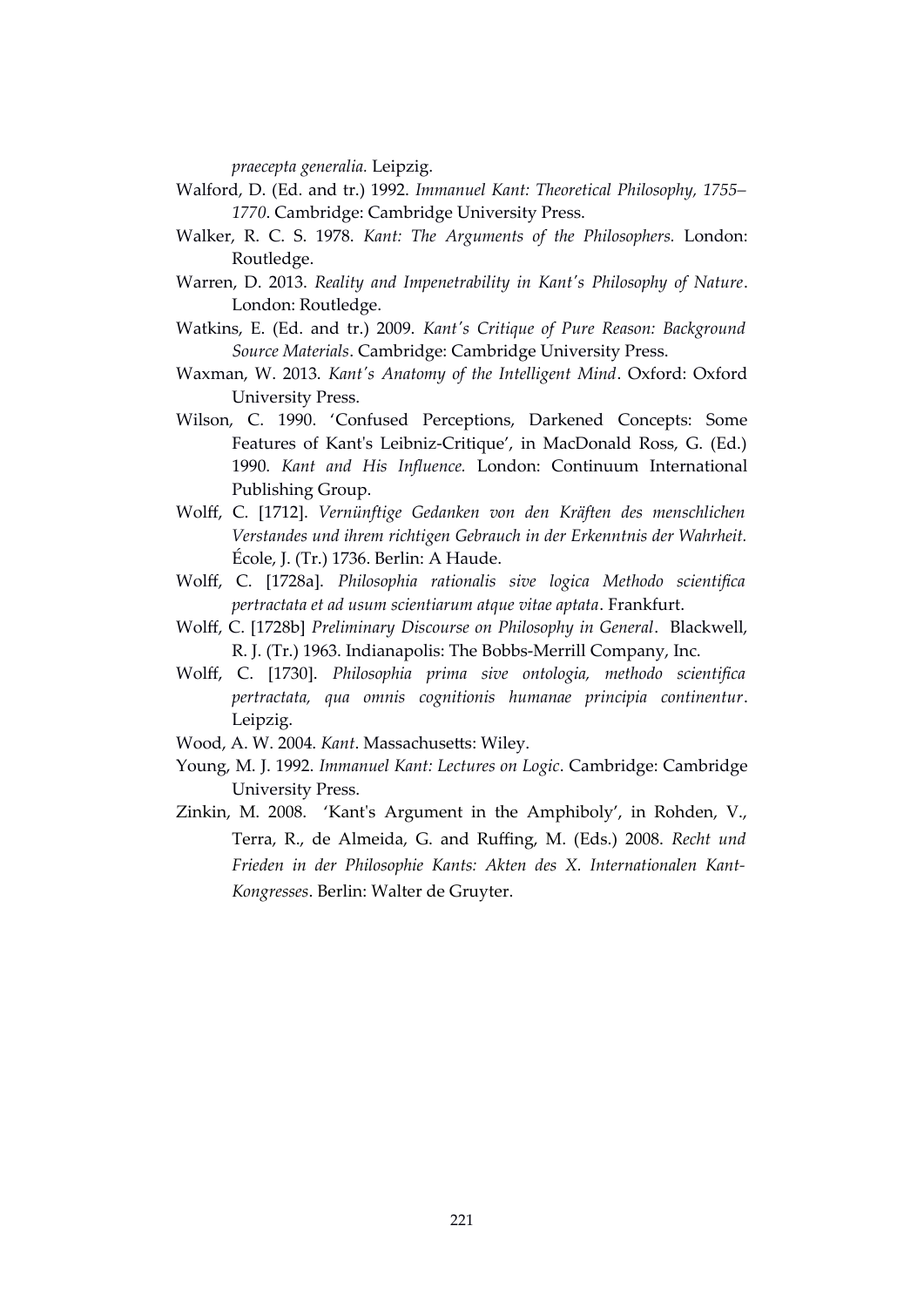*praecepta generalia.* Leipzig.

Walford, D. (Ed. and tr.) 1992. *Immanuel Kant: Theoretical Philosophy, 1755–1770*. Cambridge: Cambridge University Press.

Walker, R. C. S. 1978. *Kant: The Arguments of the Philosophers.* London: Routledge.

Warren, D. 2013. *Reality and Impenetrability in Kant's Philosophy of Nature*. London: Routledge.

Watkins, E. (Ed. and tr.) 2009. *Kant's Critique of Pure Reason: Background Source Materials*. Cambridge: Cambridge University Press.

Waxman, W. 2013. *Kant's Anatomy of the Intelligent Mind*. Oxford: Oxford University Press.

Wilson, C. 1990. 'Confused Perceptions, Darkened Concepts: Some Features of Kant's Leibniz-Critique', in MacDonald Ross, G. (Ed.) 1990. *Kant and His Influence.* London: Continuum International Publishing Group.

Wolff, C. [1712]. *Vernünftige Gedanken von den Kräften des menschlichen Verstandes und ihrem richtigen Gebrauch in der Erkenntnis der Wahrheit.* École, J. (Tr.) 1736. Berlin: A Haude.

Wolff, C. [1728a]. *Philosophia rationalis sive logica Methodo scientifica pertractata et ad usum scientiarum atque vitae aptata*. Frankfurt.

Wolff, C. [1728b] *Preliminary Discourse on Philosophy in General*. Blackwell, R. J. (Tr.) 1963. Indianapolis: The Bobbs-Merrill Company, Inc.

Wolff, C. [1730]. *Philosophia prima sive ontologia, methodo scientifica pertractata, qua omnis cognitionis humanae principia continentur*. Leipzig.

Wood, A. W. 2004. *Kant*. Massachusetts: Wiley.

Young, M. J. 1992. *Immanuel Kant: Lectures on Logic*. Cambridge: Cambridge University Press.

Zinkin, M. 2008. 'Kant's Argument in the Amphiboly', in Rohden, V., Terra, R., de Almeida, G. and Ruffing, M. (Eds.) 2008. *Recht und Frieden in der Philosophie Kants: Akten des X. Internationalen Kant-Kongresses*. Berlin: Walter de Gruyter.